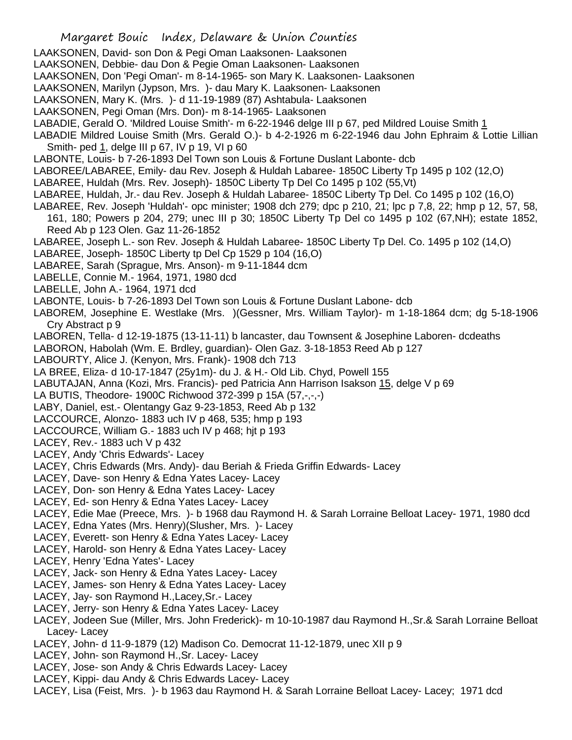LAAKSONEN, David- son Don & Pegi Oman Laaksonen- Laaksonen
LAAKSONEN, Debbie- dau Don & Pegie Oman Laaksonen- Laaksonen
LAAKSONEN, Don 'Pegi Oman'- m 8-14-1965- son Mary K. Laaksonen- Laaksonen
LAAKSONEN, Marilyn (Jypson, Mrs. )- dau Mary K. Laaksonen- Laaksonen
LAAKSONEN, Mary K. (Mrs. )- d 11-19-1989 (87) Ashtabula- Laaksonen
LAAKSONEN, Pegi Oman (Mrs. Don)- m 8-14-1965- Laaksonen
LABADIE, Gerald O. 'Mildred Louise Smith'- m 6-22-1946 delge III p 67, ped Mildred Louise Smith 1
LABADIE Mildred Louise Smith (Mrs. Gerald O.)- b 4-2-1926 m 6-22-1946 dau John Ephraim & Lottie Lillian Smith- ped 1, delge III p 67, IV p 19, VI p 60
LABONTE, Louis- b 7-26-1893 Del Town son Louis & Fortune Duslant Labonte- dcb
LABOREE/LABAREE, Emily- dau Rev. Joseph & Huldah Labaree- 1850C Liberty Tp 1495 p 102 (12,O)
LABAREE, Huldah (Mrs. Rev. Joseph)- 1850C Liberty Tp Del Co 1495 p 102 (55,Vt)
LABAREE, Huldah, Jr.- dau Rev. Joseph & Huldah Labaree- 1850C Liberty Tp Del. Co. 1495 p 102 (16,O)
LABAREE, Rev. Joseph 'Huldah'- opc minister; 1908 dch 279; dpc p 210, 21; lpc p 7,8, 22; hmp p 12, 57, 58, 161, 180; Powers p 204, 279; unec III p 30; 1850C Liberty Tp Del co 1495 p 102 (67,NH); estate 1852, Reed Ab p 123 Olen. Gaz 11-26-1852
LABAREE, Joseph L.- son Rev. Joseph & Huldah Labaree- 1850C Liberty Tp Del. Co. 1495 p 102 (14,O)
LABAREE, Joseph- 1850C Liberty tp Del Cp 1529 p 104 (16,O)
LABAREE, Sarah (Sprague, Mrs. Anson)- m 9-11-1844 dcm
LABELLE, Connie M.- 1964, 1971, 1980 dcd
LABELLE, John A.- 1964, 1971 dcd
LABONTE, Louis- b 7-26-1893 Del Town son Louis & Fortune Duslant Labone- dcb
LABOREM, Josephine E. Westlake (Mrs. )(Gessner, Mrs. William Taylor)- m 1-18-1864 dcm; dg 5-18-1906 Cry Abstract p 9
LABOREN, Tella- d 12-19-1875 (13-11-11) b lancaster, dau Townsent & Josephine Laboren- dcdeaths
LABORON, Habolah (Wm. E. Brdley, guardian)- Olen Gaz. 3-18-1853 Reed Ab p 127
LABOURTY, Alice J. (Kenyon, Mrs. Frank)- 1908 dch 713
LA BREE, Eliza- d 10-17-1847 (25y1m)- du J. & H.- Old Lib. Chyd, Powell 155
LABUTAJAN, Anna (Kozi, Mrs. Francis)- ped Patricia Ann Harrison Isakson 15, delge V p 69
LA BUTIS, Theodore- 1900C Richwood 372-399 p 15A (57,-,-,-)
LABY, Daniel, est.- Olentangy Gaz 9-23-1853, Reed Ab p 132
LACCOURCE, Alonzo- 1883 uch IV p 468, 535; hmp p 193
LACCOURCE, William G.- 1883 uch IV p 468; hjt p 193
LACEY, Rev.- 1883 uch V p 432
LACEY, Andy 'Chris Edwards'- Lacey
LACEY, Chris Edwards (Mrs. Andy)- dau Beriah & Frieda Griffin Edwards- Lacey
LACEY, Dave- son Henry & Edna Yates Lacey- Lacey
LACEY, Don- son Henry & Edna Yates Lacey- Lacey
LACEY, Ed- son Henry & Edna Yates Lacey- Lacey
LACEY, Edie Mae (Preece, Mrs. )- b 1968 dau Raymond H. & Sarah Lorraine Belloat Lacey- 1971, 1980 dcd
LACEY, Edna Yates (Mrs. Henry)(Slusher, Mrs. )- Lacey
LACEY, Everett- son Henry & Edna Yates Lacey- Lacey
LACEY, Harold- son Henry & Edna Yates Lacey- Lacey
LACEY, Henry 'Edna Yates'- Lacey
LACEY, Jack- son Henry & Edna Yates Lacey- Lacey
LACEY, James- son Henry & Edna Yates Lacey- Lacey
LACEY, Jay- son Raymond H.,Lacey,Sr.- Lacey
LACEY, Jerry- son Henry & Edna Yates Lacey- Lacey
LACEY, Jodeen Sue (Miller, Mrs. John Frederick)- m 10-10-1987 dau Raymond H.,Sr.& Sarah Lorraine Belloat Lacey- Lacey
LACEY, John- d 11-9-1879 (12) Madison Co. Democrat 11-12-1879, unec XII p 9
LACEY, John- son Raymond H.,Sr. Lacey- Lacey
LACEY, Jose- son Andy & Chris Edwards Lacey- Lacey
LACEY, Kippi- dau Andy & Chris Edwards Lacey- Lacey
LACEY, Lisa (Feist, Mrs. )- b 1963 dau Raymond H. & Sarah Lorraine Belloat Lacey- Lacey; 1971 dcd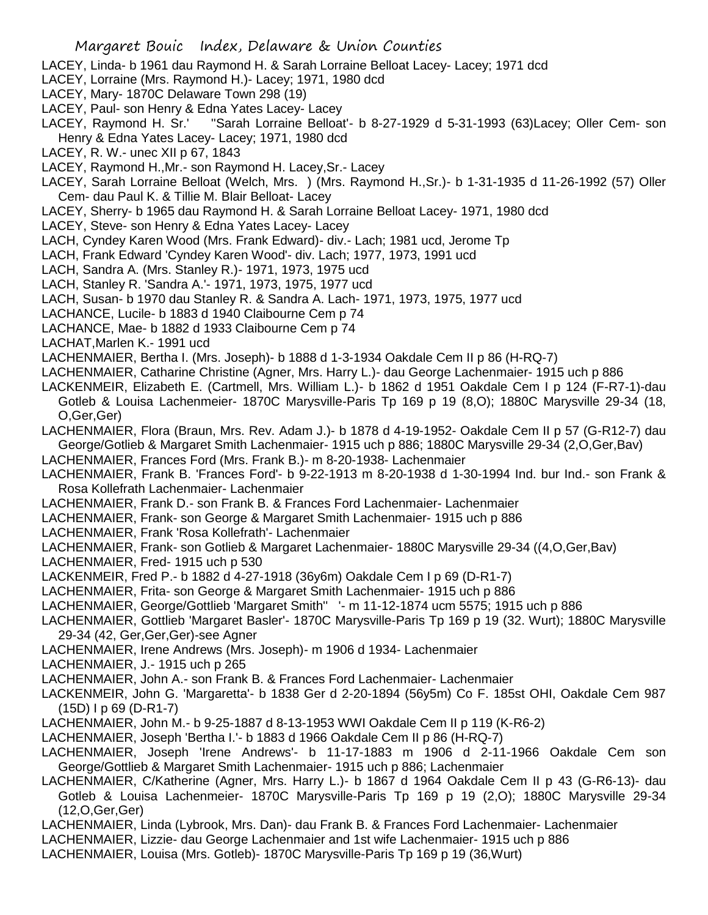LACEY, Linda- b 1961 dau Raymond H. & Sarah Lorraine Belloat Lacey- Lacey; 1971 dcd
LACEY, Lorraine (Mrs. Raymond H.)- Lacey; 1971, 1980 dcd
LACEY, Mary- 1870C Delaware Town 298 (19)
LACEY, Paul- son Henry & Edna Yates Lacey- Lacey
LACEY, Raymond H. Sr.' "Sarah Lorraine Belloat'- b 8-27-1929 d 5-31-1993 (63)Lacey; Oller Cem- son Henry & Edna Yates Lacey- Lacey; 1971, 1980 dcd
LACEY, R. W.- unec XII p 67, 1843
LACEY, Raymond H.,Mr.- son Raymond H. Lacey,Sr.- Lacey
LACEY, Sarah Lorraine Belloat (Welch, Mrs. ) (Mrs. Raymond H.,Sr.)- b 1-31-1935 d 11-26-1992 (57) Oller Cem- dau Paul K. & Tillie M. Blair Belloat- Lacey
LACEY, Sherry- b 1965 dau Raymond H. & Sarah Lorraine Belloat Lacey- 1971, 1980 dcd
LACEY, Steve- son Henry & Edna Yates Lacey- Lacey
LACH, Cyndey Karen Wood (Mrs. Frank Edward)- div.- Lach; 1981 ucd, Jerome Tp
LACH, Frank Edward 'Cyndey Karen Wood'- div. Lach; 1977, 1973, 1991 ucd
LACH, Sandra A. (Mrs. Stanley R.)- 1971, 1973, 1975 ucd
LACH, Stanley R. 'Sandra A.'- 1971, 1973, 1975, 1977 ucd
LACH, Susan- b 1970 dau Stanley R. & Sandra A. Lach- 1971, 1973, 1975, 1977 ucd
LACHANCE, Lucile- b 1883 d 1940 Claibourne Cem p 74
LACHANCE, Mae- b 1882 d 1933 Claibourne Cem p 74
LACHAT,Marlen K.- 1991 ucd
LACHENMAIER, Bertha I. (Mrs. Joseph)- b 1888 d 1-3-1934 Oakdale Cem II p 86 (H-RQ-7)
LACHENMAIER, Catharine Christine (Agner, Mrs. Harry L.)- dau George Lachenmaier- 1915 uch p 886
LACKENMEIR, Elizabeth E. (Cartmell, Mrs. William L.)- b 1862 d 1951 Oakdale Cem I p 124 (F-R7-1)-dau Gotleb & Louisa Lachenmeier- 1870C Marysville-Paris Tp 169 p 19 (8,O); 1880C Marysville 29-34 (18, O,Ger,Ger)
LACHENMAIER, Flora (Braun, Mrs. Rev. Adam J.)- b 1878 d 4-19-1952- Oakdale Cem II p 57 (G-R12-7) dau George/Gotlieb & Margaret Smith Lachenmaier- 1915 uch p 886; 1880C Marysville 29-34 (2,O,Ger,Bav)
LACHENMAIER, Frances Ford (Mrs. Frank B.)- m 8-20-1938- Lachenmaier
LACHENMAIER, Frank B. 'Frances Ford'- b 9-22-1913 m 8-20-1938 d 1-30-1994 Ind. bur Ind.- son Frank & Rosa Kollefrath Lachenmaier- Lachenmaier
LACHENMAIER, Frank D.- son Frank B. & Frances Ford Lachenmaier- Lachenmaier
LACHENMAIER, Frank- son George & Margaret Smith Lachenmaier- 1915 uch p 886
LACHENMAIER, Frank 'Rosa Kollefrath'- Lachenmaier
LACHENMAIER, Frank- son Gotlieb & Margaret Lachenmaier- 1880C Marysville 29-34 ((4,O,Ger,Bav)
LACHENMAIER, Fred- 1915 uch p 530
LACKENMEIR, Fred P.- b 1882 d 4-27-1918 (36y6m) Oakdale Cem I p 69 (D-R1-7)
LACHENMAIER, Frita- son George & Margaret Smith Lachenmaier- 1915 uch p 886
LACHENMAIER, George/Gottlieb 'Margaret Smith'' '- m 11-12-1874 ucm 5575; 1915 uch p 886
LACHENMAIER, Gottlieb 'Margaret Basler'- 1870C Marysville-Paris Tp 169 p 19 (32. Wurt); 1880C Marysville 29-34 (42, Ger,Ger,Ger)-see Agner
LACHENMAIER, Irene Andrews (Mrs. Joseph)- m 1906 d 1934- Lachenmaier
LACHENMAIER, J.- 1915 uch p 265
LACHENMAIER, John A.- son Frank B. & Frances Ford Lachenmaier- Lachenmaier
LACKENMEIR, John G. 'Margaretta'- b 1838 Ger d 2-20-1894 (56y5m) Co F. 185st OHI, Oakdale Cem 987 (15D) I p 69 (D-R1-7)
LACHENMAIER, John M.- b 9-25-1887 d 8-13-1953 WWI Oakdale Cem II p 119 (K-R6-2)
LACHENMAIER, Joseph 'Bertha I.'- b 1883 d 1966 Oakdale Cem II p 86 (H-RQ-7)
LACHENMAIER, Joseph 'Irene Andrews'- b 11-17-1883 m 1906 d 2-11-1966 Oakdale Cem son George/Gottlieb & Margaret Smith Lachenmaier- 1915 uch p 886; Lachenmaier
LACHENMAIER, C/Katherine (Agner, Mrs. Harry L.)- b 1867 d 1964 Oakdale Cem II p 43 (G-R6-13)- dau Gotleb & Louisa Lachenmeier- 1870C Marysville-Paris Tp 169 p 19 (2,O); 1880C Marysville 29-34 (12,O,Ger,Ger)
LACHENMAIER, Linda (Lybrook, Mrs. Dan)- dau Frank B. & Frances Ford Lachenmaier- Lachenmaier
LACHENMAIER, Lizzie- dau George Lachenmaier and 1st wife Lachenmaier- 1915 uch p 886
LACHENMAIER, Louisa (Mrs. Gotleb)- 1870C Marysville-Paris Tp 169 p 19 (36,Wurt)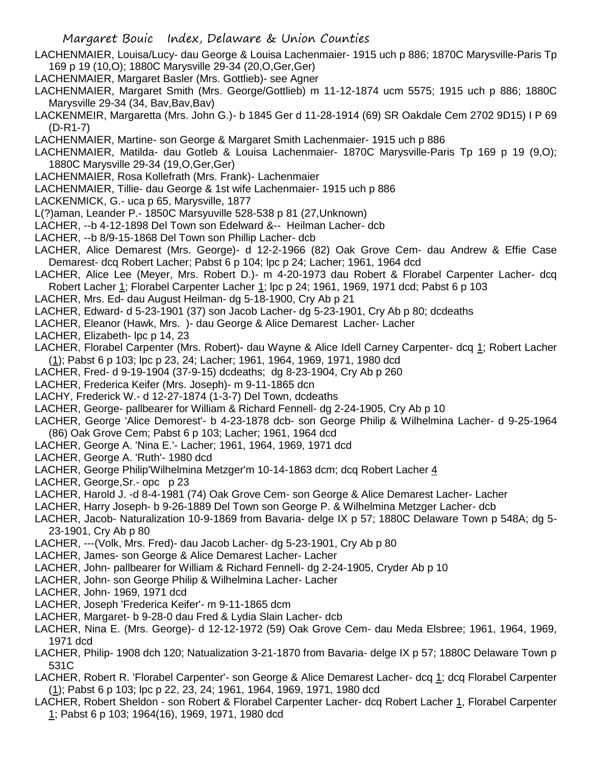LACHENMAIER, Louisa/Lucy- dau George & Louisa Lachenmaier- 1915 uch p 886; 1870C Marysville-Paris Tp 169 p 19 (10,O); 1880C Marysville 29-34 (20,O,Ger,Ger)

LACHENMAIER, Margaret Basler (Mrs. Gottlieb)- see Agner

LACHENMAIER, Margaret Smith (Mrs. George/Gottlieb) m 11-12-1874 ucm 5575; 1915 uch p 886; 1880C Marysville 29-34 (34, Bav,Bav,Bav)

LACKENMEIR, Margaretta (Mrs. John G.)- b 1845 Ger d 11-28-1914 (69) SR Oakdale Cem 2702 9D15) I P 69 (D-R1-7)

LACHENMAIER, Martine- son George & Margaret Smith Lachenmaier- 1915 uch p 886

LACHENMAIER, Matilda- dau Gotleb & Louisa Lachenmaier- 1870C Marysville-Paris Tp 169 p 19 (9,O); 1880C Marysville 29-34 (19,O,Ger,Ger)

LACHENMAIER, Rosa Kollefrath (Mrs. Frank)- Lachenmaier

LACHENMAIER, Tillie- dau George & 1st wife Lachenmaier- 1915 uch p 886

LACKENMICK, G.- uca p 65, Marysville, 1877

L(?)aman, Leander P.- 1850C Marsyuville 528-538 p 81 (27,Unknown)

LACHER, --b 4-12-1898 Del Town son Edelward &-- Heilman Lacher- dcb

LACHER, --b 8/9-15-1868 Del Town son Phillip Lacher- dcb

LACHER, Alice Demarest (Mrs. George)- d 12-2-1966 (82) Oak Grove Cem- dau Andrew & Effie Case Demarest- dcq Robert Lacher; Pabst 6 p 104; lpc p 24; Lacher; 1961, 1964 dcd

LACHER, Alice Lee (Meyer, Mrs. Robert D.)- m 4-20-1973 dau Robert & Florabel Carpenter Lacher- dcq Robert Lacher 1; Florabel Carpenter Lacher 1; lpc p 24; 1961, 1969, 1971 dcd; Pabst 6 p 103

LACHER, Mrs. Ed- dau August Heilman- dg 5-18-1900, Cry Ab p 21

LACHER, Edward- d 5-23-1901 (37) son Jacob Lacher- dg 5-23-1901, Cry Ab p 80; dcdeaths

LACHER, Eleanor (Hawk, Mrs. )- dau George & Alice Demarest Lacher- Lacher

LACHER, Elizabeth- lpc p 14, 23

LACHER, Florabel Carpenter (Mrs. Robert)- dau Wayne & Alice Idell Carney Carpenter- dcq 1; Robert Lacher (1); Pabst 6 p 103; lpc p 23, 24; Lacher; 1961, 1964, 1969, 1971, 1980 dcd

LACHER, Fred- d 9-19-1904 (37-9-15) dcdeaths; dg 8-23-1904, Cry Ab p 260

LACHER, Frederica Keifer (Mrs. Joseph)- m 9-11-1865 dcn

LACHY, Frederick W.- d 12-27-1874 (1-3-7) Del Town, dcdeaths

LACHER, George- pallbearer for William & Richard Fennell- dg 2-24-1905, Cry Ab p 10

LACHER, George 'Alice Demorest'- b 4-23-1878 dcb- son George Philip & Wilhelmina Lacher- d 9-25-1964 (86) Oak Grove Cem; Pabst 6 p 103; Lacher; 1961, 1964 dcd

LACHER, George A. 'Nina E.'- Lacher; 1961, 1964, 1969, 1971 dcd

LACHER, George A. 'Ruth'- 1980 dcd

LACHER, George Philip'Wilhelmina Metzger'm 10-14-1863 dcm; dcq Robert Lacher 4

LACHER, George,Sr.- opc p 23

LACHER, Harold J. -d 8-4-1981 (74) Oak Grove Cem- son George & Alice Demarest Lacher- Lacher

LACHER, Harry Joseph- b 9-26-1889 Del Town son George P. & Wilhelmina Metzger Lacher- dcb

LACHER, Jacob- Naturalization 10-9-1869 from Bavaria- delge IX p 57; 1880C Delaware Town p 548A; dg 5-23-1901, Cry Ab p 80

LACHER, ---(Volk, Mrs. Fred)- dau Jacob Lacher- dg 5-23-1901, Cry Ab p 80

LACHER, James- son George & Alice Demarest Lacher- Lacher

LACHER, John- pallbearer for William & Richard Fennell- dg 2-24-1905, Cryder Ab p 10

LACHER, John- son George Philip & Wilhelmina Lacher- Lacher

LACHER, John- 1969, 1971 dcd

LACHER, Joseph 'Frederica Keifer'- m 9-11-1865 dcm

LACHER, Margaret- b 9-28-0 dau Fred & Lydia Slain Lacher- dcb

LACHER, Nina E. (Mrs. George)- d 12-12-1972 (59) Oak Grove Cem- dau Meda Elsbree; 1961, 1964, 1969, 1971 dcd

LACHER, Philip- 1908 dch 120; Natualization 3-21-1870 from Bavaria- delge IX p 57; 1880C Delaware Town p 531C

LACHER, Robert R. 'Florabel Carpenter'- son George & Alice Demarest Lacher- dcq 1; dcq Florabel Carpenter (1); Pabst 6 p 103; lpc p 22, 23, 24; 1961, 1964, 1969, 1971, 1980 dcd

LACHER, Robert Sheldon - son Robert & Florabel Carpenter Lacher- dcq Robert Lacher 1, Florabel Carpenter 1; Pabst 6 p 103; 1964(16), 1969, 1971, 1980 dcd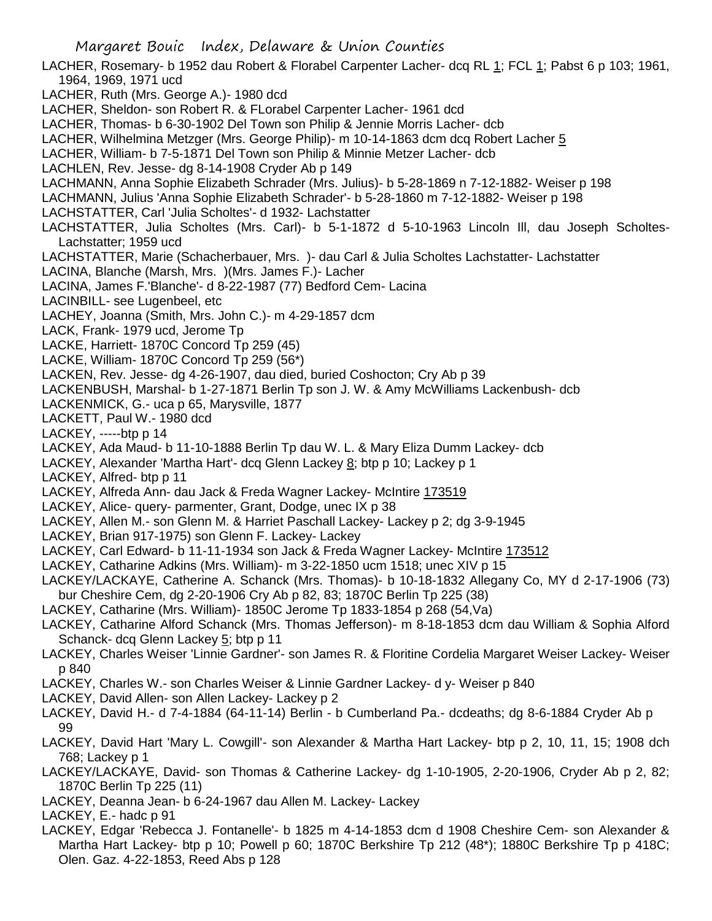LACHER, Rosemary- b 1952 dau Robert & Florabel Carpenter Lacher- dcq RL 1; FCL 1; Pabst 6 p 103; 1961, 1964, 1969, 1971 ucd

LACHER, Ruth (Mrs. George A.)- 1980 dcd

LACHER, Sheldon- son Robert R. & FLorabel Carpenter Lacher- 1961 dcd

LACHER, Thomas- b 6-30-1902 Del Town son Philip & Jennie Morris Lacher- dcb

LACHER, Wilhelmina Metzger (Mrs. George Philip)- m 10-14-1863 dcm dcq Robert Lacher 5

LACHER, William- b 7-5-1871 Del Town son Philip & Minnie Metzer Lacher- dcb

LACHLEN, Rev. Jesse- dg 8-14-1908 Cryder Ab p 149

LACHMANN, Anna Sophie Elizabeth Schrader (Mrs. Julius)- b 5-28-1869 n 7-12-1882- Weiser p 198

LACHMANN, Julius 'Anna Sophie Elizabeth Schrader'- b 5-28-1860 m 7-12-1882- Weiser p 198

LACHSTATTER, Carl 'Julia Scholtes'- d 1932- Lachstatter

LACHSTATTER, Julia Scholtes (Mrs. Carl)- b 5-1-1872 d 5-10-1963 Lincoln Ill, dau Joseph Scholtes- Lachstatter; 1959 ucd

LACHSTATTER, Marie (Schacherbauer, Mrs. )- dau Carl & Julia Scholtes Lachstatter- Lachstatter

LACINA, Blanche (Marsh, Mrs. )(Mrs. James F.)- Lacher

LACINA, James F.'Blanche'- d 8-22-1987 (77) Bedford Cem- Lacina

LACINBILL- see Lugenbeel, etc

LACHEY, Joanna (Smith, Mrs. John C.)- m 4-29-1857 dcm

LACK, Frank- 1979 ucd, Jerome Tp

LACKE, Harriett- 1870C Concord Tp 259 (45)

LACKE, William- 1870C Concord Tp 259 (56*)

LACKEN, Rev. Jesse- dg 4-26-1907, dau died, buried Coshocton; Cry Ab p 39

LACKENBUSH, Marshal- b 1-27-1871 Berlin Tp son J. W. & Amy McWilliams Lackenbush- dcb

LACKENMICK, G.- uca p 65, Marysville, 1877

LACKETT, Paul W.- 1980 dcd

LACKEY, -----btp p 14

LACKEY, Ada Maud- b 11-10-1888 Berlin Tp dau W. L. & Mary Eliza Dumm Lackey- dcb

LACKEY, Alexander 'Martha Hart'- dcq Glenn Lackey 8; btp p 10; Lackey p 1

LACKEY, Alfred- btp p 11

LACKEY, Alfreda Ann- dau Jack & Freda Wagner Lackey- McIntire 173519

LACKEY, Alice- query- parmenter, Grant, Dodge, unec IX p 38

LACKEY, Allen M.- son Glenn M. & Harriet Paschall Lackey- Lackey p 2; dg 3-9-1945

LACKEY, Brian 917-1975) son Glenn F. Lackey- Lackey

LACKEY, Carl Edward- b 11-11-1934 son Jack & Freda Wagner Lackey- McIntire 173512

LACKEY, Catharine Adkins (Mrs. William)- m 3-22-1850 ucm 1518; unec XIV p 15

LACKEY/LACKAYE, Catherine A. Schanck (Mrs. Thomas)- b 10-18-1832 Allegany Co, MY d 2-17-1906 (73) bur Cheshire Cem, dg 2-20-1906 Cry Ab p 82, 83; 1870C Berlin Tp 225 (38)

LACKEY, Catharine (Mrs. William)- 1850C Jerome Tp 1833-1854 p 268 (54,Va)

LACKEY, Catharine Alford Schanck (Mrs. Thomas Jefferson)- m 8-18-1853 dcm dau William & Sophia Alford Schanck- dcq Glenn Lackey 5; btp p 11

LACKEY, Charles Weiser 'Linnie Gardner'- son James R. & Floritine Cordelia Margaret Weiser Lackey- Weiser p 840

LACKEY, Charles W.- son Charles Weiser & Linnie Gardner Lackey- d y- Weiser p 840

LACKEY, David Allen- son Allen Lackey- Lackey p 2

LACKEY, David H.- d 7-4-1884 (64-11-14) Berlin - b Cumberland Pa.- dcdeaths; dg 8-6-1884 Cryder Ab p 99

LACKEY, David Hart 'Mary L. Cowgill'- son Alexander & Martha Hart Lackey- btp p 2, 10, 11, 15; 1908 dch 768; Lackey p 1

LACKEY/LACKAYE, David- son Thomas & Catherine Lackey- dg 1-10-1905, 2-20-1906, Cryder Ab p 2, 82; 1870C Berlin Tp 225 (11)

LACKEY, Deanna Jean- b 6-24-1967 dau Allen M. Lackey- Lackey

LACKEY, E.- hadc p 91

LACKEY, Edgar 'Rebecca J. Fontanelle'- b 1825 m 4-14-1853 dcm d 1908 Cheshire Cem- son Alexander & Martha Hart Lackey- btp p 10; Powell p 60; 1870C Berkshire Tp 212 (48*); 1880C Berkshire Tp p 418C; Olen. Gaz. 4-22-1853, Reed Abs p 128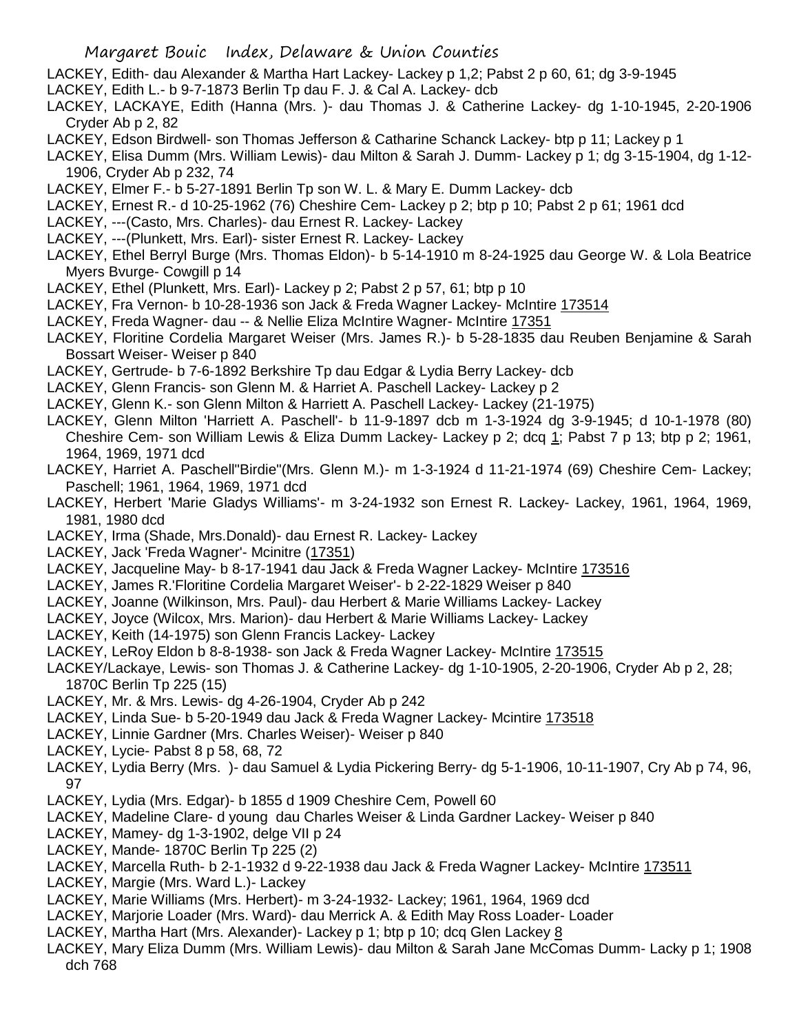LACKEY, Edith- dau Alexander & Martha Hart Lackey- Lackey p 1,2; Pabst 2 p 60, 61; dg 3-9-1945

LACKEY, Edith L.- b 9-7-1873 Berlin Tp dau F. J. & Cal A. Lackey- dcb

LACKEY, LACKAYE, Edith (Hanna (Mrs. )- dau Thomas J. & Catherine Lackey- dg 1-10-1945, 2-20-1906 Cryder Ab p 2, 82

LACKEY, Edson Birdwell- son Thomas Jefferson & Catharine Schanck Lackey- btp p 11; Lackey p 1

LACKEY, Elisa Dumm (Mrs. William Lewis)- dau Milton & Sarah J. Dumm- Lackey p 1; dg 3-15-1904, dg 1-12-1906, Cryder Ab p 232, 74

LACKEY, Elmer F.- b 5-27-1891 Berlin Tp son W. L. & Mary E. Dumm Lackey- dcb

LACKEY, Ernest R.- d 10-25-1962 (76) Cheshire Cem- Lackey p 2; btp p 10; Pabst 2 p 61; 1961 dcd

LACKEY, ---(Casto, Mrs. Charles)- dau Ernest R. Lackey- Lackey

LACKEY, ---(Plunkett, Mrs. Earl)- sister Ernest R. Lackey- Lackey

LACKEY, Ethel Berryl Burge (Mrs. Thomas Eldon)- b 5-14-1910 m 8-24-1925 dau George W. & Lola Beatrice Myers Bvurge- Cowgill p 14

LACKEY, Ethel (Plunkett, Mrs. Earl)- Lackey p 2; Pabst 2 p 57, 61; btp p 10

LACKEY, Fra Vernon- b 10-28-1936 son Jack & Freda Wagner Lackey- McIntire 173514

LACKEY, Freda Wagner- dau -- & Nellie Eliza McIntire Wagner- McIntire 17351

LACKEY, Floritine Cordelia Margaret Weiser (Mrs. James R.)- b 5-28-1835 dau Reuben Benjamine & Sarah Bossart Weiser- Weiser p 840

LACKEY, Gertrude- b 7-6-1892 Berkshire Tp dau Edgar & Lydia Berry Lackey- dcb

LACKEY, Glenn Francis- son Glenn M. & Harriet A. Paschell Lackey- Lackey p 2

LACKEY, Glenn K.- son Glenn Milton & Harriett A. Paschell Lackey- Lackey (21-1975)

LACKEY, Glenn Milton 'Harriett A. Paschell'- b 11-9-1897 dcb m 1-3-1924 dg 3-9-1945; d 10-1-1978 (80) Cheshire Cem- son William Lewis & Eliza Dumm Lackey- Lackey p 2; dcq 1; Pabst 7 p 13; btp p 2; 1961, 1964, 1969, 1971 dcd

LACKEY, Harriet A. Paschell"Birdie"(Mrs. Glenn M.)- m 1-3-1924 d 11-21-1974 (69) Cheshire Cem- Lackey; Paschell; 1961, 1964, 1969, 1971 dcd

LACKEY, Herbert 'Marie Gladys Williams'- m 3-24-1932 son Ernest R. Lackey- Lackey, 1961, 1964, 1969, 1981, 1980 dcd

LACKEY, Irma (Shade, Mrs.Donald)- dau Ernest R. Lackey- Lackey

LACKEY, Jack 'Freda Wagner'- Mcinitre (17351)

LACKEY, Jacqueline May- b 8-17-1941 dau Jack & Freda Wagner Lackey- McIntire 173516

LACKEY, James R.'Floritine Cordelia Margaret Weiser'- b 2-22-1829 Weiser p 840

LACKEY, Joanne (Wilkinson, Mrs. Paul)- dau Herbert & Marie Williams Lackey- Lackey

LACKEY, Joyce (Wilcox, Mrs. Marion)- dau Herbert & Marie Williams Lackey- Lackey

LACKEY, Keith (14-1975) son Glenn Francis Lackey- Lackey

LACKEY, LeRoy Eldon b 8-8-1938- son Jack & Freda Wagner Lackey- McIntire 173515

LACKEY/Lackaye, Lewis- son Thomas J. & Catherine Lackey- dg 1-10-1905, 2-20-1906, Cryder Ab p 2, 28; 1870C Berlin Tp 225 (15)

LACKEY, Mr. & Mrs. Lewis- dg 4-26-1904, Cryder Ab p 242

LACKEY, Linda Sue- b 5-20-1949 dau Jack & Freda Wagner Lackey- Mcintire 173518

LACKEY, Linnie Gardner (Mrs. Charles Weiser)- Weiser p 840

LACKEY, Lycie- Pabst 8 p 58, 68, 72

LACKEY, Lydia Berry (Mrs. )- dau Samuel & Lydia Pickering Berry- dg 5-1-1906, 10-11-1907, Cry Ab p 74, 96, 97

LACKEY, Lydia (Mrs. Edgar)- b 1855 d 1909 Cheshire Cem, Powell 60

LACKEY, Madeline Clare- d young dau Charles Weiser & Linda Gardner Lackey- Weiser p 840

LACKEY, Mamey- dg 1-3-1902, delge VII p 24

LACKEY, Mande- 1870C Berlin Tp 225 (2)

LACKEY, Marcella Ruth- b 2-1-1932 d 9-22-1938 dau Jack & Freda Wagner Lackey- McIntire 173511

LACKEY, Margie (Mrs. Ward L.)- Lackey

LACKEY, Marie Williams (Mrs. Herbert)- m 3-24-1932- Lackey; 1961, 1964, 1969 dcd

LACKEY, Marjorie Loader (Mrs. Ward)- dau Merrick A. & Edith May Ross Loader- Loader

LACKEY, Martha Hart (Mrs. Alexander)- Lackey p 1; btp p 10; dcq Glen Lackey 8

LACKEY, Mary Eliza Dumm (Mrs. William Lewis)- dau Milton & Sarah Jane McComas Dumm- Lacky p 1; 1908 dch 768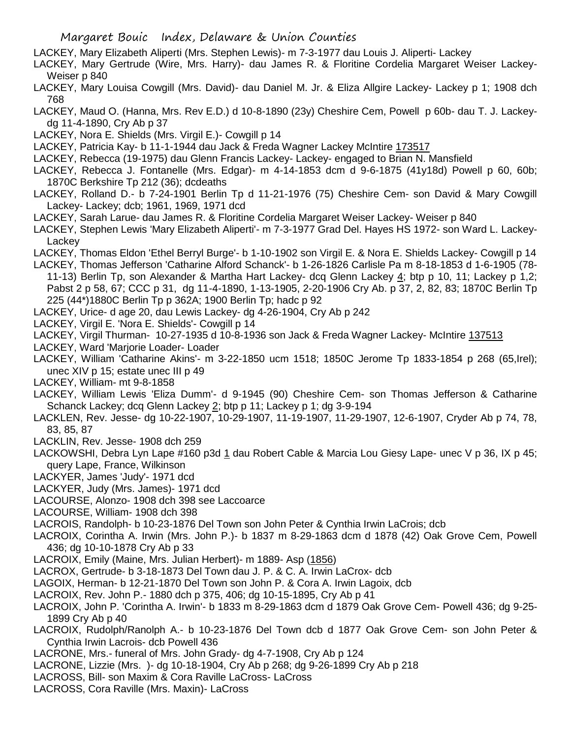LACKEY, Mary Elizabeth Aliperti (Mrs. Stephen Lewis)- m 7-3-1977 dau Louis J. Aliperti- Lackey

LACKEY, Mary Gertrude (Wire, Mrs. Harry)- dau James R. & Floritine Cordelia Margaret Weiser Lackey- Weiser p 840

LACKEY, Mary Louisa Cowgill (Mrs. David)- dau Daniel M. Jr. & Eliza Allgire Lackey- Lackey p 1; 1908 dch 768

LACKEY, Maud O. (Hanna, Mrs. Rev E.D.) d 10-8-1890 (23y) Cheshire Cem, Powell p 60b- dau T. J. Lackey- dg 11-4-1890, Cry Ab p 37

LACKEY, Nora E. Shields (Mrs. Virgil E.)- Cowgill p 14

LACKEY, Patricia Kay- b 11-1-1944 dau Jack & Freda Wagner Lackey McIntire 173517

LACKEY, Rebecca (19-1975) dau Glenn Francis Lackey- Lackey- engaged to Brian N. Mansfield

LACKEY, Rebecca J. Fontanelle (Mrs. Edgar)- m 4-14-1853 dcm d 9-6-1875 (41y18d) Powell p 60, 60b; 1870C Berkshire Tp 212 (36); dcdeaths

LACKEY, Rolland D.- b 7-24-1901 Berlin Tp d 11-21-1976 (75) Cheshire Cem- son David & Mary Cowgill Lackey- Lackey; dcb; 1961, 1969, 1971 dcd

LACKEY, Sarah Larue- dau James R. & Floritine Cordelia Margaret Weiser Lackey- Weiser p 840

LACKEY, Stephen Lewis 'Mary Elizabeth Aliperti'- m 7-3-1977 Grad Del. Hayes HS 1972- son Ward L. Lackey- Lackey

LACKEY, Thomas Eldon 'Ethel Berryl Burge'- b 1-10-1902 son Virgil E. & Nora E. Shields Lackey- Cowgill p 14

LACKEY, Thomas Jefferson 'Catharine Alford Schanck'- b 1-26-1826 Carlisle Pa m 8-18-1853 d 1-6-1905 (78-11-13) Berlin Tp, son Alexander & Martha Hart Lackey- dcq Glenn Lackey 4; btp p 10, 11; Lackey p 1,2; Pabst 2 p 58, 67; CCC p 31, dg 11-4-1890, 1-13-1905, 2-20-1906 Cry Ab. p 37, 2, 82, 83; 1870C Berlin Tp 225 (44*)1880C Berlin Tp p 362A; 1900 Berlin Tp; hadc p 92

LACKEY, Urice- d age 20, dau Lewis Lackey- dg 4-26-1904, Cry Ab p 242

LACKEY, Virgil E. 'Nora E. Shields'- Cowgill p 14

LACKEY, Virgil Thurman- 10-27-1935 d 10-8-1936 son Jack & Freda Wagner Lackey- McIntire 137513

LACKEY, Ward 'Marjorie Loader- Loader

LACKEY, William 'Catharine Akins'- m 3-22-1850 ucm 1518; 1850C Jerome Tp 1833-1854 p 268 (65,Irel); unec XIV p 15; estate unec III p 49

LACKEY, William- mt 9-8-1858

LACKEY, William Lewis 'Eliza Dumm'- d 9-1945 (90) Cheshire Cem- son Thomas Jefferson & Catharine Schanck Lackey; dcq Glenn Lackey 2; btp p 11; Lackey p 1; dg 3-9-194

LACKLEN, Rev. Jesse- dg 10-22-1907, 10-29-1907, 11-19-1907, 11-29-1907, 12-6-1907, Cryder Ab p 74, 78, 83, 85, 87

LACKLIN, Rev. Jesse- 1908 dch 259

LACKOWSHI, Debra Lyn Lape #160 p3d 1 dau Robert Cable & Marcia Lou Giesy Lape- unec V p 36, IX p 45; query Lape, France, Wilkinson

LACKYER, James 'Judy'- 1971 dcd

LACKYER, Judy (Mrs. James)- 1971 dcd

LACOURSE, Alonzo- 1908 dch 398 see Laccoarce

LACOURSE, William- 1908 dch 398

LACROIS, Randolph- b 10-23-1876 Del Town son John Peter & Cynthia Irwin LaCrois; dcb

LACROIX, Corintha A. Irwin (Mrs. John P.)- b 1837 m 8-29-1863 dcm d 1878 (42) Oak Grove Cem, Powell 436; dg 10-10-1878 Cry Ab p 33

LACROIX, Emily (Maine, Mrs. Julian Herbert)- m 1889- Asp (1856)

LACROX, Gertrude- b 3-18-1873 Del Town dau J. P. & C. A. Irwin LaCrox- dcb

LAGOIX, Herman- b 12-21-1870 Del Town son John P. & Cora A. Irwin Lagoix, dcb

LACROIX, Rev. John P.- 1880 dch p 375, 406; dg 10-15-1895, Cry Ab p 41

LACROIX, John P. 'Corintha A. Irwin'- b 1833 m 8-29-1863 dcm d 1879 Oak Grove Cem- Powell 436; dg 9-25-1899 Cry Ab p 40

LACROIX, Rudolph/Ranolph A.- b 10-23-1876 Del Town dcb d 1877 Oak Grove Cem- son John Peter & Cynthia Irwin Lacrois- dcb Powell 436

LACRONE, Mrs.- funeral of Mrs. John Grady- dg 4-7-1908, Cry Ab p 124

LACRONE, Lizzie (Mrs. )- dg 10-18-1904, Cry Ab p 268; dg 9-26-1899 Cry Ab p 218

LACROSS, Bill- son Maxim & Cora Raville LaCross- LaCross

LACROSS, Cora Raville (Mrs. Maxin)- LaCross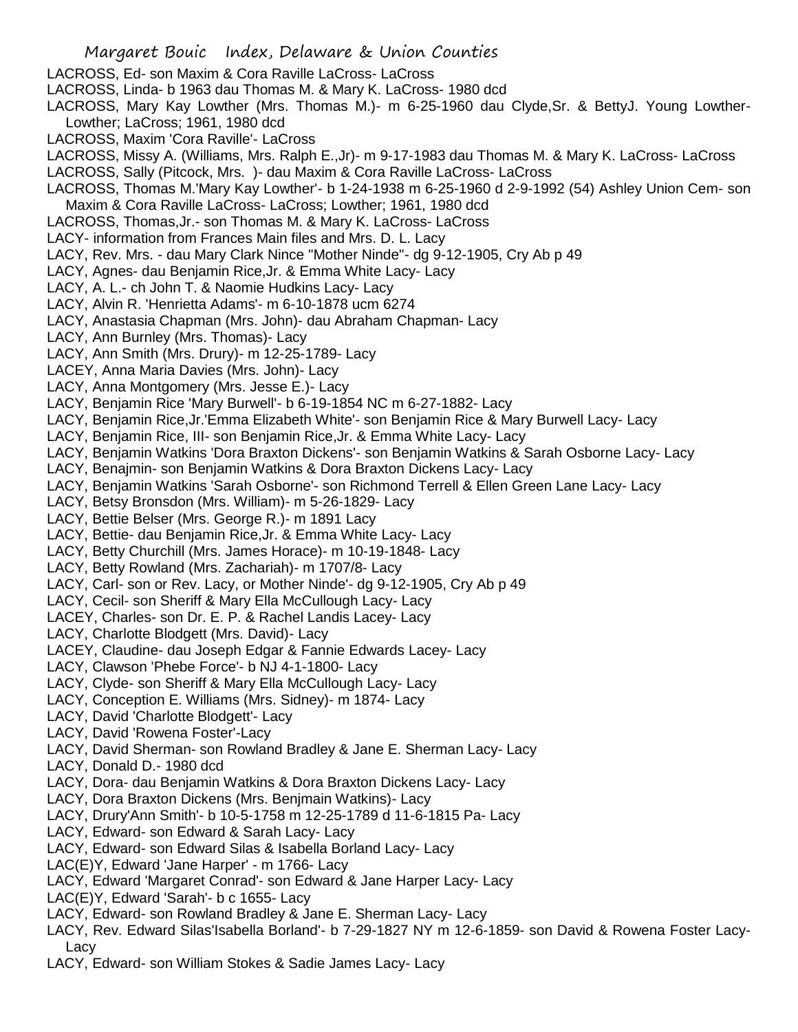LACROSS, Ed- son Maxim & Cora Raville LaCross- LaCross

LACROSS, Linda- b 1963 dau Thomas M. & Mary K. LaCross- 1980 dcd

LACROSS, Mary Kay Lowther (Mrs. Thomas M.)- m 6-25-1960 dau Clyde,Sr. & BettyJ. Young Lowther- Lowther; LaCross; 1961, 1980 dcd

LACROSS, Maxim 'Cora Raville'- LaCross

LACROSS, Missy A. (Williams, Mrs. Ralph E.,Jr)- m 9-17-1983 dau Thomas M. & Mary K. LaCross- LaCross

LACROSS, Sally (Pitcock, Mrs. )- dau Maxim & Cora Raville LaCross- LaCross

LACROSS, Thomas M.'Mary Kay Lowther'- b 1-24-1938 m 6-25-1960 d 2-9-1992 (54) Ashley Union Cem- son Maxim & Cora Raville LaCross- LaCross; Lowther; 1961, 1980 dcd

LACROSS, Thomas,Jr.- son Thomas M. & Mary K. LaCross- LaCross

LACY- information from Frances Main files and Mrs. D. L. Lacy

LACY, Rev. Mrs. - dau Mary Clark Nince "Mother Ninde"- dg 9-12-1905, Cry Ab p 49

LACY, Agnes- dau Benjamin Rice,Jr. & Emma White Lacy- Lacy

LACY, A. L.- ch John T. & Naomie Hudkins Lacy- Lacy

LACY, Alvin R. 'Henrietta Adams'- m 6-10-1878 ucm 6274

LACY, Anastasia Chapman (Mrs. John)- dau Abraham Chapman- Lacy

LACY, Ann Burnley (Mrs. Thomas)- Lacy

LACY, Ann Smith (Mrs. Drury)- m 12-25-1789- Lacy

LACEY, Anna Maria Davies (Mrs. John)- Lacy

LACY, Anna Montgomery (Mrs. Jesse E.)- Lacy

LACY, Benjamin Rice 'Mary Burwell'- b 6-19-1854 NC m 6-27-1882- Lacy

LACY, Benjamin Rice,Jr.'Emma Elizabeth White'- son Benjamin Rice & Mary Burwell Lacy- Lacy

LACY, Benjamin Rice, III- son Benjamin Rice,Jr. & Emma White Lacy- Lacy

LACY, Benjamin Watkins 'Dora Braxton Dickens'- son Benjamin Watkins & Sarah Osborne Lacy- Lacy

LACY, Benajmin- son Benjamin Watkins & Dora Braxton Dickens Lacy- Lacy

LACY, Benjamin Watkins 'Sarah Osborne'- son Richmond Terrell & Ellen Green Lane Lacy- Lacy

LACY, Betsy Bronsdon (Mrs. William)- m 5-26-1829- Lacy

LACY, Bettie Belser (Mrs. George R.)- m 1891 Lacy

LACY, Bettie- dau Benjamin Rice,Jr. & Emma White Lacy- Lacy

LACY, Betty Churchill (Mrs. James Horace)- m 10-19-1848- Lacy

LACY, Betty Rowland (Mrs. Zachariah)- m 1707/8- Lacy

LACY, Carl- son or Rev. Lacy, or Mother Ninde'- dg 9-12-1905, Cry Ab p 49

LACY, Cecil- son Sheriff & Mary Ella McCullough Lacy- Lacy

LACEY, Charles- son Dr. E. P. & Rachel Landis Lacey- Lacy

LACY, Charlotte Blodgett (Mrs. David)- Lacy

LACEY, Claudine- dau Joseph Edgar & Fannie Edwards Lacey- Lacy

LACY, Clawson 'Phebe Force'- b NJ 4-1-1800- Lacy

LACY, Clyde- son Sheriff & Mary Ella McCullough Lacy- Lacy

LACY, Conception E. Williams (Mrs. Sidney)- m 1874- Lacy

LACY, David 'Charlotte Blodgett'- Lacy

LACY, David 'Rowena Foster'-Lacy

LACY, David Sherman- son Rowland Bradley & Jane E. Sherman Lacy- Lacy

LACY, Donald D.- 1980 dcd

LACY, Dora- dau Benjamin Watkins & Dora Braxton Dickens Lacy- Lacy

LACY, Dora Braxton Dickens (Mrs. Benjmain Watkins)- Lacy

LACY, Drury'Ann Smith'- b 10-5-1758 m 12-25-1789 d 11-6-1815 Pa- Lacy

LACY, Edward- son Edward & Sarah Lacy- Lacy

LACY, Edward- son Edward Silas & Isabella Borland Lacy- Lacy

LAC(E)Y, Edward 'Jane Harper' - m 1766- Lacy

LACY, Edward 'Margaret Conrad'- son Edward & Jane Harper Lacy- Lacy

LAC(E)Y, Edward 'Sarah'- b c 1655- Lacy

LACY, Edward- son Rowland Bradley & Jane E. Sherman Lacy- Lacy

LACY, Rev. Edward Silas'Isabella Borland'- b 7-29-1827 NY m 12-6-1859- son David & Rowena Foster Lacy- Lacy

LACY, Edward- son William Stokes & Sadie James Lacy- Lacy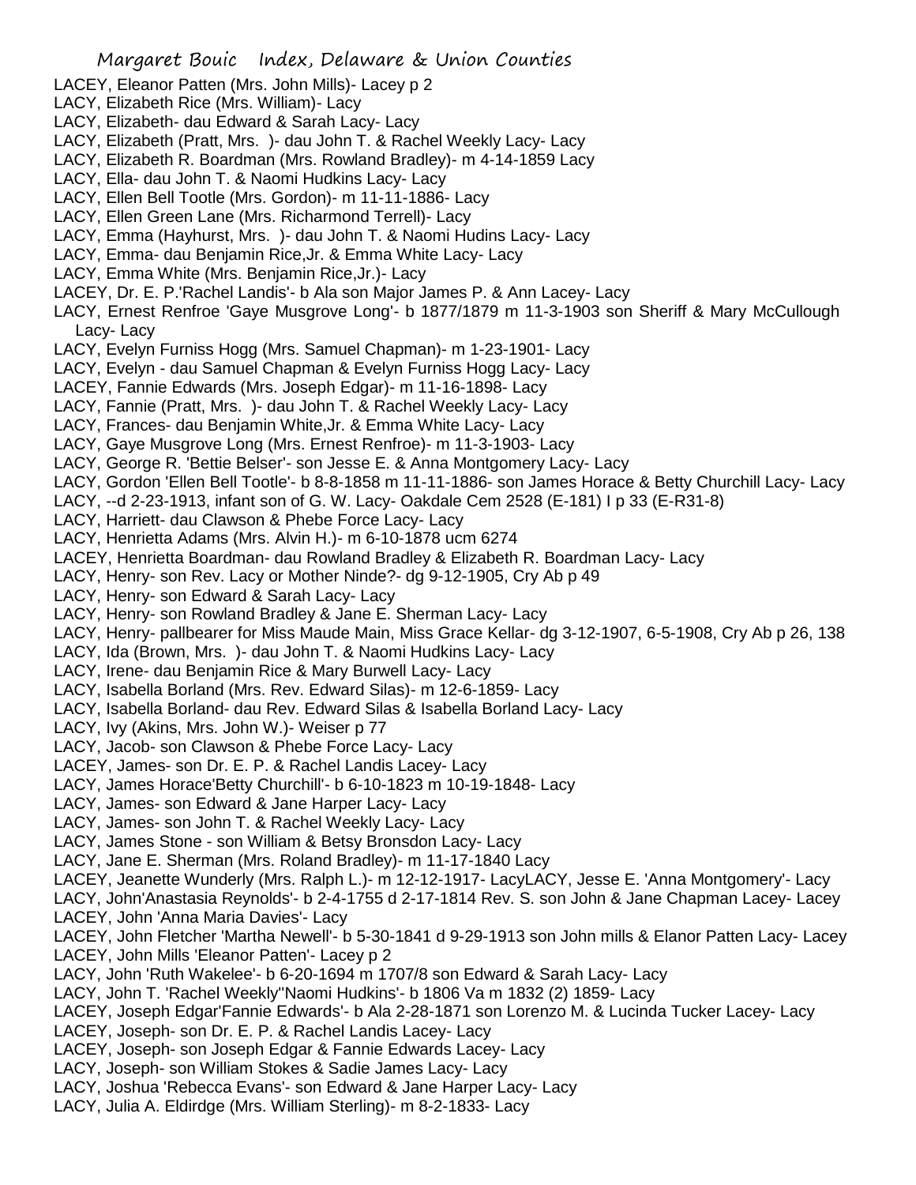LACEY, Eleanor Patten (Mrs. John Mills)- Lacey p 2
LACY, Elizabeth Rice (Mrs. William)- Lacy
LACY, Elizabeth- dau Edward & Sarah Lacy- Lacy
LACY, Elizabeth (Pratt, Mrs. )- dau John T. & Rachel Weekly Lacy- Lacy
LACY, Elizabeth R. Boardman (Mrs. Rowland Bradley)- m 4-14-1859 Lacy
LACY, Ella- dau John T. & Naomi Hudkins Lacy- Lacy
LACY, Ellen Bell Tootle (Mrs. Gordon)- m 11-11-1886- Lacy
LACY, Ellen Green Lane (Mrs. Richarmond Terrell)- Lacy
LACY, Emma (Hayhurst, Mrs. )- dau John T. & Naomi Hudins Lacy- Lacy
LACY, Emma- dau Benjamin Rice,Jr. & Emma White Lacy- Lacy
LACY, Emma White (Mrs. Benjamin Rice,Jr.)- Lacy
LACEY, Dr. E. P.'Rachel Landis'- b Ala son Major James P. & Ann Lacey- Lacy
LACY, Ernest Renfroe 'Gaye Musgrove Long'- b 1877/1879 m 11-3-1903 son Sheriff & Mary McCullough Lacy- Lacy
LACY, Evelyn Furniss Hogg (Mrs. Samuel Chapman)- m 1-23-1901- Lacy
LACY, Evelyn - dau Samuel Chapman & Evelyn Furniss Hogg Lacy- Lacy
LACEY, Fannie Edwards (Mrs. Joseph Edgar)- m 11-16-1898- Lacy
LACY, Fannie (Pratt, Mrs. )- dau John T. & Rachel Weekly Lacy- Lacy
LACY, Frances- dau Benjamin White,Jr. & Emma White Lacy- Lacy
LACY, Gaye Musgrove Long (Mrs. Ernest Renfroe)- m 11-3-1903- Lacy
LACY, George R. 'Bettie Belser'- son Jesse E. & Anna Montgomery Lacy- Lacy
LACY, Gordon 'Ellen Bell Tootle'- b 8-8-1858 m 11-11-1886- son James Horace & Betty Churchill Lacy- Lacy
LACY, --d 2-23-1913, infant son of G. W. Lacy- Oakdale Cem 2528 (E-181) I p 33 (E-R31-8)
LACY, Harriett- dau Clawson & Phebe Force Lacy- Lacy
LACY, Henrietta Adams (Mrs. Alvin H.)- m 6-10-1878 ucm 6274
LACEY, Henrietta Boardman- dau Rowland Bradley & Elizabeth R. Boardman Lacy- Lacy
LACY, Henry- son Rev. Lacy or Mother Ninde?- dg 9-12-1905, Cry Ab p 49
LACY, Henry- son Edward & Sarah Lacy- Lacy
LACY, Henry- son Rowland Bradley & Jane E. Sherman Lacy- Lacy
LACY, Henry- pallbearer for Miss Maude Main, Miss Grace Kellar- dg 3-12-1907, 6-5-1908, Cry Ab p 26, 138
LACY, Ida (Brown, Mrs. )- dau John T. & Naomi Hudkins Lacy- Lacy
LACY, Irene- dau Benjamin Rice & Mary Burwell Lacy- Lacy
LACY, Isabella Borland (Mrs. Rev. Edward Silas)- m 12-6-1859- Lacy
LACY, Isabella Borland- dau Rev. Edward Silas & Isabella Borland Lacy- Lacy
LACY, Ivy (Akins, Mrs. John W.)- Weiser p 77
LACY, Jacob- son Clawson & Phebe Force Lacy- Lacy
LACEY, James- son Dr. E. P. & Rachel Landis Lacey- Lacy
LACY, James Horace'Betty Churchill'- b 6-10-1823 m 10-19-1848- Lacy
LACY, James- son Edward & Jane Harper Lacy- Lacy
LACY, James- son John T. & Rachel Weekly Lacy- Lacy
LACY, James Stone - son William & Betsy Bronsdon Lacy- Lacy
LACY, Jane E. Sherman (Mrs. Roland Bradley)- m 11-17-1840 Lacy
LACEY, Jeanette Wunderly (Mrs. Ralph L.)- m 12-12-1917- LacyLACY, Jesse E. 'Anna Montgomery'- Lacy
LACY, John'Anastasia Reynolds'- b 2-4-1755 d 2-17-1814 Rev. S. son John & Jane Chapman Lacey- Lacey
LACEY, John 'Anna Maria Davies'- Lacy
LACEY, John Fletcher 'Martha Newell'- b 5-30-1841 d 9-29-1913 son John mills & Elanor Patten Lacy- Lacey
LACEY, John Mills 'Eleanor Patten'- Lacey p 2
LACY, John 'Ruth Wakelee'- b 6-20-1694 m 1707/8 son Edward & Sarah Lacy- Lacy
LACY, John T. 'Rachel Weekly''Naomi Hudkins'- b 1806 Va m 1832 (2) 1859- Lacy
LACEY, Joseph Edgar'Fannie Edwards'- b Ala 2-28-1871 son Lorenzo M. & Lucinda Tucker Lacey- Lacy
LACEY, Joseph- son Dr. E. P. & Rachel Landis Lacey- Lacy
LACEY, Joseph- son Joseph Edgar & Fannie Edwards Lacey- Lacy
LACY, Joseph- son William Stokes & Sadie James Lacy- Lacy
LACY, Joshua 'Rebecca Evans'- son Edward & Jane Harper Lacy- Lacy
LACY, Julia A. Eldirdge (Mrs. William Sterling)- m 8-2-1833- Lacy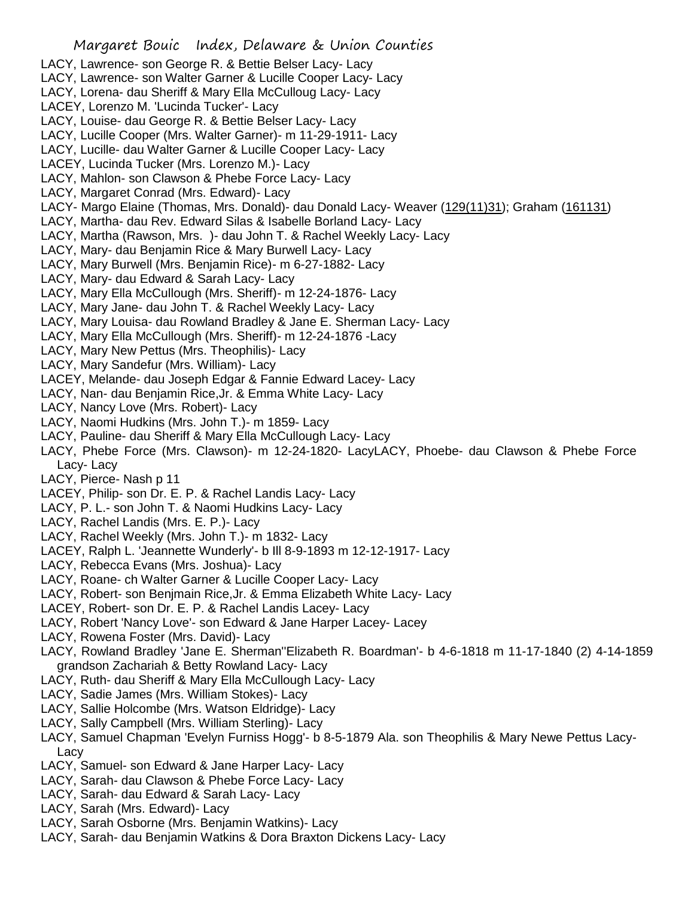LACY, Lawrence- son George R. & Bettie Belser Lacy- Lacy
LACY, Lawrence- son Walter Garner & Lucille Cooper Lacy- Lacy
LACY, Lorena- dau Sheriff & Mary Ella McCulloug Lacy- Lacy
LACEY, Lorenzo M. 'Lucinda Tucker'- Lacy
LACY, Louise- dau George R. & Bettie Belser Lacy- Lacy
LACY, Lucille Cooper (Mrs. Walter Garner)- m 11-29-1911- Lacy
LACY, Lucille- dau Walter Garner & Lucille Cooper Lacy- Lacy
LACEY, Lucinda Tucker (Mrs. Lorenzo M.)- Lacy
LACY, Mahlon- son Clawson & Phebe Force Lacy- Lacy
LACY, Margaret Conrad (Mrs. Edward)- Lacy
LACY- Margo Elaine (Thomas, Mrs. Donald)- dau Donald Lacy- Weaver (129(11)31); Graham (161131)
LACY, Martha- dau Rev. Edward Silas & Isabelle Borland Lacy- Lacy
LACY, Martha (Rawson, Mrs. )- dau John T. & Rachel Weekly Lacy- Lacy
LACY, Mary- dau Benjamin Rice & Mary Burwell Lacy- Lacy
LACY, Mary Burwell (Mrs. Benjamin Rice)- m 6-27-1882- Lacy
LACY, Mary- dau Edward & Sarah Lacy- Lacy
LACY, Mary Ella McCullough (Mrs. Sheriff)- m 12-24-1876- Lacy
LACY, Mary Jane- dau John T. & Rachel Weekly Lacy- Lacy
LACY, Mary Louisa- dau Rowland Bradley & Jane E. Sherman Lacy- Lacy
LACY, Mary Ella McCullough (Mrs. Sheriff)- m 12-24-1876 -Lacy
LACY, Mary New Pettus (Mrs. Theophilis)- Lacy
LACY, Mary Sandefur (Mrs. William)- Lacy
LACEY, Melande- dau Joseph Edgar & Fannie Edward Lacey- Lacy
LACY, Nan- dau Benjamin Rice,Jr. & Emma White Lacy- Lacy
LACY, Nancy Love (Mrs. Robert)- Lacy
LACY, Naomi Hudkins (Mrs. John T.)- m 1859- Lacy
LACY, Pauline- dau Sheriff & Mary Ella McCullough Lacy- Lacy
LACY, Phebe Force (Mrs. Clawson)- m 12-24-1820- LacyLACY, Phoebe- dau Clawson & Phebe Force Lacy- Lacy
LACY, Pierce- Nash p 11
LACEY, Philip- son Dr. E. P. & Rachel Landis Lacy- Lacy
LACY, P. L.- son John T. & Naomi Hudkins Lacy- Lacy
LACY, Rachel Landis (Mrs. E. P.)- Lacy
LACY, Rachel Weekly (Mrs. John T.)- m 1832- Lacy
LACEY, Ralph L. 'Jeannette Wunderly'- b Ill 8-9-1893 m 12-12-1917- Lacy
LACY, Rebecca Evans (Mrs. Joshua)- Lacy
LACY, Roane- ch Walter Garner & Lucille Cooper Lacy- Lacy
LACY, Robert- son Benjmain Rice,Jr. & Emma Elizabeth White Lacy- Lacy
LACEY, Robert- son Dr. E. P. & Rachel Landis Lacey- Lacy
LACY, Robert 'Nancy Love'- son Edward & Jane Harper Lacey- Lacey
LACY, Rowena Foster (Mrs. David)- Lacy
LACY, Rowland Bradley 'Jane E. Sherman''Elizabeth R. Boardman'- b 4-6-1818 m 11-17-1840 (2) 4-14-1859 grandson Zachariah & Betty Rowland Lacy- Lacy
LACY, Ruth- dau Sheriff & Mary Ella McCullough Lacy- Lacy
LACY, Sadie James (Mrs. William Stokes)- Lacy
LACY, Sallie Holcombe (Mrs. Watson Eldridge)- Lacy
LACY, Sally Campbell (Mrs. William Sterling)- Lacy
LACY, Samuel Chapman 'Evelyn Furniss Hogg'- b 8-5-1879 Ala. son Theophilis & Mary Newe Pettus Lacy- Lacy
LACY, Samuel- son Edward & Jane Harper Lacy- Lacy
LACY, Sarah- dau Clawson & Phebe Force Lacy- Lacy
LACY, Sarah- dau Edward & Sarah Lacy- Lacy
LACY, Sarah (Mrs. Edward)- Lacy
LACY, Sarah Osborne (Mrs. Benjamin Watkins)- Lacy
LACY, Sarah- dau Benjamin Watkins & Dora Braxton Dickens Lacy- Lacy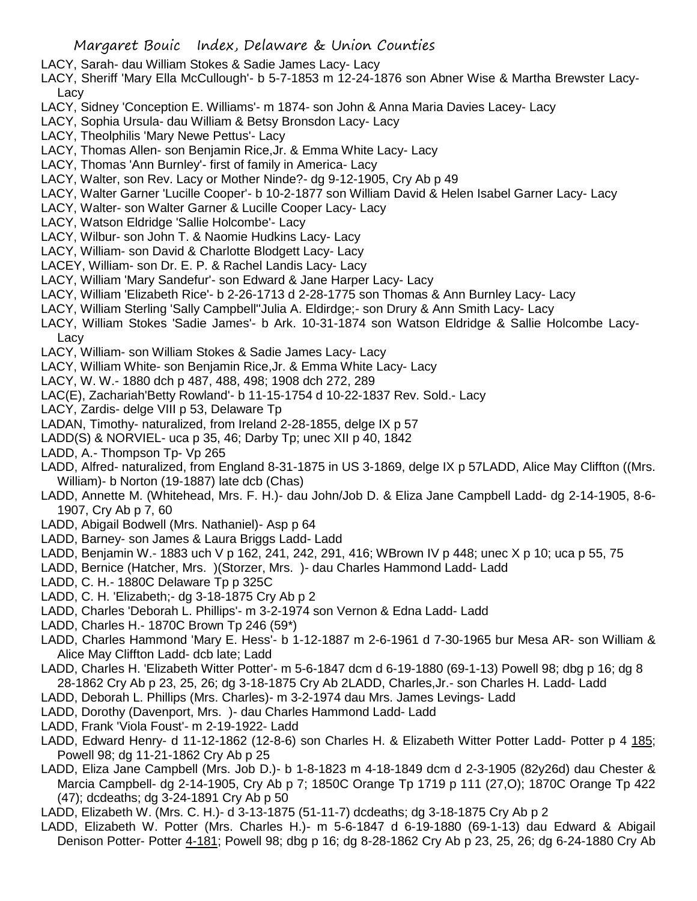LACY, Sarah- dau William Stokes & Sadie James Lacy- Lacy

LACY, Sheriff 'Mary Ella McCullough'- b 5-7-1853 m 12-24-1876 son Abner Wise & Martha Brewster Lacy- Lacy

LACY, Sidney 'Conception E. Williams'- m 1874- son John & Anna Maria Davies Lacey- Lacy

LACY, Sophia Ursula- dau William & Betsy Bronsdon Lacy- Lacy

LACY, Theolphilis 'Mary Newe Pettus'- Lacy

LACY, Thomas Allen- son Benjamin Rice,Jr. & Emma White Lacy- Lacy

LACY, Thomas 'Ann Burnley'- first of family in America- Lacy

LACY, Walter, son Rev. Lacy or Mother Ninde?- dg 9-12-1905, Cry Ab p 49

LACY, Walter Garner 'Lucille Cooper'- b 10-2-1877 son William David & Helen Isabel Garner Lacy- Lacy

LACY, Walter- son Walter Garner & Lucille Cooper Lacy- Lacy

LACY, Watson Eldridge 'Sallie Holcombe'- Lacy

LACY, Wilbur- son John T. & Naomie Hudkins Lacy- Lacy

LACY, William- son David & Charlotte Blodgett Lacy- Lacy

LACEY, William- son Dr. E. P. & Rachel Landis Lacy- Lacy

LACY, William 'Mary Sandefur'- son Edward & Jane Harper Lacy- Lacy

LACY, William 'Elizabeth Rice'- b 2-26-1713 d 2-28-1775 son Thomas & Ann Burnley Lacy- Lacy

LACY, William Sterling 'Sally Campbell''Julia A. Eldirdge;- son Drury & Ann Smith Lacy- Lacy

LACY, William Stokes 'Sadie James'- b Ark. 10-31-1874 son Watson Eldridge & Sallie Holcombe Lacy- Lacy

LACY, William- son William Stokes & Sadie James Lacy- Lacy

LACY, William White- son Benjamin Rice,Jr. & Emma White Lacy- Lacy

LACY, W. W.- 1880 dch p 487, 488, 498; 1908 dch 272, 289

LAC(E), Zachariah'Betty Rowland'- b 11-15-1754 d 10-22-1837 Rev. Sold.- Lacy

LACY, Zardis- delge VIII p 53, Delaware Tp

LADAN, Timothy- naturalized, from Ireland 2-28-1855, delge IX p 57

LADD(S) & NORVIEL- uca p 35, 46; Darby Tp; unec XII p 40, 1842

LADD, A.- Thompson Tp- Vp 265

LADD, Alfred- naturalized, from England 8-31-1875 in US 3-1869, delge IX p 57LADD, Alice May Cliffton ((Mrs. William)- b Norton (19-1887) late dcb (Chas)

LADD, Annette M. (Whitehead, Mrs. F. H.)- dau John/Job D. & Eliza Jane Campbell Ladd- dg 2-14-1905, 8-6-1907, Cry Ab p 7, 60

LADD, Abigail Bodwell (Mrs. Nathaniel)- Asp p 64

LADD, Barney- son James & Laura Briggs Ladd- Ladd

LADD, Benjamin W.- 1883 uch V p 162, 241, 242, 291, 416; WBrown IV p 448; unec X p 10; uca p 55, 75

LADD, Bernice (Hatcher, Mrs. )(Storzer, Mrs. )- dau Charles Hammond Ladd- Ladd

LADD, C. H.- 1880C Delaware Tp p 325C

LADD, C. H. 'Elizabeth;- dg 3-18-1875 Cry Ab p 2

LADD, Charles 'Deborah L. Phillips'- m 3-2-1974 son Vernon & Edna Ladd- Ladd

LADD, Charles H.- 1870C Brown Tp 246 (59*)

LADD, Charles Hammond 'Mary E. Hess'- b 1-12-1887 m 2-6-1961 d 7-30-1965 bur Mesa AR- son William & Alice May Cliffton Ladd- dcb late; Ladd

LADD, Charles H. 'Elizabeth Witter Potter'- m 5-6-1847 dcm d 6-19-1880 (69-1-13) Powell 98; dbg p 16; dg 8 28-1862 Cry Ab p 23, 25, 26; dg 3-18-1875 Cry Ab 2LADD, Charles,Jr.- son Charles H. Ladd- Ladd

LADD, Deborah L. Phillips (Mrs. Charles)- m 3-2-1974 dau Mrs. James Levings- Ladd

LADD, Dorothy (Davenport, Mrs. )- dau Charles Hammond Ladd- Ladd

LADD, Frank 'Viola Foust'- m 2-19-1922- Ladd

LADD, Edward Henry- d 11-12-1862 (12-8-6) son Charles H. & Elizabeth Witter Potter Ladd- Potter p 4 185; Powell 98; dg 11-21-1862 Cry Ab p 25

LADD, Eliza Jane Campbell (Mrs. Job D.)- b 1-8-1823 m 4-18-1849 dcm d 2-3-1905 (82y26d) dau Chester & Marcia Campbell- dg 2-14-1905, Cry Ab p 7; 1850C Orange Tp 1719 p 111 (27,O); 1870C Orange Tp 422 (47); dcdeaths; dg 3-24-1891 Cry Ab p 50

LADD, Elizabeth W. (Mrs. C. H.)- d 3-13-1875 (51-11-7) dcdeaths; dg 3-18-1875 Cry Ab p 2

LADD, Elizabeth W. Potter (Mrs. Charles H.)- m 5-6-1847 d 6-19-1880 (69-1-13) dau Edward & Abigail Denison Potter- Potter 4-181; Powell 98; dbg p 16; dg 8-28-1862 Cry Ab p 23, 25, 26; dg 6-24-1880 Cry Ab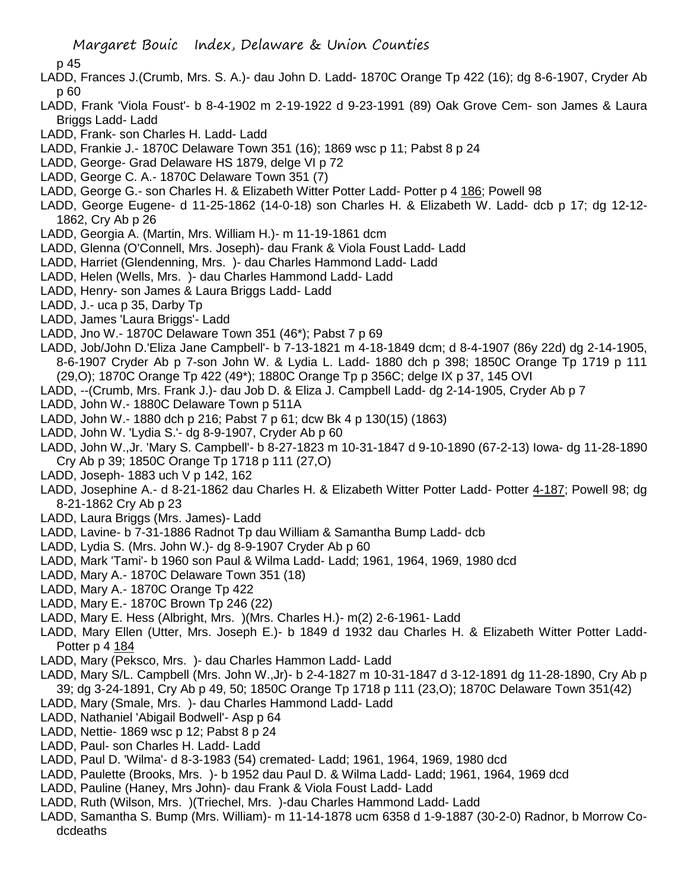p 45

LADD, Frances J.(Crumb, Mrs. S. A.)- dau John D. Ladd- 1870C Orange Tp 422 (16); dg 8-6-1907, Cryder Ab p 60

LADD, Frank 'Viola Foust'- b 8-4-1902 m 2-19-1922 d 9-23-1991 (89) Oak Grove Cem- son James & Laura Briggs Ladd- Ladd

LADD, Frank- son Charles H. Ladd- Ladd

LADD, Frankie J.- 1870C Delaware Town 351 (16); 1869 wsc p 11; Pabst 8 p 24

LADD, George- Grad Delaware HS 1879, delge VI p 72

LADD, George C. A.- 1870C Delaware Town 351 (7)

LADD, George G.- son Charles H. & Elizabeth Witter Potter Ladd- Potter p 4 186; Powell 98

LADD, George Eugene- d 11-25-1862 (14-0-18) son Charles H. & Elizabeth W. Ladd- dcb p 17; dg 12-12-1862, Cry Ab p 26

LADD, Georgia A. (Martin, Mrs. William H.)- m 11-19-1861 dcm

LADD, Glenna (O'Connell, Mrs. Joseph)- dau Frank & Viola Foust Ladd- Ladd

LADD, Harriet (Glendenning, Mrs. )- dau Charles Hammond Ladd- Ladd

LADD, Helen (Wells, Mrs. )- dau Charles Hammond Ladd- Ladd

LADD, Henry- son James & Laura Briggs Ladd- Ladd

LADD, J.- uca p 35, Darby Tp

LADD, James 'Laura Briggs'- Ladd

LADD, Jno W.- 1870C Delaware Town 351 (46*); Pabst 7 p 69

LADD, Job/John D.'Eliza Jane Campbell'- b 7-13-1821 m 4-18-1849 dcm; d 8-4-1907 (86y 22d) dg 2-14-1905, 8-6-1907 Cryder Ab p 7-son John W. & Lydia L. Ladd- 1880 dch p 398; 1850C Orange Tp 1719 p 111 (29,O); 1870C Orange Tp 422 (49*); 1880C Orange Tp p 356C; delge IX p 37, 145 OVI

LADD, --(Crumb, Mrs. Frank J.)- dau Job D. & Eliza J. Campbell Ladd- dg 2-14-1905, Cryder Ab p 7

LADD, John W.- 1880C Delaware Town p 511A

LADD, John W.- 1880 dch p 216; Pabst 7 p 61; dcw Bk 4 p 130(15) (1863)

LADD, John W. 'Lydia S.'- dg 8-9-1907, Cryder Ab p 60

LADD, John W.,Jr. 'Mary S. Campbell'- b 8-27-1823 m 10-31-1847 d 9-10-1890 (67-2-13) Iowa- dg 11-28-1890 Cry Ab p 39; 1850C Orange Tp 1718 p 111 (27,O)

LADD, Joseph- 1883 uch V p 142, 162

LADD, Josephine A.- d 8-21-1862 dau Charles H. & Elizabeth Witter Potter Ladd- Potter 4-187; Powell 98; dg 8-21-1862 Cry Ab p 23

LADD, Laura Briggs (Mrs. James)- Ladd

LADD, Lavine- b 7-31-1886 Radnot Tp dau William & Samantha Bump Ladd- dcb

LADD, Lydia S. (Mrs. John W.)- dg 8-9-1907 Cryder Ab p 60

LADD, Mark 'Tami'- b 1960 son Paul & Wilma Ladd- Ladd; 1961, 1964, 1969, 1980 dcd

LADD, Mary A.- 1870C Delaware Town 351 (18)

LADD, Mary A.- 1870C Orange Tp 422

LADD, Mary E.- 1870C Brown Tp 246 (22)

LADD, Mary E. Hess (Albright, Mrs. )(Mrs. Charles H.)- m(2) 2-6-1961- Ladd

LADD, Mary Ellen (Utter, Mrs. Joseph E.)- b 1849 d 1932 dau Charles H. & Elizabeth Witter Potter Ladd- Potter p 4 184

LADD, Mary (Peksco, Mrs. )- dau Charles Hammon Ladd- Ladd

LADD, Mary S/L. Campbell (Mrs. John W.,Jr)- b 2-4-1827 m 10-31-1847 d 3-12-1891 dg 11-28-1890, Cry Ab p 39; dg 3-24-1891, Cry Ab p 49, 50; 1850C Orange Tp 1718 p 111 (23,O); 1870C Delaware Town 351(42)

LADD, Mary (Smale, Mrs. )- dau Charles Hammond Ladd- Ladd

LADD, Nathaniel 'Abigail Bodwell'- Asp p 64

LADD, Nettie- 1869 wsc p 12; Pabst 8 p 24

LADD, Paul- son Charles H. Ladd- Ladd

LADD, Paul D. 'Wilma'- d 8-3-1983 (54) cremated- Ladd; 1961, 1964, 1969, 1980 dcd

LADD, Paulette (Brooks, Mrs. )- b 1952 dau Paul D. & Wilma Ladd- Ladd; 1961, 1964, 1969 dcd

LADD, Pauline (Haney, Mrs John)- dau Frank & Viola Foust Ladd- Ladd

LADD, Ruth (Wilson, Mrs. )(Triechel, Mrs. )-dau Charles Hammond Ladd- Ladd

LADD, Samantha S. Bump (Mrs. William)- m 11-14-1878 ucm 6358 d 1-9-1887 (30-2-0) Radnor, b Morrow Co- dcdeaths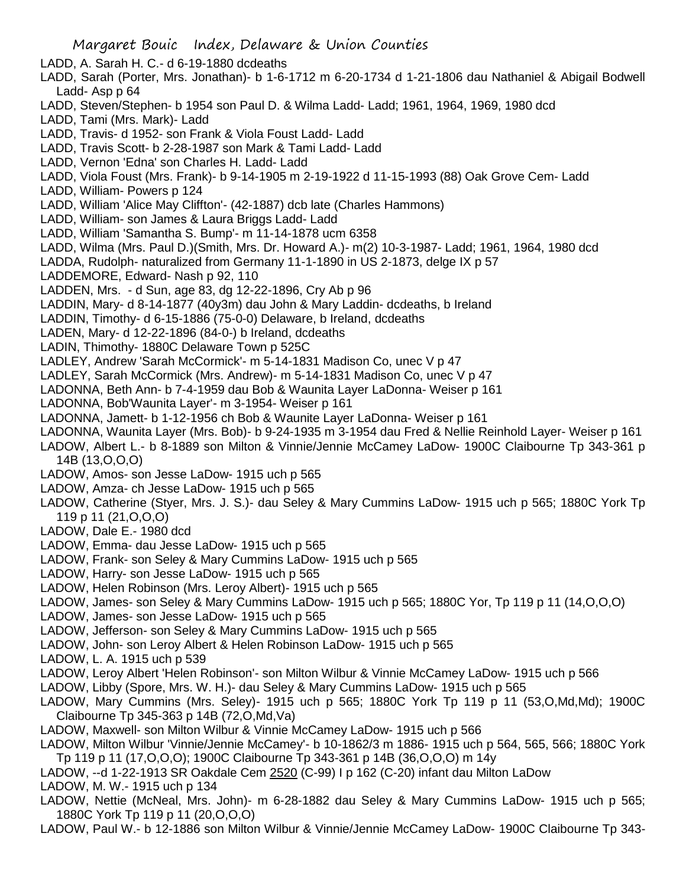LADD, A. Sarah H. C.- d 6-19-1880 dcdeaths

LADD, Sarah (Porter, Mrs. Jonathan)- b 1-6-1712 m 6-20-1734 d 1-21-1806 dau Nathaniel & Abigail Bodwell Ladd- Asp p 64

LADD, Steven/Stephen- b 1954 son Paul D. & Wilma Ladd- Ladd; 1961, 1964, 1969, 1980 dcd

LADD, Tami (Mrs. Mark)- Ladd

LADD, Travis- d 1952- son Frank & Viola Foust Ladd- Ladd

LADD, Travis Scott- b 2-28-1987 son Mark & Tami Ladd- Ladd

LADD, Vernon 'Edna' son Charles H. Ladd- Ladd

LADD, Viola Foust (Mrs. Frank)- b 9-14-1905 m 2-19-1922 d 11-15-1993 (88) Oak Grove Cem- Ladd

LADD, William- Powers p 124

LADD, William 'Alice May Cliffton'- (42-1887) dcb late (Charles Hammons)

LADD, William- son James & Laura Briggs Ladd- Ladd

LADD, William 'Samantha S. Bump'- m 11-14-1878 ucm 6358

LADD, Wilma (Mrs. Paul D.)(Smith, Mrs. Dr. Howard A.)- m(2) 10-3-1987- Ladd; 1961, 1964, 1980 dcd

LADDA, Rudolph- naturalized from Germany 11-1-1890 in US 2-1873, delge IX p 57

LADDEMORE, Edward- Nash p 92, 110

LADDEN, Mrs. - d Sun, age 83, dg 12-22-1896, Cry Ab p 96

LADDIN, Mary- d 8-14-1877 (40y3m) dau John & Mary Laddin- dcdeaths, b Ireland

LADDIN, Timothy- d 6-15-1886 (75-0-0) Delaware, b Ireland, dcdeaths

LADEN, Mary- d 12-22-1896 (84-0-) b Ireland, dcdeaths

LADIN, Thimothy- 1880C Delaware Town p 525C

LADLEY, Andrew 'Sarah McCormick'- m 5-14-1831 Madison Co, unec V p 47

LADLEY, Sarah McCormick (Mrs. Andrew)- m 5-14-1831 Madison Co, unec V p 47

LADONNA, Beth Ann- b 7-4-1959 dau Bob & Waunita Layer LaDonna- Weiser p 161

LADONNA, Bob'Waunita Layer'- m 3-1954- Weiser p 161

LADONNA, Jamett- b 1-12-1956 ch Bob & Waunite Layer LaDonna- Weiser p 161

LADONNA, Waunita Layer (Mrs. Bob)- b 9-24-1935 m 3-1954 dau Fred & Nellie Reinhold Layer- Weiser p 161

LADOW, Albert L.- b 8-1889 son Milton & Vinnie/Jennie McCamey LaDow- 1900C Claibourne Tp 343-361 p 14B (13,O,O,O)

LADOW, Amos- son Jesse LaDow- 1915 uch p 565

LADOW, Amza- ch Jesse LaDow- 1915 uch p 565

LADOW, Catherine (Styer, Mrs. J. S.)- dau Seley & Mary Cummins LaDow- 1915 uch p 565; 1880C York Tp 119 p 11 (21,O,O,O)

LADOW, Dale E.- 1980 dcd

LADOW, Emma- dau Jesse LaDow- 1915 uch p 565

LADOW, Frank- son Seley & Mary Cummins LaDow- 1915 uch p 565

LADOW, Harry- son Jesse LaDow- 1915 uch p 565

LADOW, Helen Robinson (Mrs. Leroy Albert)- 1915 uch p 565

LADOW, James- son Seley & Mary Cummins LaDow- 1915 uch p 565; 1880C Yor, Tp 119 p 11 (14,O,O,O)

LADOW, James- son Jesse LaDow- 1915 uch p 565

LADOW, Jefferson- son Seley & Mary Cummins LaDow- 1915 uch p 565

LADOW, John- son Leroy Albert & Helen Robinson LaDow- 1915 uch p 565

LADOW, L. A. 1915 uch p 539

LADOW, Leroy Albert 'Helen Robinson'- son Milton Wilbur & Vinnie McCamey LaDow- 1915 uch p 566

LADOW, Libby (Spore, Mrs. W. H.)- dau Seley & Mary Cummins LaDow- 1915 uch p 565

LADOW, Mary Cummins (Mrs. Seley)- 1915 uch p 565; 1880C York Tp 119 p 11 (53,O,Md,Md); 1900C Claibourne Tp 345-363 p 14B (72,O,Md,Va)

LADOW, Maxwell- son Milton Wilbur & Vinnie McCamey LaDow- 1915 uch p 566

LADOW, Milton Wilbur 'Vinnie/Jennie McCamey'- b 10-1862/3 m 1886- 1915 uch p 564, 565, 566; 1880C York Tp 119 p 11 (17,O,O,O); 1900C Claibourne Tp 343-361 p 14B (36,O,O,O) m 14y

LADOW, --d 1-22-1913 SR Oakdale Cem 2520 (C-99) I p 162 (C-20) infant dau Milton LaDow

LADOW, M. W.- 1915 uch p 134

LADOW, Nettie (McNeal, Mrs. John)- m 6-28-1882 dau Seley & Mary Cummins LaDow- 1915 uch p 565; 1880C York Tp 119 p 11 (20,O,O,O)

LADOW, Paul W.- b 12-1886 son Milton Wilbur & Vinnie/Jennie McCamey LaDow- 1900C Claibourne Tp 343-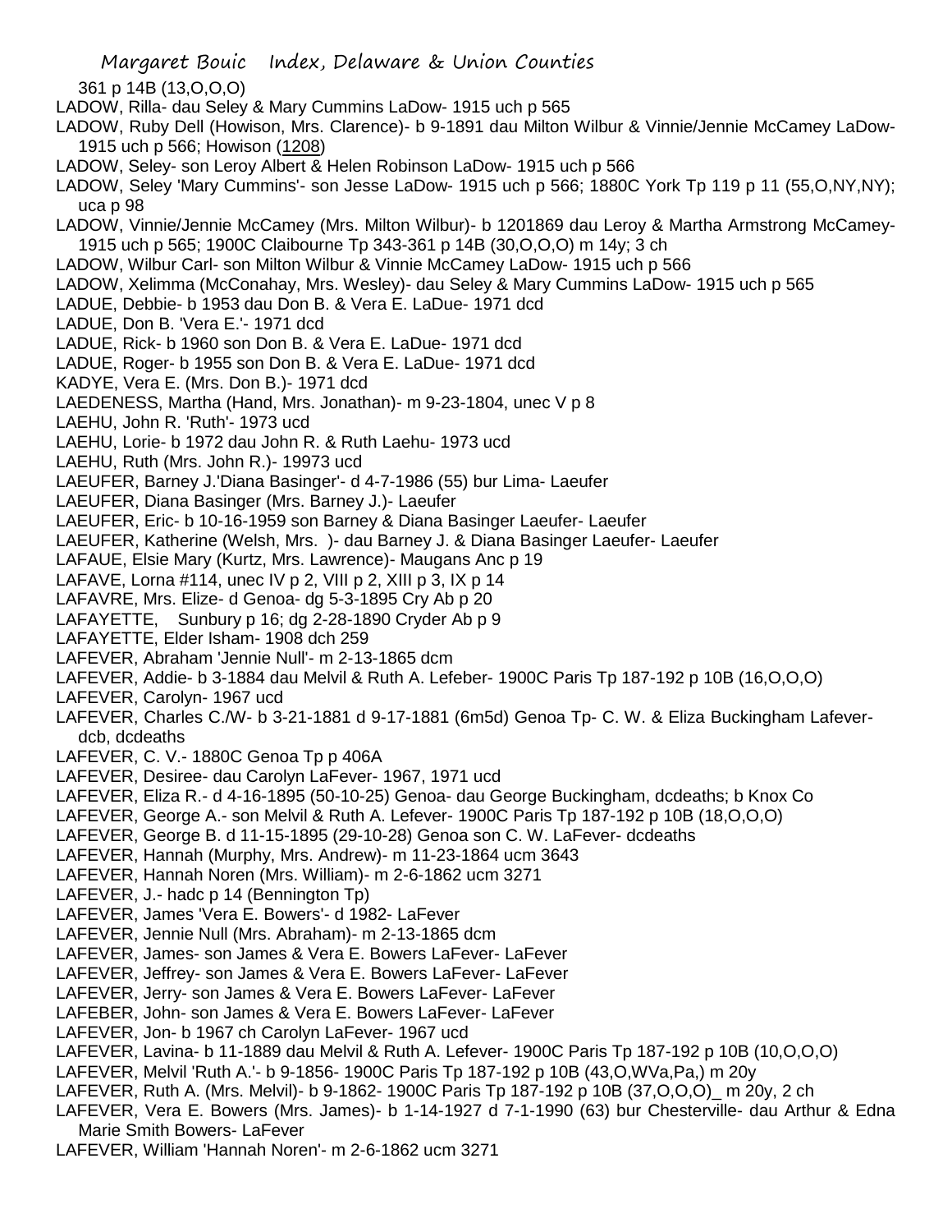361 p 14B (13,O,O,O)

LADOW, Rilla- dau Seley & Mary Cummins LaDow- 1915 uch p 565

LADOW, Ruby Dell (Howison, Mrs. Clarence)- b 9-1891 dau Milton Wilbur & Vinnie/Jennie McCamey LaDow- 1915 uch p 566; Howison (1208)

LADOW, Seley- son Leroy Albert & Helen Robinson LaDow- 1915 uch p 566

LADOW, Seley 'Mary Cummins'- son Jesse LaDow- 1915 uch p 566; 1880C York Tp 119 p 11 (55,O,NY,NY); uca p 98

LADOW, Vinnie/Jennie McCamey (Mrs. Milton Wilbur)- b 1201869 dau Leroy & Martha Armstrong McCamey- 1915 uch p 565; 1900C Claibourne Tp 343-361 p 14B (30,O,O,O) m 14y; 3 ch

LADOW, Wilbur Carl- son Milton Wilbur & Vinnie McCamey LaDow- 1915 uch p 566

LADOW, Xelimma (McConahay, Mrs. Wesley)- dau Seley & Mary Cummins LaDow- 1915 uch p 565

LADUE, Debbie- b 1953 dau Don B. & Vera E. LaDue- 1971 dcd

LADUE, Don B. 'Vera E.'- 1971 dcd

LADUE, Rick- b 1960 son Don B. & Vera E. LaDue- 1971 dcd

LADUE, Roger- b 1955 son Don B. & Vera E. LaDue- 1971 dcd

KADYE, Vera E. (Mrs. Don B.)- 1971 dcd

LAEDENESS, Martha (Hand, Mrs. Jonathan)- m 9-23-1804, unec V p 8

LAEHU, John R. 'Ruth'- 1973 ucd

LAEHU, Lorie- b 1972 dau John R. & Ruth Laehu- 1973 ucd

LAEHU, Ruth (Mrs. John R.)- 19973 ucd

LAEUFER, Barney J.'Diana Basinger'- d 4-7-1986 (55) bur Lima- Laeufer

LAEUFER, Diana Basinger (Mrs. Barney J.)- Laeufer

LAEUFER, Eric- b 10-16-1959 son Barney & Diana Basinger Laeufer- Laeufer

LAEUFER, Katherine (Welsh, Mrs. )- dau Barney J. & Diana Basinger Laeufer- Laeufer

LAFAUE, Elsie Mary (Kurtz, Mrs. Lawrence)- Maugans Anc p 19

LAFAVE, Lorna #114, unec IV p 2, VIII p 2, XIII p 3, IX p 14

LAFAVRE, Mrs. Elize- d Genoa- dg 5-3-1895 Cry Ab p 20

LAFAYETTE, Sunbury p 16; dg 2-28-1890 Cryder Ab p 9

LAFAYETTE, Elder Isham- 1908 dch 259

LAFEVER, Abraham 'Jennie Null'- m 2-13-1865 dcm

LAFEVER, Addie- b 3-1884 dau Melvil & Ruth A. Lefeber- 1900C Paris Tp 187-192 p 10B (16,O,O,O)

LAFEVER, Carolyn- 1967 ucd

LAFEVER, Charles C./W- b 3-21-1881 d 9-17-1881 (6m5d) Genoa Tp- C. W. & Eliza Buckingham Lafever- dcb, dcdeaths

LAFEVER, C. V.- 1880C Genoa Tp p 406A

LAFEVER, Desiree- dau Carolyn LaFever- 1967, 1971 ucd

LAFEVER, Eliza R.- d 4-16-1895 (50-10-25) Genoa- dau George Buckingham, dcdeaths; b Knox Co

LAFEVER, George A.- son Melvil & Ruth A. Lefever- 1900C Paris Tp 187-192 p 10B (18,O,O,O)

LAFEVER, George B. d 11-15-1895 (29-10-28) Genoa son C. W. LaFever- dcdeaths

LAFEVER, Hannah (Murphy, Mrs. Andrew)- m 11-23-1864 ucm 3643

LAFEVER, Hannah Noren (Mrs. William)- m 2-6-1862 ucm 3271

LAFEVER, J.- hadc p 14 (Bennington Tp)

LAFEVER, James 'Vera E. Bowers'- d 1982- LaFever

LAFEVER, Jennie Null (Mrs. Abraham)- m 2-13-1865 dcm

LAFEVER, James- son James & Vera E. Bowers LaFever- LaFever

LAFEVER, Jeffrey- son James & Vera E. Bowers LaFever- LaFever

LAFEVER, Jerry- son James & Vera E. Bowers LaFever- LaFever

LAFEBER, John- son James & Vera E. Bowers LaFever- LaFever

LAFEVER, Jon- b 1967 ch Carolyn LaFever- 1967 ucd

LAFEVER, Lavina- b 11-1889 dau Melvil & Ruth A. Lefever- 1900C Paris Tp 187-192 p 10B (10,O,O,O)

LAFEVER, Melvil 'Ruth A.'- b 9-1856- 1900C Paris Tp 187-192 p 10B (43,O,WVa,Pa,) m 20y

LAFEVER, Ruth A. (Mrs. Melvil)- b 9-1862- 1900C Paris Tp 187-192 p 10B (37,O,O,O)_ m 20y, 2 ch

LAFEVER, Vera E. Bowers (Mrs. James)- b 1-14-1927 d 7-1-1990 (63) bur Chesterville- dau Arthur & Edna Marie Smith Bowers- LaFever

LAFEVER, William 'Hannah Noren'- m 2-6-1862 ucm 3271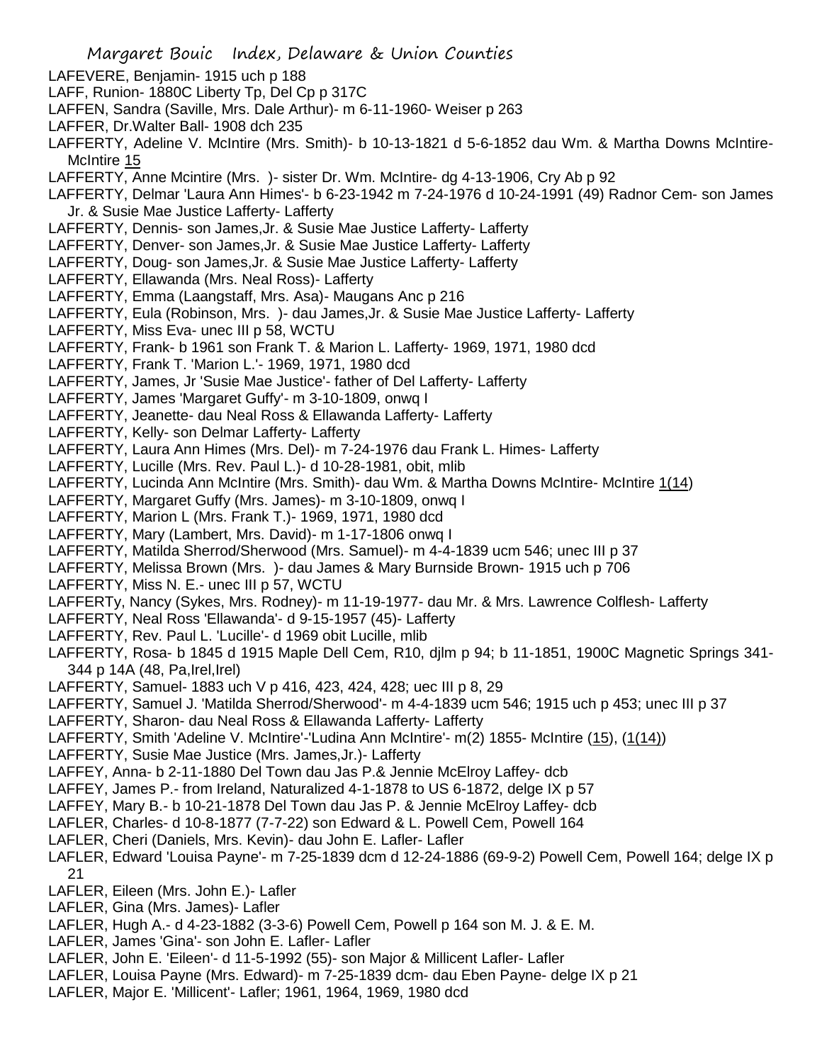Margaret Bouic Index, Delaware & Union Counties

LAFEVERE, Benjamin- 1915 uch p 188
LAFF, Runion- 1880C Liberty Tp, Del Cp p 317C
LAFFEN, Sandra (Saville, Mrs. Dale Arthur)- m 6-11-1960- Weiser p 263
LAFFER, Dr.Walter Ball- 1908 dch 235
LAFFERTY, Adeline V. McIntire (Mrs. Smith)- b 10-13-1821 d 5-6-1852 dau Wm. & Martha Downs McIntire- McIntire 15
LAFFERTY, Anne Mcintire (Mrs. )- sister Dr. Wm. McIntire- dg 4-13-1906, Cry Ab p 92
LAFFERTY, Delmar 'Laura Ann Himes'- b 6-23-1942 m 7-24-1976 d 10-24-1991 (49) Radnor Cem- son James Jr. & Susie Mae Justice Lafferty- Lafferty
LAFFERTY, Dennis- son James,Jr. & Susie Mae Justice Lafferty- Lafferty
LAFFERTY, Denver- son James,Jr. & Susie Mae Justice Lafferty- Lafferty
LAFFERTY, Doug- son James,Jr. & Susie Mae Justice Lafferty- Lafferty
LAFFERTY, Ellawanda (Mrs. Neal Ross)- Lafferty
LAFFERTY, Emma (Laangstaff, Mrs. Asa)- Maugans Anc p 216
LAFFERTY, Eula (Robinson, Mrs. )- dau James,Jr. & Susie Mae Justice Lafferty- Lafferty
LAFFERTY, Miss Eva- unec III p 58, WCTU
LAFFERTY, Frank- b 1961 son Frank T. & Marion L. Lafferty- 1969, 1971, 1980 dcd
LAFFERTY, Frank T. 'Marion L.'- 1969, 1971, 1980 dcd
LAFFERTY, James, Jr 'Susie Mae Justice'- father of Del Lafferty- Lafferty
LAFFERTY, James 'Margaret Guffy'- m 3-10-1809, onwq I
LAFFERTY, Jeanette- dau Neal Ross & Ellawanda Lafferty- Lafferty
LAFFERTY, Kelly- son Delmar Lafferty- Lafferty
LAFFERTY, Laura Ann Himes (Mrs. Del)- m 7-24-1976 dau Frank L. Himes- Lafferty
LAFFERTY, Lucille (Mrs. Rev. Paul L.)- d 10-28-1981, obit, mlib
LAFFERTY, Lucinda Ann McIntire (Mrs. Smith)- dau Wm. & Martha Downs McIntire- McIntire 1(14)
LAFFERTY, Margaret Guffy (Mrs. James)- m 3-10-1809, onwq I
LAFFERTY, Marion L (Mrs. Frank T.)- 1969, 1971, 1980 dcd
LAFFERTY, Mary (Lambert, Mrs. David)- m 1-17-1806 onwq I
LAFFERTY, Matilda Sherrod/Sherwood (Mrs. Samuel)- m 4-4-1839 ucm 546; unec III p 37
LAFFERTY, Melissa Brown (Mrs. )- dau James & Mary Burnside Brown- 1915 uch p 706
LAFFERTY, Miss N. E.- unec III p 57, WCTU
LAFFERTy, Nancy (Sykes, Mrs. Rodney)- m 11-19-1977- dau Mr. & Mrs. Lawrence Colflesh- Lafferty
LAFFERTY, Neal Ross 'Ellawanda'- d 9-15-1957 (45)- Lafferty
LAFFERTY, Rev. Paul L. 'Lucille'- d 1969 obit Lucille, mlib
LAFFERTY, Rosa- b 1845 d 1915 Maple Dell Cem, R10, djlm p 94; b 11-1851, 1900C Magnetic Springs 341-344 p 14A (48, Pa,Irel,Irel)
LAFFERTY, Samuel- 1883 uch V p 416, 423, 424, 428; uec III p 8, 29
LAFFERTY, Samuel J. 'Matilda Sherrod/Sherwood'- m 4-4-1839 ucm 546; 1915 uch p 453; unec III p 37
LAFFERTY, Sharon- dau Neal Ross & Ellawanda Lafferty- Lafferty
LAFFERTY, Smith 'Adeline V. McIntire'-'Ludina Ann McIntire'- m(2) 1855- McIntire (15), (1(14))
LAFFERTY, Susie Mae Justice (Mrs. James,Jr.)- Lafferty
LAFFEY, Anna- b 2-11-1880 Del Town dau Jas P.& Jennie McElroy Laffey- dcb
LAFFEY, James P.- from Ireland, Naturalized 4-1-1878 to US 6-1872, delge IX p 57
LAFFEY, Mary B.- b 10-21-1878 Del Town dau Jas P. & Jennie McElroy Laffey- dcb
LAFLER, Charles- d 10-8-1877 (7-7-22) son Edward & L. Powell Cem, Powell 164
LAFLER, Cheri (Daniels, Mrs. Kevin)- dau John E. Lafler- Lafler
LAFLER, Edward 'Louisa Payne'- m 7-25-1839 dcm d 12-24-1886 (69-9-2) Powell Cem, Powell 164; delge IX p 21
LAFLER, Eileen (Mrs. John E.)- Lafler
LAFLER, Gina (Mrs. James)- Lafler
LAFLER, Hugh A.- d 4-23-1882 (3-3-6) Powell Cem, Powell p 164 son M. J. & E. M.
LAFLER, James 'Gina'- son John E. Lafler- Lafler
LAFLER, John E. 'Eileen'- d 11-5-1992 (55)- son Major & Millicent Lafler- Lafler
LAFLER, Louisa Payne (Mrs. Edward)- m 7-25-1839 dcm- dau Eben Payne- delge IX p 21
LAFLER, Major E. 'Millicent'- Lafler; 1961, 1964, 1969, 1980 dcd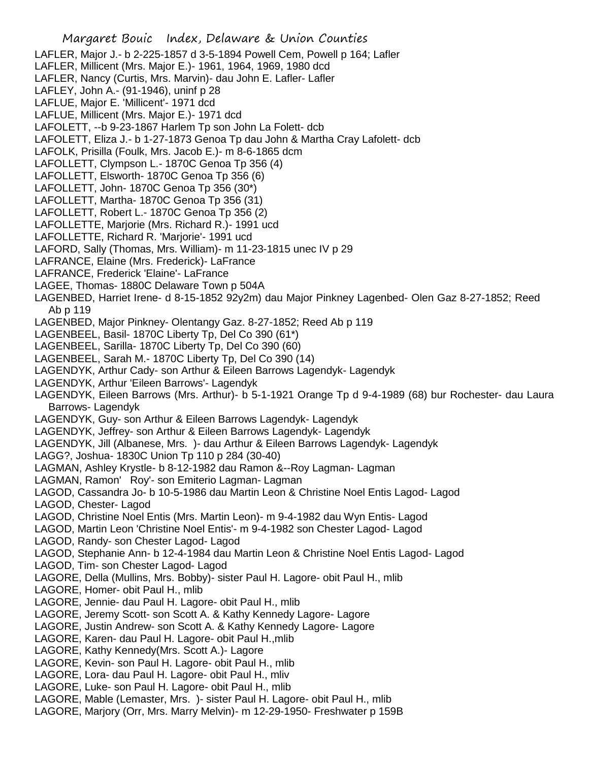LAFLER, Major J.- b 2-225-1857 d 3-5-1894 Powell Cem, Powell p 164; Lafler
LAFLER, Millicent (Mrs. Major E.)- 1961, 1964, 1969, 1980 dcd
LAFLER, Nancy (Curtis, Mrs. Marvin)- dau John E. Lafler- Lafler
LAFLEY, John A.- (91-1946), uninf p 28
LAFLUE, Major E. 'Millicent'- 1971 dcd
LAFLUE, Millicent (Mrs. Major E.)- 1971 dcd
LAFOLETT, --b 9-23-1867 Harlem Tp son John La Folett- dcb
LAFOLETT, Eliza J.- b 1-27-1873 Genoa Tp dau John & Martha Cray Lafolett- dcb
LAFOLK, Prisilla (Foulk, Mrs. Jacob E.)- m 8-6-1865 dcm
LAFOLLETT, Clympson L.- 1870C Genoa Tp 356 (4)
LAFOLLETT, Elsworth- 1870C Genoa Tp 356 (6)
LAFOLLETT, John- 1870C Genoa Tp 356 (30*)
LAFOLLETT, Martha- 1870C Genoa Tp 356 (31)
LAFOLLETT, Robert L.- 1870C Genoa Tp 356 (2)
LAFOLLETTE, Marjorie (Mrs. Richard R.)- 1991 ucd
LAFOLLETTE, Richard R. 'Marjorie'- 1991 ucd
LAFORD, Sally (Thomas, Mrs. William)- m 11-23-1815 unec IV p 29
LAFRANCE, Elaine (Mrs. Frederick)- LaFrance
LAFRANCE, Frederick 'Elaine'- LaFrance
LAGEE, Thomas- 1880C Delaware Town p 504A
LAGENBED, Harriet Irene- d 8-15-1852 92y2m) dau Major Pinkney Lagenbed- Olen Gaz 8-27-1852; Reed Ab p 119
LAGENBED, Major Pinkney- Olentangy Gaz. 8-27-1852; Reed Ab p 119
LAGENBEEL, Basil- 1870C Liberty Tp, Del Co 390 (61*)
LAGENBEEL, Sarilla- 1870C Liberty Tp, Del Co 390 (60)
LAGENBEEL, Sarah M.- 1870C Liberty Tp, Del Co 390 (14)
LAGENDYK, Arthur Cady- son Arthur & Eileen Barrows Lagendyk- Lagendyk
LAGENDYK, Arthur 'Eileen Barrows'- Lagendyk
LAGENDYK, Eileen Barrows (Mrs. Arthur)- b 5-1-1921 Orange Tp d 9-4-1989 (68) bur Rochester- dau Laura Barrows- Lagendyk
LAGENDYK, Guy- son Arthur & Eileen Barrows Lagendyk- Lagendyk
LAGENDYK, Jeffrey- son Arthur & Eileen Barrows Lagendyk- Lagendyk
LAGENDYK, Jill (Albanese, Mrs. )- dau Arthur & Eileen Barrows Lagendyk- Lagendyk
LAGG?, Joshua- 1830C Union Tp 110 p 284 (30-40)
LAGMAN, Ashley Krystle- b 8-12-1982 dau Ramon &--Roy Lagman- Lagman
LAGMAN, Ramon' Roy'- son Emiterio Lagman- Lagman
LAGOD, Cassandra Jo- b 10-5-1986 dau Martin Leon & Christine Noel Entis Lagod- Lagod
LAGOD, Chester- Lagod
LAGOD, Christine Noel Entis (Mrs. Martin Leon)- m 9-4-1982 dau Wyn Entis- Lagod
LAGOD, Martin Leon 'Christine Noel Entis'- m 9-4-1982 son Chester Lagod- Lagod
LAGOD, Randy- son Chester Lagod- Lagod
LAGOD, Stephanie Ann- b 12-4-1984 dau Martin Leon & Christine Noel Entis Lagod- Lagod
LAGOD, Tim- son Chester Lagod- Lagod
LAGORE, Della (Mullins, Mrs. Bobby)- sister Paul H. Lagore- obit Paul H., mlib
LAGORE, Homer- obit Paul H., mlib
LAGORE, Jennie- dau Paul H. Lagore- obit Paul H., mlib
LAGORE, Jeremy Scott- son Scott A. & Kathy Kennedy Lagore- Lagore
LAGORE, Justin Andrew- son Scott A. & Kathy Kennedy Lagore- Lagore
LAGORE, Karen- dau Paul H. Lagore- obit Paul H.,mlib
LAGORE, Kathy Kennedy(Mrs. Scott A.)- Lagore
LAGORE, Kevin- son Paul H. Lagore- obit Paul H., mlib
LAGORE, Lora- dau Paul H. Lagore- obit Paul H., mliv
LAGORE, Luke- son Paul H. Lagore- obit Paul H., mlib
LAGORE, Mable (Lemaster, Mrs. )- sister Paul H. Lagore- obit Paul H., mlib
LAGORE, Marjory (Orr, Mrs. Marry Melvin)- m 12-29-1950- Freshwater p 159B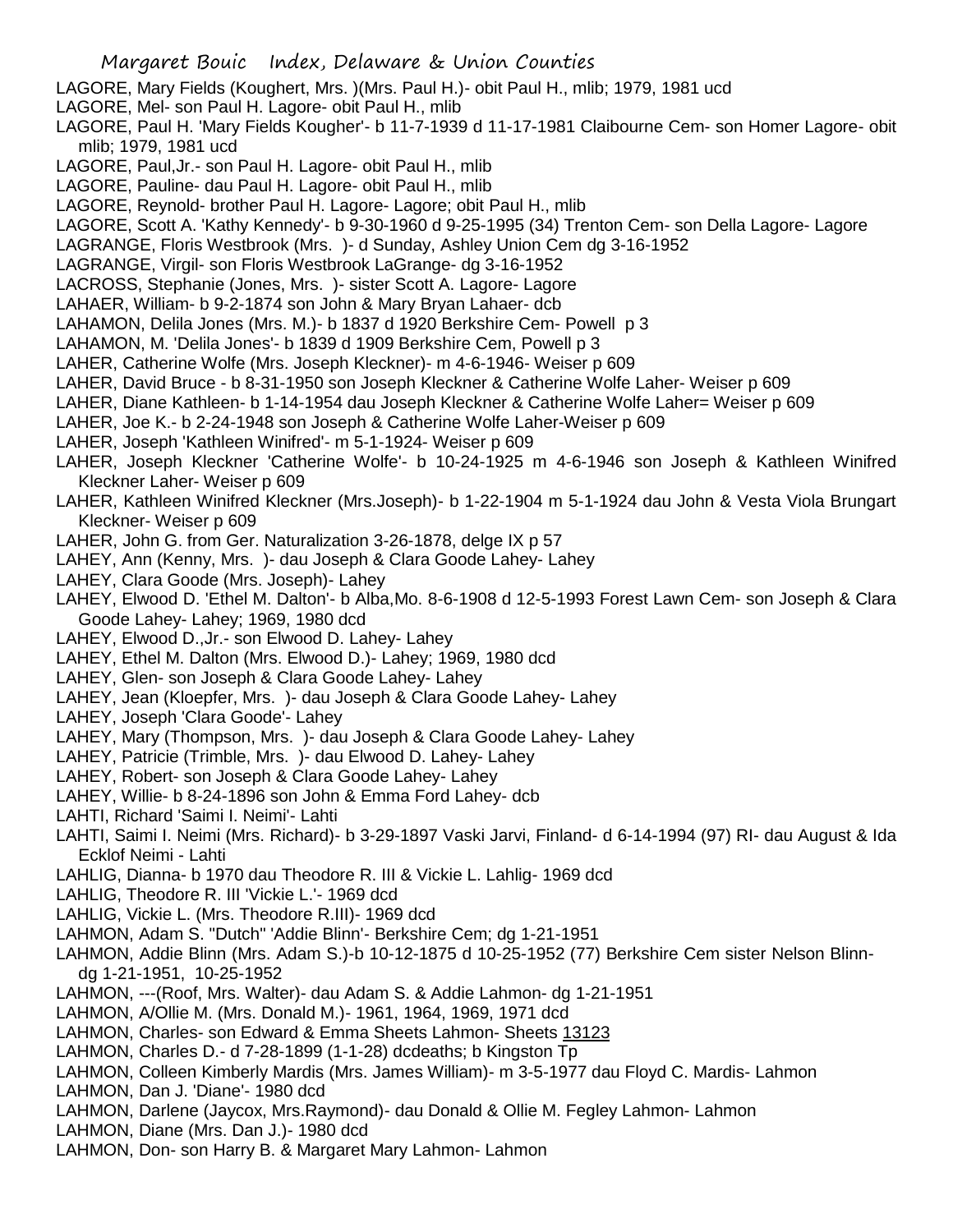LAGORE, Mary Fields (Koughert, Mrs. )(Mrs. Paul H.)- obit Paul H., mlib; 1979, 1981 ucd

LAGORE, Mel- son Paul H. Lagore- obit Paul H., mlib

LAGORE, Paul H. 'Mary Fields Kougher'- b 11-7-1939 d 11-17-1981 Claibourne Cem- son Homer Lagore- obit mlib; 1979, 1981 ucd

LAGORE, Paul,Jr.- son Paul H. Lagore- obit Paul H., mlib

LAGORE, Pauline- dau Paul H. Lagore- obit Paul H., mlib

LAGORE, Reynold- brother Paul H. Lagore- Lagore; obit Paul H., mlib

LAGORE, Scott A. 'Kathy Kennedy'- b 9-30-1960 d 9-25-1995 (34) Trenton Cem- son Della Lagore- Lagore

LAGRANGE, Floris Westbrook (Mrs. )- d Sunday, Ashley Union Cem dg 3-16-1952

LAGRANGE, Virgil- son Floris Westbrook LaGrange- dg 3-16-1952

LACROSS, Stephanie (Jones, Mrs. )- sister Scott A. Lagore- Lagore

LAHAER, William- b 9-2-1874 son John & Mary Bryan Lahaer- dcb

LAHAMON, Delila Jones (Mrs. M.)- b 1837 d 1920 Berkshire Cem- Powell p 3

LAHAMON, M. 'Delila Jones'- b 1839 d 1909 Berkshire Cem, Powell p 3

LAHER, Catherine Wolfe (Mrs. Joseph Kleckner)- m 4-6-1946- Weiser p 609

LAHER, David Bruce - b 8-31-1950 son Joseph Kleckner & Catherine Wolfe Laher- Weiser p 609

LAHER, Diane Kathleen- b 1-14-1954 dau Joseph Kleckner & Catherine Wolfe Laher= Weiser p 609

LAHER, Joe K.- b 2-24-1948 son Joseph & Catherine Wolfe Laher-Weiser p 609

LAHER, Joseph 'Kathleen Winifred'- m 5-1-1924- Weiser p 609

LAHER, Joseph Kleckner 'Catherine Wolfe'- b 10-24-1925 m 4-6-1946 son Joseph & Kathleen Winifred Kleckner Laher- Weiser p 609

LAHER, Kathleen Winifred Kleckner (Mrs.Joseph)- b 1-22-1904 m 5-1-1924 dau John & Vesta Viola Brungart Kleckner- Weiser p 609

LAHER, John G. from Ger. Naturalization 3-26-1878, delge IX p 57

LAHEY, Ann (Kenny, Mrs. )- dau Joseph & Clara Goode Lahey- Lahey

LAHEY, Clara Goode (Mrs. Joseph)- Lahey

LAHEY, Elwood D. 'Ethel M. Dalton'- b Alba,Mo. 8-6-1908 d 12-5-1993 Forest Lawn Cem- son Joseph & Clara Goode Lahey- Lahey; 1969, 1980 dcd

LAHEY, Elwood D.,Jr.- son Elwood D. Lahey- Lahey

LAHEY, Ethel M. Dalton (Mrs. Elwood D.)- Lahey; 1969, 1980 dcd

LAHEY, Glen- son Joseph & Clara Goode Lahey- Lahey

LAHEY, Jean (Kloepfer, Mrs. )- dau Joseph & Clara Goode Lahey- Lahey

LAHEY, Joseph 'Clara Goode'- Lahey

LAHEY, Mary (Thompson, Mrs. )- dau Joseph & Clara Goode Lahey- Lahey

LAHEY, Patricie (Trimble, Mrs. )- dau Elwood D. Lahey- Lahey

LAHEY, Robert- son Joseph & Clara Goode Lahey- Lahey

LAHEY, Willie- b 8-24-1896 son John & Emma Ford Lahey- dcb

LAHTI, Richard 'Saimi I. Neimi'- Lahti

LAHTI, Saimi I. Neimi (Mrs. Richard)- b 3-29-1897 Vaski Jarvi, Finland- d 6-14-1994 (97) RI- dau August & Ida Ecklof Neimi - Lahti

LAHLIG, Dianna- b 1970 dau Theodore R. III & Vickie L. Lahlig- 1969 dcd

LAHLIG, Theodore R. III 'Vickie L.'- 1969 dcd

LAHLIG, Vickie L. (Mrs. Theodore R.III)- 1969 dcd

LAHMON, Adam S. "Dutch" 'Addie Blinn'- Berkshire Cem; dg 1-21-1951

LAHMON, Addie Blinn (Mrs. Adam S.)-b 10-12-1875 d 10-25-1952 (77) Berkshire Cem sister Nelson Blinn- dg 1-21-1951, 10-25-1952

LAHMON, ---(Roof, Mrs. Walter)- dau Adam S. & Addie Lahmon- dg 1-21-1951

LAHMON, A/Ollie M. (Mrs. Donald M.)- 1961, 1964, 1969, 1971 dcd

LAHMON, Charles- son Edward & Emma Sheets Lahmon- Sheets 13123

LAHMON, Charles D.- d 7-28-1899 (1-1-28) dcdeaths; b Kingston Tp

LAHMON, Colleen Kimberly Mardis (Mrs. James William)- m 3-5-1977 dau Floyd C. Mardis- Lahmon

LAHMON, Dan J. 'Diane'- 1980 dcd

LAHMON, Darlene (Jaycox, Mrs.Raymond)- dau Donald & Ollie M. Fegley Lahmon- Lahmon

LAHMON, Diane (Mrs. Dan J.)- 1980 dcd

LAHMON, Don- son Harry B. & Margaret Mary Lahmon- Lahmon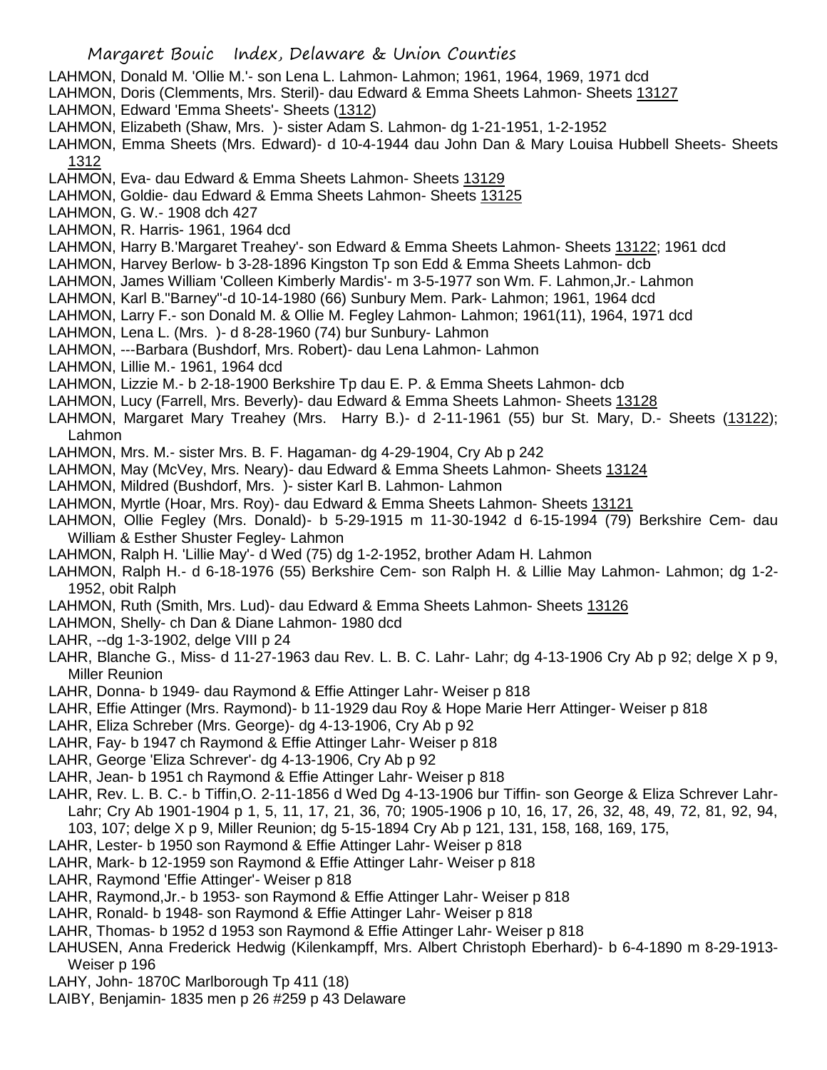LAHMON, Donald M. 'Ollie M.'- son Lena L. Lahmon- Lahmon; 1961, 1964, 1969, 1971 dcd

LAHMON, Doris (Clemments, Mrs. Steril)- dau Edward & Emma Sheets Lahmon- Sheets 13127

LAHMON, Edward 'Emma Sheets'- Sheets (1312)

LAHMON, Elizabeth (Shaw, Mrs. )- sister Adam S. Lahmon- dg 1-21-1951, 1-2-1952

LAHMON, Emma Sheets (Mrs. Edward)- d 10-4-1944 dau John Dan & Mary Louisa Hubbell Sheets- Sheets 1312

LAHMON, Eva- dau Edward & Emma Sheets Lahmon- Sheets 13129

LAHMON, Goldie- dau Edward & Emma Sheets Lahmon- Sheets 13125

LAHMON, G. W.- 1908 dch 427

LAHMON, R. Harris- 1961, 1964 dcd

LAHMON, Harry B.'Margaret Treahey'- son Edward & Emma Sheets Lahmon- Sheets 13122; 1961 dcd

LAHMON, Harvey Berlow- b 3-28-1896 Kingston Tp son Edd & Emma Sheets Lahmon- dcb

LAHMON, James William 'Colleen Kimberly Mardis'- m 3-5-1977 son Wm. F. Lahmon,Jr.- Lahmon

LAHMON, Karl B."Barney"-d 10-14-1980 (66) Sunbury Mem. Park- Lahmon; 1961, 1964 dcd

LAHMON, Larry F.- son Donald M. & Ollie M. Fegley Lahmon- Lahmon; 1961(11), 1964, 1971 dcd

LAHMON, Lena L. (Mrs. )- d 8-28-1960 (74) bur Sunbury- Lahmon

LAHMON, ---Barbara (Bushdorf, Mrs. Robert)- dau Lena Lahmon- Lahmon

LAHMON, Lillie M.- 1961, 1964 dcd

LAHMON, Lizzie M.- b 2-18-1900 Berkshire Tp dau E. P. & Emma Sheets Lahmon- dcb

LAHMON, Lucy (Farrell, Mrs. Beverly)- dau Edward & Emma Sheets Lahmon- Sheets 13128

LAHMON, Margaret Mary Treahey (Mrs. Harry B.)- d 2-11-1961 (55) bur St. Mary, D.- Sheets (13122); Lahmon

LAHMON, Mrs. M.- sister Mrs. B. F. Hagaman- dg 4-29-1904, Cry Ab p 242

LAHMON, May (McVey, Mrs. Neary)- dau Edward & Emma Sheets Lahmon- Sheets 13124

LAHMON, Mildred (Bushdorf, Mrs. )- sister Karl B. Lahmon- Lahmon

LAHMON, Myrtle (Hoar, Mrs. Roy)- dau Edward & Emma Sheets Lahmon- Sheets 13121

LAHMON, Ollie Fegley (Mrs. Donald)- b 5-29-1915 m 11-30-1942 d 6-15-1994 (79) Berkshire Cem- dau William & Esther Shuster Fegley- Lahmon

LAHMON, Ralph H. 'Lillie May'- d Wed (75) dg 1-2-1952, brother Adam H. Lahmon

LAHMON, Ralph H.- d 6-18-1976 (55) Berkshire Cem- son Ralph H. & Lillie May Lahmon- Lahmon; dg 1-2-1952, obit Ralph

LAHMON, Ruth (Smith, Mrs. Lud)- dau Edward & Emma Sheets Lahmon- Sheets 13126

LAHMON, Shelly- ch Dan & Diane Lahmon- 1980 dcd

LAHR, --dg 1-3-1902, delge VIII p 24

LAHR, Blanche G., Miss- d 11-27-1963 dau Rev. L. B. C. Lahr- Lahr; dg 4-13-1906 Cry Ab p 92; delge X p 9, Miller Reunion

LAHR, Donna- b 1949- dau Raymond & Effie Attinger Lahr- Weiser p 818

LAHR, Effie Attinger (Mrs. Raymond)- b 11-1929 dau Roy & Hope Marie Herr Attinger- Weiser p 818

LAHR, Eliza Schreber (Mrs. George)- dg 4-13-1906, Cry Ab p 92

LAHR, Fay- b 1947 ch Raymond & Effie Attinger Lahr- Weiser p 818

LAHR, George 'Eliza Schrever'- dg 4-13-1906, Cry Ab p 92

LAHR, Jean- b 1951 ch Raymond & Effie Attinger Lahr- Weiser p 818

LAHR, Rev. L. B. C.- b Tiffin,O. 2-11-1856 d Wed Dg 4-13-1906 bur Tiffin- son George & Eliza Schrever Lahr- Lahr; Cry Ab 1901-1904 p 1, 5, 11, 17, 21, 36, 70; 1905-1906 p 10, 16, 17, 26, 32, 48, 49, 72, 81, 92, 94, 103, 107; delge X p 9, Miller Reunion; dg 5-15-1894 Cry Ab p 121, 131, 158, 168, 169, 175,

LAHR, Lester- b 1950 son Raymond & Effie Attinger Lahr- Weiser p 818

LAHR, Mark- b 12-1959 son Raymond & Effie Attinger Lahr- Weiser p 818

LAHR, Raymond 'Effie Attinger'- Weiser p 818

LAHR, Raymond,Jr.- b 1953- son Raymond & Effie Attinger Lahr- Weiser p 818

LAHR, Ronald- b 1948- son Raymond & Effie Attinger Lahr- Weiser p 818

LAHR, Thomas- b 1952 d 1953 son Raymond & Effie Attinger Lahr- Weiser p 818

LAHUSEN, Anna Frederick Hedwig (Kilenkampff, Mrs. Albert Christoph Eberhard)- b 6-4-1890 m 8-29-1913- Weiser p 196

LAHY, John- 1870C Marlborough Tp 411 (18)

LAIBY, Benjamin- 1835 men p 26 #259 p 43 Delaware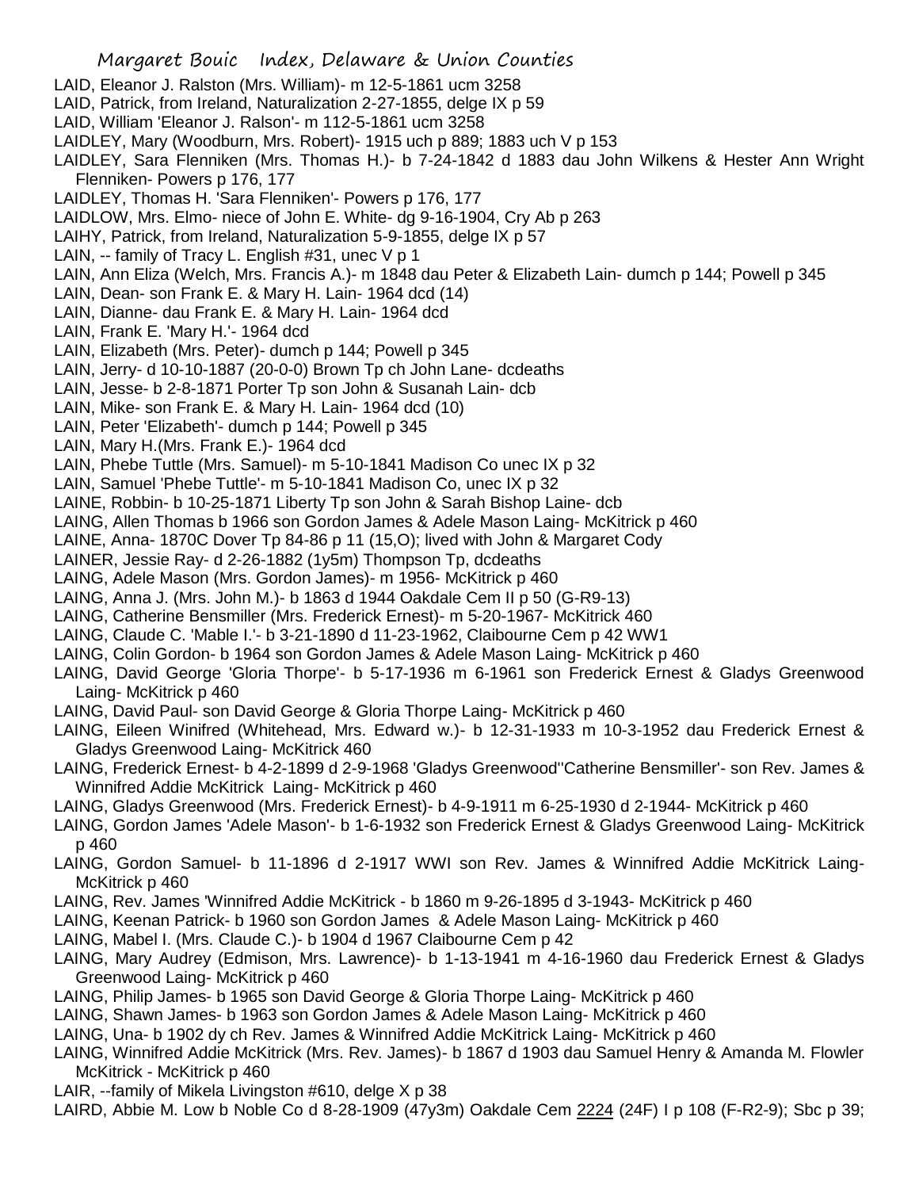LAID, Eleanor J. Ralston (Mrs. William)- m 12-5-1861 ucm 3258

LAID, Patrick, from Ireland, Naturalization 2-27-1855, delge IX p 59

LAID, William 'Eleanor J. Ralson'- m 112-5-1861 ucm 3258

LAIDLEY, Mary (Woodburn, Mrs. Robert)- 1915 uch p 889; 1883 uch V p 153

LAIDLEY, Sara Flenniken (Mrs. Thomas H.)- b 7-24-1842 d 1883 dau John Wilkens & Hester Ann Wright Flenniken- Powers p 176, 177

LAIDLEY, Thomas H. 'Sara Flenniken'- Powers p 176, 177

LAIDLOW, Mrs. Elmo- niece of John E. White- dg 9-16-1904, Cry Ab p 263

LAIHY, Patrick, from Ireland, Naturalization 5-9-1855, delge IX p 57

LAIN, -- family of Tracy L. English #31, unec V p 1

LAIN, Ann Eliza (Welch, Mrs. Francis A.)- m 1848 dau Peter & Elizabeth Lain- dumch p 144; Powell p 345

LAIN, Dean- son Frank E. & Mary H. Lain- 1964 dcd (14)

LAIN, Dianne- dau Frank E. & Mary H. Lain- 1964 dcd

LAIN, Frank E. 'Mary H.'- 1964 dcd

LAIN, Elizabeth (Mrs. Peter)- dumch p 144; Powell p 345

LAIN, Jerry- d 10-10-1887 (20-0-0) Brown Tp ch John Lane- dcdeaths

LAIN, Jesse- b 2-8-1871 Porter Tp son John & Susanah Lain- dcb

LAIN, Mike- son Frank E. & Mary H. Lain- 1964 dcd (10)

LAIN, Peter 'Elizabeth'- dumch p 144; Powell p 345

LAIN, Mary H.(Mrs. Frank E.)- 1964 dcd

LAIN, Phebe Tuttle (Mrs. Samuel)- m 5-10-1841 Madison Co unec IX p 32

LAIN, Samuel 'Phebe Tuttle'- m 5-10-1841 Madison Co, unec IX p 32

LAINE, Robbin- b 10-25-1871 Liberty Tp son John & Sarah Bishop Laine- dcb

LAING, Allen Thomas b 1966 son Gordon James & Adele Mason Laing- McKitrick p 460

LAINE, Anna- 1870C Dover Tp 84-86 p 11 (15,O); lived with John & Margaret Cody

LAINER, Jessie Ray- d 2-26-1882 (1y5m) Thompson Tp, dcdeaths

LAING, Adele Mason (Mrs. Gordon James)- m 1956- McKitrick p 460

LAING, Anna J. (Mrs. John M.)- b 1863 d 1944 Oakdale Cem II p 50 (G-R9-13)

LAING, Catherine Bensmiller (Mrs. Frederick Ernest)- m 5-20-1967- McKitrick 460

LAING, Claude C. 'Mable I.'- b 3-21-1890 d 11-23-1962, Claibourne Cem p 42 WW1

LAING, Colin Gordon- b 1964 son Gordon James & Adele Mason Laing- McKitrick p 460

LAING, David George 'Gloria Thorpe'- b 5-17-1936 m 6-1961 son Frederick Ernest & Gladys Greenwood Laing- McKitrick p 460

LAING, David Paul- son David George & Gloria Thorpe Laing- McKitrick p 460

LAING, Eileen Winifred (Whitehead, Mrs. Edward w.)- b 12-31-1933 m 10-3-1952 dau Frederick Ernest & Gladys Greenwood Laing- McKitrick 460

LAING, Frederick Ernest- b 4-2-1899 d 2-9-1968 'Gladys Greenwood''Catherine Bensmiller'- son Rev. James & Winnifred Addie McKitrick Laing- McKitrick p 460

LAING, Gladys Greenwood (Mrs. Frederick Ernest)- b 4-9-1911 m 6-25-1930 d 2-1944- McKitrick p 460

LAING, Gordon James 'Adele Mason'- b 1-6-1932 son Frederick Ernest & Gladys Greenwood Laing- McKitrick p 460

LAING, Gordon Samuel- b 11-1896 d 2-1917 WWI son Rev. James & Winnifred Addie McKitrick Laing- McKitrick p 460

LAING, Rev. James 'Winnifred Addie McKitrick - b 1860 m 9-26-1895 d 3-1943- McKitrick p 460

LAING, Keenan Patrick- b 1960 son Gordon James & Adele Mason Laing- McKitrick p 460

LAING, Mabel I. (Mrs. Claude C.)- b 1904 d 1967 Claibourne Cem p 42

LAING, Mary Audrey (Edmison, Mrs. Lawrence)- b 1-13-1941 m 4-16-1960 dau Frederick Ernest & Gladys Greenwood Laing- McKitrick p 460

LAING, Philip James- b 1965 son David George & Gloria Thorpe Laing- McKitrick p 460

LAING, Shawn James- b 1963 son Gordon James & Adele Mason Laing- McKitrick p 460

LAING, Una- b 1902 dy ch Rev. James & Winnifred Addie McKitrick Laing- McKitrick p 460

LAING, Winnifred Addie McKitrick (Mrs. Rev. James)- b 1867 d 1903 dau Samuel Henry & Amanda M. Flowler McKitrick - McKitrick p 460

LAIR, --family of Mikela Livingston #610, delge X p 38

LAIRD, Abbie M. Low b Noble Co d 8-28-1909 (47y3m) Oakdale Cem 2224 (24F) I p 108 (F-R2-9); Sbc p 39;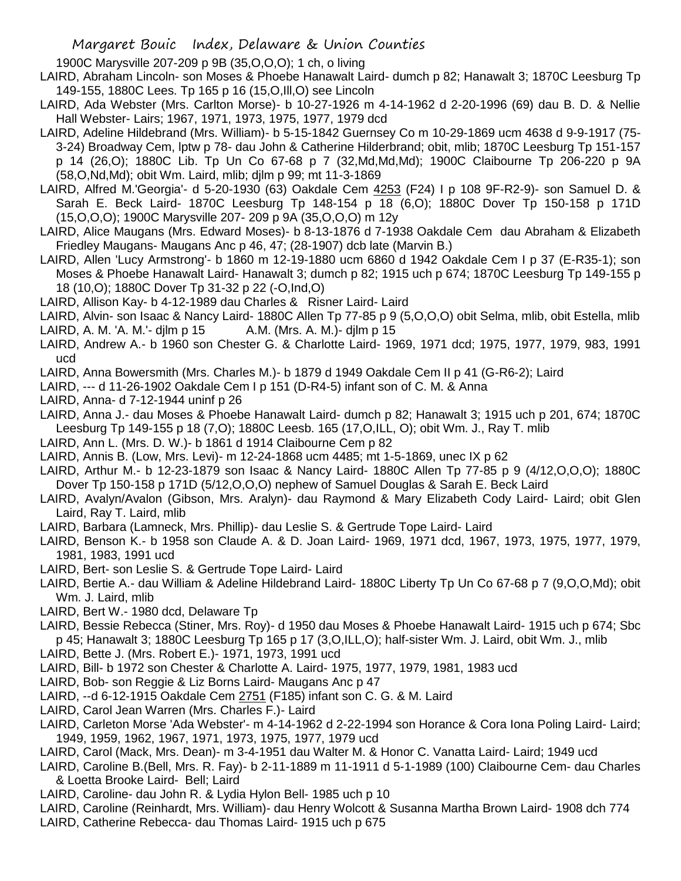1900C Marysville 207-209 p 9B (35,O,O,O); 1 ch, o living

LAIRD, Abraham Lincoln- son Moses & Phoebe Hanawalt Laird- dumch p 82; Hanawalt 3; 1870C Leesburg Tp 149-155, 1880C Lees. Tp 165 p 16 (15,O,Ill,O) see Lincoln

LAIRD, Ada Webster (Mrs. Carlton Morse)- b 10-27-1926 m 4-14-1962 d 2-20-1996 (69) dau B. D. & Nellie Hall Webster- Lairs; 1967, 1971, 1973, 1975, 1977, 1979 dcd

LAIRD, Adeline Hildebrand (Mrs. William)- b 5-15-1842 Guernsey Co m 10-29-1869 ucm 4638 d 9-9-1917 (75-3-24) Broadway Cem, lptw p 78- dau John & Catherine Hilderbrand; obit, mlib; 1870C Leesburg Tp 151-157 p 14 (26,O); 1880C Lib. Tp Un Co 67-68 p 7 (32,Md,Md,Md); 1900C Claibourne Tp 206-220 p 9A (58,O,Nd,Md); obit Wm. Laird, mlib; djlm p 99; mt 11-3-1869

LAIRD, Alfred M.'Georgia'- d 5-20-1930 (63) Oakdale Cem 4253 (F24) I p 108 9F-R2-9)- son Samuel D. & Sarah E. Beck Laird- 1870C Leesburg Tp 148-154 p 18 (6,O); 1880C Dover Tp 150-158 p 171D (15,O,O,O); 1900C Marysville 207- 209 p 9A (35,O,O,O) m 12y

LAIRD, Alice Maugans (Mrs. Edward Moses)- b 8-13-1876 d 7-1938 Oakdale Cem dau Abraham & Elizabeth Friedley Maugans- Maugans Anc p 46, 47; (28-1907) dcb late (Marvin B.)

LAIRD, Allen 'Lucy Armstrong'- b 1860 m 12-19-1880 ucm 6860 d 1942 Oakdale Cem I p 37 (E-R35-1); son Moses & Phoebe Hanawalt Laird- Hanawalt 3; dumch p 82; 1915 uch p 674; 1870C Leesburg Tp 149-155 p 18 (10,O); 1880C Dover Tp 31-32 p 22 (-O,Ind,O)

LAIRD, Allison Kay- b 4-12-1989 dau Charles & Risner Laird- Laird

LAIRD, Alvin- son Isaac & Nancy Laird- 1880C Allen Tp 77-85 p 9 (5,O,O,O) obit Selma, mlib, obit Estella, mlib

LAIRD, A. M. 'A. M.'- djlm p 15 A.M. (Mrs. A. M.)- djlm p 15

LAIRD, Andrew A.- b 1960 son Chester G. & Charlotte Laird- 1969, 1971 dcd; 1975, 1977, 1979, 983, 1991 ucd

LAIRD, Anna Bowersmith (Mrs. Charles M.)- b 1879 d 1949 Oakdale Cem II p 41 (G-R6-2); Laird

LAIRD, --- d 11-26-1902 Oakdale Cem I p 151 (D-R4-5) infant son of C. M. & Anna

LAIRD, Anna- d 7-12-1944 uninf p 26

LAIRD, Anna J.- dau Moses & Phoebe Hanawalt Laird- dumch p 82; Hanawalt 3; 1915 uch p 201, 674; 1870C Leesburg Tp 149-155 p 18 (7,O); 1880C Leesb. 165 (17,O,ILL, O); obit Wm. J., Ray T. mlib

LAIRD, Ann L. (Mrs. D. W.)- b 1861 d 1914 Claibourne Cem p 82

LAIRD, Annis B. (Low, Mrs. Levi)- m 12-24-1868 ucm 4485; mt 1-5-1869, unec IX p 62

LAIRD, Arthur M.- b 12-23-1879 son Isaac & Nancy Laird- 1880C Allen Tp 77-85 p 9 (4/12,O,O,O); 1880C Dover Tp 150-158 p 171D (5/12,O,O,O) nephew of Samuel Douglas & Sarah E. Beck Laird

LAIRD, Avalyn/Avalon (Gibson, Mrs. Aralyn)- dau Raymond & Mary Elizabeth Cody Laird- Laird; obit Glen Laird, Ray T. Laird, mlib

LAIRD, Barbara (Lamneck, Mrs. Phillip)- dau Leslie S. & Gertrude Tope Laird- Laird

LAIRD, Benson K.- b 1958 son Claude A. & D. Joan Laird- 1969, 1971 dcd, 1967, 1973, 1975, 1977, 1979, 1981, 1983, 1991 ucd

LAIRD, Bert- son Leslie S. & Gertrude Tope Laird- Laird

LAIRD, Bertie A.- dau William & Adeline Hildebrand Laird- 1880C Liberty Tp Un Co 67-68 p 7 (9,O,O,Md); obit Wm. J. Laird, mlib

LAIRD, Bert W.- 1980 dcd, Delaware Tp

LAIRD, Bessie Rebecca (Stiner, Mrs. Roy)- d 1950 dau Moses & Phoebe Hanawalt Laird- 1915 uch p 674; Sbc p 45; Hanawalt 3; 1880C Leesburg Tp 165 p 17 (3,O,ILL,O); half-sister Wm. J. Laird, obit Wm. J., mlib

LAIRD, Bette J. (Mrs. Robert E.)- 1971, 1973, 1991 ucd

LAIRD, Bill- b 1972 son Chester & Charlotte A. Laird- 1975, 1977, 1979, 1981, 1983 ucd

LAIRD, Bob- son Reggie & Liz Borns Laird- Maugans Anc p 47

LAIRD, --d 6-12-1915 Oakdale Cem 2751 (F185) infant son C. G. & M. Laird

LAIRD, Carol Jean Warren (Mrs. Charles F.)- Laird

LAIRD, Carleton Morse 'Ada Webster'- m 4-14-1962 d 2-22-1994 son Horance & Cora Iona Poling Laird- Laird; 1949, 1959, 1962, 1967, 1971, 1973, 1975, 1977, 1979 ucd

LAIRD, Carol (Mack, Mrs. Dean)- m 3-4-1951 dau Walter M. & Honor C. Vanatta Laird- Laird; 1949 ucd

LAIRD, Caroline B.(Bell, Mrs. R. Fay)- b 2-11-1889 m 11-1911 d 5-1-1989 (100) Claibourne Cem- dau Charles & Loetta Brooke Laird- Bell; Laird

LAIRD, Caroline- dau John R. & Lydia Hylon Bell- 1985 uch p 10

LAIRD, Caroline (Reinhardt, Mrs. William)- dau Henry Wolcott & Susanna Martha Brown Laird- 1908 dch 774

LAIRD, Catherine Rebecca- dau Thomas Laird- 1915 uch p 675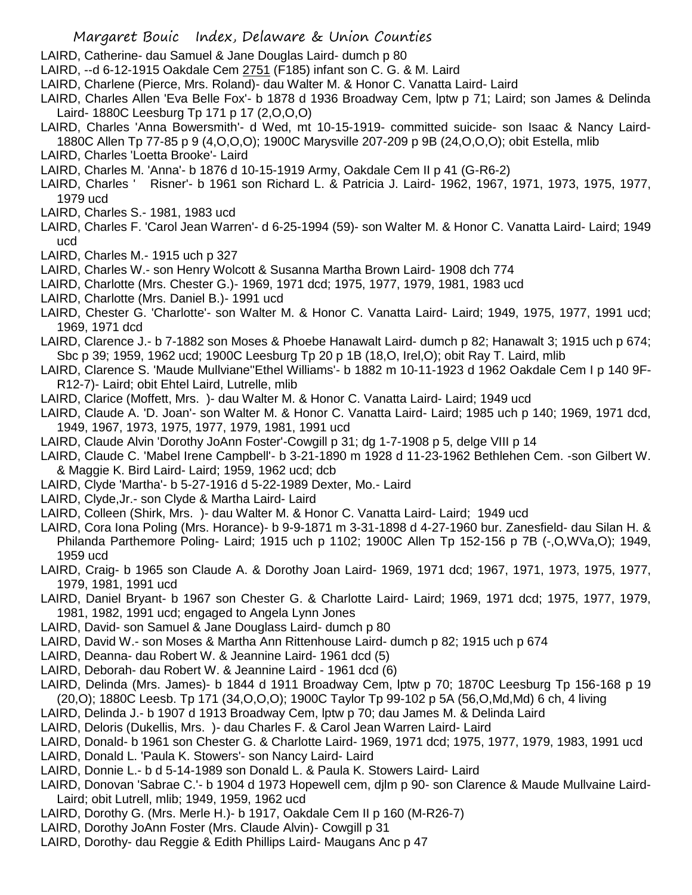LAIRD, Catherine- dau Samuel & Jane Douglas Laird- dumch p 80

LAIRD, --d 6-12-1915 Oakdale Cem 2751 (F185) infant son C. G. & M. Laird

LAIRD, Charlene (Pierce, Mrs. Roland)- dau Walter M. & Honor C. Vanatta Laird- Laird

LAIRD, Charles Allen 'Eva Belle Fox'- b 1878 d 1936 Broadway Cem, lptw p 71; Laird; son James & Delinda Laird- 1880C Leesburg Tp 171 p 17 (2,O,O,O)

LAIRD, Charles 'Anna Bowersmith'- d Wed, mt 10-15-1919- committed suicide- son Isaac & Nancy Laird- 1880C Allen Tp 77-85 p 9 (4,O,O,O); 1900C Marysville 207-209 p 9B (24,O,O,O); obit Estella, mlib

LAIRD, Charles 'Loetta Brooke'- Laird

LAIRD, Charles M. 'Anna'- b 1876 d 10-15-1919 Army, Oakdale Cem II p 41 (G-R6-2)

LAIRD, Charles '   Risner'- b 1961 son Richard L. & Patricia J. Laird- 1962, 1967, 1971, 1973, 1975, 1977, 1979 ucd

LAIRD, Charles S.- 1981, 1983 ucd

LAIRD, Charles F. 'Carol Jean Warren'- d 6-25-1994 (59)- son Walter M. & Honor C. Vanatta Laird- Laird; 1949 ucd

LAIRD, Charles M.- 1915 uch p 327

LAIRD, Charles W.- son Henry Wolcott & Susanna Martha Brown Laird- 1908 dch 774

LAIRD, Charlotte (Mrs. Chester G.)- 1969, 1971 dcd; 1975, 1977, 1979, 1981, 1983 ucd

LAIRD, Charlotte (Mrs. Daniel B.)- 1991 ucd

LAIRD, Chester G. 'Charlotte'- son Walter M. & Honor C. Vanatta Laird- Laird; 1949, 1975, 1977, 1991 ucd; 1969, 1971 dcd

LAIRD, Clarence J.- b 7-1882 son Moses & Phoebe Hanawalt Laird- dumch p 82; Hanawalt 3; 1915 uch p 674; Sbc p 39; 1959, 1962 ucd; 1900C Leesburg Tp 20 p 1B (18,O, Irel,O); obit Ray T. Laird, mlib

LAIRD, Clarence S. 'Maude Mullviane''Ethel Williams'- b 1882 m 10-11-1923 d 1962 Oakdale Cem I p 140 9F-R12-7)- Laird; obit Ehtel Laird, Lutrelle, mlib

LAIRD, Clarice (Moffett, Mrs. )- dau Walter M. & Honor C. Vanatta Laird- Laird; 1949 ucd

LAIRD, Claude A. 'D. Joan'- son Walter M. & Honor C. Vanatta Laird- Laird; 1985 uch p 140; 1969, 1971 dcd, 1949, 1967, 1973, 1975, 1977, 1979, 1981, 1991 ucd

LAIRD, Claude Alvin 'Dorothy JoAnn Foster'-Cowgill p 31; dg 1-7-1908 p 5, delge VIII p 14

LAIRD, Claude C. 'Mabel Irene Campbell'- b 3-21-1890 m 1928 d 11-23-1962 Bethlehen Cem. -son Gilbert W. & Maggie K. Bird Laird- Laird; 1959, 1962 ucd; dcb

LAIRD, Clyde 'Martha'- b 5-27-1916 d 5-22-1989 Dexter, Mo.- Laird

LAIRD, Clyde,Jr.- son Clyde & Martha Laird- Laird

LAIRD, Colleen (Shirk, Mrs. )- dau Walter M. & Honor C. Vanatta Laird- Laird; 1949 ucd

LAIRD, Cora Iona Poling (Mrs. Horance)- b 9-9-1871 m 3-31-1898 d 4-27-1960 bur. Zanesfield- dau Silan H. & Philanda Parthemore Poling- Laird; 1915 uch p 1102; 1900C Allen Tp 152-156 p 7B (-,O,WVa,O); 1949, 1959 ucd

LAIRD, Craig- b 1965 son Claude A. & Dorothy Joan Laird- 1969, 1971 dcd; 1967, 1971, 1973, 1975, 1977, 1979, 1981, 1991 ucd

LAIRD, Daniel Bryant- b 1967 son Chester G. & Charlotte Laird- Laird; 1969, 1971 dcd; 1975, 1977, 1979, 1981, 1982, 1991 ucd; engaged to Angela Lynn Jones

LAIRD, David- son Samuel & Jane Douglass Laird- dumch p 80

LAIRD, David W.- son Moses & Martha Ann Rittenhouse Laird- dumch p 82; 1915 uch p 674

LAIRD, Deanna- dau Robert W. & Jeannine Laird- 1961 dcd (5)

LAIRD, Deborah- dau Robert W. & Jeannine Laird - 1961 dcd (6)

LAIRD, Delinda (Mrs. James)- b 1844 d 1911 Broadway Cem, lptw p 70; 1870C Leesburg Tp 156-168 p 19 (20,O); 1880C Leesb. Tp 171 (34,O,O,O); 1900C Taylor Tp 99-102 p 5A (56,O,Md,Md) 6 ch, 4 living

LAIRD, Delinda J.- b 1907 d 1913 Broadway Cem, lptw p 70; dau James M. & Delinda Laird

LAIRD, Deloris (Dukellis, Mrs. )- dau Charles F. & Carol Jean Warren Laird- Laird

LAIRD, Donald- b 1961 son Chester G. & Charlotte Laird- 1969, 1971 dcd; 1975, 1977, 1979, 1983, 1991 ucd

LAIRD, Donald L. 'Paula K. Stowers'- son Nancy Laird- Laird

LAIRD, Donnie L.- b d 5-14-1989 son Donald L. & Paula K. Stowers Laird- Laird

LAIRD, Donovan 'Sabrae C.'- b 1904 d 1973 Hopewell cem, djlm p 90- son Clarence & Maude Mullvaine Laird- Laird; obit Lutrell, mlib; 1949, 1959, 1962 ucd

LAIRD, Dorothy G. (Mrs. Merle H.)- b 1917, Oakdale Cem II p 160 (M-R26-7)

LAIRD, Dorothy JoAnn Foster (Mrs. Claude Alvin)- Cowgill p 31

LAIRD, Dorothy- dau Reggie & Edith Phillips Laird- Maugans Anc p 47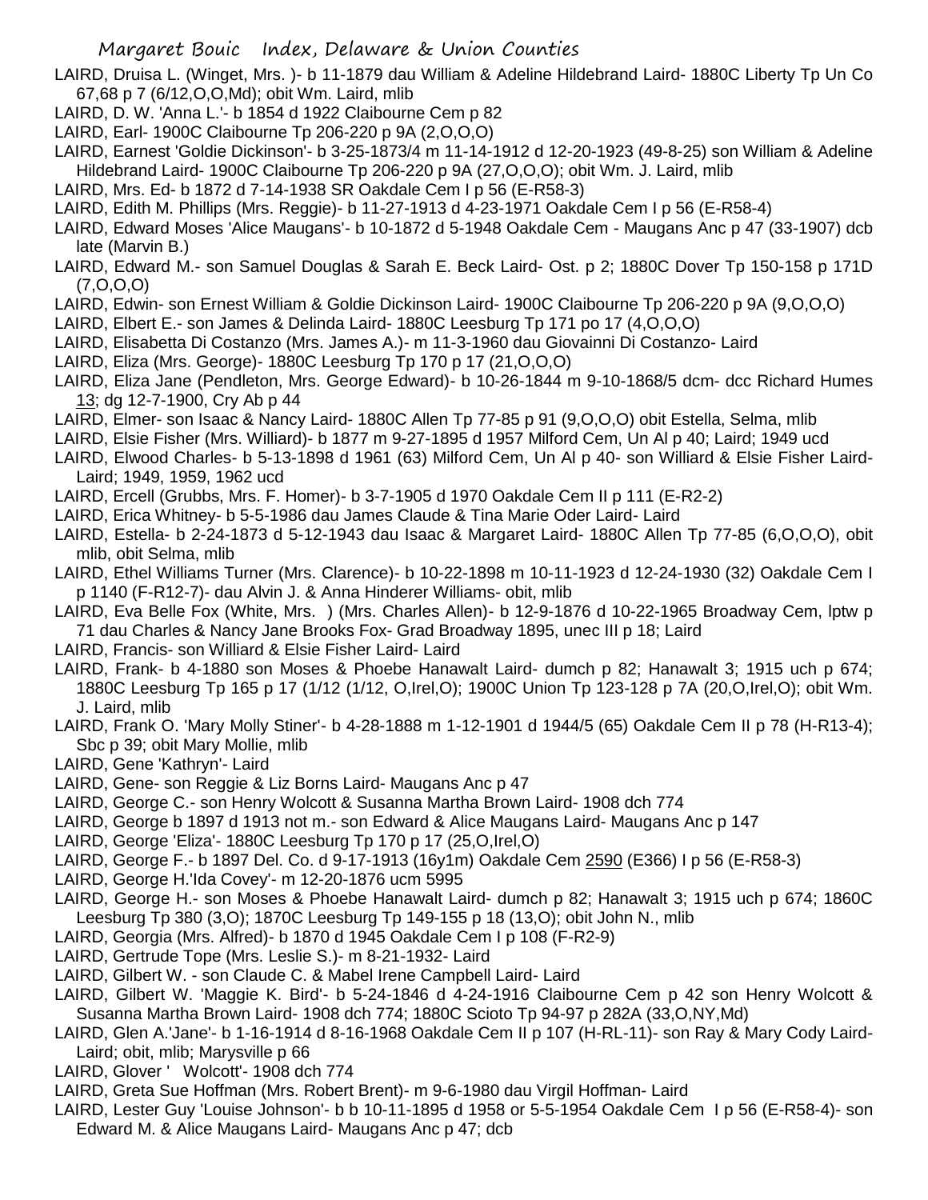LAIRD, Druisa L. (Winget, Mrs. )- b 11-1879 dau William & Adeline Hildebrand Laird- 1880C Liberty Tp Un Co 67,68 p 7 (6/12,O,O,Md); obit Wm. Laird, mlib

LAIRD, D. W. 'Anna L.'- b 1854 d 1922 Claibourne Cem p 82

LAIRD, Earl- 1900C Claibourne Tp 206-220 p 9A (2,O,O,O)

LAIRD, Earnest 'Goldie Dickinson'- b 3-25-1873/4 m 11-14-1912 d 12-20-1923 (49-8-25) son William & Adeline Hildebrand Laird- 1900C Claibourne Tp 206-220 p 9A (27,O,O,O); obit Wm. J. Laird, mlib

LAIRD, Mrs. Ed- b 1872 d 7-14-1938 SR Oakdale Cem I p 56 (E-R58-3)

LAIRD, Edith M. Phillips (Mrs. Reggie)- b 11-27-1913 d 4-23-1971 Oakdale Cem I p 56 (E-R58-4)

LAIRD, Edward Moses 'Alice Maugans'- b 10-1872 d 5-1948 Oakdale Cem - Maugans Anc p 47 (33-1907) dcb late (Marvin B.)

LAIRD, Edward M.- son Samuel Douglas & Sarah E. Beck Laird- Ost. p 2; 1880C Dover Tp 150-158 p 171D (7,O,O,O)

LAIRD, Edwin- son Ernest William & Goldie Dickinson Laird- 1900C Claibourne Tp 206-220 p 9A (9,O,O,O)

LAIRD, Elbert E.- son James & Delinda Laird- 1880C Leesburg Tp 171 po 17 (4,O,O,O)

LAIRD, Elisabetta Di Costanzo (Mrs. James A.)- m 11-3-1960 dau Giovainni Di Costanzo- Laird

LAIRD, Eliza (Mrs. George)- 1880C Leesburg Tp 170 p 17 (21,O,O,O)

LAIRD, Eliza Jane (Pendleton, Mrs. George Edward)- b 10-26-1844 m 9-10-1868/5 dcm- dcc Richard Humes 13; dg 12-7-1900, Cry Ab p 44

LAIRD, Elmer- son Isaac & Nancy Laird- 1880C Allen Tp 77-85 p 91 (9,O,O,O) obit Estella, Selma, mlib

LAIRD, Elsie Fisher (Mrs. Williard)- b 1877 m 9-27-1895 d 1957 Milford Cem, Un Al p 40; Laird; 1949 ucd

LAIRD, Elwood Charles- b 5-13-1898 d 1961 (63) Milford Cem, Un Al p 40- son Williard & Elsie Fisher Laird- Laird; 1949, 1959, 1962 ucd

LAIRD, Ercell (Grubbs, Mrs. F. Homer)- b 3-7-1905 d 1970 Oakdale Cem II p 111 (E-R2-2)

LAIRD, Erica Whitney- b 5-5-1986 dau James Claude & Tina Marie Oder Laird- Laird

LAIRD, Estella- b 2-24-1873 d 5-12-1943 dau Isaac & Margaret Laird- 1880C Allen Tp 77-85 (6,O,O,O), obit mlib, obit Selma, mlib

LAIRD, Ethel Williams Turner (Mrs. Clarence)- b 10-22-1898 m 10-11-1923 d 12-24-1930 (32) Oakdale Cem I p 1140 (F-R12-7)- dau Alvin J. & Anna Hinderer Williams- obit, mlib

LAIRD, Eva Belle Fox (White, Mrs. ) (Mrs. Charles Allen)- b 12-9-1876 d 10-22-1965 Broadway Cem, lptw p 71 dau Charles & Nancy Jane Brooks Fox- Grad Broadway 1895, unec III p 18; Laird

LAIRD, Francis- son Williard & Elsie Fisher Laird- Laird

LAIRD, Frank- b 4-1880 son Moses & Phoebe Hanawalt Laird- dumch p 82; Hanawalt 3; 1915 uch p 674; 1880C Leesburg Tp 165 p 17 (1/12 (1/12, O,Irel,O); 1900C Union Tp 123-128 p 7A (20,O,Irel,O); obit Wm. J. Laird, mlib

LAIRD, Frank O. 'Mary Molly Stiner'- b 4-28-1888 m 1-12-1901 d 1944/5 (65) Oakdale Cem II p 78 (H-R13-4); Sbc p 39; obit Mary Mollie, mlib

LAIRD, Gene 'Kathryn'- Laird

LAIRD, Gene- son Reggie & Liz Borns Laird- Maugans Anc p 47

LAIRD, George C.- son Henry Wolcott & Susanna Martha Brown Laird- 1908 dch 774

LAIRD, George b 1897 d 1913 not m.- son Edward & Alice Maugans Laird- Maugans Anc p 147

LAIRD, George 'Eliza'- 1880C Leesburg Tp 170 p 17 (25,O,Irel,O)

LAIRD, George F.- b 1897 Del. Co. d 9-17-1913 (16y1m) Oakdale Cem 2590 (E366) I p 56 (E-R58-3)

LAIRD, George H.'Ida Covey'- m 12-20-1876 ucm 5995

LAIRD, George H.- son Moses & Phoebe Hanawalt Laird- dumch p 82; Hanawalt 3; 1915 uch p 674; 1860C Leesburg Tp 380 (3,O); 1870C Leesburg Tp 149-155 p 18 (13,O); obit John N., mlib

LAIRD, Georgia (Mrs. Alfred)- b 1870 d 1945 Oakdale Cem I p 108 (F-R2-9)

LAIRD, Gertrude Tope (Mrs. Leslie S.)- m 8-21-1932- Laird

LAIRD, Gilbert W. - son Claude C. & Mabel Irene Campbell Laird- Laird

LAIRD, Gilbert W. 'Maggie K. Bird'- b 5-24-1846 d 4-24-1916 Claibourne Cem p 42 son Henry Wolcott & Susanna Martha Brown Laird- 1908 dch 774; 1880C Scioto Tp 94-97 p 282A (33,O,NY,Md)

LAIRD, Glen A.'Jane'- b 1-16-1914 d 8-16-1968 Oakdale Cem II p 107 (H-RL-11)- son Ray & Mary Cody Laird- Laird; obit, mlib; Marysville p 66

LAIRD, Glover ' Wolcott'- 1908 dch 774

LAIRD, Greta Sue Hoffman (Mrs. Robert Brent)- m 9-6-1980 dau Virgil Hoffman- Laird

LAIRD, Lester Guy 'Louise Johnson'- b b 10-11-1895 d 1958 or 5-5-1954 Oakdale Cem I p 56 (E-R58-4)- son Edward M. & Alice Maugans Laird- Maugans Anc p 47; dcb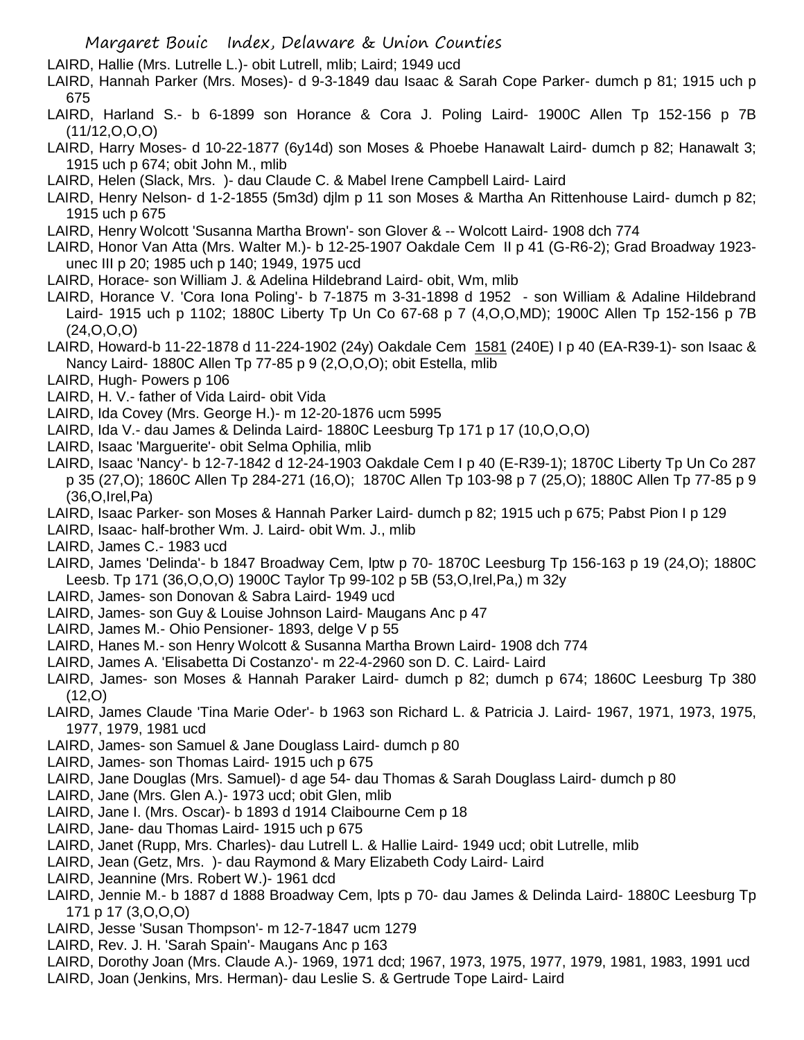LAIRD, Hallie (Mrs. Lutrelle L.)- obit Lutrell, mlib; Laird; 1949 ucd

LAIRD, Hannah Parker (Mrs. Moses)- d 9-3-1849 dau Isaac & Sarah Cope Parker- dumch p 81; 1915 uch p 675

LAIRD, Harland S.- b 6-1899 son Horance & Cora J. Poling Laird- 1900C Allen Tp 152-156 p 7B (11/12,O,O,O)

LAIRD, Harry Moses- d 10-22-1877 (6y14d) son Moses & Phoebe Hanawalt Laird- dumch p 82; Hanawalt 3; 1915 uch p 674; obit John M., mlib

LAIRD, Helen (Slack, Mrs. )- dau Claude C. & Mabel Irene Campbell Laird- Laird

LAIRD, Henry Nelson- d 1-2-1855 (5m3d) djlm p 11 son Moses & Martha An Rittenhouse Laird- dumch p 82; 1915 uch p 675

LAIRD, Henry Wolcott 'Susanna Martha Brown'- son Glover & -- Wolcott Laird- 1908 dch 774

LAIRD, Honor Van Atta (Mrs. Walter M.)- b 12-25-1907 Oakdale Cem II p 41 (G-R6-2); Grad Broadway 1923- unec III p 20; 1985 uch p 140; 1949, 1975 ucd

LAIRD, Horace- son William J. & Adelina Hildebrand Laird- obit, Wm, mlib

LAIRD, Horance V. 'Cora Iona Poling'- b 7-1875 m 3-31-1898 d 1952 - son William & Adaline Hildebrand Laird- 1915 uch p 1102; 1880C Liberty Tp Un Co 67-68 p 7 (4,O,O,MD); 1900C Allen Tp 152-156 p 7B (24,O,O,O)

LAIRD, Howard-b 11-22-1878 d 11-224-1902 (24y) Oakdale Cem 1581 (240E) I p 40 (EA-R39-1)- son Isaac & Nancy Laird- 1880C Allen Tp 77-85 p 9 (2,O,O,O); obit Estella, mlib

LAIRD, Hugh- Powers p 106

LAIRD, H. V.- father of Vida Laird- obit Vida

LAIRD, Ida Covey (Mrs. George H.)- m 12-20-1876 ucm 5995

LAIRD, Ida V.- dau James & Delinda Laird- 1880C Leesburg Tp 171 p 17 (10,O,O,O)

LAIRD, Isaac 'Marguerite'- obit Selma Ophilia, mlib

LAIRD, Isaac 'Nancy'- b 12-7-1842 d 12-24-1903 Oakdale Cem I p 40 (E-R39-1); 1870C Liberty Tp Un Co 287 p 35 (27,O); 1860C Allen Tp 284-271 (16,O); 1870C Allen Tp 103-98 p 7 (25,O); 1880C Allen Tp 77-85 p 9 (36,O,Irel,Pa)

LAIRD, Isaac Parker- son Moses & Hannah Parker Laird- dumch p 82; 1915 uch p 675; Pabst Pion I p 129

LAIRD, Isaac- half-brother Wm. J. Laird- obit Wm. J., mlib

LAIRD, James C.- 1983 ucd

LAIRD, James 'Delinda'- b 1847 Broadway Cem, lptw p 70- 1870C Leesburg Tp 156-163 p 19 (24,O); 1880C Leesb. Tp 171 (36,O,O,O) 1900C Taylor Tp 99-102 p 5B (53,O,Irel,Pa,) m 32y

LAIRD, James- son Donovan & Sabra Laird- 1949 ucd

LAIRD, James- son Guy & Louise Johnson Laird- Maugans Anc p 47

LAIRD, James M.- Ohio Pensioner- 1893, delge V p 55

LAIRD, Hanes M.- son Henry Wolcott & Susanna Martha Brown Laird- 1908 dch 774

LAIRD, James A. 'Elisabetta Di Costanzo'- m 22-4-2960 son D. C. Laird- Laird

LAIRD, James- son Moses & Hannah Paraker Laird- dumch p 82; dumch p 674; 1860C Leesburg Tp 380 (12,O)

LAIRD, James Claude 'Tina Marie Oder'- b 1963 son Richard L. & Patricia J. Laird- 1967, 1971, 1973, 1975, 1977, 1979, 1981 ucd

LAIRD, James- son Samuel & Jane Douglass Laird- dumch p 80

LAIRD, James- son Thomas Laird- 1915 uch p 675

LAIRD, Jane Douglas (Mrs. Samuel)- d age 54- dau Thomas & Sarah Douglass Laird- dumch p 80

LAIRD, Jane (Mrs. Glen A.)- 1973 ucd; obit Glen, mlib

LAIRD, Jane I. (Mrs. Oscar)- b 1893 d 1914 Claibourne Cem p 18

LAIRD, Jane- dau Thomas Laird- 1915 uch p 675

LAIRD, Janet (Rupp, Mrs. Charles)- dau Lutrell L. & Hallie Laird- 1949 ucd; obit Lutrelle, mlib

LAIRD, Jean (Getz, Mrs. )- dau Raymond & Mary Elizabeth Cody Laird- Laird

LAIRD, Jeannine (Mrs. Robert W.)- 1961 dcd

LAIRD, Jennie M.- b 1887 d 1888 Broadway Cem, lpts p 70- dau James & Delinda Laird- 1880C Leesburg Tp 171 p 17 (3,O,O,O)

LAIRD, Jesse 'Susan Thompson'- m 12-7-1847 ucm 1279

LAIRD, Rev. J. H. 'Sarah Spain'- Maugans Anc p 163

LAIRD, Dorothy Joan (Mrs. Claude A.)- 1969, 1971 dcd; 1967, 1973, 1975, 1977, 1979, 1981, 1983, 1991 ucd

LAIRD, Joan (Jenkins, Mrs. Herman)- dau Leslie S. & Gertrude Tope Laird- Laird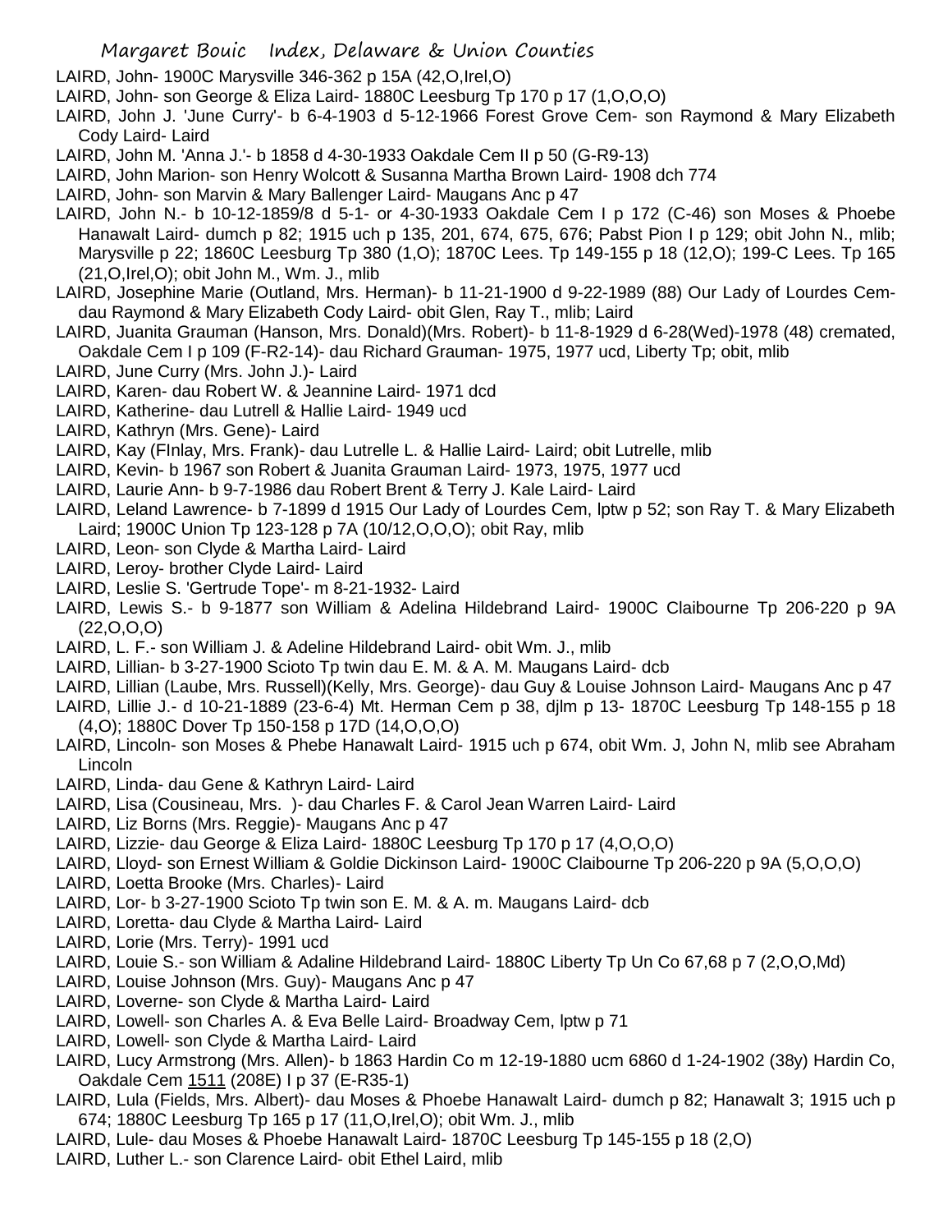LAIRD, John- 1900C Marysville 346-362 p 15A (42,O,Irel,O)

LAIRD, John- son George & Eliza Laird- 1880C Leesburg Tp 170 p 17 (1,O,O,O)

LAIRD, John J. 'June Curry'- b 6-4-1903 d 5-12-1966 Forest Grove Cem- son Raymond & Mary Elizabeth Cody Laird- Laird

LAIRD, John M. 'Anna J.'- b 1858 d 4-30-1933 Oakdale Cem II p 50 (G-R9-13)

LAIRD, John Marion- son Henry Wolcott & Susanna Martha Brown Laird- 1908 dch 774

LAIRD, John- son Marvin & Mary Ballenger Laird- Maugans Anc p 47

LAIRD, John N.- b 10-12-1859/8 d 5-1- or 4-30-1933 Oakdale Cem I p 172 (C-46) son Moses & Phoebe Hanawalt Laird- dumch p 82; 1915 uch p 135, 201, 674, 675, 676; Pabst Pion I p 129; obit John N., mlib; Marysville p 22; 1860C Leesburg Tp 380 (1,O); 1870C Lees. Tp 149-155 p 18 (12,O); 199-C Lees. Tp 165 (21,O,Irel,O); obit John M., Wm. J., mlib

LAIRD, Josephine Marie (Outland, Mrs. Herman)- b 11-21-1900 d 9-22-1989 (88) Our Lady of Lourdes Cem- dau Raymond & Mary Elizabeth Cody Laird- obit Glen, Ray T., mlib; Laird

LAIRD, Juanita Grauman (Hanson, Mrs. Donald)(Mrs. Robert)- b 11-8-1929 d 6-28(Wed)-1978 (48) cremated, Oakdale Cem I p 109 (F-R2-14)- dau Richard Grauman- 1975, 1977 ucd, Liberty Tp; obit, mlib

LAIRD, June Curry (Mrs. John J.)- Laird

LAIRD, Karen- dau Robert W. & Jeannine Laird- 1971 dcd

LAIRD, Katherine- dau Lutrell & Hallie Laird- 1949 ucd

LAIRD, Kathryn (Mrs. Gene)- Laird

LAIRD, Kay (FInlay, Mrs. Frank)- dau Lutrelle L. & Hallie Laird- Laird; obit Lutrelle, mlib

LAIRD, Kevin- b 1967 son Robert & Juanita Grauman Laird- 1973, 1975, 1977 ucd

LAIRD, Laurie Ann- b 9-7-1986 dau Robert Brent & Terry J. Kale Laird- Laird

LAIRD, Leland Lawrence- b 7-1899 d 1915 Our Lady of Lourdes Cem, lptw p 52; son Ray T. & Mary Elizabeth Laird; 1900C Union Tp 123-128 p 7A (10/12,O,O,O); obit Ray, mlib

LAIRD, Leon- son Clyde & Martha Laird- Laird

LAIRD, Leroy- brother Clyde Laird- Laird

LAIRD, Leslie S. 'Gertrude Tope'- m 8-21-1932- Laird

LAIRD, Lewis S.- b 9-1877 son William & Adelina Hildebrand Laird- 1900C Claibourne Tp 206-220 p 9A (22,O,O,O)

LAIRD, L. F.- son William J. & Adeline Hildebrand Laird- obit Wm. J., mlib

LAIRD, Lillian- b 3-27-1900 Scioto Tp twin dau E. M. & A. M. Maugans Laird- dcb

LAIRD, Lillian (Laube, Mrs. Russell)(Kelly, Mrs. George)- dau Guy & Louise Johnson Laird- Maugans Anc p 47

LAIRD, Lillie J.- d 10-21-1889 (23-6-4) Mt. Herman Cem p 38, djlm p 13- 1870C Leesburg Tp 148-155 p 18 (4,O); 1880C Dover Tp 150-158 p 17D (14,O,O,O)

LAIRD, Lincoln- son Moses & Phebe Hanawalt Laird- 1915 uch p 674, obit Wm. J, John N, mlib see Abraham Lincoln

LAIRD, Linda- dau Gene & Kathryn Laird- Laird

LAIRD, Lisa (Cousineau, Mrs. )- dau Charles F. & Carol Jean Warren Laird- Laird

LAIRD, Liz Borns (Mrs. Reggie)- Maugans Anc p 47

LAIRD, Lizzie- dau George & Eliza Laird- 1880C Leesburg Tp 170 p 17 (4,O,O,O)

LAIRD, Lloyd- son Ernest William & Goldie Dickinson Laird- 1900C Claibourne Tp 206-220 p 9A (5,O,O,O)

LAIRD, Loetta Brooke (Mrs. Charles)- Laird

LAIRD, Lor- b 3-27-1900 Scioto Tp twin son E. M. & A. m. Maugans Laird- dcb

LAIRD, Loretta- dau Clyde & Martha Laird- Laird

LAIRD, Lorie (Mrs. Terry)- 1991 ucd

LAIRD, Louie S.- son William & Adaline Hildebrand Laird- 1880C Liberty Tp Un Co 67,68 p 7 (2,O,O,Md)

LAIRD, Louise Johnson (Mrs. Guy)- Maugans Anc p 47

LAIRD, Loverne- son Clyde & Martha Laird- Laird

LAIRD, Lowell- son Charles A. & Eva Belle Laird- Broadway Cem, lptw p 71

LAIRD, Lowell- son Clyde & Martha Laird- Laird

LAIRD, Lucy Armstrong (Mrs. Allen)- b 1863 Hardin Co m 12-19-1880 ucm 6860 d 1-24-1902 (38y) Hardin Co, Oakdale Cem 1511 (208E) I p 37 (E-R35-1)

LAIRD, Lula (Fields, Mrs. Albert)- dau Moses & Phoebe Hanawalt Laird- dumch p 82; Hanawalt 3; 1915 uch p 674; 1880C Leesburg Tp 165 p 17 (11,O,Irel,O); obit Wm. J., mlib

LAIRD, Lule- dau Moses & Phoebe Hanawalt Laird- 1870C Leesburg Tp 145-155 p 18 (2,O)

LAIRD, Luther L.- son Clarence Laird- obit Ethel Laird, mlib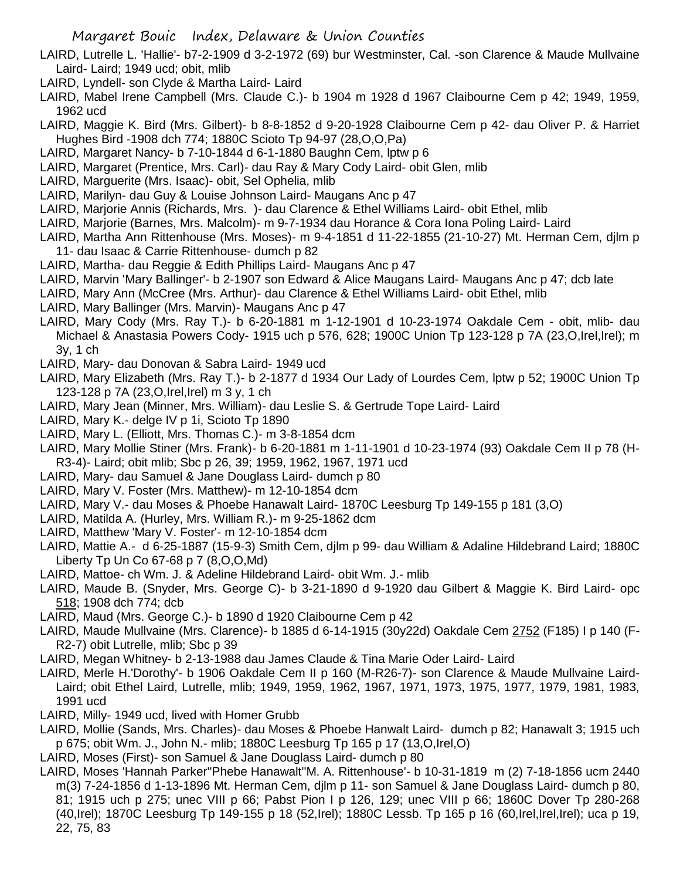LAIRD, Lutrelle L. 'Hallie'- b7-2-1909 d 3-2-1972 (69) bur Westminster, Cal. -son Clarence & Maude Mullvaine Laird- Laird; 1949 ucd; obit, mlib

LAIRD, Lyndell- son Clyde & Martha Laird- Laird

LAIRD, Mabel Irene Campbell (Mrs. Claude C.)- b 1904 m 1928 d 1967 Claibourne Cem p 42; 1949, 1959, 1962 ucd

LAIRD, Maggie K. Bird (Mrs. Gilbert)- b 8-8-1852 d 9-20-1928 Claibourne Cem p 42- dau Oliver P. & Harriet Hughes Bird -1908 dch 774; 1880C Scioto Tp 94-97 (28,O,O,Pa)

LAIRD, Margaret Nancy- b 7-10-1844 d 6-1-1880 Baughn Cem, lptw p 6

LAIRD, Margaret (Prentice, Mrs. Carl)- dau Ray & Mary Cody Laird- obit Glen, mlib

LAIRD, Marguerite (Mrs. Isaac)- obit, Sel Ophelia, mlib

LAIRD, Marilyn- dau Guy & Louise Johnson Laird- Maugans Anc p 47

LAIRD, Marjorie Annis (Richards, Mrs. )- dau Clarence & Ethel Williams Laird- obit Ethel, mlib

LAIRD, Marjorie (Barnes, Mrs. Malcolm)- m 9-7-1934 dau Horance & Cora Iona Poling Laird- Laird

LAIRD, Martha Ann Rittenhouse (Mrs. Moses)- m 9-4-1851 d 11-22-1855 (21-10-27) Mt. Herman Cem, djlm p 11- dau Isaac & Carrie Rittenhouse- dumch p 82

LAIRD, Martha- dau Reggie & Edith Phillips Laird- Maugans Anc p 47

LAIRD, Marvin 'Mary Ballinger'- b 2-1907 son Edward & Alice Maugans Laird- Maugans Anc p 47; dcb late

LAIRD, Mary Ann (McCree (Mrs. Arthur)- dau Clarence & Ethel Williams Laird- obit Ethel, mlib

LAIRD, Mary Ballinger (Mrs. Marvin)- Maugans Anc p 47

LAIRD, Mary Cody (Mrs. Ray T.)- b 6-20-1881 m 1-12-1901 d 10-23-1974 Oakdale Cem - obit, mlib- dau Michael & Anastasia Powers Cody- 1915 uch p 576, 628; 1900C Union Tp 123-128 p 7A (23,O,Irel,Irel); m 3y, 1 ch

LAIRD, Mary- dau Donovan & Sabra Laird- 1949 ucd

LAIRD, Mary Elizabeth (Mrs. Ray T.)- b 2-1877 d 1934 Our Lady of Lourdes Cem, lptw p 52; 1900C Union Tp 123-128 p 7A (23,O,Irel,Irel) m 3 y, 1 ch

LAIRD, Mary Jean (Minner, Mrs. William)- dau Leslie S. & Gertrude Tope Laird- Laird

LAIRD, Mary K.- delge IV p 1i, Scioto Tp 1890

LAIRD, Mary L. (Elliott, Mrs. Thomas C.)- m 3-8-1854 dcm

LAIRD, Mary Mollie Stiner (Mrs. Frank)- b 6-20-1881 m 1-11-1901 d 10-23-1974 (93) Oakdale Cem II p 78 (H-R3-4)- Laird; obit mlib; Sbc p 26, 39; 1959, 1962, 1967, 1971 ucd

LAIRD, Mary- dau Samuel & Jane Douglass Laird- dumch p 80

LAIRD, Mary V. Foster (Mrs. Matthew)- m 12-10-1854 dcm

LAIRD, Mary V.- dau Moses & Phoebe Hanawalt Laird- 1870C Leesburg Tp 149-155 p 181 (3,O)

LAIRD, Matilda A. (Hurley, Mrs. William R.)- m 9-25-1862 dcm

LAIRD, Matthew 'Mary V. Foster'- m 12-10-1854 dcm

LAIRD, Mattie A.- d 6-25-1887 (15-9-3) Smith Cem, djlm p 99- dau William & Adaline Hildebrand Laird; 1880C Liberty Tp Un Co 67-68 p 7 (8,O,O,Md)

LAIRD, Mattoe- ch Wm. J. & Adeline Hildebrand Laird- obit Wm. J.- mlib

LAIRD, Maude B. (Snyder, Mrs. George C)- b 3-21-1890 d 9-1920 dau Gilbert & Maggie K. Bird Laird- opc 518; 1908 dch 774; dcb

LAIRD, Maud (Mrs. George C.)- b 1890 d 1920 Claibourne Cem p 42

LAIRD, Maude Mullvaine (Mrs. Clarence)- b 1885 d 6-14-1915 (30y22d) Oakdale Cem 2752 (F185) I p 140 (F-R2-7) obit Lutrelle, mlib; Sbc p 39

LAIRD, Megan Whitney- b 2-13-1988 dau James Claude & Tina Marie Oder Laird- Laird

LAIRD, Merle H.'Dorothy'- b 1906 Oakdale Cem II p 160 (M-R26-7)- son Clarence & Maude Mullvaine Laird- Laird; obit Ethel Laird, Lutrelle, mlib; 1949, 1959, 1962, 1967, 1971, 1973, 1975, 1977, 1979, 1981, 1983, 1991 ucd

LAIRD, Milly- 1949 ucd, lived with Homer Grubb

LAIRD, Mollie (Sands, Mrs. Charles)- dau Moses & Phoebe Hanwalt Laird- dumch p 82; Hanawalt 3; 1915 uch p 675; obit Wm. J., John N.- mlib; 1880C Leesburg Tp 165 p 17 (13,O,Irel,O)

LAIRD, Moses (First)- son Samuel & Jane Douglass Laird- dumch p 80

LAIRD, Moses 'Hannah Parker''Phebe Hanawalt''M. A. Rittenhouse'- b 10-31-1819 m (2) 7-18-1856 ucm 2440 m(3) 7-24-1856 d 1-13-1896 Mt. Herman Cem, djlm p 11- son Samuel & Jane Douglass Laird- dumch p 80, 81; 1915 uch p 275; unec VIII p 66; Pabst Pion I p 126, 129; unec VIII p 66; 1860C Dover Tp 280-268 (40,Irel); 1870C Leesburg Tp 149-155 p 18 (52,Irel); 1880C Lessb. Tp 165 p 16 (60,Irel,Irel,Irel); uca p 19, 22, 75, 83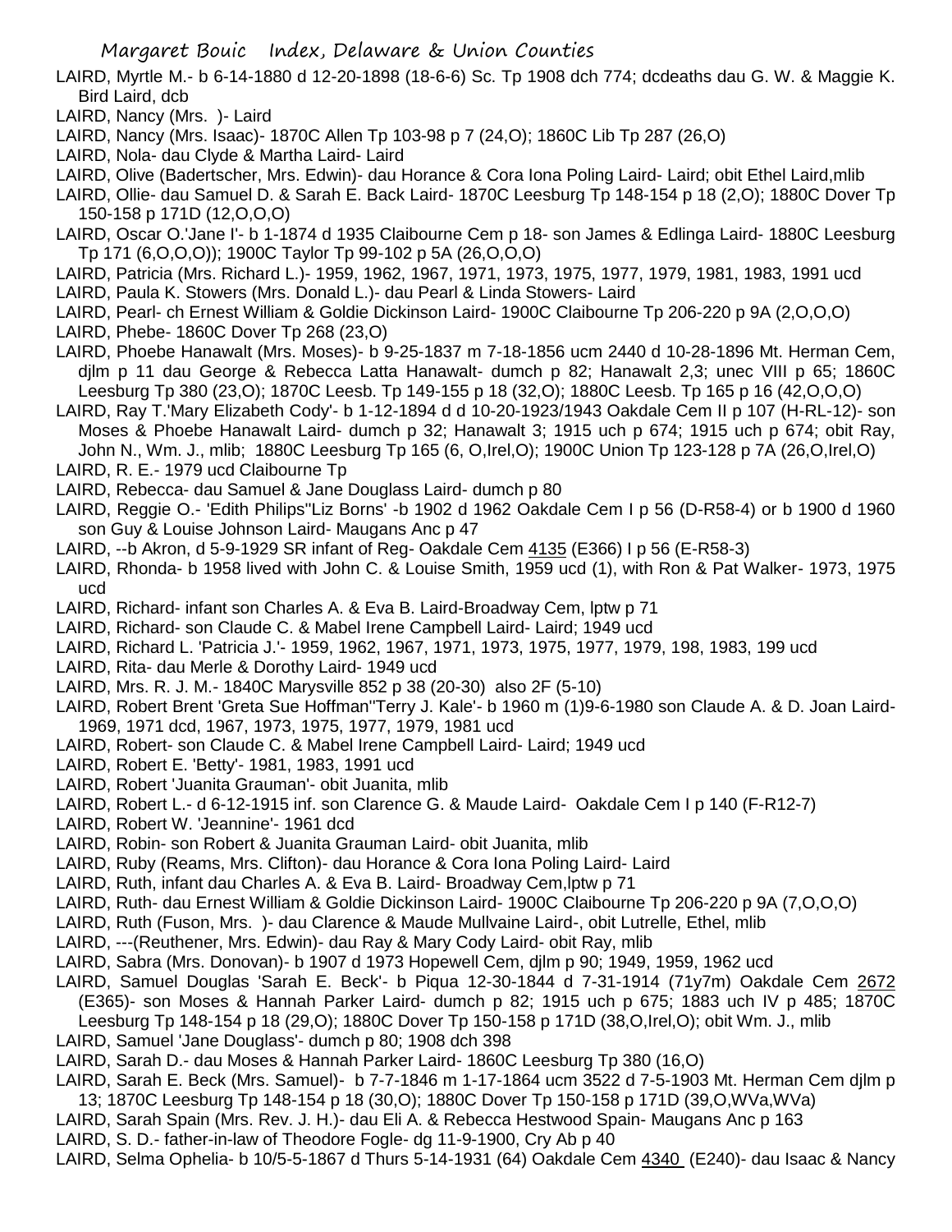LAIRD, Myrtle M.- b 6-14-1880 d 12-20-1898 (18-6-6) Sc. Tp 1908 dch 774; dcdeaths dau G. W. & Maggie K. Bird Laird, dcb

LAIRD, Nancy (Mrs. )- Laird

LAIRD, Nancy (Mrs. Isaac)- 1870C Allen Tp 103-98 p 7 (24,O); 1860C Lib Tp 287 (26,O)

LAIRD, Nola- dau Clyde & Martha Laird- Laird

LAIRD, Olive (Badertscher, Mrs. Edwin)- dau Horance & Cora Iona Poling Laird- Laird; obit Ethel Laird,mlib

LAIRD, Ollie- dau Samuel D. & Sarah E. Back Laird- 1870C Leesburg Tp 148-154 p 18 (2,O); 1880C Dover Tp 150-158 p 171D (12,O,O,O)

LAIRD, Oscar O.'Jane I'- b 1-1874 d 1935 Claibourne Cem p 18- son James & Edlinga Laird- 1880C Leesburg Tp 171 (6,O,O,O)); 1900C Taylor Tp 99-102 p 5A (26,O,O,O)

LAIRD, Patricia (Mrs. Richard L.)- 1959, 1962, 1967, 1971, 1973, 1975, 1977, 1979, 1981, 1983, 1991 ucd

LAIRD, Paula K. Stowers (Mrs. Donald L.)- dau Pearl & Linda Stowers- Laird

LAIRD, Pearl- ch Ernest William & Goldie Dickinson Laird- 1900C Claibourne Tp 206-220 p 9A (2,O,O,O)

LAIRD, Phebe- 1860C Dover Tp 268 (23,O)

LAIRD, Phoebe Hanawalt (Mrs. Moses)- b 9-25-1837 m 7-18-1856 ucm 2440 d 10-28-1896 Mt. Herman Cem, djlm p 11 dau George & Rebecca Latta Hanawalt- dumch p 82; Hanawalt 2,3; unec VIII p 65; 1860C Leesburg Tp 380 (23,O); 1870C Leesb. Tp 149-155 p 18 (32,O); 1880C Leesb. Tp 165 p 16 (42,O,O,O)

LAIRD, Ray T.'Mary Elizabeth Cody'- b 1-12-1894 d d 10-20-1923/1943 Oakdale Cem II p 107 (H-RL-12)- son Moses & Phoebe Hanawalt Laird- dumch p 32; Hanawalt 3; 1915 uch p 674; 1915 uch p 674; obit Ray, John N., Wm. J., mlib; 1880C Leesburg Tp 165 (6, O,Irel,O); 1900C Union Tp 123-128 p 7A (26,O,Irel,O)

LAIRD, R. E.- 1979 ucd Claibourne Tp

LAIRD, Rebecca- dau Samuel & Jane Douglass Laird- dumch p 80

LAIRD, Reggie O.- 'Edith Philips''Liz Borns' -b 1902 d 1962 Oakdale Cem I p 56 (D-R58-4) or b 1900 d 1960 son Guy & Louise Johnson Laird- Maugans Anc p 47

LAIRD, --b Akron, d 5-9-1929 SR infant of Reg- Oakdale Cem 4135 (E366) I p 56 (E-R58-3)

LAIRD, Rhonda- b 1958 lived with John C. & Louise Smith, 1959 ucd (1), with Ron & Pat Walker- 1973, 1975 ucd

LAIRD, Richard- infant son Charles A. & Eva B. Laird-Broadway Cem, lptw p 71

LAIRD, Richard- son Claude C. & Mabel Irene Campbell Laird- Laird; 1949 ucd

LAIRD, Richard L. 'Patricia J.'- 1959, 1962, 1967, 1971, 1973, 1975, 1977, 1979, 198, 1983, 199 ucd

LAIRD, Rita- dau Merle & Dorothy Laird- 1949 ucd

LAIRD, Mrs. R. J. M.- 1840C Marysville 852 p 38 (20-30) also 2F (5-10)

LAIRD, Robert Brent 'Greta Sue Hoffman''Terry J. Kale'- b 1960 m (1)9-6-1980 son Claude A. & D. Joan Laird- 1969, 1971 dcd, 1967, 1973, 1975, 1977, 1979, 1981 ucd

LAIRD, Robert- son Claude C. & Mabel Irene Campbell Laird- Laird; 1949 ucd

LAIRD, Robert E. 'Betty'- 1981, 1983, 1991 ucd

LAIRD, Robert 'Juanita Grauman'- obit Juanita, mlib

LAIRD, Robert L.- d 6-12-1915 inf. son Clarence G. & Maude Laird- Oakdale Cem I p 140 (F-R12-7)

LAIRD, Robert W. 'Jeannine'- 1961 dcd

LAIRD, Robin- son Robert & Juanita Grauman Laird- obit Juanita, mlib

LAIRD, Ruby (Reams, Mrs. Clifton)- dau Horance & Cora Iona Poling Laird- Laird

LAIRD, Ruth, infant dau Charles A. & Eva B. Laird- Broadway Cem,lptw p 71

LAIRD, Ruth- dau Ernest William & Goldie Dickinson Laird- 1900C Claibourne Tp 206-220 p 9A (7,O,O,O)

LAIRD, Ruth (Fuson, Mrs. )- dau Clarence & Maude Mullvaine Laird-, obit Lutrelle, Ethel, mlib

LAIRD, ---(Reuthener, Mrs. Edwin)- dau Ray & Mary Cody Laird- obit Ray, mlib

LAIRD, Sabra (Mrs. Donovan)- b 1907 d 1973 Hopewell Cem, djlm p 90; 1949, 1959, 1962 ucd

LAIRD, Samuel Douglas 'Sarah E. Beck'- b Piqua 12-30-1844 d 7-31-1914 (71y7m) Oakdale Cem 2672 (E365)- son Moses & Hannah Parker Laird- dumch p 82; 1915 uch p 675; 1883 uch IV p 485; 1870C Leesburg Tp 148-154 p 18 (29,O); 1880C Dover Tp 150-158 p 171D (38,O,Irel,O); obit Wm. J., mlib

LAIRD, Samuel 'Jane Douglass'- dumch p 80; 1908 dch 398

LAIRD, Sarah D.- dau Moses & Hannah Parker Laird- 1860C Leesburg Tp 380 (16,O)

LAIRD, Sarah E. Beck (Mrs. Samuel)- b 7-7-1846 m 1-17-1864 ucm 3522 d 7-5-1903 Mt. Herman Cem djlm p 13; 1870C Leesburg Tp 148-154 p 18 (30,O); 1880C Dover Tp 150-158 p 171D (39,O,WVa,WVa)

LAIRD, Sarah Spain (Mrs. Rev. J. H.)- dau Eli A. & Rebecca Hestwood Spain- Maugans Anc p 163

LAIRD, S. D.- father-in-law of Theodore Fogle- dg 11-9-1900, Cry Ab p 40

LAIRD, Selma Ophelia- b 10/5-5-1867 d Thurs 5-14-1931 (64) Oakdale Cem 4340 (E240)- dau Isaac & Nancy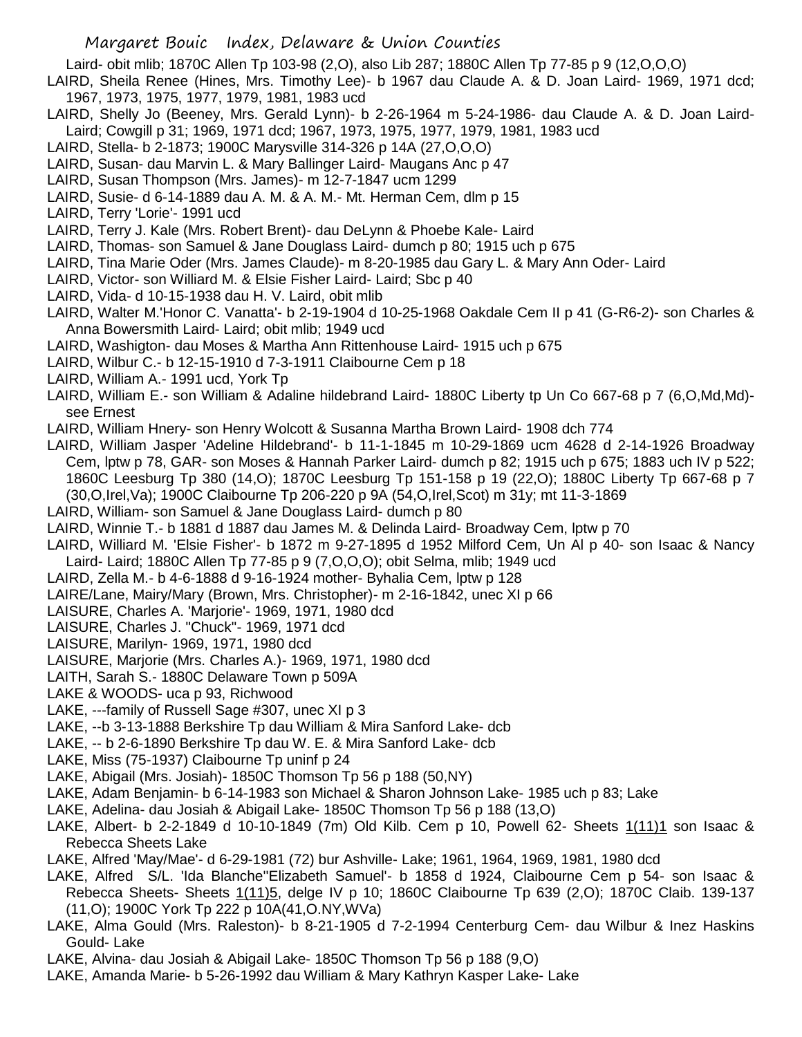Laird- obit mlib; 1870C Allen Tp 103-98 (2,O), also Lib 287; 1880C Allen Tp 77-85 p 9 (12,O,O,O)

LAIRD, Sheila Renee (Hines, Mrs. Timothy Lee)- b 1967 dau Claude A. & D. Joan Laird- 1969, 1971 dcd; 1967, 1973, 1975, 1977, 1979, 1981, 1983 ucd

LAIRD, Shelly Jo (Beeney, Mrs. Gerald Lynn)- b 2-26-1964 m 5-24-1986- dau Claude A. & D. Joan Laird- Laird; Cowgill p 31; 1969, 1971 dcd; 1967, 1973, 1975, 1977, 1979, 1981, 1983 ucd

LAIRD, Stella- b 2-1873; 1900C Marysville 314-326 p 14A (27,O,O,O)

LAIRD, Susan- dau Marvin L. & Mary Ballinger Laird- Maugans Anc p 47

LAIRD, Susan Thompson (Mrs. James)- m 12-7-1847 ucm 1299

LAIRD, Susie- d 6-14-1889 dau A. M. & A. M.- Mt. Herman Cem, dlm p 15

LAIRD, Terry 'Lorie'- 1991 ucd

LAIRD, Terry J. Kale (Mrs. Robert Brent)- dau DeLynn & Phoebe Kale- Laird

LAIRD, Thomas- son Samuel & Jane Douglass Laird- dumch p 80; 1915 uch p 675

LAIRD, Tina Marie Oder (Mrs. James Claude)- m 8-20-1985 dau Gary L. & Mary Ann Oder- Laird

LAIRD, Victor- son Williard M. & Elsie Fisher Laird- Laird; Sbc p 40

LAIRD, Vida- d 10-15-1938 dau H. V. Laird, obit mlib

LAIRD, Walter M.'Honor C. Vanatta'- b 2-19-1904 d 10-25-1968 Oakdale Cem II p 41 (G-R6-2)- son Charles & Anna Bowersmith Laird- Laird; obit mlib; 1949 ucd

LAIRD, Washigton- dau Moses & Martha Ann Rittenhouse Laird- 1915 uch p 675

LAIRD, Wilbur C.- b 12-15-1910 d 7-3-1911 Claibourne Cem p 18

LAIRD, William A.- 1991 ucd, York Tp

LAIRD, William E.- son William & Adaline hildebrand Laird- 1880C Liberty tp Un Co 667-68 p 7 (6,O,Md,Md)- see Ernest

LAIRD, William Hnery- son Henry Wolcott & Susanna Martha Brown Laird- 1908 dch 774

LAIRD, William Jasper 'Adeline Hildebrand'- b 11-1-1845 m 10-29-1869 ucm 4628 d 2-14-1926 Broadway Cem, lptw p 78, GAR- son Moses & Hannah Parker Laird- dumch p 82; 1915 uch p 675; 1883 uch IV p 522; 1860C Leesburg Tp 380 (14,O); 1870C Leesburg Tp 151-158 p 19 (22,O); 1880C Liberty Tp 667-68 p 7 (30,O,Irel,Va); 1900C Claibourne Tp 206-220 p 9A (54,O,Irel,Scot) m 31y; mt 11-3-1869

LAIRD, William- son Samuel & Jane Douglass Laird- dumch p 80

LAIRD, Winnie T.- b 1881 d 1887 dau James M. & Delinda Laird- Broadway Cem, lptw p 70

LAIRD, Williard M. 'Elsie Fisher'- b 1872 m 9-27-1895 d 1952 Milford Cem, Un Al p 40- son Isaac & Nancy Laird- Laird; 1880C Allen Tp 77-85 p 9 (7,O,O,O); obit Selma, mlib; 1949 ucd

LAIRD, Zella M.- b 4-6-1888 d 9-16-1924 mother- Byhalia Cem, lptw p 128

LAIRE/Lane, Mairy/Mary (Brown, Mrs. Christopher)- m 2-16-1842, unec XI p 66

LAISURE, Charles A. 'Marjorie'- 1969, 1971, 1980 dcd

LAISURE, Charles J. "Chuck"- 1969, 1971 dcd

LAISURE, Marilyn- 1969, 1971, 1980 dcd

LAISURE, Marjorie (Mrs. Charles A.)- 1969, 1971, 1980 dcd

LAITH, Sarah S.- 1880C Delaware Town p 509A

LAKE & WOODS- uca p 93, Richwood

LAKE, ---family of Russell Sage #307, unec XI p 3

LAKE, --b 3-13-1888 Berkshire Tp dau William & Mira Sanford Lake- dcb

LAKE, -- b 2-6-1890 Berkshire Tp dau W. E. & Mira Sanford Lake- dcb

LAKE, Miss (75-1937) Claibourne Tp uninf p 24

LAKE, Abigail (Mrs. Josiah)- 1850C Thomson Tp 56 p 188 (50,NY)

LAKE, Adam Benjamin- b 6-14-1983 son Michael & Sharon Johnson Lake- 1985 uch p 83; Lake

LAKE, Adelina- dau Josiah & Abigail Lake- 1850C Thomson Tp 56 p 188 (13,O)

LAKE, Albert- b 2-2-1849 d 10-10-1849 (7m) Old Kilb. Cem p 10, Powell 62- Sheets 1(11)1 son Isaac & Rebecca Sheets Lake

LAKE, Alfred 'May/Mae'- d 6-29-1981 (72) bur Ashville- Lake; 1961, 1964, 1969, 1981, 1980 dcd

LAKE, Alfred S/L. 'Ida Blanche''Elizabeth Samuel'- b 1858 d 1924, Claibourne Cem p 54- son Isaac & Rebecca Sheets- Sheets 1(11)5, delge IV p 10; 1860C Claibourne Tp 639 (2,O); 1870C Claib. 139-137 (11,O); 1900C York Tp 222 p 10A(41,O.NY,WVa)

LAKE, Alma Gould (Mrs. Raleston)- b 8-21-1905 d 7-2-1994 Centerburg Cem- dau Wilbur & Inez Haskins Gould- Lake

LAKE, Alvina- dau Josiah & Abigail Lake- 1850C Thomson Tp 56 p 188 (9,O)

LAKE, Amanda Marie- b 5-26-1992 dau William & Mary Kathryn Kasper Lake- Lake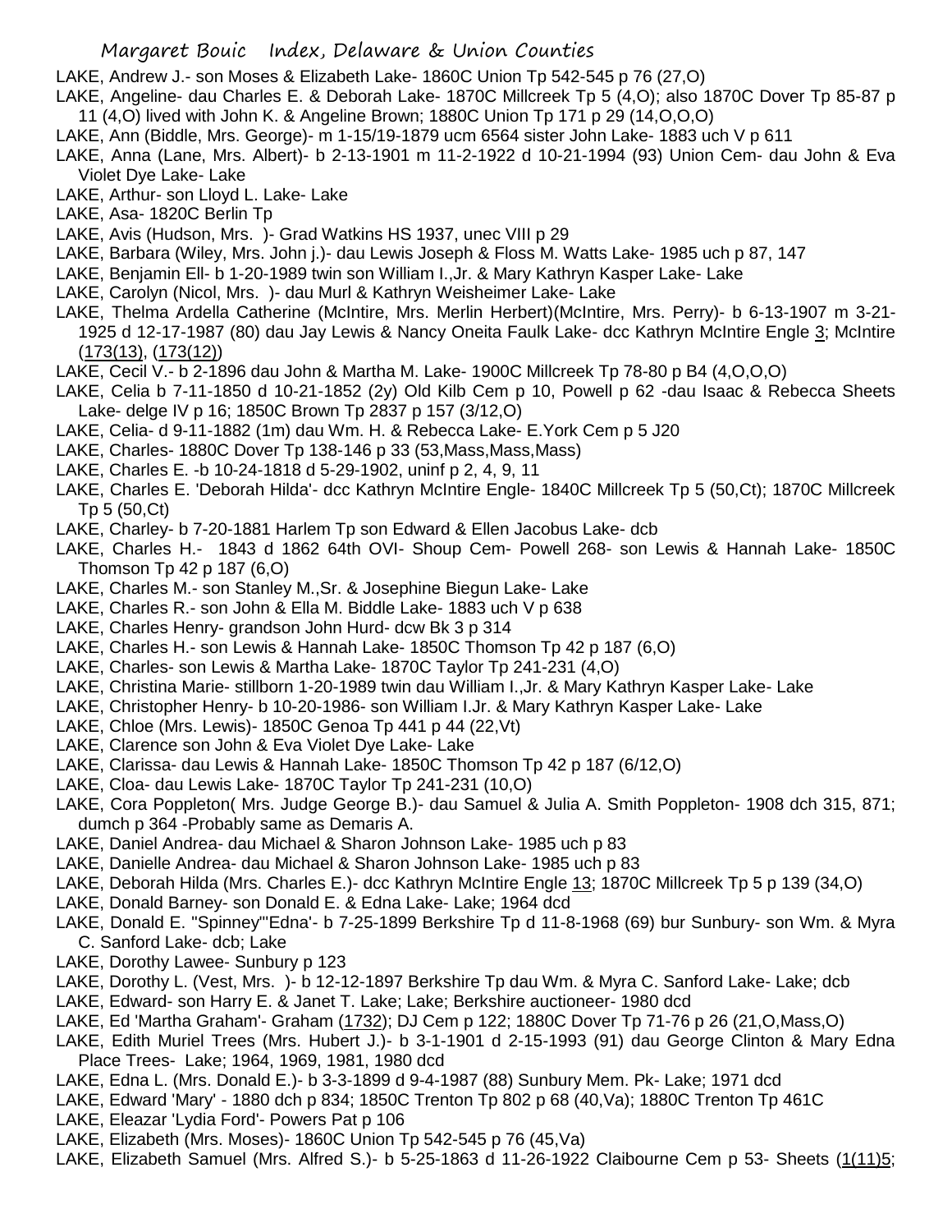LAKE, Andrew J.- son Moses & Elizabeth Lake- 1860C Union Tp 542-545 p 76 (27,O)

LAKE, Angeline- dau Charles E. & Deborah Lake- 1870C Millcreek Tp 5 (4,O); also 1870C Dover Tp 85-87 p 11 (4,O) lived with John K. & Angeline Brown; 1880C Union Tp 171 p 29 (14,O,O,O)

LAKE, Ann (Biddle, Mrs. George)- m 1-15/19-1879 ucm 6564 sister John Lake- 1883 uch V p 611

LAKE, Anna (Lane, Mrs. Albert)- b 2-13-1901 m 11-2-1922 d 10-21-1994 (93) Union Cem- dau John & Eva Violet Dye Lake- Lake

LAKE, Arthur- son Lloyd L. Lake- Lake

LAKE, Asa- 1820C Berlin Tp

LAKE, Avis (Hudson, Mrs. )- Grad Watkins HS 1937, unec VIII p 29

LAKE, Barbara (Wiley, Mrs. John j.)- dau Lewis Joseph & Floss M. Watts Lake- 1985 uch p 87, 147

LAKE, Benjamin Ell- b 1-20-1989 twin son William I.,Jr. & Mary Kathryn Kasper Lake- Lake

LAKE, Carolyn (Nicol, Mrs. )- dau Murl & Kathryn Weisheimer Lake- Lake

LAKE, Thelma Ardella Catherine (McIntire, Mrs. Merlin Herbert)(McIntire, Mrs. Perry)- b 6-13-1907 m 3-21-1925 d 12-17-1987 (80) dau Jay Lewis & Nancy Oneita Faulk Lake- dcc Kathryn McIntire Engle 3; McIntire (173(13), (173(12))

LAKE, Cecil V.- b 2-1896 dau John & Martha M. Lake- 1900C Millcreek Tp 78-80 p B4 (4,O,O,O)

LAKE, Celia b 7-11-1850 d 10-21-1852 (2y) Old Kilb Cem p 10, Powell p 62 -dau Isaac & Rebecca Sheets Lake- delge IV p 16; 1850C Brown Tp 2837 p 157 (3/12,O)

LAKE, Celia- d 9-11-1882 (1m) dau Wm. H. & Rebecca Lake- E.York Cem p 5 J20

LAKE, Charles- 1880C Dover Tp 138-146 p 33 (53,Mass,Mass,Mass)

LAKE, Charles E. -b 10-24-1818 d 5-29-1902, uninf p 2, 4, 9, 11

LAKE, Charles E. 'Deborah Hilda'- dcc Kathryn McIntire Engle- 1840C Millcreek Tp 5 (50,Ct); 1870C Millcreek Tp 5 (50,Ct)

LAKE, Charley- b 7-20-1881 Harlem Tp son Edward & Ellen Jacobus Lake- dcb

LAKE, Charles H.- 1843 d 1862 64th OVI- Shoup Cem- Powell 268- son Lewis & Hannah Lake- 1850C Thomson Tp 42 p 187 (6,O)

LAKE, Charles M.- son Stanley M.,Sr. & Josephine Biegun Lake- Lake

LAKE, Charles R.- son John & Ella M. Biddle Lake- 1883 uch V p 638

LAKE, Charles Henry- grandson John Hurd- dcw Bk 3 p 314

LAKE, Charles H.- son Lewis & Hannah Lake- 1850C Thomson Tp 42 p 187 (6,O)

LAKE, Charles- son Lewis & Martha Lake- 1870C Taylor Tp 241-231 (4,O)

LAKE, Christina Marie- stillborn 1-20-1989 twin dau William I.,Jr. & Mary Kathryn Kasper Lake- Lake

LAKE, Christopher Henry- b 10-20-1986- son William I.Jr. & Mary Kathryn Kasper Lake- Lake

LAKE, Chloe (Mrs. Lewis)- 1850C Genoa Tp 441 p 44 (22,Vt)

LAKE, Clarence son John & Eva Violet Dye Lake- Lake

LAKE, Clarissa- dau Lewis & Hannah Lake- 1850C Thomson Tp 42 p 187 (6/12,O)

LAKE, Cloa- dau Lewis Lake- 1870C Taylor Tp 241-231 (10,O)

LAKE, Cora Poppleton( Mrs. Judge George B.)- dau Samuel & Julia A. Smith Poppleton- 1908 dch 315, 871; dumch p 364 -Probably same as Demaris A.

LAKE, Daniel Andrea- dau Michael & Sharon Johnson Lake- 1985 uch p 83

LAKE, Danielle Andrea- dau Michael & Sharon Johnson Lake- 1985 uch p 83

LAKE, Deborah Hilda (Mrs. Charles E.)- dcc Kathryn McIntire Engle 13; 1870C Millcreek Tp 5 p 139 (34,O)

LAKE, Donald Barney- son Donald E. & Edna Lake- Lake; 1964 dcd

LAKE, Donald E. "Spinney"'Edna'- b 7-25-1899 Berkshire Tp d 11-8-1968 (69) bur Sunbury- son Wm. & Myra C. Sanford Lake- dcb; Lake

LAKE, Dorothy Lawee- Sunbury p 123

LAKE, Dorothy L. (Vest, Mrs. )- b 12-12-1897 Berkshire Tp dau Wm. & Myra C. Sanford Lake- Lake; dcb

LAKE, Edward- son Harry E. & Janet T. Lake; Lake; Berkshire auctioneer- 1980 dcd

LAKE, Ed 'Martha Graham'- Graham (1732); DJ Cem p 122; 1880C Dover Tp 71-76 p 26 (21,O,Mass,O)

LAKE, Edith Muriel Trees (Mrs. Hubert J.)- b 3-1-1901 d 2-15-1993 (91) dau George Clinton & Mary Edna Place Trees- Lake; 1964, 1969, 1981, 1980 dcd

LAKE, Edna L. (Mrs. Donald E.)- b 3-3-1899 d 9-4-1987 (88) Sunbury Mem. Pk- Lake; 1971 dcd

LAKE, Edward 'Mary' - 1880 dch p 834; 1850C Trenton Tp 802 p 68 (40,Va); 1880C Trenton Tp 461C

LAKE, Eleazar 'Lydia Ford'- Powers Pat p 106

LAKE, Elizabeth (Mrs. Moses)- 1860C Union Tp 542-545 p 76 (45,Va)

LAKE, Elizabeth Samuel (Mrs. Alfred S.)- b 5-25-1863 d 11-26-1922 Claibourne Cem p 53- Sheets (1(11)5;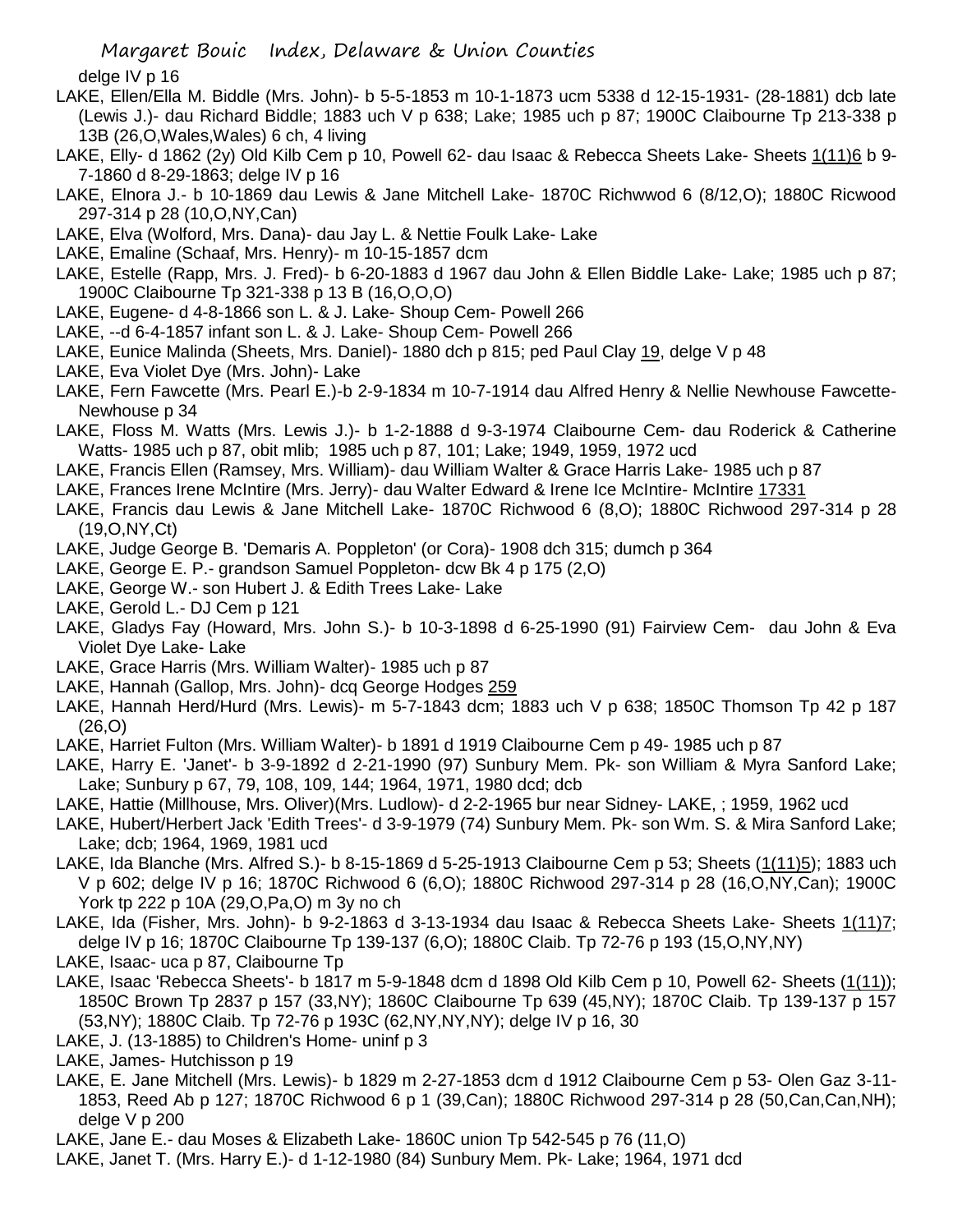delge IV p 16

LAKE, Ellen/Ella M. Biddle (Mrs. John)- b 5-5-1853 m 10-1-1873 ucm 5338 d 12-15-1931- (28-1881) dcb late (Lewis J.)- dau Richard Biddle; 1883 uch V p 638; Lake; 1985 uch p 87; 1900C Claibourne Tp 213-338 p 13B (26,O,Wales,Wales) 6 ch, 4 living

LAKE, Elly- d 1862 (2y) Old Kilb Cem p 10, Powell 62- dau Isaac & Rebecca Sheets Lake- Sheets 1(11)6 b 9-7-1860 d 8-29-1863; delge IV p 16

LAKE, Elnora J.- b 10-1869 dau Lewis & Jane Mitchell Lake- 1870C Richwwod 6 (8/12,O); 1880C Ricwood 297-314 p 28 (10,O,NY,Can)

LAKE, Elva (Wolford, Mrs. Dana)- dau Jay L. & Nettie Foulk Lake- Lake

LAKE, Emaline (Schaaf, Mrs. Henry)- m 10-15-1857 dcm

LAKE, Estelle (Rapp, Mrs. J. Fred)- b 6-20-1883 d 1967 dau John & Ellen Biddle Lake- Lake; 1985 uch p 87; 1900C Claibourne Tp 321-338 p 13 B (16,O,O,O)

LAKE, Eugene- d 4-8-1866 son L. & J. Lake- Shoup Cem- Powell 266

LAKE, --d 6-4-1857 infant son L. & J. Lake- Shoup Cem- Powell 266

LAKE, Eunice Malinda (Sheets, Mrs. Daniel)- 1880 dch p 815; ped Paul Clay 19, delge V p 48

LAKE, Eva Violet Dye (Mrs. John)- Lake

LAKE, Fern Fawcette (Mrs. Pearl E.)-b 2-9-1834 m 10-7-1914 dau Alfred Henry & Nellie Newhouse Fawcette- Newhouse p 34

LAKE, Floss M. Watts (Mrs. Lewis J.)- b 1-2-1888 d 9-3-1974 Claibourne Cem- dau Roderick & Catherine Watts- 1985 uch p 87, obit mlib; 1985 uch p 87, 101; Lake; 1949, 1959, 1972 ucd

LAKE, Francis Ellen (Ramsey, Mrs. William)- dau William Walter & Grace Harris Lake- 1985 uch p 87

LAKE, Frances Irene McIntire (Mrs. Jerry)- dau Walter Edward & Irene Ice McIntire- McIntire 17331

LAKE, Francis dau Lewis & Jane Mitchell Lake- 1870C Richwood 6 (8,O); 1880C Richwood 297-314 p 28 (19,O,NY,Ct)

LAKE, Judge George B. 'Demaris A. Poppleton' (or Cora)- 1908 dch 315; dumch p 364

LAKE, George E. P.- grandson Samuel Poppleton- dcw Bk 4 p 175 (2,O)

LAKE, George W.- son Hubert J. & Edith Trees Lake- Lake

LAKE, Gerold L.- DJ Cem p 121

LAKE, Gladys Fay (Howard, Mrs. John S.)- b 10-3-1898 d 6-25-1990 (91) Fairview Cem- dau John & Eva Violet Dye Lake- Lake

LAKE, Grace Harris (Mrs. William Walter)- 1985 uch p 87

LAKE, Hannah (Gallop, Mrs. John)- dcq George Hodges 259

LAKE, Hannah Herd/Hurd (Mrs. Lewis)- m 5-7-1843 dcm; 1883 uch V p 638; 1850C Thomson Tp 42 p 187 (26,O)

LAKE, Harriet Fulton (Mrs. William Walter)- b 1891 d 1919 Claibourne Cem p 49- 1985 uch p 87

LAKE, Harry E. 'Janet'- b 3-9-1892 d 2-21-1990 (97) Sunbury Mem. Pk- son William & Myra Sanford Lake; Lake; Sunbury p 67, 79, 108, 109, 144; 1964, 1971, 1980 dcd; dcb

LAKE, Hattie (Millhouse, Mrs. Oliver)(Mrs. Ludlow)- d 2-2-1965 bur near Sidney- LAKE, ; 1959, 1962 ucd

LAKE, Hubert/Herbert Jack 'Edith Trees'- d 3-9-1979 (74) Sunbury Mem. Pk- son Wm. S. & Mira Sanford Lake; Lake; dcb; 1964, 1969, 1981 ucd

LAKE, Ida Blanche (Mrs. Alfred S.)- b 8-15-1869 d 5-25-1913 Claibourne Cem p 53; Sheets (1(11)5); 1883 uch V p 602; delge IV p 16; 1870C Richwood 6 (6,O); 1880C Richwood 297-314 p 28 (16,O,NY,Can); 1900C York tp 222 p 10A (29,O,Pa,O) m 3y no ch

LAKE, Ida (Fisher, Mrs. John)- b 9-2-1863 d 3-13-1934 dau Isaac & Rebecca Sheets Lake- Sheets 1(11)7; delge IV p 16; 1870C Claibourne Tp 139-137 (6,O); 1880C Claib. Tp 72-76 p 193 (15,O,NY,NY)

LAKE, Isaac- uca p 87, Claibourne Tp

LAKE, Isaac 'Rebecca Sheets'- b 1817 m 5-9-1848 dcm d 1898 Old Kilb Cem p 10, Powell 62- Sheets (1(11)); 1850C Brown Tp 2837 p 157 (33,NY); 1860C Claibourne Tp 639 (45,NY); 1870C Claib. Tp 139-137 p 157 (53,NY); 1880C Claib. Tp 72-76 p 193C (62,NY,NY,NY); delge IV p 16, 30

LAKE, J. (13-1885) to Children's Home- uninf p 3

LAKE, James- Hutchisson p 19

LAKE, E. Jane Mitchell (Mrs. Lewis)- b 1829 m 2-27-1853 dcm d 1912 Claibourne Cem p 53- Olen Gaz 3-11-1853, Reed Ab p 127; 1870C Richwood 6 p 1 (39,Can); 1880C Richwood 297-314 p 28 (50,Can,Can,NH); delge V p 200

LAKE, Jane E.- dau Moses & Elizabeth Lake- 1860C union Tp 542-545 p 76 (11,O)

LAKE, Janet T. (Mrs. Harry E.)- d 1-12-1980 (84) Sunbury Mem. Pk- Lake; 1964, 1971 dcd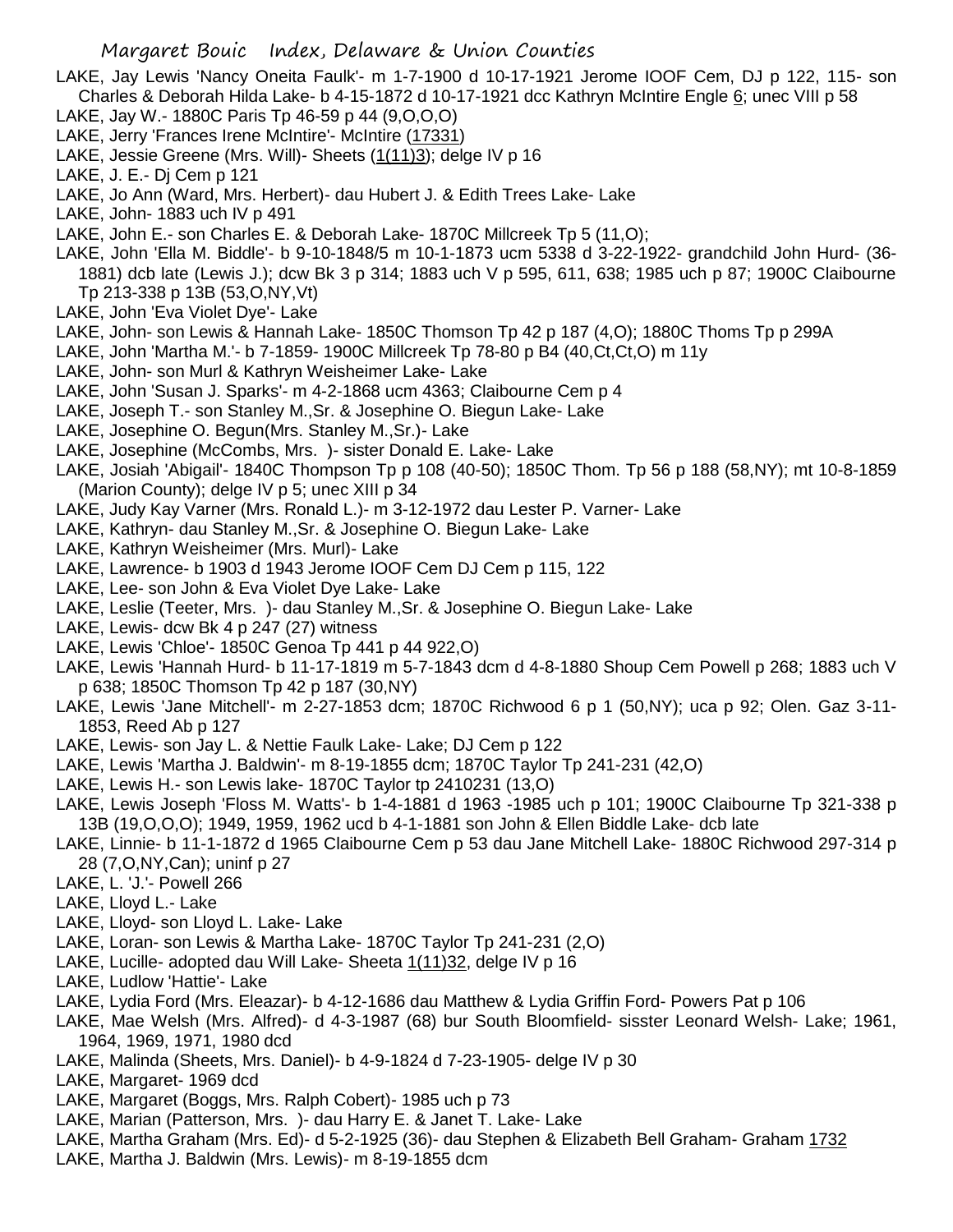LAKE, Jay Lewis 'Nancy Oneita Faulk'- m 1-7-1900 d 10-17-1921 Jerome IOOF Cem, DJ p 122, 115- son Charles & Deborah Hilda Lake- b 4-15-1872 d 10-17-1921 dcc Kathryn McIntire Engle 6; unec VIII p 58

LAKE, Jay W.- 1880C Paris Tp 46-59 p 44 (9,O,O,O)

LAKE, Jerry 'Frances Irene McIntire'- McIntire (17331)

LAKE, Jessie Greene (Mrs. Will)- Sheets (1(11)3); delge IV p 16

LAKE, J. E.- Dj Cem p 121

LAKE, Jo Ann (Ward, Mrs. Herbert)- dau Hubert J. & Edith Trees Lake- Lake

LAKE, John- 1883 uch IV p 491

LAKE, John E.- son Charles E. & Deborah Lake- 1870C Millcreek Tp 5 (11,O);

LAKE, John 'Ella M. Biddle'- b 9-10-1848/5 m 10-1-1873 ucm 5338 d 3-22-1922- grandchild John Hurd- (36-1881) dcb late (Lewis J.); dcw Bk 3 p 314; 1883 uch V p 595, 611, 638; 1985 uch p 87; 1900C Claibourne Tp 213-338 p 13B (53,O,NY,Vt)

LAKE, John 'Eva Violet Dye'- Lake

LAKE, John- son Lewis & Hannah Lake- 1850C Thomson Tp 42 p 187 (4,O); 1880C Thoms Tp p 299A

LAKE, John 'Martha M.'- b 7-1859- 1900C Millcreek Tp 78-80 p B4 (40,Ct,Ct,O) m 11y

LAKE, John- son Murl & Kathryn Weisheimer Lake- Lake

LAKE, John 'Susan J. Sparks'- m 4-2-1868 ucm 4363; Claibourne Cem p 4

LAKE, Joseph T.- son Stanley M.,Sr. & Josephine O. Biegun Lake- Lake

LAKE, Josephine O. Begun(Mrs. Stanley M.,Sr.)- Lake

LAKE, Josephine (McCombs, Mrs. )- sister Donald E. Lake- Lake

LAKE, Josiah 'Abigail'- 1840C Thompson Tp p 108 (40-50); 1850C Thom. Tp 56 p 188 (58,NY); mt 10-8-1859 (Marion County); delge IV p 5; unec XIII p 34

LAKE, Judy Kay Varner (Mrs. Ronald L.)- m 3-12-1972 dau Lester P. Varner- Lake

LAKE, Kathryn- dau Stanley M.,Sr. & Josephine O. Biegun Lake- Lake

LAKE, Kathryn Weisheimer (Mrs. Murl)- Lake

LAKE, Lawrence- b 1903 d 1943 Jerome IOOF Cem DJ Cem p 115, 122

LAKE, Lee- son John & Eva Violet Dye Lake- Lake

LAKE, Leslie (Teeter, Mrs. )- dau Stanley M.,Sr. & Josephine O. Biegun Lake- Lake

LAKE, Lewis- dcw Bk 4 p 247 (27) witness

LAKE, Lewis 'Chloe'- 1850C Genoa Tp 441 p 44 922,O)

LAKE, Lewis 'Hannah Hurd- b 11-17-1819 m 5-7-1843 dcm d 4-8-1880 Shoup Cem Powell p 268; 1883 uch V p 638; 1850C Thomson Tp 42 p 187 (30,NY)

LAKE, Lewis 'Jane Mitchell'- m 2-27-1853 dcm; 1870C Richwood 6 p 1 (50,NY); uca p 92; Olen. Gaz 3-11-1853, Reed Ab p 127

LAKE, Lewis- son Jay L. & Nettie Faulk Lake- Lake; DJ Cem p 122

LAKE, Lewis 'Martha J. Baldwin'- m 8-19-1855 dcm; 1870C Taylor Tp 241-231 (42,O)

LAKE, Lewis H.- son Lewis lake- 1870C Taylor tp 2410231 (13,O)

LAKE, Lewis Joseph 'Floss M. Watts'- b 1-4-1881 d 1963 -1985 uch p 101; 1900C Claibourne Tp 321-338 p 13B (19,O,O,O); 1949, 1959, 1962 ucd b 4-1-1881 son John & Ellen Biddle Lake- dcb late

LAKE, Linnie- b 11-1-1872 d 1965 Claibourne Cem p 53 dau Jane Mitchell Lake- 1880C Richwood 297-314 p 28 (7,O,NY,Can); uninf p 27

LAKE, L. 'J.'- Powell 266

LAKE, Lloyd L.- Lake

LAKE, Lloyd- son Lloyd L. Lake- Lake

LAKE, Loran- son Lewis & Martha Lake- 1870C Taylor Tp 241-231 (2,O)

LAKE, Lucille- adopted dau Will Lake- Sheeta 1(11)32, delge IV p 16

LAKE, Ludlow 'Hattie'- Lake

LAKE, Lydia Ford (Mrs. Eleazar)- b 4-12-1686 dau Matthew & Lydia Griffin Ford- Powers Pat p 106

LAKE, Mae Welsh (Mrs. Alfred)- d 4-3-1987 (68) bur South Bloomfield- sisster Leonard Welsh- Lake; 1961, 1964, 1969, 1971, 1980 dcd

LAKE, Malinda (Sheets, Mrs. Daniel)- b 4-9-1824 d 7-23-1905- delge IV p 30

LAKE, Margaret- 1969 dcd

LAKE, Margaret (Boggs, Mrs. Ralph Cobert)- 1985 uch p 73

LAKE, Marian (Patterson, Mrs. )- dau Harry E. & Janet T. Lake- Lake

LAKE, Martha Graham (Mrs. Ed)- d 5-2-1925 (36)- dau Stephen & Elizabeth Bell Graham- Graham 1732

LAKE, Martha J. Baldwin (Mrs. Lewis)- m 8-19-1855 dcm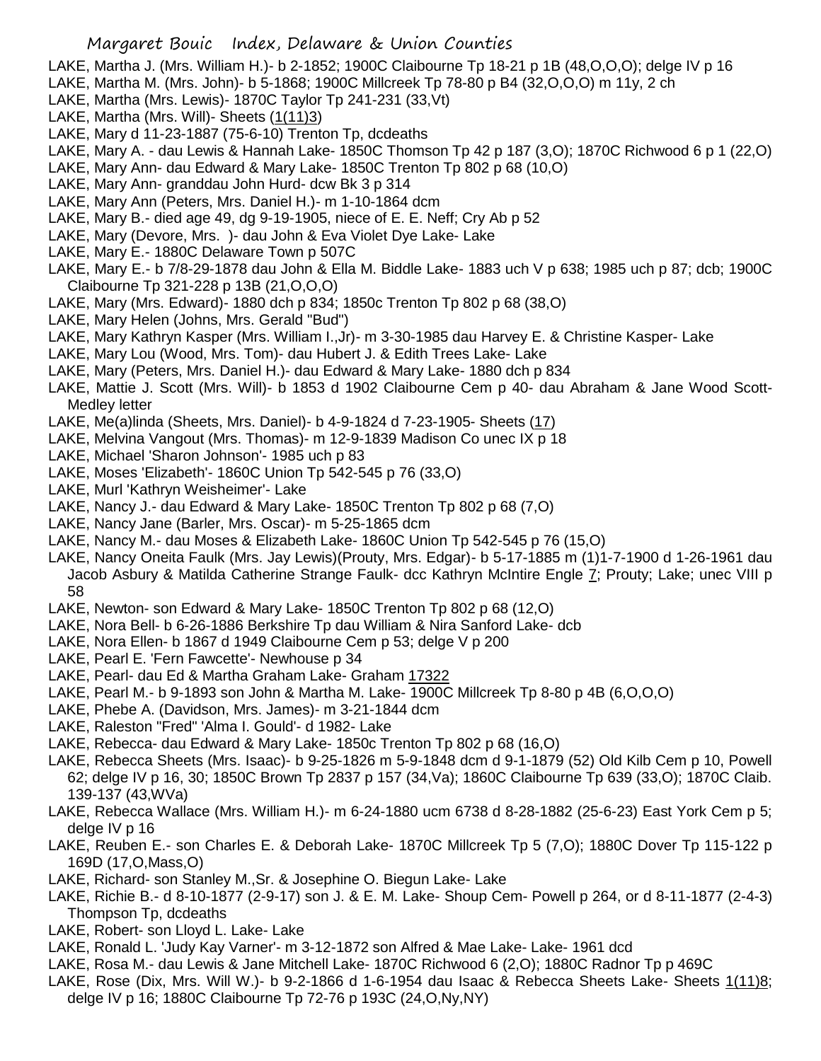LAKE, Martha J. (Mrs. William H.)- b 2-1852; 1900C Claibourne Tp 18-21 p 1B (48,O,O,O); delge IV p 16

LAKE, Martha M. (Mrs. John)- b 5-1868; 1900C Millcreek Tp 78-80 p B4 (32,O,O,O) m 11y, 2 ch

LAKE, Martha (Mrs. Lewis)- 1870C Taylor Tp 241-231 (33,Vt)

LAKE, Martha (Mrs. Will)- Sheets (1(11)3)

LAKE, Mary d 11-23-1887 (75-6-10) Trenton Tp, dcdeaths

LAKE, Mary A. - dau Lewis & Hannah Lake- 1850C Thomson Tp 42 p 187 (3,O); 1870C Richwood 6 p 1 (22,O)

LAKE, Mary Ann- dau Edward & Mary Lake- 1850C Trenton Tp 802 p 68 (10,O)

LAKE, Mary Ann- granddau John Hurd- dcw Bk 3 p 314

LAKE, Mary Ann (Peters, Mrs. Daniel H.)- m 1-10-1864 dcm

LAKE, Mary B.- died age 49, dg 9-19-1905, niece of E. E. Neff; Cry Ab p 52

LAKE, Mary (Devore, Mrs. )- dau John & Eva Violet Dye Lake- Lake

LAKE, Mary E.- 1880C Delaware Town p 507C

LAKE, Mary E.- b 7/8-29-1878 dau John & Ella M. Biddle Lake- 1883 uch V p 638; 1985 uch p 87; dcb; 1900C Claibourne Tp 321-228 p 13B (21,O,O,O)

LAKE, Mary (Mrs. Edward)- 1880 dch p 834; 1850c Trenton Tp 802 p 68 (38,O)

LAKE, Mary Helen (Johns, Mrs. Gerald "Bud")

LAKE, Mary Kathryn Kasper (Mrs. William I.,Jr)- m 3-30-1985 dau Harvey E. & Christine Kasper- Lake

LAKE, Mary Lou (Wood, Mrs. Tom)- dau Hubert J. & Edith Trees Lake- Lake

LAKE, Mary (Peters, Mrs. Daniel H.)- dau Edward & Mary Lake- 1880 dch p 834

LAKE, Mattie J. Scott (Mrs. Will)- b 1853 d 1902 Claibourne Cem p 40- dau Abraham & Jane Wood Scott- Medley letter

LAKE, Me(a)linda (Sheets, Mrs. Daniel)- b 4-9-1824 d 7-23-1905- Sheets (17)

LAKE, Melvina Vangout (Mrs. Thomas)- m 12-9-1839 Madison Co unec IX p 18

LAKE, Michael 'Sharon Johnson'- 1985 uch p 83

LAKE, Moses 'Elizabeth'- 1860C Union Tp 542-545 p 76 (33,O)

LAKE, Murl 'Kathryn Weisheimer'- Lake

LAKE, Nancy J.- dau Edward & Mary Lake- 1850C Trenton Tp 802 p 68 (7,O)

LAKE, Nancy Jane (Barler, Mrs. Oscar)- m 5-25-1865 dcm

LAKE, Nancy M.- dau Moses & Elizabeth Lake- 1860C Union Tp 542-545 p 76 (15,O)

LAKE, Nancy Oneita Faulk (Mrs. Jay Lewis)(Prouty, Mrs. Edgar)- b 5-17-1885 m (1)1-7-1900 d 1-26-1961 dau Jacob Asbury & Matilda Catherine Strange Faulk- dcc Kathryn McIntire Engle 7; Prouty; Lake; unec VIII p 58

LAKE, Newton- son Edward & Mary Lake- 1850C Trenton Tp 802 p 68 (12,O)

LAKE, Nora Bell- b 6-26-1886 Berkshire Tp dau William & Nira Sanford Lake- dcb

LAKE, Nora Ellen- b 1867 d 1949 Claibourne Cem p 53; delge V p 200

LAKE, Pearl E. 'Fern Fawcette'- Newhouse p 34

LAKE, Pearl- dau Ed & Martha Graham Lake- Graham 17322

LAKE, Pearl M.- b 9-1893 son John & Martha M. Lake- 1900C Millcreek Tp 8-80 p 4B (6,O,O,O)

LAKE, Phebe A. (Davidson, Mrs. James)- m 3-21-1844 dcm

LAKE, Raleston "Fred" 'Alma I. Gould'- d 1982- Lake

LAKE, Rebecca- dau Edward & Mary Lake- 1850c Trenton Tp 802 p 68 (16,O)

LAKE, Rebecca Sheets (Mrs. Isaac)- b 9-25-1826 m 5-9-1848 dcm d 9-1-1879 (52) Old Kilb Cem p 10, Powell 62; delge IV p 16, 30; 1850C Brown Tp 2837 p 157 (34,Va); 1860C Claibourne Tp 639 (33,O); 1870C Claib. 139-137 (43,WVa)

LAKE, Rebecca Wallace (Mrs. William H.)- m 6-24-1880 ucm 6738 d 8-28-1882 (25-6-23) East York Cem p 5; delge IV p 16

LAKE, Reuben E.- son Charles E. & Deborah Lake- 1870C Millcreek Tp 5 (7,O); 1880C Dover Tp 115-122 p 169D (17,O,Mass,O)

LAKE, Richard- son Stanley M.,Sr. & Josephine O. Biegun Lake- Lake

LAKE, Richie B.- d 8-10-1877 (2-9-17) son J. & E. M. Lake- Shoup Cem- Powell p 264, or d 8-11-1877 (2-4-3) Thompson Tp, dcdeaths

LAKE, Robert- son Lloyd L. Lake- Lake

LAKE, Ronald L. 'Judy Kay Varner'- m 3-12-1872 son Alfred & Mae Lake- Lake- 1961 dcd

LAKE, Rosa M.- dau Lewis & Jane Mitchell Lake- 1870C Richwood 6 (2,O); 1880C Radnor Tp p 469C

LAKE, Rose (Dix, Mrs. Will W.)- b 9-2-1866 d 1-6-1954 dau Isaac & Rebecca Sheets Lake- Sheets 1(11)8; delge IV p 16; 1880C Claibourne Tp 72-76 p 193C (24,O,Ny,NY)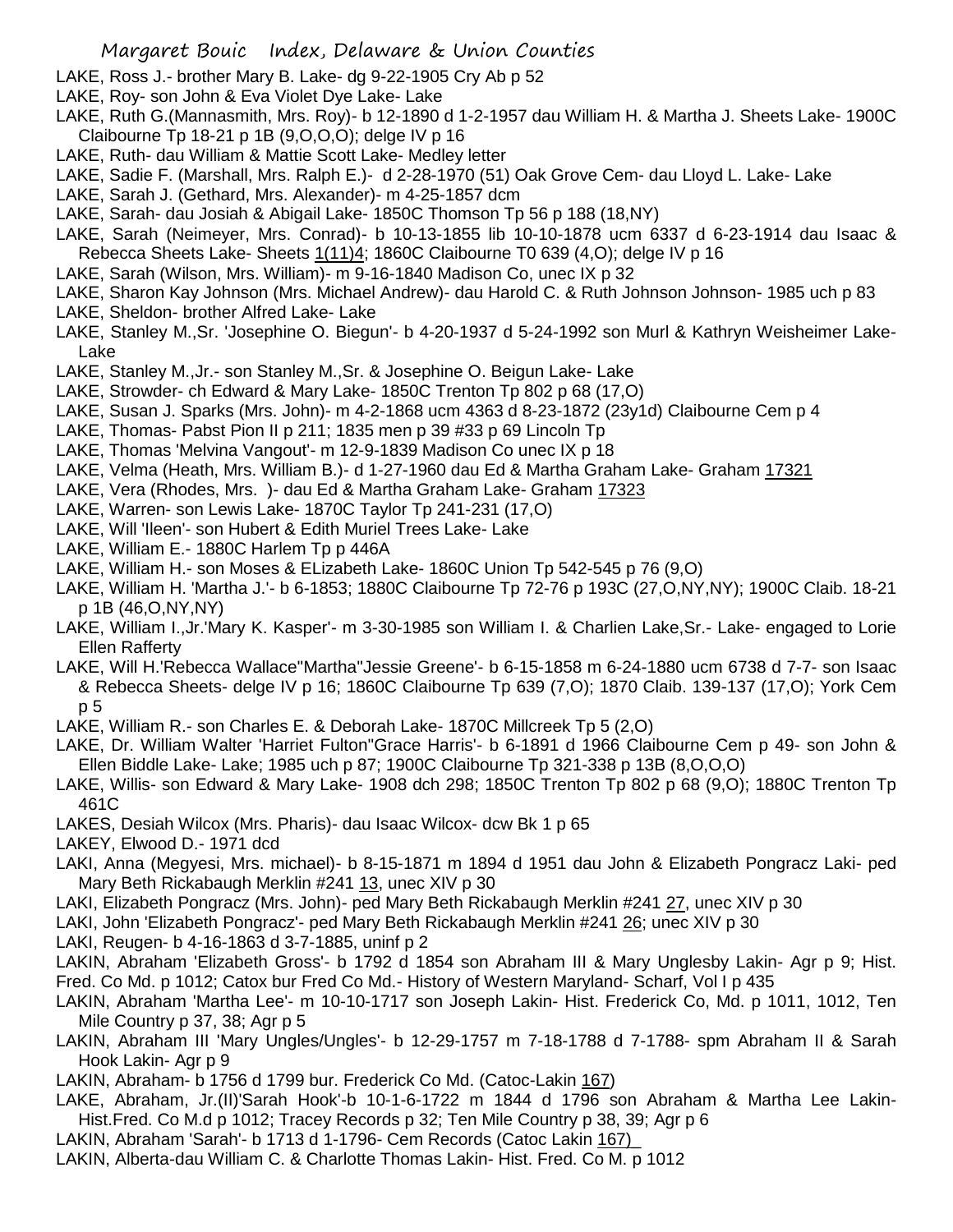LAKE, Ross J.- brother Mary B. Lake- dg 9-22-1905 Cry Ab p 52

LAKE, Roy- son John & Eva Violet Dye Lake- Lake

LAKE, Ruth G.(Mannasmith, Mrs. Roy)- b 12-1890 d 1-2-1957 dau William H. & Martha J. Sheets Lake- 1900C Claibourne Tp 18-21 p 1B (9,O,O,O); delge IV p 16

LAKE, Ruth- dau William & Mattie Scott Lake- Medley letter

LAKE, Sadie F. (Marshall, Mrs. Ralph E.)- d 2-28-1970 (51) Oak Grove Cem- dau Lloyd L. Lake- Lake

LAKE, Sarah J. (Gethard, Mrs. Alexander)- m 4-25-1857 dcm

LAKE, Sarah- dau Josiah & Abigail Lake- 1850C Thomson Tp 56 p 188 (18,NY)

LAKE, Sarah (Neimeyer, Mrs. Conrad)- b 10-13-1855 lib 10-10-1878 ucm 6337 d 6-23-1914 dau Isaac & Rebecca Sheets Lake- Sheets 1(11)4; 1860C Claibourne T0 639 (4,O); delge IV p 16

LAKE, Sarah (Wilson, Mrs. William)- m 9-16-1840 Madison Co, unec IX p 32

LAKE, Sharon Kay Johnson (Mrs. Michael Andrew)- dau Harold C. & Ruth Johnson Johnson- 1985 uch p 83

LAKE, Sheldon- brother Alfred Lake- Lake

LAKE, Stanley M.,Sr. 'Josephine O. Biegun'- b 4-20-1937 d 5-24-1992 son Murl & Kathryn Weisheimer Lake- Lake

LAKE, Stanley M.,Jr.- son Stanley M.,Sr. & Josephine O. Beigun Lake- Lake

LAKE, Strowder- ch Edward & Mary Lake- 1850C Trenton Tp 802 p 68 (17,O)

LAKE, Susan J. Sparks (Mrs. John)- m 4-2-1868 ucm 4363 d 8-23-1872 (23y1d) Claibourne Cem p 4

LAKE, Thomas- Pabst Pion II p 211; 1835 men p 39 #33 p 69 Lincoln Tp

LAKE, Thomas 'Melvina Vangout'- m 12-9-1839 Madison Co unec IX p 18

LAKE, Velma (Heath, Mrs. William B.)- d 1-27-1960 dau Ed & Martha Graham Lake- Graham 17321

LAKE, Vera (Rhodes, Mrs. )- dau Ed & Martha Graham Lake- Graham 17323

LAKE, Warren- son Lewis Lake- 1870C Taylor Tp 241-231 (17,O)

LAKE, Will 'Ileen'- son Hubert & Edith Muriel Trees Lake- Lake

LAKE, William E.- 1880C Harlem Tp p 446A

LAKE, William H.- son Moses & ELizabeth Lake- 1860C Union Tp 542-545 p 76 (9,O)

LAKE, William H. 'Martha J.'- b 6-1853; 1880C Claibourne Tp 72-76 p 193C (27,O,NY,NY); 1900C Claib. 18-21 p 1B (46,O,NY,NY)

LAKE, William I.,Jr.'Mary K. Kasper'- m 3-30-1985 son William I. & Charlien Lake,Sr.- Lake- engaged to Lorie Ellen Rafferty

LAKE, Will H.'Rebecca Wallace''Martha''Jessie Greene'- b 6-15-1858 m 6-24-1880 ucm 6738 d 7-7- son Isaac & Rebecca Sheets- delge IV p 16; 1860C Claibourne Tp 639 (7,O); 1870 Claib. 139-137 (17,O); York Cem p 5

LAKE, William R.- son Charles E. & Deborah Lake- 1870C Millcreek Tp 5 (2,O)

LAKE, Dr. William Walter 'Harriet Fulton''Grace Harris'- b 6-1891 d 1966 Claibourne Cem p 49- son John & Ellen Biddle Lake- Lake; 1985 uch p 87; 1900C Claibourne Tp 321-338 p 13B (8,O,O,O)

LAKE, Willis- son Edward & Mary Lake- 1908 dch 298; 1850C Trenton Tp 802 p 68 (9,O); 1880C Trenton Tp 461C

LAKES, Desiah Wilcox (Mrs. Pharis)- dau Isaac Wilcox- dcw Bk 1 p 65

LAKEY, Elwood D.- 1971 dcd

LAKI, Anna (Megyesi, Mrs. michael)- b 8-15-1871 m 1894 d 1951 dau John & Elizabeth Pongracz Laki- ped Mary Beth Rickabaugh Merklin #241 13, unec XIV p 30

LAKI, Elizabeth Pongracz (Mrs. John)- ped Mary Beth Rickabaugh Merklin #241 27, unec XIV p 30

LAKI, John 'Elizabeth Pongracz'- ped Mary Beth Rickabaugh Merklin #241 26; unec XIV p 30

LAKI, Reugen- b 4-16-1863 d 3-7-1885, uninf p 2

LAKIN, Abraham 'Elizabeth Gross'- b 1792 d 1854 son Abraham III & Mary Unglesby Lakin- Agr p 9; Hist. Fred. Co Md. p 1012; Catox bur Fred Co Md.- History of Western Maryland- Scharf, Vol I p 435

LAKIN, Abraham 'Martha Lee'- m 10-10-1717 son Joseph Lakin- Hist. Frederick Co, Md. p 1011, 1012, Ten Mile Country p 37, 38; Agr p 5

LAKIN, Abraham III 'Mary Ungles/Ungles'- b 12-29-1757 m 7-18-1788 d 7-1788- spm Abraham II & Sarah Hook Lakin- Agr p 9

LAKIN, Abraham- b 1756 d 1799 bur. Frederick Co Md. (Catoc-Lakin 167)

LAKE, Abraham, Jr.(II)'Sarah Hook'-b 10-1-6-1722 m 1844 d 1796 son Abraham & Martha Lee Lakin- Hist.Fred. Co M.d p 1012; Tracey Records p 32; Ten Mile Country p 38, 39; Agr p 6

LAKIN, Abraham 'Sarah'- b 1713 d 1-1796- Cem Records (Catoc Lakin 167)

LAKIN, Alberta-dau William C. & Charlotte Thomas Lakin- Hist. Fred. Co M. p 1012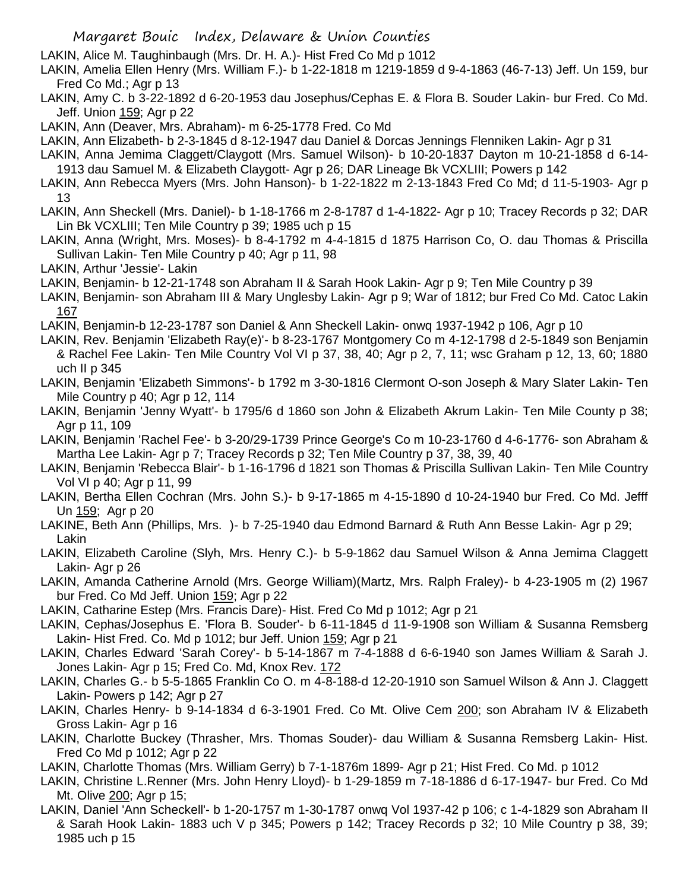LAKIN, Alice M. Taughinbaugh (Mrs. Dr. H. A.)- Hist Fred Co Md p 1012

LAKIN, Amelia Ellen Henry (Mrs. William F.)- b 1-22-1818 m 1219-1859 d 9-4-1863 (46-7-13) Jeff. Un 159, bur Fred Co Md.; Agr p 13

LAKIN, Amy C. b 3-22-1892 d 6-20-1953 dau Josephus/Cephas E. & Flora B. Souder Lakin- bur Fred. Co Md. Jeff. Union 159; Agr p 22

LAKIN, Ann (Deaver, Mrs. Abraham)- m 6-25-1778 Fred. Co Md

LAKIN, Ann Elizabeth- b 2-3-1845 d 8-12-1947 dau Daniel & Dorcas Jennings Flenniken Lakin- Agr p 31

LAKIN, Anna Jemima Claggett/Claygott (Mrs. Samuel Wilson)- b 10-20-1837 Dayton m 10-21-1858 d 6-14-1913 dau Samuel M. & Elizabeth Claygott- Agr p 26; DAR Lineage Bk VCXLIII; Powers p 142

LAKIN, Ann Rebecca Myers (Mrs. John Hanson)- b 1-22-1822 m 2-13-1843 Fred Co Md; d 11-5-1903- Agr p 13

LAKIN, Ann Sheckell (Mrs. Daniel)- b 1-18-1766 m 2-8-1787 d 1-4-1822- Agr p 10; Tracey Records p 32; DAR Lin Bk VCXLIII; Ten Mile Country p 39; 1985 uch p 15

LAKIN, Anna (Wright, Mrs. Moses)- b 8-4-1792 m 4-4-1815 d 1875 Harrison Co, O. dau Thomas & Priscilla Sullivan Lakin- Ten Mile Country p 40; Agr p 11, 98

LAKIN, Arthur 'Jessie'- Lakin

LAKIN, Benjamin- b 12-21-1748 son Abraham II & Sarah Hook Lakin- Agr p 9; Ten Mile Country p 39

LAKIN, Benjamin- son Abraham III & Mary Unglesby Lakin- Agr p 9; War of 1812; bur Fred Co Md. Catoc Lakin 167

LAKIN, Benjamin-b 12-23-1787 son Daniel & Ann Sheckell Lakin- onwq 1937-1942 p 106, Agr p 10

LAKIN, Rev. Benjamin 'Elizabeth Ray(e)'- b 8-23-1767 Montgomery Co m 4-12-1798 d 2-5-1849 son Benjamin & Rachel Fee Lakin- Ten Mile Country Vol VI p 37, 38, 40; Agr p 2, 7, 11; wsc Graham p 12, 13, 60; 1880 uch II p 345

LAKIN, Benjamin 'Elizabeth Simmons'- b 1792 m 3-30-1816 Clermont O-son Joseph & Mary Slater Lakin- Ten Mile Country p 40; Agr p 12, 114

LAKIN, Benjamin 'Jenny Wyatt'- b 1795/6 d 1860 son John & Elizabeth Akrum Lakin- Ten Mile County p 38; Agr p 11, 109

LAKIN, Benjamin 'Rachel Fee'- b 3-20/29-1739 Prince George's Co m 10-23-1760 d 4-6-1776- son Abraham & Martha Lee Lakin- Agr p 7; Tracey Records p 32; Ten Mile Country p 37, 38, 39, 40

LAKIN, Benjamin 'Rebecca Blair'- b 1-16-1796 d 1821 son Thomas & Priscilla Sullivan Lakin- Ten Mile Country Vol VI p 40; Agr p 11, 99

LAKIN, Bertha Ellen Cochran (Mrs. John S.)- b 9-17-1865 m 4-15-1890 d 10-24-1940 bur Fred. Co Md. Jefff Un 159; Agr p 20

LAKINE, Beth Ann (Phillips, Mrs. )- b 7-25-1940 dau Edmond Barnard & Ruth Ann Besse Lakin- Agr p 29; Lakin

LAKIN, Elizabeth Caroline (Slyh, Mrs. Henry C.)- b 5-9-1862 dau Samuel Wilson & Anna Jemima Claggett Lakin- Agr p 26

LAKIN, Amanda Catherine Arnold (Mrs. George William)(Martz, Mrs. Ralph Fraley)- b 4-23-1905 m (2) 1967 bur Fred. Co Md Jeff. Union 159; Agr p 22

LAKIN, Catharine Estep (Mrs. Francis Dare)- Hist. Fred Co Md p 1012; Agr p 21

LAKIN, Cephas/Josephus E. 'Flora B. Souder'- b 6-11-1845 d 11-9-1908 son William & Susanna Remsberg Lakin- Hist Fred. Co. Md p 1012; bur Jeff. Union 159; Agr p 21

LAKIN, Charles Edward 'Sarah Corey'- b 5-14-1867 m 7-4-1888 d 6-6-1940 son James William & Sarah J. Jones Lakin- Agr p 15; Fred Co. Md, Knox Rev. 172

LAKIN, Charles G.- b 5-5-1865 Franklin Co O. m 4-8-188-d 12-20-1910 son Samuel Wilson & Ann J. Claggett Lakin- Powers p 142; Agr p 27

LAKIN, Charles Henry- b 9-14-1834 d 6-3-1901 Fred. Co Mt. Olive Cem 200; son Abraham IV & Elizabeth Gross Lakin- Agr p 16

LAKIN, Charlotte Buckey (Thrasher, Mrs. Thomas Souder)- dau William & Susanna Remsberg Lakin- Hist. Fred Co Md p 1012; Agr p 22

LAKIN, Charlotte Thomas (Mrs. William Gerry) b 7-1-1876m 1899- Agr p 21; Hist Fred. Co Md. p 1012

LAKIN, Christine L.Renner (Mrs. John Henry Lloyd)- b 1-29-1859 m 7-18-1886 d 6-17-1947- bur Fred. Co Md Mt. Olive 200; Agr p 15;

LAKIN, Daniel 'Ann Scheckell'- b 1-20-1757 m 1-30-1787 onwq Vol 1937-42 p 106; c 1-4-1829 son Abraham II & Sarah Hook Lakin- 1883 uch V p 345; Powers p 142; Tracey Records p 32; 10 Mile Country p 38, 39; 1985 uch p 15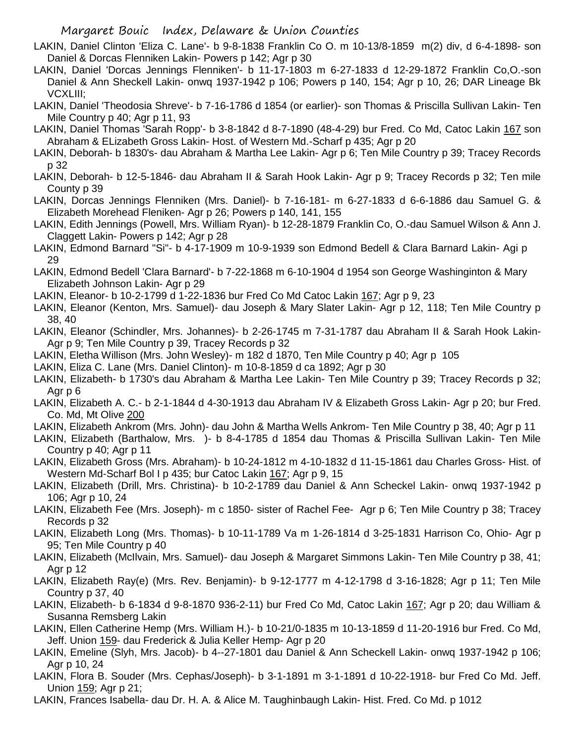LAKIN, Daniel Clinton 'Eliza C. Lane'- b 9-8-1838 Franklin Co O. m 10-13/8-1859 m(2) div, d 6-4-1898- son Daniel & Dorcas Flenniken Lakin- Powers p 142; Agr p 30

LAKIN, Daniel 'Dorcas Jennings Flenniken'- b 11-17-1803 m 6-27-1833 d 12-29-1872 Franklin Co,O.-son Daniel & Ann Sheckell Lakin- onwq 1937-1942 p 106; Powers p 140, 154; Agr p 10, 26; DAR Lineage Bk VCXLIII;

LAKIN, Daniel 'Theodosia Shreve'- b 7-16-1786 d 1854 (or earlier)- son Thomas & Priscilla Sullivan Lakin- Ten Mile Country p 40; Agr p 11, 93

LAKIN, Daniel Thomas 'Sarah Ropp'- b 3-8-1842 d 8-7-1890 (48-4-29) bur Fred. Co Md, Catoc Lakin 167 son Abraham & ELizabeth Gross Lakin- Host. of Western Md.-Scharf p 435; Agr p 20

LAKIN, Deborah- b 1830's- dau Abraham & Martha Lee Lakin- Agr p 6; Ten Mile Country p 39; Tracey Records p 32

LAKIN, Deborah- b 12-5-1846- dau Abraham II & Sarah Hook Lakin- Agr p 9; Tracey Records p 32; Ten mile County p 39

LAKIN, Dorcas Jennings Flenniken (Mrs. Daniel)- b 7-16-181- m 6-27-1833 d 6-6-1886 dau Samuel G. & Elizabeth Morehead Fleniken- Agr p 26; Powers p 140, 141, 155

LAKIN, Edith Jennings (Powell, Mrs. William Ryan)- b 12-28-1879 Franklin Co, O.-dau Samuel Wilson & Ann J. Claggett Lakin- Powers p 142; Agr p 28

LAKIN, Edmond Barnard "Si"- b 4-17-1909 m 10-9-1939 son Edmond Bedell & Clara Barnard Lakin- Agi p 29

LAKIN, Edmond Bedell 'Clara Barnard'- b 7-22-1868 m 6-10-1904 d 1954 son George Washinginton & Mary Elizabeth Johnson Lakin- Agr p 29

LAKIN, Eleanor- b 10-2-1799 d 1-22-1836 bur Fred Co Md Catoc Lakin 167; Agr p 9, 23

LAKIN, Eleanor (Kenton, Mrs. Samuel)- dau Joseph & Mary Slater Lakin- Agr p 12, 118; Ten Mile Country p 38, 40

LAKIN, Eleanor (Schindler, Mrs. Johannes)- b 2-26-1745 m 7-31-1787 dau Abraham II & Sarah Hook Lakin- Agr p 9; Ten Mile Country p 39, Tracey Records p 32

LAKIN, Eletha Willison (Mrs. John Wesley)- m 182 d 1870, Ten Mile Country p 40; Agr p 105

LAKIN, Eliza C. Lane (Mrs. Daniel Clinton)- m 10-8-1859 d ca 1892; Agr p 30

LAKIN, Elizabeth- b 1730's dau Abraham & Martha Lee Lakin- Ten Mile Country p 39; Tracey Records p 32; Agr p 6

LAKIN, Elizabeth A. C.- b 2-1-1844 d 4-30-1913 dau Abraham IV & Elizabeth Gross Lakin- Agr p 20; bur Fred. Co. Md, Mt Olive 200

LAKIN, Elizabeth Ankrom (Mrs. John)- dau John & Martha Wells Ankrom- Ten Mile Country p 38, 40; Agr p 11

LAKIN, Elizabeth (Barthalow, Mrs. )- b 8-4-1785 d 1854 dau Thomas & Priscilla Sullivan Lakin- Ten Mile Country p 40; Agr p 11

LAKIN, Elizabeth Gross (Mrs. Abraham)- b 10-24-1812 m 4-10-1832 d 11-15-1861 dau Charles Gross- Hist. of Western Md-Scharf Bol I p 435; bur Catoc Lakin 167; Agr p 9, 15

LAKIN, Elizabeth (Drill, Mrs. Christina)- b 10-2-1789 dau Daniel & Ann Scheckel Lakin- onwq 1937-1942 p 106; Agr p 10, 24

LAKIN, Elizabeth Fee (Mrs. Joseph)- m c 1850- sister of Rachel Fee- Agr p 6; Ten Mile Country p 38; Tracey Records p 32

LAKIN, Elizabeth Long (Mrs. Thomas)- b 10-11-1789 Va m 1-26-1814 d 3-25-1831 Harrison Co, Ohio- Agr p 95; Ten Mile Country p 40

LAKIN, Elizabeth (McIlvain, Mrs. Samuel)- dau Joseph & Margaret Simmons Lakin- Ten Mile Country p 38, 41; Agr p 12

LAKIN, Elizabeth Ray(e) (Mrs. Rev. Benjamin)- b 9-12-1777 m 4-12-1798 d 3-16-1828; Agr p 11; Ten Mile Country p 37, 40

LAKIN, Elizabeth- b 6-1834 d 9-8-1870 936-2-11) bur Fred Co Md, Catoc Lakin 167; Agr p 20; dau William & Susanna Remsberg Lakin

LAKIN, Ellen Catherine Hemp (Mrs. William H.)- b 10-21/0-1835 m 10-13-1859 d 11-20-1916 bur Fred. Co Md, Jeff. Union 159- dau Frederick & Julia Keller Hemp- Agr p 20

LAKIN, Emeline (Slyh, Mrs. Jacob)- b 4--27-1801 dau Daniel & Ann Scheckell Lakin- onwq 1937-1942 p 106; Agr p 10, 24

LAKIN, Flora B. Souder (Mrs. Cephas/Joseph)- b 3-1-1891 m 3-1-1891 d 10-22-1918- bur Fred Co Md. Jeff. Union 159; Agr p 21;

LAKIN, Frances Isabella- dau Dr. H. A. & Alice M. Taughinbaugh Lakin- Hist. Fred. Co Md. p 1012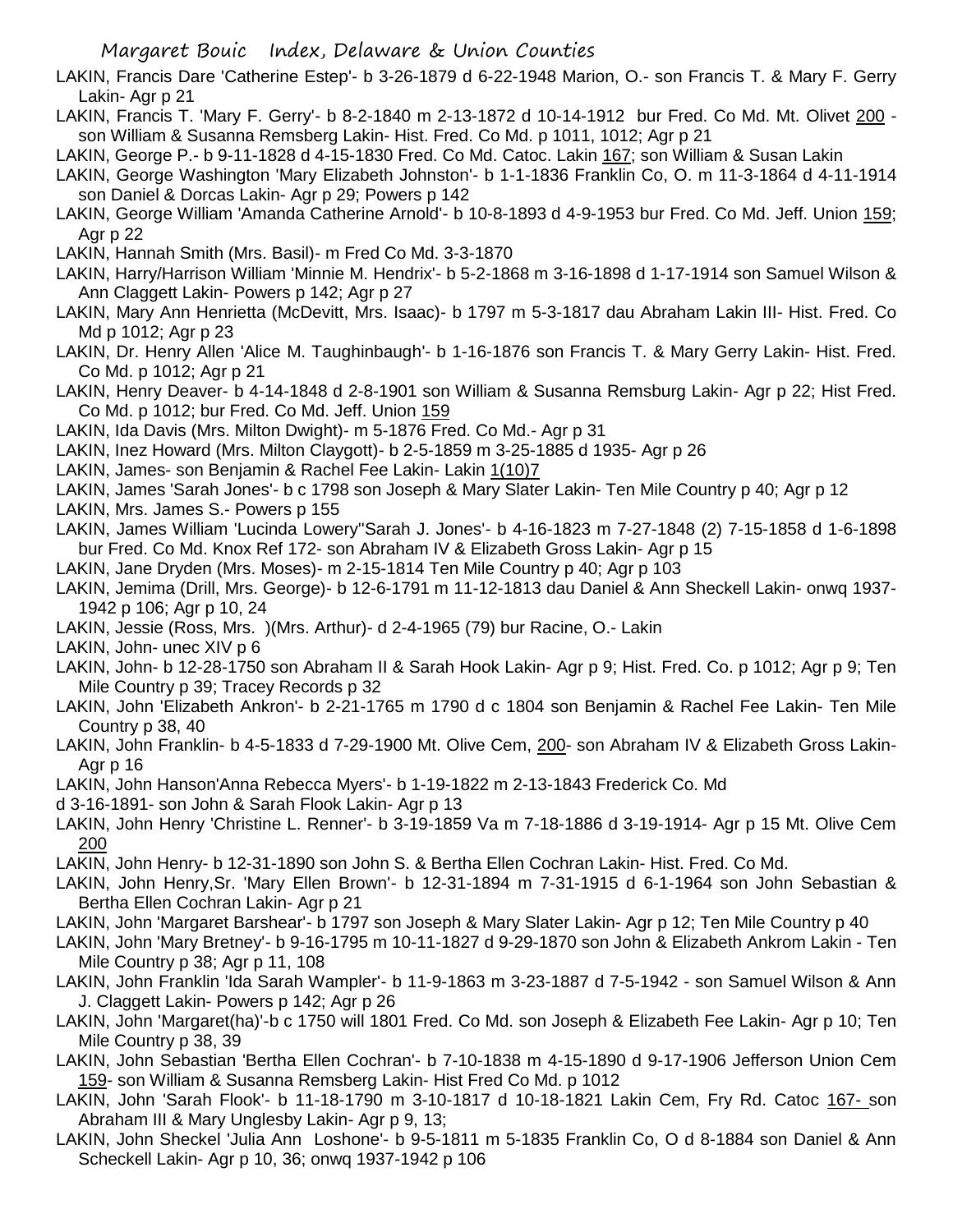LAKIN, Francis Dare 'Catherine Estep'- b 3-26-1879 d 6-22-1948 Marion, O.- son Francis T. & Mary F. Gerry Lakin- Agr p 21

LAKIN, Francis T. 'Mary F. Gerry'- b 8-2-1840 m 2-13-1872 d 10-14-1912 bur Fred. Co Md. Mt. Olivet 200 - son William & Susanna Remsberg Lakin- Hist. Fred. Co Md. p 1011, 1012; Agr p 21

LAKIN, George P.- b 9-11-1828 d 4-15-1830 Fred. Co Md. Catoc. Lakin 167; son William & Susan Lakin

LAKIN, George Washington 'Mary Elizabeth Johnston'- b 1-1-1836 Franklin Co, O. m 11-3-1864 d 4-11-1914 son Daniel & Dorcas Lakin- Agr p 29; Powers p 142

LAKIN, George William 'Amanda Catherine Arnold'- b 10-8-1893 d 4-9-1953 bur Fred. Co Md. Jeff. Union 159; Agr p 22

LAKIN, Hannah Smith (Mrs. Basil)- m Fred Co Md. 3-3-1870

LAKIN, Harry/Harrison William 'Minnie M. Hendrix'- b 5-2-1868 m 3-16-1898 d 1-17-1914 son Samuel Wilson & Ann Claggett Lakin- Powers p 142; Agr p 27

LAKIN, Mary Ann Henrietta (McDevitt, Mrs. Isaac)- b 1797 m 5-3-1817 dau Abraham Lakin III- Hist. Fred. Co Md p 1012; Agr p 23

LAKIN, Dr. Henry Allen 'Alice M. Taughinbaugh'- b 1-16-1876 son Francis T. & Mary Gerry Lakin- Hist. Fred. Co Md. p 1012; Agr p 21

LAKIN, Henry Deaver- b 4-14-1848 d 2-8-1901 son William & Susanna Remsburg Lakin- Agr p 22; Hist Fred. Co Md. p 1012; bur Fred. Co Md. Jeff. Union 159

LAKIN, Ida Davis (Mrs. Milton Dwight)- m 5-1876 Fred. Co Md.- Agr p 31

LAKIN, Inez Howard (Mrs. Milton Claygott)- b 2-5-1859 m 3-25-1885 d 1935- Agr p 26

LAKIN, James- son Benjamin & Rachel Fee Lakin- Lakin 1(10)7

LAKIN, James 'Sarah Jones'- b c 1798 son Joseph & Mary Slater Lakin- Ten Mile Country p 40; Agr p 12

LAKIN, Mrs. James S.- Powers p 155

LAKIN, James William 'Lucinda Lowery''Sarah J. Jones'- b 4-16-1823 m 7-27-1848 (2) 7-15-1858 d 1-6-1898 bur Fred. Co Md. Knox Ref 172- son Abraham IV & Elizabeth Gross Lakin- Agr p 15

LAKIN, Jane Dryden (Mrs. Moses)- m 2-15-1814 Ten Mile Country p 40; Agr p 103

LAKIN, Jemima (Drill, Mrs. George)- b 12-6-1791 m 11-12-1813 dau Daniel & Ann Sheckell Lakin- onwq 1937-1942 p 106; Agr p 10, 24

LAKIN, Jessie (Ross, Mrs. )(Mrs. Arthur)- d 2-4-1965 (79) bur Racine, O.- Lakin

LAKIN, John- unec XIV p 6

LAKIN, John- b 12-28-1750 son Abraham II & Sarah Hook Lakin- Agr p 9; Hist. Fred. Co. p 1012; Agr p 9; Ten Mile Country p 39; Tracey Records p 32

LAKIN, John 'Elizabeth Ankron'- b 2-21-1765 m 1790 d c 1804 son Benjamin & Rachel Fee Lakin- Ten Mile Country p 38, 40

LAKIN, John Franklin- b 4-5-1833 d 7-29-1900 Mt. Olive Cem, 200- son Abraham IV & Elizabeth Gross Lakin- Agr p 16

LAKIN, John Hanson'Anna Rebecca Myers'- b 1-19-1822 m 2-13-1843 Frederick Co. Md d 3-16-1891- son John & Sarah Flook Lakin- Agr p 13

LAKIN, John Henry 'Christine L. Renner'- b 3-19-1859 Va m 7-18-1886 d 3-19-1914- Agr p 15 Mt. Olive Cem 200

LAKIN, John Henry- b 12-31-1890 son John S. & Bertha Ellen Cochran Lakin- Hist. Fred. Co Md.

LAKIN, John Henry,Sr. 'Mary Ellen Brown'- b 12-31-1894 m 7-31-1915 d 6-1-1964 son John Sebastian & Bertha Ellen Cochran Lakin- Agr p 21

LAKIN, John 'Margaret Barshear'- b 1797 son Joseph & Mary Slater Lakin- Agr p 12; Ten Mile Country p 40

LAKIN, John 'Mary Bretney'- b 9-16-1795 m 10-11-1827 d 9-29-1870 son John & Elizabeth Ankrom Lakin - Ten Mile Country p 38; Agr p 11, 108

LAKIN, John Franklin 'Ida Sarah Wampler'- b 11-9-1863 m 3-23-1887 d 7-5-1942 - son Samuel Wilson & Ann J. Claggett Lakin- Powers p 142; Agr p 26

LAKIN, John 'Margaret(ha)'-b c 1750 will 1801 Fred. Co Md. son Joseph & Elizabeth Fee Lakin- Agr p 10; Ten Mile Country p 38, 39

LAKIN, John Sebastian 'Bertha Ellen Cochran'- b 7-10-1838 m 4-15-1890 d 9-17-1906 Jefferson Union Cem 159- son William & Susanna Remsberg Lakin- Hist Fred Co Md. p 1012

LAKIN, John 'Sarah Flook'- b 11-18-1790 m 3-10-1817 d 10-18-1821 Lakin Cem, Fry Rd. Catoc 167- son Abraham III & Mary Unglesby Lakin- Agr p 9, 13;

LAKIN, John Sheckel 'Julia Ann Loshone'- b 9-5-1811 m 5-1835 Franklin Co, O d 8-1884 son Daniel & Ann Scheckell Lakin- Agr p 10, 36; onwq 1937-1942 p 106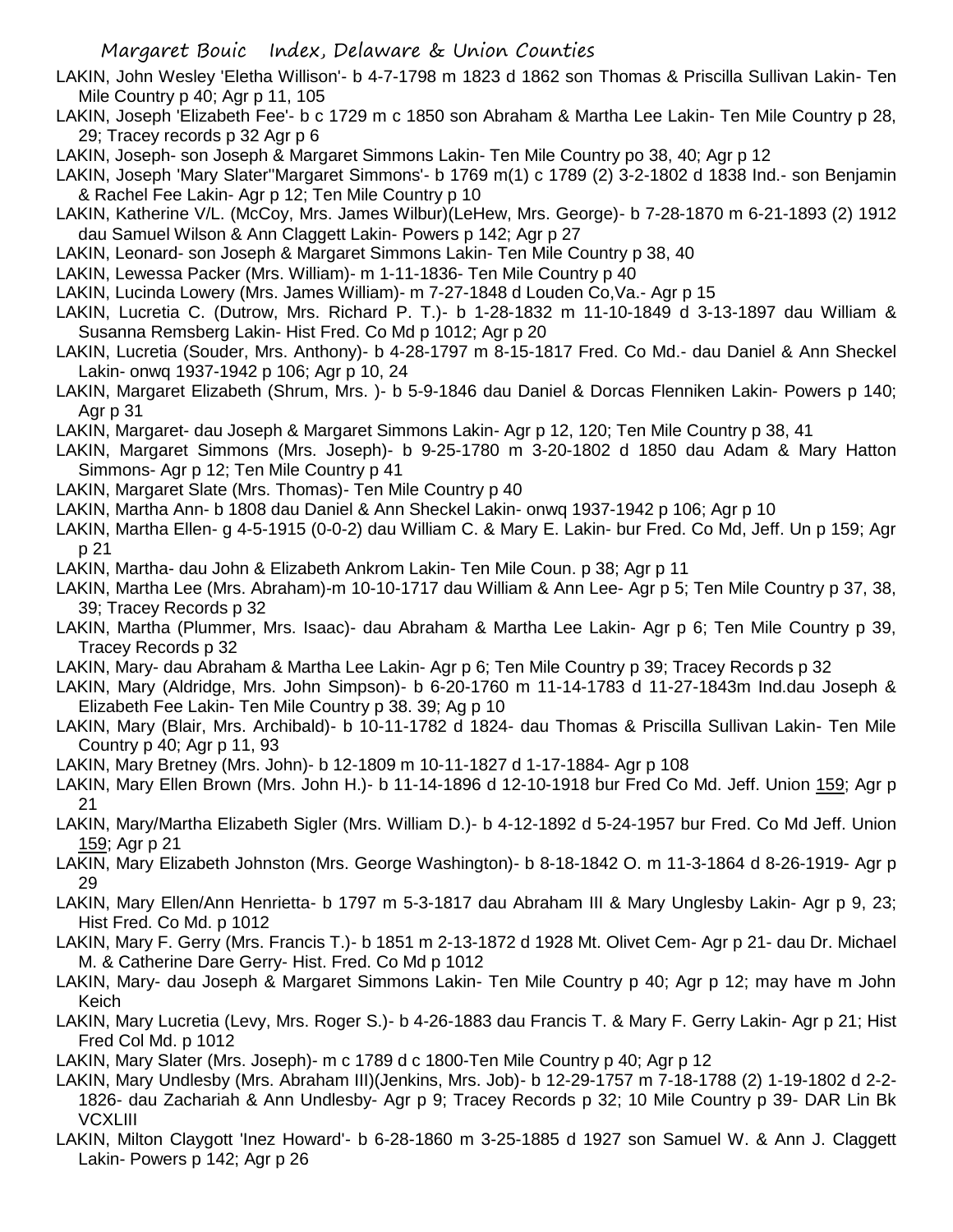LAKIN, John Wesley 'Eletha Willison'- b 4-7-1798 m 1823 d 1862 son Thomas & Priscilla Sullivan Lakin- Ten Mile Country p 40; Agr p 11, 105

LAKIN, Joseph 'Elizabeth Fee'- b c 1729 m c 1850 son Abraham & Martha Lee Lakin- Ten Mile Country p 28, 29; Tracey records p 32 Agr p 6

LAKIN, Joseph- son Joseph & Margaret Simmons Lakin- Ten Mile Country po 38, 40; Agr p 12

LAKIN, Joseph 'Mary Slater''Margaret Simmons'- b 1769 m(1) c 1789 (2) 3-2-1802 d 1838 Ind.- son Benjamin & Rachel Fee Lakin- Agr p 12; Ten Mile Country p 10

LAKIN, Katherine V/L. (McCoy, Mrs. James Wilbur)(LeHew, Mrs. George)- b 7-28-1870 m 6-21-1893 (2) 1912 dau Samuel Wilson & Ann Claggett Lakin- Powers p 142; Agr p 27

LAKIN, Leonard- son Joseph & Margaret Simmons Lakin- Ten Mile Country p 38, 40

LAKIN, Lewessa Packer (Mrs. William)- m 1-11-1836- Ten Mile Country p 40

LAKIN, Lucinda Lowery (Mrs. James William)- m 7-27-1848 d Louden Co,Va.- Agr p 15

LAKIN, Lucretia C. (Dutrow, Mrs. Richard P. T.)- b 1-28-1832 m 11-10-1849 d 3-13-1897 dau William & Susanna Remsberg Lakin- Hist Fred. Co Md p 1012; Agr p 20

LAKIN, Lucretia (Souder, Mrs. Anthony)- b 4-28-1797 m 8-15-1817 Fred. Co Md.- dau Daniel & Ann Sheckel Lakin- onwq 1937-1942 p 106; Agr p 10, 24

LAKIN, Margaret Elizabeth (Shrum, Mrs. )- b 5-9-1846 dau Daniel & Dorcas Flenniken Lakin- Powers p 140; Agr p 31

LAKIN, Margaret- dau Joseph & Margaret Simmons Lakin- Agr p 12, 120; Ten Mile Country p 38, 41

LAKIN, Margaret Simmons (Mrs. Joseph)- b 9-25-1780 m 3-20-1802 d 1850 dau Adam & Mary Hatton Simmons- Agr p 12; Ten Mile Country p 41

LAKIN, Margaret Slate (Mrs. Thomas)- Ten Mile Country p 40

LAKIN, Martha Ann- b 1808 dau Daniel & Ann Sheckel Lakin- onwq 1937-1942 p 106; Agr p 10

LAKIN, Martha Ellen- g 4-5-1915 (0-0-2) dau William C. & Mary E. Lakin- bur Fred. Co Md, Jeff. Un p 159; Agr p 21

LAKIN, Martha- dau John & Elizabeth Ankrom Lakin- Ten Mile Coun. p 38; Agr p 11

LAKIN, Martha Lee (Mrs. Abraham)-m 10-10-1717 dau William & Ann Lee- Agr p 5; Ten Mile Country p 37, 38, 39; Tracey Records p 32

LAKIN, Martha (Plummer, Mrs. Isaac)- dau Abraham & Martha Lee Lakin- Agr p 6; Ten Mile Country p 39, Tracey Records p 32

LAKIN, Mary- dau Abraham & Martha Lee Lakin- Agr p 6; Ten Mile Country p 39; Tracey Records p 32

LAKIN, Mary (Aldridge, Mrs. John Simpson)- b 6-20-1760 m 11-14-1783 d 11-27-1843m Ind.dau Joseph & Elizabeth Fee Lakin- Ten Mile Country p 38. 39; Ag p 10

LAKIN, Mary (Blair, Mrs. Archibald)- b 10-11-1782 d 1824- dau Thomas & Priscilla Sullivan Lakin- Ten Mile Country p 40; Agr p 11, 93

LAKIN, Mary Bretney (Mrs. John)- b 12-1809 m 10-11-1827 d 1-17-1884- Agr p 108

LAKIN, Mary Ellen Brown (Mrs. John H.)- b 11-14-1896 d 12-10-1918 bur Fred Co Md. Jeff. Union 159; Agr p 21

LAKIN, Mary/Martha Elizabeth Sigler (Mrs. William D.)- b 4-12-1892 d 5-24-1957 bur Fred. Co Md Jeff. Union 159; Agr p 21

LAKIN, Mary Elizabeth Johnston (Mrs. George Washington)- b 8-18-1842 O. m 11-3-1864 d 8-26-1919- Agr p 29

LAKIN, Mary Ellen/Ann Henrietta- b 1797 m 5-3-1817 dau Abraham III & Mary Unglesby Lakin- Agr p 9, 23; Hist Fred. Co Md. p 1012

LAKIN, Mary F. Gerry (Mrs. Francis T.)- b 1851 m 2-13-1872 d 1928 Mt. Olivet Cem- Agr p 21- dau Dr. Michael M. & Catherine Dare Gerry- Hist. Fred. Co Md p 1012

LAKIN, Mary- dau Joseph & Margaret Simmons Lakin- Ten Mile Country p 40; Agr p 12; may have m John Keich

LAKIN, Mary Lucretia (Levy, Mrs. Roger S.)- b 4-26-1883 dau Francis T. & Mary F. Gerry Lakin- Agr p 21; Hist Fred Col Md. p 1012

LAKIN, Mary Slater (Mrs. Joseph)- m c 1789 d c 1800-Ten Mile Country p 40; Agr p 12

LAKIN, Mary Undlesby (Mrs. Abraham III)(Jenkins, Mrs. Job)- b 12-29-1757 m 7-18-1788 (2) 1-19-1802 d 2-2-1826- dau Zachariah & Ann Undlesby- Agr p 9; Tracey Records p 32; 10 Mile Country p 39- DAR Lin Bk VCXLIII

LAKIN, Milton Claygott 'Inez Howard'- b 6-28-1860 m 3-25-1885 d 1927 son Samuel W. & Ann J. Claggett Lakin- Powers p 142; Agr p 26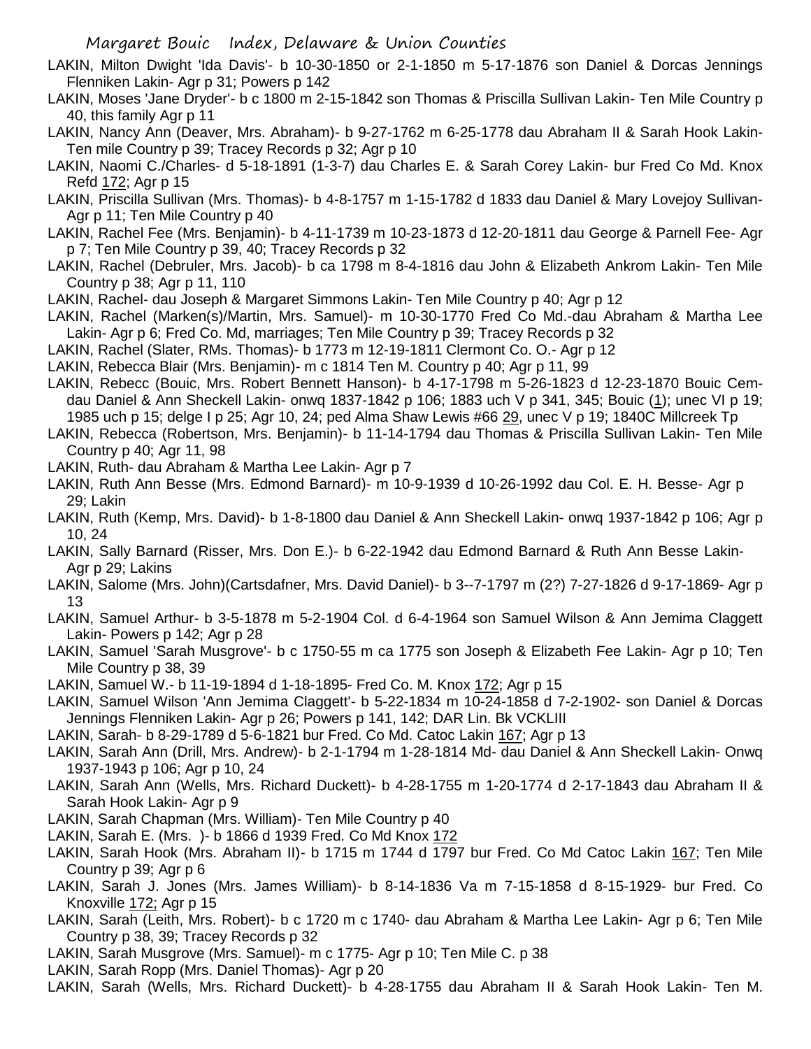LAKIN, Milton Dwight 'Ida Davis'- b 10-30-1850 or 2-1-1850 m 5-17-1876 son Daniel & Dorcas Jennings Flenniken Lakin- Agr p 31; Powers p 142

LAKIN, Moses 'Jane Dryder'- b c 1800 m 2-15-1842 son Thomas & Priscilla Sullivan Lakin- Ten Mile Country p 40, this family Agr p 11

LAKIN, Nancy Ann (Deaver, Mrs. Abraham)- b 9-27-1762 m 6-25-1778 dau Abraham II & Sarah Hook Lakin- Ten mile Country p 39; Tracey Records p 32; Agr p 10

LAKIN, Naomi C./Charles- d 5-18-1891 (1-3-7) dau Charles E. & Sarah Corey Lakin- bur Fred Co Md. Knox Refd 172; Agr p 15

LAKIN, Priscilla Sullivan (Mrs. Thomas)- b 4-8-1757 m 1-15-1782 d 1833 dau Daniel & Mary Lovejoy Sullivan- Agr p 11; Ten Mile Country p 40

LAKIN, Rachel Fee (Mrs. Benjamin)- b 4-11-1739 m 10-23-1873 d 12-20-1811 dau George & Parnell Fee- Agr p 7; Ten Mile Country p 39, 40; Tracey Records p 32

LAKIN, Rachel (Debruler, Mrs. Jacob)- b ca 1798 m 8-4-1816 dau John & Elizabeth Ankrom Lakin- Ten Mile Country p 38; Agr p 11, 110

LAKIN, Rachel- dau Joseph & Margaret Simmons Lakin- Ten Mile Country p 40; Agr p 12

LAKIN, Rachel (Marken(s)/Martin, Mrs. Samuel)- m 10-30-1770 Fred Co Md.-dau Abraham & Martha Lee Lakin- Agr p 6; Fred Co. Md, marriages; Ten Mile Country p 39; Tracey Records p 32

LAKIN, Rachel (Slater, RMs. Thomas)- b 1773 m 12-19-1811 Clermont Co. O.- Agr p 12

LAKIN, Rebecca Blair (Mrs. Benjamin)- m c 1814 Ten M. Country p 40; Agr p 11, 99

LAKIN, Rebecc (Bouic, Mrs. Robert Bennett Hanson)- b 4-17-1798 m 5-26-1823 d 12-23-1870 Bouic Cem- dau Daniel & Ann Sheckell Lakin- onwq 1837-1842 p 106; 1883 uch V p 341, 345; Bouic (1); unec VI p 19; 1985 uch p 15; delge I p 25; Agr 10, 24; ped Alma Shaw Lewis #66 29, unec V p 19; 1840C Millcreek Tp

LAKIN, Rebecca (Robertson, Mrs. Benjamin)- b 11-14-1794 dau Thomas & Priscilla Sullivan Lakin- Ten Mile Country p 40; Agr 11, 98

LAKIN, Ruth- dau Abraham & Martha Lee Lakin- Agr p 7

LAKIN, Ruth Ann Besse (Mrs. Edmond Barnard)- m 10-9-1939 d 10-26-1992 dau Col. E. H. Besse- Agr p 29; Lakin

LAKIN, Ruth (Kemp, Mrs. David)- b 1-8-1800 dau Daniel & Ann Sheckell Lakin- onwq 1937-1842 p 106; Agr p 10, 24

LAKIN, Sally Barnard (Risser, Mrs. Don E.)- b 6-22-1942 dau Edmond Barnard & Ruth Ann Besse Lakin- Agr p 29; Lakins

LAKIN, Salome (Mrs. John)(Cartsdafner, Mrs. David Daniel)- b 3--7-1797 m (2?) 7-27-1826 d 9-17-1869- Agr p 13

LAKIN, Samuel Arthur- b 3-5-1878 m 5-2-1904 Col. d 6-4-1964 son Samuel Wilson & Ann Jemima Claggett Lakin- Powers p 142; Agr p 28

LAKIN, Samuel 'Sarah Musgrove'- b c 1750-55 m ca 1775 son Joseph & Elizabeth Fee Lakin- Agr p 10; Ten Mile Country p 38, 39

LAKIN, Samuel W.- b 11-19-1894 d 1-18-1895- Fred Co. M. Knox 172; Agr p 15

LAKIN, Samuel Wilson 'Ann Jemima Claggett'- b 5-22-1834 m 10-24-1858 d 7-2-1902- son Daniel & Dorcas Jennings Flenniken Lakin- Agr p 26; Powers p 141, 142; DAR Lin. Bk VCKLIII

LAKIN, Sarah- b 8-29-1789 d 5-6-1821 bur Fred. Co Md. Catoc Lakin 167; Agr p 13

LAKIN, Sarah Ann (Drill, Mrs. Andrew)- b 2-1-1794 m 1-28-1814 Md- dau Daniel & Ann Sheckell Lakin- Onwq 1937-1943 p 106; Agr p 10, 24

LAKIN, Sarah Ann (Wells, Mrs. Richard Duckett)- b 4-28-1755 m 1-20-1774 d 2-17-1843 dau Abraham II & Sarah Hook Lakin- Agr p 9

LAKIN, Sarah Chapman (Mrs. William)- Ten Mile Country p 40

LAKIN, Sarah E. (Mrs. )- b 1866 d 1939 Fred. Co Md Knox 172

LAKIN, Sarah Hook (Mrs. Abraham II)- b 1715 m 1744 d 1797 bur Fred. Co Md Catoc Lakin 167; Ten Mile Country p 39; Agr p 6

LAKIN, Sarah J. Jones (Mrs. James William)- b 8-14-1836 Va m 7-15-1858 d 8-15-1929- bur Fred. Co Knoxville 172; Agr p 15

LAKIN, Sarah (Leith, Mrs. Robert)- b c 1720 m c 1740- dau Abraham & Martha Lee Lakin- Agr p 6; Ten Mile Country p 38, 39; Tracey Records p 32

LAKIN, Sarah Musgrove (Mrs. Samuel)- m c 1775- Agr p 10; Ten Mile C. p 38

LAKIN, Sarah Ropp (Mrs. Daniel Thomas)- Agr p 20

LAKIN, Sarah (Wells, Mrs. Richard Duckett)- b 4-28-1755 dau Abraham II & Sarah Hook Lakin- Ten M.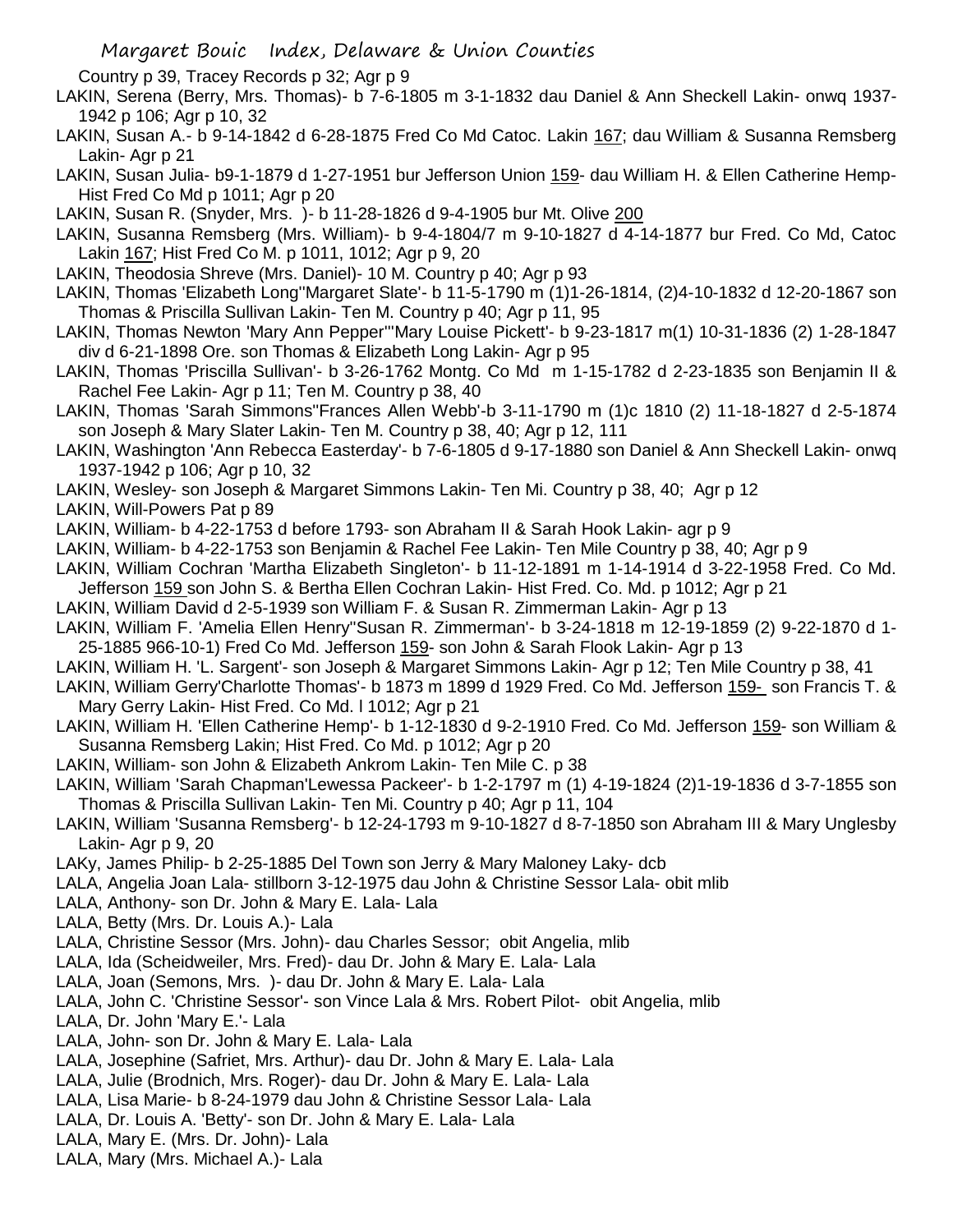Country p 39, Tracey Records p 32; Agr p 9

LAKIN, Serena (Berry, Mrs. Thomas)- b 7-6-1805 m 3-1-1832 dau Daniel & Ann Sheckell Lakin- onwq 1937-1942 p 106; Agr p 10, 32

LAKIN, Susan A.- b 9-14-1842 d 6-28-1875 Fred Co Md Catoc. Lakin 167; dau William & Susanna Remsberg Lakin- Agr p 21

LAKIN, Susan Julia- b9-1-1879 d 1-27-1951 bur Jefferson Union 159- dau William H. & Ellen Catherine Hemp- Hist Fred Co Md p 1011; Agr p 20

LAKIN, Susan R. (Snyder, Mrs. )- b 11-28-1826 d 9-4-1905 bur Mt. Olive 200

LAKIN, Susanna Remsberg (Mrs. William)- b 9-4-1804/7 m 9-10-1827 d 4-14-1877 bur Fred. Co Md, Catoc Lakin 167; Hist Fred Co M. p 1011, 1012; Agr p 9, 20

LAKIN, Theodosia Shreve (Mrs. Daniel)- 10 M. Country p 40; Agr p 93

LAKIN, Thomas 'Elizabeth Long''Margaret Slate'- b 11-5-1790 m (1)1-26-1814, (2)4-10-1832 d 12-20-1867 son Thomas & Priscilla Sullivan Lakin- Ten M. Country p 40; Agr p 11, 95

LAKIN, Thomas Newton 'Mary Ann Pepper''Mary Louise Pickett'- b 9-23-1817 m(1) 10-31-1836 (2) 1-28-1847 div d 6-21-1898 Ore. son Thomas & Elizabeth Long Lakin- Agr p 95

LAKIN, Thomas 'Priscilla Sullivan'- b 3-26-1762 Montg. Co Md m 1-15-1782 d 2-23-1835 son Benjamin II & Rachel Fee Lakin- Agr p 11; Ten M. Country p 38, 40

LAKIN, Thomas 'Sarah Simmons''Frances Allen Webb'-b 3-11-1790 m (1)c 1810 (2) 11-18-1827 d 2-5-1874 son Joseph & Mary Slater Lakin- Ten M. Country p 38, 40; Agr p 12, 111

LAKIN, Washington 'Ann Rebecca Easterday'- b 7-6-1805 d 9-17-1880 son Daniel & Ann Sheckell Lakin- onwq 1937-1942 p 106; Agr p 10, 32

LAKIN, Wesley- son Joseph & Margaret Simmons Lakin- Ten Mi. Country p 38, 40; Agr p 12

LAKIN, Will-Powers Pat p 89

LAKIN, William- b 4-22-1753 d before 1793- son Abraham II & Sarah Hook Lakin- agr p 9

LAKIN, William- b 4-22-1753 son Benjamin & Rachel Fee Lakin- Ten Mile Country p 38, 40; Agr p 9

LAKIN, William Cochran 'Martha Elizabeth Singleton'- b 11-12-1891 m 1-14-1914 d 3-22-1958 Fred. Co Md. Jefferson 159 son John S. & Bertha Ellen Cochran Lakin- Hist Fred. Co. Md. p 1012; Agr p 21

LAKIN, William David d 2-5-1939 son William F. & Susan R. Zimmerman Lakin- Agr p 13

LAKIN, William F. 'Amelia Ellen Henry''Susan R. Zimmerman'- b 3-24-1818 m 12-19-1859 (2) 9-22-1870 d 1-25-1885 966-10-1) Fred Co Md. Jefferson 159- son John & Sarah Flook Lakin- Agr p 13

LAKIN, William H. 'L. Sargent'- son Joseph & Margaret Simmons Lakin- Agr p 12; Ten Mile Country p 38, 41

LAKIN, William Gerry'Charlotte Thomas'- b 1873 m 1899 d 1929 Fred. Co Md. Jefferson 159- son Francis T. & Mary Gerry Lakin- Hist Fred. Co Md. l 1012; Agr p 21

LAKIN, William H. 'Ellen Catherine Hemp'- b 1-12-1830 d 9-2-1910 Fred. Co Md. Jefferson 159- son William & Susanna Remsberg Lakin; Hist Fred. Co Md. p 1012; Agr p 20

LAKIN, William- son John & Elizabeth Ankrom Lakin- Ten Mile C. p 38

LAKIN, William 'Sarah Chapman'Lewessa Packeer'- b 1-2-1797 m (1) 4-19-1824 (2)1-19-1836 d 3-7-1855 son Thomas & Priscilla Sullivan Lakin- Ten Mi. Country p 40; Agr p 11, 104

LAKIN, William 'Susanna Remsberg'- b 12-24-1793 m 9-10-1827 d 8-7-1850 son Abraham III & Mary Unglesby Lakin- Agr p 9, 20

LAKy, James Philip- b 2-25-1885 Del Town son Jerry & Mary Maloney Laky- dcb

LALA, Angelia Joan Lala- stillborn 3-12-1975 dau John & Christine Sessor Lala- obit mlib

LALA, Anthony- son Dr. John & Mary E. Lala- Lala

LALA, Betty (Mrs. Dr. Louis A.)- Lala

LALA, Christine Sessor (Mrs. John)- dau Charles Sessor; obit Angelia, mlib

LALA, Ida (Scheidweiler, Mrs. Fred)- dau Dr. John & Mary E. Lala- Lala

LALA, Joan (Semons, Mrs. )- dau Dr. John & Mary E. Lala- Lala

LALA, John C. 'Christine Sessor'- son Vince Lala & Mrs. Robert Pilot- obit Angelia, mlib

LALA, Dr. John 'Mary E.'- Lala

LALA, John- son Dr. John & Mary E. Lala- Lala

LALA, Josephine (Safriet, Mrs. Arthur)- dau Dr. John & Mary E. Lala- Lala

LALA, Julie (Brodnich, Mrs. Roger)- dau Dr. John & Mary E. Lala- Lala

LALA, Lisa Marie- b 8-24-1979 dau John & Christine Sessor Lala- Lala

LALA, Dr. Louis A. 'Betty'- son Dr. John & Mary E. Lala- Lala

LALA, Mary E. (Mrs. Dr. John)- Lala

LALA, Mary (Mrs. Michael A.)- Lala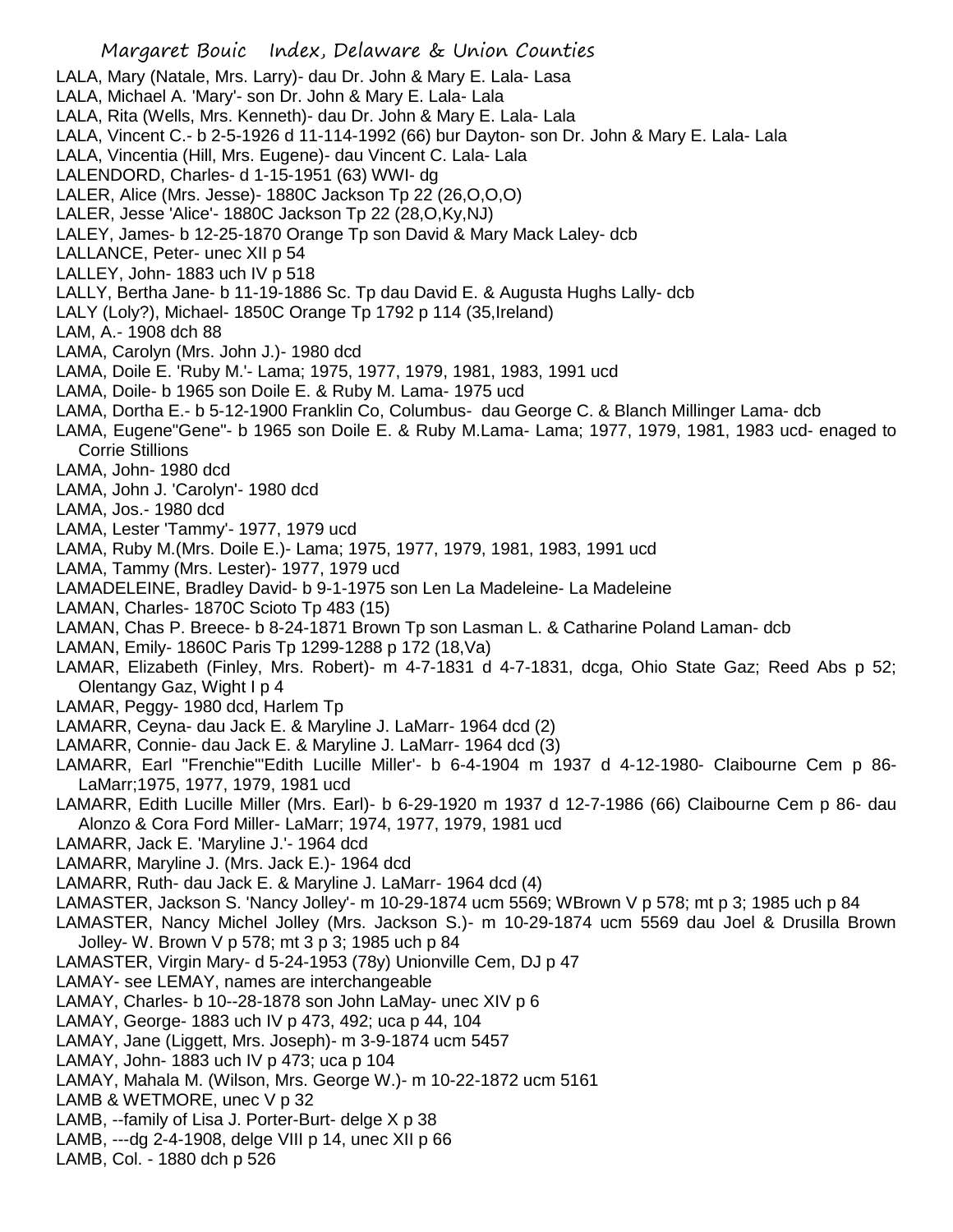LALA, Mary (Natale, Mrs. Larry)- dau Dr. John & Mary E. Lala- Lasa
LALA, Michael A. 'Mary'- son Dr. John & Mary E. Lala- Lala
LALA, Rita (Wells, Mrs. Kenneth)- dau Dr. John & Mary E. Lala- Lala
LALA, Vincent C.- b 2-5-1926 d 11-114-1992 (66) bur Dayton- son Dr. John & Mary E. Lala- Lala
LALA, Vincentia (Hill, Mrs. Eugene)- dau Vincent C. Lala- Lala
LALENDORD, Charles- d 1-15-1951 (63) WWI- dg
LALER, Alice (Mrs. Jesse)- 1880C Jackson Tp 22 (26,O,O,O)
LALER, Jesse 'Alice'- 1880C Jackson Tp 22 (28,O,Ky,NJ)
LALEY, James- b 12-25-1870 Orange Tp son David & Mary Mack Laley- dcb
LALLANCE, Peter- unec XII p 54
LALLEY, John- 1883 uch IV p 518
LALLY, Bertha Jane- b 11-19-1886 Sc. Tp dau David E. & Augusta Hughs Lally- dcb
LALY (Loly?), Michael- 1850C Orange Tp 1792 p 114 (35,Ireland)
LAM, A.- 1908 dch 88
LAMA, Carolyn (Mrs. John J.)- 1980 dcd
LAMA, Doile E. 'Ruby M.'- Lama; 1975, 1977, 1979, 1981, 1983, 1991 ucd
LAMA, Doile- b 1965 son Doile E. & Ruby M. Lama- 1975 ucd
LAMA, Dortha E.- b 5-12-1900 Franklin Co, Columbus- dau George C. & Blanch Millinger Lama- dcb
LAMA, Eugene"Gene"- b 1965 son Doile E. & Ruby M.Lama- Lama; 1977, 1979, 1981, 1983 ucd- enaged to Corrie Stillions
LAMA, John- 1980 dcd
LAMA, John J. 'Carolyn'- 1980 dcd
LAMA, Jos.- 1980 dcd
LAMA, Lester 'Tammy'- 1977, 1979 ucd
LAMA, Ruby M.(Mrs. Doile E.)- Lama; 1975, 1977, 1979, 1981, 1983, 1991 ucd
LAMA, Tammy (Mrs. Lester)- 1977, 1979 ucd
LAMADELEINE, Bradley David- b 9-1-1975 son Len La Madeleine- La Madeleine
LAMAN, Charles- 1870C Scioto Tp 483 (15)
LAMAN, Chas P. Breece- b 8-24-1871 Brown Tp son Lasman L. & Catharine Poland Laman- dcb
LAMAN, Emily- 1860C Paris Tp 1299-1288 p 172 (18,Va)
LAMAR, Elizabeth (Finley, Mrs. Robert)- m 4-7-1831 d 4-7-1831, dcga, Ohio State Gaz; Reed Abs p 52; Olentangy Gaz, Wight I p 4
LAMAR, Peggy- 1980 dcd, Harlem Tp
LAMARR, Ceyna- dau Jack E. & Maryline J. LaMarr- 1964 dcd (2)
LAMARR, Connie- dau Jack E. & Maryline J. LaMarr- 1964 dcd (3)
LAMARR, Earl "Frenchie"'Edith Lucille Miller'- b 6-4-1904 m 1937 d 4-12-1980- Claibourne Cem p 86- LaMarr;1975, 1977, 1979, 1981 ucd
LAMARR, Edith Lucille Miller (Mrs. Earl)- b 6-29-1920 m 1937 d 12-7-1986 (66) Claibourne Cem p 86- dau Alonzo & Cora Ford Miller- LaMarr; 1974, 1977, 1979, 1981 ucd
LAMARR, Jack E. 'Maryline J.'- 1964 dcd
LAMARR, Maryline J. (Mrs. Jack E.)- 1964 dcd
LAMARR, Ruth- dau Jack E. & Maryline J. LaMarr- 1964 dcd (4)
LAMASTER, Jackson S. 'Nancy Jolley'- m 10-29-1874 ucm 5569; WBrown V p 578; mt p 3; 1985 uch p 84
LAMASTER, Nancy Michel Jolley (Mrs. Jackson S.)- m 10-29-1874 ucm 5569 dau Joel & Drusilla Brown Jolley- W. Brown V p 578; mt 3 p 3; 1985 uch p 84
LAMASTER, Virgin Mary- d 5-24-1953 (78y) Unionville Cem, DJ p 47
LAMAY- see LEMAY, names are interchangeable
LAMAY, Charles- b 10--28-1878 son John LaMay- unec XIV p 6
LAMAY, George- 1883 uch IV p 473, 492; uca p 44, 104
LAMAY, Jane (Liggett, Mrs. Joseph)- m 3-9-1874 ucm 5457
LAMAY, John- 1883 uch IV p 473; uca p 104
LAMAY, Mahala M. (Wilson, Mrs. George W.)- m 10-22-1872 ucm 5161
LAMB & WETMORE, unec V p 32
LAMB, --family of Lisa J. Porter-Burt- delge X p 38
LAMB, ---dg 2-4-1908, delge VIII p 14, unec XII p 66
LAMB, Col. - 1880 dch p 526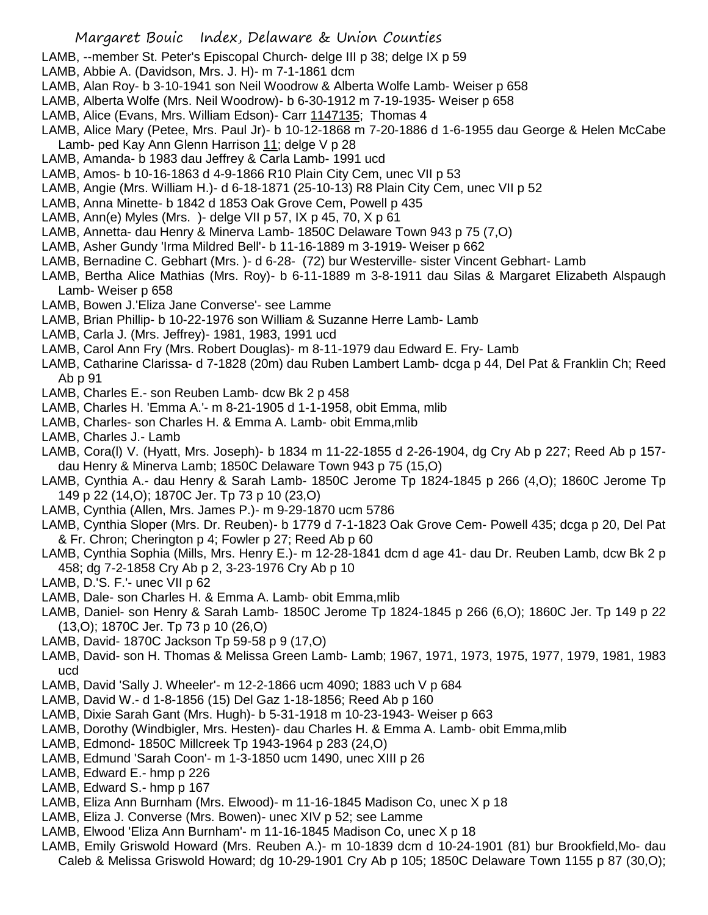LAMB, --member St. Peter's Episcopal Church- delge III p 38; delge IX p 59

LAMB, Abbie A. (Davidson, Mrs. J. H)- m 7-1-1861 dcm

LAMB, Alan Roy- b 3-10-1941 son Neil Woodrow & Alberta Wolfe Lamb- Weiser p 658

LAMB, Alberta Wolfe (Mrs. Neil Woodrow)- b 6-30-1912 m 7-19-1935- Weiser p 658

LAMB, Alice (Evans, Mrs. William Edson)- Carr 1147135; Thomas 4

LAMB, Alice Mary (Petee, Mrs. Paul Jr)- b 10-12-1868 m 7-20-1886 d 1-6-1955 dau George & Helen McCabe Lamb- ped Kay Ann Glenn Harrison 11; delge V p 28

LAMB, Amanda- b 1983 dau Jeffrey & Carla Lamb- 1991 ucd

LAMB, Amos- b 10-16-1863 d 4-9-1866 R10 Plain City Cem, unec VII p 53

LAMB, Angie (Mrs. William H.)- d 6-18-1871 (25-10-13) R8 Plain City Cem, unec VII p 52

LAMB, Anna Minette- b 1842 d 1853 Oak Grove Cem, Powell p 435

LAMB, Ann(e) Myles (Mrs. )- delge VII p 57, IX p 45, 70, X p 61

LAMB, Annetta- dau Henry & Minerva Lamb- 1850C Delaware Town 943 p 75 (7,O)

LAMB, Asher Gundy 'Irma Mildred Bell'- b 11-16-1889 m 3-1919- Weiser p 662

LAMB, Bernadine C. Gebhart (Mrs. )- d 6-28- (72) bur Westerville- sister Vincent Gebhart- Lamb

LAMB, Bertha Alice Mathias (Mrs. Roy)- b 6-11-1889 m 3-8-1911 dau Silas & Margaret Elizabeth Alspaugh Lamb- Weiser p 658

LAMB, Bowen J.'Eliza Jane Converse'- see Lamme

LAMB, Brian Phillip- b 10-22-1976 son William & Suzanne Herre Lamb- Lamb

LAMB, Carla J. (Mrs. Jeffrey)- 1981, 1983, 1991 ucd

LAMB, Carol Ann Fry (Mrs. Robert Douglas)- m 8-11-1979 dau Edward E. Fry- Lamb

LAMB, Catharine Clarissa- d 7-1828 (20m) dau Ruben Lambert Lamb- dcga p 44, Del Pat & Franklin Ch; Reed Ab p 91

LAMB, Charles E.- son Reuben Lamb- dcw Bk 2 p 458

LAMB, Charles H. 'Emma A.'- m 8-21-1905 d 1-1-1958, obit Emma, mlib

LAMB, Charles- son Charles H. & Emma A. Lamb- obit Emma,mlib

LAMB, Charles J.- Lamb

LAMB, Cora(l) V. (Hyatt, Mrs. Joseph)- b 1834 m 11-22-1855 d 2-26-1904, dg Cry Ab p 227; Reed Ab p 157- dau Henry & Minerva Lamb; 1850C Delaware Town 943 p 75 (15,O)

LAMB, Cynthia A.- dau Henry & Sarah Lamb- 1850C Jerome Tp 1824-1845 p 266 (4,O); 1860C Jerome Tp 149 p 22 (14,O); 1870C Jer. Tp 73 p 10 (23,O)

LAMB, Cynthia (Allen, Mrs. James P.)- m 9-29-1870 ucm 5786

LAMB, Cynthia Sloper (Mrs. Dr. Reuben)- b 1779 d 7-1-1823 Oak Grove Cem- Powell 435; dcga p 20, Del Pat & Fr. Chron; Cherington p 4; Fowler p 27; Reed Ab p 60

LAMB, Cynthia Sophia (Mills, Mrs. Henry E.)- m 12-28-1841 dcm d age 41- dau Dr. Reuben Lamb, dcw Bk 2 p 458; dg 7-2-1858 Cry Ab p 2, 3-23-1976 Cry Ab p 10

LAMB, D.'S. F.'- unec VII p 62

LAMB, Dale- son Charles H. & Emma A. Lamb- obit Emma,mlib

LAMB, Daniel- son Henry & Sarah Lamb- 1850C Jerome Tp 1824-1845 p 266 (6,O); 1860C Jer. Tp 149 p 22 (13,O); 1870C Jer. Tp 73 p 10 (26,O)

LAMB, David- 1870C Jackson Tp 59-58 p 9 (17,O)

LAMB, David- son H. Thomas & Melissa Green Lamb- Lamb; 1967, 1971, 1973, 1975, 1977, 1979, 1981, 1983 ucd

LAMB, David 'Sally J. Wheeler'- m 12-2-1866 ucm 4090; 1883 uch V p 684

LAMB, David W.- d 1-8-1856 (15) Del Gaz 1-18-1856; Reed Ab p 160

LAMB, Dixie Sarah Gant (Mrs. Hugh)- b 5-31-1918 m 10-23-1943- Weiser p 663

LAMB, Dorothy (Windbigler, Mrs. Hesten)- dau Charles H. & Emma A. Lamb- obit Emma,mlib

LAMB, Edmond- 1850C Millcreek Tp 1943-1964 p 283 (24,O)

LAMB, Edmund 'Sarah Coon'- m 1-3-1850 ucm 1490, unec XIII p 26

LAMB, Edward E.- hmp p 226

LAMB, Edward S.- hmp p 167

LAMB, Eliza Ann Burnham (Mrs. Elwood)- m 11-16-1845 Madison Co, unec X p 18

LAMB, Eliza J. Converse (Mrs. Bowen)- unec XIV p 52; see Lamme

LAMB, Elwood 'Eliza Ann Burnham'- m 11-16-1845 Madison Co, unec X p 18

LAMB, Emily Griswold Howard (Mrs. Reuben A.)- m 10-1839 dcm d 10-24-1901 (81) bur Brookfield,Mo- dau Caleb & Melissa Griswold Howard; dg 10-29-1901 Cry Ab p 105; 1850C Delaware Town 1155 p 87 (30,O);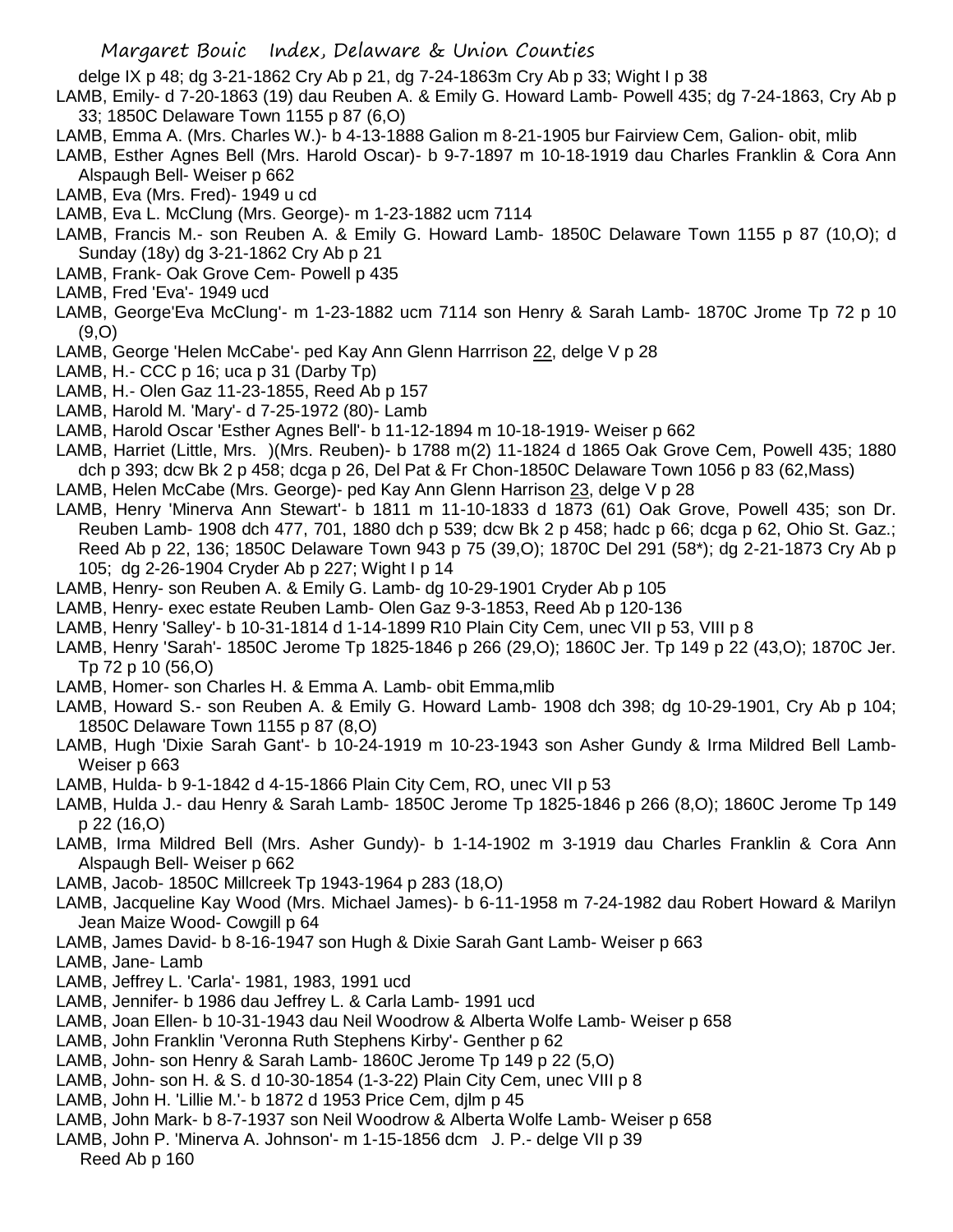delge IX p 48; dg 3-21-1862 Cry Ab p 21, dg 7-24-1863m Cry Ab p 33; Wight I p 38

LAMB, Emily- d 7-20-1863 (19) dau Reuben A. & Emily G. Howard Lamb- Powell 435; dg 7-24-1863, Cry Ab p 33; 1850C Delaware Town 1155 p 87 (6,O)

LAMB, Emma A. (Mrs. Charles W.)- b 4-13-1888 Galion m 8-21-1905 bur Fairview Cem, Galion- obit, mlib

LAMB, Esther Agnes Bell (Mrs. Harold Oscar)- b 9-7-1897 m 10-18-1919 dau Charles Franklin & Cora Ann Alspaugh Bell- Weiser p 662

LAMB, Eva (Mrs. Fred)- 1949 u cd

LAMB, Eva L. McClung (Mrs. George)- m 1-23-1882 ucm 7114

LAMB, Francis M.- son Reuben A. & Emily G. Howard Lamb- 1850C Delaware Town 1155 p 87 (10,O); d Sunday (18y) dg 3-21-1862 Cry Ab p 21

LAMB, Frank- Oak Grove Cem- Powell p 435

LAMB, Fred 'Eva'- 1949 ucd

LAMB, George'Eva McClung'- m 1-23-1882 ucm 7114 son Henry & Sarah Lamb- 1870C Jrome Tp 72 p 10 (9,O)

LAMB, George 'Helen McCabe'- ped Kay Ann Glenn Harrrison 22, delge V p 28

LAMB, H.- CCC p 16; uca p 31 (Darby Tp)

LAMB, H.- Olen Gaz 11-23-1855, Reed Ab p 157

LAMB, Harold M. 'Mary'- d 7-25-1972 (80)- Lamb

LAMB, Harold Oscar 'Esther Agnes Bell'- b 11-12-1894 m 10-18-1919- Weiser p 662

LAMB, Harriet (Little, Mrs. )(Mrs. Reuben)- b 1788 m(2) 11-1824 d 1865 Oak Grove Cem, Powell 435; 1880 dch p 393; dcw Bk 2 p 458; dcga p 26, Del Pat & Fr Chon-1850C Delaware Town 1056 p 83 (62,Mass)

LAMB, Helen McCabe (Mrs. George)- ped Kay Ann Glenn Harrison 23, delge V p 28

LAMB, Henry 'Minerva Ann Stewart'- b 1811 m 11-10-1833 d 1873 (61) Oak Grove, Powell 435; son Dr. Reuben Lamb- 1908 dch 477, 701, 1880 dch p 539; dcw Bk 2 p 458; hadc p 66; dcga p 62, Ohio St. Gaz.; Reed Ab p 22, 136; 1850C Delaware Town 943 p 75 (39,O); 1870C Del 291 (58*); dg 2-21-1873 Cry Ab p 105; dg 2-26-1904 Cryder Ab p 227; Wight I p 14

LAMB, Henry- son Reuben A. & Emily G. Lamb- dg 10-29-1901 Cryder Ab p 105

LAMB, Henry- exec estate Reuben Lamb- Olen Gaz 9-3-1853, Reed Ab p 120-136

LAMB, Henry 'Salley'- b 10-31-1814 d 1-14-1899 R10 Plain City Cem, unec VII p 53, VIII p 8

LAMB, Henry 'Sarah'- 1850C Jerome Tp 1825-1846 p 266 (29,O); 1860C Jer. Tp 149 p 22 (43,O); 1870C Jer. Tp 72 p 10 (56,O)

LAMB, Homer- son Charles H. & Emma A. Lamb- obit Emma,mlib

LAMB, Howard S.- son Reuben A. & Emily G. Howard Lamb- 1908 dch 398; dg 10-29-1901, Cry Ab p 104; 1850C Delaware Town 1155 p 87 (8,O)

LAMB, Hugh 'Dixie Sarah Gant'- b 10-24-1919 m 10-23-1943 son Asher Gundy & Irma Mildred Bell Lamb- Weiser p 663

LAMB, Hulda- b 9-1-1842 d 4-15-1866 Plain City Cem, RO, unec VII p 53

LAMB, Hulda J.- dau Henry & Sarah Lamb- 1850C Jerome Tp 1825-1846 p 266 (8,O); 1860C Jerome Tp 149 p 22 (16,O)

LAMB, Irma Mildred Bell (Mrs. Asher Gundy)- b 1-14-1902 m 3-1919 dau Charles Franklin & Cora Ann Alspaugh Bell- Weiser p 662

LAMB, Jacob- 1850C Millcreek Tp 1943-1964 p 283 (18,O)

LAMB, Jacqueline Kay Wood (Mrs. Michael James)- b 6-11-1958 m 7-24-1982 dau Robert Howard & Marilyn Jean Maize Wood- Cowgill p 64

LAMB, James David- b 8-16-1947 son Hugh & Dixie Sarah Gant Lamb- Weiser p 663

LAMB, Jane- Lamb

LAMB, Jeffrey L. 'Carla'- 1981, 1983, 1991 ucd

LAMB, Jennifer- b 1986 dau Jeffrey L. & Carla Lamb- 1991 ucd

LAMB, Joan Ellen- b 10-31-1943 dau Neil Woodrow & Alberta Wolfe Lamb- Weiser p 658

LAMB, John Franklin 'Veronna Ruth Stephens Kirby'- Genther p 62

LAMB, John- son Henry & Sarah Lamb- 1860C Jerome Tp 149 p 22 (5,O)

LAMB, John- son H. & S. d 10-30-1854 (1-3-22) Plain City Cem, unec VIII p 8

LAMB, John H. 'Lillie M.'- b 1872 d 1953 Price Cem, djlm p 45

LAMB, John Mark- b 8-7-1937 son Neil Woodrow & Alberta Wolfe Lamb- Weiser p 658

LAMB, John P. 'Minerva A. Johnson'- m 1-15-1856 dcm J. P.- delge VII p 39 Reed Ab p 160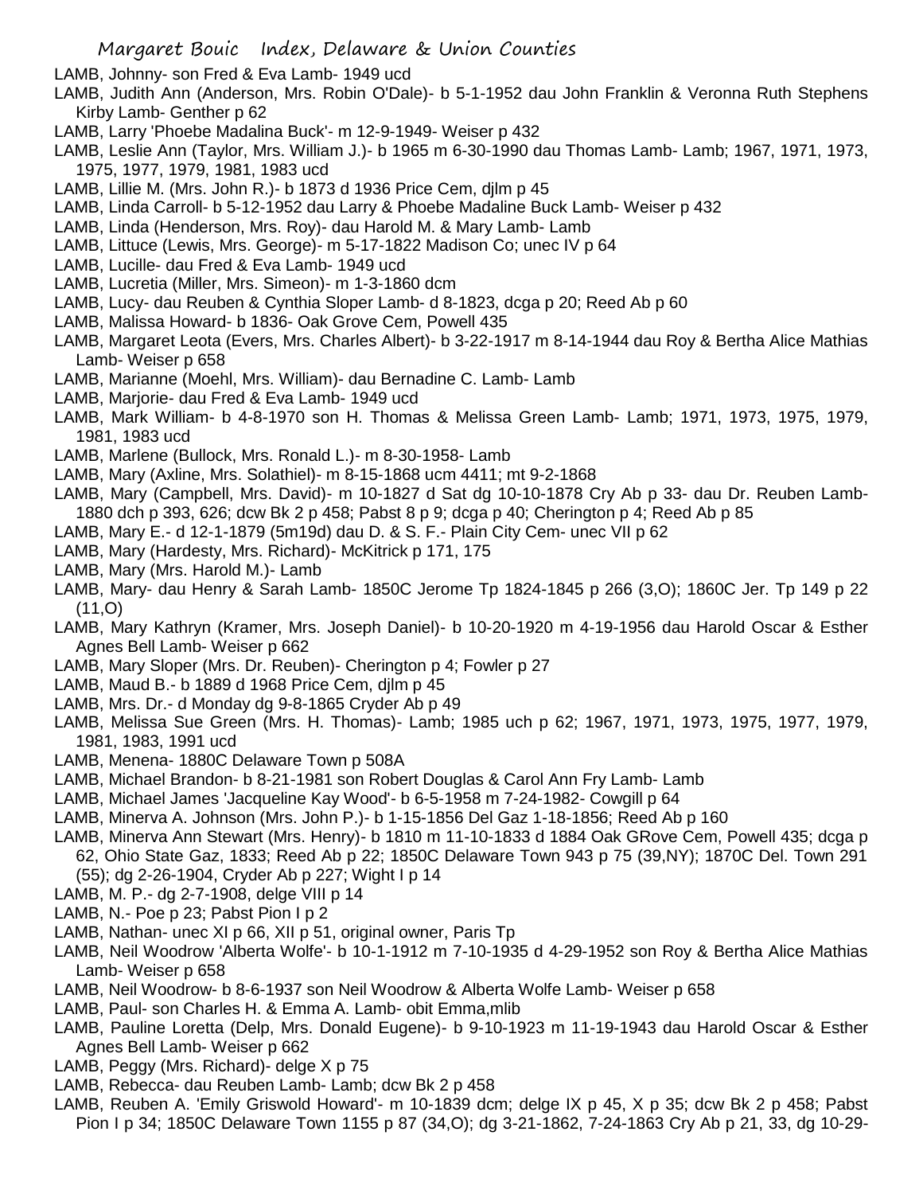LAMB, Johnny- son Fred & Eva Lamb- 1949 ucd

LAMB, Judith Ann (Anderson, Mrs. Robin O'Dale)- b 5-1-1952 dau John Franklin & Veronna Ruth Stephens Kirby Lamb- Genther p 62

LAMB, Larry 'Phoebe Madalina Buck'- m 12-9-1949- Weiser p 432

LAMB, Leslie Ann (Taylor, Mrs. William J.)- b 1965 m 6-30-1990 dau Thomas Lamb- Lamb; 1967, 1971, 1973, 1975, 1977, 1979, 1981, 1983 ucd

LAMB, Lillie M. (Mrs. John R.)- b 1873 d 1936 Price Cem, djlm p 45

LAMB, Linda Carroll- b 5-12-1952 dau Larry & Phoebe Madaline Buck Lamb- Weiser p 432

LAMB, Linda (Henderson, Mrs. Roy)- dau Harold M. & Mary Lamb- Lamb

LAMB, Littuce (Lewis, Mrs. George)- m 5-17-1822 Madison Co; unec IV p 64

LAMB, Lucille- dau Fred & Eva Lamb- 1949 ucd

LAMB, Lucretia (Miller, Mrs. Simeon)- m 1-3-1860 dcm

LAMB, Lucy- dau Reuben & Cynthia Sloper Lamb- d 8-1823, dcga p 20; Reed Ab p 60

LAMB, Malissa Howard- b 1836- Oak Grove Cem, Powell 435

LAMB, Margaret Leota (Evers, Mrs. Charles Albert)- b 3-22-1917 m 8-14-1944 dau Roy & Bertha Alice Mathias Lamb- Weiser p 658

LAMB, Marianne (Moehl, Mrs. William)- dau Bernadine C. Lamb- Lamb

LAMB, Marjorie- dau Fred & Eva Lamb- 1949 ucd

LAMB, Mark William- b 4-8-1970 son H. Thomas & Melissa Green Lamb- Lamb; 1971, 1973, 1975, 1979, 1981, 1983 ucd

LAMB, Marlene (Bullock, Mrs. Ronald L.)- m 8-30-1958- Lamb

LAMB, Mary (Axline, Mrs. Solathiel)- m 8-15-1868 ucm 4411; mt 9-2-1868

LAMB, Mary (Campbell, Mrs. David)- m 10-1827 d Sat dg 10-10-1878 Cry Ab p 33- dau Dr. Reuben Lamb- 1880 dch p 393, 626; dcw Bk 2 p 458; Pabst 8 p 9; dcga p 40; Cherington p 4; Reed Ab p 85

LAMB, Mary E.- d 12-1-1879 (5m19d) dau D. & S. F.- Plain City Cem- unec VII p 62

LAMB, Mary (Hardesty, Mrs. Richard)- McKitrick p 171, 175

LAMB, Mary (Mrs. Harold M.)- Lamb

LAMB, Mary- dau Henry & Sarah Lamb- 1850C Jerome Tp 1824-1845 p 266 (3,O); 1860C Jer. Tp 149 p 22 (11,O)

LAMB, Mary Kathryn (Kramer, Mrs. Joseph Daniel)- b 10-20-1920 m 4-19-1956 dau Harold Oscar & Esther Agnes Bell Lamb- Weiser p 662

LAMB, Mary Sloper (Mrs. Dr. Reuben)- Cherington p 4; Fowler p 27

LAMB, Maud B.- b 1889 d 1968 Price Cem, djlm p 45

LAMB, Mrs. Dr.- d Monday dg 9-8-1865 Cryder Ab p 49

LAMB, Melissa Sue Green (Mrs. H. Thomas)- Lamb; 1985 uch p 62; 1967, 1971, 1973, 1975, 1977, 1979, 1981, 1983, 1991 ucd

LAMB, Menena- 1880C Delaware Town p 508A

LAMB, Michael Brandon- b 8-21-1981 son Robert Douglas & Carol Ann Fry Lamb- Lamb

LAMB, Michael James 'Jacqueline Kay Wood'- b 6-5-1958 m 7-24-1982- Cowgill p 64

LAMB, Minerva A. Johnson (Mrs. John P.)- b 1-15-1856 Del Gaz 1-18-1856; Reed Ab p 160

LAMB, Minerva Ann Stewart (Mrs. Henry)- b 1810 m 11-10-1833 d 1884 Oak GRove Cem, Powell 435; dcga p 62, Ohio State Gaz, 1833; Reed Ab p 22; 1850C Delaware Town 943 p 75 (39,NY); 1870C Del. Town 291 (55); dg 2-26-1904, Cryder Ab p 227; Wight I p 14

LAMB, M. P.- dg 2-7-1908, delge VIII p 14

LAMB, N.- Poe p 23; Pabst Pion I p 2

LAMB, Nathan- unec XI p 66, XII p 51, original owner, Paris Tp

LAMB, Neil Woodrow 'Alberta Wolfe'- b 10-1-1912 m 7-10-1935 d 4-29-1952 son Roy & Bertha Alice Mathias Lamb- Weiser p 658

LAMB, Neil Woodrow- b 8-6-1937 son Neil Woodrow & Alberta Wolfe Lamb- Weiser p 658

LAMB, Paul- son Charles H. & Emma A. Lamb- obit Emma,mlib

LAMB, Pauline Loretta (Delp, Mrs. Donald Eugene)- b 9-10-1923 m 11-19-1943 dau Harold Oscar & Esther Agnes Bell Lamb- Weiser p 662

LAMB, Peggy (Mrs. Richard)- delge X p 75

LAMB, Rebecca- dau Reuben Lamb- Lamb; dcw Bk 2 p 458

LAMB, Reuben A. 'Emily Griswold Howard'- m 10-1839 dcm; delge IX p 45, X p 35; dcw Bk 2 p 458; Pabst Pion I p 34; 1850C Delaware Town 1155 p 87 (34,O); dg 3-21-1862, 7-24-1863 Cry Ab p 21, 33, dg 10-29-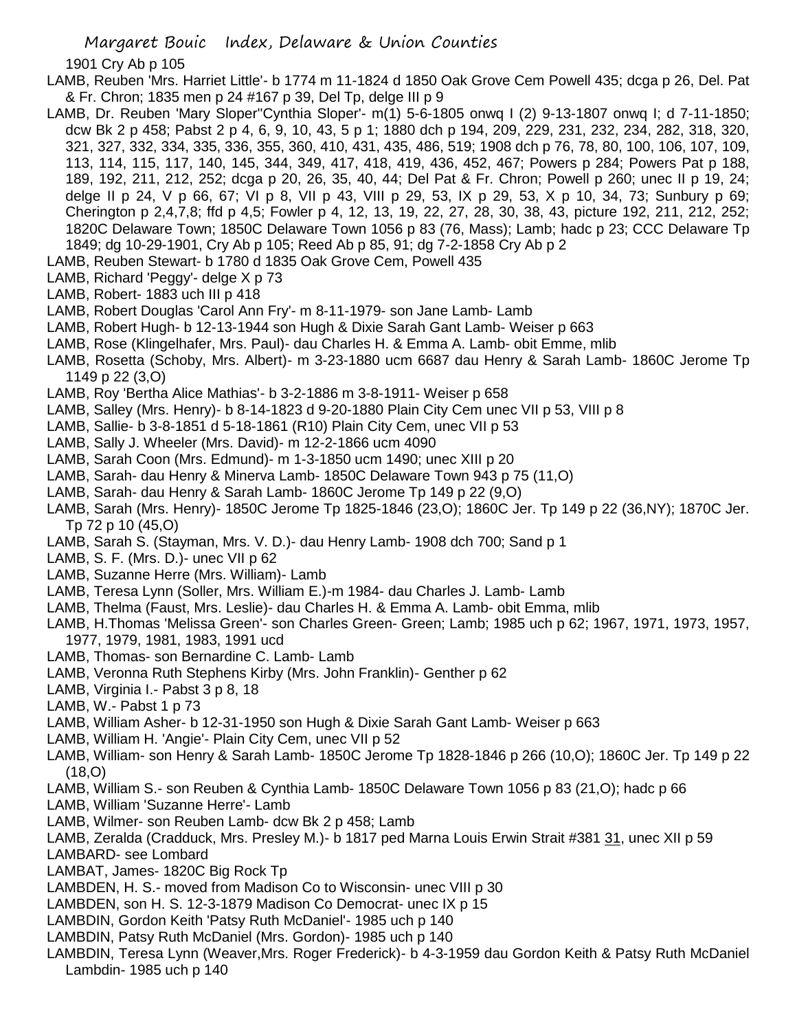1901 Cry Ab p 105

LAMB, Reuben 'Mrs. Harriet Little'- b 1774 m 11-1824 d 1850 Oak Grove Cem Powell 435; dcga p 26, Del. Pat & Fr. Chron; 1835 men p 24 #167 p 39, Del Tp, delge III p 9

LAMB, Dr. Reuben 'Mary Sloper''Cynthia Sloper'- m(1) 5-6-1805 onwq I (2) 9-13-1807 onwq I; d 7-11-1850; dcw Bk 2 p 458; Pabst 2 p 4, 6, 9, 10, 43, 5 p 1; 1880 dch p 194, 209, 229, 231, 232, 234, 282, 318, 320, 321, 327, 332, 334, 335, 336, 355, 360, 410, 431, 435, 486, 519; 1908 dch p 76, 78, 80, 100, 106, 107, 109, 113, 114, 115, 117, 140, 145, 344, 349, 417, 418, 419, 436, 452, 467; Powers p 284; Powers Pat p 188, 189, 192, 211, 212, 252; dcga p 20, 26, 35, 40, 44; Del Pat & Fr. Chron; Powell p 260; unec II p 19, 24; delge II p 24, V p 66, 67; VI p 8, VII p 43, VIII p 29, 53, IX p 29, 53, X p 10, 34, 73; Sunbury p 69; Cherington p 2,4,7,8; ffd p 4,5; Fowler p 4, 12, 13, 19, 22, 27, 28, 30, 38, 43, picture 192, 211, 212, 252; 1820C Delaware Town; 1850C Delaware Town 1056 p 83 (76, Mass); Lamb; hadc p 23; CCC Delaware Tp 1849; dg 10-29-1901, Cry Ab p 105; Reed Ab p 85, 91; dg 7-2-1858 Cry Ab p 2

LAMB, Reuben Stewart- b 1780 d 1835 Oak Grove Cem, Powell 435

LAMB, Richard 'Peggy'- delge X p 73

LAMB, Robert- 1883 uch III p 418

LAMB, Robert Douglas 'Carol Ann Fry'- m 8-11-1979- son Jane Lamb- Lamb

LAMB, Robert Hugh- b 12-13-1944 son Hugh & Dixie Sarah Gant Lamb- Weiser p 663

LAMB, Rose (Klingelhafer, Mrs. Paul)- dau Charles H. & Emma A. Lamb- obit Emme, mlib

LAMB, Rosetta (Schoby, Mrs. Albert)- m 3-23-1880 ucm 6687 dau Henry & Sarah Lamb- 1860C Jerome Tp 1149 p 22 (3,O)

LAMB, Roy 'Bertha Alice Mathias'- b 3-2-1886 m 3-8-1911- Weiser p 658

LAMB, Salley (Mrs. Henry)- b 8-14-1823 d 9-20-1880 Plain City Cem unec VII p 53, VIII p 8

LAMB, Sallie- b 3-8-1851 d 5-18-1861 (R10) Plain City Cem, unec VII p 53

LAMB, Sally J. Wheeler (Mrs. David)- m 12-2-1866 ucm 4090

LAMB, Sarah Coon (Mrs. Edmund)- m 1-3-1850 ucm 1490; unec XIII p 20

LAMB, Sarah- dau Henry & Minerva Lamb- 1850C Delaware Town 943 p 75 (11,O)

LAMB, Sarah- dau Henry & Sarah Lamb- 1860C Jerome Tp 149 p 22 (9,O)

LAMB, Sarah (Mrs. Henry)- 1850C Jerome Tp 1825-1846 (23,O); 1860C Jer. Tp 149 p 22 (36,NY); 1870C Jer. Tp 72 p 10 (45,O)

LAMB, Sarah S. (Stayman, Mrs. V. D.)- dau Henry Lamb- 1908 dch 700; Sand p 1

LAMB, S. F. (Mrs. D.)- unec VII p 62

LAMB, Suzanne Herre (Mrs. William)- Lamb

LAMB, Teresa Lynn (Soller, Mrs. William E.)-m 1984- dau Charles J. Lamb- Lamb

LAMB, Thelma (Faust, Mrs. Leslie)- dau Charles H. & Emma A. Lamb- obit Emma, mlib

LAMB, H.Thomas 'Melissa Green'- son Charles Green- Green; Lamb; 1985 uch p 62; 1967, 1971, 1973, 1957, 1977, 1979, 1981, 1983, 1991 ucd

LAMB, Thomas- son Bernardine C. Lamb- Lamb

LAMB, Veronna Ruth Stephens Kirby (Mrs. John Franklin)- Genther p 62

LAMB, Virginia I.- Pabst 3 p 8, 18

LAMB, W.- Pabst 1 p 73

LAMB, William Asher- b 12-31-1950 son Hugh & Dixie Sarah Gant Lamb- Weiser p 663

LAMB, William H. 'Angie'- Plain City Cem, unec VII p 52

LAMB, William- son Henry & Sarah Lamb- 1850C Jerome Tp 1828-1846 p 266 (10,O); 1860C Jer. Tp 149 p 22 (18,O)

LAMB, William S.- son Reuben & Cynthia Lamb- 1850C Delaware Town 1056 p 83 (21,O); hadc p 66

LAMB, William 'Suzanne Herre'- Lamb

LAMB, Wilmer- son Reuben Lamb- dcw Bk 2 p 458; Lamb

LAMB, Zeralda (Cradduck, Mrs. Presley M.)- b 1817 ped Marna Louis Erwin Strait #381 31, unec XII p 59

LAMBARD- see Lombard

LAMBAT, James- 1820C Big Rock Tp

LAMBDEN, H. S.- moved from Madison Co to Wisconsin- unec VIII p 30

LAMBDEN, son H. S. 12-3-1879 Madison Co Democrat- unec IX p 15

LAMBDIN, Gordon Keith 'Patsy Ruth McDaniel'- 1985 uch p 140

LAMBDIN, Patsy Ruth McDaniel (Mrs. Gordon)- 1985 uch p 140

LAMBDIN, Teresa Lynn (Weaver,Mrs. Roger Frederick)- b 4-3-1959 dau Gordon Keith & Patsy Ruth McDaniel Lambdin- 1985 uch p 140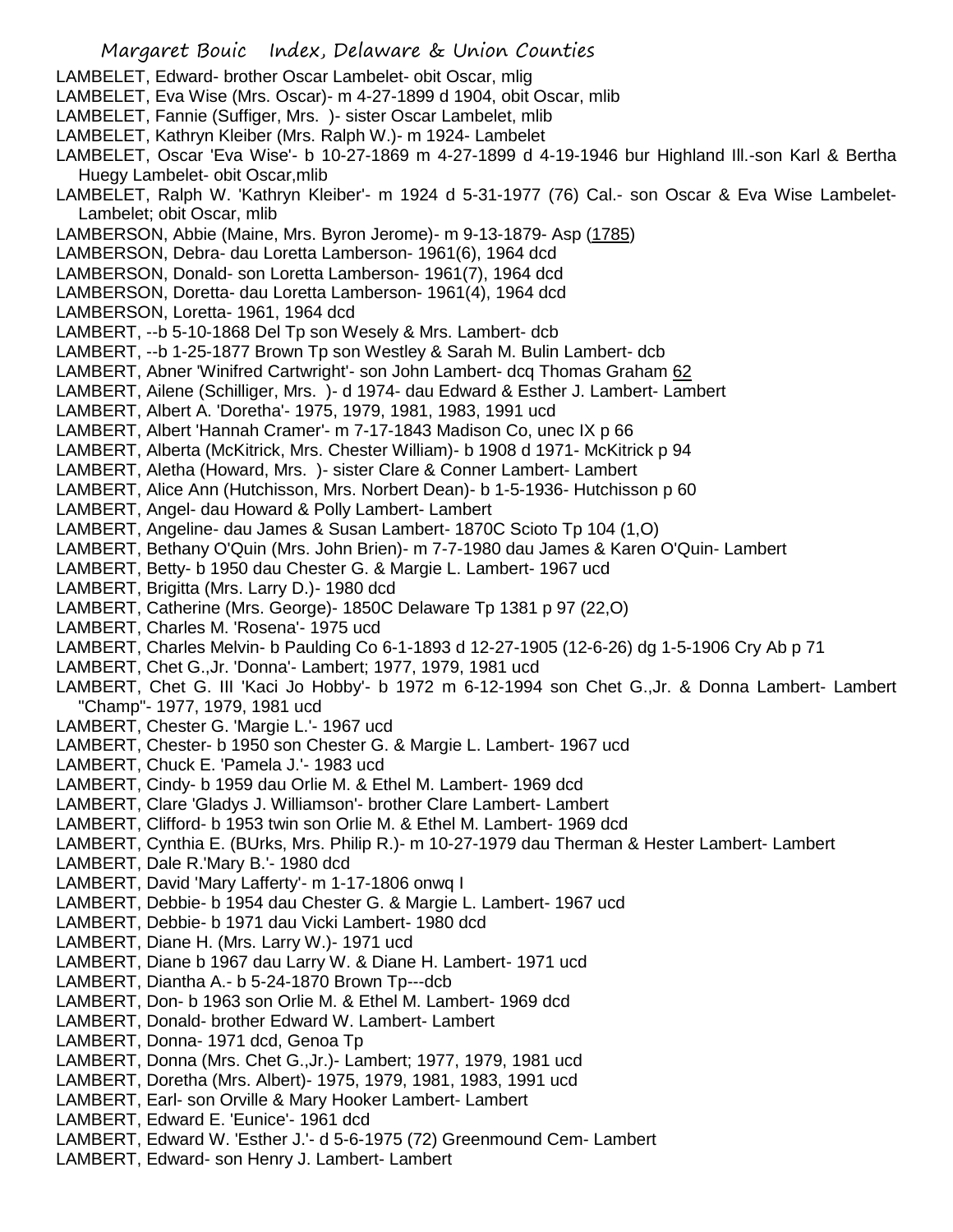LAMBELET, Edward- brother Oscar Lambelet- obit Oscar, mlig
LAMBELET, Eva Wise (Mrs. Oscar)- m 4-27-1899 d 1904, obit Oscar, mlib
LAMBELET, Fannie (Suffiger, Mrs. )- sister Oscar Lambelet, mlib
LAMBELET, Kathryn Kleiber (Mrs. Ralph W.)- m 1924- Lambelet
LAMBELET, Oscar 'Eva Wise'- b 10-27-1869 m 4-27-1899 d 4-19-1946 bur Highland Ill.-son Karl & Bertha Huegy Lambelet- obit Oscar,mlib
LAMBELET, Ralph W. 'Kathryn Kleiber'- m 1924 d 5-31-1977 (76) Cal.- son Oscar & Eva Wise Lambelet- Lambelet; obit Oscar, mlib
LAMBERSON, Abbie (Maine, Mrs. Byron Jerome)- m 9-13-1879- Asp (1785)
LAMBERSON, Debra- dau Loretta Lamberson- 1961(6), 1964 dcd
LAMBERSON, Donald- son Loretta Lamberson- 1961(7), 1964 dcd
LAMBERSON, Doretta- dau Loretta Lamberson- 1961(4), 1964 dcd
LAMBERSON, Loretta- 1961, 1964 dcd
LAMBERT, --b 5-10-1868 Del Tp son Wesely & Mrs. Lambert- dcb
LAMBERT, --b 1-25-1877 Brown Tp son Westley & Sarah M. Bulin Lambert- dcb
LAMBERT, Abner 'Winifred Cartwright'- son John Lambert- dcq Thomas Graham 62
LAMBERT, Ailene (Schilliger, Mrs. )- d 1974- dau Edward & Esther J. Lambert- Lambert
LAMBERT, Albert A. 'Doretha'- 1975, 1979, 1981, 1983, 1991 ucd
LAMBERT, Albert 'Hannah Cramer'- m 7-17-1843 Madison Co, unec IX p 66
LAMBERT, Alberta (McKitrick, Mrs. Chester William)- b 1908 d 1971- McKitrick p 94
LAMBERT, Aletha (Howard, Mrs. )- sister Clare & Conner Lambert- Lambert
LAMBERT, Alice Ann (Hutchisson, Mrs. Norbert Dean)- b 1-5-1936- Hutchisson p 60
LAMBERT, Angel- dau Howard & Polly Lambert- Lambert
LAMBERT, Angeline- dau James & Susan Lambert- 1870C Scioto Tp 104 (1,O)
LAMBERT, Bethany O'Quin (Mrs. John Brien)- m 7-7-1980 dau James & Karen O'Quin- Lambert
LAMBERT, Betty- b 1950 dau Chester G. & Margie L. Lambert- 1967 ucd
LAMBERT, Brigitta (Mrs. Larry D.)- 1980 dcd
LAMBERT, Catherine (Mrs. George)- 1850C Delaware Tp 1381 p 97 (22,O)
LAMBERT, Charles M. 'Rosena'- 1975 ucd
LAMBERT, Charles Melvin- b Paulding Co 6-1-1893 d 12-27-1905 (12-6-26) dg 1-5-1906 Cry Ab p 71
LAMBERT, Chet G.,Jr. 'Donna'- Lambert; 1977, 1979, 1981 ucd
LAMBERT, Chet G. III 'Kaci Jo Hobby'- b 1972 m 6-12-1994 son Chet G.,Jr. & Donna Lambert- Lambert "Champ"- 1977, 1979, 1981 ucd
LAMBERT, Chester G. 'Margie L.'- 1967 ucd
LAMBERT, Chester- b 1950 son Chester G. & Margie L. Lambert- 1967 ucd
LAMBERT, Chuck E. 'Pamela J.'- 1983 ucd
LAMBERT, Cindy- b 1959 dau Orlie M. & Ethel M. Lambert- 1969 dcd
LAMBERT, Clare 'Gladys J. Williamson'- brother Clare Lambert- Lambert
LAMBERT, Clifford- b 1953 twin son Orlie M. & Ethel M. Lambert- 1969 dcd
LAMBERT, Cynthia E. (BUrks, Mrs. Philip R.)- m 10-27-1979 dau Therman & Hester Lambert- Lambert
LAMBERT, Dale R.'Mary B.'- 1980 dcd
LAMBERT, David 'Mary Lafferty'- m 1-17-1806 onwq I
LAMBERT, Debbie- b 1954 dau Chester G. & Margie L. Lambert- 1967 ucd
LAMBERT, Debbie- b 1971 dau Vicki Lambert- 1980 dcd
LAMBERT, Diane H. (Mrs. Larry W.)- 1971 ucd
LAMBERT, Diane b 1967 dau Larry W. & Diane H. Lambert- 1971 ucd
LAMBERT, Diantha A.- b 5-24-1870 Brown Tp---dcb
LAMBERT, Don- b 1963 son Orlie M. & Ethel M. Lambert- 1969 dcd
LAMBERT, Donald- brother Edward W. Lambert- Lambert
LAMBERT, Donna- 1971 dcd, Genoa Tp
LAMBERT, Donna (Mrs. Chet G.,Jr.)- Lambert; 1977, 1979, 1981 ucd
LAMBERT, Doretha (Mrs. Albert)- 1975, 1979, 1981, 1983, 1991 ucd
LAMBERT, Earl- son Orville & Mary Hooker Lambert- Lambert
LAMBERT, Edward E. 'Eunice'- 1961 dcd
LAMBERT, Edward W. 'Esther J.'- d 5-6-1975 (72) Greenmound Cem- Lambert
LAMBERT, Edward- son Henry J. Lambert- Lambert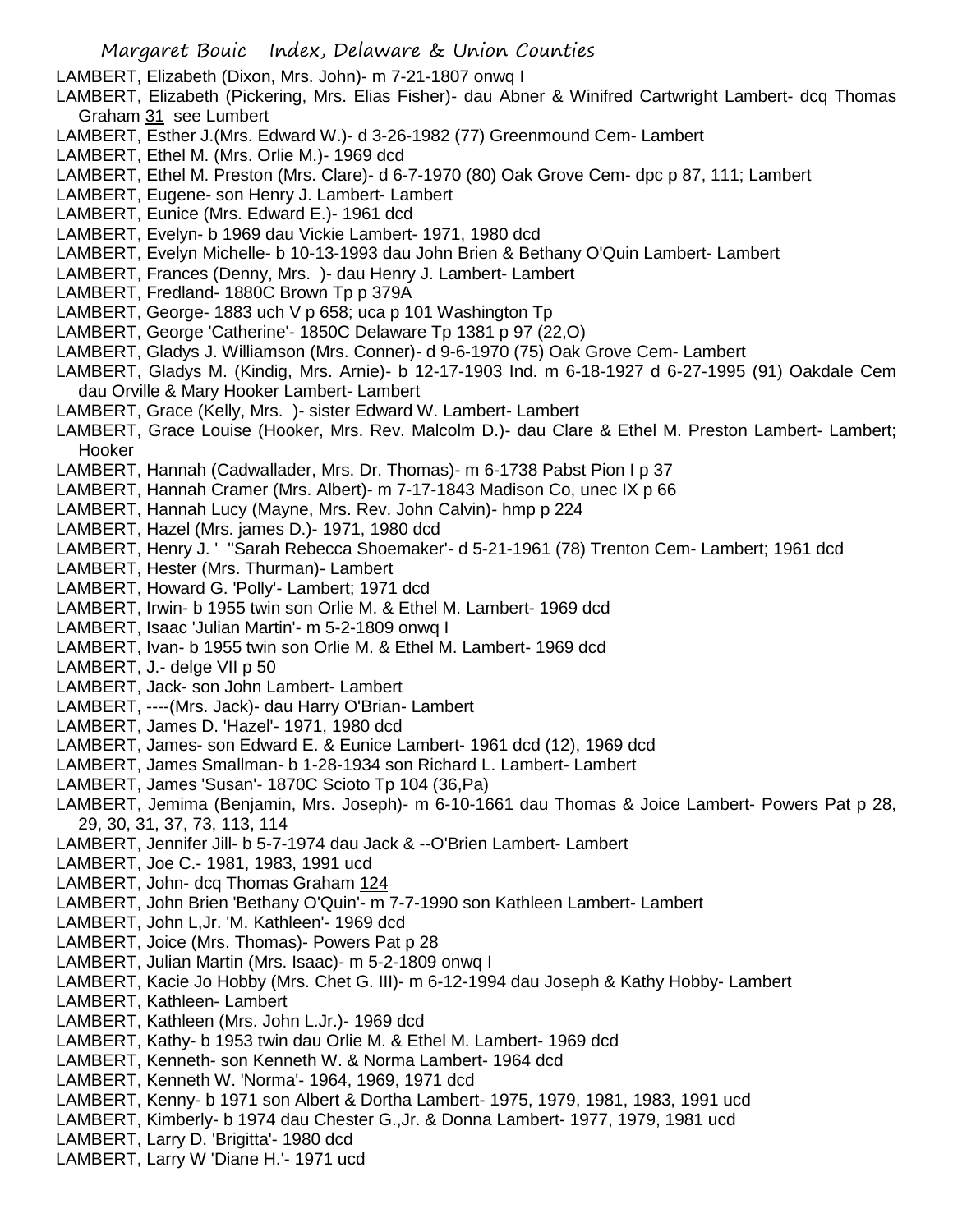LAMBERT, Elizabeth (Dixon, Mrs. John)- m 7-21-1807 onwq I

LAMBERT, Elizabeth (Pickering, Mrs. Elias Fisher)- dau Abner & Winifred Cartwright Lambert- dcq Thomas Graham 31 see Lumbert

LAMBERT, Esther J.(Mrs. Edward W.)- d 3-26-1982 (77) Greenmound Cem- Lambert

LAMBERT, Ethel M. (Mrs. Orlie M.)- 1969 dcd

LAMBERT, Ethel M. Preston (Mrs. Clare)- d 6-7-1970 (80) Oak Grove Cem- dpc p 87, 111; Lambert

LAMBERT, Eugene- son Henry J. Lambert- Lambert

LAMBERT, Eunice (Mrs. Edward E.)- 1961 dcd

LAMBERT, Evelyn- b 1969 dau Vickie Lambert- 1971, 1980 dcd

LAMBERT, Evelyn Michelle- b 10-13-1993 dau John Brien & Bethany O'Quin Lambert- Lambert

LAMBERT, Frances (Denny, Mrs. )- dau Henry J. Lambert- Lambert

LAMBERT, Fredland- 1880C Brown Tp p 379A

LAMBERT, George- 1883 uch V p 658; uca p 101 Washington Tp

LAMBERT, George 'Catherine'- 1850C Delaware Tp 1381 p 97 (22,O)

LAMBERT, Gladys J. Williamson (Mrs. Conner)- d 9-6-1970 (75) Oak Grove Cem- Lambert

LAMBERT, Gladys M. (Kindig, Mrs. Arnie)- b 12-17-1903 Ind. m 6-18-1927 d 6-27-1995 (91) Oakdale Cem dau Orville & Mary Hooker Lambert- Lambert

LAMBERT, Grace (Kelly, Mrs. )- sister Edward W. Lambert- Lambert

LAMBERT, Grace Louise (Hooker, Mrs. Rev. Malcolm D.)- dau Clare & Ethel M. Preston Lambert- Lambert; Hooker

LAMBERT, Hannah (Cadwallader, Mrs. Dr. Thomas)- m 6-1738 Pabst Pion I p 37

LAMBERT, Hannah Cramer (Mrs. Albert)- m 7-17-1843 Madison Co, unec IX p 66

LAMBERT, Hannah Lucy (Mayne, Mrs. Rev. John Calvin)- hmp p 224

LAMBERT, Hazel (Mrs. james D.)- 1971, 1980 dcd

LAMBERT, Henry J. ' ''Sarah Rebecca Shoemaker'- d 5-21-1961 (78) Trenton Cem- Lambert; 1961 dcd

LAMBERT, Hester (Mrs. Thurman)- Lambert

LAMBERT, Howard G. 'Polly'- Lambert; 1971 dcd

LAMBERT, Irwin- b 1955 twin son Orlie M. & Ethel M. Lambert- 1969 dcd

LAMBERT, Isaac 'Julian Martin'- m 5-2-1809 onwq I

LAMBERT, Ivan- b 1955 twin son Orlie M. & Ethel M. Lambert- 1969 dcd

LAMBERT, J.- delge VII p 50

LAMBERT, Jack- son John Lambert- Lambert

LAMBERT, ----(Mrs. Jack)- dau Harry O'Brian- Lambert

LAMBERT, James D. 'Hazel'- 1971, 1980 dcd

LAMBERT, James- son Edward E. & Eunice Lambert- 1961 dcd (12), 1969 dcd

LAMBERT, James Smallman- b 1-28-1934 son Richard L. Lambert- Lambert

LAMBERT, James 'Susan'- 1870C Scioto Tp 104 (36,Pa)

LAMBERT, Jemima (Benjamin, Mrs. Joseph)- m 6-10-1661 dau Thomas & Joice Lambert- Powers Pat p 28, 29, 30, 31, 37, 73, 113, 114

LAMBERT, Jennifer Jill- b 5-7-1974 dau Jack & --O'Brien Lambert- Lambert

LAMBERT, Joe C.- 1981, 1983, 1991 ucd

LAMBERT, John- dcq Thomas Graham 124

LAMBERT, John Brien 'Bethany O'Quin'- m 7-7-1990 son Kathleen Lambert- Lambert

LAMBERT, John L,Jr. 'M. Kathleen'- 1969 dcd

LAMBERT, Joice (Mrs. Thomas)- Powers Pat p 28

LAMBERT, Julian Martin (Mrs. Isaac)- m 5-2-1809 onwq I

LAMBERT, Kacie Jo Hobby (Mrs. Chet G. III)- m 6-12-1994 dau Joseph & Kathy Hobby- Lambert

LAMBERT, Kathleen- Lambert

LAMBERT, Kathleen (Mrs. John L.Jr.)- 1969 dcd

LAMBERT, Kathy- b 1953 twin dau Orlie M. & Ethel M. Lambert- 1969 dcd

LAMBERT, Kenneth- son Kenneth W. & Norma Lambert- 1964 dcd

LAMBERT, Kenneth W. 'Norma'- 1964, 1969, 1971 dcd

LAMBERT, Kenny- b 1971 son Albert & Dortha Lambert- 1975, 1979, 1981, 1983, 1991 ucd

LAMBERT, Kimberly- b 1974 dau Chester G.,Jr. & Donna Lambert- 1977, 1979, 1981 ucd

LAMBERT, Larry D. 'Brigitta'- 1980 dcd

LAMBERT, Larry W 'Diane H.'- 1971 ucd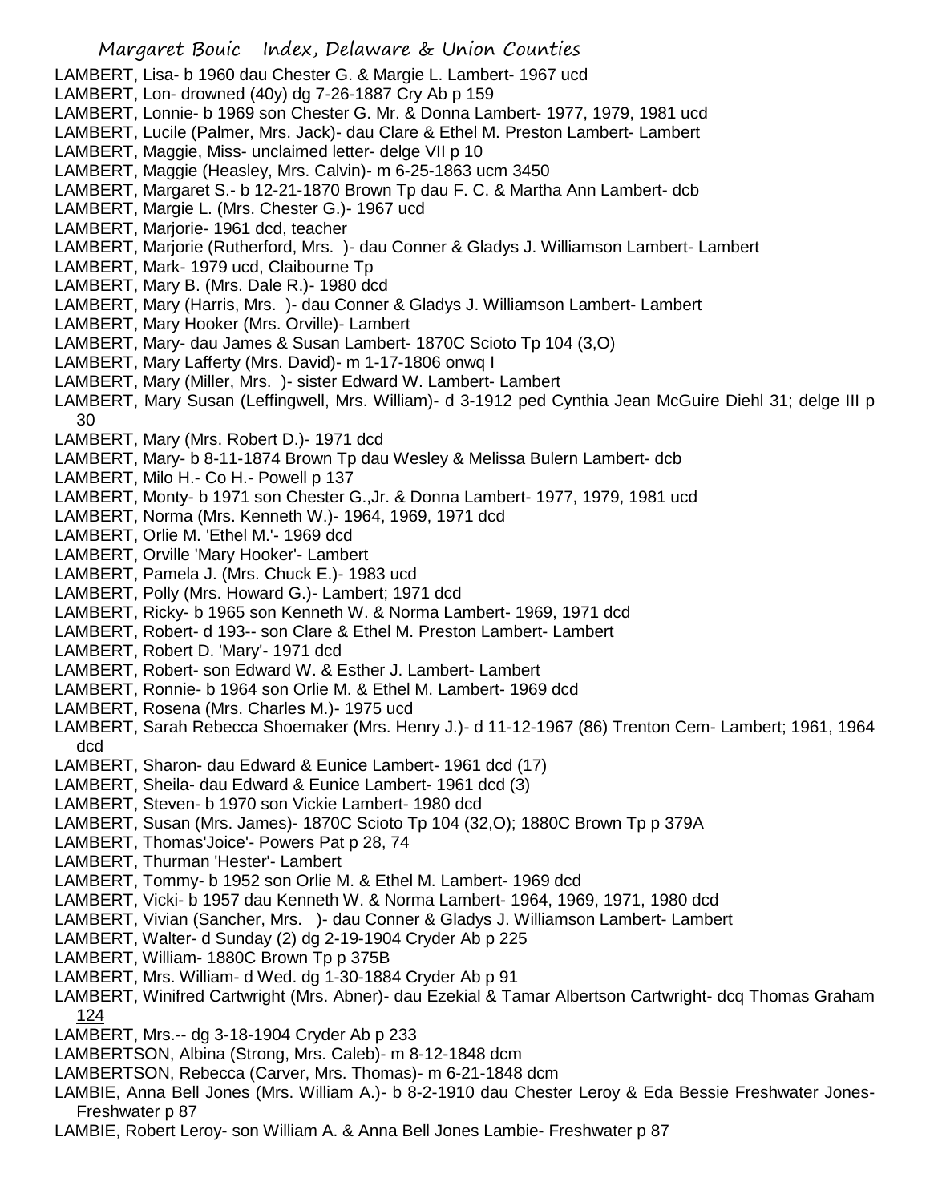LAMBERT, Lisa- b 1960 dau Chester G. & Margie L. Lambert- 1967 ucd
LAMBERT, Lon- drowned (40y) dg 7-26-1887 Cry Ab p 159
LAMBERT, Lonnie- b 1969 son Chester G. Mr. & Donna Lambert- 1977, 1979, 1981 ucd
LAMBERT, Lucile (Palmer, Mrs. Jack)- dau Clare & Ethel M. Preston Lambert- Lambert
LAMBERT, Maggie, Miss- unclaimed letter- delge VII p 10
LAMBERT, Maggie (Heasley, Mrs. Calvin)- m 6-25-1863 ucm 3450
LAMBERT, Margaret S.- b 12-21-1870 Brown Tp dau F. C. & Martha Ann Lambert- dcb
LAMBERT, Margie L. (Mrs. Chester G.)- 1967 ucd
LAMBERT, Marjorie- 1961 dcd, teacher
LAMBERT, Marjorie (Rutherford, Mrs. )- dau Conner & Gladys J. Williamson Lambert- Lambert
LAMBERT, Mark- 1979 ucd, Claibourne Tp
LAMBERT, Mary B. (Mrs. Dale R.)- 1980 dcd
LAMBERT, Mary (Harris, Mrs. )- dau Conner & Gladys J. Williamson Lambert- Lambert
LAMBERT, Mary Hooker (Mrs. Orville)- Lambert
LAMBERT, Mary- dau James & Susan Lambert- 1870C Scioto Tp 104 (3,O)
LAMBERT, Mary Lafferty (Mrs. David)- m 1-17-1806 onwq I
LAMBERT, Mary (Miller, Mrs. )- sister Edward W. Lambert- Lambert
LAMBERT, Mary Susan (Leffingwell, Mrs. William)- d 3-1912 ped Cynthia Jean McGuire Diehl 31; delge III p 30
LAMBERT, Mary (Mrs. Robert D.)- 1971 dcd
LAMBERT, Mary- b 8-11-1874 Brown Tp dau Wesley & Melissa Bulern Lambert- dcb
LAMBERT, Milo H.- Co H.- Powell p 137
LAMBERT, Monty- b 1971 son Chester G.,Jr. & Donna Lambert- 1977, 1979, 1981 ucd
LAMBERT, Norma (Mrs. Kenneth W.)- 1964, 1969, 1971 dcd
LAMBERT, Orlie M. 'Ethel M.'- 1969 dcd
LAMBERT, Orville 'Mary Hooker'- Lambert
LAMBERT, Pamela J. (Mrs. Chuck E.)- 1983 ucd
LAMBERT, Polly (Mrs. Howard G.)- Lambert; 1971 dcd
LAMBERT, Ricky- b 1965 son Kenneth W. & Norma Lambert- 1969, 1971 dcd
LAMBERT, Robert- d 193-- son Clare & Ethel M. Preston Lambert- Lambert
LAMBERT, Robert D. 'Mary'- 1971 dcd
LAMBERT, Robert- son Edward W. & Esther J. Lambert- Lambert
LAMBERT, Ronnie- b 1964 son Orlie M. & Ethel M. Lambert- 1969 dcd
LAMBERT, Rosena (Mrs. Charles M.)- 1975 ucd
LAMBERT, Sarah Rebecca Shoemaker (Mrs. Henry J.)- d 11-12-1967 (86) Trenton Cem- Lambert; 1961, 1964 dcd
LAMBERT, Sharon- dau Edward & Eunice Lambert- 1961 dcd (17)
LAMBERT, Sheila- dau Edward & Eunice Lambert- 1961 dcd (3)
LAMBERT, Steven- b 1970 son Vickie Lambert- 1980 dcd
LAMBERT, Susan (Mrs. James)- 1870C Scioto Tp 104 (32,O); 1880C Brown Tp p 379A
LAMBERT, Thomas'Joice'- Powers Pat p 28, 74
LAMBERT, Thurman 'Hester'- Lambert
LAMBERT, Tommy- b 1952 son Orlie M. & Ethel M. Lambert- 1969 dcd
LAMBERT, Vicki- b 1957 dau Kenneth W. & Norma Lambert- 1964, 1969, 1971, 1980 dcd
LAMBERT, Vivian (Sancher, Mrs. )- dau Conner & Gladys J. Williamson Lambert- Lambert
LAMBERT, Walter- d Sunday (2) dg 2-19-1904 Cryder Ab p 225
LAMBERT, William- 1880C Brown Tp p 375B
LAMBERT, Mrs. William- d Wed. dg 1-30-1884 Cryder Ab p 91
LAMBERT, Winifred Cartwright (Mrs. Abner)- dau Ezekial & Tamar Albertson Cartwright- dcq Thomas Graham 124
LAMBERT, Mrs.-- dg 3-18-1904 Cryder Ab p 233
LAMBERTSON, Albina (Strong, Mrs. Caleb)- m 8-12-1848 dcm
LAMBERTSON, Rebecca (Carver, Mrs. Thomas)- m 6-21-1848 dcm
LAMBIE, Anna Bell Jones (Mrs. William A.)- b 8-2-1910 dau Chester Leroy & Eda Bessie Freshwater Jones- Freshwater p 87
LAMBIE, Robert Leroy- son William A. & Anna Bell Jones Lambie- Freshwater p 87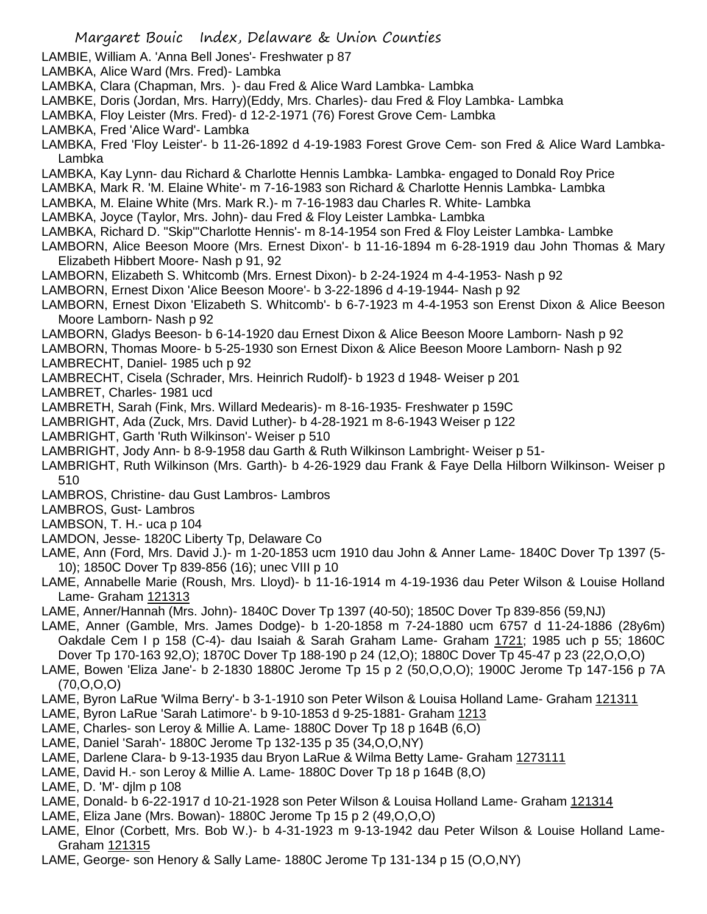LAMBIE, William A. 'Anna Bell Jones'- Freshwater p 87

LAMBKA, Alice Ward (Mrs. Fred)- Lambka

LAMBKA, Clara (Chapman, Mrs. )- dau Fred & Alice Ward Lambka- Lambka

LAMBKE, Doris (Jordan, Mrs. Harry)(Eddy, Mrs. Charles)- dau Fred & Floy Lambka- Lambka

LAMBKA, Floy Leister (Mrs. Fred)- d 12-2-1971 (76) Forest Grove Cem- Lambka

LAMBKA, Fred 'Alice Ward'- Lambka

LAMBKA, Fred 'Floy Leister'- b 11-26-1892 d 4-19-1983 Forest Grove Cem- son Fred & Alice Ward Lambka- Lambka

LAMBKA, Kay Lynn- dau Richard & Charlotte Hennis Lambka- Lambka- engaged to Donald Roy Price

LAMBKA, Mark R. 'M. Elaine White'- m 7-16-1983 son Richard & Charlotte Hennis Lambka- Lambka

LAMBKA, M. Elaine White (Mrs. Mark R.)- m 7-16-1983 dau Charles R. White- Lambka

LAMBKA, Joyce (Taylor, Mrs. John)- dau Fred & Floy Leister Lambka- Lambka

LAMBKA, Richard D. "Skip"'Charlotte Hennis'- m 8-14-1954 son Fred & Floy Leister Lambka- Lambke

LAMBORN, Alice Beeson Moore (Mrs. Ernest Dixon'- b 11-16-1894 m 6-28-1919 dau John Thomas & Mary Elizabeth Hibbert Moore- Nash p 91, 92

LAMBORN, Elizabeth S. Whitcomb (Mrs. Ernest Dixon)- b 2-24-1924 m 4-4-1953- Nash p 92

LAMBORN, Ernest Dixon 'Alice Beeson Moore'- b 3-22-1896 d 4-19-1944- Nash p 92

LAMBORN, Ernest Dixon 'Elizabeth S. Whitcomb'- b 6-7-1923 m 4-4-1953 son Erenst Dixon & Alice Beeson Moore Lamborn- Nash p 92

LAMBORN, Gladys Beeson- b 6-14-1920 dau Ernest Dixon & Alice Beeson Moore Lamborn- Nash p 92

LAMBORN, Thomas Moore- b 5-25-1930 son Ernest Dixon & Alice Beeson Moore Lamborn- Nash p 92

LAMBRECHT, Daniel- 1985 uch p 92

LAMBRECHT, Cisela (Schrader, Mrs. Heinrich Rudolf)- b 1923 d 1948- Weiser p 201

LAMBRET, Charles- 1981 ucd

LAMBRETH, Sarah (Fink, Mrs. Willard Medearis)- m 8-16-1935- Freshwater p 159C

LAMBRIGHT, Ada (Zuck, Mrs. David Luther)- b 4-28-1921 m 8-6-1943 Weiser p 122

LAMBRIGHT, Garth 'Ruth Wilkinson'- Weiser p 510

LAMBRIGHT, Jody Ann- b 8-9-1958 dau Garth & Ruth Wilkinson Lambright- Weiser p 51-

LAMBRIGHT, Ruth Wilkinson (Mrs. Garth)- b 4-26-1929 dau Frank & Faye Della Hilborn Wilkinson- Weiser p 510

LAMBROS, Christine- dau Gust Lambros- Lambros

LAMBROS, Gust- Lambros

LAMBSON, T. H.- uca p 104

LAMDON, Jesse- 1820C Liberty Tp, Delaware Co

LAME, Ann (Ford, Mrs. David J.)- m 1-20-1853 ucm 1910 dau John & Anner Lame- 1840C Dover Tp 1397 (5-10); 1850C Dover Tp 839-856 (16); unec VIII p 10

LAME, Annabelle Marie (Roush, Mrs. Lloyd)- b 11-16-1914 m 4-19-1936 dau Peter Wilson & Louise Holland Lame- Graham 121313

LAME, Anner/Hannah (Mrs. John)- 1840C Dover Tp 1397 (40-50); 1850C Dover Tp 839-856 (59,NJ)

LAME, Anner (Gamble, Mrs. James Dodge)- b 1-20-1858 m 7-24-1880 ucm 6757 d 11-24-1886 (28y6m) Oakdale Cem I p 158 (C-4)- dau Isaiah & Sarah Graham Lame- Graham 1721; 1985 uch p 55; 1860C Dover Tp 170-163 92,O); 1870C Dover Tp 188-190 p 24 (12,O); 1880C Dover Tp 45-47 p 23 (22,O,O,O)

LAME, Bowen 'Eliza Jane'- b 2-1830 1880C Jerome Tp 15 p 2 (50,O,O,O); 1900C Jerome Tp 147-156 p 7A (70,O,O,O)

LAME, Byron LaRue 'Wilma Berry'- b 3-1-1910 son Peter Wilson & Louisa Holland Lame- Graham 121311

LAME, Byron LaRue 'Sarah Latimore'- b 9-10-1853 d 9-25-1881- Graham 1213

LAME, Charles- son Leroy & Millie A. Lame- 1880C Dover Tp 18 p 164B (6,O)

LAME, Daniel 'Sarah'- 1880C Jerome Tp 132-135 p 35 (34,O,O,NY)

LAME, Darlene Clara- b 9-13-1935 dau Bryon LaRue & Wilma Betty Lame- Graham 1273111

LAME, David H.- son Leroy & Millie A. Lame- 1880C Dover Tp 18 p 164B (8,O)

LAME, D. 'M'- djlm p 108

LAME, Donald- b 6-22-1917 d 10-21-1928 son Peter Wilson & Louisa Holland Lame- Graham 121314

LAME, Eliza Jane (Mrs. Bowan)- 1880C Jerome Tp 15 p 2 (49,O,O,O)

LAME, Elnor (Corbett, Mrs. Bob W.)- b 4-31-1923 m 9-13-1942 dau Peter Wilson & Louise Holland Lame- Graham 121315

LAME, George- son Henory & Sally Lame- 1880C Jerome Tp 131-134 p 15 (O,O,NY)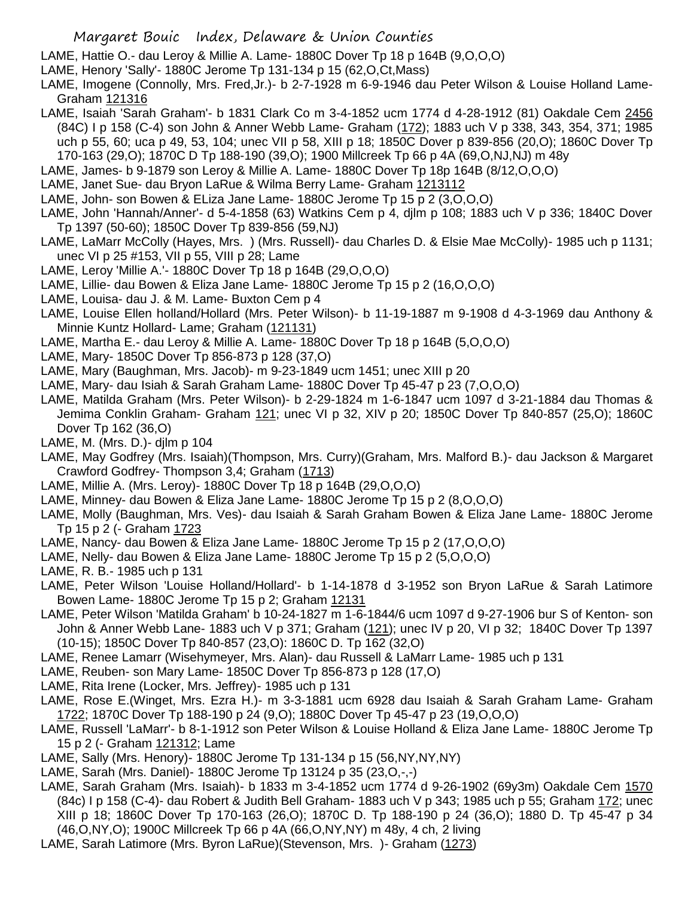LAME, Hattie O.- dau Leroy & Millie A. Lame- 1880C Dover Tp 18 p 164B (9,O,O,O)

LAME, Henory 'Sally'- 1880C Jerome Tp 131-134 p 15 (62,O,Ct,Mass)

LAME, Imogene (Connolly, Mrs. Fred,Jr.)- b 2-7-1928 m 6-9-1946 dau Peter Wilson & Louise Holland Lame- Graham 121316

LAME, Isaiah 'Sarah Graham'- b 1831 Clark Co m 3-4-1852 ucm 1774 d 4-28-1912 (81) Oakdale Cem 2456 (84C) I p 158 (C-4) son John & Anner Webb Lame- Graham (172); 1883 uch V p 338, 343, 354, 371; 1985 uch p 55, 60; uca p 49, 53, 104; unec VII p 58, XIII p 18; 1850C Dover p 839-856 (20,O); 1860C Dover Tp 170-163 (29,O); 1870C D Tp 188-190 (39,O); 1900 Millcreek Tp 66 p 4A (69,O,NJ,NJ) m 48y

LAME, James- b 9-1879 son Leroy & Millie A. Lame- 1880C Dover Tp 18p 164B (8/12,O,O,O)

LAME, Janet Sue- dau Bryon LaRue & Wilma Berry Lame- Graham 1213112

LAME, John- son Bowen & ELiza Jane Lame- 1880C Jerome Tp 15 p 2 (3,O,O,O)

LAME, John 'Hannah/Anner'- d 5-4-1858 (63) Watkins Cem p 4, djlm p 108; 1883 uch V p 336; 1840C Dover Tp 1397 (50-60); 1850C Dover Tp 839-856 (59,NJ)

LAME, LaMarr McColly (Hayes, Mrs. ) (Mrs. Russell)- dau Charles D. & Elsie Mae McColly)- 1985 uch p 1131; unec VI p 25 #153, VII p 55, VIII p 28; Lame

LAME, Leroy 'Millie A.'- 1880C Dover Tp 18 p 164B (29,O,O,O)

LAME, Lillie- dau Bowen & Eliza Jane Lame- 1880C Jerome Tp 15 p 2 (16,O,O,O)

LAME, Louisa- dau J. & M. Lame- Buxton Cem p 4

LAME, Louise Ellen holland/Hollard (Mrs. Peter Wilson)- b 11-19-1887 m 9-1908 d 4-3-1969 dau Anthony & Minnie Kuntz Hollard- Lame; Graham (121131)

LAME, Martha E.- dau Leroy & Millie A. Lame- 1880C Dover Tp 18 p 164B (5,O,O,O)

LAME, Mary- 1850C Dover Tp 856-873 p 128 (37,O)

LAME, Mary (Baughman, Mrs. Jacob)- m 9-23-1849 ucm 1451; unec XIII p 20

LAME, Mary- dau Isiah & Sarah Graham Lame- 1880C Dover Tp 45-47 p 23 (7,O,O,O)

LAME, Matilda Graham (Mrs. Peter Wilson)- b 2-29-1824 m 1-6-1847 ucm 1097 d 3-21-1884 dau Thomas & Jemima Conklin Graham- Graham 121; unec VI p 32, XIV p 20; 1850C Dover Tp 840-857 (25,O); 1860C Dover Tp 162 (36,O)

LAME, M. (Mrs. D.)- djlm p 104

LAME, May Godfrey (Mrs. Isaiah)(Thompson, Mrs. Curry)(Graham, Mrs. Malford B.)- dau Jackson & Margaret Crawford Godfrey- Thompson 3,4; Graham (1713)

LAME, Millie A. (Mrs. Leroy)- 1880C Dover Tp 18 p 164B (29,O,O,O)

LAME, Minney- dau Bowen & Eliza Jane Lame- 1880C Jerome Tp 15 p 2 (8,O,O,O)

LAME, Molly (Baughman, Mrs. Ves)- dau Isaiah & Sarah Graham Bowen & Eliza Jane Lame- 1880C Jerome Tp 15 p 2 (- Graham 1723

LAME, Nancy- dau Bowen & Eliza Jane Lame- 1880C Jerome Tp 15 p 2 (17,O,O,O)

LAME, Nelly- dau Bowen & Eliza Jane Lame- 1880C Jerome Tp 15 p 2 (5,O,O,O)

LAME, R. B.- 1985 uch p 131

LAME, Peter Wilson 'Louise Holland/Hollard'- b 1-14-1878 d 3-1952 son Bryon LaRue & Sarah Latimore Bowen Lame- 1880C Jerome Tp 15 p 2; Graham 12131

LAME, Peter Wilson 'Matilda Graham' b 10-24-1827 m 1-6-1844/6 ucm 1097 d 9-27-1906 bur S of Kenton- son John & Anner Webb Lane- 1883 uch V p 371; Graham (121); unec IV p 20, VI p 32; 1840C Dover Tp 1397 (10-15); 1850C Dover Tp 840-857 (23,O): 1860C D. Tp 162 (32,O)

LAME, Renee Lamarr (Wisehymeyer, Mrs. Alan)- dau Russell & LaMarr Lame- 1985 uch p 131

LAME, Reuben- son Mary Lame- 1850C Dover Tp 856-873 p 128 (17,O)

LAME, Rita Irene (Locker, Mrs. Jeffrey)- 1985 uch p 131

LAME, Rose E.(Winget, Mrs. Ezra H.)- m 3-3-1881 ucm 6928 dau Isaiah & Sarah Graham Lame- Graham 1722; 1870C Dover Tp 188-190 p 24 (9,O); 1880C Dover Tp 45-47 p 23 (19,O,O,O)

LAME, Russell 'LaMarr'- b 8-1-1912 son Peter Wilson & Louise Holland & Eliza Jane Lame- 1880C Jerome Tp 15 p 2 (- Graham 121312; Lame

LAME, Sally (Mrs. Henory)- 1880C Jerome Tp 131-134 p 15 (56,NY,NY,NY)

LAME, Sarah (Mrs. Daniel)- 1880C Jerome Tp 13124 p 35 (23,O,-,-)

LAME, Sarah Graham (Mrs. Isaiah)- b 1833 m 3-4-1852 ucm 1774 d 9-26-1902 (69y3m) Oakdale Cem 1570 (84c) I p 158 (C-4)- dau Robert & Judith Bell Graham- 1883 uch V p 343; 1985 uch p 55; Graham 172; unec XIII p 18; 1860C Dover Tp 170-163 (26,O); 1870C D. Tp 188-190 p 24 (36,O); 1880 D. Tp 45-47 p 34 (46,O,NY,O); 1900C Millcreek Tp 66 p 4A (66,O,NY,NY) m 48y, 4 ch, 2 living

LAME, Sarah Latimore (Mrs. Byron LaRue)(Stevenson, Mrs. )- Graham (1273)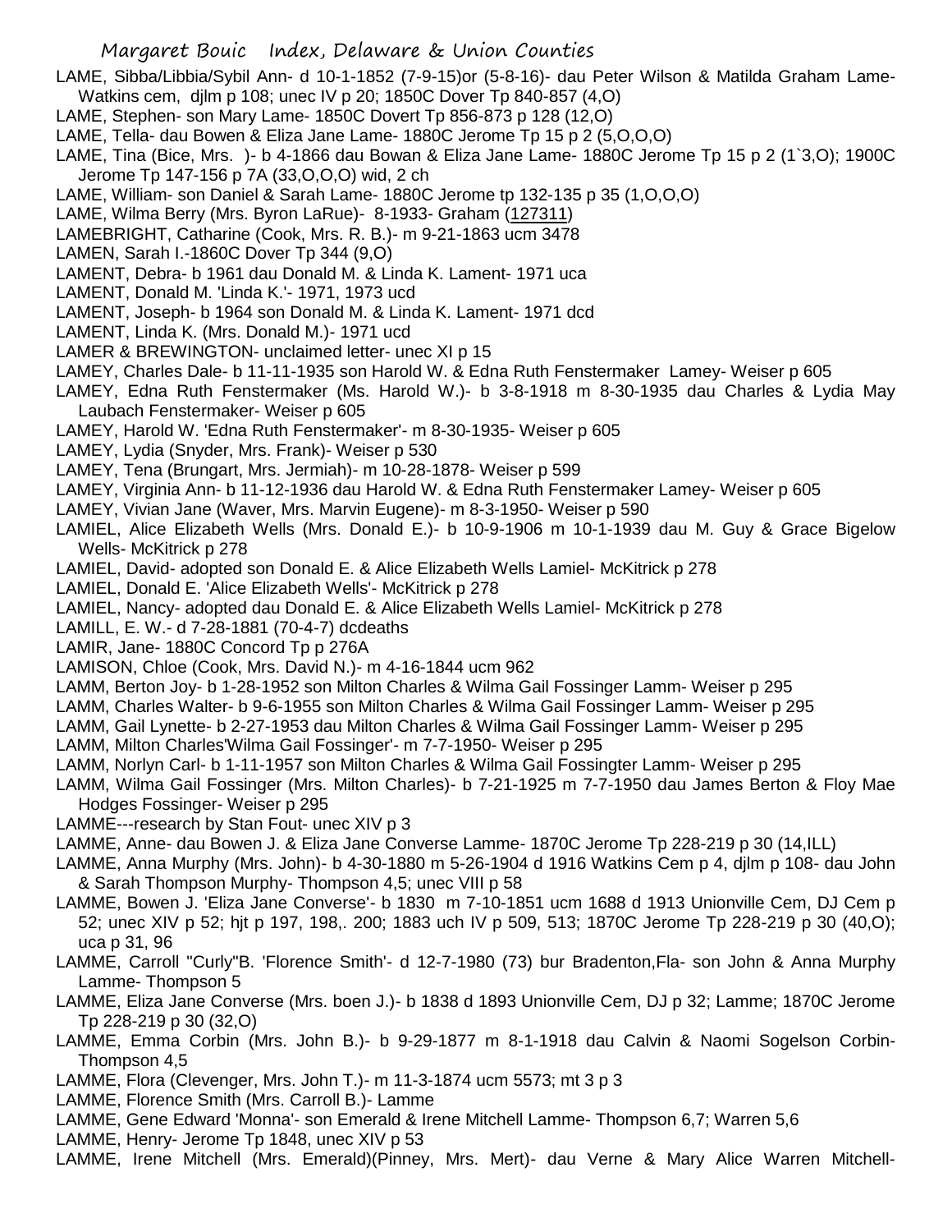LAME, Sibba/Libbia/Sybil Ann- d 10-1-1852 (7-9-15)or (5-8-16)- dau Peter Wilson & Matilda Graham Lame- Watkins cem, djlm p 108; unec IV p 20; 1850C Dover Tp 840-857 (4,O)

LAME, Stephen- son Mary Lame- 1850C Dovert Tp 856-873 p 128 (12,O)

LAME, Tella- dau Bowen & Eliza Jane Lame- 1880C Jerome Tp 15 p 2 (5,O,O,O)

LAME, Tina (Bice, Mrs. )- b 4-1866 dau Bowan & Eliza Jane Lame- 1880C Jerome Tp 15 p 2 (1`3,O); 1900C Jerome Tp 147-156 p 7A (33,O,O,O) wid, 2 ch

LAME, William- son Daniel & Sarah Lame- 1880C Jerome tp 132-135 p 35 (1,O,O,O)

LAME, Wilma Berry (Mrs. Byron LaRue)- 8-1933- Graham (127311)

LAMEBRIGHT, Catharine (Cook, Mrs. R. B.)- m 9-21-1863 ucm 3478

LAMEN, Sarah I.-1860C Dover Tp 344 (9,O)

LAMENT, Debra- b 1961 dau Donald M. & Linda K. Lament- 1971 uca

LAMENT, Donald M. 'Linda K.'- 1971, 1973 ucd

LAMENT, Joseph- b 1964 son Donald M. & Linda K. Lament- 1971 dcd

LAMENT, Linda K. (Mrs. Donald M.)- 1971 ucd

LAMER & BREWINGTON- unclaimed letter- unec XI p 15

LAMEY, Charles Dale- b 11-11-1935 son Harold W. & Edna Ruth Fenstermaker Lamey- Weiser p 605

LAMEY, Edna Ruth Fenstermaker (Ms. Harold W.)- b 3-8-1918 m 8-30-1935 dau Charles & Lydia May Laubach Fenstermaker- Weiser p 605

LAMEY, Harold W. 'Edna Ruth Fenstermaker'- m 8-30-1935- Weiser p 605

LAMEY, Lydia (Snyder, Mrs. Frank)- Weiser p 530

LAMEY, Tena (Brungart, Mrs. Jermiah)- m 10-28-1878- Weiser p 599

LAMEY, Virginia Ann- b 11-12-1936 dau Harold W. & Edna Ruth Fenstermaker Lamey- Weiser p 605

LAMEY, Vivian Jane (Waver, Mrs. Marvin Eugene)- m 8-3-1950- Weiser p 590

LAMIEL, Alice Elizabeth Wells (Mrs. Donald E.)- b 10-9-1906 m 10-1-1939 dau M. Guy & Grace Bigelow Wells- McKitrick p 278

LAMIEL, David- adopted son Donald E. & Alice Elizabeth Wells Lamiel- McKitrick p 278

LAMIEL, Donald E. 'Alice Elizabeth Wells'- McKitrick p 278

LAMIEL, Nancy- adopted dau Donald E. & Alice Elizabeth Wells Lamiel- McKitrick p 278

LAMILL, E. W.- d 7-28-1881 (70-4-7) dcdeaths

LAMIR, Jane- 1880C Concord Tp p 276A

LAMISON, Chloe (Cook, Mrs. David N.)- m 4-16-1844 ucm 962

LAMM, Berton Joy- b 1-28-1952 son Milton Charles & Wilma Gail Fossinger Lamm- Weiser p 295

LAMM, Charles Walter- b 9-6-1955 son Milton Charles & Wilma Gail Fossinger Lamm- Weiser p 295

LAMM, Gail Lynette- b 2-27-1953 dau Milton Charles & Wilma Gail Fossinger Lamm- Weiser p 295

LAMM, Milton Charles'Wilma Gail Fossinger'- m 7-7-1950- Weiser p 295

LAMM, Norlyn Carl- b 1-11-1957 son Milton Charles & Wilma Gail Fossingter Lamm- Weiser p 295

LAMM, Wilma Gail Fossinger (Mrs. Milton Charles)- b 7-21-1925 m 7-7-1950 dau James Berton & Floy Mae Hodges Fossinger- Weiser p 295

LAMME---research by Stan Fout- unec XIV p 3

LAMME, Anne- dau Bowen J. & Eliza Jane Converse Lamme- 1870C Jerome Tp 228-219 p 30 (14,ILL)

LAMME, Anna Murphy (Mrs. John)- b 4-30-1880 m 5-26-1904 d 1916 Watkins Cem p 4, djlm p 108- dau John & Sarah Thompson Murphy- Thompson 4,5; unec VIII p 58

LAMME, Bowen J. 'Eliza Jane Converse'- b 1830 m 7-10-1851 ucm 1688 d 1913 Unionville Cem, DJ Cem p 52; unec XIV p 52; hjt p 197, 198,. 200; 1883 uch IV p 509, 513; 1870C Jerome Tp 228-219 p 30 (40,O); uca p 31, 96

LAMME, Carroll "Curly"B. 'Florence Smith'- d 12-7-1980 (73) bur Bradenton,Fla- son John & Anna Murphy Lamme- Thompson 5

LAMME, Eliza Jane Converse (Mrs. boen J.)- b 1838 d 1893 Unionville Cem, DJ p 32; Lamme; 1870C Jerome Tp 228-219 p 30 (32,O)

LAMME, Emma Corbin (Mrs. John B.)- b 9-29-1877 m 8-1-1918 dau Calvin & Naomi Sogelson Corbin- Thompson 4,5

LAMME, Flora (Clevenger, Mrs. John T.)- m 11-3-1874 ucm 5573; mt 3 p 3

LAMME, Florence Smith (Mrs. Carroll B.)- Lamme

LAMME, Gene Edward 'Monna'- son Emerald & Irene Mitchell Lamme- Thompson 6,7; Warren 5,6

LAMME, Henry- Jerome Tp 1848, unec XIV p 53

LAMME, Irene Mitchell (Mrs. Emerald)(Pinney, Mrs. Mert)- dau Verne & Mary Alice Warren Mitchell-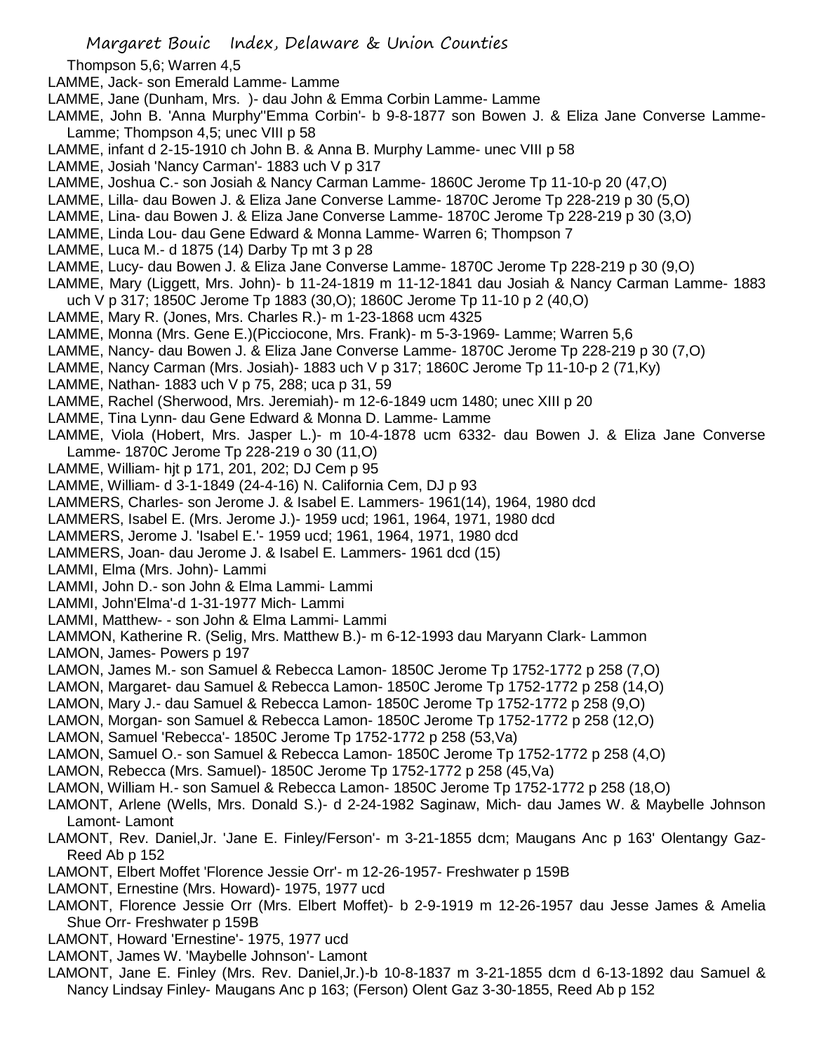Thompson 5,6; Warren 4,5

LAMME, Jack- son Emerald Lamme- Lamme

LAMME, Jane (Dunham, Mrs. )- dau John & Emma Corbin Lamme- Lamme

LAMME, John B. 'Anna Murphy''Emma Corbin'- b 9-8-1877 son Bowen J. & Eliza Jane Converse Lamme- Lamme; Thompson 4,5; unec VIII p 58

LAMME, infant d 2-15-1910 ch John B. & Anna B. Murphy Lamme- unec VIII p 58

LAMME, Josiah 'Nancy Carman'- 1883 uch V p 317

LAMME, Joshua C.- son Josiah & Nancy Carman Lamme- 1860C Jerome Tp 11-10-p 20 (47,O)

LAMME, Lilla- dau Bowen J. & Eliza Jane Converse Lamme- 1870C Jerome Tp 228-219 p 30 (5,O)

LAMME, Lina- dau Bowen J. & Eliza Jane Converse Lamme- 1870C Jerome Tp 228-219 p 30 (3,O)

LAMME, Linda Lou- dau Gene Edward & Monna Lamme- Warren 6; Thompson 7

LAMME, Luca M.- d 1875 (14) Darby Tp mt 3 p 28

LAMME, Lucy- dau Bowen J. & Eliza Jane Converse Lamme- 1870C Jerome Tp 228-219 p 30 (9,O)

LAMME, Mary (Liggett, Mrs. John)- b 11-24-1819 m 11-12-1841 dau Josiah & Nancy Carman Lamme- 1883 uch V p 317; 1850C Jerome Tp 1883 (30,O); 1860C Jerome Tp 11-10 p 2 (40,O)

LAMME, Mary R. (Jones, Mrs. Charles R.)- m 1-23-1868 ucm 4325

LAMME, Monna (Mrs. Gene E.)(Picciocone, Mrs. Frank)- m 5-3-1969- Lamme; Warren 5,6

LAMME, Nancy- dau Bowen J. & Eliza Jane Converse Lamme- 1870C Jerome Tp 228-219 p 30 (7,O)

LAMME, Nancy Carman (Mrs. Josiah)- 1883 uch V p 317; 1860C Jerome Tp 11-10-p 2 (71,Ky)

LAMME, Nathan- 1883 uch V p 75, 288; uca p 31, 59

LAMME, Rachel (Sherwood, Mrs. Jeremiah)- m 12-6-1849 ucm 1480; unec XIII p 20

LAMME, Tina Lynn- dau Gene Edward & Monna D. Lamme- Lamme

LAMME, Viola (Hobert, Mrs. Jasper L.)- m 10-4-1878 ucm 6332- dau Bowen J. & Eliza Jane Converse Lamme- 1870C Jerome Tp 228-219 o 30 (11,O)

LAMME, William- hjt p 171, 201, 202; DJ Cem p 95

LAMME, William- d 3-1-1849 (24-4-16) N. California Cem, DJ p 93

LAMMERS, Charles- son Jerome J. & Isabel E. Lammers- 1961(14), 1964, 1980 dcd

LAMMERS, Isabel E. (Mrs. Jerome J.)- 1959 ucd; 1961, 1964, 1971, 1980 dcd

LAMMERS, Jerome J. 'Isabel E.'- 1959 ucd; 1961, 1964, 1971, 1980 dcd

LAMMERS, Joan- dau Jerome J. & Isabel E. Lammers- 1961 dcd (15)

LAMMI, Elma (Mrs. John)- Lammi

LAMMI, John D.- son John & Elma Lammi- Lammi

LAMMI, John'Elma'-d 1-31-1977 Mich- Lammi

LAMMI, Matthew- - son John & Elma Lammi- Lammi

LAMMON, Katherine R. (Selig, Mrs. Matthew B.)- m 6-12-1993 dau Maryann Clark- Lammon

LAMON, James- Powers p 197

LAMON, James M.- son Samuel & Rebecca Lamon- 1850C Jerome Tp 1752-1772 p 258 (7,O)

LAMON, Margaret- dau Samuel & Rebecca Lamon- 1850C Jerome Tp 1752-1772 p 258 (14,O)

LAMON, Mary J.- dau Samuel & Rebecca Lamon- 1850C Jerome Tp 1752-1772 p 258 (9,O)

LAMON, Morgan- son Samuel & Rebecca Lamon- 1850C Jerome Tp 1752-1772 p 258 (12,O)

LAMON, Samuel 'Rebecca'- 1850C Jerome Tp 1752-1772 p 258 (53,Va)

LAMON, Samuel O.- son Samuel & Rebecca Lamon- 1850C Jerome Tp 1752-1772 p 258 (4,O)

LAMON, Rebecca (Mrs. Samuel)- 1850C Jerome Tp 1752-1772 p 258 (45,Va)

LAMON, William H.- son Samuel & Rebecca Lamon- 1850C Jerome Tp 1752-1772 p 258 (18,O)

LAMONT, Arlene (Wells, Mrs. Donald S.)- d 2-24-1982 Saginaw, Mich- dau James W. & Maybelle Johnson Lamont- Lamont

LAMONT, Rev. Daniel,Jr. 'Jane E. Finley/Ferson'- m 3-21-1855 dcm; Maugans Anc p 163' Olentangy Gaz- Reed Ab p 152

LAMONT, Elbert Moffet 'Florence Jessie Orr'- m 12-26-1957- Freshwater p 159B

LAMONT, Ernestine (Mrs. Howard)- 1975, 1977 ucd

LAMONT, Florence Jessie Orr (Mrs. Elbert Moffet)- b 2-9-1919 m 12-26-1957 dau Jesse James & Amelia Shue Orr- Freshwater p 159B

LAMONT, Howard 'Ernestine'- 1975, 1977 ucd

LAMONT, James W. 'Maybelle Johnson'- Lamont

LAMONT, Jane E. Finley (Mrs. Rev. Daniel,Jr.)-b 10-8-1837 m 3-21-1855 dcm d 6-13-1892 dau Samuel & Nancy Lindsay Finley- Maugans Anc p 163; (Ferson) Olent Gaz 3-30-1855, Reed Ab p 152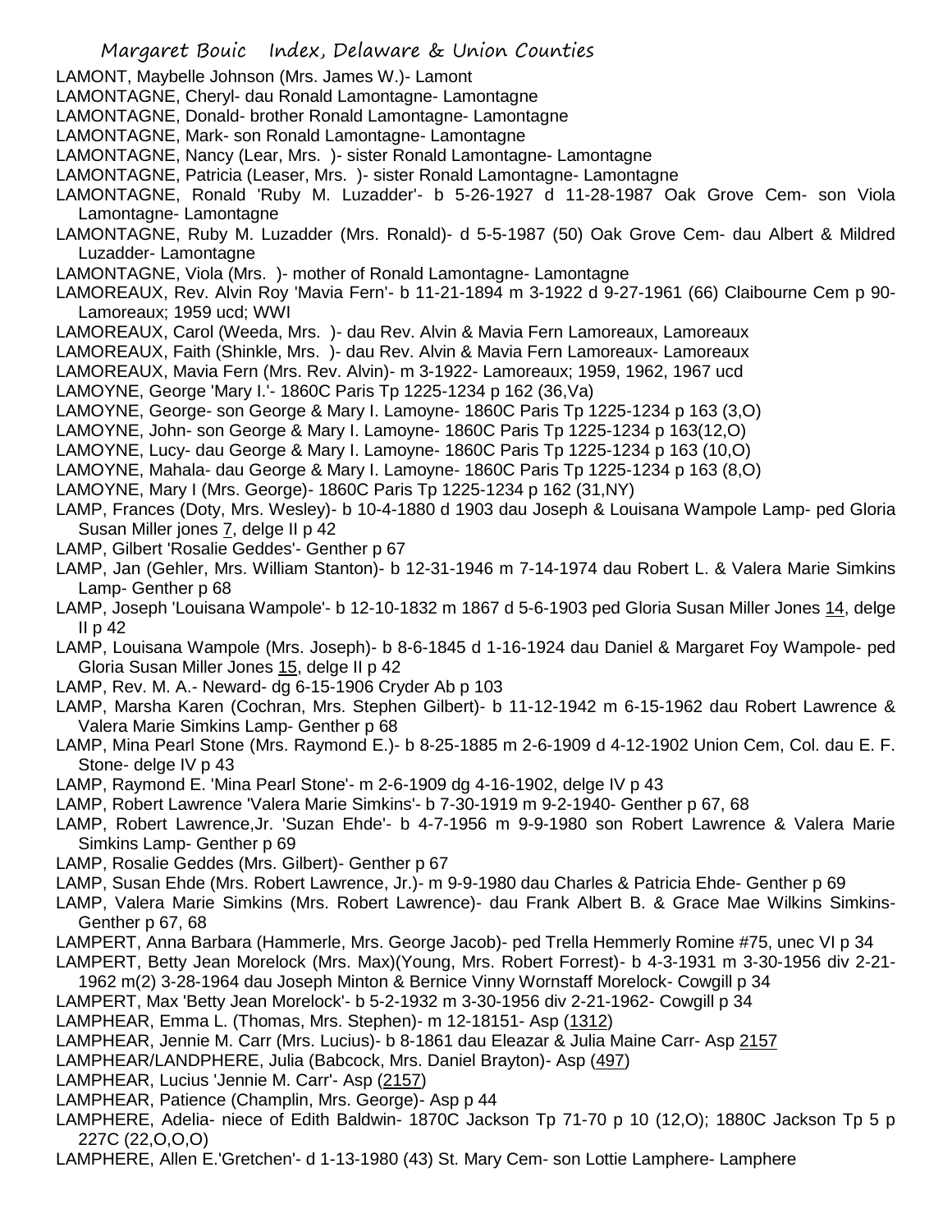LAMONT, Maybelle Johnson (Mrs. James W.)- Lamont

LAMONTAGNE, Cheryl- dau Ronald Lamontagne- Lamontagne

LAMONTAGNE, Donald- brother Ronald Lamontagne- Lamontagne

LAMONTAGNE, Mark- son Ronald Lamontagne- Lamontagne

LAMONTAGNE, Nancy (Lear, Mrs. )- sister Ronald Lamontagne- Lamontagne

LAMONTAGNE, Patricia (Leaser, Mrs. )- sister Ronald Lamontagne- Lamontagne

LAMONTAGNE, Ronald 'Ruby M. Luzadder'- b 5-26-1927 d 11-28-1987 Oak Grove Cem- son Viola Lamontagne- Lamontagne

LAMONTAGNE, Ruby M. Luzadder (Mrs. Ronald)- d 5-5-1987 (50) Oak Grove Cem- dau Albert & Mildred Luzadder- Lamontagne

LAMONTAGNE, Viola (Mrs. )- mother of Ronald Lamontagne- Lamontagne

LAMOREAUX, Rev. Alvin Roy 'Mavia Fern'- b 11-21-1894 m 3-1922 d 9-27-1961 (66) Claibourne Cem p 90- Lamoreaux; 1959 ucd; WWI

LAMOREAUX, Carol (Weeda, Mrs. )- dau Rev. Alvin & Mavia Fern Lamoreaux, Lamoreaux

LAMOREAUX, Faith (Shinkle, Mrs. )- dau Rev. Alvin & Mavia Fern Lamoreaux- Lamoreaux

LAMOREAUX, Mavia Fern (Mrs. Rev. Alvin)- m 3-1922- Lamoreaux; 1959, 1962, 1967 ucd

LAMOYNE, George 'Mary I.'- 1860C Paris Tp 1225-1234 p 162 (36,Va)

LAMOYNE, George- son George & Mary I. Lamoyne- 1860C Paris Tp 1225-1234 p 163 (3,O)

LAMOYNE, John- son George & Mary I. Lamoyne- 1860C Paris Tp 1225-1234 p 163(12,O)

LAMOYNE, Lucy- dau George & Mary I. Lamoyne- 1860C Paris Tp 1225-1234 p 163 (10,O)

LAMOYNE, Mahala- dau George & Mary I. Lamoyne- 1860C Paris Tp 1225-1234 p 163 (8,O)

LAMOYNE, Mary I (Mrs. George)- 1860C Paris Tp 1225-1234 p 162 (31,NY)

LAMP, Frances (Doty, Mrs. Wesley)- b 10-4-1880 d 1903 dau Joseph & Louisana Wampole Lamp- ped Gloria Susan Miller jones 7, delge II p 42

LAMP, Gilbert 'Rosalie Geddes'- Genther p 67

LAMP, Jan (Gehler, Mrs. William Stanton)- b 12-31-1946 m 7-14-1974 dau Robert L. & Valera Marie Simkins Lamp- Genther p 68

LAMP, Joseph 'Louisana Wampole'- b 12-10-1832 m 1867 d 5-6-1903 ped Gloria Susan Miller Jones 14, delge II p 42

LAMP, Louisana Wampole (Mrs. Joseph)- b 8-6-1845 d 1-16-1924 dau Daniel & Margaret Foy Wampole- ped Gloria Susan Miller Jones 15, delge II p 42

LAMP, Rev. M. A.- Neward- dg 6-15-1906 Cryder Ab p 103

LAMP, Marsha Karen (Cochran, Mrs. Stephen Gilbert)- b 11-12-1942 m 6-15-1962 dau Robert Lawrence & Valera Marie Simkins Lamp- Genther p 68

LAMP, Mina Pearl Stone (Mrs. Raymond E.)- b 8-25-1885 m 2-6-1909 d 4-12-1902 Union Cem, Col. dau E. F. Stone- delge IV p 43

LAMP, Raymond E. 'Mina Pearl Stone'- m 2-6-1909 dg 4-16-1902, delge IV p 43

LAMP, Robert Lawrence 'Valera Marie Simkins'- b 7-30-1919 m 9-2-1940- Genther p 67, 68

LAMP, Robert Lawrence,Jr. 'Suzan Ehde'- b 4-7-1956 m 9-9-1980 son Robert Lawrence & Valera Marie Simkins Lamp- Genther p 69

LAMP, Rosalie Geddes (Mrs. Gilbert)- Genther p 67

LAMP, Susan Ehde (Mrs. Robert Lawrence, Jr.)- m 9-9-1980 dau Charles & Patricia Ehde- Genther p 69

LAMP, Valera Marie Simkins (Mrs. Robert Lawrence)- dau Frank Albert B. & Grace Mae Wilkins Simkins- Genther p 67, 68

LAMPERT, Anna Barbara (Hammerle, Mrs. George Jacob)- ped Trella Hemmerly Romine #75, unec VI p 34

LAMPERT, Betty Jean Morelock (Mrs. Max)(Young, Mrs. Robert Forrest)- b 4-3-1931 m 3-30-1956 div 2-21-1962 m(2) 3-28-1964 dau Joseph Minton & Bernice Vinny Wornstaff Morelock- Cowgill p 34

LAMPERT, Max 'Betty Jean Morelock'- b 5-2-1932 m 3-30-1956 div 2-21-1962- Cowgill p 34

LAMPHEAR, Emma L. (Thomas, Mrs. Stephen)- m 12-18151- Asp (1312)

LAMPHEAR, Jennie M. Carr (Mrs. Lucius)- b 8-1861 dau Eleazar & Julia Maine Carr- Asp 2157

LAMPHEAR/LANDPHERE, Julia (Babcock, Mrs. Daniel Brayton)- Asp (497)

LAMPHEAR, Lucius 'Jennie M. Carr'- Asp (2157)

LAMPHEAR, Patience (Champlin, Mrs. George)- Asp p 44

LAMPHERE, Adelia- niece of Edith Baldwin- 1870C Jackson Tp 71-70 p 10 (12,O); 1880C Jackson Tp 5 p 227C (22,O,O,O)

LAMPHERE, Allen E.'Gretchen'- d 1-13-1980 (43) St. Mary Cem- son Lottie Lamphere- Lamphere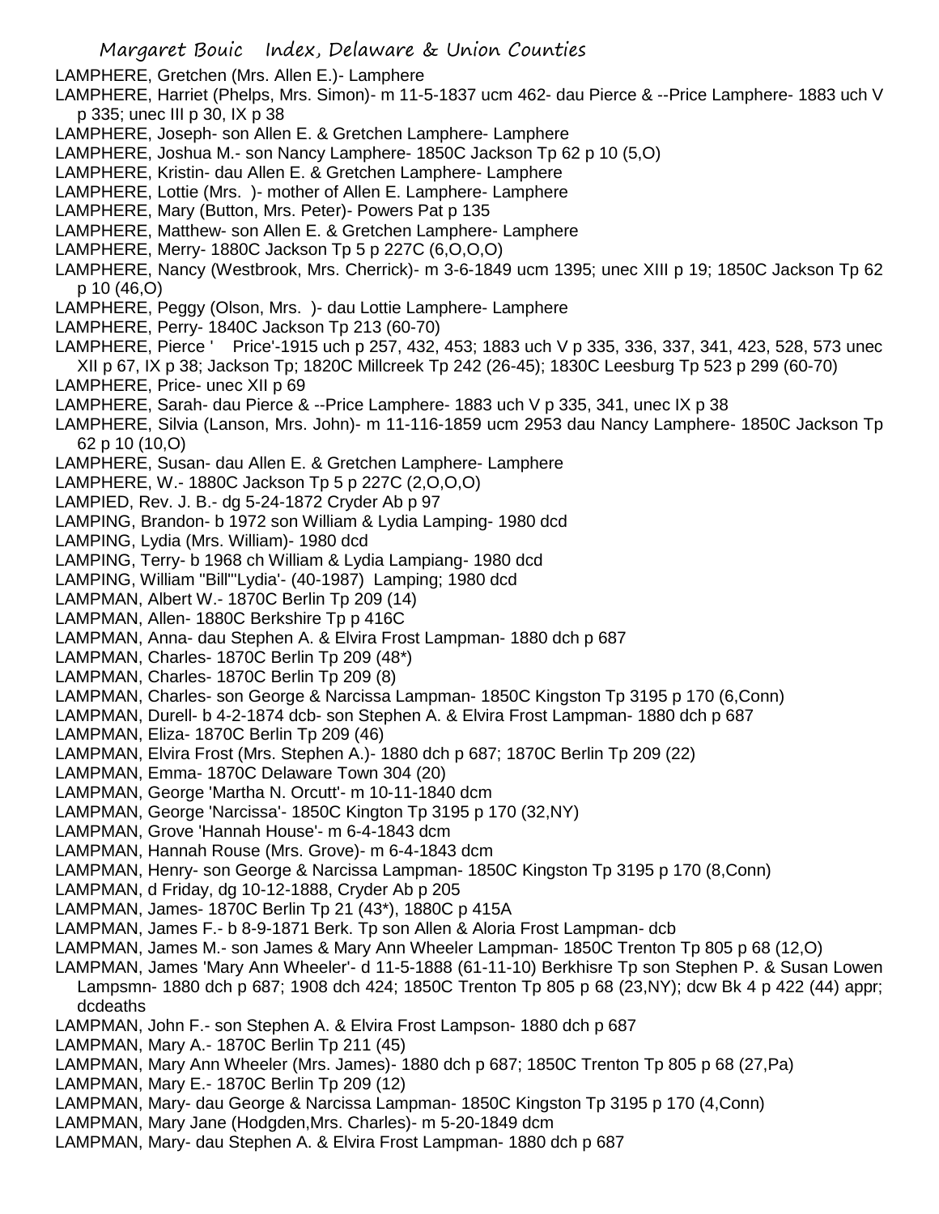LAMPHERE, Gretchen (Mrs. Allen E.)- Lamphere

LAMPHERE, Harriet (Phelps, Mrs. Simon)- m 11-5-1837 ucm 462- dau Pierce & --Price Lamphere- 1883 uch V p 335; unec III p 30, IX p 38

LAMPHERE, Joseph- son Allen E. & Gretchen Lamphere- Lamphere

LAMPHERE, Joshua M.- son Nancy Lamphere- 1850C Jackson Tp 62 p 10 (5,O)

LAMPHERE, Kristin- dau Allen E. & Gretchen Lamphere- Lamphere

LAMPHERE, Lottie (Mrs. )- mother of Allen E. Lamphere- Lamphere

LAMPHERE, Mary (Button, Mrs. Peter)- Powers Pat p 135

LAMPHERE, Matthew- son Allen E. & Gretchen Lamphere- Lamphere

LAMPHERE, Merry- 1880C Jackson Tp 5 p 227C (6,O,O,O)

LAMPHERE, Nancy (Westbrook, Mrs. Cherrick)- m 3-6-1849 ucm 1395; unec XIII p 19; 1850C Jackson Tp 62 p 10 (46,O)

LAMPHERE, Peggy (Olson, Mrs. )- dau Lottie Lamphere- Lamphere

LAMPHERE, Perry- 1840C Jackson Tp 213 (60-70)

LAMPHERE, Pierce ' Price'-1915 uch p 257, 432, 453; 1883 uch V p 335, 336, 337, 341, 423, 528, 573 unec XII p 67, IX p 38; Jackson Tp; 1820C Millcreek Tp 242 (26-45); 1830C Leesburg Tp 523 p 299 (60-70)

LAMPHERE, Price- unec XII p 69

LAMPHERE, Sarah- dau Pierce & --Price Lamphere- 1883 uch V p 335, 341, unec IX p 38

LAMPHERE, Silvia (Lanson, Mrs. John)- m 11-116-1859 ucm 2953 dau Nancy Lamphere- 1850C Jackson Tp 62 p 10 (10,O)

LAMPHERE, Susan- dau Allen E. & Gretchen Lamphere- Lamphere

LAMPHERE, W.- 1880C Jackson Tp 5 p 227C (2,O,O,O)

LAMPIED, Rev. J. B.- dg 5-24-1872 Cryder Ab p 97

LAMPING, Brandon- b 1972 son William & Lydia Lamping- 1980 dcd

LAMPING, Lydia (Mrs. William)- 1980 dcd

LAMPING, Terry- b 1968 ch William & Lydia Lampiang- 1980 dcd

LAMPING, William "Bill"'Lydia'- (40-1987) Lamping; 1980 dcd

LAMPMAN, Albert W.- 1870C Berlin Tp 209 (14)

LAMPMAN, Allen- 1880C Berkshire Tp p 416C

LAMPMAN, Anna- dau Stephen A. & Elvira Frost Lampman- 1880 dch p 687

LAMPMAN, Charles- 1870C Berlin Tp 209 (48*)

LAMPMAN, Charles- 1870C Berlin Tp 209 (8)

LAMPMAN, Charles- son George & Narcissa Lampman- 1850C Kingston Tp 3195 p 170 (6,Conn)

LAMPMAN, Durell- b 4-2-1874 dcb- son Stephen A. & Elvira Frost Lampman- 1880 dch p 687

LAMPMAN, Eliza- 1870C Berlin Tp 209 (46)

LAMPMAN, Elvira Frost (Mrs. Stephen A.)- 1880 dch p 687; 1870C Berlin Tp 209 (22)

LAMPMAN, Emma- 1870C Delaware Town 304 (20)

LAMPMAN, George 'Martha N. Orcutt'- m 10-11-1840 dcm

LAMPMAN, George 'Narcissa'- 1850C Kington Tp 3195 p 170 (32,NY)

LAMPMAN, Grove 'Hannah House'- m 6-4-1843 dcm

LAMPMAN, Hannah Rouse (Mrs. Grove)- m 6-4-1843 dcm

LAMPMAN, Henry- son George & Narcissa Lampman- 1850C Kingston Tp 3195 p 170 (8,Conn)

LAMPMAN, d Friday, dg 10-12-1888, Cryder Ab p 205

LAMPMAN, James- 1870C Berlin Tp 21 (43*), 1880C p 415A

LAMPMAN, James F.- b 8-9-1871 Berk. Tp son Allen & Aloria Frost Lampman- dcb

LAMPMAN, James M.- son James & Mary Ann Wheeler Lampman- 1850C Trenton Tp 805 p 68 (12,O)

LAMPMAN, James 'Mary Ann Wheeler'- d 11-5-1888 (61-11-10) Berkhisre Tp son Stephen P. & Susan Lowen Lampsmn- 1880 dch p 687; 1908 dch 424; 1850C Trenton Tp 805 p 68 (23,NY); dcw Bk 4 p 422 (44) appr; dcdeaths

LAMPMAN, John F.- son Stephen A. & Elvira Frost Lampson- 1880 dch p 687

LAMPMAN, Mary A.- 1870C Berlin Tp 211 (45)

LAMPMAN, Mary Ann Wheeler (Mrs. James)- 1880 dch p 687; 1850C Trenton Tp 805 p 68 (27,Pa)

LAMPMAN, Mary E.- 1870C Berlin Tp 209 (12)

LAMPMAN, Mary- dau George & Narcissa Lampman- 1850C Kingston Tp 3195 p 170 (4,Conn)

LAMPMAN, Mary Jane (Hodgden,Mrs. Charles)- m 5-20-1849 dcm

LAMPMAN, Mary- dau Stephen A. & Elvira Frost Lampman- 1880 dch p 687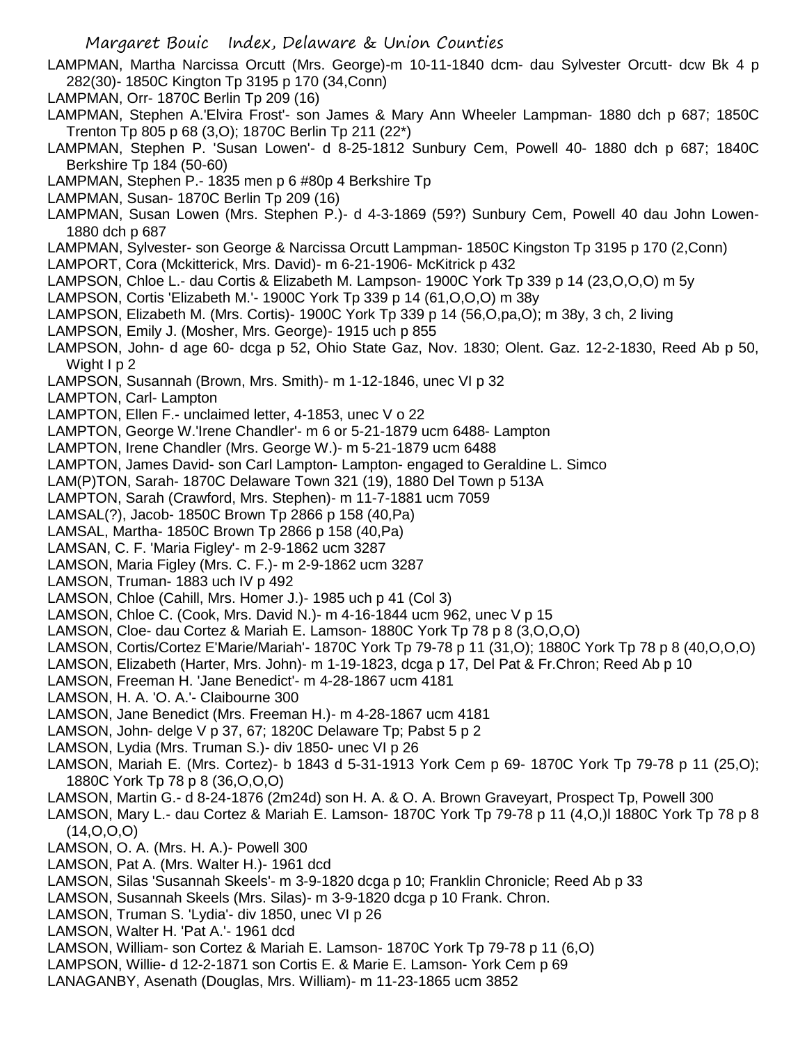LAMPMAN, Martha Narcissa Orcutt (Mrs. George)-m 10-11-1840 dcm- dau Sylvester Orcutt- dcw Bk 4 p 282(30)- 1850C Kington Tp 3195 p 170 (34,Conn)

LAMPMAN, Orr- 1870C Berlin Tp 209 (16)

LAMPMAN, Stephen A.'Elvira Frost'- son James & Mary Ann Wheeler Lampman- 1880 dch p 687; 1850C Trenton Tp 805 p 68 (3,O); 1870C Berlin Tp 211 (22*)

LAMPMAN, Stephen P. 'Susan Lowen'- d 8-25-1812 Sunbury Cem, Powell 40- 1880 dch p 687; 1840C Berkshire Tp 184 (50-60)

LAMPMAN, Stephen P.- 1835 men p 6 #80p 4 Berkshire Tp

LAMPMAN, Susan- 1870C Berlin Tp 209 (16)

LAMPMAN, Susan Lowen (Mrs. Stephen P.)- d 4-3-1869 (59?) Sunbury Cem, Powell 40 dau John Lowen- 1880 dch p 687

LAMPMAN, Sylvester- son George & Narcissa Orcutt Lampman- 1850C Kingston Tp 3195 p 170 (2,Conn)

LAMPORT, Cora (Mckitterick, Mrs. David)- m 6-21-1906- McKitrick p 432

LAMPSON, Chloe L.- dau Cortis & Elizabeth M. Lampson- 1900C York Tp 339 p 14 (23,O,O,O) m 5y

LAMPSON, Cortis 'Elizabeth M.'- 1900C York Tp 339 p 14 (61,O,O,O) m 38y

LAMPSON, Elizabeth M. (Mrs. Cortis)- 1900C York Tp 339 p 14 (56,O,pa,O); m 38y, 3 ch, 2 living

LAMPSON, Emily J. (Mosher, Mrs. George)- 1915 uch p 855

LAMPSON, John- d age 60- dcga p 52, Ohio State Gaz, Nov. 1830; Olent. Gaz. 12-2-1830, Reed Ab p 50, Wight I p 2

LAMPSON, Susannah (Brown, Mrs. Smith)- m 1-12-1846, unec VI p 32

LAMPTON, Carl- Lampton

LAMPTON, Ellen F.- unclaimed letter, 4-1853, unec V o 22

LAMPTON, George W.'Irene Chandler'- m 6 or 5-21-1879 ucm 6488- Lampton

LAMPTON, Irene Chandler (Mrs. George W.)- m 5-21-1879 ucm 6488

LAMPTON, James David- son Carl Lampton- Lampton- engaged to Geraldine L. Simco

LAM(P)TON, Sarah- 1870C Delaware Town 321 (19), 1880 Del Town p 513A

LAMPTON, Sarah (Crawford, Mrs. Stephen)- m 11-7-1881 ucm 7059

LAMSAL(?), Jacob- 1850C Brown Tp 2866 p 158 (40,Pa)

LAMSAL, Martha- 1850C Brown Tp 2866 p 158 (40,Pa)

LAMSAN, C. F. 'Maria Figley'- m 2-9-1862 ucm 3287

LAMSON, Maria Figley (Mrs. C. F.)- m 2-9-1862 ucm 3287

LAMSON, Truman- 1883 uch IV p 492

LAMSON, Chloe (Cahill, Mrs. Homer J.)- 1985 uch p 41 (Col 3)

LAMSON, Chloe C. (Cook, Mrs. David N.)- m 4-16-1844 ucm 962, unec V p 15

LAMSON, Cloe- dau Cortez & Mariah E. Lamson- 1880C York Tp 78 p 8 (3,O,O,O)

LAMSON, Cortis/Cortez E'Marie/Mariah'- 1870C York Tp 79-78 p 11 (31,O); 1880C York Tp 78 p 8 (40,O,O,O)

LAMSON, Elizabeth (Harter, Mrs. John)- m 1-19-1823, dcga p 17, Del Pat & Fr.Chron; Reed Ab p 10

LAMSON, Freeman H. 'Jane Benedict'- m 4-28-1867 ucm 4181

LAMSON, H. A. 'O. A.'- Claibourne 300

LAMSON, Jane Benedict (Mrs. Freeman H.)- m 4-28-1867 ucm 4181

LAMSON, John- delge V p 37, 67; 1820C Delaware Tp; Pabst 5 p 2

LAMSON, Lydia (Mrs. Truman S.)- div 1850- unec VI p 26

LAMSON, Mariah E. (Mrs. Cortez)- b 1843 d 5-31-1913 York Cem p 69- 1870C York Tp 79-78 p 11 (25,O); 1880C York Tp 78 p 8 (36,O,O,O)

LAMSON, Martin G.- d 8-24-1876 (2m24d) son H. A. & O. A. Brown Graveyart, Prospect Tp, Powell 300

LAMSON, Mary L.- dau Cortez & Mariah E. Lamson- 1870C York Tp 79-78 p 11 (4,O,)l 1880C York Tp 78 p 8 (14,O,O,O)

LAMSON, O. A. (Mrs. H. A.)- Powell 300

LAMSON, Pat A. (Mrs. Walter H.)- 1961 dcd

LAMSON, Silas 'Susannah Skeels'- m 3-9-1820 dcga p 10; Franklin Chronicle; Reed Ab p 33

LAMSON, Susannah Skeels (Mrs. Silas)- m 3-9-1820 dcga p 10 Frank. Chron.

LAMSON, Truman S. 'Lydia'- div 1850, unec VI p 26

LAMSON, Walter H. 'Pat A.'- 1961 dcd

LAMSON, William- son Cortez & Mariah E. Lamson- 1870C York Tp 79-78 p 11 (6,O)

LAMPSON, Willie- d 12-2-1871 son Cortis E. & Marie E. Lamson- York Cem p 69

LANAGANBY, Asenath (Douglas, Mrs. William)- m 11-23-1865 ucm 3852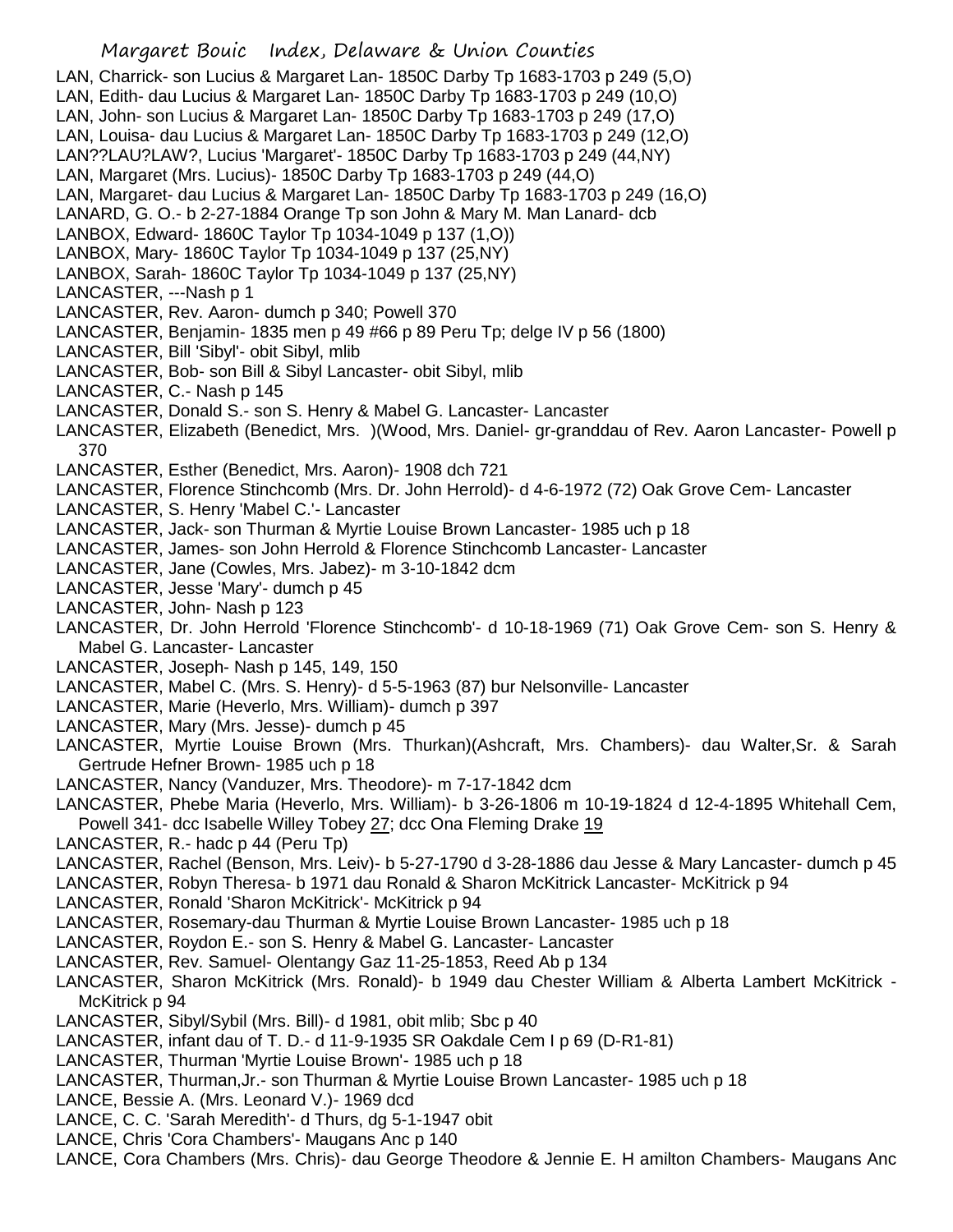LAN, Charrick- son Lucius & Margaret Lan- 1850C Darby Tp 1683-1703 p 249 (5,O)
LAN, Edith- dau Lucius & Margaret Lan- 1850C Darby Tp 1683-1703 p 249 (10,O)
LAN, John- son Lucius & Margaret Lan- 1850C Darby Tp 1683-1703 p 249 (17,O)
LAN, Louisa- dau Lucius & Margaret Lan- 1850C Darby Tp 1683-1703 p 249 (12,O)
LAN??LAU?LAW?, Lucius 'Margaret'- 1850C Darby Tp 1683-1703 p 249 (44,NY)
LAN, Margaret (Mrs. Lucius)- 1850C Darby Tp 1683-1703 p 249 (44,O)
LAN, Margaret- dau Lucius & Margaret Lan- 1850C Darby Tp 1683-1703 p 249 (16,O)
LANARD, G. O.- b 2-27-1884 Orange Tp son John & Mary M. Man Lanard- dcb
LANBOX, Edward- 1860C Taylor Tp 1034-1049 p 137 (1,O))
LANBOX, Mary- 1860C Taylor Tp 1034-1049 p 137 (25,NY)
LANBOX, Sarah- 1860C Taylor Tp 1034-1049 p 137 (25,NY)
LANCASTER, ---Nash p 1
LANCASTER, Rev. Aaron- dumch p 340; Powell 370
LANCASTER, Benjamin- 1835 men p 49 #66 p 89 Peru Tp; delge IV p 56 (1800)
LANCASTER, Bill 'Sibyl'- obit Sibyl, mlib
LANCASTER, Bob- son Bill & Sibyl Lancaster- obit Sibyl, mlib
LANCASTER, C.- Nash p 145
LANCASTER, Donald S.- son S. Henry & Mabel G. Lancaster- Lancaster
LANCASTER, Elizabeth (Benedict, Mrs. )(Wood, Mrs. Daniel- gr-granddau of Rev. Aaron Lancaster- Powell p 370
LANCASTER, Esther (Benedict, Mrs. Aaron)- 1908 dch 721
LANCASTER, Florence Stinchcomb (Mrs. Dr. John Herrold)- d 4-6-1972 (72) Oak Grove Cem- Lancaster
LANCASTER, S. Henry 'Mabel C.'- Lancaster
LANCASTER, Jack- son Thurman & Myrtie Louise Brown Lancaster- 1985 uch p 18
LANCASTER, James- son John Herrold & Florence Stinchcomb Lancaster- Lancaster
LANCASTER, Jane (Cowles, Mrs. Jabez)- m 3-10-1842 dcm
LANCASTER, Jesse 'Mary'- dumch p 45
LANCASTER, John- Nash p 123
LANCASTER, Dr. John Herrold 'Florence Stinchcomb'- d 10-18-1969 (71) Oak Grove Cem- son S. Henry & Mabel G. Lancaster- Lancaster
LANCASTER, Joseph- Nash p 145, 149, 150
LANCASTER, Mabel C. (Mrs. S. Henry)- d 5-5-1963 (87) bur Nelsonville- Lancaster
LANCASTER, Marie (Heverlo, Mrs. William)- dumch p 397
LANCASTER, Mary (Mrs. Jesse)- dumch p 45
LANCASTER, Myrtie Louise Brown (Mrs. Thurkan)(Ashcraft, Mrs. Chambers)- dau Walter,Sr. & Sarah Gertrude Hefner Brown- 1985 uch p 18
LANCASTER, Nancy (Vanduzer, Mrs. Theodore)- m 7-17-1842 dcm
LANCASTER, Phebe Maria (Heverlo, Mrs. William)- b 3-26-1806 m 10-19-1824 d 12-4-1895 Whitehall Cem, Powell 341- dcc Isabelle Willey Tobey 27; dcc Ona Fleming Drake 19
LANCASTER, R.- hadc p 44 (Peru Tp)
LANCASTER, Rachel (Benson, Mrs. Leiv)- b 5-27-1790 d 3-28-1886 dau Jesse & Mary Lancaster- dumch p 45
LANCASTER, Robyn Theresa- b 1971 dau Ronald & Sharon McKitrick Lancaster- McKitrick p 94
LANCASTER, Ronald 'Sharon McKitrick'- McKitrick p 94
LANCASTER, Rosemary-dau Thurman & Myrtie Louise Brown Lancaster- 1985 uch p 18
LANCASTER, Roydon E.- son S. Henry & Mabel G. Lancaster- Lancaster
LANCASTER, Rev. Samuel- Olentangy Gaz 11-25-1853, Reed Ab p 134
LANCASTER, Sharon McKitrick (Mrs. Ronald)- b 1949 dau Chester William & Alberta Lambert McKitrick - McKitrick p 94
LANCASTER, Sibyl/Sybil (Mrs. Bill)- d 1981, obit mlib; Sbc p 40
LANCASTER, infant dau of T. D.- d 11-9-1935 SR Oakdale Cem I p 69 (D-R1-81)
LANCASTER, Thurman 'Myrtie Louise Brown'- 1985 uch p 18
LANCASTER, Thurman,Jr.- son Thurman & Myrtie Louise Brown Lancaster- 1985 uch p 18
LANCE, Bessie A. (Mrs. Leonard V.)- 1969 dcd
LANCE, C. C. 'Sarah Meredith'- d Thurs, dg 5-1-1947 obit
LANCE, Chris 'Cora Chambers'- Maugans Anc p 140
LANCE, Cora Chambers (Mrs. Chris)- dau George Theodore & Jennie E. H amilton Chambers- Maugans Anc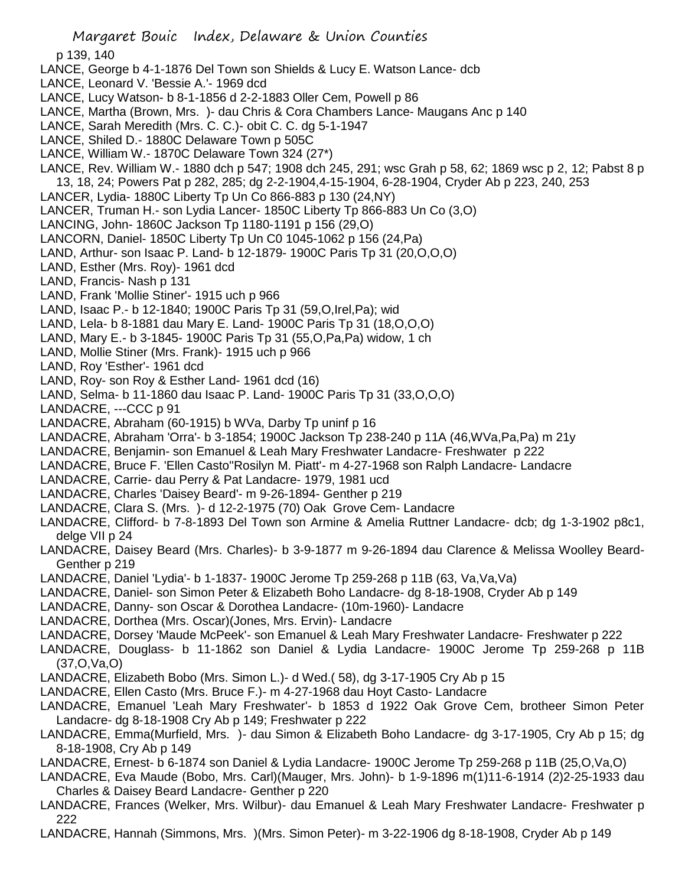p 139, 140

LANCE, George b 4-1-1876 Del Town son Shields & Lucy E. Watson Lance- dcb

LANCE, Leonard V. 'Bessie A.'- 1969 dcd

LANCE, Lucy Watson- b 8-1-1856 d 2-2-1883 Oller Cem, Powell p 86

LANCE, Martha (Brown, Mrs. )- dau Chris & Cora Chambers Lance- Maugans Anc p 140

LANCE, Sarah Meredith (Mrs. C. C.)- obit C. C. dg 5-1-1947

LANCE, Shiled D.- 1880C Delaware Town p 505C

LANCE, William W.- 1870C Delaware Town 324 (27*)

LANCE, Rev. William W.- 1880 dch p 547; 1908 dch 245, 291; wsc Grah p 58, 62; 1869 wsc p 2, 12; Pabst 8 p 13, 18, 24; Powers Pat p 282, 285; dg 2-2-1904,4-15-1904, 6-28-1904, Cryder Ab p 223, 240, 253

LANCER, Lydia- 1880C Liberty Tp Un Co 866-883 p 130 (24,NY)

LANCER, Truman H.- son Lydia Lancer- 1850C Liberty Tp 866-883 Un Co (3,O)

LANCING, John- 1860C Jackson Tp 1180-1191 p 156 (29,O)

LANCORN, Daniel- 1850C Liberty Tp Un C0 1045-1062 p 156 (24,Pa)

LAND, Arthur- son Isaac P. Land- b 12-1879- 1900C Paris Tp 31 (20,O,O,O)

LAND, Esther (Mrs. Roy)- 1961 dcd

LAND, Francis- Nash p 131

LAND, Frank 'Mollie Stiner'- 1915 uch p 966

LAND, Isaac P.- b 12-1840; 1900C Paris Tp 31 (59,O,Irel,Pa); wid

LAND, Lela- b 8-1881 dau Mary E. Land- 1900C Paris Tp 31 (18,O,O,O)

LAND, Mary E.- b 3-1845- 1900C Paris Tp 31 (55,O,Pa,Pa) widow, 1 ch

LAND, Mollie Stiner (Mrs. Frank)- 1915 uch p 966

LAND, Roy 'Esther'- 1961 dcd

LAND, Roy- son Roy & Esther Land- 1961 dcd (16)

LAND, Selma- b 11-1860 dau Isaac P. Land- 1900C Paris Tp 31 (33,O,O,O)

LANDACRE, ---CCC p 91

LANDACRE, Abraham (60-1915) b WVa, Darby Tp uninf p 16

LANDACRE, Abraham 'Orra'- b 3-1854; 1900C Jackson Tp 238-240 p 11A (46,WVa,Pa,Pa) m 21y

LANDACRE, Benjamin- son Emanuel & Leah Mary Freshwater Landacre- Freshwater p 222

LANDACRE, Bruce F. 'Ellen Casto''Rosilyn M. Piatt'- m 4-27-1968 son Ralph Landacre- Landacre

LANDACRE, Carrie- dau Perry & Pat Landacre- 1979, 1981 ucd

LANDACRE, Charles 'Daisey Beard'- m 9-26-1894- Genther p 219

LANDACRE, Clara S. (Mrs. )- d 12-2-1975 (70) Oak Grove Cem- Landacre

LANDACRE, Clifford- b 7-8-1893 Del Town son Armine & Amelia Ruttner Landacre- dcb; dg 1-3-1902 p8c1, delge VII p 24

LANDACRE, Daisey Beard (Mrs. Charles)- b 3-9-1877 m 9-26-1894 dau Clarence & Melissa Woolley Beard- Genther p 219

LANDACRE, Daniel 'Lydia'- b 1-1837- 1900C Jerome Tp 259-268 p 11B (63, Va,Va,Va)

LANDACRE, Daniel- son Simon Peter & Elizabeth Boho Landacre- dg 8-18-1908, Cryder Ab p 149

LANDACRE, Danny- son Oscar & Dorothea Landacre- (10m-1960)- Landacre

LANDACRE, Dorthea (Mrs. Oscar)(Jones, Mrs. Ervin)- Landacre

LANDACRE, Dorsey 'Maude McPeek'- son Emanuel & Leah Mary Freshwater Landacre- Freshwater p 222

LANDACRE, Douglass- b 11-1862 son Daniel & Lydia Landacre- 1900C Jerome Tp 259-268 p 11B (37,O,Va,O)

LANDACRE, Elizabeth Bobo (Mrs. Simon L.)- d Wed.( 58), dg 3-17-1905 Cry Ab p 15

LANDACRE, Ellen Casto (Mrs. Bruce F.)- m 4-27-1968 dau Hoyt Casto- Landacre

LANDACRE, Emanuel 'Leah Mary Freshwater'- b 1853 d 1922 Oak Grove Cem, brotheer Simon Peter Landacre- dg 8-18-1908 Cry Ab p 149; Freshwater p 222

LANDACRE, Emma(Murfield, Mrs. )- dau Simon & Elizabeth Boho Landacre- dg 3-17-1905, Cry Ab p 15; dg 8-18-1908, Cry Ab p 149

LANDACRE, Ernest- b 6-1874 son Daniel & Lydia Landacre- 1900C Jerome Tp 259-268 p 11B (25,O,Va,O)

LANDACRE, Eva Maude (Bobo, Mrs. Carl)(Mauger, Mrs. John)- b 1-9-1896 m(1)11-6-1914 (2)2-25-1933 dau Charles & Daisey Beard Landacre- Genther p 220

LANDACRE, Frances (Welker, Mrs. Wilbur)- dau Emanuel & Leah Mary Freshwater Landacre- Freshwater p 222

LANDACRE, Hannah (Simmons, Mrs. )(Mrs. Simon Peter)- m 3-22-1906 dg 8-18-1908, Cryder Ab p 149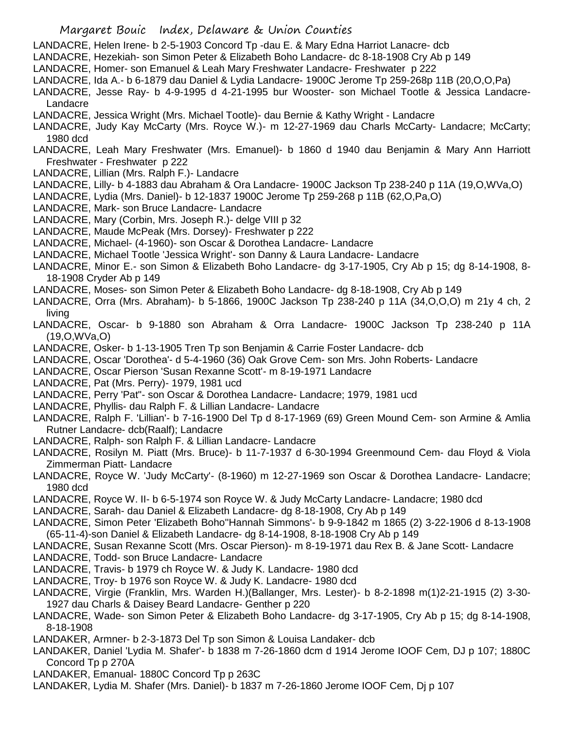LANDACRE, Helen Irene- b 2-5-1903 Concord Tp -dau E. & Mary Edna Harriot Lanacre- dcb

LANDACRE, Hezekiah- son Simon Peter & Elizabeth Boho Landacre- dc 8-18-1908 Cry Ab p 149

LANDACRE, Homer- son Emanuel & Leah Mary Freshwater Landacre- Freshwater p 222

LANDACRE, Ida A.- b 6-1879 dau Daniel & Lydia Landacre- 1900C Jerome Tp 259-268p 11B (20,O,O,Pa)

LANDACRE, Jesse Ray- b 4-9-1995 d 4-21-1995 bur Wooster- son Michael Tootle & Jessica Landacre- Landacre

LANDACRE, Jessica Wright (Mrs. Michael Tootle)- dau Bernie & Kathy Wright - Landacre

LANDACRE, Judy Kay McCarty (Mrs. Royce W.)- m 12-27-1969 dau Charls McCarty- Landacre; McCarty; 1980 dcd

LANDACRE, Leah Mary Freshwater (Mrs. Emanuel)- b 1860 d 1940 dau Benjamin & Mary Ann Harriott Freshwater - Freshwater p 222

LANDACRE, Lillian (Mrs. Ralph F.)- Landacre

LANDACRE, Lilly- b 4-1883 dau Abraham & Ora Landacre- 1900C Jackson Tp 238-240 p 11A (19,O,WVa,O)

LANDACRE, Lydia (Mrs. Daniel)- b 12-1837 1900C Jerome Tp 259-268 p 11B (62,O,Pa,O)

LANDACRE, Mark- son Bruce Landacre- Landacre

LANDACRE, Mary (Corbin, Mrs. Joseph R.)- delge VIII p 32

LANDACRE, Maude McPeak (Mrs. Dorsey)- Freshwater p 222

LANDACRE, Michael- (4-1960)- son Oscar & Dorothea Landacre- Landacre

LANDACRE, Michael Tootle 'Jessica Wright'- son Danny & Laura Landacre- Landacre

LANDACRE, Minor E.- son Simon & Elizabeth Boho Landacre- dg 3-17-1905, Cry Ab p 15; dg 8-14-1908, 8-18-1908 Cryder Ab p 149

LANDACRE, Moses- son Simon Peter & Elizabeth Boho Landacre- dg 8-18-1908, Cry Ab p 149

LANDACRE, Orra (Mrs. Abraham)- b 5-1866, 1900C Jackson Tp 238-240 p 11A (34,O,O,O) m 21y 4 ch, 2 living

LANDACRE, Oscar- b 9-1880 son Abraham & Orra Landacre- 1900C Jackson Tp 238-240 p 11A (19,O,WVa,O)

LANDACRE, Osker- b 1-13-1905 Tren Tp son Benjamin & Carrie Foster Landacre- dcb

LANDACRE, Oscar 'Dorothea'- d 5-4-1960 (36) Oak Grove Cem- son Mrs. John Roberts- Landacre

LANDACRE, Oscar Pierson 'Susan Rexanne Scott'- m 8-19-1971 Landacre

LANDACRE, Pat (Mrs. Perry)- 1979, 1981 ucd

LANDACRE, Perry 'Pat"- son Oscar & Dorothea Landacre- Landacre; 1979, 1981 ucd

LANDACRE, Phyllis- dau Ralph F. & Lillian Landacre- Landacre

LANDACRE, Ralph F. 'Lillian'- b 7-16-1900 Del Tp d 8-17-1969 (69) Green Mound Cem- son Armine & Amlia Rutner Landacre- dcb(Raalf); Landacre

LANDACRE, Ralph- son Ralph F. & Lillian Landacre- Landacre

LANDACRE, Rosilyn M. Piatt (Mrs. Bruce)- b 11-7-1937 d 6-30-1994 Greenmound Cem- dau Floyd & Viola Zimmerman Piatt- Landacre

LANDACRE, Royce W. 'Judy McCarty'- (8-1960) m 12-27-1969 son Oscar & Dorothea Landacre- Landacre; 1980 dcd

LANDACRE, Royce W. II- b 6-5-1974 son Royce W. & Judy McCarty Landacre- Landacre; 1980 dcd

LANDACRE, Sarah- dau Daniel & Elizabeth Landacre- dg 8-18-1908, Cry Ab p 149

LANDACRE, Simon Peter 'Elizabeth Boho''Hannah Simmons'- b 9-9-1842 m 1865 (2) 3-22-1906 d 8-13-1908 (65-11-4)-son Daniel & Elizabeth Landacre- dg 8-14-1908, 8-18-1908 Cry Ab p 149

LANDACRE, Susan Rexanne Scott (Mrs. Oscar Pierson)- m 8-19-1971 dau Rex B. & Jane Scott- Landacre

LANDACRE, Todd- son Bruce Landacre- Landacre

LANDACRE, Travis- b 1979 ch Royce W. & Judy K. Landacre- 1980 dcd

LANDACRE, Troy- b 1976 son Royce W. & Judy K. Landacre- 1980 dcd

LANDACRE, Virgie (Franklin, Mrs. Warden H.)(Ballanger, Mrs. Lester)- b 8-2-1898 m(1)2-21-1915 (2) 3-30-1927 dau Charls & Daisey Beard Landacre- Genther p 220

LANDACRE, Wade- son Simon Peter & Elizabeth Boho Landacre- dg 3-17-1905, Cry Ab p 15; dg 8-14-1908, 8-18-1908

LANDAKER, Armner- b 2-3-1873 Del Tp son Simon & Louisa Landaker- dcb

LANDAKER, Daniel 'Lydia M. Shafer'- b 1838 m 7-26-1860 dcm d 1914 Jerome IOOF Cem, DJ p 107; 1880C Concord Tp p 270A

LANDAKER, Emanual- 1880C Concord Tp p 263C

LANDAKER, Lydia M. Shafer (Mrs. Daniel)- b 1837 m 7-26-1860 Jerome IOOF Cem, Dj p 107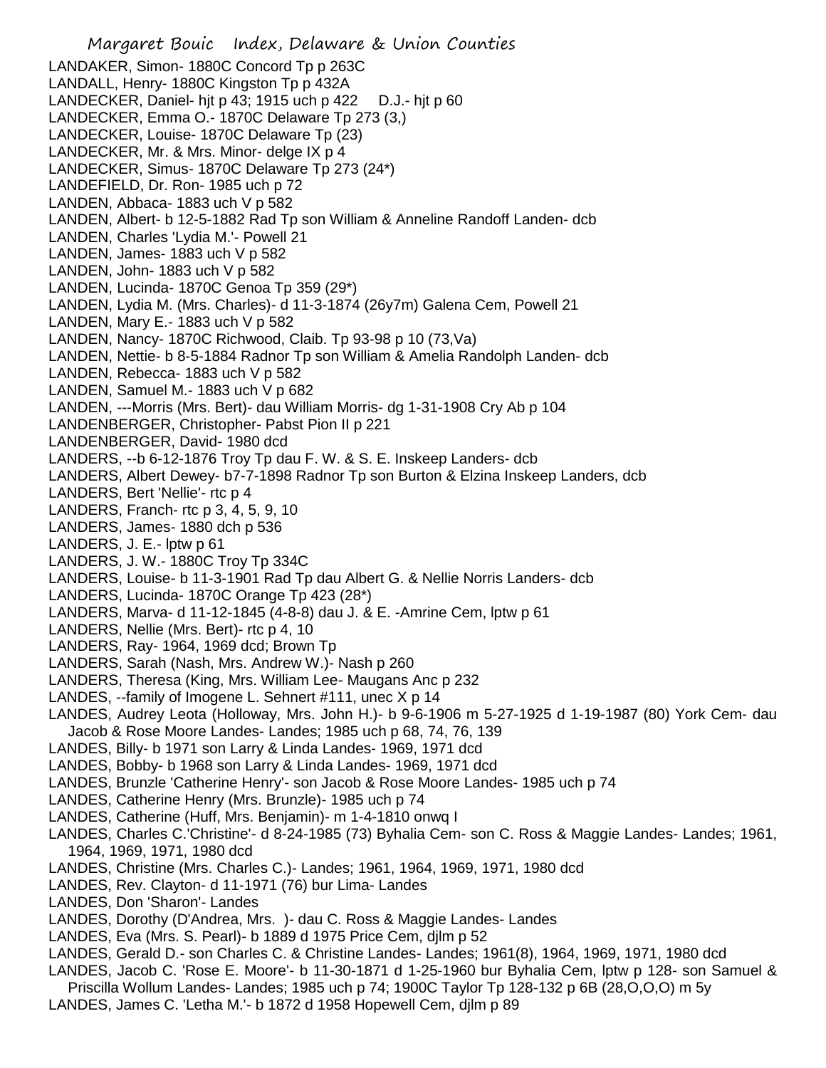LANDAKER, Simon- 1880C Concord Tp p 263C
LANDALL, Henry- 1880C Kingston Tp p 432A
LANDECKER, Daniel- hjt p 43; 1915 uch p 422 D.J.- hjt p 60
LANDECKER, Emma O.- 1870C Delaware Tp 273 (3,)
LANDECKER, Louise- 1870C Delaware Tp (23)
LANDECKER, Mr. & Mrs. Minor- delge IX p 4
LANDECKER, Simus- 1870C Delaware Tp 273 (24*)
LANDEFIELD, Dr. Ron- 1985 uch p 72
LANDEN, Abbaca- 1883 uch V p 582
LANDEN, Albert- b 12-5-1882 Rad Tp son William & Anneline Randoff Landen- dcb
LANDEN, Charles 'Lydia M.'- Powell 21
LANDEN, James- 1883 uch V p 582
LANDEN, John- 1883 uch V p 582
LANDEN, Lucinda- 1870C Genoa Tp 359 (29*)
LANDEN, Lydia M. (Mrs. Charles)- d 11-3-1874 (26y7m) Galena Cem, Powell 21
LANDEN, Mary E.- 1883 uch V p 582
LANDEN, Nancy- 1870C Richwood, Claib. Tp 93-98 p 10 (73,Va)
LANDEN, Nettie- b 8-5-1884 Radnor Tp son William & Amelia Randolph Landen- dcb
LANDEN, Rebecca- 1883 uch V p 582
LANDEN, Samuel M.- 1883 uch V p 682
LANDEN, ---Morris (Mrs. Bert)- dau William Morris- dg 1-31-1908 Cry Ab p 104
LANDENBERGER, Christopher- Pabst Pion II p 221
LANDENBERGER, David- 1980 dcd
LANDERS, --b 6-12-1876 Troy Tp dau F. W. & S. E. Inskeep Landers- dcb
LANDERS, Albert Dewey- b7-7-1898 Radnor Tp son Burton & Elzina Inskeep Landers, dcb
LANDERS, Bert 'Nellie'- rtc p 4
LANDERS, Franch- rtc p 3, 4, 5, 9, 10
LANDERS, James- 1880 dch p 536
LANDERS, J. E.- lptw p 61
LANDERS, J. W.- 1880C Troy Tp 334C
LANDERS, Louise- b 11-3-1901 Rad Tp dau Albert G. & Nellie Norris Landers- dcb
LANDERS, Lucinda- 1870C Orange Tp 423 (28*)
LANDERS, Marva- d 11-12-1845 (4-8-8) dau J. & E. -Amrine Cem, lptw p 61
LANDERS, Nellie (Mrs. Bert)- rtc p 4, 10
LANDERS, Ray- 1964, 1969 dcd; Brown Tp
LANDERS, Sarah (Nash, Mrs. Andrew W.)- Nash p 260
LANDERS, Theresa (King, Mrs. William Lee- Maugans Anc p 232
LANDES, --family of Imogene L. Sehnert #111, unec X p 14
LANDES, Audrey Leota (Holloway, Mrs. John H.)- b 9-6-1906 m 5-27-1925 d 1-19-1987 (80) York Cem- dau Jacob & Rose Moore Landes- Landes; 1985 uch p 68, 74, 76, 139
LANDES, Billy- b 1971 son Larry & Linda Landes- 1969, 1971 dcd
LANDES, Bobby- b 1968 son Larry & Linda Landes- 1969, 1971 dcd
LANDES, Brunzle 'Catherine Henry'- son Jacob & Rose Moore Landes- 1985 uch p 74
LANDES, Catherine Henry (Mrs. Brunzle)- 1985 uch p 74
LANDES, Catherine (Huff, Mrs. Benjamin)- m 1-4-1810 onwq I
LANDES, Charles C.'Christine'- d 8-24-1985 (73) Byhalia Cem- son C. Ross & Maggie Landes- Landes; 1961, 1964, 1969, 1971, 1980 dcd
LANDES, Christine (Mrs. Charles C.)- Landes; 1961, 1964, 1969, 1971, 1980 dcd
LANDES, Rev. Clayton- d 11-1971 (76) bur Lima- Landes
LANDES, Don 'Sharon'- Landes
LANDES, Dorothy (D'Andrea, Mrs. )- dau C. Ross & Maggie Landes- Landes
LANDES, Eva (Mrs. S. Pearl)- b 1889 d 1975 Price Cem, djlm p 52
LANDES, Gerald D.- son Charles C. & Christine Landes- Landes; 1961(8), 1964, 1969, 1971, 1980 dcd
LANDES, Jacob C. 'Rose E. Moore'- b 11-30-1871 d 1-25-1960 bur Byhalia Cem, lptw p 128- son Samuel & Priscilla Wollum Landes- Landes; 1985 uch p 74; 1900C Taylor Tp 128-132 p 6B (28,O,O,O) m 5y
LANDES, James C. 'Letha M.'- b 1872 d 1958 Hopewell Cem, djlm p 89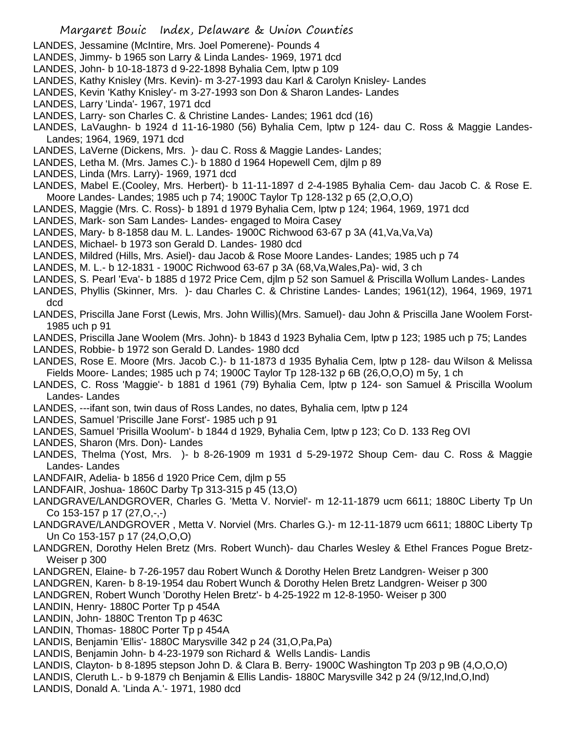LANDES, Jessamine (McIntire, Mrs. Joel Pomerene)- Pounds 4

LANDES, Jimmy- b 1965 son Larry & Linda Landes- 1969, 1971 dcd

LANDES, John- b 10-18-1873 d 9-22-1898 Byhalia Cem, lptw p 109

LANDES, Kathy Knisley (Mrs. Kevin)- m 3-27-1993 dau Karl & Carolyn Knisley- Landes

LANDES, Kevin 'Kathy Knisley'- m 3-27-1993 son Don & Sharon Landes- Landes

LANDES, Larry 'Linda'- 1967, 1971 dcd

LANDES, Larry- son Charles C. & Christine Landes- Landes; 1961 dcd (16)

LANDES, LaVaughn- b 1924 d 11-16-1980 (56) Byhalia Cem, lptw p 124- dau C. Ross & Maggie Landes- Landes; 1964, 1969, 1971 dcd

LANDES, LaVerne (Dickens, Mrs. )- dau C. Ross & Maggie Landes- Landes;

LANDES, Letha M. (Mrs. James C.)- b 1880 d 1964 Hopewell Cem, djlm p 89

LANDES, Linda (Mrs. Larry)- 1969, 1971 dcd

LANDES, Mabel E.(Cooley, Mrs. Herbert)- b 11-11-1897 d 2-4-1985 Byhalia Cem- dau Jacob C. & Rose E. Moore Landes- Landes; 1985 uch p 74; 1900C Taylor Tp 128-132 p 65 (2,O,O,O)

LANDES, Maggie (Mrs. C. Ross)- b 1891 d 1979 Byhalia Cem, lptw p 124; 1964, 1969, 1971 dcd

LANDES, Mark- son Sam Landes- Landes- engaged to Moira Casey

LANDES, Mary- b 8-1858 dau M. L. Landes- 1900C Richwood 63-67 p 3A (41,Va,Va,Va)

LANDES, Michael- b 1973 son Gerald D. Landes- 1980 dcd

LANDES, Mildred (Hills, Mrs. Asiel)- dau Jacob & Rose Moore Landes- Landes; 1985 uch p 74

LANDES, M. L.- b 12-1831 - 1900C Richwood 63-67 p 3A (68,Va,Wales,Pa)- wid, 3 ch

LANDES, S. Pearl 'Eva'- b 1885 d 1972 Price Cem, djlm p 52 son Samuel & Priscilla Wollum Landes- Landes

LANDES, Phyllis (Skinner, Mrs. )- dau Charles C. & Christine Landes- Landes; 1961(12), 1964, 1969, 1971 dcd

LANDES, Priscilla Jane Forst (Lewis, Mrs. John Willis)(Mrs. Samuel)- dau John & Priscilla Jane Woolem Forst- 1985 uch p 91

LANDES, Priscilla Jane Woolem (Mrs. John)- b 1843 d 1923 Byhalia Cem, lptw p 123; 1985 uch p 75; Landes

LANDES, Robbie- b 1972 son Gerald D. Landes- 1980 dcd

LANDES, Rose E. Moore (Mrs. Jacob C.)- b 11-1873 d 1935 Byhalia Cem, lptw p 128- dau Wilson & Melissa Fields Moore- Landes; 1985 uch p 74; 1900C Taylor Tp 128-132 p 6B (26,O,O,O) m 5y, 1 ch

LANDES, C. Ross 'Maggie'- b 1881 d 1961 (79) Byhalia Cem, lptw p 124- son Samuel & Priscilla Woolum Landes- Landes

LANDES, ---ifant son, twin daus of Ross Landes, no dates, Byhalia cem, lptw p 124

LANDES, Samuel 'Priscille Jane Forst'- 1985 uch p 91

LANDES, Samuel 'Prisilla Woolum'- b 1844 d 1929, Byhalia Cem, lptw p 123; Co D. 133 Reg OVI

LANDES, Sharon (Mrs. Don)- Landes

LANDES, Thelma (Yost, Mrs. )- b 8-26-1909 m 1931 d 5-29-1972 Shoup Cem- dau C. Ross & Maggie Landes- Landes

LANDFAIR, Adelia- b 1856 d 1920 Price Cem, djlm p 55

LANDFAIR, Joshua- 1860C Darby Tp 313-315 p 45 (13,O)

LANDGRAVE/LANDGROVER, Charles G. 'Metta V. Norviel'- m 12-11-1879 ucm 6611; 1880C Liberty Tp Un Co 153-157 p 17 (27,O,-,-)

LANDGRAVE/LANDGROVER , Metta V. Norviel (Mrs. Charles G.)- m 12-11-1879 ucm 6611; 1880C Liberty Tp Un Co 153-157 p 17 (24,O,O,O)

LANDGREN, Dorothy Helen Bretz (Mrs. Robert Wunch)- dau Charles Wesley & Ethel Frances Pogue Bretz- Weiser p 300

LANDGREN, Elaine- b 7-26-1957 dau Robert Wunch & Dorothy Helen Bretz Landgren- Weiser p 300

LANDGREN, Karen- b 8-19-1954 dau Robert Wunch & Dorothy Helen Bretz Landgren- Weiser p 300

LANDGREN, Robert Wunch 'Dorothy Helen Bretz'- b 4-25-1922 m 12-8-1950- Weiser p 300

LANDIN, Henry- 1880C Porter Tp p 454A

LANDIN, John- 1880C Trenton Tp p 463C

LANDIN, Thomas- 1880C Porter Tp p 454A

LANDIS, Benjamin 'Ellis'- 1880C Marysville 342 p 24 (31,O,Pa,Pa)

LANDIS, Benjamin John- b 4-23-1979 son Richard & Wells Landis- Landis

LANDIS, Clayton- b 8-1895 stepson John D. & Clara B. Berry- 1900C Washington Tp 203 p 9B (4,O,O,O)

LANDIS, Cleruth L.- b 9-1879 ch Benjamin & Ellis Landis- 1880C Marysville 342 p 24 (9/12,Ind,O,Ind)

LANDIS, Donald A. 'Linda A.'- 1971, 1980 dcd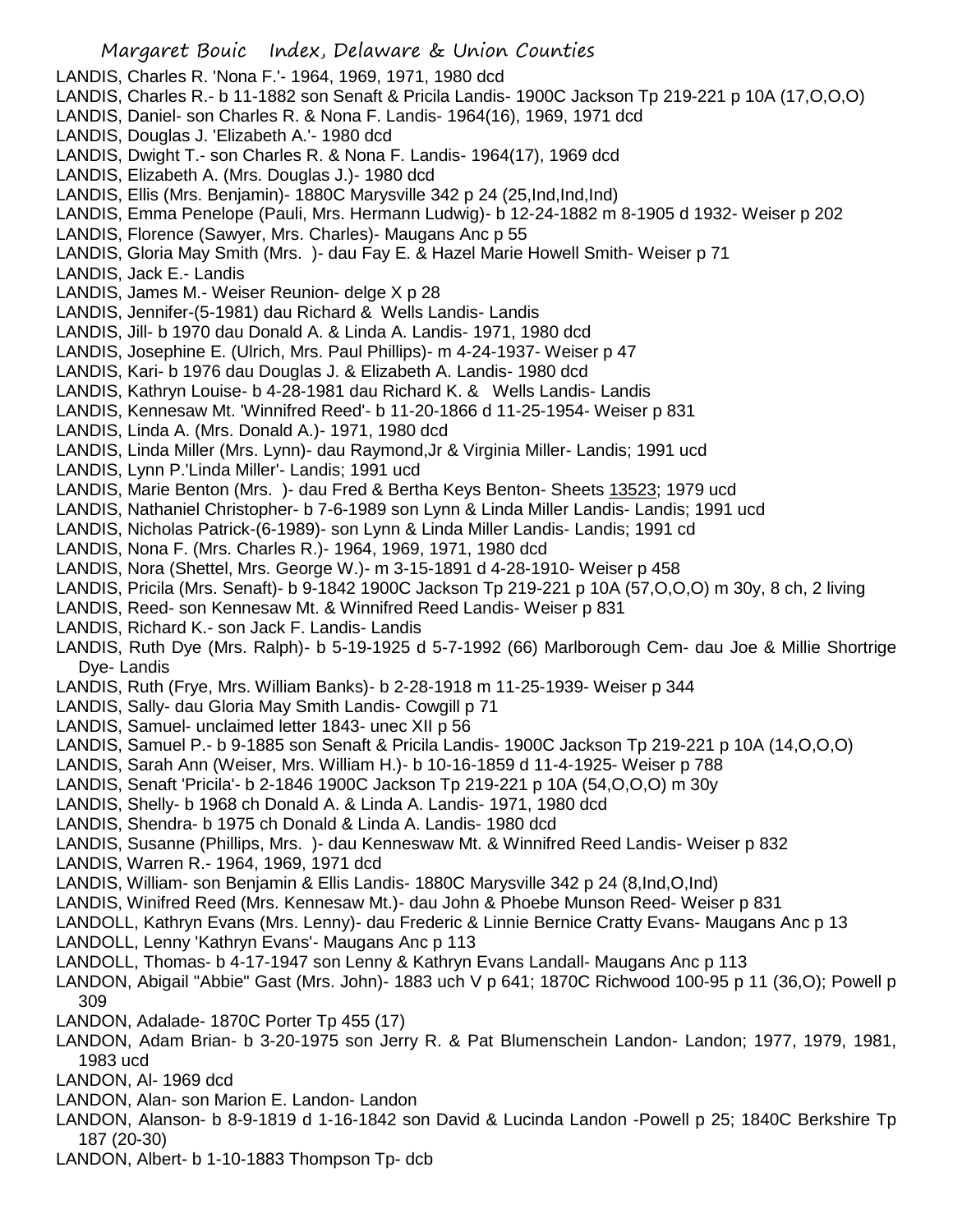LANDIS, Charles R. 'Nona F.'- 1964, 1969, 1971, 1980 dcd
LANDIS, Charles R.- b 11-1882 son Senaft & Pricila Landis- 1900C Jackson Tp 219-221 p 10A (17,O,O,O)
LANDIS, Daniel- son Charles R. & Nona F. Landis- 1964(16), 1969, 1971 dcd
LANDIS, Douglas J. 'Elizabeth A.'- 1980 dcd
LANDIS, Dwight T.- son Charles R. & Nona F. Landis- 1964(17), 1969 dcd
LANDIS, Elizabeth A. (Mrs. Douglas J.)- 1980 dcd
LANDIS, Ellis (Mrs. Benjamin)- 1880C Marysville 342 p 24 (25,Ind,Ind,Ind)
LANDIS, Emma Penelope (Pauli, Mrs. Hermann Ludwig)- b 12-24-1882 m 8-1905 d 1932- Weiser p 202
LANDIS, Florence (Sawyer, Mrs. Charles)- Maugans Anc p 55
LANDIS, Gloria May Smith (Mrs. )- dau Fay E. & Hazel Marie Howell Smith- Weiser p 71
LANDIS, Jack E.- Landis
LANDIS, James M.- Weiser Reunion- delge X p 28
LANDIS, Jennifer-(5-1981) dau Richard & Wells Landis- Landis
LANDIS, Jill- b 1970 dau Donald A. & Linda A. Landis- 1971, 1980 dcd
LANDIS, Josephine E. (Ulrich, Mrs. Paul Phillips)- m 4-24-1937- Weiser p 47
LANDIS, Kari- b 1976 dau Douglas J. & Elizabeth A. Landis- 1980 dcd
LANDIS, Kathryn Louise- b 4-28-1981 dau Richard K. & Wells Landis- Landis
LANDIS, Kennesaw Mt. 'Winnifred Reed'- b 11-20-1866 d 11-25-1954- Weiser p 831
LANDIS, Linda A. (Mrs. Donald A.)- 1971, 1980 dcd
LANDIS, Linda Miller (Mrs. Lynn)- dau Raymond,Jr & Virginia Miller- Landis; 1991 ucd
LANDIS, Lynn P.'Linda Miller'- Landis; 1991 ucd
LANDIS, Marie Benton (Mrs. )- dau Fred & Bertha Keys Benton- Sheets 13523; 1979 ucd
LANDIS, Nathaniel Christopher- b 7-6-1989 son Lynn & Linda Miller Landis- Landis; 1991 ucd
LANDIS, Nicholas Patrick-(6-1989)- son Lynn & Linda Miller Landis- Landis; 1991 cd
LANDIS, Nona F. (Mrs. Charles R.)- 1964, 1969, 1971, 1980 dcd
LANDIS, Nora (Shettel, Mrs. George W.)- m 3-15-1891 d 4-28-1910- Weiser p 458
LANDIS, Pricila (Mrs. Senaft)- b 9-1842 1900C Jackson Tp 219-221 p 10A (57,O,O,O) m 30y, 8 ch, 2 living
LANDIS, Reed- son Kennesaw Mt. & Winnifred Reed Landis- Weiser p 831
LANDIS, Richard K.- son Jack F. Landis- Landis
LANDIS, Ruth Dye (Mrs. Ralph)- b 5-19-1925 d 5-7-1992 (66) Marlborough Cem- dau Joe & Millie Shortrige Dye- Landis
LANDIS, Ruth (Frye, Mrs. William Banks)- b 2-28-1918 m 11-25-1939- Weiser p 344
LANDIS, Sally- dau Gloria May Smith Landis- Cowgill p 71
LANDIS, Samuel- unclaimed letter 1843- unec XII p 56
LANDIS, Samuel P.- b 9-1885 son Senaft & Pricila Landis- 1900C Jackson Tp 219-221 p 10A (14,O,O,O)
LANDIS, Sarah Ann (Weiser, Mrs. William H.)- b 10-16-1859 d 11-4-1925- Weiser p 788
LANDIS, Senaft 'Pricila'- b 2-1846 1900C Jackson Tp 219-221 p 10A (54,O,O,O) m 30y
LANDIS, Shelly- b 1968 ch Donald A. & Linda A. Landis- 1971, 1980 dcd
LANDIS, Shendra- b 1975 ch Donald & Linda A. Landis- 1980 dcd
LANDIS, Susanne (Phillips, Mrs. )- dau Kenneswaw Mt. & Winnifred Reed Landis- Weiser p 832
LANDIS, Warren R.- 1964, 1969, 1971 dcd
LANDIS, William- son Benjamin & Ellis Landis- 1880C Marysville 342 p 24 (8,Ind,O,Ind)
LANDIS, Winifred Reed (Mrs. Kennesaw Mt.)- dau John & Phoebe Munson Reed- Weiser p 831
LANDOLL, Kathryn Evans (Mrs. Lenny)- dau Frederic & Linnie Bernice Cratty Evans- Maugans Anc p 13
LANDOLL, Lenny 'Kathryn Evans'- Maugans Anc p 113
LANDOLL, Thomas- b 4-17-1947 son Lenny & Kathryn Evans Landall- Maugans Anc p 113
LANDON, Abigail "Abbie" Gast (Mrs. John)- 1883 uch V p 641; 1870C Richwood 100-95 p 11 (36,O); Powell p 309
LANDON, Adalade- 1870C Porter Tp 455 (17)
LANDON, Adam Brian- b 3-20-1975 son Jerry R. & Pat Blumenschein Landon- Landon; 1977, 1979, 1981, 1983 ucd
LANDON, Al- 1969 dcd
LANDON, Alan- son Marion E. Landon- Landon
LANDON, Alanson- b 8-9-1819 d 1-16-1842 son David & Lucinda Landon -Powell p 25; 1840C Berkshire Tp 187 (20-30)
LANDON, Albert- b 1-10-1883 Thompson Tp- dcb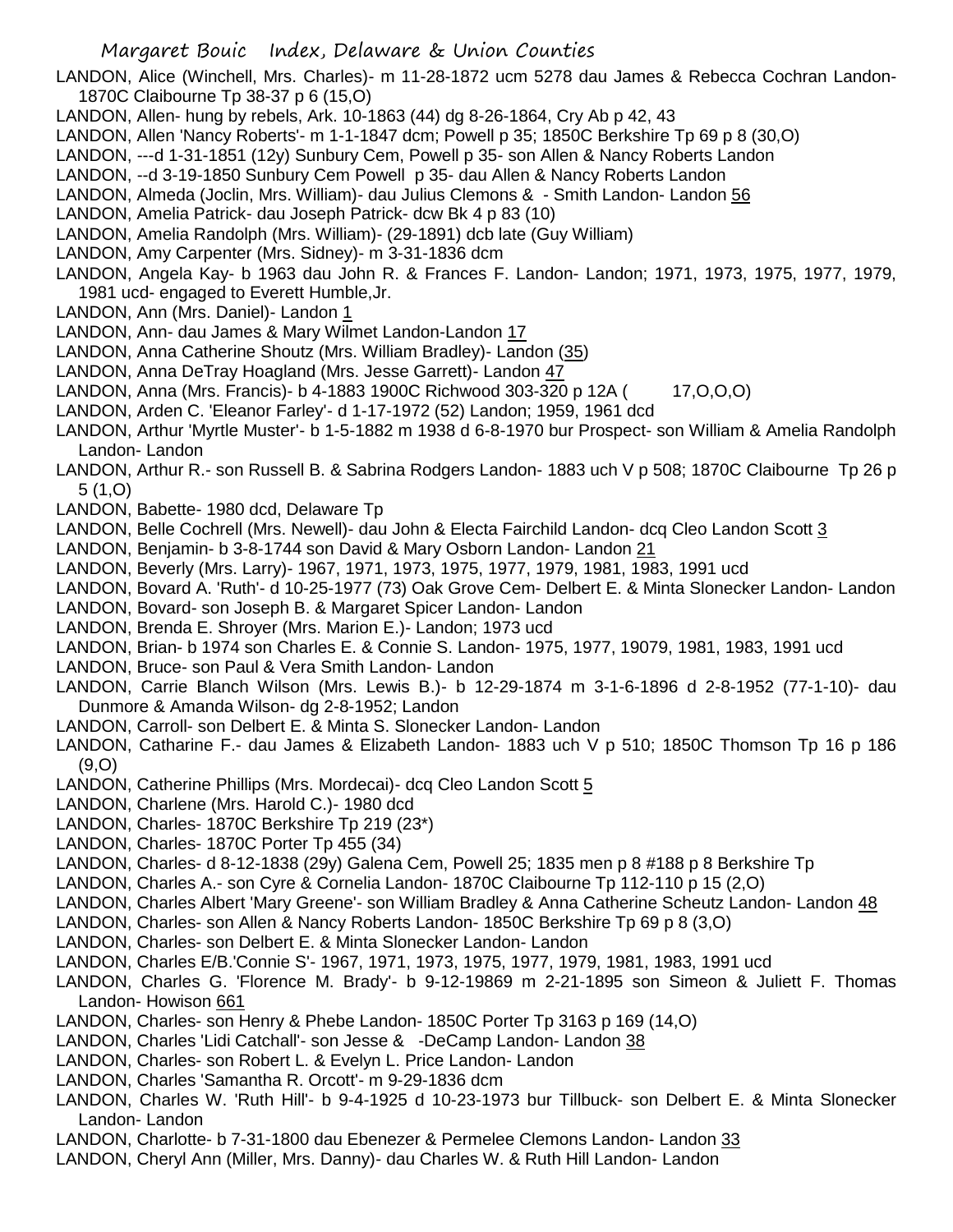LANDON, Alice (Winchell, Mrs. Charles)- m 11-28-1872 ucm 5278 dau James & Rebecca Cochran Landon- 1870C Claibourne Tp 38-37 p 6 (15,O)

LANDON, Allen- hung by rebels, Ark. 10-1863 (44) dg 8-26-1864, Cry Ab p 42, 43

LANDON, Allen 'Nancy Roberts'- m 1-1-1847 dcm; Powell p 35; 1850C Berkshire Tp 69 p 8 (30,O)

LANDON, ---d 1-31-1851 (12y) Sunbury Cem, Powell p 35- son Allen & Nancy Roberts Landon

LANDON, --d 3-19-1850 Sunbury Cem Powell p 35- dau Allen & Nancy Roberts Landon

LANDON, Almeda (Joclin, Mrs. William)- dau Julius Clemons & - Smith Landon- Landon 56

LANDON, Amelia Patrick- dau Joseph Patrick- dcw Bk 4 p 83 (10)

LANDON, Amelia Randolph (Mrs. William)- (29-1891) dcb late (Guy William)

LANDON, Amy Carpenter (Mrs. Sidney)- m 3-31-1836 dcm

LANDON, Angela Kay- b 1963 dau John R. & Frances F. Landon- Landon; 1971, 1973, 1975, 1977, 1979, 1981 ucd- engaged to Everett Humble,Jr.

LANDON, Ann (Mrs. Daniel)- Landon 1

LANDON, Ann- dau James & Mary Wilmet Landon-Landon 17

LANDON, Anna Catherine Shoutz (Mrs. William Bradley)- Landon (35)

LANDON, Anna DeTray Hoagland (Mrs. Jesse Garrett)- Landon 47

LANDON, Anna (Mrs. Francis)- b 4-1883 1900C Richwood 303-320 p 12A ( 17,O,O,O)

LANDON, Arden C. 'Eleanor Farley'- d 1-17-1972 (52) Landon; 1959, 1961 dcd

LANDON, Arthur 'Myrtle Muster'- b 1-5-1882 m 1938 d 6-8-1970 bur Prospect- son William & Amelia Randolph Landon- Landon

LANDON, Arthur R.- son Russell B. & Sabrina Rodgers Landon- 1883 uch V p 508; 1870C Claibourne Tp 26 p 5 (1,O)

LANDON, Babette- 1980 dcd, Delaware Tp

LANDON, Belle Cochrell (Mrs. Newell)- dau John & Electa Fairchild Landon- dcq Cleo Landon Scott 3

LANDON, Benjamin- b 3-8-1744 son David & Mary Osborn Landon- Landon 21

LANDON, Beverly (Mrs. Larry)- 1967, 1971, 1973, 1975, 1977, 1979, 1981, 1983, 1991 ucd

LANDON, Bovard A. 'Ruth'- d 10-25-1977 (73) Oak Grove Cem- Delbert E. & Minta Slonecker Landon- Landon

LANDON, Bovard- son Joseph B. & Margaret Spicer Landon- Landon

LANDON, Brenda E. Shroyer (Mrs. Marion E.)- Landon; 1973 ucd

LANDON, Brian- b 1974 son Charles E. & Connie S. Landon- 1975, 1977, 19079, 1981, 1983, 1991 ucd

LANDON, Bruce- son Paul & Vera Smith Landon- Landon

LANDON, Carrie Blanch Wilson (Mrs. Lewis B.)- b 12-29-1874 m 3-1-6-1896 d 2-8-1952 (77-1-10)- dau Dunmore & Amanda Wilson- dg 2-8-1952; Landon

LANDON, Carroll- son Delbert E. & Minta S. Slonecker Landon- Landon

LANDON, Catharine F.- dau James & Elizabeth Landon- 1883 uch V p 510; 1850C Thomson Tp 16 p 186 (9,O)

LANDON, Catherine Phillips (Mrs. Mordecai)- dcq Cleo Landon Scott 5

LANDON, Charlene (Mrs. Harold C.)- 1980 dcd

LANDON, Charles- 1870C Berkshire Tp 219 (23*)

LANDON, Charles- 1870C Porter Tp 455 (34)

LANDON, Charles- d 8-12-1838 (29y) Galena Cem, Powell 25; 1835 men p 8 #188 p 8 Berkshire Tp

LANDON, Charles A.- son Cyre & Cornelia Landon- 1870C Claibourne Tp 112-110 p 15 (2,O)

LANDON, Charles Albert 'Mary Greene'- son William Bradley & Anna Catherine Scheutz Landon- Landon 48

LANDON, Charles- son Allen & Nancy Roberts Landon- 1850C Berkshire Tp 69 p 8 (3,O)

LANDON, Charles- son Delbert E. & Minta Slonecker Landon- Landon

LANDON, Charles E/B.'Connie S'- 1967, 1971, 1973, 1975, 1977, 1979, 1981, 1983, 1991 ucd

LANDON, Charles G. 'Florence M. Brady'- b 9-12-19869 m 2-21-1895 son Simeon & Juliett F. Thomas Landon- Howison 661

LANDON, Charles- son Henry & Phebe Landon- 1850C Porter Tp 3163 p 169 (14,O)

LANDON, Charles 'Lidi Catchall'- son Jesse & -DeCamp Landon- Landon 38

LANDON, Charles- son Robert L. & Evelyn L. Price Landon- Landon

LANDON, Charles 'Samantha R. Orcott'- m 9-29-1836 dcm

LANDON, Charles W. 'Ruth Hill'- b 9-4-1925 d 10-23-1973 bur Tillbuck- son Delbert E. & Minta Slonecker Landon- Landon

LANDON, Charlotte- b 7-31-1800 dau Ebenezer & Permelee Clemons Landon- Landon 33

LANDON, Cheryl Ann (Miller, Mrs. Danny)- dau Charles W. & Ruth Hill Landon- Landon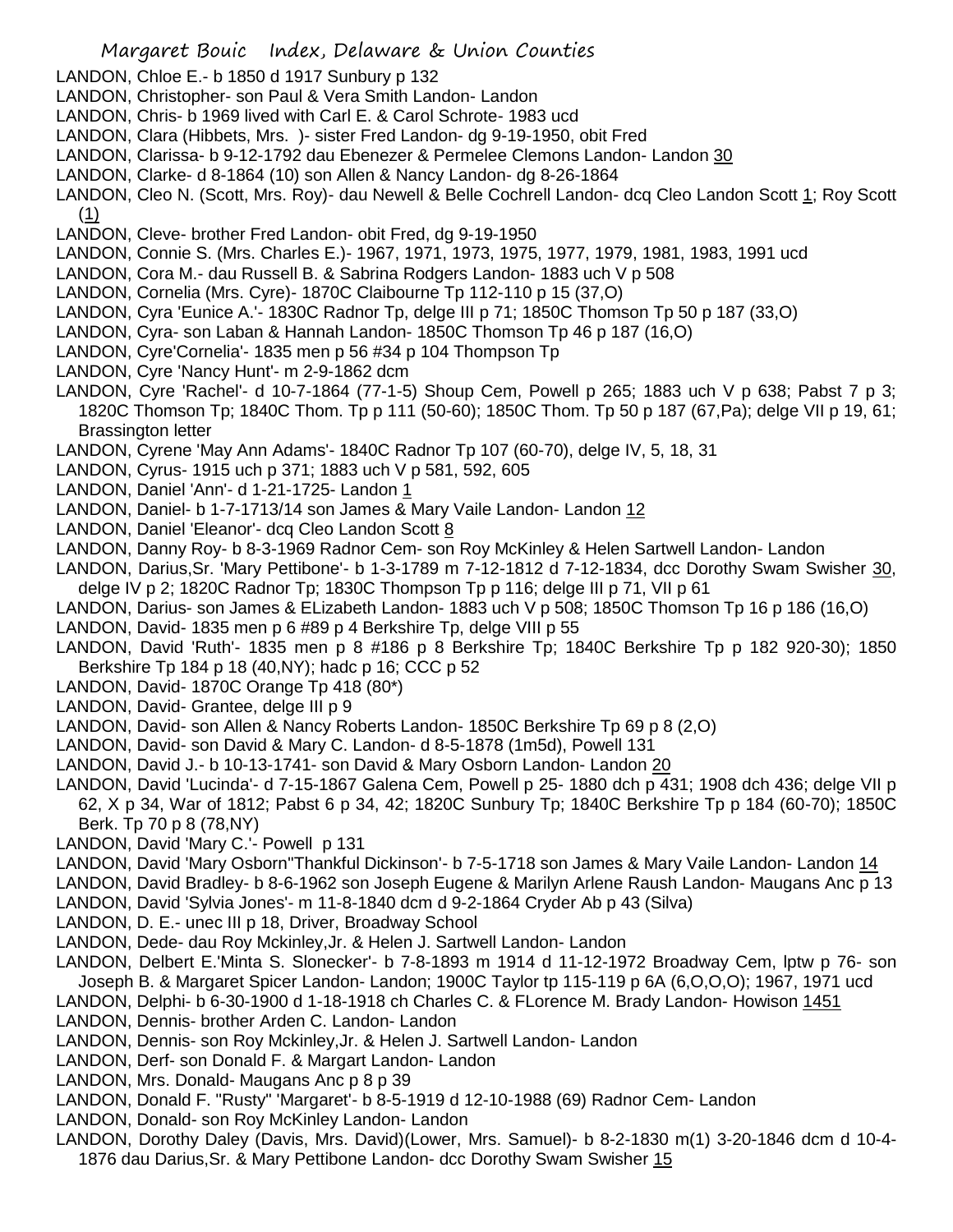LANDON, Chloe E.- b 1850 d 1917 Sunbury p 132
LANDON, Christopher- son Paul & Vera Smith Landon- Landon
LANDON, Chris- b 1969 lived with Carl E. & Carol Schrote- 1983 ucd
LANDON, Clara (Hibbets, Mrs. )- sister Fred Landon- dg 9-19-1950, obit Fred
LANDON, Clarissa- b 9-12-1792 dau Ebenezer & Permelee Clemons Landon- Landon 30
LANDON, Clarke- d 8-1864 (10) son Allen & Nancy Landon- dg 8-26-1864
LANDON, Cleo N. (Scott, Mrs. Roy)- dau Newell & Belle Cochrell Landon- dcq Cleo Landon Scott 1; Roy Scott (1)
LANDON, Cleve- brother Fred Landon- obit Fred, dg 9-19-1950
LANDON, Connie S. (Mrs. Charles E.)- 1967, 1971, 1973, 1975, 1977, 1979, 1981, 1983, 1991 ucd
LANDON, Cora M.- dau Russell B. & Sabrina Rodgers Landon- 1883 uch V p 508
LANDON, Cornelia (Mrs. Cyre)- 1870C Claibourne Tp 112-110 p 15 (37,O)
LANDON, Cyra 'Eunice A.'- 1830C Radnor Tp, delge III p 71; 1850C Thomson Tp 50 p 187 (33,O)
LANDON, Cyra- son Laban & Hannah Landon- 1850C Thomson Tp 46 p 187 (16,O)
LANDON, Cyre'Cornelia'- 1835 men p 56 #34 p 104 Thompson Tp
LANDON, Cyre 'Nancy Hunt'- m 2-9-1862 dcm
LANDON, Cyre 'Rachel'- d 10-7-1864 (77-1-5) Shoup Cem, Powell p 265; 1883 uch V p 638; Pabst 7 p 3; 1820C Thomson Tp; 1840C Thom. Tp p 111 (50-60); 1850C Thom. Tp 50 p 187 (67,Pa); delge VII p 19, 61; Brassington letter
LANDON, Cyrene 'May Ann Adams'- 1840C Radnor Tp 107 (60-70), delge IV, 5, 18, 31
LANDON, Cyrus- 1915 uch p 371; 1883 uch V p 581, 592, 605
LANDON, Daniel 'Ann'- d 1-21-1725- Landon 1
LANDON, Daniel- b 1-7-1713/14 son James & Mary Vaile Landon- Landon 12
LANDON, Daniel 'Eleanor'- dcq Cleo Landon Scott 8
LANDON, Danny Roy- b 8-3-1969 Radnor Cem- son Roy McKinley & Helen Sartwell Landon- Landon
LANDON, Darius,Sr. 'Mary Pettibone'- b 1-3-1789 m 7-12-1812 d 7-12-1834, dcc Dorothy Swam Swisher 30, delge IV p 2; 1820C Radnor Tp; 1830C Thompson Tp p 116; delge III p 71, VII p 61
LANDON, Darius- son James & ELizabeth Landon- 1883 uch V p 508; 1850C Thomson Tp 16 p 186 (16,O)
LANDON, David- 1835 men p 6 #89 p 4 Berkshire Tp, delge VIII p 55
LANDON, David 'Ruth'- 1835 men p 8 #186 p 8 Berkshire Tp; 1840C Berkshire Tp p 182 920-30); 1850 Berkshire Tp 184 p 18 (40,NY); hadc p 16; CCC p 52
LANDON, David- 1870C Orange Tp 418 (80*)
LANDON, David- Grantee, delge III p 9
LANDON, David- son Allen & Nancy Roberts Landon- 1850C Berkshire Tp 69 p 8 (2,O)
LANDON, David- son David & Mary C. Landon- d 8-5-1878 (1m5d), Powell 131
LANDON, David J.- b 10-13-1741- son David & Mary Osborn Landon- Landon 20
LANDON, David 'Lucinda'- d 7-15-1867 Galena Cem, Powell p 25- 1880 dch p 431; 1908 dch 436; delge VII p 62, X p 34, War of 1812; Pabst 6 p 34, 42; 1820C Sunbury Tp; 1840C Berkshire Tp p 184 (60-70); 1850C Berk. Tp 70 p 8 (78,NY)
LANDON, David 'Mary C.'- Powell p 131
LANDON, David 'Mary Osborn''Thankful Dickinson'- b 7-5-1718 son James & Mary Vaile Landon- Landon 14
LANDON, David Bradley- b 8-6-1962 son Joseph Eugene & Marilyn Arlene Raush Landon- Maugans Anc p 13
LANDON, David 'Sylvia Jones'- m 11-8-1840 dcm d 9-2-1864 Cryder Ab p 43 (Silva)
LANDON, D. E.- unec III p 18, Driver, Broadway School
LANDON, Dede- dau Roy Mckinley,Jr. & Helen J. Sartwell Landon- Landon
LANDON, Delbert E.'Minta S. Slonecker'- b 7-8-1893 m 1914 d 11-12-1972 Broadway Cem, lptw p 76- son Joseph B. & Margaret Spicer Landon- Landon; 1900C Taylor tp 115-119 p 6A (6,O,O,O); 1967, 1971 ucd
LANDON, Delphi- b 6-30-1900 d 1-18-1918 ch Charles C. & FLorence M. Brady Landon- Howison 1451
LANDON, Dennis- brother Arden C. Landon- Landon
LANDON, Dennis- son Roy Mckinley,Jr. & Helen J. Sartwell Landon- Landon
LANDON, Derf- son Donald F. & Margart Landon- Landon
LANDON, Mrs. Donald- Maugans Anc p 8 p 39
LANDON, Donald F. "Rusty" 'Margaret'- b 8-5-1919 d 12-10-1988 (69) Radnor Cem- Landon
LANDON, Donald- son Roy McKinley Landon- Landon
LANDON, Dorothy Daley (Davis, Mrs. David)(Lower, Mrs. Samuel)- b 8-2-1830 m(1) 3-20-1846 dcm d 10-4-1876 dau Darius,Sr. & Mary Pettibone Landon- dcc Dorothy Swam Swisher 15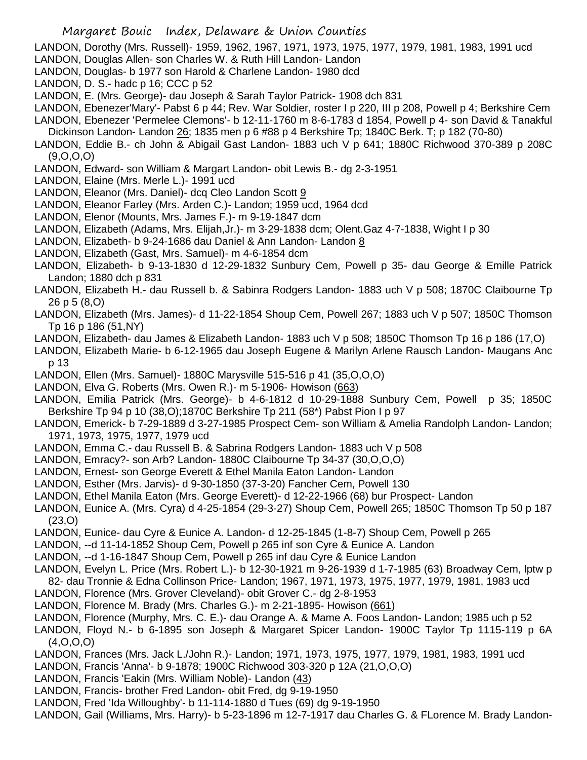LANDON, Dorothy (Mrs. Russell)- 1959, 1962, 1967, 1971, 1973, 1975, 1977, 1979, 1981, 1983, 1991 ucd

LANDON, Douglas Allen- son Charles W. & Ruth Hill Landon- Landon

LANDON, Douglas- b 1977 son Harold & Charlene Landon- 1980 dcd

LANDON, D. S.- hadc p 16; CCC p 52

LANDON, E. (Mrs. George)- dau Joseph & Sarah Taylor Patrick- 1908 dch 831

LANDON, Ebenezer'Mary'- Pabst 6 p 44; Rev. War Soldier, roster I p 220, III p 208, Powell p 4; Berkshire Cem

LANDON, Ebenezer 'Permelee Clemons'- b 12-11-1760 m 8-6-1783 d 1854, Powell p 4- son David & Tanakful Dickinson Landon- Landon 26; 1835 men p 6 #88 p 4 Berkshire Tp; 1840C Berk. T; p 182 (70-80)

LANDON, Eddie B.- ch John & Abigail Gast Landon- 1883 uch V p 641; 1880C Richwood 370-389 p 208C (9,O,O,O)

LANDON, Edward- son William & Margart Landon- obit Lewis B.- dg 2-3-1951

LANDON, Elaine (Mrs. Merle L.)- 1991 ucd

LANDON, Eleanor (Mrs. Daniel)- dcq Cleo Landon Scott 9

LANDON, Eleanor Farley (Mrs. Arden C.)- Landon; 1959 ucd, 1964 dcd

LANDON, Elenor (Mounts, Mrs. James F.)- m 9-19-1847 dcm

LANDON, Elizabeth (Adams, Mrs. Elijah,Jr.)- m 3-29-1838 dcm; Olent.Gaz 4-7-1838, Wight I p 30

LANDON, Elizabeth- b 9-24-1686 dau Daniel & Ann Landon- Landon 8

LANDON, Elizabeth (Gast, Mrs. Samuel)- m 4-6-1854 dcm

LANDON, Elizabeth- b 9-13-1830 d 12-29-1832 Sunbury Cem, Powell p 35- dau George & Emille Patrick Landon; 1880 dch p 831

LANDON, Elizabeth H.- dau Russell b. & Sabinra Rodgers Landon- 1883 uch V p 508; 1870C Claibourne Tp 26 p 5 (8,O)

LANDON, Elizabeth (Mrs. James)- d 11-22-1854 Shoup Cem, Powell 267; 1883 uch V p 507; 1850C Thomson Tp 16 p 186 (51,NY)

LANDON, Elizabeth- dau James & Elizabeth Landon- 1883 uch V p 508; 1850C Thomson Tp 16 p 186 (17,O)

LANDON, Elizabeth Marie- b 6-12-1965 dau Joseph Eugene & Marilyn Arlene Rausch Landon- Maugans Anc p 13

LANDON, Ellen (Mrs. Samuel)- 1880C Marysville 515-516 p 41 (35,O,O,O)

LANDON, Elva G. Roberts (Mrs. Owen R.)- m 5-1906- Howison (663)

LANDON, Emilia Patrick (Mrs. George)- b 4-6-1812 d 10-29-1888 Sunbury Cem, Powell p 35; 1850C Berkshire Tp 94 p 10 (38,O);1870C Berkshire Tp 211 (58*) Pabst Pion I p 97

LANDON, Emerick- b 7-29-1889 d 3-27-1985 Prospect Cem- son William & Amelia Randolph Landon- Landon; 1971, 1973, 1975, 1977, 1979 ucd

LANDON, Emma C.- dau Russell B. & Sabrina Rodgers Landon- 1883 uch V p 508

LANDON, Emracy?- son Arb? Landon- 1880C Claibourne Tp 34-37 (30,O,O,O)

LANDON, Ernest- son George Everett & Ethel Manila Eaton Landon- Landon

LANDON, Esther (Mrs. Jarvis)- d 9-30-1850 (37-3-20) Fancher Cem, Powell 130

LANDON, Ethel Manila Eaton (Mrs. George Everett)- d 12-22-1966 (68) bur Prospect- Landon

LANDON, Eunice A. (Mrs. Cyra) d 4-25-1854 (29-3-27) Shoup Cem, Powell 265; 1850C Thomson Tp 50 p 187 (23,O)

LANDON, Eunice- dau Cyre & Eunice A. Landon- d 12-25-1845 (1-8-7) Shoup Cem, Powell p 265

LANDON, --d 11-14-1852 Shoup Cem, Powell p 265 inf son Cyre & Eunice A. Landon

LANDON, --d 1-16-1847 Shoup Cem, Powell p 265 inf dau Cyre & Eunice Landon

LANDON, Evelyn L. Price (Mrs. Robert L.)- b 12-30-1921 m 9-26-1939 d 1-7-1985 (63) Broadway Cem, lptw p 82- dau Tronnie & Edna Collinson Price- Landon; 1967, 1971, 1973, 1975, 1977, 1979, 1981, 1983 ucd

LANDON, Florence (Mrs. Grover Cleveland)- obit Grover C.- dg 2-8-1953

LANDON, Florence M. Brady (Mrs. Charles G.)- m 2-21-1895- Howison (661)

LANDON, Florence (Murphy, Mrs. C. E.)- dau Orange A. & Mame A. Foos Landon- Landon; 1985 uch p 52

LANDON, Floyd N.- b 6-1895 son Joseph & Margaret Spicer Landon- 1900C Taylor Tp 1115-119 p 6A (4,O,O,O)

LANDON, Frances (Mrs. Jack L./John R.)- Landon; 1971, 1973, 1975, 1977, 1979, 1981, 1983, 1991 ucd

LANDON, Francis 'Anna'- b 9-1878; 1900C Richwood 303-320 p 12A (21,O,O,O)

LANDON, Francis 'Eakin (Mrs. William Noble)- Landon (43)

LANDON, Francis- brother Fred Landon- obit Fred, dg 9-19-1950

LANDON, Fred 'Ida Willoughby'- b 11-114-1880 d Tues (69) dg 9-19-1950

LANDON, Gail (Williams, Mrs. Harry)- b 5-23-1896 m 12-7-1917 dau Charles G. & FLorence M. Brady Landon-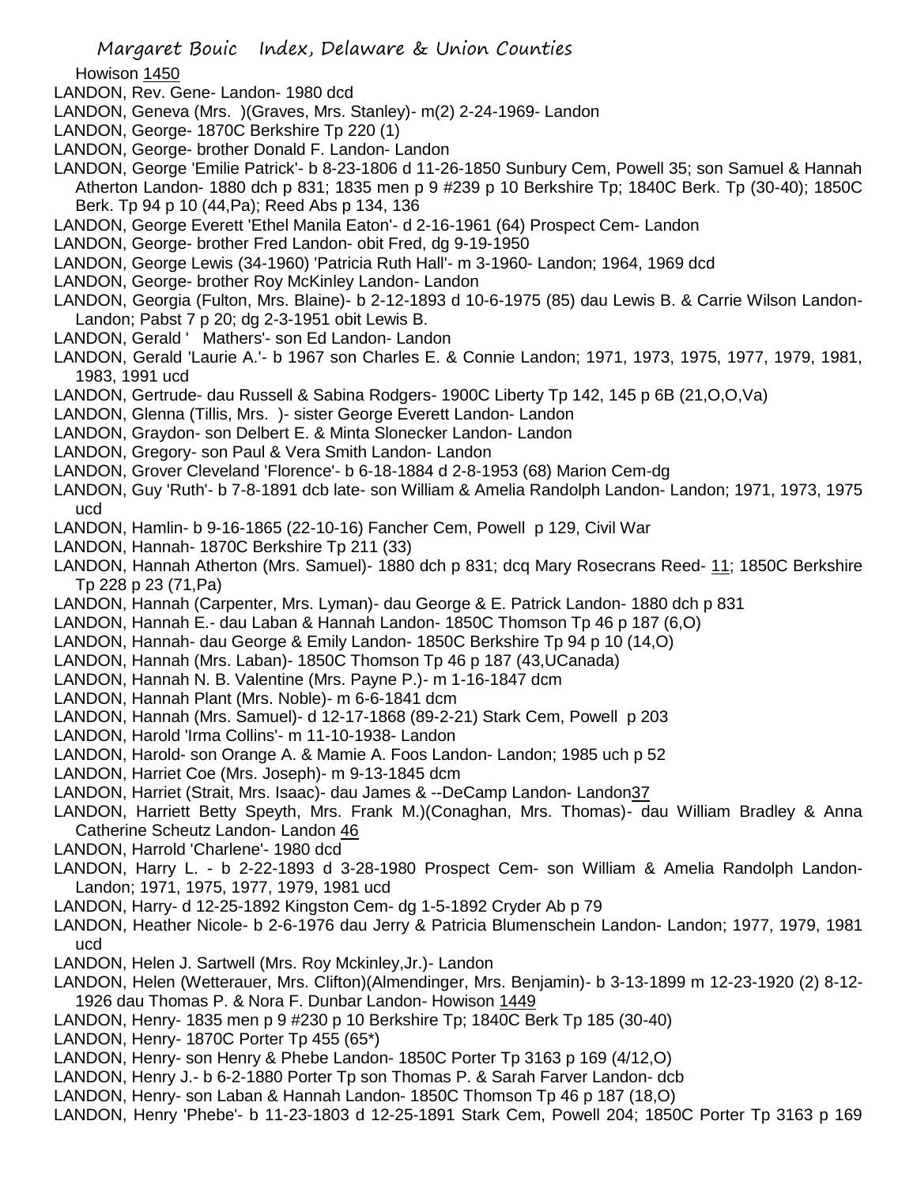Howison 1450

LANDON, Rev. Gene- Landon- 1980 dcd

LANDON, Geneva (Mrs. )(Graves, Mrs. Stanley)- m(2) 2-24-1969- Landon

LANDON, George- 1870C Berkshire Tp 220 (1)

LANDON, George- brother Donald F. Landon- Landon

LANDON, George 'Emilie Patrick'- b 8-23-1806 d 11-26-1850 Sunbury Cem, Powell 35; son Samuel & Hannah Atherton Landon- 1880 dch p 831; 1835 men p 9 #239 p 10 Berkshire Tp; 1840C Berk. Tp (30-40); 1850C Berk. Tp 94 p 10 (44,Pa); Reed Abs p 134, 136

LANDON, George Everett 'Ethel Manila Eaton'- d 2-16-1961 (64) Prospect Cem- Landon

LANDON, George- brother Fred Landon- obit Fred, dg 9-19-1950

LANDON, George Lewis (34-1960) 'Patricia Ruth Hall'- m 3-1960- Landon; 1964, 1969 dcd

LANDON, George- brother Roy McKinley Landon- Landon

LANDON, Georgia (Fulton, Mrs. Blaine)- b 2-12-1893 d 10-6-1975 (85) dau Lewis B. & Carrie Wilson Landon- Landon; Pabst 7 p 20; dg 2-3-1951 obit Lewis B.

LANDON, Gerald ' Mathers'- son Ed Landon- Landon

LANDON, Gerald 'Laurie A.'- b 1967 son Charles E. & Connie Landon; 1971, 1973, 1975, 1977, 1979, 1981, 1983, 1991 ucd

LANDON, Gertrude- dau Russell & Sabina Rodgers- 1900C Liberty Tp 142, 145 p 6B (21,O,O,Va)

LANDON, Glenna (Tillis, Mrs. )- sister George Everett Landon- Landon

LANDON, Graydon- son Delbert E. & Minta Slonecker Landon- Landon

LANDON, Gregory- son Paul & Vera Smith Landon- Landon

LANDON, Grover Cleveland 'Florence'- b 6-18-1884 d 2-8-1953 (68) Marion Cem-dg

LANDON, Guy 'Ruth'- b 7-8-1891 dcb late- son William & Amelia Randolph Landon- Landon; 1971, 1973, 1975 ucd

LANDON, Hamlin- b 9-16-1865 (22-10-16) Fancher Cem, Powell p 129, Civil War

LANDON, Hannah- 1870C Berkshire Tp 211 (33)

LANDON, Hannah Atherton (Mrs. Samuel)- 1880 dch p 831; dcq Mary Rosecrans Reed- 11; 1850C Berkshire Tp 228 p 23 (71,Pa)

LANDON, Hannah (Carpenter, Mrs. Lyman)- dau George & E. Patrick Landon- 1880 dch p 831

LANDON, Hannah E.- dau Laban & Hannah Landon- 1850C Thomson Tp 46 p 187 (6,O)

LANDON, Hannah- dau George & Emily Landon- 1850C Berkshire Tp 94 p 10 (14,O)

LANDON, Hannah (Mrs. Laban)- 1850C Thomson Tp 46 p 187 (43,UCanada)

LANDON, Hannah N. B. Valentine (Mrs. Payne P.)- m 1-16-1847 dcm

LANDON, Hannah Plant (Mrs. Noble)- m 6-6-1841 dcm

LANDON, Hannah (Mrs. Samuel)- d 12-17-1868 (89-2-21) Stark Cem, Powell p 203

LANDON, Harold 'Irma Collins'- m 11-10-1938- Landon

LANDON, Harold- son Orange A. & Mamie A. Foos Landon- Landon; 1985 uch p 52

LANDON, Harriet Coe (Mrs. Joseph)- m 9-13-1845 dcm

LANDON, Harriet (Strait, Mrs. Isaac)- dau James & --DeCamp Landon- Landon37

LANDON, Harriett Betty Speyth, Mrs. Frank M.)(Conaghan, Mrs. Thomas)- dau William Bradley & Anna Catherine Scheutz Landon- Landon 46

LANDON, Harrold 'Charlene'- 1980 dcd

LANDON, Harry L. - b 2-22-1893 d 3-28-1980 Prospect Cem- son William & Amelia Randolph Landon- Landon; 1971, 1975, 1977, 1979, 1981 ucd

LANDON, Harry- d 12-25-1892 Kingston Cem- dg 1-5-1892 Cryder Ab p 79

LANDON, Heather Nicole- b 2-6-1976 dau Jerry & Patricia Blumenschein Landon- Landon; 1977, 1979, 1981 ucd

LANDON, Helen J. Sartwell (Mrs. Roy Mckinley,Jr.)- Landon

LANDON, Helen (Wetterauer, Mrs. Clifton)(Almendinger, Mrs. Benjamin)- b 3-13-1899 m 12-23-1920 (2) 8-12-1926 dau Thomas P. & Nora F. Dunbar Landon- Howison 1449

LANDON, Henry- 1835 men p 9 #230 p 10 Berkshire Tp; 1840C Berk Tp 185 (30-40)

LANDON, Henry- 1870C Porter Tp 455 (65*)

LANDON, Henry- son Henry & Phebe Landon- 1850C Porter Tp 3163 p 169 (4/12,O)

LANDON, Henry J.- b 6-2-1880 Porter Tp son Thomas P. & Sarah Farver Landon- dcb

LANDON, Henry- son Laban & Hannah Landon- 1850C Thomson Tp 46 p 187 (18,O)

LANDON, Henry 'Phebe'- b 11-23-1803 d 12-25-1891 Stark Cem, Powell 204; 1850C Porter Tp 3163 p 169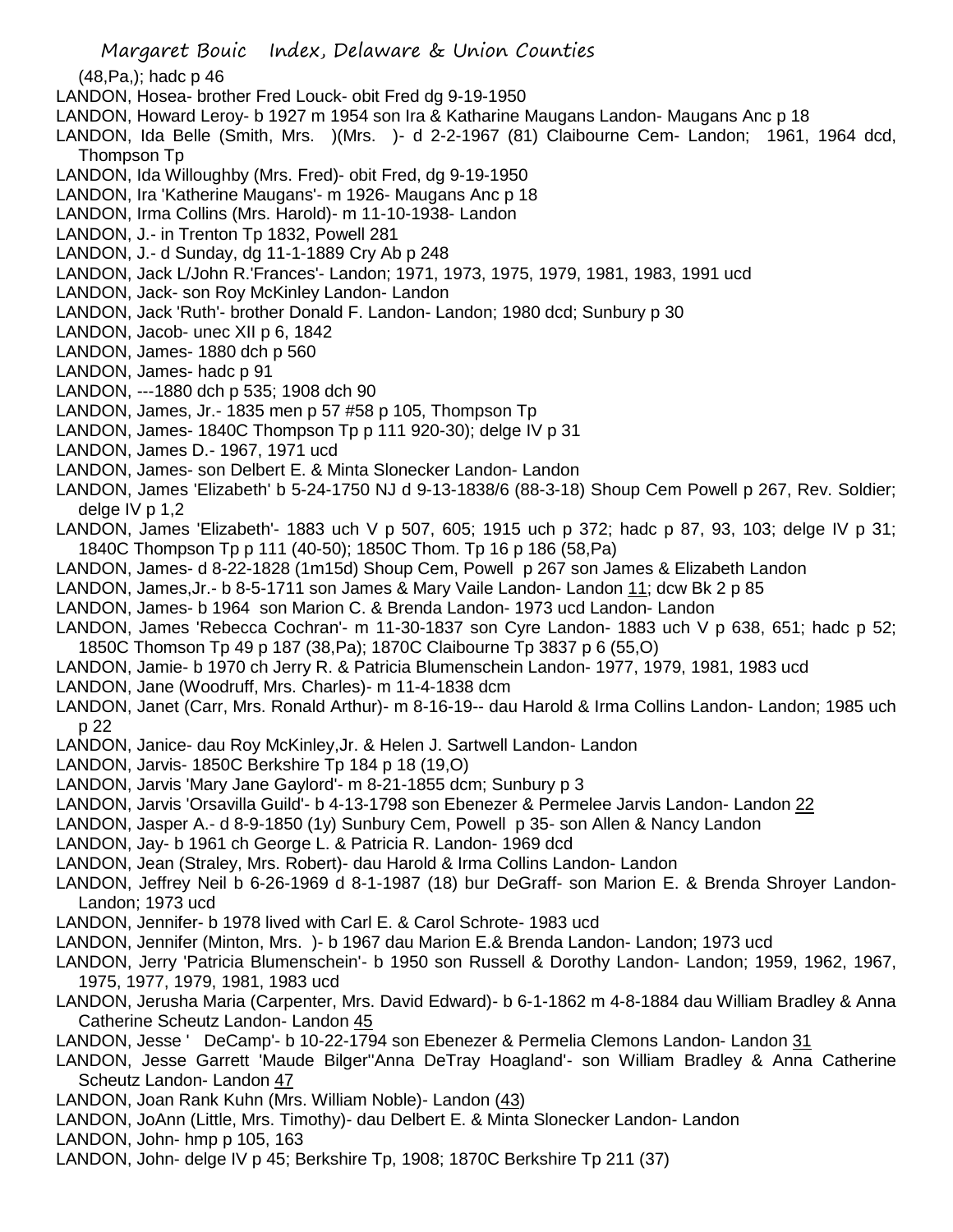(48,Pa,); hadc p 46

LANDON, Hosea- brother Fred Louck- obit Fred dg 9-19-1950

LANDON, Howard Leroy- b 1927 m 1954 son Ira & Katharine Maugans Landon- Maugans Anc p 18

LANDON, Ida Belle (Smith, Mrs. )(Mrs. )- d 2-2-1967 (81) Claibourne Cem- Landon; 1961, 1964 dcd, Thompson Tp

LANDON, Ida Willoughby (Mrs. Fred)- obit Fred, dg 9-19-1950

LANDON, Ira 'Katherine Maugans'- m 1926- Maugans Anc p 18

LANDON, Irma Collins (Mrs. Harold)- m 11-10-1938- Landon

LANDON, J.- in Trenton Tp 1832, Powell 281

LANDON, J.- d Sunday, dg 11-1-1889 Cry Ab p 248

LANDON, Jack L/John R.'Frances'- Landon; 1971, 1973, 1975, 1979, 1981, 1983, 1991 ucd

LANDON, Jack- son Roy McKinley Landon- Landon

LANDON, Jack 'Ruth'- brother Donald F. Landon- Landon; 1980 dcd; Sunbury p 30

LANDON, Jacob- unec XII p 6, 1842

LANDON, James- 1880 dch p 560

LANDON, James- hadc p 91

LANDON, ---1880 dch p 535; 1908 dch 90

LANDON, James, Jr.- 1835 men p 57 #58 p 105, Thompson Tp

LANDON, James- 1840C Thompson Tp p 111 920-30); delge IV p 31

LANDON, James D.- 1967, 1971 ucd

LANDON, James- son Delbert E. & Minta Slonecker Landon- Landon

LANDON, James 'Elizabeth' b 5-24-1750 NJ d 9-13-1838/6 (88-3-18) Shoup Cem Powell p 267, Rev. Soldier; delge IV p 1,2

LANDON, James 'Elizabeth'- 1883 uch V p 507, 605; 1915 uch p 372; hadc p 87, 93, 103; delge IV p 31; 1840C Thompson Tp p 111 (40-50); 1850C Thom. Tp 16 p 186 (58,Pa)

LANDON, James- d 8-22-1828 (1m15d) Shoup Cem, Powell p 267 son James & Elizabeth Landon

LANDON, James,Jr.- b 8-5-1711 son James & Mary Vaile Landon- Landon 11; dcw Bk 2 p 85

LANDON, James- b 1964 son Marion C. & Brenda Landon- 1973 ucd Landon- Landon

LANDON, James 'Rebecca Cochran'- m 11-30-1837 son Cyre Landon- 1883 uch V p 638, 651; hadc p 52; 1850C Thomson Tp 49 p 187 (38,Pa); 1870C Claibourne Tp 3837 p 6 (55,O)

LANDON, Jamie- b 1970 ch Jerry R. & Patricia Blumenschein Landon- 1977, 1979, 1981, 1983 ucd

LANDON, Jane (Woodruff, Mrs. Charles)- m 11-4-1838 dcm

LANDON, Janet (Carr, Mrs. Ronald Arthur)- m 8-16-19-- dau Harold & Irma Collins Landon- Landon; 1985 uch p 22

LANDON, Janice- dau Roy McKinley,Jr. & Helen J. Sartwell Landon- Landon

LANDON, Jarvis- 1850C Berkshire Tp 184 p 18 (19,O)

LANDON, Jarvis 'Mary Jane Gaylord'- m 8-21-1855 dcm; Sunbury p 3

LANDON, Jarvis 'Orsavilla Guild'- b 4-13-1798 son Ebenezer & Permelee Jarvis Landon- Landon 22

LANDON, Jasper A.- d 8-9-1850 (1y) Sunbury Cem, Powell p 35- son Allen & Nancy Landon

LANDON, Jay- b 1961 ch George L. & Patricia R. Landon- 1969 dcd

LANDON, Jean (Straley, Mrs. Robert)- dau Harold & Irma Collins Landon- Landon

LANDON, Jeffrey Neil b 6-26-1969 d 8-1-1987 (18) bur DeGraff- son Marion E. & Brenda Shroyer Landon- Landon; 1973 ucd

LANDON, Jennifer- b 1978 lived with Carl E. & Carol Schrote- 1983 ucd

LANDON, Jennifer (Minton, Mrs. )- b 1967 dau Marion E.& Brenda Landon- Landon; 1973 ucd

LANDON, Jerry 'Patricia Blumenschein'- b 1950 son Russell & Dorothy Landon- Landon; 1959, 1962, 1967, 1975, 1977, 1979, 1981, 1983 ucd

LANDON, Jerusha Maria (Carpenter, Mrs. David Edward)- b 6-1-1862 m 4-8-1884 dau William Bradley & Anna Catherine Scheutz Landon- Landon 45

LANDON, Jesse ' DeCamp'- b 10-22-1794 son Ebenezer & Permelia Clemons Landon- Landon 31

LANDON, Jesse Garrett 'Maude Bilger''Anna DeTray Hoagland'- son William Bradley & Anna Catherine Scheutz Landon- Landon 47

LANDON, Joan Rank Kuhn (Mrs. William Noble)- Landon (43)

LANDON, JoAnn (Little, Mrs. Timothy)- dau Delbert E. & Minta Slonecker Landon- Landon

LANDON, John- hmp p 105, 163

LANDON, John- delge IV p 45; Berkshire Tp, 1908; 1870C Berkshire Tp 211 (37)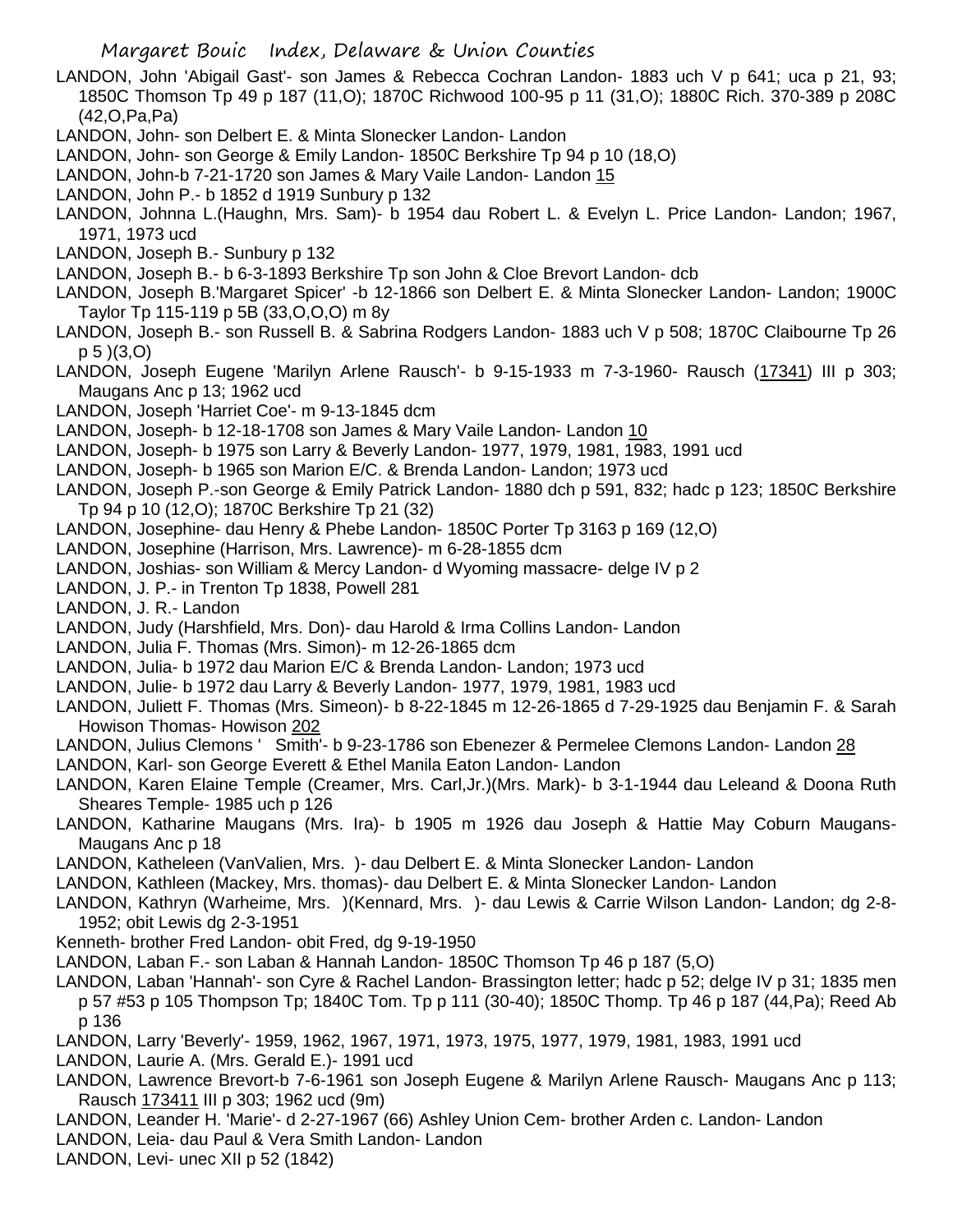LANDON, John 'Abigail Gast'- son James & Rebecca Cochran Landon- 1883 uch V p 641; uca p 21, 93; 1850C Thomson Tp 49 p 187 (11,O); 1870C Richwood 100-95 p 11 (31,O); 1880C Rich. 370-389 p 208C (42,O,Pa,Pa)

LANDON, John- son Delbert E. & Minta Slonecker Landon- Landon

LANDON, John- son George & Emily Landon- 1850C Berkshire Tp 94 p 10 (18,O)

LANDON, John-b 7-21-1720 son James & Mary Vaile Landon- Landon 15

LANDON, John P.- b 1852 d 1919 Sunbury p 132

LANDON, Johnna L.(Haughn, Mrs. Sam)- b 1954 dau Robert L. & Evelyn L. Price Landon- Landon; 1967, 1971, 1973 ucd

LANDON, Joseph B.- Sunbury p 132

LANDON, Joseph B.- b 6-3-1893 Berkshire Tp son John & Cloe Brevort Landon- dcb

LANDON, Joseph B.'Margaret Spicer' -b 12-1866 son Delbert E. & Minta Slonecker Landon- Landon; 1900C Taylor Tp 115-119 p 5B (33,O,O,O) m 8y

LANDON, Joseph B.- son Russell B. & Sabrina Rodgers Landon- 1883 uch V p 508; 1870C Claibourne Tp 26 p 5 )(3,O)

LANDON, Joseph Eugene 'Marilyn Arlene Rausch'- b 9-15-1933 m 7-3-1960- Rausch (17341) III p 303; Maugans Anc p 13; 1962 ucd

LANDON, Joseph 'Harriet Coe'- m 9-13-1845 dcm

LANDON, Joseph- b 12-18-1708 son James & Mary Vaile Landon- Landon 10

LANDON, Joseph- b 1975 son Larry & Beverly Landon- 1977, 1979, 1981, 1983, 1991 ucd

LANDON, Joseph- b 1965 son Marion E/C. & Brenda Landon- Landon; 1973 ucd

LANDON, Joseph P.-son George & Emily Patrick Landon- 1880 dch p 591, 832; hadc p 123; 1850C Berkshire Tp 94 p 10 (12,O); 1870C Berkshire Tp 21 (32)

LANDON, Josephine- dau Henry & Phebe Landon- 1850C Porter Tp 3163 p 169 (12,O)

LANDON, Josephine (Harrison, Mrs. Lawrence)- m 6-28-1855 dcm

LANDON, Joshias- son William & Mercy Landon- d Wyoming massacre- delge IV p 2

LANDON, J. P.- in Trenton Tp 1838, Powell 281

LANDON, J. R.- Landon

LANDON, Judy (Harshfield, Mrs. Don)- dau Harold & Irma Collins Landon- Landon

LANDON, Julia F. Thomas (Mrs. Simon)- m 12-26-1865 dcm

LANDON, Julia- b 1972 dau Marion E/C & Brenda Landon- Landon; 1973 ucd

LANDON, Julie- b 1972 dau Larry & Beverly Landon- 1977, 1979, 1981, 1983 ucd

LANDON, Juliett F. Thomas (Mrs. Simeon)- b 8-22-1845 m 12-26-1865 d 7-29-1925 dau Benjamin F. & Sarah Howison Thomas- Howison 202

LANDON, Julius Clemons ' Smith'- b 9-23-1786 son Ebenezer & Permelee Clemons Landon- Landon 28

LANDON, Karl- son George Everett & Ethel Manila Eaton Landon- Landon

LANDON, Karen Elaine Temple (Creamer, Mrs. Carl,Jr.)(Mrs. Mark)- b 3-1-1944 dau Leleand & Doona Ruth Sheares Temple- 1985 uch p 126

LANDON, Katharine Maugans (Mrs. Ira)- b 1905 m 1926 dau Joseph & Hattie May Coburn Maugans- Maugans Anc p 18

LANDON, Katheleen (VanValien, Mrs. )- dau Delbert E. & Minta Slonecker Landon- Landon

LANDON, Kathleen (Mackey, Mrs. thomas)- dau Delbert E. & Minta Slonecker Landon- Landon

LANDON, Kathryn (Warheime, Mrs. )(Kennard, Mrs. )- dau Lewis & Carrie Wilson Landon- Landon; dg 2-8-1952; obit Lewis dg 2-3-1951

Kenneth- brother Fred Landon- obit Fred, dg 9-19-1950

LANDON, Laban F.- son Laban & Hannah Landon- 1850C Thomson Tp 46 p 187 (5,O)

LANDON, Laban 'Hannah'- son Cyre & Rachel Landon- Brassington letter; hadc p 52; delge IV p 31; 1835 men p 57 #53 p 105 Thompson Tp; 1840C Tom. Tp p 111 (30-40); 1850C Thomp. Tp 46 p 187 (44,Pa); Reed Ab p 136

LANDON, Larry 'Beverly'- 1959, 1962, 1967, 1971, 1973, 1975, 1977, 1979, 1981, 1983, 1991 ucd

LANDON, Laurie A. (Mrs. Gerald E.)- 1991 ucd

LANDON, Lawrence Brevort-b 7-6-1961 son Joseph Eugene & Marilyn Arlene Rausch- Maugans Anc p 113; Rausch 173411 III p 303; 1962 ucd (9m)

LANDON, Leander H. 'Marie'- d 2-27-1967 (66) Ashley Union Cem- brother Arden c. Landon- Landon

LANDON, Leia- dau Paul & Vera Smith Landon- Landon

LANDON, Levi- unec XII p 52 (1842)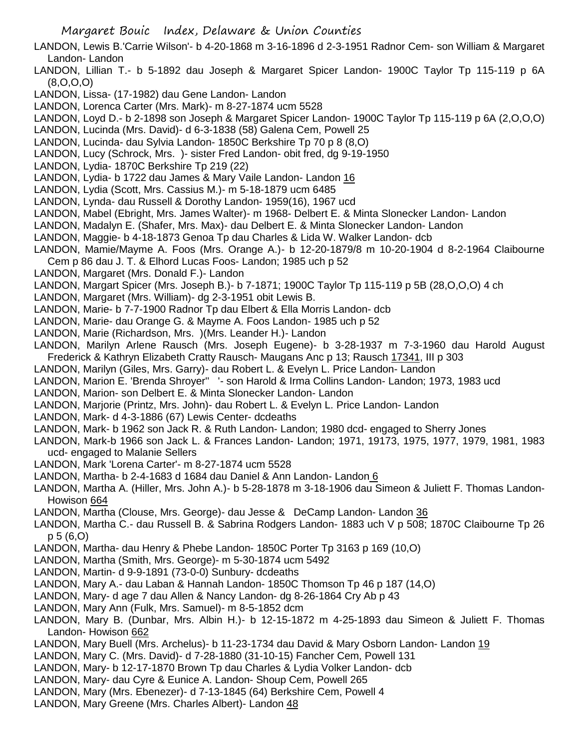LANDON, Lewis B.'Carrie Wilson'- b 4-20-1868 m 3-16-1896 d 2-3-1951 Radnor Cem- son William & Margaret Landon- Landon

LANDON, Lillian T.- b 5-1892 dau Joseph & Margaret Spicer Landon- 1900C Taylor Tp 115-119 p 6A (8,O,O,O)

LANDON, Lissa- (17-1982) dau Gene Landon- Landon

LANDON, Lorenca Carter (Mrs. Mark)- m 8-27-1874 ucm 5528

LANDON, Loyd D.- b 2-1898 son Joseph & Margaret Spicer Landon- 1900C Taylor Tp 115-119 p 6A (2,O,O,O)

LANDON, Lucinda (Mrs. David)- d 6-3-1838 (58) Galena Cem, Powell 25

LANDON, Lucinda- dau Sylvia Landon- 1850C Berkshire Tp 70 p 8 (8,O)

LANDON, Lucy (Schrock, Mrs. )- sister Fred Landon- obit fred, dg 9-19-1950

LANDON, Lydia- 1870C Berkshire Tp 219 (22)

LANDON, Lydia- b 1722 dau James & Mary Vaile Landon- Landon 16

LANDON, Lydia (Scott, Mrs. Cassius M.)- m 5-18-1879 ucm 6485

LANDON, Lynda- dau Russell & Dorothy Landon- 1959(16), 1967 ucd

LANDON, Mabel (Ebright, Mrs. James Walter)- m 1968- Delbert E. & Minta Slonecker Landon- Landon

LANDON, Madalyn E. (Shafer, Mrs. Max)- dau Delbert E. & Minta Slonecker Landon- Landon

LANDON, Maggie- b 4-18-1873 Genoa Tp dau Charles & Lida W. Walker Landon- dcb

LANDON, Mamie/Mayme A. Foos (Mrs. Orange A.)- b 12-20-1879/8 m 10-20-1904 d 8-2-1964 Claibourne Cem p 86 dau J. T. & Elhord Lucas Foos- Landon; 1985 uch p 52

LANDON, Margaret (Mrs. Donald F.)- Landon

LANDON, Margart Spicer (Mrs. Joseph B.)- b 7-1871; 1900C Taylor Tp 115-119 p 5B (28,O,O,O) 4 ch

LANDON, Margaret (Mrs. William)- dg 2-3-1951 obit Lewis B.

LANDON, Marie- b 7-7-1900 Radnor Tp dau Elbert & Ella Morris Landon- dcb

LANDON, Marie- dau Orange G. & Mayme A. Foos Landon- 1985 uch p 52

LANDON, Marie (Richardson, Mrs. )(Mrs. Leander H.)- Landon

LANDON, Marilyn Arlene Rausch (Mrs. Joseph Eugene)- b 3-28-1937 m 7-3-1960 dau Harold August Frederick & Kathryn Elizabeth Cratty Rausch- Maugans Anc p 13; Rausch 17341, III p 303

LANDON, Marilyn (Giles, Mrs. Garry)- dau Robert L. & Evelyn L. Price Landon- Landon

LANDON, Marion E. 'Brenda Shroyer'' '- son Harold & Irma Collins Landon- Landon; 1973, 1983 ucd

LANDON, Marion- son Delbert E. & Minta Slonecker Landon- Landon

LANDON, Marjorie (Printz, Mrs. John)- dau Robert L. & Evelyn L. Price Landon- Landon

LANDON, Mark- d 4-3-1886 (67) Lewis Center- dcdeaths

LANDON, Mark- b 1962 son Jack R. & Ruth Landon- Landon; 1980 dcd- engaged to Sherry Jones

LANDON, Mark-b 1966 son Jack L. & Frances Landon- Landon; 1971, 19173, 1975, 1977, 1979, 1981, 1983 ucd- engaged to Malanie Sellers

LANDON, Mark 'Lorena Carter'- m 8-27-1874 ucm 5528

LANDON, Martha- b 2-4-1683 d 1684 dau Daniel & Ann Landon- Landon 6

LANDON, Martha A. (Hiller, Mrs. John A.)- b 5-28-1878 m 3-18-1906 dau Simeon & Juliett F. Thomas Landon- Howison 664

LANDON, Martha (Clouse, Mrs. George)- dau Jesse & DeCamp Landon- Landon 36

LANDON, Martha C.- dau Russell B. & Sabrina Rodgers Landon- 1883 uch V p 508; 1870C Claibourne Tp 26 p 5 (6,O)

LANDON, Martha- dau Henry & Phebe Landon- 1850C Porter Tp 3163 p 169 (10,O)

LANDON, Martha (Smith, Mrs. George)- m 5-30-1874 ucm 5492

LANDON, Martin- d 9-9-1891 (73-0-0) Sunbury- dcdeaths

LANDON, Mary A.- dau Laban & Hannah Landon- 1850C Thomson Tp 46 p 187 (14,O)

LANDON, Mary- d age 7 dau Allen & Nancy Landon- dg 8-26-1864 Cry Ab p 43

LANDON, Mary Ann (Fulk, Mrs. Samuel)- m 8-5-1852 dcm

LANDON, Mary B. (Dunbar, Mrs. Albin H.)- b 12-15-1872 m 4-25-1893 dau Simeon & Juliett F. Thomas Landon- Howison 662

LANDON, Mary Buell (Mrs. Archelus)- b 11-23-1734 dau David & Mary Osborn Landon- Landon 19

LANDON, Mary C. (Mrs. David)- d 7-28-1880 (31-10-15) Fancher Cem, Powell 131

LANDON, Mary- b 12-17-1870 Brown Tp dau Charles & Lydia Volker Landon- dcb

LANDON, Mary- dau Cyre & Eunice A. Landon- Shoup Cem, Powell 265

LANDON, Mary (Mrs. Ebenezer)- d 7-13-1845 (64) Berkshire Cem, Powell 4

LANDON, Mary Greene (Mrs. Charles Albert)- Landon 48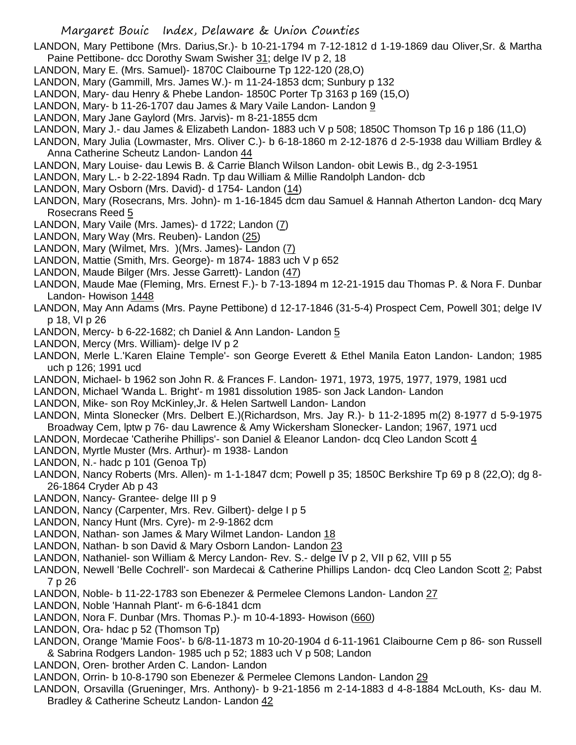LANDON, Mary Pettibone (Mrs. Darius,Sr.)- b 10-21-1794 m 7-12-1812 d 1-19-1869 dau Oliver,Sr. & Martha Paine Pettibone- dcc Dorothy Swam Swisher 31; delge IV p 2, 18

LANDON, Mary E. (Mrs. Samuel)- 1870C Claibourne Tp 122-120 (28,O)

LANDON, Mary (Gammill, Mrs. James W.)- m 11-24-1853 dcm; Sunbury p 132

LANDON, Mary- dau Henry & Phebe Landon- 1850C Porter Tp 3163 p 169 (15,O)

LANDON, Mary- b 11-26-1707 dau James & Mary Vaile Landon- Landon 9

LANDON, Mary Jane Gaylord (Mrs. Jarvis)- m 8-21-1855 dcm

LANDON, Mary J.- dau James & Elizabeth Landon- 1883 uch V p 508; 1850C Thomson Tp 16 p 186 (11,O)

LANDON, Mary Julia (Lowmaster, Mrs. Oliver C.)- b 6-18-1860 m 2-12-1876 d 2-5-1938 dau William Brdley & Anna Catherine Scheutz Landon- Landon 44

LANDON, Mary Louise- dau Lewis B. & Carrie Blanch Wilson Landon- obit Lewis B., dg 2-3-1951

LANDON, Mary L.- b 2-22-1894 Radn. Tp dau William & Millie Randolph Landon- dcb

LANDON, Mary Osborn (Mrs. David)- d 1754- Landon (14)

LANDON, Mary (Rosecrans, Mrs. John)- m 1-16-1845 dcm dau Samuel & Hannah Atherton Landon- dcq Mary Rosecrans Reed 5

LANDON, Mary Vaile (Mrs. James)- d 1722; Landon (7)

LANDON, Mary Way (Mrs. Reuben)- Landon (25)

LANDON, Mary (Wilmet, Mrs. )(Mrs. James)- Landon (7)

LANDON, Mattie (Smith, Mrs. George)- m 1874- 1883 uch V p 652

LANDON, Maude Bilger (Mrs. Jesse Garrett)- Landon (47)

LANDON, Maude Mae (Fleming, Mrs. Ernest F.)- b 7-13-1894 m 12-21-1915 dau Thomas P. & Nora F. Dunbar Landon- Howison 1448

LANDON, May Ann Adams (Mrs. Payne Pettibone) d 12-17-1846 (31-5-4) Prospect Cem, Powell 301; delge IV p 18, VI p 26

LANDON, Mercy- b 6-22-1682; ch Daniel & Ann Landon- Landon 5

LANDON, Mercy (Mrs. William)- delge IV p 2

LANDON, Merle L.'Karen Elaine Temple'- son George Everett & Ethel Manila Eaton Landon- Landon; 1985 uch p 126; 1991 ucd

LANDON, Michael- b 1962 son John R. & Frances F. Landon- 1971, 1973, 1975, 1977, 1979, 1981 ucd

LANDON, Michael 'Wanda L. Bright'- m 1981 dissolution 1985- son Jack Landon- Landon

LANDON, Mike- son Roy McKinley,Jr. & Helen Sartwell Landon- Landon

LANDON, Minta Slonecker (Mrs. Delbert E.)(Richardson, Mrs. Jay R.)- b 11-2-1895 m(2) 8-1977 d 5-9-1975 Broadway Cem, lptw p 76- dau Lawrence & Amy Wickersham Slonecker- Landon; 1967, 1971 ucd

LANDON, Mordecae 'Catherihe Phillips'- son Daniel & Eleanor Landon- dcq Cleo Landon Scott 4

LANDON, Myrtle Muster (Mrs. Arthur)- m 1938- Landon

LANDON, N.- hadc p 101 (Genoa Tp)

LANDON, Nancy Roberts (Mrs. Allen)- m 1-1-1847 dcm; Powell p 35; 1850C Berkshire Tp 69 p 8 (22,O); dg 8-26-1864 Cryder Ab p 43

LANDON, Nancy- Grantee- delge III p 9

LANDON, Nancy (Carpenter, Mrs. Rev. Gilbert)- delge I p 5

LANDON, Nancy Hunt (Mrs. Cyre)- m 2-9-1862 dcm

LANDON, Nathan- son James & Mary Wilmet Landon- Landon 18

LANDON, Nathan- b son David & Mary Osborn Landon- Landon 23

LANDON, Nathaniel- son William & Mercy Landon- Rev. S.- delge IV p 2, VII p 62, VIII p 55

LANDON, Newell 'Belle Cochrell'- son Mardecai & Catherine Phillips Landon- dcq Cleo Landon Scott 2; Pabst 7 p 26

LANDON, Noble- b 11-22-1783 son Ebenezer & Permelee Clemons Landon- Landon 27

LANDON, Noble 'Hannah Plant'- m 6-6-1841 dcm

LANDON, Nora F. Dunbar (Mrs. Thomas P.)- m 10-4-1893- Howison (660)

LANDON, Ora- hdac p 52 (Thomson Tp)

LANDON, Orange 'Mamie Foos'- b 6/8-11-1873 m 10-20-1904 d 6-11-1961 Claibourne Cem p 86- son Russell & Sabrina Rodgers Landon- 1985 uch p 52; 1883 uch V p 508; Landon

LANDON, Oren- brother Arden C. Landon- Landon

LANDON, Orrin- b 10-8-1790 son Ebenezer & Permelee Clemons Landon- Landon 29

LANDON, Orsavilla (Grueninger, Mrs. Anthony)- b 9-21-1856 m 2-14-1883 d 4-8-1884 McLouth, Ks- dau M. Bradley & Catherine Scheutz Landon- Landon 42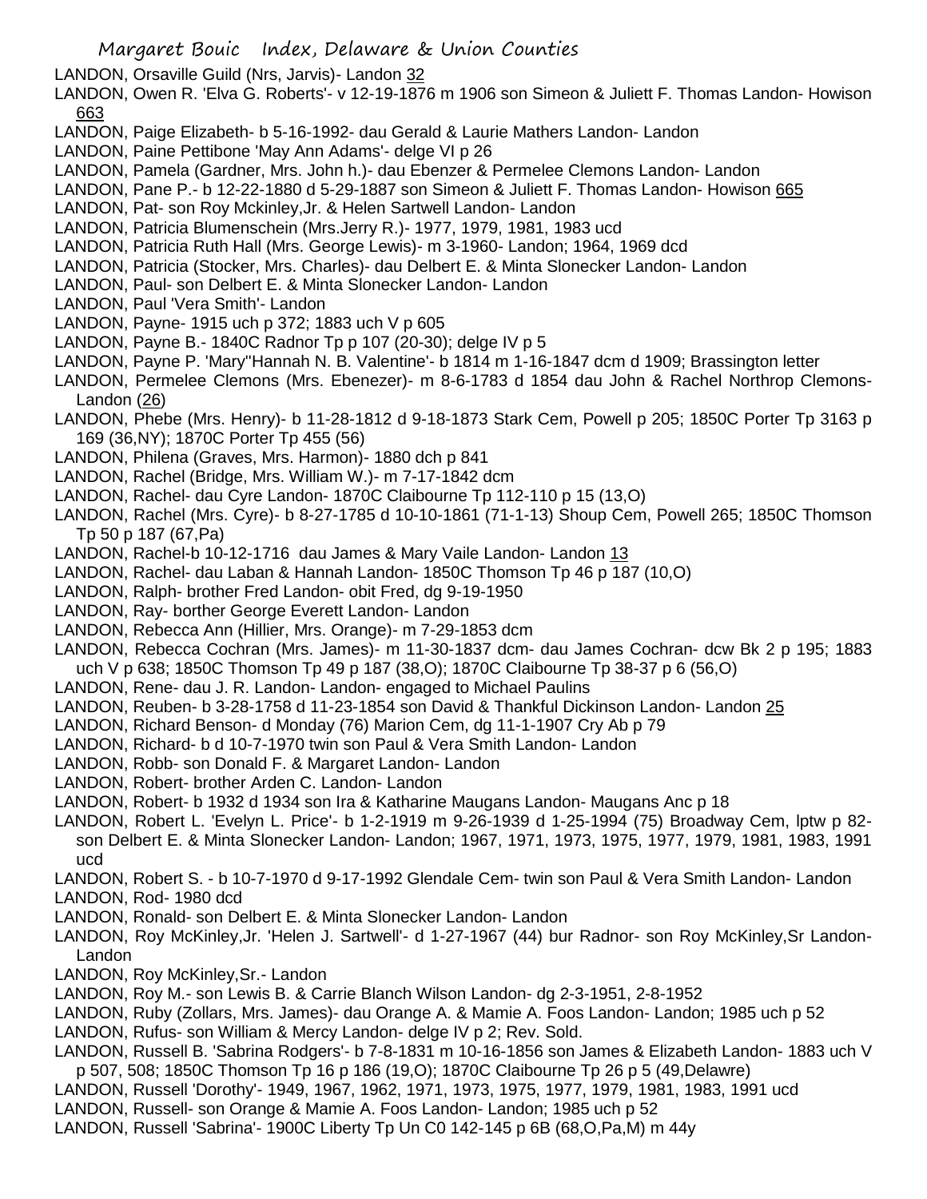LANDON, Orsaville Guild (Nrs, Jarvis)- Landon 32

LANDON, Owen R. 'Elva G. Roberts'- v 12-19-1876 m 1906 son Simeon & Juliett F. Thomas Landon- Howison 663

LANDON, Paige Elizabeth- b 5-16-1992- dau Gerald & Laurie Mathers Landon- Landon

LANDON, Paine Pettibone 'May Ann Adams'- delge VI p 26

LANDON, Pamela (Gardner, Mrs. John h.)- dau Ebenzer & Permelee Clemons Landon- Landon

LANDON, Pane P.- b 12-22-1880 d 5-29-1887 son Simeon & Juliett F. Thomas Landon- Howison 665

LANDON, Pat- son Roy Mckinley,Jr. & Helen Sartwell Landon- Landon

LANDON, Patricia Blumenschein (Mrs.Jerry R.)- 1977, 1979, 1981, 1983 ucd

LANDON, Patricia Ruth Hall (Mrs. George Lewis)- m 3-1960- Landon; 1964, 1969 dcd

LANDON, Patricia (Stocker, Mrs. Charles)- dau Delbert E. & Minta Slonecker Landon- Landon

LANDON, Paul- son Delbert E. & Minta Slonecker Landon- Landon

LANDON, Paul 'Vera Smith'- Landon

LANDON, Payne- 1915 uch p 372; 1883 uch V p 605

LANDON, Payne B.- 1840C Radnor Tp p 107 (20-30); delge IV p 5

LANDON, Payne P. 'Mary''Hannah N. B. Valentine'- b 1814 m 1-16-1847 dcm d 1909; Brassington letter

LANDON, Permelee Clemons (Mrs. Ebenezer)- m 8-6-1783 d 1854 dau John & Rachel Northrop Clemons- Landon (26)

LANDON, Phebe (Mrs. Henry)- b 11-28-1812 d 9-18-1873 Stark Cem, Powell p 205; 1850C Porter Tp 3163 p 169 (36,NY); 1870C Porter Tp 455 (56)

LANDON, Philena (Graves, Mrs. Harmon)- 1880 dch p 841

LANDON, Rachel (Bridge, Mrs. William W.)- m 7-17-1842 dcm

LANDON, Rachel- dau Cyre Landon- 1870C Claibourne Tp 112-110 p 15 (13,O)

LANDON, Rachel (Mrs. Cyre)- b 8-27-1785 d 10-10-1861 (71-1-13) Shoup Cem, Powell 265; 1850C Thomson Tp 50 p 187 (67,Pa)

LANDON, Rachel-b 10-12-1716 dau James & Mary Vaile Landon- Landon 13

LANDON, Rachel- dau Laban & Hannah Landon- 1850C Thomson Tp 46 p 187 (10,O)

LANDON, Ralph- brother Fred Landon- obit Fred, dg 9-19-1950

LANDON, Ray- borther George Everett Landon- Landon

LANDON, Rebecca Ann (Hillier, Mrs. Orange)- m 7-29-1853 dcm

LANDON, Rebecca Cochran (Mrs. James)- m 11-30-1837 dcm- dau James Cochran- dcw Bk 2 p 195; 1883 uch V p 638; 1850C Thomson Tp 49 p 187 (38,O); 1870C Claibourne Tp 38-37 p 6 (56,O)

LANDON, Rene- dau J. R. Landon- Landon- engaged to Michael Paulins

LANDON, Reuben- b 3-28-1758 d 11-23-1854 son David & Thankful Dickinson Landon- Landon 25

LANDON, Richard Benson- d Monday (76) Marion Cem, dg 11-1-1907 Cry Ab p 79

LANDON, Richard- b d 10-7-1970 twin son Paul & Vera Smith Landon- Landon

LANDON, Robb- son Donald F. & Margaret Landon- Landon

LANDON, Robert- brother Arden C. Landon- Landon

LANDON, Robert- b 1932 d 1934 son Ira & Katharine Maugans Landon- Maugans Anc p 18

LANDON, Robert L. 'Evelyn L. Price'- b 1-2-1919 m 9-26-1939 d 1-25-1994 (75) Broadway Cem, lptw p 82- son Delbert E. & Minta Slonecker Landon- Landon; 1967, 1971, 1973, 1975, 1977, 1979, 1981, 1983, 1991 ucd

LANDON, Robert S. - b 10-7-1970 d 9-17-1992 Glendale Cem- twin son Paul & Vera Smith Landon- Landon

LANDON, Rod- 1980 dcd

LANDON, Ronald- son Delbert E. & Minta Slonecker Landon- Landon

LANDON, Roy McKinley,Jr. 'Helen J. Sartwell'- d 1-27-1967 (44) bur Radnor- son Roy McKinley,Sr Landon- Landon

LANDON, Roy McKinley,Sr.- Landon

LANDON, Roy M.- son Lewis B. & Carrie Blanch Wilson Landon- dg 2-3-1951, 2-8-1952

LANDON, Ruby (Zollars, Mrs. James)- dau Orange A. & Mamie A. Foos Landon- Landon; 1985 uch p 52

LANDON, Rufus- son William & Mercy Landon- delge IV p 2; Rev. Sold.

LANDON, Russell B. 'Sabrina Rodgers'- b 7-8-1831 m 10-16-1856 son James & Elizabeth Landon- 1883 uch V p 507, 508; 1850C Thomson Tp 16 p 186 (19,O); 1870C Claibourne Tp 26 p 5 (49,Delawre)

LANDON, Russell 'Dorothy'- 1949, 1967, 1962, 1971, 1973, 1975, 1977, 1979, 1981, 1983, 1991 ucd

LANDON, Russell- son Orange & Mamie A. Foos Landon- Landon; 1985 uch p 52

LANDON, Russell 'Sabrina'- 1900C Liberty Tp Un C0 142-145 p 6B (68,O,Pa,M) m 44y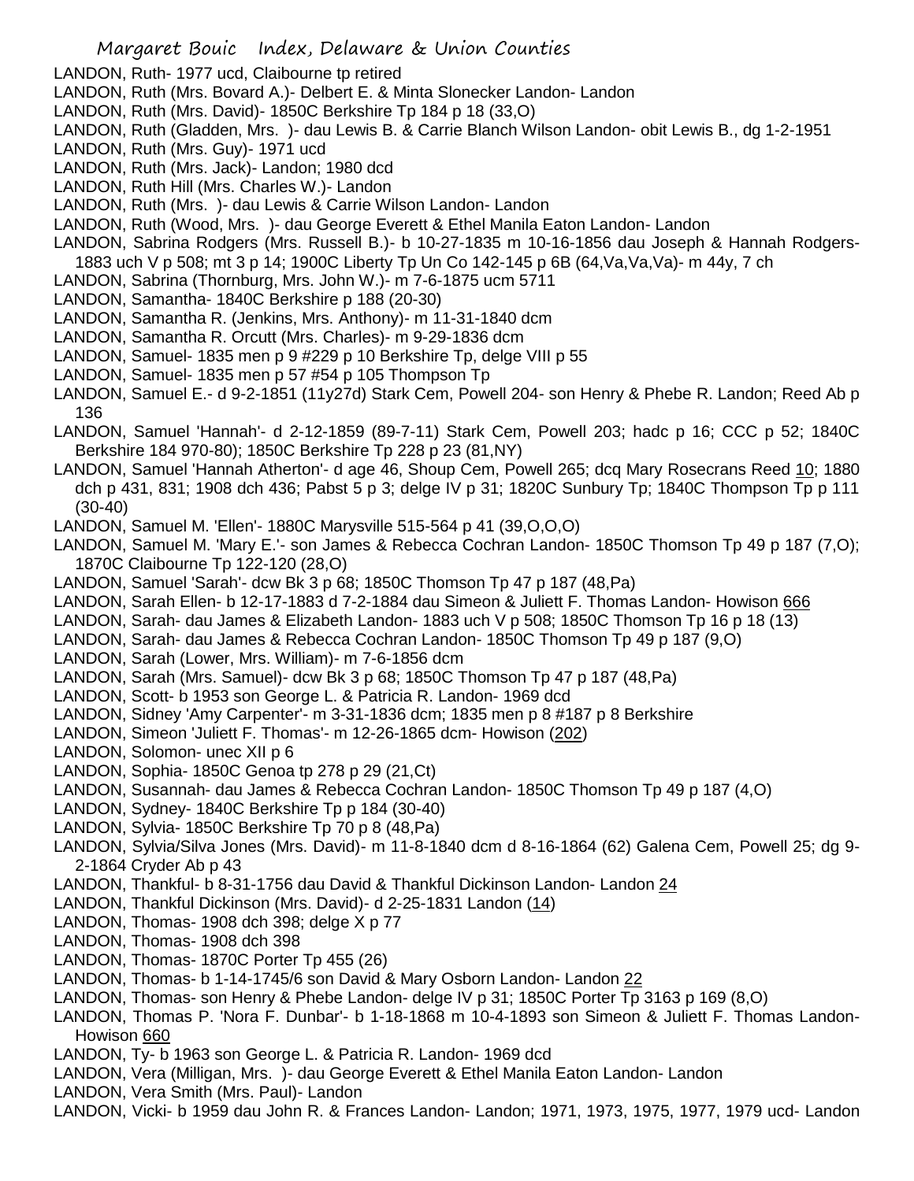LANDON, Ruth- 1977 ucd, Claibourne tp retired

LANDON, Ruth (Mrs. Bovard A.)- Delbert E. & Minta Slonecker Landon- Landon

LANDON, Ruth (Mrs. David)- 1850C Berkshire Tp 184 p 18 (33,O)

LANDON, Ruth (Gladden, Mrs. )- dau Lewis B. & Carrie Blanch Wilson Landon- obit Lewis B., dg 1-2-1951

LANDON, Ruth (Mrs. Guy)- 1971 ucd

LANDON, Ruth (Mrs. Jack)- Landon; 1980 dcd

LANDON, Ruth Hill (Mrs. Charles W.)- Landon

LANDON, Ruth (Mrs. )- dau Lewis & Carrie Wilson Landon- Landon

LANDON, Ruth (Wood, Mrs. )- dau George Everett & Ethel Manila Eaton Landon- Landon

LANDON, Sabrina Rodgers (Mrs. Russell B.)- b 10-27-1835 m 10-16-1856 dau Joseph & Hannah Rodgers- 1883 uch V p 508; mt 3 p 14; 1900C Liberty Tp Un Co 142-145 p 6B (64,Va,Va,Va)- m 44y, 7 ch

LANDON, Sabrina (Thornburg, Mrs. John W.)- m 7-6-1875 ucm 5711

LANDON, Samantha- 1840C Berkshire p 188 (20-30)

LANDON, Samantha R. (Jenkins, Mrs. Anthony)- m 11-31-1840 dcm

LANDON, Samantha R. Orcutt (Mrs. Charles)- m 9-29-1836 dcm

LANDON, Samuel- 1835 men p 9 #229 p 10 Berkshire Tp, delge VIII p 55

LANDON, Samuel- 1835 men p 57 #54 p 105 Thompson Tp

LANDON, Samuel E.- d 9-2-1851 (11y27d) Stark Cem, Powell 204- son Henry & Phebe R. Landon; Reed Ab p 136

LANDON, Samuel 'Hannah'- d 2-12-1859 (89-7-11) Stark Cem, Powell 203; hadc p 16; CCC p 52; 1840C Berkshire 184 970-80); 1850C Berkshire Tp 228 p 23 (81,NY)

LANDON, Samuel 'Hannah Atherton'- d age 46, Shoup Cem, Powell 265; dcq Mary Rosecrans Reed 10; 1880 dch p 431, 831; 1908 dch 436; Pabst 5 p 3; delge IV p 31; 1820C Sunbury Tp; 1840C Thompson Tp p 111 (30-40)

LANDON, Samuel M. 'Ellen'- 1880C Marysville 515-564 p 41 (39,O,O,O)

LANDON, Samuel M. 'Mary E.'- son James & Rebecca Cochran Landon- 1850C Thomson Tp 49 p 187 (7,O); 1870C Claibourne Tp 122-120 (28,O)

LANDON, Samuel 'Sarah'- dcw Bk 3 p 68; 1850C Thomson Tp 47 p 187 (48,Pa)

LANDON, Sarah Ellen- b 12-17-1883 d 7-2-1884 dau Simeon & Juliett F. Thomas Landon- Howison 666

LANDON, Sarah- dau James & Elizabeth Landon- 1883 uch V p 508; 1850C Thomson Tp 16 p 18 (13)

LANDON, Sarah- dau James & Rebecca Cochran Landon- 1850C Thomson Tp 49 p 187 (9,O)

LANDON, Sarah (Lower, Mrs. William)- m 7-6-1856 dcm

LANDON, Sarah (Mrs. Samuel)- dcw Bk 3 p 68; 1850C Thomson Tp 47 p 187 (48,Pa)

LANDON, Scott- b 1953 son George L. & Patricia R. Landon- 1969 dcd

LANDON, Sidney 'Amy Carpenter'- m 3-31-1836 dcm; 1835 men p 8 #187 p 8 Berkshire

LANDON, Simeon 'Juliett F. Thomas'- m 12-26-1865 dcm- Howison (202)

LANDON, Solomon- unec XII p 6

LANDON, Sophia- 1850C Genoa tp 278 p 29 (21,Ct)

LANDON, Susannah- dau James & Rebecca Cochran Landon- 1850C Thomson Tp 49 p 187 (4,O)

LANDON, Sydney- 1840C Berkshire Tp p 184 (30-40)

LANDON, Sylvia- 1850C Berkshire Tp 70 p 8 (48,Pa)

LANDON, Sylvia/Silva Jones (Mrs. David)- m 11-8-1840 dcm d 8-16-1864 (62) Galena Cem, Powell 25; dg 9-2-1864 Cryder Ab p 43

LANDON, Thankful- b 8-31-1756 dau David & Thankful Dickinson Landon- Landon 24

LANDON, Thankful Dickinson (Mrs. David)- d 2-25-1831 Landon (14)

LANDON, Thomas- 1908 dch 398; delge X p 77

LANDON, Thomas- 1908 dch 398

LANDON, Thomas- 1870C Porter Tp 455 (26)

LANDON, Thomas- b 1-14-1745/6 son David & Mary Osborn Landon- Landon 22

LANDON, Thomas- son Henry & Phebe Landon- delge IV p 31; 1850C Porter Tp 3163 p 169 (8,O)

LANDON, Thomas P. 'Nora F. Dunbar'- b 1-18-1868 m 10-4-1893 son Simeon & Juliett F. Thomas Landon- Howison 660

LANDON, Ty- b 1963 son George L. & Patricia R. Landon- 1969 dcd

LANDON, Vera (Milligan, Mrs. )- dau George Everett & Ethel Manila Eaton Landon- Landon

LANDON, Vera Smith (Mrs. Paul)- Landon

LANDON, Vicki- b 1959 dau John R. & Frances Landon- Landon; 1971, 1973, 1975, 1977, 1979 ucd- Landon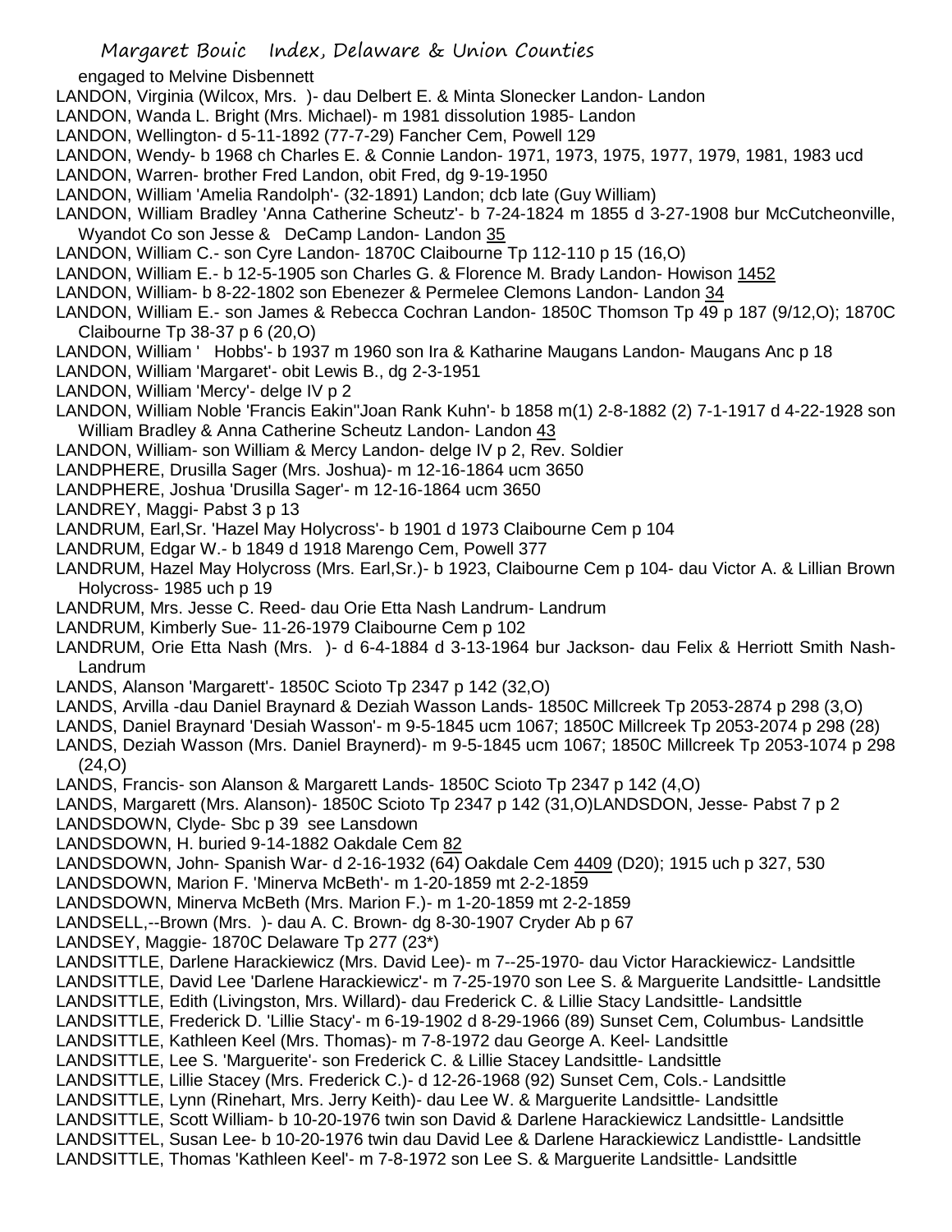engaged to Melvine Disbennett

LANDON, Virginia (Wilcox, Mrs. )- dau Delbert E. & Minta Slonecker Landon- Landon

LANDON, Wanda L. Bright (Mrs. Michael)- m 1981 dissolution 1985- Landon

LANDON, Wellington- d 5-11-1892 (77-7-29) Fancher Cem, Powell 129

LANDON, Wendy- b 1968 ch Charles E. & Connie Landon- 1971, 1973, 1975, 1977, 1979, 1981, 1983 ucd

LANDON, Warren- brother Fred Landon, obit Fred, dg 9-19-1950

LANDON, William 'Amelia Randolph'- (32-1891) Landon; dcb late (Guy William)

LANDON, William Bradley 'Anna Catherine Scheutz'- b 7-24-1824 m 1855 d 3-27-1908 bur McCutcheonville, Wyandot Co son Jesse & DeCamp Landon- Landon 35

LANDON, William C.- son Cyre Landon- 1870C Claibourne Tp 112-110 p 15 (16,O)

LANDON, William E.- b 12-5-1905 son Charles G. & Florence M. Brady Landon- Howison 1452

LANDON, William- b 8-22-1802 son Ebenezer & Permelee Clemons Landon- Landon 34

LANDON, William E.- son James & Rebecca Cochran Landon- 1850C Thomson Tp 49 p 187 (9/12,O); 1870C Claibourne Tp 38-37 p 6 (20,O)

LANDON, William ' Hobbs'- b 1937 m 1960 son Ira & Katharine Maugans Landon- Maugans Anc p 18

LANDON, William 'Margaret'- obit Lewis B., dg 2-3-1951

LANDON, William 'Mercy'- delge IV p 2

LANDON, William Noble 'Francis Eakin''Joan Rank Kuhn'- b 1858 m(1) 2-8-1882 (2) 7-1-1917 d 4-22-1928 son William Bradley & Anna Catherine Scheutz Landon- Landon 43

LANDON, William- son William & Mercy Landon- delge IV p 2, Rev. Soldier

LANDPHERE, Drusilla Sager (Mrs. Joshua)- m 12-16-1864 ucm 3650

LANDPHERE, Joshua 'Drusilla Sager'- m 12-16-1864 ucm 3650

LANDREY, Maggi- Pabst 3 p 13

LANDRUM, Earl,Sr. 'Hazel May Holycross'- b 1901 d 1973 Claibourne Cem p 104

LANDRUM, Edgar W.- b 1849 d 1918 Marengo Cem, Powell 377

LANDRUM, Hazel May Holycross (Mrs. Earl,Sr.)- b 1923, Claibourne Cem p 104- dau Victor A. & Lillian Brown Holycross- 1985 uch p 19

LANDRUM, Mrs. Jesse C. Reed- dau Orie Etta Nash Landrum- Landrum

LANDRUM, Kimberly Sue- 11-26-1979 Claibourne Cem p 102

LANDRUM, Orie Etta Nash (Mrs. )- d 6-4-1884 d 3-13-1964 bur Jackson- dau Felix & Herriott Smith Nash- Landrum

LANDS, Alanson 'Margarett'- 1850C Scioto Tp 2347 p 142 (32,O)

LANDS, Arvilla -dau Daniel Braynard & Deziah Wasson Lands- 1850C Millcreek Tp 2053-2874 p 298 (3,O)

LANDS, Daniel Braynard 'Desiah Wasson'- m 9-5-1845 ucm 1067; 1850C Millcreek Tp 2053-2074 p 298 (28)

LANDS, Deziah Wasson (Mrs. Daniel Braynerd)- m 9-5-1845 ucm 1067; 1850C Millcreek Tp 2053-1074 p 298 (24,O)

LANDS, Francis- son Alanson & Margarett Lands- 1850C Scioto Tp 2347 p 142 (4,O)

LANDS, Margarett (Mrs. Alanson)- 1850C Scioto Tp 2347 p 142 (31,O)LANDSDON, Jesse- Pabst 7 p 2

LANDSDOWN, Clyde- Sbc p 39 see Lansdown

LANDSDOWN, H. buried 9-14-1882 Oakdale Cem 82

LANDSDOWN, John- Spanish War- d 2-16-1932 (64) Oakdale Cem 4409 (D20); 1915 uch p 327, 530

LANDSDOWN, Marion F. 'Minerva McBeth'- m 1-20-1859 mt 2-2-1859

LANDSDOWN, Minerva McBeth (Mrs. Marion F.)- m 1-20-1859 mt 2-2-1859

LANDSELL,--Brown (Mrs. )- dau A. C. Brown- dg 8-30-1907 Cryder Ab p 67

LANDSEY, Maggie- 1870C Delaware Tp 277 (23*)

LANDSITTLE, Darlene Harackiewicz (Mrs. David Lee)- m 7--25-1970- dau Victor Harackiewicz- Landsittle

LANDSITTLE, David Lee 'Darlene Harackiewicz'- m 7-25-1970 son Lee S. & Marguerite Landsittle- Landsittle

LANDSITTLE, Edith (Livingston, Mrs. Willard)- dau Frederick C. & Lillie Stacy Landsittle- Landsittle

LANDSITTLE, Frederick D. 'Lillie Stacy'- m 6-19-1902 d 8-29-1966 (89) Sunset Cem, Columbus- Landsittle

LANDSITTLE, Kathleen Keel (Mrs. Thomas)- m 7-8-1972 dau George A. Keel- Landsittle

LANDSITTLE, Lee S. 'Marguerite'- son Frederick C. & Lillie Stacey Landsittle- Landsittle

LANDSITTLE, Lillie Stacey (Mrs. Frederick C.)- d 12-26-1968 (92) Sunset Cem, Cols.- Landsittle

LANDSITTLE, Lynn (Rinehart, Mrs. Jerry Keith)- dau Lee W. & Marguerite Landsittle- Landsittle

LANDSITTLE, Scott William- b 10-20-1976 twin son David & Darlene Harackiewicz Landsittle- Landsittle

LANDSITTEL, Susan Lee- b 10-20-1976 twin dau David Lee & Darlene Harackiewicz Landisttle- Landsittle

LANDSITTLE, Thomas 'Kathleen Keel'- m 7-8-1972 son Lee S. & Marguerite Landsittle- Landsittle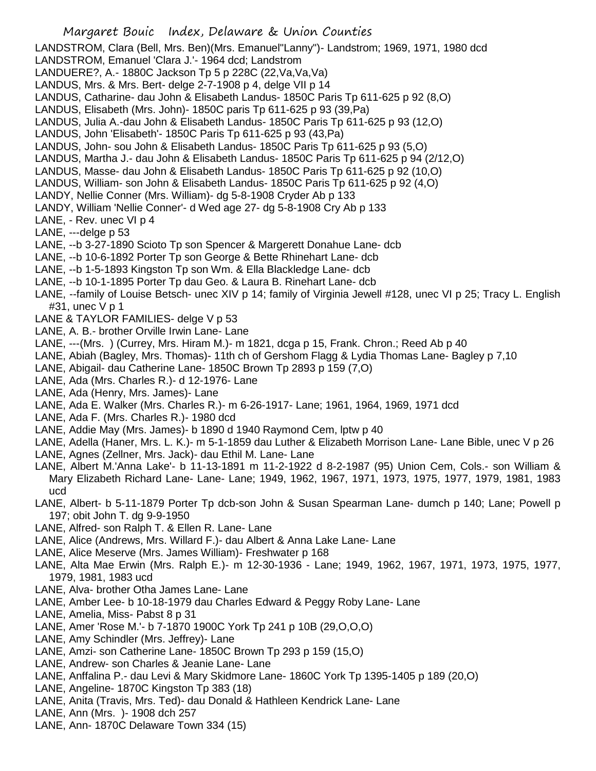LANDSTROM, Clara (Bell, Mrs. Ben)(Mrs. Emanuel"Lanny")- Landstrom; 1969, 1971, 1980 dcd
LANDSTROM, Emanuel 'Clara J.'- 1964 dcd; Landstrom
LANDUERE?, A.- 1880C Jackson Tp 5 p 228C (22,Va,Va,Va)
LANDUS, Mrs. & Mrs. Bert- delge 2-7-1908 p 4, delge VII p 14
LANDUS, Catharine- dau John & Elisabeth Landus- 1850C Paris Tp 611-625 p 92 (8,O)
LANDUS, Elisabeth (Mrs. John)- 1850C paris Tp 611-625 p 93 (39,Pa)
LANDUS, Julia A.-dau John & Elisabeth Landus- 1850C Paris Tp 611-625 p 93 (12,O)
LANDUS, John 'Elisabeth'- 1850C Paris Tp 611-625 p 93 (43,Pa)
LANDUS, John- sou John & Elisabeth Landus- 1850C Paris Tp 611-625 p 93 (5,O)
LANDUS, Martha J.- dau John & Elisabeth Landus- 1850C Paris Tp 611-625 p 94 (2/12,O)
LANDUS, Masse- dau John & Elisabeth Landus- 1850C Paris Tp 611-625 p 92 (10,O)
LANDUS, William- son John & Elisabeth Landus- 1850C Paris Tp 611-625 p 92 (4,O)
LANDY, Nellie Conner (Mrs. William)- dg 5-8-1908 Cryder Ab p 133
LANDY, William 'Nellie Conner'- d Wed age 27- dg 5-8-1908 Cry Ab p 133
LANE, - Rev. unec VI p 4
LANE, ---delge p 53
LANE, --b 3-27-1890 Scioto Tp son Spencer & Margerett Donahue Lane- dcb
LANE, --b 10-6-1892 Porter Tp son George & Bette Rhinehart Lane- dcb
LANE, --b 1-5-1893 Kingston Tp son Wm. & Ella Blackledge Lane- dcb
LANE, --b 10-1-1895 Porter Tp dau Geo. & Laura B. Rinehart Lane- dcb
LANE, --family of Louise Betsch- unec XIV p 14; family of Virginia Jewell #128, unec VI p 25; Tracy L. English #31, unec V p 1
LANE & TAYLOR FAMILIES- delge V p 53
LANE, A. B.- brother Orville Irwin Lane- Lane
LANE, ---(Mrs. ) (Currey, Mrs. Hiram M.)- m 1821, dcga p 15, Frank. Chron.; Reed Ab p 40
LANE, Abiah (Bagley, Mrs. Thomas)- 11th ch of Gershom Flagg & Lydia Thomas Lane- Bagley p 7,10
LANE, Abigail- dau Catherine Lane- 1850C Brown Tp 2893 p 159 (7,O)
LANE, Ada (Mrs. Charles R.)- d 12-1976- Lane
LANE, Ada (Henry, Mrs. James)- Lane
LANE, Ada E. Walker (Mrs. Charles R.)- m 6-26-1917- Lane; 1961, 1964, 1969, 1971 dcd
LANE, Ada F. (Mrs. Charles R.)- 1980 dcd
LANE, Addie May (Mrs. James)- b 1890 d 1940 Raymond Cem, lptw p 40
LANE, Adella (Haner, Mrs. L. K.)- m 5-1-1859 dau Luther & Elizabeth Morrison Lane- Lane Bible, unec V p 26
LANE, Agnes (Zellner, Mrs. Jack)- dau Ethil M. Lane- Lane
LANE, Albert M.'Anna Lake'- b 11-13-1891 m 11-2-1922 d 8-2-1987 (95) Union Cem, Cols.- son William & Mary Elizabeth Richard Lane- Lane- Lane; 1949, 1962, 1967, 1971, 1973, 1975, 1977, 1979, 1981, 1983 ucd
LANE, Albert- b 5-11-1879 Porter Tp dcb-son John & Susan Spearman Lane- dumch p 140; Lane; Powell p 197; obit John T. dg 9-9-1950
LANE, Alfred- son Ralph T. & Ellen R. Lane- Lane
LANE, Alice (Andrews, Mrs. Willard F.)- dau Albert & Anna Lake Lane- Lane
LANE, Alice Meserve (Mrs. James William)- Freshwater p 168
LANE, Alta Mae Erwin (Mrs. Ralph E.)- m 12-30-1936 - Lane; 1949, 1962, 1967, 1971, 1973, 1975, 1977, 1979, 1981, 1983 ucd
LANE, Alva- brother Otha James Lane- Lane
LANE, Amber Lee- b 10-18-1979 dau Charles Edward & Peggy Roby Lane- Lane
LANE, Amelia, Miss- Pabst 8 p 31
LANE, Amer 'Rose M.'- b 7-1870 1900C York Tp 241 p 10B (29,O,O,O)
LANE, Amy Schindler (Mrs. Jeffrey)- Lane
LANE, Amzi- son Catherine Lane- 1850C Brown Tp 293 p 159 (15,O)
LANE, Andrew- son Charles & Jeanie Lane- Lane
LANE, Anffalina P.- dau Levi & Mary Skidmore Lane- 1860C York Tp 1395-1405 p 189 (20,O)
LANE, Angeline- 1870C Kingston Tp 383 (18)
LANE, Anita (Travis, Mrs. Ted)- dau Donald & Hathleen Kendrick Lane- Lane
LANE, Ann (Mrs. )- 1908 dch 257
LANE, Ann- 1870C Delaware Town 334 (15)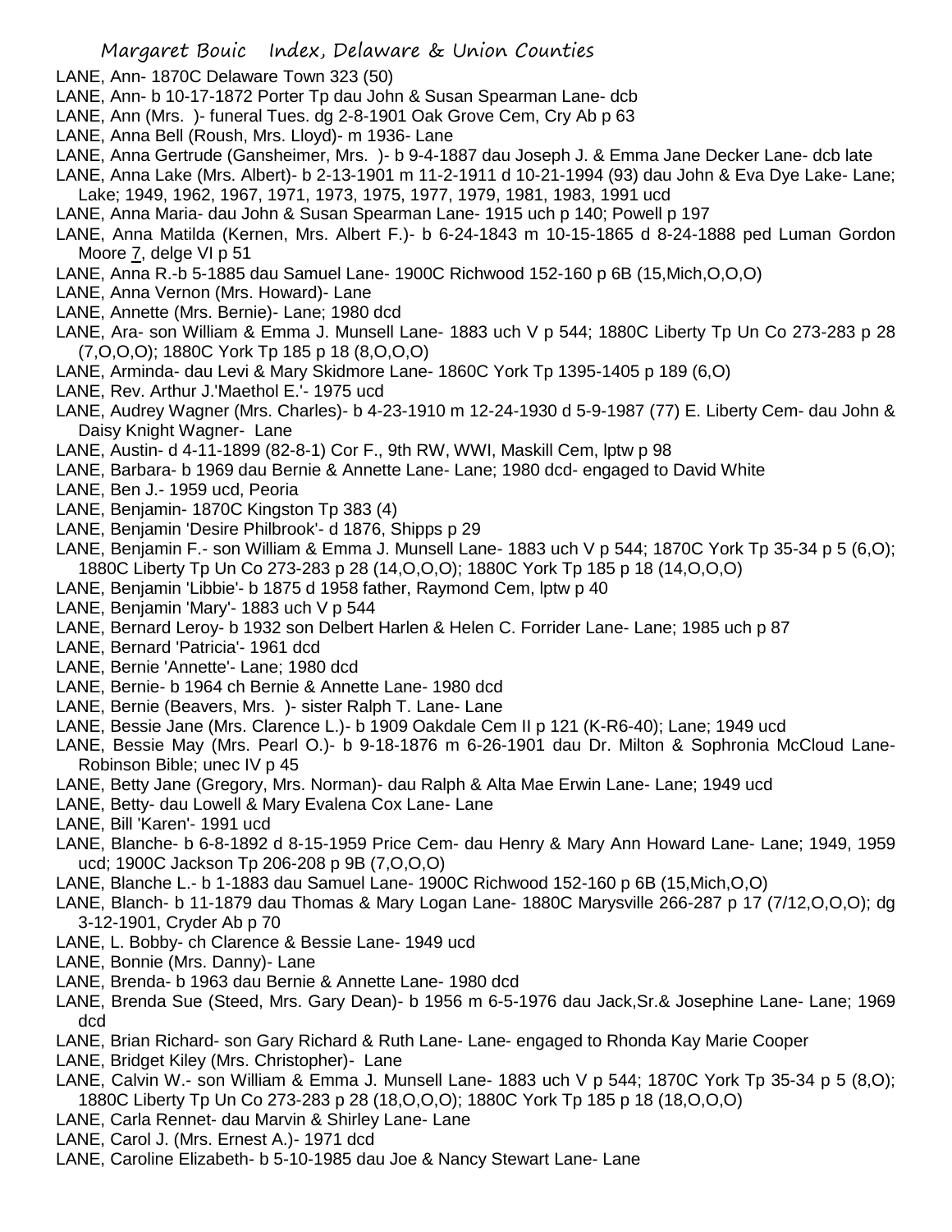LANE, Ann- 1870C Delaware Town 323 (50)
LANE, Ann- b 10-17-1872 Porter Tp dau John & Susan Spearman Lane- dcb
LANE, Ann (Mrs. )- funeral Tues. dg 2-8-1901 Oak Grove Cem, Cry Ab p 63
LANE, Anna Bell (Roush, Mrs. Lloyd)- m 1936- Lane
LANE, Anna Gertrude (Gansheimer, Mrs. )- b 9-4-1887 dau Joseph J. & Emma Jane Decker Lane- dcb late
LANE, Anna Lake (Mrs. Albert)- b 2-13-1901 m 11-2-1911 d 10-21-1994 (93) dau John & Eva Dye Lake- Lane; Lake; 1949, 1962, 1967, 1971, 1973, 1975, 1977, 1979, 1981, 1983, 1991 ucd
LANE, Anna Maria- dau John & Susan Spearman Lane- 1915 uch p 140; Powell p 197
LANE, Anna Matilda (Kernen, Mrs. Albert F.)- b 6-24-1843 m 10-15-1865 d 8-24-1888 ped Luman Gordon Moore 7, delge VI p 51
LANE, Anna R.-b 5-1885 dau Samuel Lane- 1900C Richwood 152-160 p 6B (15,Mich,O,O,O)
LANE, Anna Vernon (Mrs. Howard)- Lane
LANE, Annette (Mrs. Bernie)- Lane; 1980 dcd
LANE, Ara- son William & Emma J. Munsell Lane- 1883 uch V p 544; 1880C Liberty Tp Un Co 273-283 p 28 (7,O,O,O); 1880C York Tp 185 p 18 (8,O,O,O)
LANE, Arminda- dau Levi & Mary Skidmore Lane- 1860C York Tp 1395-1405 p 189 (6,O)
LANE, Rev. Arthur J.'Maethol E.'- 1975 ucd
LANE, Audrey Wagner (Mrs. Charles)- b 4-23-1910 m 12-24-1930 d 5-9-1987 (77) E. Liberty Cem- dau John & Daisy Knight Wagner- Lane
LANE, Austin- d 4-11-1899 (82-8-1) Cor F., 9th RW, WWI, Maskill Cem, lptw p 98
LANE, Barbara- b 1969 dau Bernie & Annette Lane- Lane; 1980 dcd- engaged to David White
LANE, Ben J.- 1959 ucd, Peoria
LANE, Benjamin- 1870C Kingston Tp 383 (4)
LANE, Benjamin 'Desire Philbrook'- d 1876, Shipps p 29
LANE, Benjamin F.- son William & Emma J. Munsell Lane- 1883 uch V p 544; 1870C York Tp 35-34 p 5 (6,O); 1880C Liberty Tp Un Co 273-283 p 28 (14,O,O,O); 1880C York Tp 185 p 18 (14,O,O,O)
LANE, Benjamin 'Libbie'- b 1875 d 1958 father, Raymond Cem, lptw p 40
LANE, Benjamin 'Mary'- 1883 uch V p 544
LANE, Bernard Leroy- b 1932 son Delbert Harlen & Helen C. Forrider Lane- Lane; 1985 uch p 87
LANE, Bernard 'Patricia'- 1961 dcd
LANE, Bernie 'Annette'- Lane; 1980 dcd
LANE, Bernie- b 1964 ch Bernie & Annette Lane- 1980 dcd
LANE, Bernie (Beavers, Mrs. )- sister Ralph T. Lane- Lane
LANE, Bessie Jane (Mrs. Clarence L.)- b 1909 Oakdale Cem II p 121 (K-R6-40); Lane; 1949 ucd
LANE, Bessie May (Mrs. Pearl O.)- b 9-18-1876 m 6-26-1901 dau Dr. Milton & Sophronia McCloud Lane- Robinson Bible; unec IV p 45
LANE, Betty Jane (Gregory, Mrs. Norman)- dau Ralph & Alta Mae Erwin Lane- Lane; 1949 ucd
LANE, Betty- dau Lowell & Mary Evalena Cox Lane- Lane
LANE, Bill 'Karen'- 1991 ucd
LANE, Blanche- b 6-8-1892 d 8-15-1959 Price Cem- dau Henry & Mary Ann Howard Lane- Lane; 1949, 1959 ucd; 1900C Jackson Tp 206-208 p 9B (7,O,O,O)
LANE, Blanche L.- b 1-1883 dau Samuel Lane- 1900C Richwood 152-160 p 6B (15,Mich,O,O)
LANE, Blanch- b 11-1879 dau Thomas & Mary Logan Lane- 1880C Marysville 266-287 p 17 (7/12,O,O,O); dg 3-12-1901, Cryder Ab p 70
LANE, L. Bobby- ch Clarence & Bessie Lane- 1949 ucd
LANE, Bonnie (Mrs. Danny)- Lane
LANE, Brenda- b 1963 dau Bernie & Annette Lane- 1980 dcd
LANE, Brenda Sue (Steed, Mrs. Gary Dean)- b 1956 m 6-5-1976 dau Jack,Sr.& Josephine Lane- Lane; 1969 dcd
LANE, Brian Richard- son Gary Richard & Ruth Lane- Lane- engaged to Rhonda Kay Marie Cooper
LANE, Bridget Kiley (Mrs. Christopher)- Lane
LANE, Calvin W.- son William & Emma J. Munsell Lane- 1883 uch V p 544; 1870C York Tp 35-34 p 5 (8,O); 1880C Liberty Tp Un Co 273-283 p 28 (18,O,O,O); 1880C York Tp 185 p 18 (18,O,O,O)
LANE, Carla Rennet- dau Marvin & Shirley Lane- Lane
LANE, Carol J. (Mrs. Ernest A.)- 1971 dcd
LANE, Caroline Elizabeth- b 5-10-1985 dau Joe & Nancy Stewart Lane- Lane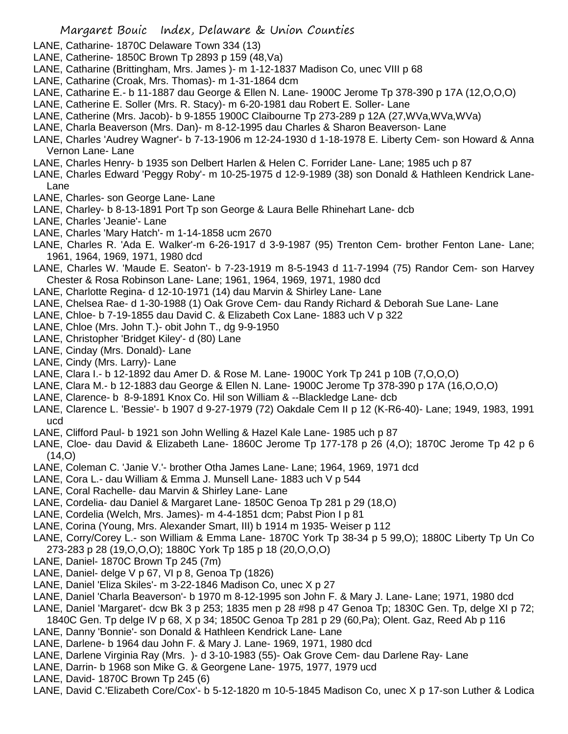LANE, Catharine- 1870C Delaware Town 334 (13)

LANE, Catherine- 1850C Brown Tp 2893 p 159 (48,Va)

LANE, Catharine (Brittingham, Mrs. James )- m 1-12-1837 Madison Co, unec VIII p 68

LANE, Catharine (Croak, Mrs. Thomas)- m 1-31-1864 dcm

LANE, Catharine E.- b 11-1887 dau George & Ellen N. Lane- 1900C Jerome Tp 378-390 p 17A (12,O,O,O)

LANE, Catherine E. Soller (Mrs. R. Stacy)- m 6-20-1981 dau Robert E. Soller- Lane

LANE, Catherine (Mrs. Jacob)- b 9-1855 1900C Claibourne Tp 273-289 p 12A (27,WVa,WVa,WVa)

LANE, Charla Beaverson (Mrs. Dan)- m 8-12-1995 dau Charles & Sharon Beaverson- Lane

LANE, Charles 'Audrey Wagner'- b 7-13-1906 m 12-24-1930 d 1-18-1978 E. Liberty Cem- son Howard & Anna Vernon Lane- Lane

LANE, Charles Henry- b 1935 son Delbert Harlen & Helen C. Forrider Lane- Lane; 1985 uch p 87

LANE, Charles Edward 'Peggy Roby'- m 10-25-1975 d 12-9-1989 (38) son Donald & Hathleen Kendrick Lane- Lane

LANE, Charles- son George Lane- Lane

LANE, Charley- b 8-13-1891 Port Tp son George & Laura Belle Rhinehart Lane- dcb

LANE, Charles 'Jeanie'- Lane

LANE, Charles 'Mary Hatch'- m 1-14-1858 ucm 2670

LANE, Charles R. 'Ada E. Walker'-m 6-26-1917 d 3-9-1987 (95) Trenton Cem- brother Fenton Lane- Lane; 1961, 1964, 1969, 1971, 1980 dcd

LANE, Charles W. 'Maude E. Seaton'- b 7-23-1919 m 8-5-1943 d 11-7-1994 (75) Randor Cem- son Harvey Chester & Rosa Robinson Lane- Lane; 1961, 1964, 1969, 1971, 1980 dcd

LANE, Charlotte Regina- d 12-10-1971 (14) dau Marvin & Shirley Lane- Lane

LANE, Chelsea Rae- d 1-30-1988 (1) Oak Grove Cem- dau Randy Richard & Deborah Sue Lane- Lane

LANE, Chloe- b 7-19-1855 dau David C. & Elizabeth Cox Lane- 1883 uch V p 322

LANE, Chloe (Mrs. John T.)- obit John T., dg 9-9-1950

LANE, Christopher 'Bridget Kiley'- d (80) Lane

LANE, Cinday (Mrs. Donald)- Lane

LANE, Cindy (Mrs. Larry)- Lane

LANE, Clara I.- b 12-1892 dau Amer D. & Rose M. Lane- 1900C York Tp 241 p 10B (7,O,O,O)

LANE, Clara M.- b 12-1883 dau George & Ellen N. Lane- 1900C Jerome Tp 378-390 p 17A (16,O,O,O)

LANE, Clarence- b 8-9-1891 Knox Co. Hil son William & --Blackledge Lane- dcb

LANE, Clarence L. 'Bessie'- b 1907 d 9-27-1979 (72) Oakdale Cem II p 12 (K-R6-40)- Lane; 1949, 1983, 1991 ucd

LANE, Clifford Paul- b 1921 son John Welling & Hazel Kale Lane- 1985 uch p 87

LANE, Cloe- dau David & Elizabeth Lane- 1860C Jerome Tp 177-178 p 26 (4,O); 1870C Jerome Tp 42 p 6 (14,O)

LANE, Coleman C. 'Janie V.'- brother Otha James Lane- Lane; 1964, 1969, 1971 dcd

LANE, Cora L.- dau William & Emma J. Munsell Lane- 1883 uch V p 544

LANE, Coral Rachelle- dau Marvin & Shirley Lane- Lane

LANE, Cordelia- dau Daniel & Margaret Lane- 1850C Genoa Tp 281 p 29 (18,O)

LANE, Cordelia (Welch, Mrs. James)- m 4-4-1851 dcm; Pabst Pion I p 81

LANE, Corina (Young, Mrs. Alexander Smart, III) b 1914 m 1935- Weiser p 112

LANE, Corry/Corey L.- son William & Emma Lane- 1870C York Tp 38-34 p 5 99,O); 1880C Liberty Tp Un Co 273-283 p 28 (19,O,O,O); 1880C York Tp 185 p 18 (20,O,O,O)

LANE, Daniel- 1870C Brown Tp 245 (7m)

LANE, Daniel- delge V p 67, VI p 8, Genoa Tp (1826)

LANE, Daniel 'Eliza Skiles'- m 3-22-1846 Madison Co, unec X p 27

LANE, Daniel 'Charla Beaverson'- b 1970 m 8-12-1995 son John F. & Mary J. Lane- Lane; 1971, 1980 dcd

LANE, Daniel 'Margaret'- dcw Bk 3 p 253; 1835 men p 28 #98 p 47 Genoa Tp; 1830C Gen. Tp, delge XI p 72; 1840C Gen. Tp delge IV p 68, X p 34; 1850C Genoa Tp 281 p 29 (60,Pa); Olent. Gaz, Reed Ab p 116

LANE, Danny 'Bonnie'- son Donald & Hathleen Kendrick Lane- Lane

LANE, Darlene- b 1964 dau John F. & Mary J. Lane- 1969, 1971, 1980 dcd

LANE, Darlene Virginia Ray (Mrs. )- d 3-10-1983 (55)- Oak Grove Cem- dau Darlene Ray- Lane

LANE, Darrin- b 1968 son Mike G. & Georgene Lane- 1975, 1977, 1979 ucd

LANE, David- 1870C Brown Tp 245 (6)

LANE, David C.'Elizabeth Core/Cox'- b 5-12-1820 m 10-5-1845 Madison Co, unec X p 17-son Luther & Lodica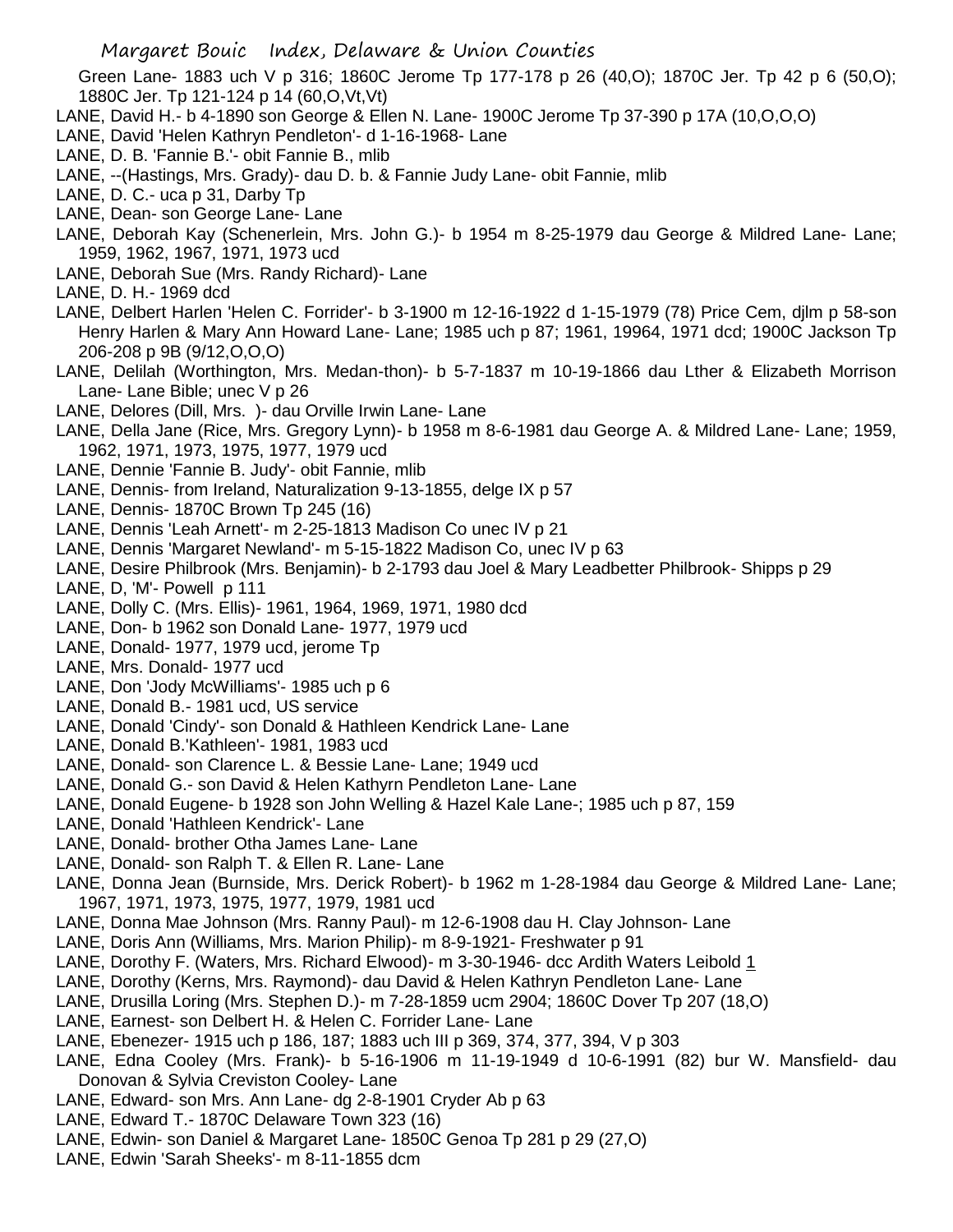Green Lane- 1883 uch V p 316; 1860C Jerome Tp 177-178 p 26 (40,O); 1870C Jer. Tp 42 p 6 (50,O); 1880C Jer. Tp 121-124 p 14 (60,O,Vt,Vt)

LANE, David H.- b 4-1890 son George & Ellen N. Lane- 1900C Jerome Tp 37-390 p 17A (10,O,O,O)

LANE, David 'Helen Kathryn Pendleton'- d 1-16-1968- Lane

LANE, D. B. 'Fannie B.'- obit Fannie B., mlib

LANE, --(Hastings, Mrs. Grady)- dau D. b. & Fannie Judy Lane- obit Fannie, mlib

LANE, D. C.- uca p 31, Darby Tp

LANE, Dean- son George Lane- Lane

LANE, Deborah Kay (Schenerlein, Mrs. John G.)- b 1954 m 8-25-1979 dau George & Mildred Lane- Lane; 1959, 1962, 1967, 1971, 1973 ucd

LANE, Deborah Sue (Mrs. Randy Richard)- Lane

LANE, D. H.- 1969 dcd

LANE, Delbert Harlen 'Helen C. Forrider'- b 3-1900 m 12-16-1922 d 1-15-1979 (78) Price Cem, djlm p 58-son Henry Harlen & Mary Ann Howard Lane- Lane; 1985 uch p 87; 1961, 19964, 1971 dcd; 1900C Jackson Tp 206-208 p 9B (9/12,O,O,O)

LANE, Delilah (Worthington, Mrs. Medan-thon)- b 5-7-1837 m 10-19-1866 dau Lther & Elizabeth Morrison Lane- Lane Bible; unec V p 26

LANE, Delores (Dill, Mrs. )- dau Orville Irwin Lane- Lane

LANE, Della Jane (Rice, Mrs. Gregory Lynn)- b 1958 m 8-6-1981 dau George A. & Mildred Lane- Lane; 1959, 1962, 1971, 1973, 1975, 1977, 1979 ucd

LANE, Dennie 'Fannie B. Judy'- obit Fannie, mlib

LANE, Dennis- from Ireland, Naturalization 9-13-1855, delge IX p 57

LANE, Dennis- 1870C Brown Tp 245 (16)

LANE, Dennis 'Leah Arnett'- m 2-25-1813 Madison Co unec IV p 21

LANE, Dennis 'Margaret Newland'- m 5-15-1822 Madison Co, unec IV p 63

LANE, Desire Philbrook (Mrs. Benjamin)- b 2-1793 dau Joel & Mary Leadbetter Philbrook- Shipps p 29

LANE, D, 'M'- Powell p 111

LANE, Dolly C. (Mrs. Ellis)- 1961, 1964, 1969, 1971, 1980 dcd

LANE, Don- b 1962 son Donald Lane- 1977, 1979 ucd

LANE, Donald- 1977, 1979 ucd, jerome Tp

LANE, Mrs. Donald- 1977 ucd

LANE, Don 'Jody McWilliams'- 1985 uch p 6

LANE, Donald B.- 1981 ucd, US service

LANE, Donald 'Cindy'- son Donald & Hathleen Kendrick Lane- Lane

LANE, Donald B.'Kathleen'- 1981, 1983 ucd

LANE, Donald- son Clarence L. & Bessie Lane- Lane; 1949 ucd

LANE, Donald G.- son David & Helen Kathyrn Pendleton Lane- Lane

LANE, Donald Eugene- b 1928 son John Welling & Hazel Kale Lane-; 1985 uch p 87, 159

LANE, Donald 'Hathleen Kendrick'- Lane

LANE, Donald- brother Otha James Lane- Lane

LANE, Donald- son Ralph T. & Ellen R. Lane- Lane

LANE, Donna Jean (Burnside, Mrs. Derick Robert)- b 1962 m 1-28-1984 dau George & Mildred Lane- Lane; 1967, 1971, 1973, 1975, 1977, 1979, 1981 ucd

LANE, Donna Mae Johnson (Mrs. Ranny Paul)- m 12-6-1908 dau H. Clay Johnson- Lane

LANE, Doris Ann (Williams, Mrs. Marion Philip)- m 8-9-1921- Freshwater p 91

LANE, Dorothy F. (Waters, Mrs. Richard Elwood)- m 3-30-1946- dcc Ardith Waters Leibold 1

LANE, Dorothy (Kerns, Mrs. Raymond)- dau David & Helen Kathryn Pendleton Lane- Lane

LANE, Drusilla Loring (Mrs. Stephen D.)- m 7-28-1859 ucm 2904; 1860C Dover Tp 207 (18,O)

LANE, Earnest- son Delbert H. & Helen C. Forrider Lane- Lane

LANE, Ebenezer- 1915 uch p 186, 187; 1883 uch III p 369, 374, 377, 394, V p 303

LANE, Edna Cooley (Mrs. Frank)- b 5-16-1906 m 11-19-1949 d 10-6-1991 (82) bur W. Mansfield- dau Donovan & Sylvia Creviston Cooley- Lane

LANE, Edward- son Mrs. Ann Lane- dg 2-8-1901 Cryder Ab p 63

LANE, Edward T.- 1870C Delaware Town 323 (16)

LANE, Edwin- son Daniel & Margaret Lane- 1850C Genoa Tp 281 p 29 (27,O)

LANE, Edwin 'Sarah Sheeks'- m 8-11-1855 dcm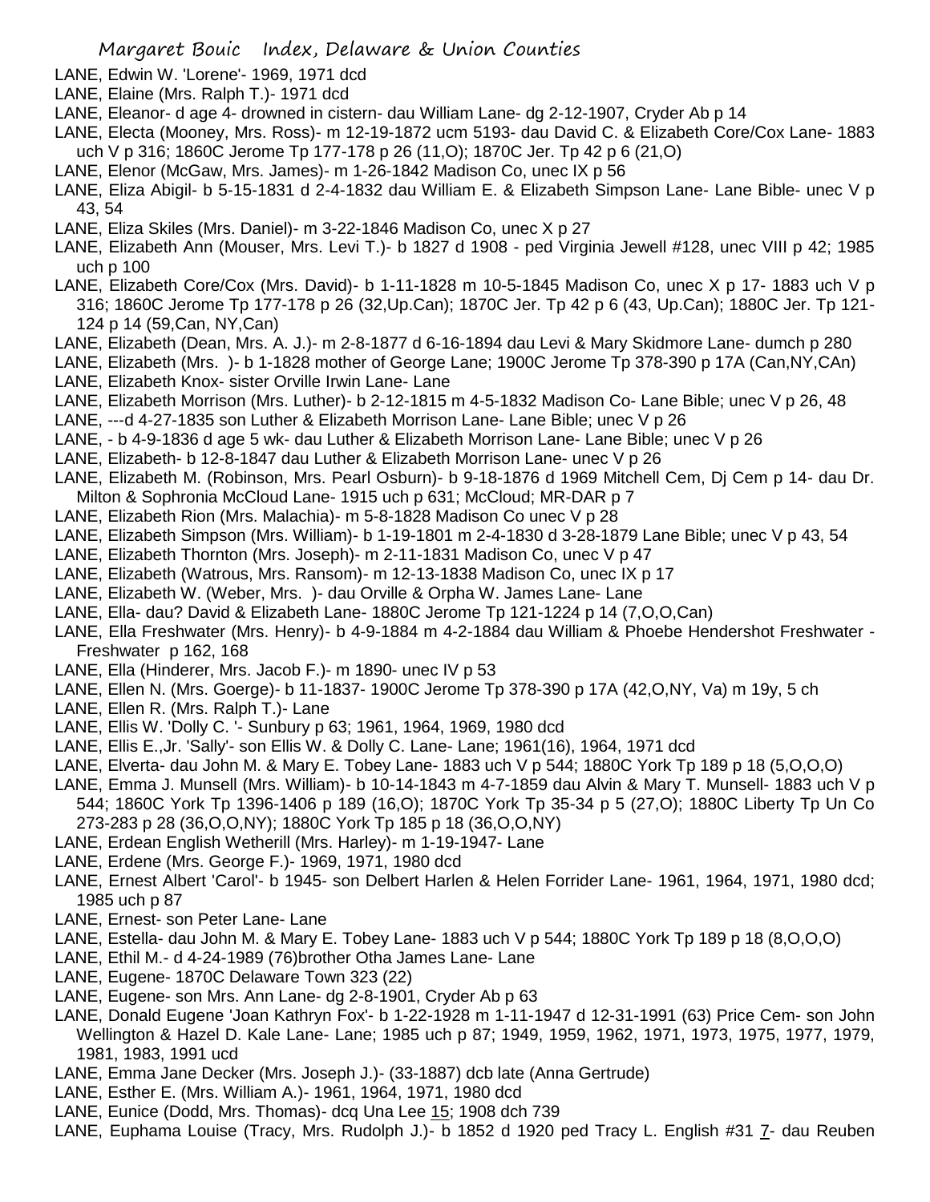LANE, Edwin W. 'Lorene'- 1969, 1971 dcd

LANE, Elaine (Mrs. Ralph T.)- 1971 dcd

LANE, Eleanor- d age 4- drowned in cistern- dau William Lane- dg 2-12-1907, Cryder Ab p 14

LANE, Electa (Mooney, Mrs. Ross)- m 12-19-1872 ucm 5193- dau David C. & Elizabeth Core/Cox Lane- 1883 uch V p 316; 1860C Jerome Tp 177-178 p 26 (11,O); 1870C Jer. Tp 42 p 6 (21,O)

LANE, Elenor (McGaw, Mrs. James)- m 1-26-1842 Madison Co, unec IX p 56

LANE, Eliza Abigil- b 5-15-1831 d 2-4-1832 dau William E. & Elizabeth Simpson Lane- Lane Bible- unec V p 43, 54

LANE, Eliza Skiles (Mrs. Daniel)- m 3-22-1846 Madison Co, unec X p 27

LANE, Elizabeth Ann (Mouser, Mrs. Levi T.)- b 1827 d 1908 - ped Virginia Jewell #128, unec VIII p 42; 1985 uch p 100

LANE, Elizabeth Core/Cox (Mrs. David)- b 1-11-1828 m 10-5-1845 Madison Co, unec X p 17- 1883 uch V p 316; 1860C Jerome Tp 177-178 p 26 (32,Up.Can); 1870C Jer. Tp 42 p 6 (43, Up.Can); 1880C Jer. Tp 121-124 p 14 (59,Can, NY,Can)

LANE, Elizabeth (Dean, Mrs. A. J.)- m 2-8-1877 d 6-16-1894 dau Levi & Mary Skidmore Lane- dumch p 280

LANE, Elizabeth (Mrs. )- b 1-1828 mother of George Lane; 1900C Jerome Tp 378-390 p 17A (Can,NY,CAn)

LANE, Elizabeth Knox- sister Orville Irwin Lane- Lane

LANE, Elizabeth Morrison (Mrs. Luther)- b 2-12-1815 m 4-5-1832 Madison Co- Lane Bible; unec V p 26, 48

LANE, ---d 4-27-1835 son Luther & Elizabeth Morrison Lane- Lane Bible; unec V p 26

LANE, - b 4-9-1836 d age 5 wk- dau Luther & Elizabeth Morrison Lane- Lane Bible; unec V p 26

LANE, Elizabeth- b 12-8-1847 dau Luther & Elizabeth Morrison Lane- unec V p 26

LANE, Elizabeth M. (Robinson, Mrs. Pearl Osburn)- b 9-18-1876 d 1969 Mitchell Cem, Dj Cem p 14- dau Dr. Milton & Sophronia McCloud Lane- 1915 uch p 631; McCloud; MR-DAR p 7

LANE, Elizabeth Rion (Mrs. Malachia)- m 5-8-1828 Madison Co unec V p 28

LANE, Elizabeth Simpson (Mrs. William)- b 1-19-1801 m 2-4-1830 d 3-28-1879 Lane Bible; unec V p 43, 54

LANE, Elizabeth Thornton (Mrs. Joseph)- m 2-11-1831 Madison Co, unec V p 47

LANE, Elizabeth (Watrous, Mrs. Ransom)- m 12-13-1838 Madison Co, unec IX p 17

LANE, Elizabeth W. (Weber, Mrs. )- dau Orville & Orpha W. James Lane- Lane

LANE, Ella- dau? David & Elizabeth Lane- 1880C Jerome Tp 121-1224 p 14 (7,O,O,Can)

LANE, Ella Freshwater (Mrs. Henry)- b 4-9-1884 m 4-2-1884 dau William & Phoebe Hendershot Freshwater - Freshwater p 162, 168

LANE, Ella (Hinderer, Mrs. Jacob F.)- m 1890- unec IV p 53

LANE, Ellen N. (Mrs. Goerge)- b 11-1837- 1900C Jerome Tp 378-390 p 17A (42,O,NY, Va) m 19y, 5 ch

LANE, Ellen R. (Mrs. Ralph T.)- Lane

LANE, Ellis W. 'Dolly C. '- Sunbury p 63; 1961, 1964, 1969, 1980 dcd

LANE, Ellis E.,Jr. 'Sally'- son Ellis W. & Dolly C. Lane- Lane; 1961(16), 1964, 1971 dcd

LANE, Elverta- dau John M. & Mary E. Tobey Lane- 1883 uch V p 544; 1880C York Tp 189 p 18 (5,O,O,O)

LANE, Emma J. Munsell (Mrs. William)- b 10-14-1843 m 4-7-1859 dau Alvin & Mary T. Munsell- 1883 uch V p 544; 1860C York Tp 1396-1406 p 189 (16,O); 1870C York Tp 35-34 p 5 (27,O); 1880C Liberty Tp Un Co 273-283 p 28 (36,O,O,NY); 1880C York Tp 185 p 18 (36,O,O,NY)

LANE, Erdean English Wetherill (Mrs. Harley)- m 1-19-1947- Lane

LANE, Erdene (Mrs. George F.)- 1969, 1971, 1980 dcd

LANE, Ernest Albert 'Carol'- b 1945- son Delbert Harlen & Helen Forrider Lane- 1961, 1964, 1971, 1980 dcd; 1985 uch p 87

LANE, Ernest- son Peter Lane- Lane

LANE, Estella- dau John M. & Mary E. Tobey Lane- 1883 uch V p 544; 1880C York Tp 189 p 18 (8,O,O,O)

LANE, Ethil M.- d 4-24-1989 (76)brother Otha James Lane- Lane

LANE, Eugene- 1870C Delaware Town 323 (22)

LANE, Eugene- son Mrs. Ann Lane- dg 2-8-1901, Cryder Ab p 63

LANE, Donald Eugene 'Joan Kathryn Fox'- b 1-22-1928 m 1-11-1947 d 12-31-1991 (63) Price Cem- son John Wellington & Hazel D. Kale Lane- Lane; 1985 uch p 87; 1949, 1959, 1962, 1971, 1973, 1975, 1977, 1979, 1981, 1983, 1991 ucd

LANE, Emma Jane Decker (Mrs. Joseph J.)- (33-1887) dcb late (Anna Gertrude)

LANE, Esther E. (Mrs. William A.)- 1961, 1964, 1971, 1980 dcd

LANE, Eunice (Dodd, Mrs. Thomas)- dcq Una Lee 15; 1908 dch 739

LANE, Euphama Louise (Tracy, Mrs. Rudolph J.)- b 1852 d 1920 ped Tracy L. English #31 7- dau Reuben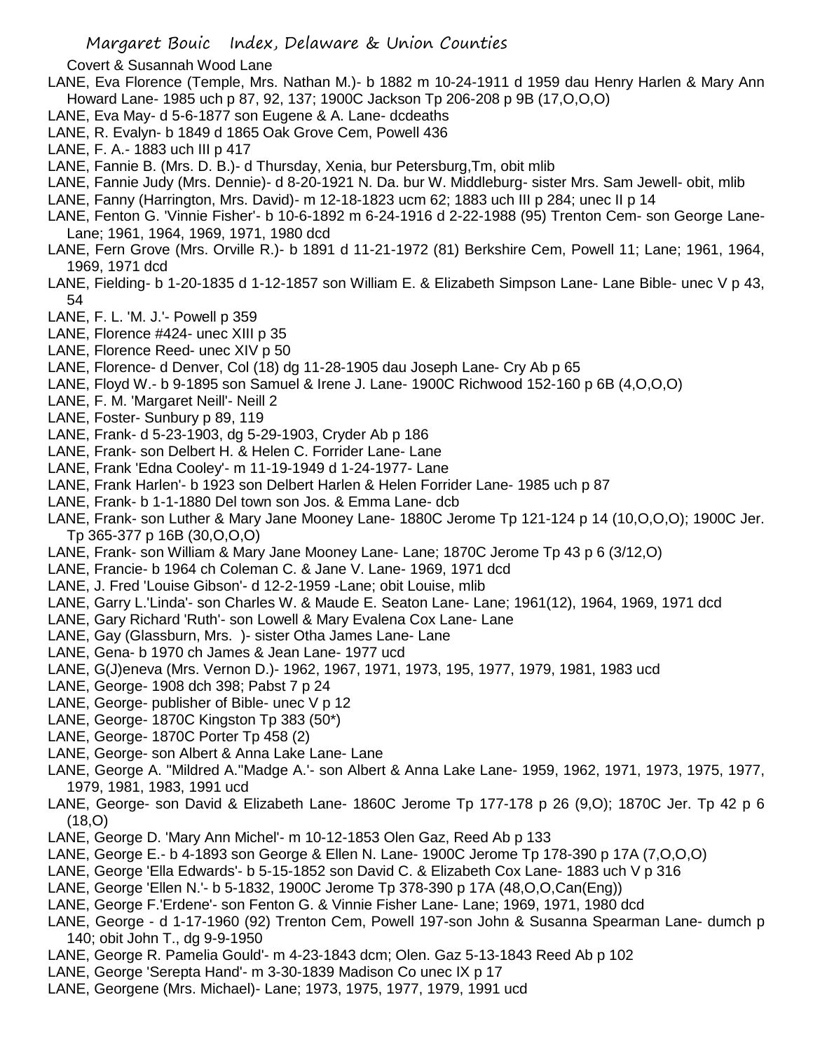Covert & Susannah Wood Lane

LANE, Eva Florence (Temple, Mrs. Nathan M.)- b 1882 m 10-24-1911 d 1959 dau Henry Harlen & Mary Ann Howard Lane- 1985 uch p 87, 92, 137; 1900C Jackson Tp 206-208 p 9B (17,O,O,O)

LANE, Eva May- d 5-6-1877 son Eugene & A. Lane- dcdeaths

LANE, R. Evalyn- b 1849 d 1865 Oak Grove Cem, Powell 436

LANE, F. A.- 1883 uch III p 417

LANE, Fannie B. (Mrs. D. B.)- d Thursday, Xenia, bur Petersburg,Tm, obit mlib

LANE, Fannie Judy (Mrs. Dennie)- d 8-20-1921 N. Da. bur W. Middleburg- sister Mrs. Sam Jewell- obit, mlib

LANE, Fanny (Harrington, Mrs. David)- m 12-18-1823 ucm 62; 1883 uch III p 284; unec II p 14

LANE, Fenton G. 'Vinnie Fisher'- b 10-6-1892 m 6-24-1916 d 2-22-1988 (95) Trenton Cem- son George Lane- Lane; 1961, 1964, 1969, 1971, 1980 dcd

LANE, Fern Grove (Mrs. Orville R.)- b 1891 d 11-21-1972 (81) Berkshire Cem, Powell 11; Lane; 1961, 1964, 1969, 1971 dcd

LANE, Fielding- b 1-20-1835 d 1-12-1857 son William E. & Elizabeth Simpson Lane- Lane Bible- unec V p 43, 54

LANE, F. L. 'M. J.'- Powell p 359

LANE, Florence #424- unec XIII p 35

LANE, Florence Reed- unec XIV p 50

LANE, Florence- d Denver, Col (18) dg 11-28-1905 dau Joseph Lane- Cry Ab p 65

LANE, Floyd W.- b 9-1895 son Samuel & Irene J. Lane- 1900C Richwood 152-160 p 6B (4,O,O,O)

LANE, F. M. 'Margaret Neill'- Neill 2

LANE, Foster- Sunbury p 89, 119

LANE, Frank- d 5-23-1903, dg 5-29-1903, Cryder Ab p 186

LANE, Frank- son Delbert H. & Helen C. Forrider Lane- Lane

LANE, Frank 'Edna Cooley'- m 11-19-1949 d 1-24-1977- Lane

LANE, Frank Harlen'- b 1923 son Delbert Harlen & Helen Forrider Lane- 1985 uch p 87

LANE, Frank- b 1-1-1880 Del town son Jos. & Emma Lane- dcb

LANE, Frank- son Luther & Mary Jane Mooney Lane- 1880C Jerome Tp 121-124 p 14 (10,O,O,O); 1900C Jer. Tp 365-377 p 16B (30,O,O,O)

LANE, Frank- son William & Mary Jane Mooney Lane- Lane; 1870C Jerome Tp 43 p 6 (3/12,O)

LANE, Francie- b 1964 ch Coleman C. & Jane V. Lane- 1969, 1971 dcd

LANE, J. Fred 'Louise Gibson'- d 12-2-1959 -Lane; obit Louise, mlib

LANE, Garry L.'Linda'- son Charles W. & Maude E. Seaton Lane- Lane; 1961(12), 1964, 1969, 1971 dcd

LANE, Gary Richard 'Ruth'- son Lowell & Mary Evalena Cox Lane- Lane

LANE, Gay (Glassburn, Mrs. )- sister Otha James Lane- Lane

LANE, Gena- b 1970 ch James & Jean Lane- 1977 ucd

LANE, G(J)eneva (Mrs. Vernon D.)- 1962, 1967, 1971, 1973, 195, 1977, 1979, 1981, 1983 ucd

LANE, George- 1908 dch 398; Pabst 7 p 24

LANE, George- publisher of Bible- unec V p 12

LANE, George- 1870C Kingston Tp 383 (50*)

LANE, George- 1870C Porter Tp 458 (2)

LANE, George- son Albert & Anna Lake Lane- Lane

LANE, George A. "Mildred A."Madge A.'- son Albert & Anna Lake Lane- 1959, 1962, 1971, 1973, 1975, 1977, 1979, 1981, 1983, 1991 ucd

LANE, George- son David & Elizabeth Lane- 1860C Jerome Tp 177-178 p 26 (9,O); 1870C Jer. Tp 42 p 6 (18,O)

LANE, George D. 'Mary Ann Michel'- m 10-12-1853 Olen Gaz, Reed Ab p 133

LANE, George E.- b 4-1893 son George & Ellen N. Lane- 1900C Jerome Tp 178-390 p 17A (7,O,O,O)

LANE, George 'Ella Edwards'- b 5-15-1852 son David C. & Elizabeth Cox Lane- 1883 uch V p 316

LANE, George 'Ellen N.'- b 5-1832, 1900C Jerome Tp 378-390 p 17A (48,O,O,Can(Eng))

LANE, George F.'Erdene'- son Fenton G. & Vinnie Fisher Lane- Lane; 1969, 1971, 1980 dcd

LANE, George - d 1-17-1960 (92) Trenton Cem, Powell 197-son John & Susanna Spearman Lane- dumch p 140; obit John T., dg 9-9-1950

LANE, George R. Pamelia Gould'- m 4-23-1843 dcm; Olen. Gaz 5-13-1843 Reed Ab p 102

LANE, George 'Serepta Hand'- m 3-30-1839 Madison Co unec IX p 17

LANE, Georgene (Mrs. Michael)- Lane; 1973, 1975, 1977, 1979, 1991 ucd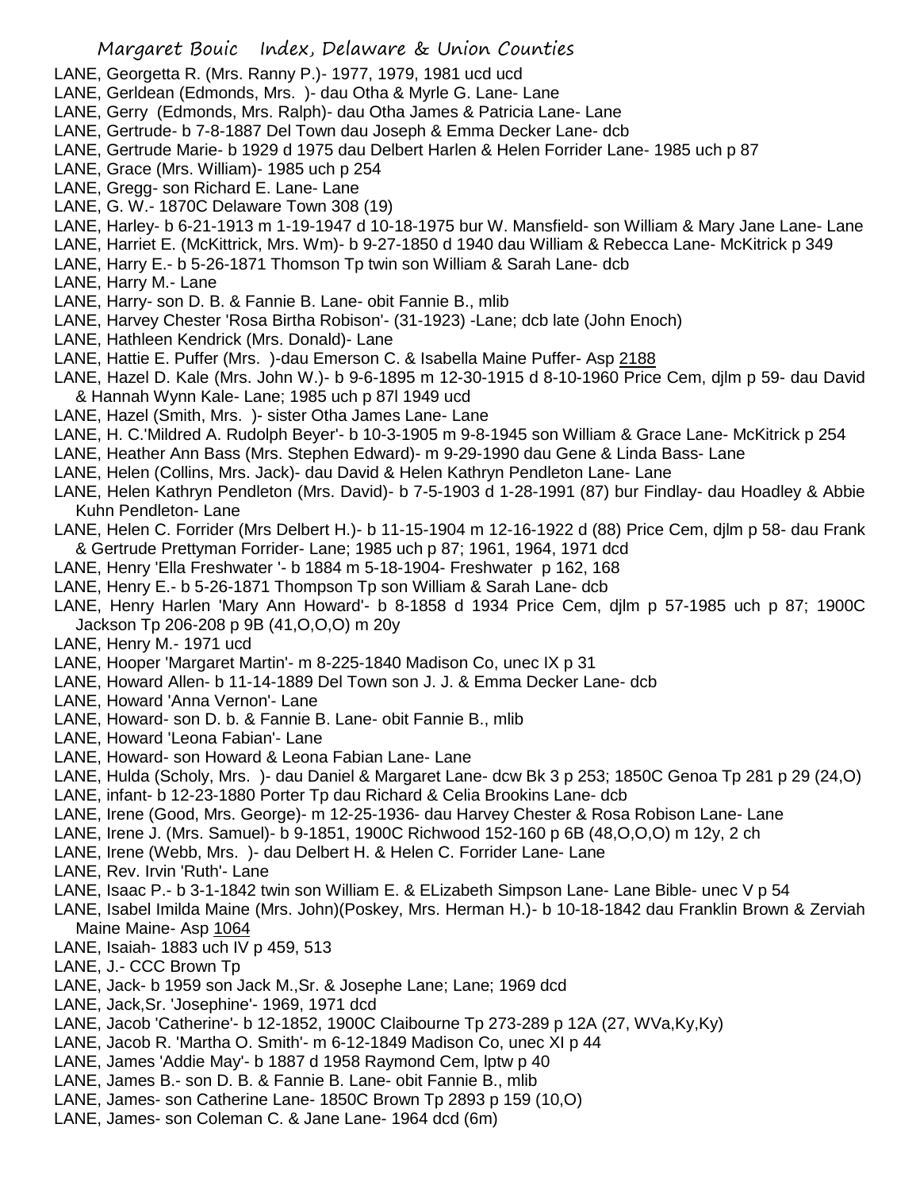LANE, Georgetta R. (Mrs. Ranny P.)- 1977, 1979, 1981 ucd ucd
LANE, Gerldean (Edmonds, Mrs. )- dau Otha & Myrle G. Lane- Lane
LANE, Gerry (Edmonds, Mrs. Ralph)- dau Otha James & Patricia Lane- Lane
LANE, Gertrude- b 7-8-1887 Del Town dau Joseph & Emma Decker Lane- dcb
LANE, Gertrude Marie- b 1929 d 1975 dau Delbert Harlen & Helen Forrider Lane- 1985 uch p 87
LANE, Grace (Mrs. William)- 1985 uch p 254
LANE, Gregg- son Richard E. Lane- Lane
LANE, G. W.- 1870C Delaware Town 308 (19)
LANE, Harley- b 6-21-1913 m 1-19-1947 d 10-18-1975 bur W. Mansfield- son William & Mary Jane Lane- Lane
LANE, Harriet E. (McKittrick, Mrs. Wm)- b 9-27-1850 d 1940 dau William & Rebecca Lane- McKitrick p 349
LANE, Harry E.- b 5-26-1871 Thomson Tp twin son William & Sarah Lane- dcb
LANE, Harry M.- Lane
LANE, Harry- son D. B. & Fannie B. Lane- obit Fannie B., mlib
LANE, Harvey Chester 'Rosa Birtha Robison'- (31-1923) -Lane; dcb late (John Enoch)
LANE, Hathleen Kendrick (Mrs. Donald)- Lane
LANE, Hattie E. Puffer (Mrs. )-dau Emerson C. & Isabella Maine Puffer- Asp 2188
LANE, Hazel D. Kale (Mrs. John W.)- b 9-6-1895 m 12-30-1915 d 8-10-1960 Price Cem, djlm p 59- dau David & Hannah Wynn Kale- Lane; 1985 uch p 87l 1949 ucd
LANE, Hazel (Smith, Mrs. )- sister Otha James Lane- Lane
LANE, H. C.'Mildred A. Rudolph Beyer'- b 10-3-1905 m 9-8-1945 son William & Grace Lane- McKitrick p 254
LANE, Heather Ann Bass (Mrs. Stephen Edward)- m 9-29-1990 dau Gene & Linda Bass- Lane
LANE, Helen (Collins, Mrs. Jack)- dau David & Helen Kathryn Pendleton Lane- Lane
LANE, Helen Kathryn Pendleton (Mrs. David)- b 7-5-1903 d 1-28-1991 (87) bur Findlay- dau Hoadley & Abbie Kuhn Pendleton- Lane
LANE, Helen C. Forrider (Mrs Delbert H.)- b 11-15-1904 m 12-16-1922 d (88) Price Cem, djlm p 58- dau Frank & Gertrude Prettyman Forrider- Lane; 1985 uch p 87; 1961, 1964, 1971 dcd
LANE, Henry 'Ella Freshwater '- b 1884 m 5-18-1904- Freshwater p 162, 168
LANE, Henry E.- b 5-26-1871 Thompson Tp son William & Sarah Lane- dcb
LANE, Henry Harlen 'Mary Ann Howard'- b 8-1858 d 1934 Price Cem, djlm p 57-1985 uch p 87; 1900C Jackson Tp 206-208 p 9B (41,O,O,O) m 20y
LANE, Henry M.- 1971 ucd
LANE, Hooper 'Margaret Martin'- m 8-225-1840 Madison Co, unec IX p 31
LANE, Howard Allen- b 11-14-1889 Del Town son J. J. & Emma Decker Lane- dcb
LANE, Howard 'Anna Vernon'- Lane
LANE, Howard- son D. b. & Fannie B. Lane- obit Fannie B., mlib
LANE, Howard 'Leona Fabian'- Lane
LANE, Howard- son Howard & Leona Fabian Lane- Lane
LANE, Hulda (Scholy, Mrs. )- dau Daniel & Margaret Lane- dcw Bk 3 p 253; 1850C Genoa Tp 281 p 29 (24,O)
LANE, infant- b 12-23-1880 Porter Tp dau Richard & Celia Brookins Lane- dcb
LANE, Irene (Good, Mrs. George)- m 12-25-1936- dau Harvey Chester & Rosa Robison Lane- Lane
LANE, Irene J. (Mrs. Samuel)- b 9-1851, 1900C Richwood 152-160 p 6B (48,O,O,O) m 12y, 2 ch
LANE, Irene (Webb, Mrs. )- dau Delbert H. & Helen C. Forrider Lane- Lane
LANE, Rev. Irvin 'Ruth'- Lane
LANE, Isaac P.- b 3-1-1842 twin son William E. & ELizabeth Simpson Lane- Lane Bible- unec V p 54
LANE, Isabel Imilda Maine (Mrs. John)(Poskey, Mrs. Herman H.)- b 10-18-1842 dau Franklin Brown & Zerviah Maine Maine- Asp 1064
LANE, Isaiah- 1883 uch IV p 459, 513
LANE, J.- CCC Brown Tp
LANE, Jack- b 1959 son Jack M.,Sr. & Josephe Lane; Lane; 1969 dcd
LANE, Jack,Sr. 'Josephine'- 1969, 1971 dcd
LANE, Jacob 'Catherine'- b 12-1852, 1900C Claibourne Tp 273-289 p 12A (27, WVa,Ky,Ky)
LANE, Jacob R. 'Martha O. Smith'- m 6-12-1849 Madison Co, unec XI p 44
LANE, James 'Addie May'- b 1887 d 1958 Raymond Cem, lptw p 40
LANE, James B.- son D. B. & Fannie B. Lane- obit Fannie B., mlib
LANE, James- son Catherine Lane- 1850C Brown Tp 2893 p 159 (10,O)
LANE, James- son Coleman C. & Jane Lane- 1964 dcd (6m)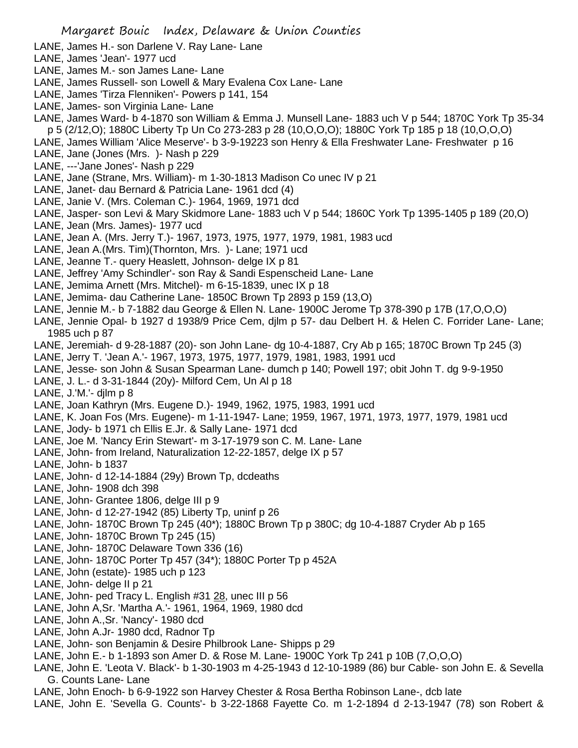LANE, James H.- son Darlene V. Ray Lane- Lane
LANE, James 'Jean'- 1977 ucd
LANE, James M.- son James Lane- Lane
LANE, James Russell- son Lowell & Mary Evalena Cox Lane- Lane
LANE, James 'Tirza Flenniken'- Powers p 141, 154
LANE, James- son Virginia Lane- Lane
LANE, James Ward- b 4-1870 son William & Emma J. Munsell Lane- 1883 uch V p 544; 1870C York Tp 35-34 p 5 (2/12,O); 1880C Liberty Tp Un Co 273-283 p 28 (10,O,O,O); 1880C York Tp 185 p 18 (10,O,O,O)
LANE, James William 'Alice Meserve'- b 3-9-19223 son Henry & Ella Freshwater Lane- Freshwater p 16
LANE, Jane (Jones (Mrs. )- Nash p 229
LANE, ---'Jane Jones'- Nash p 229
LANE, Jane (Strane, Mrs. William)- m 1-30-1813 Madison Co unec IV p 21
LANE, Janet- dau Bernard & Patricia Lane- 1961 dcd (4)
LANE, Janie V. (Mrs. Coleman C.)- 1964, 1969, 1971 dcd
LANE, Jasper- son Levi & Mary Skidmore Lane- 1883 uch V p 544; 1860C York Tp 1395-1405 p 189 (20,O)
LANE, Jean (Mrs. James)- 1977 ucd
LANE, Jean A. (Mrs. Jerry T.)- 1967, 1973, 1975, 1977, 1979, 1981, 1983 ucd
LANE, Jean A.(Mrs. Tim)(Thornton, Mrs. )- Lane; 1971 ucd
LANE, Jeanne T.- query Heaslett, Johnson- delge IX p 81
LANE, Jeffrey 'Amy Schindler'- son Ray & Sandi Espenscheid Lane- Lane
LANE, Jemima Arnett (Mrs. Mitchel)- m 6-15-1839, unec IX p 18
LANE, Jemima- dau Catherine Lane- 1850C Brown Tp 2893 p 159 (13,O)
LANE, Jennie M.- b 7-1882 dau George & Ellen N. Lane- 1900C Jerome Tp 378-390 p 17B (17,O,O,O)
LANE, Jennie Opal- b 1927 d 1938/9 Price Cem, djlm p 57- dau Delbert H. & Helen C. Forrider Lane- Lane; 1985 uch p 87
LANE, Jeremiah- d 9-28-1887 (20)- son John Lane- dg 10-4-1887, Cry Ab p 165; 1870C Brown Tp 245 (3)
LANE, Jerry T. 'Jean A.'- 1967, 1973, 1975, 1977, 1979, 1981, 1983, 1991 ucd
LANE, Jesse- son John & Susan Spearman Lane- dumch p 140; Powell 197; obit John T. dg 9-9-1950
LANE, J. L.- d 3-31-1844 (20y)- Milford Cem, Un Al p 18
LANE, J.'M.'- djlm p 8
LANE, Joan Kathryn (Mrs. Eugene D.)- 1949, 1962, 1975, 1983, 1991 ucd
LANE, K. Joan Fos (Mrs. Eugene)- m 1-11-1947- Lane; 1959, 1967, 1971, 1973, 1977, 1979, 1981 ucd
LANE, Jody- b 1971 ch Ellis E.Jr. & Sally Lane- 1971 dcd
LANE, Joe M. 'Nancy Erin Stewart'- m 3-17-1979 son C. M. Lane- Lane
LANE, John- from Ireland, Naturalization 12-22-1857, delge IX p 57
LANE, John- b 1837
LANE, John- d 12-14-1884 (29y) Brown Tp, dcdeaths
LANE, John- 1908 dch 398
LANE, John- Grantee 1806, delge III p 9
LANE, John- d 12-27-1942 (85) Liberty Tp, uninf p 26
LANE, John- 1870C Brown Tp 245 (40*); 1880C Brown Tp p 380C; dg 10-4-1887 Cryder Ab p 165
LANE, John- 1870C Brown Tp 245 (15)
LANE, John- 1870C Delaware Town 336 (16)
LANE, John- 1870C Porter Tp 457 (34*); 1880C Porter Tp p 452A
LANE, John (estate)- 1985 uch p 123
LANE, John- delge II p 21
LANE, John- ped Tracy L. English #31 28, unec III p 56
LANE, John A,Sr. 'Martha A.'- 1961, 1964, 1969, 1980 dcd
LANE, John A.,Sr. 'Nancy'- 1980 dcd
LANE, John A.Jr- 1980 dcd, Radnor Tp
LANE, John- son Benjamin & Desire Philbrook Lane- Shipps p 29
LANE, John E.- b 1-1893 son Amer D. & Rose M. Lane- 1900C York Tp 241 p 10B (7,O,O,O)
LANE, John E. 'Leota V. Black'- b 1-30-1903 m 4-25-1943 d 12-10-1989 (86) bur Cable- son John E. & Sevella G. Counts Lane- Lane
LANE, John Enoch- b 6-9-1922 son Harvey Chester & Rosa Bertha Robinson Lane-, dcb late
LANE, John E. 'Sevella G. Counts'- b 3-22-1868 Fayette Co. m 1-2-1894 d 2-13-1947 (78) son Robert &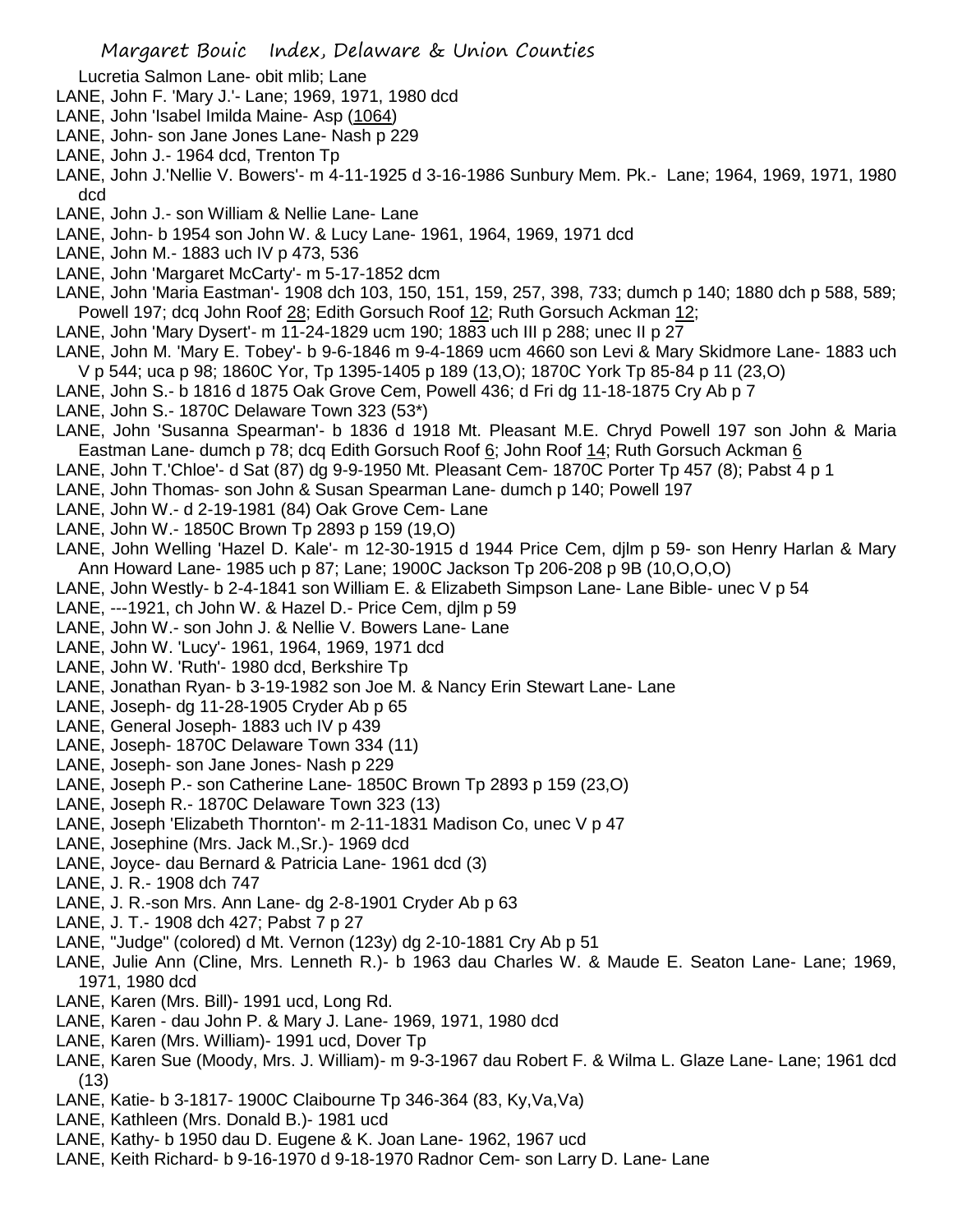Lucretia Salmon Lane- obit mlib; Lane

LANE, John F. 'Mary J.'- Lane; 1969, 1971, 1980 dcd

LANE, John 'Isabel Imilda Maine- Asp (1064)

LANE, John- son Jane Jones Lane- Nash p 229

LANE, John J.- 1964 dcd, Trenton Tp

LANE, John J.'Nellie V. Bowers'- m 4-11-1925 d 3-16-1986 Sunbury Mem. Pk.- Lane; 1964, 1969, 1971, 1980 dcd

LANE, John J.- son William & Nellie Lane- Lane

LANE, John- b 1954 son John W. & Lucy Lane- 1961, 1964, 1969, 1971 dcd

LANE, John M.- 1883 uch IV p 473, 536

LANE, John 'Margaret McCarty'- m 5-17-1852 dcm

LANE, John 'Maria Eastman'- 1908 dch 103, 150, 151, 159, 257, 398, 733; dumch p 140; 1880 dch p 588, 589; Powell 197; dcq John Roof 28; Edith Gorsuch Roof 12; Ruth Gorsuch Ackman 12;

LANE, John 'Mary Dysert'- m 11-24-1829 ucm 190; 1883 uch III p 288; unec II p 27

LANE, John M. 'Mary E. Tobey'- b 9-6-1846 m 9-4-1869 ucm 4660 son Levi & Mary Skidmore Lane- 1883 uch V p 544; uca p 98; 1860C Yor, Tp 1395-1405 p 189 (13,O); 1870C York Tp 85-84 p 11 (23,O)

LANE, John S.- b 1816 d 1875 Oak Grove Cem, Powell 436; d Fri dg 11-18-1875 Cry Ab p 7

LANE, John S.- 1870C Delaware Town 323 (53*)

LANE, John 'Susanna Spearman'- b 1836 d 1918 Mt. Pleasant M.E. Chryd Powell 197 son John & Maria Eastman Lane- dumch p 78; dcq Edith Gorsuch Roof 6; John Roof 14; Ruth Gorsuch Ackman 6

LANE, John T.'Chloe'- d Sat (87) dg 9-9-1950 Mt. Pleasant Cem- 1870C Porter Tp 457 (8); Pabst 4 p 1

LANE, John Thomas- son John & Susan Spearman Lane- dumch p 140; Powell 197

LANE, John W.- d 2-19-1981 (84) Oak Grove Cem- Lane

LANE, John W.- 1850C Brown Tp 2893 p 159 (19,O)

LANE, John Welling 'Hazel D. Kale'- m 12-30-1915 d 1944 Price Cem, djlm p 59- son Henry Harlan & Mary Ann Howard Lane- 1985 uch p 87; Lane; 1900C Jackson Tp 206-208 p 9B (10,O,O,O)

LANE, John Westly- b 2-4-1841 son William E. & Elizabeth Simpson Lane- Lane Bible- unec V p 54

LANE, ---1921, ch John W. & Hazel D.- Price Cem, djlm p 59

LANE, John W.- son John J. & Nellie V. Bowers Lane- Lane

LANE, John W. 'Lucy'- 1961, 1964, 1969, 1971 dcd

LANE, John W. 'Ruth'- 1980 dcd, Berkshire Tp

LANE, Jonathan Ryan- b 3-19-1982 son Joe M. & Nancy Erin Stewart Lane- Lane

LANE, Joseph- dg 11-28-1905 Cryder Ab p 65

LANE, General Joseph- 1883 uch IV p 439

LANE, Joseph- 1870C Delaware Town 334 (11)

LANE, Joseph- son Jane Jones- Nash p 229

LANE, Joseph P.- son Catherine Lane- 1850C Brown Tp 2893 p 159 (23,O)

LANE, Joseph R.- 1870C Delaware Town 323 (13)

LANE, Joseph 'Elizabeth Thornton'- m 2-11-1831 Madison Co, unec V p 47

LANE, Josephine (Mrs. Jack M.,Sr.)- 1969 dcd

LANE, Joyce- dau Bernard & Patricia Lane- 1961 dcd (3)

LANE, J. R.- 1908 dch 747

LANE, J. R.-son Mrs. Ann Lane- dg 2-8-1901 Cryder Ab p 63

LANE, J. T.- 1908 dch 427; Pabst 7 p 27

LANE, "Judge" (colored) d Mt. Vernon (123y) dg 2-10-1881 Cry Ab p 51

LANE, Julie Ann (Cline, Mrs. Lenneth R.)- b 1963 dau Charles W. & Maude E. Seaton Lane- Lane; 1969, 1971, 1980 dcd

LANE, Karen (Mrs. Bill)- 1991 ucd, Long Rd.

LANE, Karen - dau John P. & Mary J. Lane- 1969, 1971, 1980 dcd

LANE, Karen (Mrs. William)- 1991 ucd, Dover Tp

LANE, Karen Sue (Moody, Mrs. J. William)- m 9-3-1967 dau Robert F. & Wilma L. Glaze Lane- Lane; 1961 dcd (13)

LANE, Katie- b 3-1817- 1900C Claibourne Tp 346-364 (83, Ky,Va,Va)

LANE, Kathleen (Mrs. Donald B.)- 1981 ucd

LANE, Kathy- b 1950 dau D. Eugene & K. Joan Lane- 1962, 1967 ucd

LANE, Keith Richard- b 9-16-1970 d 9-18-1970 Radnor Cem- son Larry D. Lane- Lane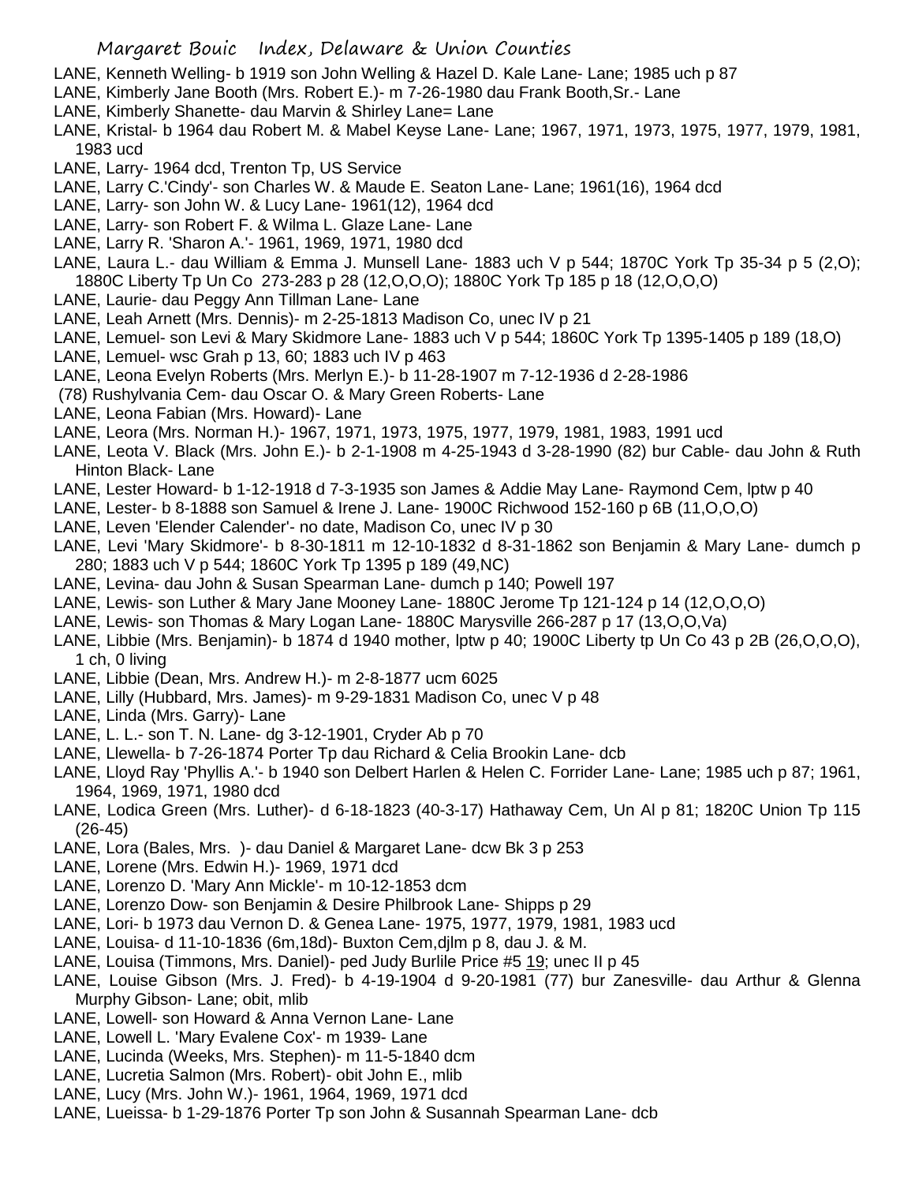LANE, Kenneth Welling- b 1919 son John Welling & Hazel D. Kale Lane- Lane; 1985 uch p 87
LANE, Kimberly Jane Booth (Mrs. Robert E.)- m 7-26-1980 dau Frank Booth,Sr.- Lane
LANE, Kimberly Shanette- dau Marvin & Shirley Lane= Lane
LANE, Kristal- b 1964 dau Robert M. & Mabel Keyse Lane- Lane; 1967, 1971, 1973, 1975, 1977, 1979, 1981, 1983 ucd
LANE, Larry- 1964 dcd, Trenton Tp, US Service
LANE, Larry C.'Cindy'- son Charles W. & Maude E. Seaton Lane- Lane; 1961(16), 1964 dcd
LANE, Larry- son John W. & Lucy Lane- 1961(12), 1964 dcd
LANE, Larry- son Robert F. & Wilma L. Glaze Lane- Lane
LANE, Larry R. 'Sharon A.'- 1961, 1969, 1971, 1980 dcd
LANE, Laura L.- dau William & Emma J. Munsell Lane- 1883 uch V p 544; 1870C York Tp 35-34 p 5 (2,O); 1880C Liberty Tp Un Co 273-283 p 28 (12,O,O,O); 1880C York Tp 185 p 18 (12,O,O,O)
LANE, Laurie- dau Peggy Ann Tillman Lane- Lane
LANE, Leah Arnett (Mrs. Dennis)- m 2-25-1813 Madison Co, unec IV p 21
LANE, Lemuel- son Levi & Mary Skidmore Lane- 1883 uch V p 544; 1860C York Tp 1395-1405 p 189 (18,O)
LANE, Lemuel- wsc Grah p 13, 60; 1883 uch IV p 463
LANE, Leona Evelyn Roberts (Mrs. Merlyn E.)- b 11-28-1907 m 7-12-1936 d 2-28-1986 (78) Rushylvania Cem- dau Oscar O. & Mary Green Roberts- Lane
LANE, Leona Fabian (Mrs. Howard)- Lane
LANE, Leora (Mrs. Norman H.)- 1967, 1971, 1973, 1975, 1977, 1979, 1981, 1983, 1991 ucd
LANE, Leota V. Black (Mrs. John E.)- b 2-1-1908 m 4-25-1943 d 3-28-1990 (82) bur Cable- dau John & Ruth Hinton Black- Lane
LANE, Lester Howard- b 1-12-1918 d 7-3-1935 son James & Addie May Lane- Raymond Cem, lptw p 40
LANE, Lester- b 8-1888 son Samuel & Irene J. Lane- 1900C Richwood 152-160 p 6B (11,O,O,O)
LANE, Leven 'Elender Calender'- no date, Madison Co, unec IV p 30
LANE, Levi 'Mary Skidmore'- b 8-30-1811 m 12-10-1832 d 8-31-1862 son Benjamin & Mary Lane- dumch p 280; 1883 uch V p 544; 1860C York Tp 1395 p 189 (49,NC)
LANE, Levina- dau John & Susan Spearman Lane- dumch p 140; Powell 197
LANE, Lewis- son Luther & Mary Jane Mooney Lane- 1880C Jerome Tp 121-124 p 14 (12,O,O,O)
LANE, Lewis- son Thomas & Mary Logan Lane- 1880C Marysville 266-287 p 17 (13,O,O,Va)
LANE, Libbie (Mrs. Benjamin)- b 1874 d 1940 mother, lptw p 40; 1900C Liberty tp Un Co 43 p 2B (26,O,O,O), 1 ch, 0 living
LANE, Libbie (Dean, Mrs. Andrew H.)- m 2-8-1877 ucm 6025
LANE, Lilly (Hubbard, Mrs. James)- m 9-29-1831 Madison Co, unec V p 48
LANE, Linda (Mrs. Garry)- Lane
LANE, L. L.- son T. N. Lane- dg 3-12-1901, Cryder Ab p 70
LANE, Llewella- b 7-26-1874 Porter Tp dau Richard & Celia Brookin Lane- dcb
LANE, Lloyd Ray 'Phyllis A.'- b 1940 son Delbert Harlen & Helen C. Forrider Lane- Lane; 1985 uch p 87; 1961, 1964, 1969, 1971, 1980 dcd
LANE, Lodica Green (Mrs. Luther)- d 6-18-1823 (40-3-17) Hathaway Cem, Un Al p 81; 1820C Union Tp 115 (26-45)
LANE, Lora (Bales, Mrs. )- dau Daniel & Margaret Lane- dcw Bk 3 p 253
LANE, Lorene (Mrs. Edwin H.)- 1969, 1971 dcd
LANE, Lorenzo D. 'Mary Ann Mickle'- m 10-12-1853 dcm
LANE, Lorenzo Dow- son Benjamin & Desire Philbrook Lane- Shipps p 29
LANE, Lori- b 1973 dau Vernon D. & Genea Lane- 1975, 1977, 1979, 1981, 1983 ucd
LANE, Louisa- d 11-10-1836 (6m,18d)- Buxton Cem,djlm p 8, dau J. & M.
LANE, Louisa (Timmons, Mrs. Daniel)- ped Judy Burlile Price #5 19; unec II p 45
LANE, Louise Gibson (Mrs. J. Fred)- b 4-19-1904 d 9-20-1981 (77) bur Zanesville- dau Arthur & Glenna Murphy Gibson- Lane; obit, mlib
LANE, Lowell- son Howard & Anna Vernon Lane- Lane
LANE, Lowell L. 'Mary Evalene Cox'- m 1939- Lane
LANE, Lucinda (Weeks, Mrs. Stephen)- m 11-5-1840 dcm
LANE, Lucretia Salmon (Mrs. Robert)- obit John E., mlib
LANE, Lucy (Mrs. John W.)- 1961, 1964, 1969, 1971 dcd
LANE, Lueissa- b 1-29-1876 Porter Tp son John & Susannah Spearman Lane- dcb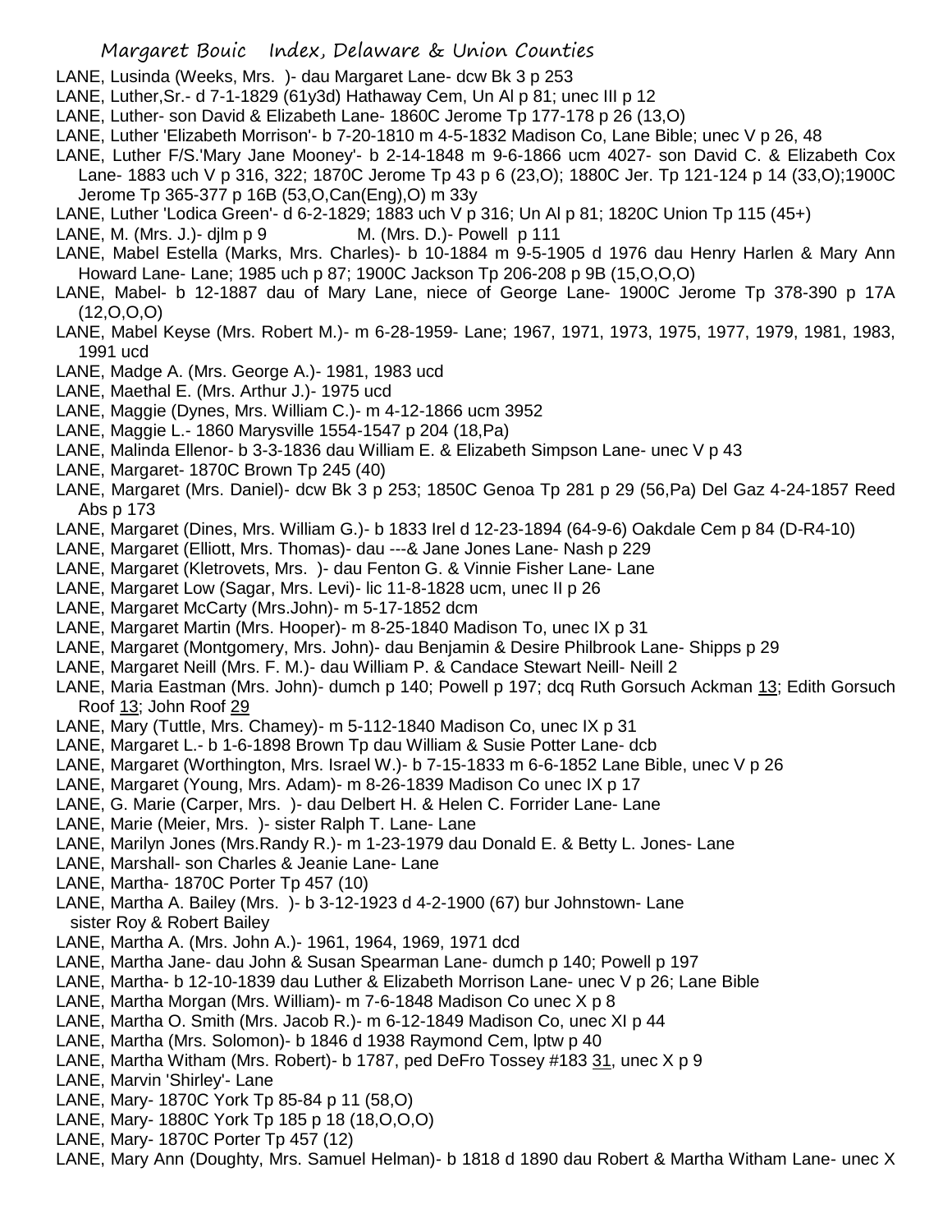LANE, Lusinda (Weeks, Mrs. )- dau Margaret Lane- dcw Bk 3 p 253

LANE, Luther,Sr.- d 7-1-1829 (61y3d) Hathaway Cem, Un Al p 81; unec III p 12

LANE, Luther- son David & Elizabeth Lane- 1860C Jerome Tp 177-178 p 26 (13,O)

LANE, Luther 'Elizabeth Morrison'- b 7-20-1810 m 4-5-1832 Madison Co, Lane Bible; unec V p 26, 48

LANE, Luther F/S.'Mary Jane Mooney'- b 2-14-1848 m 9-6-1866 ucm 4027- son David C. & Elizabeth Cox Lane- 1883 uch V p 316, 322; 1870C Jerome Tp 43 p 6 (23,O); 1880C Jer. Tp 121-124 p 14 (33,O);1900C Jerome Tp 365-377 p 16B (53,O,Can(Eng),O) m 33y

LANE, Luther 'Lodica Green'- d 6-2-1829; 1883 uch V p 316; Un Al p 81; 1820C Union Tp 115 (45+)

LANE, M. (Mrs. J.)- djlm p 9 M. (Mrs. D.)- Powell p 111

LANE, Mabel Estella (Marks, Mrs. Charles)- b 10-1884 m 9-5-1905 d 1976 dau Henry Harlen & Mary Ann Howard Lane- Lane; 1985 uch p 87; 1900C Jackson Tp 206-208 p 9B (15,O,O,O)

LANE, Mabel- b 12-1887 dau of Mary Lane, niece of George Lane- 1900C Jerome Tp 378-390 p 17A (12,O,O,O)

LANE, Mabel Keyse (Mrs. Robert M.)- m 6-28-1959- Lane; 1967, 1971, 1973, 1975, 1977, 1979, 1981, 1983, 1991 ucd

LANE, Madge A. (Mrs. George A.)- 1981, 1983 ucd

LANE, Maethal E. (Mrs. Arthur J.)- 1975 ucd

LANE, Maggie (Dynes, Mrs. William C.)- m 4-12-1866 ucm 3952

LANE, Maggie L.- 1860 Marysville 1554-1547 p 204 (18,Pa)

LANE, Malinda Ellenor- b 3-3-1836 dau William E. & Elizabeth Simpson Lane- unec V p 43

LANE, Margaret- 1870C Brown Tp 245 (40)

LANE, Margaret (Mrs. Daniel)- dcw Bk 3 p 253; 1850C Genoa Tp 281 p 29 (56,Pa) Del Gaz 4-24-1857 Reed Abs p 173

LANE, Margaret (Dines, Mrs. William G.)- b 1833 Irel d 12-23-1894 (64-9-6) Oakdale Cem p 84 (D-R4-10)

LANE, Margaret (Elliott, Mrs. Thomas)- dau ---& Jane Jones Lane- Nash p 229

LANE, Margaret (Kletrovets, Mrs. )- dau Fenton G. & Vinnie Fisher Lane- Lane

LANE, Margaret Low (Sagar, Mrs. Levi)- lic 11-8-1828 ucm, unec II p 26

LANE, Margaret McCarty (Mrs.John)- m 5-17-1852 dcm

LANE, Margaret Martin (Mrs. Hooper)- m 8-25-1840 Madison To, unec IX p 31

LANE, Margaret (Montgomery, Mrs. John)- dau Benjamin & Desire Philbrook Lane- Shipps p 29

LANE, Margaret Neill (Mrs. F. M.)- dau William P. & Candace Stewart Neill- Neill 2

LANE, Maria Eastman (Mrs. John)- dumch p 140; Powell p 197; dcq Ruth Gorsuch Ackman 13; Edith Gorsuch Roof 13; John Roof 29

LANE, Mary (Tuttle, Mrs. Chamey)- m 5-112-1840 Madison Co, unec IX p 31

LANE, Margaret L.- b 1-6-1898 Brown Tp dau William & Susie Potter Lane- dcb

LANE, Margaret (Worthington, Mrs. Israel W.)- b 7-15-1833 m 6-6-1852 Lane Bible, unec V p 26

LANE, Margaret (Young, Mrs. Adam)- m 8-26-1839 Madison Co unec IX p 17

LANE, G. Marie (Carper, Mrs. )- dau Delbert H. & Helen C. Forrider Lane- Lane

LANE, Marie (Meier, Mrs. )- sister Ralph T. Lane- Lane

LANE, Marilyn Jones (Mrs.Randy R.)- m 1-23-1979 dau Donald E. & Betty L. Jones- Lane

LANE, Marshall- son Charles & Jeanie Lane- Lane

LANE, Martha- 1870C Porter Tp 457 (10)

LANE, Martha A. Bailey (Mrs. )- b 3-12-1923 d 4-2-1900 (67) bur Johnstown- Lane sister Roy & Robert Bailey

LANE, Martha A. (Mrs. John A.)- 1961, 1964, 1969, 1971 dcd

LANE, Martha Jane- dau John & Susan Spearman Lane- dumch p 140; Powell p 197

LANE, Martha- b 12-10-1839 dau Luther & Elizabeth Morrison Lane- unec V p 26; Lane Bible

LANE, Martha Morgan (Mrs. William)- m 7-6-1848 Madison Co unec X p 8

LANE, Martha O. Smith (Mrs. Jacob R.)- m 6-12-1849 Madison Co, unec XI p 44

LANE, Martha (Mrs. Solomon)- b 1846 d 1938 Raymond Cem, lptw p 40

LANE, Martha Witham (Mrs. Robert)- b 1787, ped DeFro Tossey #183 31, unec X p 9

LANE, Marvin 'Shirley'- Lane

LANE, Mary- 1870C York Tp 85-84 p 11 (58,O)

LANE, Mary- 1880C York Tp 185 p 18 (18,O,O,O)

LANE, Mary- 1870C Porter Tp 457 (12)

LANE, Mary Ann (Doughty, Mrs. Samuel Helman)- b 1818 d 1890 dau Robert & Martha Witham Lane- unec X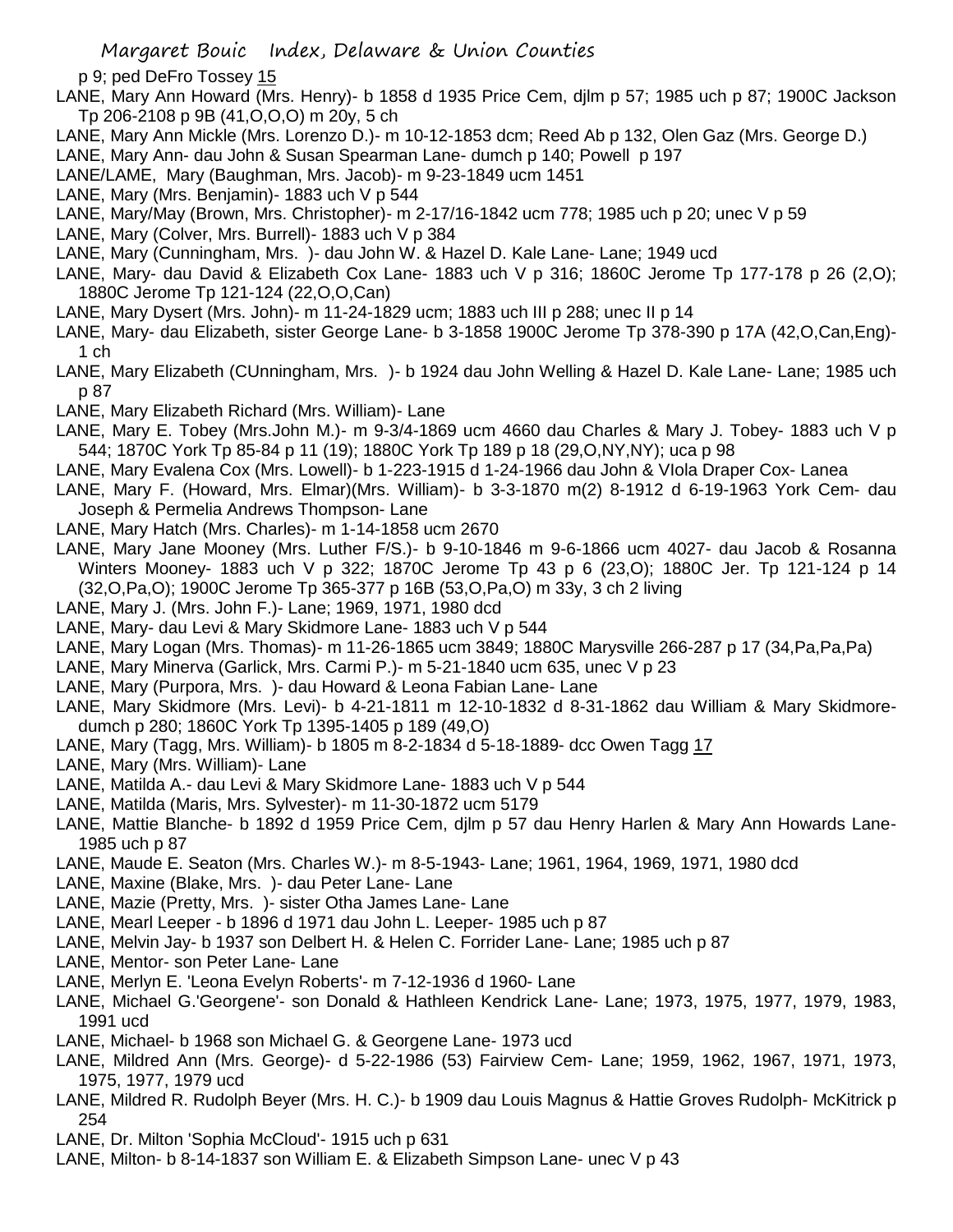p 9; ped DeFro Tossey 15

LANE, Mary Ann Howard (Mrs. Henry)- b 1858 d 1935 Price Cem, djlm p 57; 1985 uch p 87; 1900C Jackson Tp 206-2108 p 9B (41,O,O,O) m 20y, 5 ch

LANE, Mary Ann Mickle (Mrs. Lorenzo D.)- m 10-12-1853 dcm; Reed Ab p 132, Olen Gaz (Mrs. George D.)

LANE, Mary Ann- dau John & Susan Spearman Lane- dumch p 140; Powell p 197

LANE/LAME, Mary (Baughman, Mrs. Jacob)- m 9-23-1849 ucm 1451

LANE, Mary (Mrs. Benjamin)- 1883 uch V p 544

LANE, Mary/May (Brown, Mrs. Christopher)- m 2-17/16-1842 ucm 778; 1985 uch p 20; unec V p 59

LANE, Mary (Colver, Mrs. Burrell)- 1883 uch V p 384

LANE, Mary (Cunningham, Mrs. )- dau John W. & Hazel D. Kale Lane- Lane; 1949 ucd

LANE, Mary- dau David & Elizabeth Cox Lane- 1883 uch V p 316; 1860C Jerome Tp 177-178 p 26 (2,O); 1880C Jerome Tp 121-124 (22,O,O,Can)

LANE, Mary Dysert (Mrs. John)- m 11-24-1829 ucm; 1883 uch III p 288; unec II p 14

LANE, Mary- dau Elizabeth, sister George Lane- b 3-1858 1900C Jerome Tp 378-390 p 17A (42,O,Can,Eng)- 1 ch

LANE, Mary Elizabeth (CUnningham, Mrs. )- b 1924 dau John Welling & Hazel D. Kale Lane- Lane; 1985 uch p 87

LANE, Mary Elizabeth Richard (Mrs. William)- Lane

LANE, Mary E. Tobey (Mrs.John M.)- m 9-3/4-1869 ucm 4660 dau Charles & Mary J. Tobey- 1883 uch V p 544; 1870C York Tp 85-84 p 11 (19); 1880C York Tp 189 p 18 (29,O,NY,NY); uca p 98

LANE, Mary Evalena Cox (Mrs. Lowell)- b 1-223-1915 d 1-24-1966 dau John & VIola Draper Cox- Lanea

LANE, Mary F. (Howard, Mrs. Elmar)(Mrs. William)- b 3-3-1870 m(2) 8-1912 d 6-19-1963 York Cem- dau Joseph & Permelia Andrews Thompson- Lane

LANE, Mary Hatch (Mrs. Charles)- m 1-14-1858 ucm 2670

LANE, Mary Jane Mooney (Mrs. Luther F/S.)- b 9-10-1846 m 9-6-1866 ucm 4027- dau Jacob & Rosanna Winters Mooney- 1883 uch V p 322; 1870C Jerome Tp 43 p 6 (23,O); 1880C Jer. Tp 121-124 p 14 (32,O,Pa,O); 1900C Jerome Tp 365-377 p 16B (53,O,Pa,O) m 33y, 3 ch 2 living

LANE, Mary J. (Mrs. John F.)- Lane; 1969, 1971, 1980 dcd

LANE, Mary- dau Levi & Mary Skidmore Lane- 1883 uch V p 544

LANE, Mary Logan (Mrs. Thomas)- m 11-26-1865 ucm 3849; 1880C Marysville 266-287 p 17 (34,Pa,Pa,Pa)

LANE, Mary Minerva (Garlick, Mrs. Carmi P.)- m 5-21-1840 ucm 635, unec V p 23

LANE, Mary (Purpora, Mrs. )- dau Howard & Leona Fabian Lane- Lane

LANE, Mary Skidmore (Mrs. Levi)- b 4-21-1811 m 12-10-1832 d 8-31-1862 dau William & Mary Skidmore- dumch p 280; 1860C York Tp 1395-1405 p 189 (49,O)

LANE, Mary (Tagg, Mrs. William)- b 1805 m 8-2-1834 d 5-18-1889- dcc Owen Tagg 17

LANE, Mary (Mrs. William)- Lane

LANE, Matilda A.- dau Levi & Mary Skidmore Lane- 1883 uch V p 544

LANE, Matilda (Maris, Mrs. Sylvester)- m 11-30-1872 ucm 5179

LANE, Mattie Blanche- b 1892 d 1959 Price Cem, djlm p 57 dau Henry Harlen & Mary Ann Howards Lane- 1985 uch p 87

LANE, Maude E. Seaton (Mrs. Charles W.)- m 8-5-1943- Lane; 1961, 1964, 1969, 1971, 1980 dcd

LANE, Maxine (Blake, Mrs. )- dau Peter Lane- Lane

LANE, Mazie (Pretty, Mrs. )- sister Otha James Lane- Lane

LANE, Mearl Leeper - b 1896 d 1971 dau John L. Leeper- 1985 uch p 87

LANE, Melvin Jay- b 1937 son Delbert H. & Helen C. Forrider Lane- Lane; 1985 uch p 87

LANE, Mentor- son Peter Lane- Lane

LANE, Merlyn E. 'Leona Evelyn Roberts'- m 7-12-1936 d 1960- Lane

LANE, Michael G.'Georgene'- son Donald & Hathleen Kendrick Lane- Lane; 1973, 1975, 1977, 1979, 1983, 1991 ucd

LANE, Michael- b 1968 son Michael G. & Georgene Lane- 1973 ucd

LANE, Mildred Ann (Mrs. George)- d 5-22-1986 (53) Fairview Cem- Lane; 1959, 1962, 1967, 1971, 1973, 1975, 1977, 1979 ucd

LANE, Mildred R. Rudolph Beyer (Mrs. H. C.)- b 1909 dau Louis Magnus & Hattie Groves Rudolph- McKitrick p 254

LANE, Dr. Milton 'Sophia McCloud'- 1915 uch p 631

LANE, Milton- b 8-14-1837 son William E. & Elizabeth Simpson Lane- unec V p 43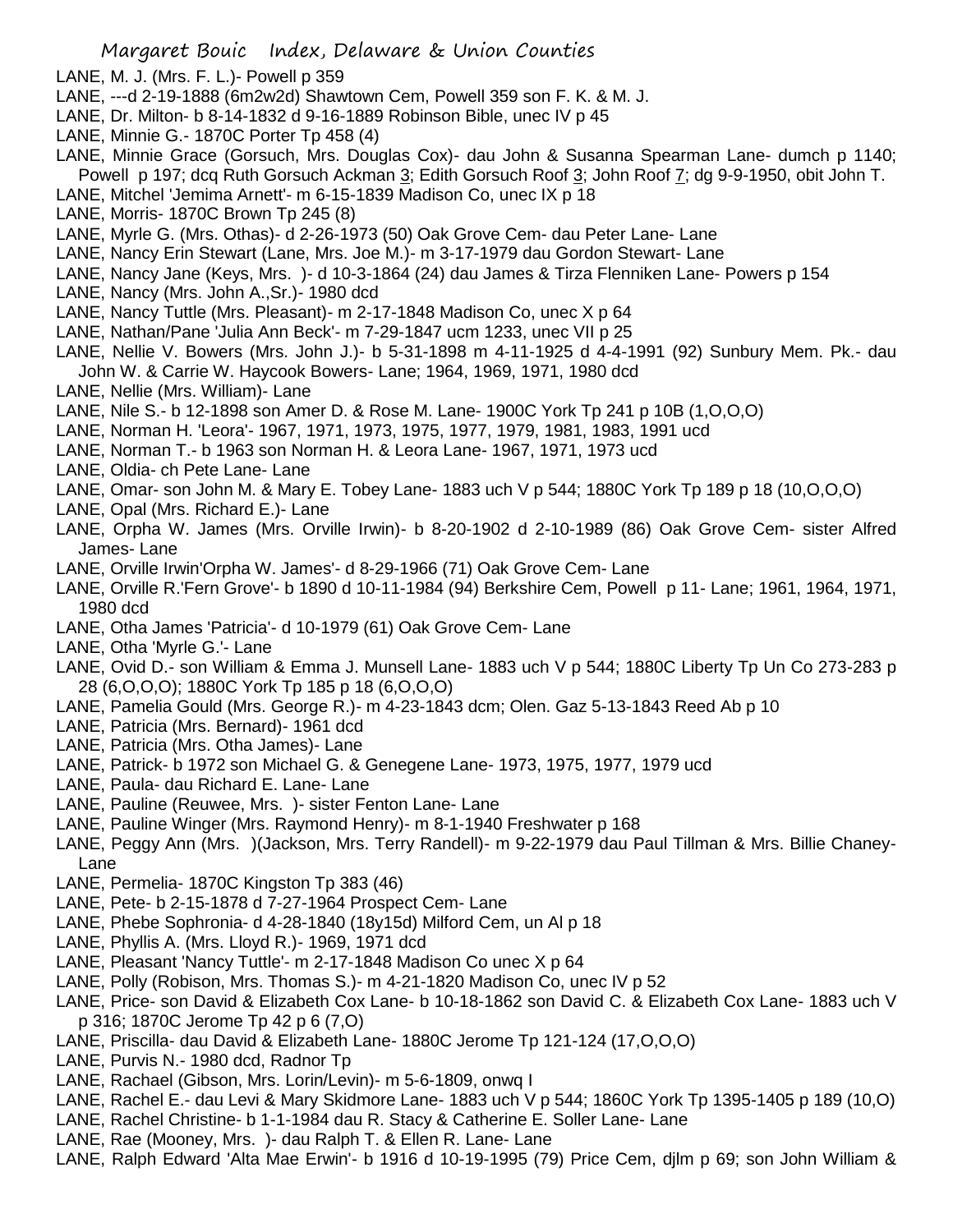LANE, M. J. (Mrs. F. L.)- Powell p 359

LANE, ---d 2-19-1888 (6m2w2d) Shawtown Cem, Powell 359 son F. K. & M. J.

LANE, Dr. Milton- b 8-14-1832 d 9-16-1889 Robinson Bible, unec IV p 45

LANE, Minnie G.- 1870C Porter Tp 458 (4)

LANE, Minnie Grace (Gorsuch, Mrs. Douglas Cox)- dau John & Susanna Spearman Lane- dumch p 1140; Powell p 197; dcq Ruth Gorsuch Ackman 3; Edith Gorsuch Roof 3; John Roof 7; dg 9-9-1950, obit John T.

LANE, Mitchel 'Jemima Arnett'- m 6-15-1839 Madison Co, unec IX p 18

LANE, Morris- 1870C Brown Tp 245 (8)

LANE, Myrle G. (Mrs. Othas)- d 2-26-1973 (50) Oak Grove Cem- dau Peter Lane- Lane

LANE, Nancy Erin Stewart (Lane, Mrs. Joe M.)- m 3-17-1979 dau Gordon Stewart- Lane

LANE, Nancy Jane (Keys, Mrs. )- d 10-3-1864 (24) dau James & Tirza Flenniken Lane- Powers p 154

LANE, Nancy (Mrs. John A.,Sr.)- 1980 dcd

LANE, Nancy Tuttle (Mrs. Pleasant)- m 2-17-1848 Madison Co, unec X p 64

LANE, Nathan/Pane 'Julia Ann Beck'- m 7-29-1847 ucm 1233, unec VII p 25

LANE, Nellie V. Bowers (Mrs. John J.)- b 5-31-1898 m 4-11-1925 d 4-4-1991 (92) Sunbury Mem. Pk.- dau John W. & Carrie W. Haycook Bowers- Lane; 1964, 1969, 1971, 1980 dcd

LANE, Nellie (Mrs. William)- Lane

LANE, Nile S.- b 12-1898 son Amer D. & Rose M. Lane- 1900C York Tp 241 p 10B (1,O,O,O)

LANE, Norman H. 'Leora'- 1967, 1971, 1973, 1975, 1977, 1979, 1981, 1983, 1991 ucd

LANE, Norman T.- b 1963 son Norman H. & Leora Lane- 1967, 1971, 1973 ucd

LANE, Oldia- ch Pete Lane- Lane

LANE, Omar- son John M. & Mary E. Tobey Lane- 1883 uch V p 544; 1880C York Tp 189 p 18 (10,O,O,O)

LANE, Opal (Mrs. Richard E.)- Lane

LANE, Orpha W. James (Mrs. Orville Irwin)- b 8-20-1902 d 2-10-1989 (86) Oak Grove Cem- sister Alfred James- Lane

LANE, Orville Irwin'Orpha W. James'- d 8-29-1966 (71) Oak Grove Cem- Lane

LANE, Orville R.'Fern Grove'- b 1890 d 10-11-1984 (94) Berkshire Cem, Powell p 11- Lane; 1961, 1964, 1971, 1980 dcd

LANE, Otha James 'Patricia'- d 10-1979 (61) Oak Grove Cem- Lane

LANE, Otha 'Myrle G.'- Lane

LANE, Ovid D.- son William & Emma J. Munsell Lane- 1883 uch V p 544; 1880C Liberty Tp Un Co 273-283 p 28 (6,O,O,O); 1880C York Tp 185 p 18 (6,O,O,O)

LANE, Pamelia Gould (Mrs. George R.)- m 4-23-1843 dcm; Olen. Gaz 5-13-1843 Reed Ab p 10

LANE, Patricia (Mrs. Bernard)- 1961 dcd

LANE, Patricia (Mrs. Otha James)- Lane

LANE, Patrick- b 1972 son Michael G. & Genegene Lane- 1973, 1975, 1977, 1979 ucd

LANE, Paula- dau Richard E. Lane- Lane

LANE, Pauline (Reuwee, Mrs. )- sister Fenton Lane- Lane

LANE, Pauline Winger (Mrs. Raymond Henry)- m 8-1-1940 Freshwater p 168

LANE, Peggy Ann (Mrs. )(Jackson, Mrs. Terry Randell)- m 9-22-1979 dau Paul Tillman & Mrs. Billie Chaney- Lane

LANE, Permelia- 1870C Kingston Tp 383 (46)

LANE, Pete- b 2-15-1878 d 7-27-1964 Prospect Cem- Lane

LANE, Phebe Sophronia- d 4-28-1840 (18y15d) Milford Cem, un Al p 18

LANE, Phyllis A. (Mrs. Lloyd R.)- 1969, 1971 dcd

LANE, Pleasant 'Nancy Tuttle'- m 2-17-1848 Madison Co unec X p 64

LANE, Polly (Robison, Mrs. Thomas S.)- m 4-21-1820 Madison Co, unec IV p 52

LANE, Price- son David & Elizabeth Cox Lane- b 10-18-1862 son David C. & Elizabeth Cox Lane- 1883 uch V p 316; 1870C Jerome Tp 42 p 6 (7,O)

LANE, Priscilla- dau David & Elizabeth Lane- 1880C Jerome Tp 121-124 (17,O,O,O)

LANE, Purvis N.- 1980 dcd, Radnor Tp

LANE, Rachael (Gibson, Mrs. Lorin/Levin)- m 5-6-1809, onwq I

LANE, Rachel E.- dau Levi & Mary Skidmore Lane- 1883 uch V p 544; 1860C York Tp 1395-1405 p 189 (10,O)

LANE, Rachel Christine- b 1-1-1984 dau R. Stacy & Catherine E. Soller Lane- Lane

LANE, Rae (Mooney, Mrs. )- dau Ralph T. & Ellen R. Lane- Lane

LANE, Ralph Edward 'Alta Mae Erwin'- b 1916 d 10-19-1995 (79) Price Cem, djlm p 69; son John William &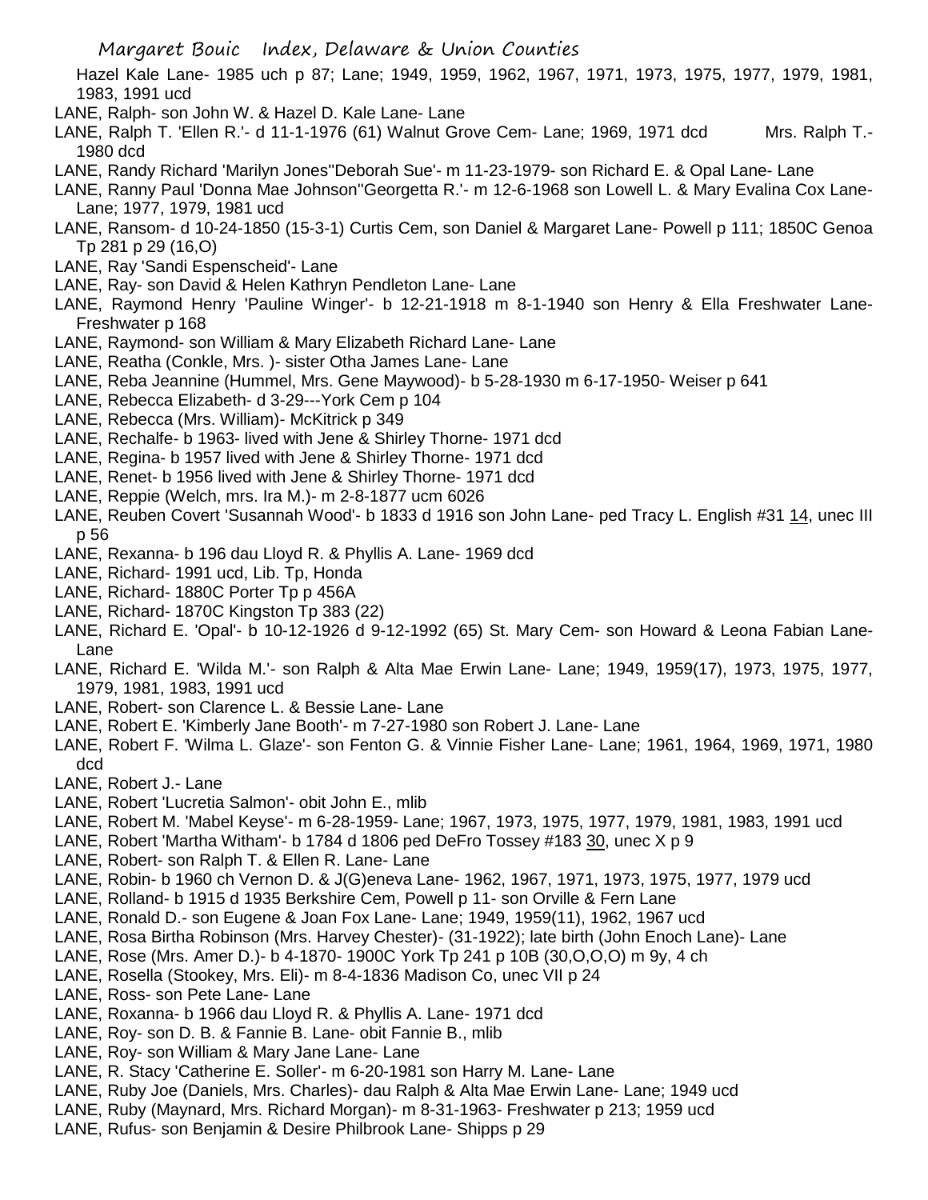Hazel Kale Lane- 1985 uch p 87; Lane; 1949, 1959, 1962, 1967, 1971, 1973, 1975, 1977, 1979, 1981, 1983, 1991 ucd

LANE, Ralph- son John W. & Hazel D. Kale Lane- Lane

LANE, Ralph T. 'Ellen R.'- d 11-1-1976 (61) Walnut Grove Cem- Lane; 1969, 1971 dcd Mrs. Ralph T.- 1980 dcd

LANE, Randy Richard 'Marilyn Jones''Deborah Sue'- m 11-23-1979- son Richard E. & Opal Lane- Lane

LANE, Ranny Paul 'Donna Mae Johnson''Georgetta R.'- m 12-6-1968 son Lowell L. & Mary Evalina Cox Lane- Lane; 1977, 1979, 1981 ucd

LANE, Ransom- d 10-24-1850 (15-3-1) Curtis Cem, son Daniel & Margaret Lane- Powell p 111; 1850C Genoa Tp 281 p 29 (16,O)

LANE, Ray 'Sandi Espenscheid'- Lane

LANE, Ray- son David & Helen Kathryn Pendleton Lane- Lane

LANE, Raymond Henry 'Pauline Winger'- b 12-21-1918 m 8-1-1940 son Henry & Ella Freshwater Lane- Freshwater p 168

LANE, Raymond- son William & Mary Elizabeth Richard Lane- Lane

LANE, Reatha (Conkle, Mrs. )- sister Otha James Lane- Lane

LANE, Reba Jeannine (Hummel, Mrs. Gene Maywood)- b 5-28-1930 m 6-17-1950- Weiser p 641

LANE, Rebecca Elizabeth- d 3-29---York Cem p 104

LANE, Rebecca (Mrs. William)- McKitrick p 349

LANE, Rechalfe- b 1963- lived with Jene & Shirley Thorne- 1971 dcd

LANE, Regina- b 1957 lived with Jene & Shirley Thorne- 1971 dcd

LANE, Renet- b 1956 lived with Jene & Shirley Thorne- 1971 dcd

LANE, Reppie (Welch, mrs. Ira M.)- m 2-8-1877 ucm 6026

LANE, Reuben Covert 'Susannah Wood'- b 1833 d 1916 son John Lane- ped Tracy L. English #31 14, unec III p 56

LANE, Rexanna- b 196 dau Lloyd R. & Phyllis A. Lane- 1969 dcd

LANE, Richard- 1991 ucd, Lib. Tp, Honda

LANE, Richard- 1880C Porter Tp p 456A

LANE, Richard- 1870C Kingston Tp 383 (22)

LANE, Richard E. 'Opal'- b 10-12-1926 d 9-12-1992 (65) St. Mary Cem- son Howard & Leona Fabian Lane- Lane

LANE, Richard E. 'Wilda M.'- son Ralph & Alta Mae Erwin Lane- Lane; 1949, 1959(17), 1973, 1975, 1977, 1979, 1981, 1983, 1991 ucd

LANE, Robert- son Clarence L. & Bessie Lane- Lane

LANE, Robert E. 'Kimberly Jane Booth'- m 7-27-1980 son Robert J. Lane- Lane

LANE, Robert F. 'Wilma L. Glaze'- son Fenton G. & Vinnie Fisher Lane- Lane; 1961, 1964, 1969, 1971, 1980 dcd

LANE, Robert J.- Lane

LANE, Robert 'Lucretia Salmon'- obit John E., mlib

LANE, Robert M. 'Mabel Keyse'- m 6-28-1959- Lane; 1967, 1973, 1975, 1977, 1979, 1981, 1983, 1991 ucd

LANE, Robert 'Martha Witham'- b 1784 d 1806 ped DeFro Tossey #183 30, unec X p 9

LANE, Robert- son Ralph T. & Ellen R. Lane- Lane

LANE, Robin- b 1960 ch Vernon D. & J(G)eneva Lane- 1962, 1967, 1971, 1973, 1975, 1977, 1979 ucd

LANE, Rolland- b 1915 d 1935 Berkshire Cem, Powell p 11- son Orville & Fern Lane

LANE, Ronald D.- son Eugene & Joan Fox Lane- Lane; 1949, 1959(11), 1962, 1967 ucd

LANE, Rosa Birtha Robinson (Mrs. Harvey Chester)- (31-1922); late birth (John Enoch Lane)- Lane

LANE, Rose (Mrs. Amer D.)- b 4-1870- 1900C York Tp 241 p 10B (30,O,O,O) m 9y, 4 ch

LANE, Rosella (Stookey, Mrs. Eli)- m 8-4-1836 Madison Co, unec VII p 24

LANE, Ross- son Pete Lane- Lane

LANE, Roxanna- b 1966 dau Lloyd R. & Phyllis A. Lane- 1971 dcd

LANE, Roy- son D. B. & Fannie B. Lane- obit Fannie B., mlib

LANE, Roy- son William & Mary Jane Lane- Lane

LANE, R. Stacy 'Catherine E. Soller'- m 6-20-1981 son Harry M. Lane- Lane

LANE, Ruby Joe (Daniels, Mrs. Charles)- dau Ralph & Alta Mae Erwin Lane- Lane; 1949 ucd

LANE, Ruby (Maynard, Mrs. Richard Morgan)- m 8-31-1963- Freshwater p 213; 1959 ucd

LANE, Rufus- son Benjamin & Desire Philbrook Lane- Shipps p 29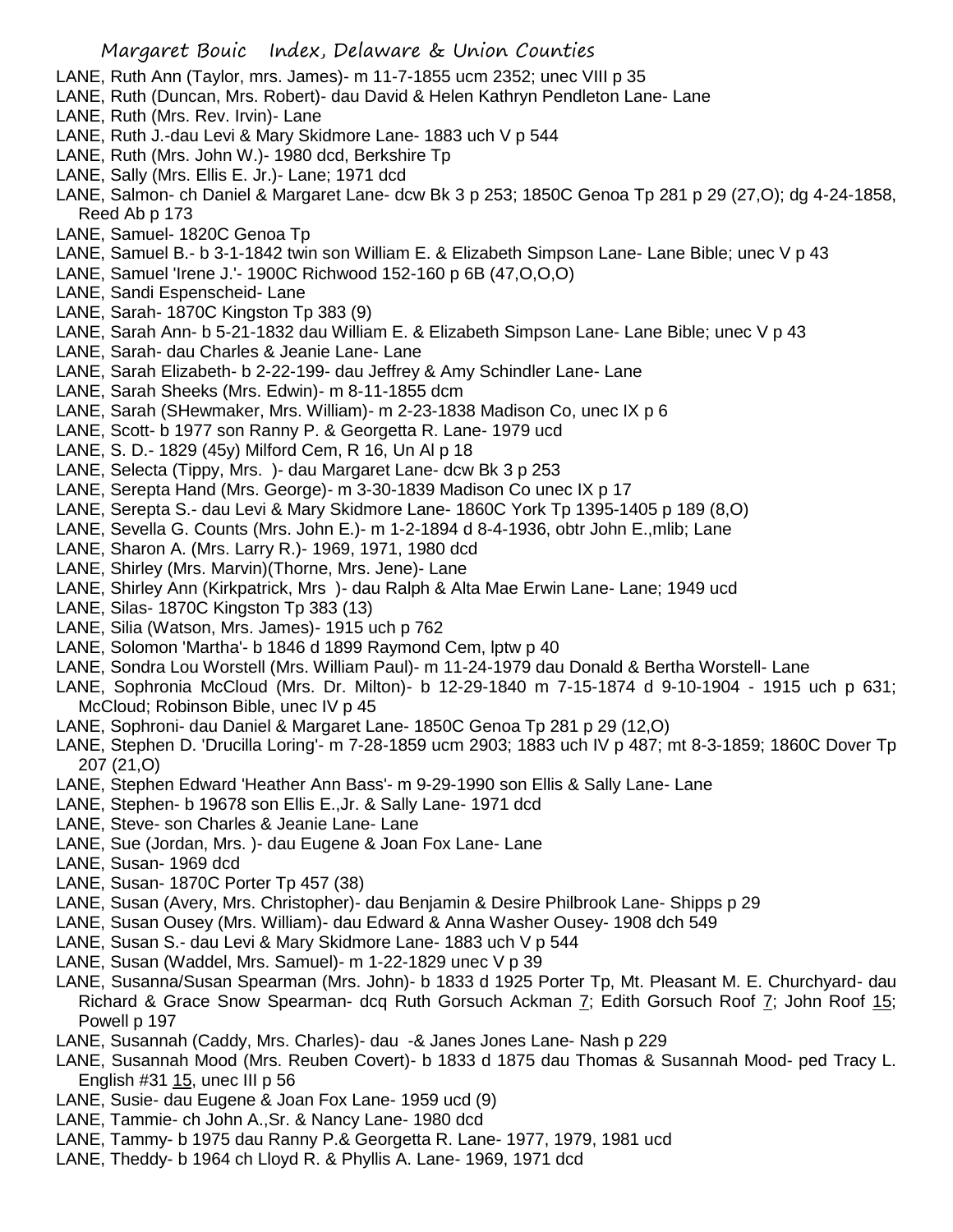LANE, Ruth Ann (Taylor, mrs. James)- m 11-7-1855 ucm 2352; unec VIII p 35
LANE, Ruth (Duncan, Mrs. Robert)- dau David & Helen Kathryn Pendleton Lane- Lane
LANE, Ruth (Mrs. Rev. Irvin)- Lane
LANE, Ruth J.-dau Levi & Mary Skidmore Lane- 1883 uch V p 544
LANE, Ruth (Mrs. John W.)- 1980 dcd, Berkshire Tp
LANE, Sally (Mrs. Ellis E. Jr.)- Lane; 1971 dcd
LANE, Salmon- ch Daniel & Margaret Lane- dcw Bk 3 p 253; 1850C Genoa Tp 281 p 29 (27,O); dg 4-24-1858, Reed Ab p 173
LANE, Samuel- 1820C Genoa Tp
LANE, Samuel B.- b 3-1-1842 twin son William E. & Elizabeth Simpson Lane- Lane Bible; unec V p 43
LANE, Samuel 'Irene J.'- 1900C Richwood 152-160 p 6B (47,O,O,O)
LANE, Sandi Espenscheid- Lane
LANE, Sarah- 1870C Kingston Tp 383 (9)
LANE, Sarah Ann- b 5-21-1832 dau William E. & Elizabeth Simpson Lane- Lane Bible; unec V p 43
LANE, Sarah- dau Charles & Jeanie Lane- Lane
LANE, Sarah Elizabeth- b 2-22-199- dau Jeffrey & Amy Schindler Lane- Lane
LANE, Sarah Sheeks (Mrs. Edwin)- m 8-11-1855 dcm
LANE, Sarah (SHewmaker, Mrs. William)- m 2-23-1838 Madison Co, unec IX p 6
LANE, Scott- b 1977 son Ranny P. & Georgetta R. Lane- 1979 ucd
LANE, S. D.- 1829 (45y) Milford Cem, R 16, Un Al p 18
LANE, Selecta (Tippy, Mrs. )- dau Margaret Lane- dcw Bk 3 p 253
LANE, Serepta Hand (Mrs. George)- m 3-30-1839 Madison Co unec IX p 17
LANE, Serepta S.- dau Levi & Mary Skidmore Lane- 1860C York Tp 1395-1405 p 189 (8,O)
LANE, Sevella G. Counts (Mrs. John E.)- m 1-2-1894 d 8-4-1936, obtr John E.,mlib; Lane
LANE, Sharon A. (Mrs. Larry R.)- 1969, 1971, 1980 dcd
LANE, Shirley (Mrs. Marvin)(Thorne, Mrs. Jene)- Lane
LANE, Shirley Ann (Kirkpatrick, Mrs )- dau Ralph & Alta Mae Erwin Lane- Lane; 1949 ucd
LANE, Silas- 1870C Kingston Tp 383 (13)
LANE, Silia (Watson, Mrs. James)- 1915 uch p 762
LANE, Solomon 'Martha'- b 1846 d 1899 Raymond Cem, lptw p 40
LANE, Sondra Lou Worstell (Mrs. William Paul)- m 11-24-1979 dau Donald & Bertha Worstell- Lane
LANE, Sophronia McCloud (Mrs. Dr. Milton)- b 12-29-1840 m 7-15-1874 d 9-10-1904 - 1915 uch p 631; McCloud; Robinson Bible, unec IV p 45
LANE, Sophroni- dau Daniel & Margaret Lane- 1850C Genoa Tp 281 p 29 (12,O)
LANE, Stephen D. 'Drucilla Loring'- m 7-28-1859 ucm 2903; 1883 uch IV p 487; mt 8-3-1859; 1860C Dover Tp 207 (21,O)
LANE, Stephen Edward 'Heather Ann Bass'- m 9-29-1990 son Ellis & Sally Lane- Lane
LANE, Stephen- b 19678 son Ellis E.,Jr. & Sally Lane- 1971 dcd
LANE, Steve- son Charles & Jeanie Lane- Lane
LANE, Sue (Jordan, Mrs. )- dau Eugene & Joan Fox Lane- Lane
LANE, Susan- 1969 dcd
LANE, Susan- 1870C Porter Tp 457 (38)
LANE, Susan (Avery, Mrs. Christopher)- dau Benjamin & Desire Philbrook Lane- Shipps p 29
LANE, Susan Ousey (Mrs. William)- dau Edward & Anna Washer Ousey- 1908 dch 549
LANE, Susan S.- dau Levi & Mary Skidmore Lane- 1883 uch V p 544
LANE, Susan (Waddel, Mrs. Samuel)- m 1-22-1829 unec V p 39
LANE, Susanna/Susan Spearman (Mrs. John)- b 1833 d 1925 Porter Tp, Mt. Pleasant M. E. Churchyard- dau Richard & Grace Snow Spearman- dcq Ruth Gorsuch Ackman 7; Edith Gorsuch Roof 7; John Roof 15; Powell p 197
LANE, Susannah (Caddy, Mrs. Charles)- dau -& Janes Jones Lane- Nash p 229
LANE, Susannah Mood (Mrs. Reuben Covert)- b 1833 d 1875 dau Thomas & Susannah Mood- ped Tracy L. English #31 15, unec III p 56
LANE, Susie- dau Eugene & Joan Fox Lane- 1959 ucd (9)
LANE, Tammie- ch John A.,Sr. & Nancy Lane- 1980 dcd
LANE, Tammy- b 1975 dau Ranny P.& Georgetta R. Lane- 1977, 1979, 1981 ucd
LANE, Theddy- b 1964 ch Lloyd R. & Phyllis A. Lane- 1969, 1971 dcd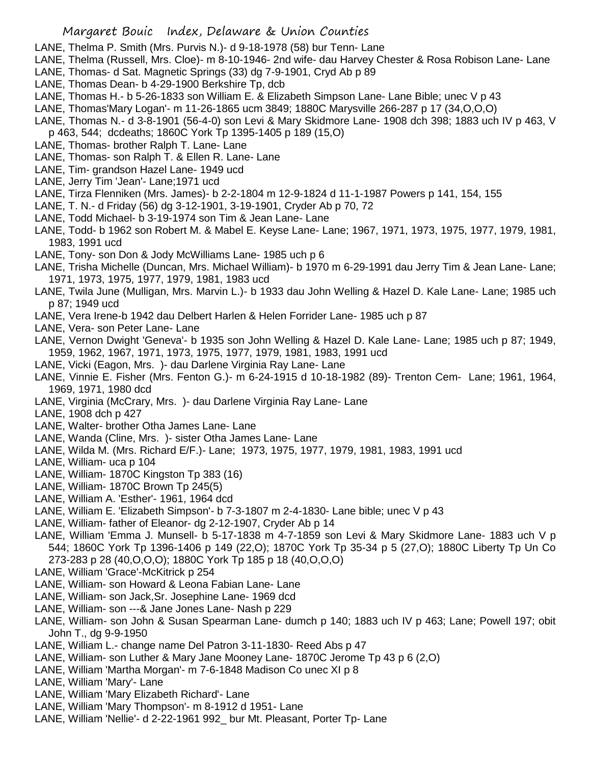LANE, Thelma P. Smith (Mrs. Purvis N.)- d 9-18-1978 (58) bur Tenn- Lane
LANE, Thelma (Russell, Mrs. Cloe)- m 8-10-1946- 2nd wife- dau Harvey Chester & Rosa Robison Lane- Lane
LANE, Thomas- d Sat. Magnetic Springs (33) dg 7-9-1901, Cryd Ab p 89
LANE, Thomas Dean- b 4-29-1900 Berkshire Tp, dcb
LANE, Thomas H.- b 5-26-1833 son William E. & Elizabeth Simpson Lane- Lane Bible; unec V p 43
LANE, Thomas'Mary Logan'- m 11-26-1865 ucm 3849; 1880C Marysville 266-287 p 17 (34,O,O,O)
LANE, Thomas N.- d 3-8-1901 (56-4-0) son Levi & Mary Skidmore Lane- 1908 dch 398; 1883 uch IV p 463, V p 463, 544; dcdeaths; 1860C York Tp 1395-1405 p 189 (15,O)
LANE, Thomas- brother Ralph T. Lane- Lane
LANE, Thomas- son Ralph T. & Ellen R. Lane- Lane
LANE, Tim- grandson Hazel Lane- 1949 ucd
LANE, Jerry Tim 'Jean'- Lane;1971 ucd
LANE, Tirza Flenniken (Mrs. James)- b 2-2-1804 m 12-9-1824 d 11-1-1987 Powers p 141, 154, 155
LANE, T. N.- d Friday (56) dg 3-12-1901, 3-19-1901, Cryder Ab p 70, 72
LANE, Todd Michael- b 3-19-1974 son Tim & Jean Lane- Lane
LANE, Todd- b 1962 son Robert M. & Mabel E. Keyse Lane- Lane; 1967, 1971, 1973, 1975, 1977, 1979, 1981, 1983, 1991 ucd
LANE, Tony- son Don & Jody McWilliams Lane- 1985 uch p 6
LANE, Trisha Michelle (Duncan, Mrs. Michael William)- b 1970 m 6-29-1991 dau Jerry Tim & Jean Lane- Lane; 1971, 1973, 1975, 1977, 1979, 1981, 1983 ucd
LANE, Twila June (Mulligan, Mrs. Marvin L.)- b 1933 dau John Welling & Hazel D. Kale Lane- Lane; 1985 uch p 87; 1949 ucd
LANE, Vera Irene-b 1942 dau Delbert Harlen & Helen Forrider Lane- 1985 uch p 87
LANE, Vera- son Peter Lane- Lane
LANE, Vernon Dwight 'Geneva'- b 1935 son John Welling & Hazel D. Kale Lane- Lane; 1985 uch p 87; 1949, 1959, 1962, 1967, 1971, 1973, 1975, 1977, 1979, 1981, 1983, 1991 ucd
LANE, Vicki (Eagon, Mrs. )- dau Darlene Virginia Ray Lane- Lane
LANE, Vinnie E. Fisher (Mrs. Fenton G.)- m 6-24-1915 d 10-18-1982 (89)- Trenton Cem- Lane; 1961, 1964, 1969, 1971, 1980 dcd
LANE, Virginia (McCrary, Mrs. )- dau Darlene Virginia Ray Lane- Lane
LANE, 1908 dch p 427
LANE, Walter- brother Otha James Lane- Lane
LANE, Wanda (Cline, Mrs. )- sister Otha James Lane- Lane
LANE, Wilda M. (Mrs. Richard E/F.)- Lane; 1973, 1975, 1977, 1979, 1981, 1983, 1991 ucd
LANE, William- uca p 104
LANE, William- 1870C Kingston Tp 383 (16)
LANE, William- 1870C Brown Tp 245(5)
LANE, William A. 'Esther'- 1961, 1964 dcd
LANE, William E. 'Elizabeth Simpson'- b 7-3-1807 m 2-4-1830- Lane bible; unec V p 43
LANE, William- father of Eleanor- dg 2-12-1907, Cryder Ab p 14
LANE, William 'Emma J. Munsell- b 5-17-1838 m 4-7-1859 son Levi & Mary Skidmore Lane- 1883 uch V p 544; 1860C York Tp 1396-1406 p 149 (22,O); 1870C York Tp 35-34 p 5 (27,O); 1880C Liberty Tp Un Co 273-283 p 28 (40,O,O,O); 1880C York Tp 185 p 18 (40,O,O,O)
LANE, William 'Grace'-McKitrick p 254
LANE, William- son Howard & Leona Fabian Lane- Lane
LANE, William- son Jack,Sr. Josephine Lane- 1969 dcd
LANE, William- son ---& Jane Jones Lane- Nash p 229
LANE, William- son John & Susan Spearman Lane- dumch p 140; 1883 uch IV p 463; Lane; Powell 197; obit John T., dg 9-9-1950
LANE, William L.- change name Del Patron 3-11-1830- Reed Abs p 47
LANE, William- son Luther & Mary Jane Mooney Lane- 1870C Jerome Tp 43 p 6 (2,O)
LANE, William 'Martha Morgan'- m 7-6-1848 Madison Co unec XI p 8
LANE, William 'Mary'- Lane
LANE, William 'Mary Elizabeth Richard'- Lane
LANE, William 'Mary Thompson'- m 8-1912 d 1951- Lane
LANE, William 'Nellie'- d 2-22-1961 992_ bur Mt. Pleasant, Porter Tp- Lane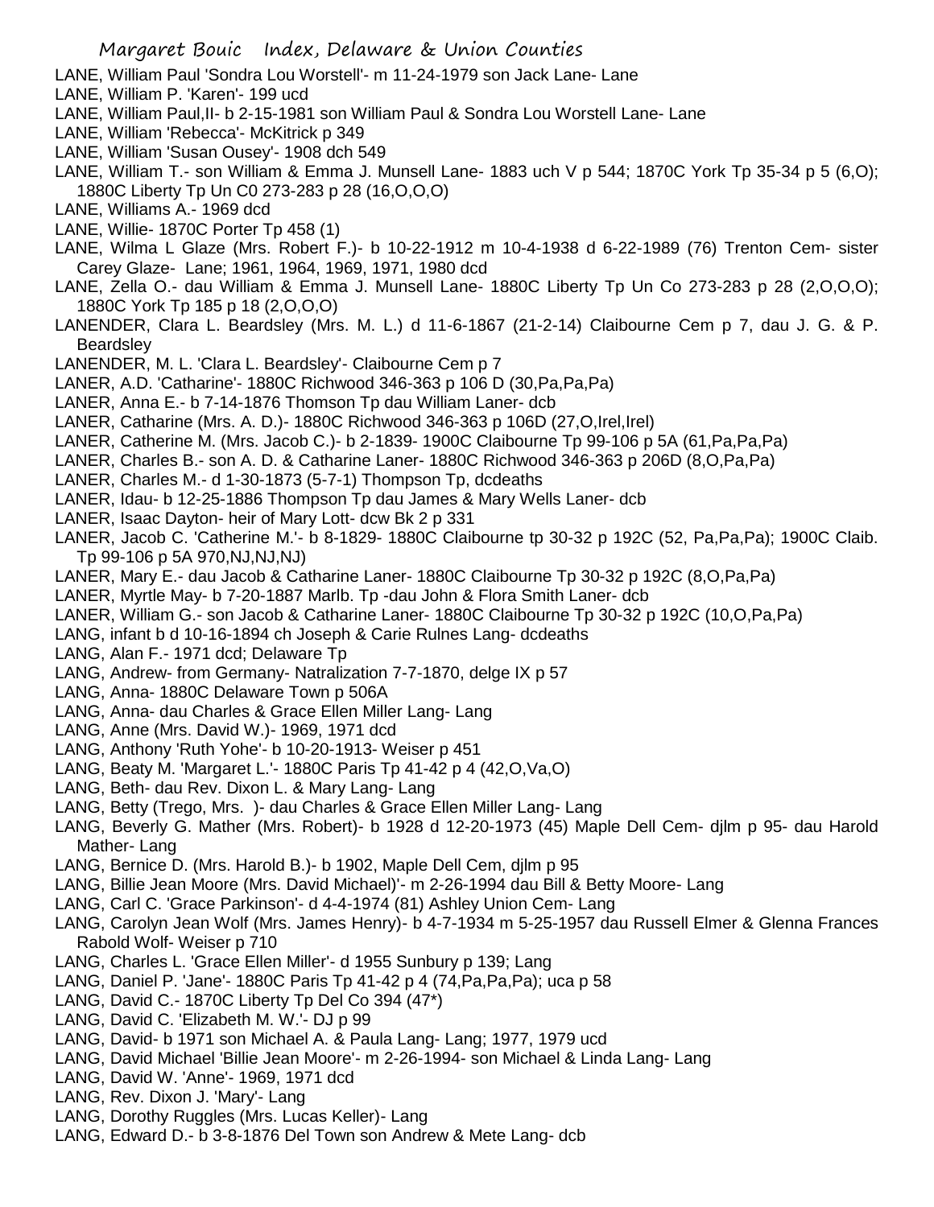LANE, William Paul 'Sondra Lou Worstell'- m 11-24-1979 son Jack Lane- Lane
LANE, William P. 'Karen'- 199 ucd
LANE, William Paul,II- b 2-15-1981 son William Paul & Sondra Lou Worstell Lane- Lane
LANE, William 'Rebecca'- McKitrick p 349
LANE, William 'Susan Ousey'- 1908 dch 549
LANE, William T.- son William & Emma J. Munsell Lane- 1883 uch V p 544; 1870C York Tp 35-34 p 5 (6,O); 1880C Liberty Tp Un C0 273-283 p 28 (16,O,O,O)
LANE, Williams A.- 1969 dcd
LANE, Willie- 1870C Porter Tp 458 (1)
LANE, Wilma L Glaze (Mrs. Robert F.)- b 10-22-1912 m 10-4-1938 d 6-22-1989 (76) Trenton Cem- sister Carey Glaze- Lane; 1961, 1964, 1969, 1971, 1980 dcd
LANE, Zella O.- dau William & Emma J. Munsell Lane- 1880C Liberty Tp Un Co 273-283 p 28 (2,O,O,O); 1880C York Tp 185 p 18 (2,O,O,O)
LANENDER, Clara L. Beardsley (Mrs. M. L.) d 11-6-1867 (21-2-14) Claibourne Cem p 7, dau J. G. & P. Beardsley
LANENDER, M. L. 'Clara L. Beardsley'- Claibourne Cem p 7
LANER, A.D. 'Catharine'- 1880C Richwood 346-363 p 106 D (30,Pa,Pa,Pa)
LANER, Anna E.- b 7-14-1876 Thomson Tp dau William Laner- dcb
LANER, Catharine (Mrs. A. D.)- 1880C Richwood 346-363 p 106D (27,O,Irel,Irel)
LANER, Catherine M. (Mrs. Jacob C.)- b 2-1839- 1900C Claibourne Tp 99-106 p 5A (61,Pa,Pa,Pa)
LANER, Charles B.- son A. D. & Catharine Laner- 1880C Richwood 346-363 p 206D (8,O,Pa,Pa)
LANER, Charles M.- d 1-30-1873 (5-7-1) Thompson Tp, dcdeaths
LANER, Idau- b 12-25-1886 Thompson Tp dau James & Mary Wells Laner- dcb
LANER, Isaac Dayton- heir of Mary Lott- dcw Bk 2 p 331
LANER, Jacob C. 'Catherine M.'- b 8-1829- 1880C Claibourne tp 30-32 p 192C (52, Pa,Pa,Pa); 1900C Claib. Tp 99-106 p 5A 970,NJ,NJ,NJ)
LANER, Mary E.- dau Jacob & Catharine Laner- 1880C Claibourne Tp 30-32 p 192C (8,O,Pa,Pa)
LANER, Myrtle May- b 7-20-1887 Marlb. Tp -dau John & Flora Smith Laner- dcb
LANER, William G.- son Jacob & Catharine Laner- 1880C Claibourne Tp 30-32 p 192C (10,O,Pa,Pa)
LANG, infant b d 10-16-1894 ch Joseph & Carie Rulnes Lang- dcdeaths
LANG, Alan F.- 1971 dcd; Delaware Tp
LANG, Andrew- from Germany- Natralization 7-7-1870, delge IX p 57
LANG, Anna- 1880C Delaware Town p 506A
LANG, Anna- dau Charles & Grace Ellen Miller Lang- Lang
LANG, Anne (Mrs. David W.)- 1969, 1971 dcd
LANG, Anthony 'Ruth Yohe'- b 10-20-1913- Weiser p 451
LANG, Beaty M. 'Margaret L.'- 1880C Paris Tp 41-42 p 4 (42,O,Va,O)
LANG, Beth- dau Rev. Dixon L. & Mary Lang- Lang
LANG, Betty (Trego, Mrs. )- dau Charles & Grace Ellen Miller Lang- Lang
LANG, Beverly G. Mather (Mrs. Robert)- b 1928 d 12-20-1973 (45) Maple Dell Cem- djlm p 95- dau Harold Mather- Lang
LANG, Bernice D. (Mrs. Harold B.)- b 1902, Maple Dell Cem, djlm p 95
LANG, Billie Jean Moore (Mrs. David Michael)'- m 2-26-1994 dau Bill & Betty Moore- Lang
LANG, Carl C. 'Grace Parkinson'- d 4-4-1974 (81) Ashley Union Cem- Lang
LANG, Carolyn Jean Wolf (Mrs. James Henry)- b 4-7-1934 m 5-25-1957 dau Russell Elmer & Glenna Frances Rabold Wolf- Weiser p 710
LANG, Charles L. 'Grace Ellen Miller'- d 1955 Sunbury p 139; Lang
LANG, Daniel P. 'Jane'- 1880C Paris Tp 41-42 p 4 (74,Pa,Pa,Pa); uca p 58
LANG, David C.- 1870C Liberty Tp Del Co 394 (47*)
LANG, David C. 'Elizabeth M. W.'- DJ p 99
LANG, David- b 1971 son Michael A. & Paula Lang- Lang; 1977, 1979 ucd
LANG, David Michael 'Billie Jean Moore'- m 2-26-1994- son Michael & Linda Lang- Lang
LANG, David W. 'Anne'- 1969, 1971 dcd
LANG, Rev. Dixon J. 'Mary'- Lang
LANG, Dorothy Ruggles (Mrs. Lucas Keller)- Lang
LANG, Edward D.- b 3-8-1876 Del Town son Andrew & Mete Lang- dcb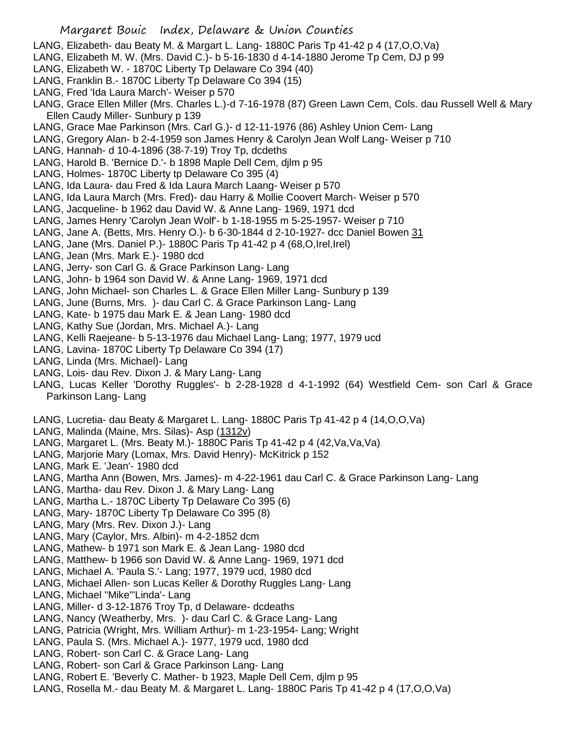LANG, Elizabeth- dau Beaty M. & Margart L. Lang- 1880C Paris Tp 41-42 p 4 (17,O,O,Va)

LANG, Elizabeth M. W. (Mrs. David C.)- b 5-16-1830 d 4-14-1880 Jerome Tp Cem, DJ p 99

LANG, Elizabeth W. - 1870C Liberty Tp Delaware Co 394 (40)

LANG, Franklin B.- 1870C Liberty Tp Delaware Co 394 (15)

LANG, Fred 'Ida Laura March'- Weiser p 570

LANG, Grace Ellen Miller (Mrs. Charles L.)-d 7-16-1978 (87) Green Lawn Cem, Cols. dau Russell Well & Mary Ellen Caudy Miller- Sunbury p 139

LANG, Grace Mae Parkinson (Mrs. Carl G.)- d 12-11-1976 (86) Ashley Union Cem- Lang

LANG, Gregory Alan- b 2-4-1959 son James Henry & Carolyn Jean Wolf Lang- Weiser p 710

LANG, Hannah- d 10-4-1896 (38-7-19) Troy Tp, dcdeths

LANG, Harold B. 'Bernice D.'- b 1898 Maple Dell Cem, djlm p 95

LANG, Holmes- 1870C Liberty tp Delaware Co 395 (4)

LANG, Ida Laura- dau Fred & Ida Laura March Laang- Weiser p 570

LANG, Ida Laura March (Mrs. Fred)- dau Harry & Mollie Coovert March- Weiser p 570

LANG, Jacqueline- b 1962 dau David W. & Anne Lang- 1969, 1971 dcd

LANG, James Henry 'Carolyn Jean Wolf'- b 1-18-1955 m 5-25-1957- Weiser p 710

LANG, Jane A. (Betts, Mrs. Henry O.)- b 6-30-1844 d 2-10-1927- dcc Daniel Bowen 31

LANG, Jane (Mrs. Daniel P.)- 1880C Paris Tp 41-42 p 4 (68,O,Irel,Irel)

LANG, Jean (Mrs. Mark E.)- 1980 dcd

LANG, Jerry- son Carl G. & Grace Parkinson Lang- Lang

LANG, John- b 1964 son David W. & Anne Lang- 1969, 1971 dcd

LANG, John Michael- son Charles L. & Grace Ellen Miller Lang- Sunbury p 139

LANG, June (Burns, Mrs. )- dau Carl C. & Grace Parkinson Lang- Lang

LANG, Kate- b 1975 dau Mark E. & Jean Lang- 1980 dcd

LANG, Kathy Sue (Jordan, Mrs. Michael A.)- Lang

LANG, Kelli Raejeane- b 5-13-1976 dau Michael Lang- Lang; 1977, 1979 ucd

LANG, Lavina- 1870C Liberty Tp Delaware Co 394 (17)

LANG, Linda (Mrs. Michael)- Lang

LANG, Lois- dau Rev. Dixon J. & Mary Lang- Lang

LANG, Lucas Keller 'Dorothy Ruggles'- b 2-28-1928 d 4-1-1992 (64) Westfield Cem- son Carl & Grace Parkinson Lang- Lang

LANG, Lucretia- dau Beaty & Margaret L. Lang- 1880C Paris Tp 41-42 p 4 (14,O,O,Va)

LANG, Malinda (Maine, Mrs. Silas)- Asp (1312v)

LANG, Margaret L. (Mrs. Beaty M.)- 1880C Paris Tp 41-42 p 4 (42,Va,Va,Va)

LANG, Marjorie Mary (Lomax, Mrs. David Henry)- McKitrick p 152

LANG, Mark E. 'Jean'- 1980 dcd

LANG, Martha Ann (Bowen, Mrs. James)- m 4-22-1961 dau Carl C. & Grace Parkinson Lang- Lang

LANG, Martha- dau Rev. Dixon J. & Mary Lang- Lang

LANG, Martha L.- 1870C Liberty Tp Delaware Co 395 (6)

LANG, Mary- 1870C Liberty Tp Delaware Co 395 (8)

LANG, Mary (Mrs. Rev. Dixon J.)- Lang

LANG, Mary (Caylor, Mrs. Albin)- m 4-2-1852 dcm

LANG, Mathew- b 1971 son Mark E. & Jean Lang- 1980 dcd

LANG, Matthew- b 1966 son David W. & Anne Lang- 1969, 1971 dcd

LANG, Michael A. 'Paula S.'- Lang; 1977, 1979 ucd, 1980 dcd

LANG, Michael Allen- son Lucas Keller & Dorothy Ruggles Lang- Lang

LANG, Michael "Mike"'Linda'- Lang

LANG, Miller- d 3-12-1876 Troy Tp, d Delaware- dcdeaths

LANG, Nancy (Weatherby, Mrs. )- dau Carl C. & Grace Lang- Lang

LANG, Patricia (Wright, Mrs. William Arthur)- m 1-23-1954- Lang; Wright

LANG, Paula S. (Mrs. Michael A.)- 1977, 1979 ucd, 1980 dcd

LANG, Robert- son Carl C. & Grace Lang- Lang

LANG, Robert- son Carl & Grace Parkinson Lang- Lang

LANG, Robert E. 'Beverly C. Mather- b 1923, Maple Dell Cem, djlm p 95

LANG, Rosella M.- dau Beaty M. & Margaret L. Lang- 1880C Paris Tp 41-42 p 4 (17,O,O,Va)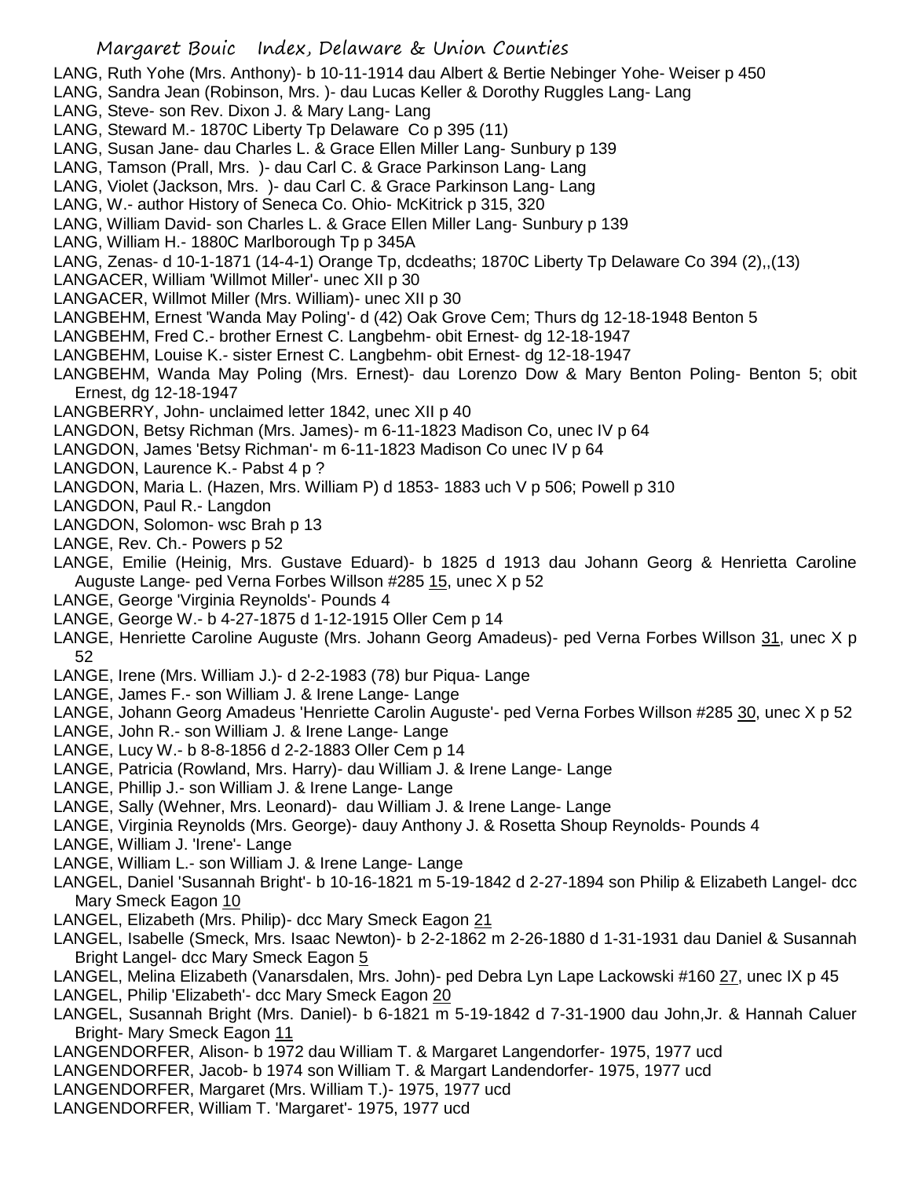LANG, Ruth Yohe (Mrs. Anthony)- b 10-11-1914 dau Albert & Bertie Nebinger Yohe- Weiser p 450
LANG, Sandra Jean (Robinson, Mrs. )- dau Lucas Keller & Dorothy Ruggles Lang- Lang
LANG, Steve- son Rev. Dixon J. & Mary Lang- Lang
LANG, Steward M.- 1870C Liberty Tp Delaware Co p 395 (11)
LANG, Susan Jane- dau Charles L. & Grace Ellen Miller Lang- Sunbury p 139
LANG, Tamson (Prall, Mrs. )- dau Carl C. & Grace Parkinson Lang- Lang
LANG, Violet (Jackson, Mrs. )- dau Carl C. & Grace Parkinson Lang- Lang
LANG, W.- author History of Seneca Co. Ohio- McKitrick p 315, 320
LANG, William David- son Charles L. & Grace Ellen Miller Lang- Sunbury p 139
LANG, William H.- 1880C Marlborough Tp p 345A
LANG, Zenas- d 10-1-1871 (14-4-1) Orange Tp, dcdeaths; 1870C Liberty Tp Delaware Co 394 (2),,(13)
LANGACER, William 'Willmot Miller'- unec XII p 30
LANGACER, Willmot Miller (Mrs. William)- unec XII p 30
LANGBEHM, Ernest 'Wanda May Poling'- d (42) Oak Grove Cem; Thurs dg 12-18-1948 Benton 5
LANGBEHM, Fred C.- brother Ernest C. Langbehm- obit Ernest- dg 12-18-1947
LANGBEHM, Louise K.- sister Ernest C. Langbehm- obit Ernest- dg 12-18-1947
LANGBEHM, Wanda May Poling (Mrs. Ernest)- dau Lorenzo Dow & Mary Benton Poling- Benton 5; obit Ernest, dg 12-18-1947
LANGBERRY, John- unclaimed letter 1842, unec XII p 40
LANGDON, Betsy Richman (Mrs. James)- m 6-11-1823 Madison Co, unec IV p 64
LANGDON, James 'Betsy Richman'- m 6-11-1823 Madison Co unec IV p 64
LANGDON, Laurence K.- Pabst 4 p ?
LANGDON, Maria L. (Hazen, Mrs. William P) d 1853- 1883 uch V p 506; Powell p 310
LANGDON, Paul R.- Langdon
LANGDON, Solomon- wsc Brah p 13
LANGE, Rev. Ch.- Powers p 52
LANGE, Emilie (Heinig, Mrs. Gustave Eduard)- b 1825 d 1913 dau Johann Georg & Henrietta Caroline Auguste Lange- ped Verna Forbes Willson #285 15, unec X p 52
LANGE, George 'Virginia Reynolds'- Pounds 4
LANGE, George W.- b 4-27-1875 d 1-12-1915 Oller Cem p 14
LANGE, Henriette Caroline Auguste (Mrs. Johann Georg Amadeus)- ped Verna Forbes Willson 31, unec X p 52
LANGE, Irene (Mrs. William J.)- d 2-2-1983 (78) bur Piqua- Lange
LANGE, James F.- son William J. & Irene Lange- Lange
LANGE, Johann Georg Amadeus 'Henriette Carolin Auguste'- ped Verna Forbes Willson #285 30, unec X p 52
LANGE, John R.- son William J. & Irene Lange- Lange
LANGE, Lucy W.- b 8-8-1856 d 2-2-1883 Oller Cem p 14
LANGE, Patricia (Rowland, Mrs. Harry)- dau William J. & Irene Lange- Lange
LANGE, Phillip J.- son William J. & Irene Lange- Lange
LANGE, Sally (Wehner, Mrs. Leonard)- dau William J. & Irene Lange- Lange
LANGE, Virginia Reynolds (Mrs. George)- dauy Anthony J. & Rosetta Shoup Reynolds- Pounds 4
LANGE, William J. 'Irene'- Lange
LANGE, William L.- son William J. & Irene Lange- Lange
LANGEL, Daniel 'Susannah Bright'- b 10-16-1821 m 5-19-1842 d 2-27-1894 son Philip & Elizabeth Langel- dcc Mary Smeck Eagon 10
LANGEL, Elizabeth (Mrs. Philip)- dcc Mary Smeck Eagon 21
LANGEL, Isabelle (Smeck, Mrs. Isaac Newton)- b 2-2-1862 m 2-26-1880 d 1-31-1931 dau Daniel & Susannah Bright Langel- dcc Mary Smeck Eagon 5
LANGEL, Melina Elizabeth (Vanarsdalen, Mrs. John)- ped Debra Lyn Lape Lackowski #160 27, unec IX p 45
LANGEL, Philip 'Elizabeth'- dcc Mary Smeck Eagon 20
LANGEL, Susannah Bright (Mrs. Daniel)- b 6-1821 m 5-19-1842 d 7-31-1900 dau John,Jr. & Hannah Caluer Bright- Mary Smeck Eagon 11
LANGENDORFER, Alison- b 1972 dau William T. & Margaret Langendorfer- 1975, 1977 ucd
LANGENDORFER, Jacob- b 1974 son William T. & Margart Landendorfer- 1975, 1977 ucd
LANGENDORFER, Margaret (Mrs. William T.)- 1975, 1977 ucd
LANGENDORFER, William T. 'Margaret'- 1975, 1977 ucd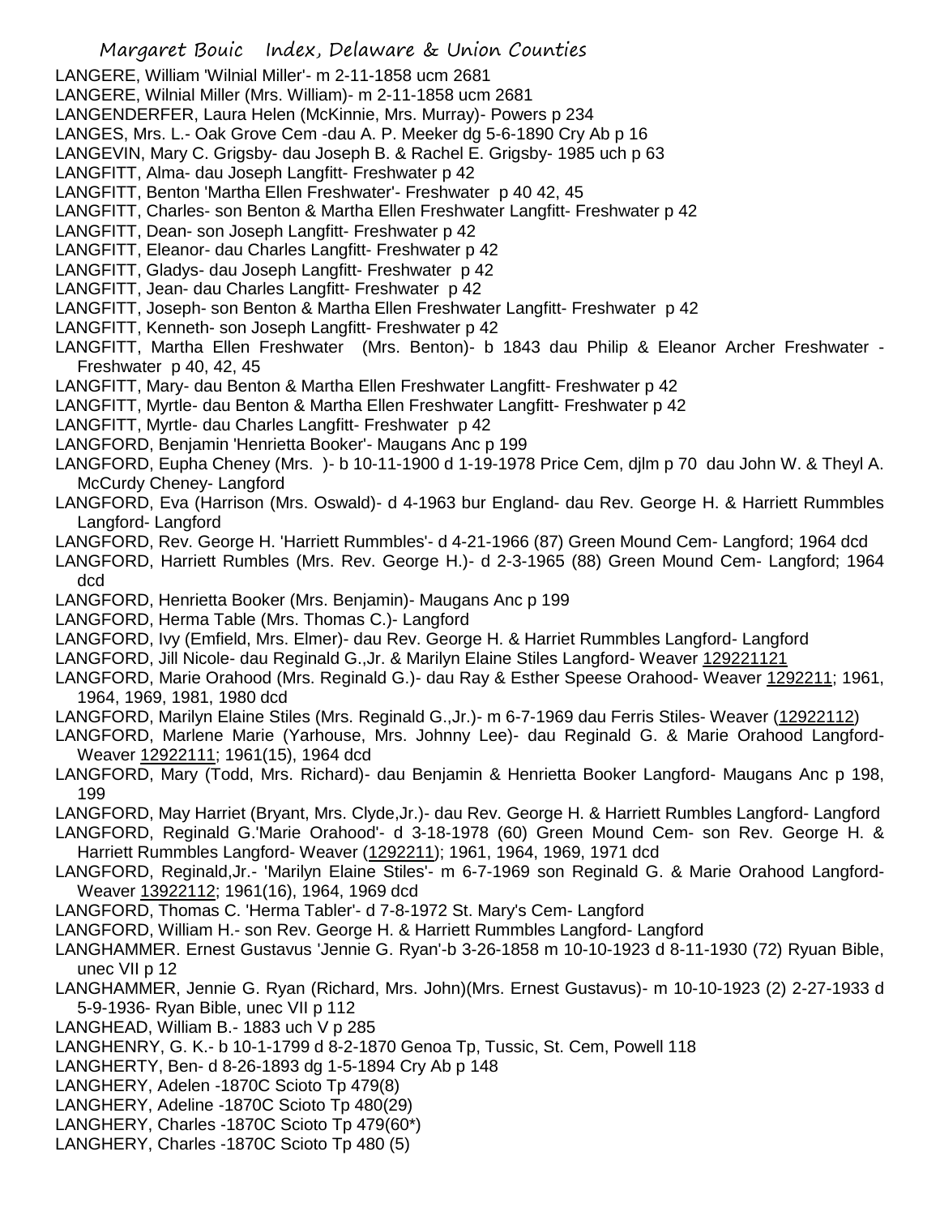LANGERE, William 'Wilnial Miller'- m 2-11-1858 ucm 2681
LANGERE, Wilnial Miller (Mrs. William)- m 2-11-1858 ucm 2681
LANGENDERFER, Laura Helen (McKinnie, Mrs. Murray)- Powers p 234
LANGES, Mrs. L.- Oak Grove Cem -dau A. P. Meeker dg 5-6-1890 Cry Ab p 16
LANGEVIN, Mary C. Grigsby- dau Joseph B. & Rachel E. Grigsby- 1985 uch p 63
LANGFITT, Alma- dau Joseph Langfitt- Freshwater p 42
LANGFITT, Benton 'Martha Ellen Freshwater'- Freshwater p 40 42, 45
LANGFITT, Charles- son Benton & Martha Ellen Freshwater Langfitt- Freshwater p 42
LANGFITT, Dean- son Joseph Langfitt- Freshwater p 42
LANGFITT, Eleanor- dau Charles Langfitt- Freshwater p 42
LANGFITT, Gladys- dau Joseph Langfitt- Freshwater p 42
LANGFITT, Jean- dau Charles Langfitt- Freshwater p 42
LANGFITT, Joseph- son Benton & Martha Ellen Freshwater Langfitt- Freshwater p 42
LANGFITT, Kenneth- son Joseph Langfitt- Freshwater p 42
LANGFITT, Martha Ellen Freshwater (Mrs. Benton)- b 1843 dau Philip & Eleanor Archer Freshwater - Freshwater p 40, 42, 45
LANGFITT, Mary- dau Benton & Martha Ellen Freshwater Langfitt- Freshwater p 42
LANGFITT, Myrtle- dau Benton & Martha Ellen Freshwater Langfitt- Freshwater p 42
LANGFITT, Myrtle- dau Charles Langfitt- Freshwater p 42
LANGFORD, Benjamin 'Henrietta Booker'- Maugans Anc p 199
LANGFORD, Eupha Cheney (Mrs. )- b 10-11-1900 d 1-19-1978 Price Cem, djlm p 70 dau John W. & Theyl A. McCurdy Cheney- Langford
LANGFORD, Eva (Harrison (Mrs. Oswald)- d 4-1963 bur England- dau Rev. George H. & Harriett Rummbles Langford- Langford
LANGFORD, Rev. George H. 'Harriett Rummbles'- d 4-21-1966 (87) Green Mound Cem- Langford; 1964 dcd
LANGFORD, Harriett Rumbles (Mrs. Rev. George H.)- d 2-3-1965 (88) Green Mound Cem- Langford; 1964 dcd
LANGFORD, Henrietta Booker (Mrs. Benjamin)- Maugans Anc p 199
LANGFORD, Herma Table (Mrs. Thomas C.)- Langford
LANGFORD, Ivy (Emfield, Mrs. Elmer)- dau Rev. George H. & Harriet Rummbles Langford- Langford
LANGFORD, Jill Nicole- dau Reginald G.,Jr. & Marilyn Elaine Stiles Langford- Weaver 129221121
LANGFORD, Marie Orahood (Mrs. Reginald G.)- dau Ray & Esther Speese Orahood- Weaver 1292211; 1961, 1964, 1969, 1981, 1980 dcd
LANGFORD, Marilyn Elaine Stiles (Mrs. Reginald G.,Jr.)- m 6-7-1969 dau Ferris Stiles- Weaver (12922112)
LANGFORD, Marlene Marie (Yarhouse, Mrs. Johnny Lee)- dau Reginald G. & Marie Orahood Langford- Weaver 12922111; 1961(15), 1964 dcd
LANGFORD, Mary (Todd, Mrs. Richard)- dau Benjamin & Henrietta Booker Langford- Maugans Anc p 198, 199
LANGFORD, May Harriet (Bryant, Mrs. Clyde,Jr.)- dau Rev. George H. & Harriett Rumbles Langford- Langford
LANGFORD, Reginald G.'Marie Orahood'- d 3-18-1978 (60) Green Mound Cem- son Rev. George H. & Harriett Rummbles Langford- Weaver (1292211); 1961, 1964, 1969, 1971 dcd
LANGFORD, Reginald,Jr.- 'Marilyn Elaine Stiles'- m 6-7-1969 son Reginald G. & Marie Orahood Langford- Weaver 13922112; 1961(16), 1964, 1969 dcd
LANGFORD, Thomas C. 'Herma Tabler'- d 7-8-1972 St. Mary's Cem- Langford
LANGFORD, William H.- son Rev. George H. & Harriett Rummbles Langford- Langford
LANGHAMMER. Ernest Gustavus 'Jennie G. Ryan'-b 3-26-1858 m 10-10-1923 d 8-11-1930 (72) Ryuan Bible, unec VII p 12
LANGHAMMER, Jennie G. Ryan (Richard, Mrs. John)(Mrs. Ernest Gustavus)- m 10-10-1923 (2) 2-27-1933 d 5-9-1936- Ryan Bible, unec VII p 112
LANGHEAD, William B.- 1883 uch V p 285
LANGHENRY, G. K.- b 10-1-1799 d 8-2-1870 Genoa Tp, Tussic, St. Cem, Powell 118
LANGHERTY, Ben- d 8-26-1893 dg 1-5-1894 Cry Ab p 148
LANGHERY, Adelen -1870C Scioto Tp 479(8)
LANGHERY, Adeline -1870C Scioto Tp 480(29)
LANGHERY, Charles -1870C Scioto Tp 479(60*)
LANGHERY, Charles -1870C Scioto Tp 480 (5)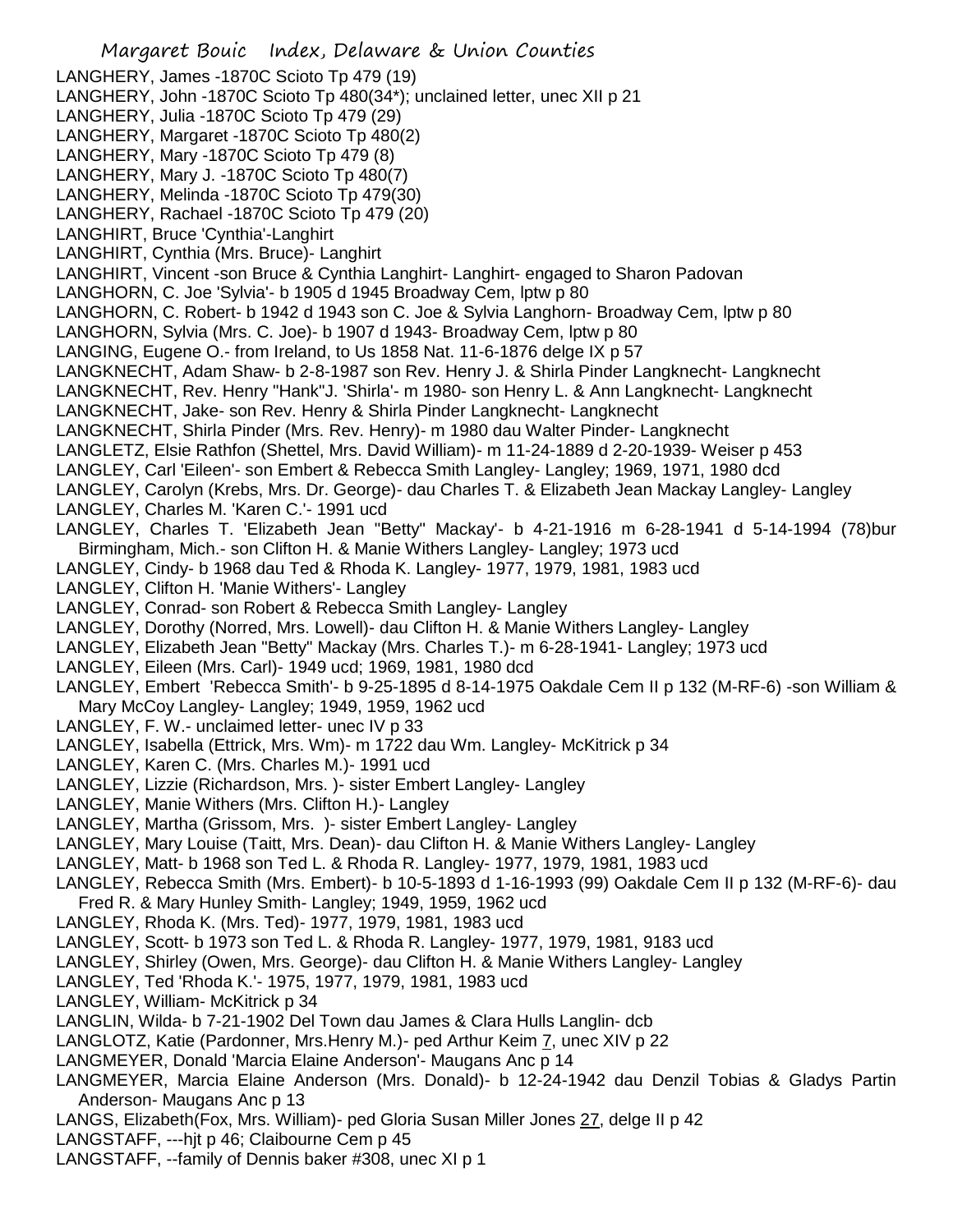LANGHERY, James -1870C Scioto Tp 479 (19)
LANGHERY, John -1870C Scioto Tp 480(34*); unclained letter, unec XII p 21
LANGHERY, Julia -1870C Scioto Tp 479 (29)
LANGHERY, Margaret -1870C Scioto Tp 480(2)
LANGHERY, Mary -1870C Scioto Tp 479 (8)
LANGHERY, Mary J. -1870C Scioto Tp 480(7)
LANGHERY, Melinda -1870C Scioto Tp 479(30)
LANGHERY, Rachael -1870C Scioto Tp 479 (20)
LANGHIRT, Bruce 'Cynthia'-Langhirt
LANGHIRT, Cynthia (Mrs. Bruce)- Langhirt
LANGHIRT, Vincent -son Bruce & Cynthia Langhirt- Langhirt- engaged to Sharon Padovan
LANGHORN, C. Joe 'Sylvia'- b 1905 d 1945 Broadway Cem, lptw p 80
LANGHORN, C. Robert- b 1942 d 1943 son C. Joe & Sylvia Langhorn- Broadway Cem, lptw p 80
LANGHORN, Sylvia (Mrs. C. Joe)- b 1907 d 1943- Broadway Cem, lptw p 80
LANGING, Eugene O.- from Ireland, to Us 1858 Nat. 11-6-1876 delge IX p 57
LANGKNECHT, Adam Shaw- b 2-8-1987 son Rev. Henry J. & Shirla Pinder Langknecht- Langknecht
LANGKNECHT, Rev. Henry "Hank"J. 'Shirla'- m 1980- son Henry L. & Ann Langknecht- Langknecht
LANGKNECHT, Jake- son Rev. Henry & Shirla Pinder Langknecht- Langknecht
LANGKNECHT, Shirla Pinder (Mrs. Rev. Henry)- m 1980 dau Walter Pinder- Langknecht
LANGLETZ, Elsie Rathfon (Shettel, Mrs. David William)- m 11-24-1889 d 2-20-1939- Weiser p 453
LANGLEY, Carl 'Eileen'- son Embert & Rebecca Smith Langley- Langley; 1969, 1971, 1980 dcd
LANGLEY, Carolyn (Krebs, Mrs. Dr. George)- dau Charles T. & Elizabeth Jean Mackay Langley- Langley
LANGLEY, Charles M. 'Karen C.'- 1991 ucd
LANGLEY, Charles T. 'Elizabeth Jean "Betty" Mackay'- b 4-21-1916 m 6-28-1941 d 5-14-1994 (78)bur Birmingham, Mich.- son Clifton H. & Manie Withers Langley- Langley; 1973 ucd
LANGLEY, Cindy- b 1968 dau Ted & Rhoda K. Langley- 1977, 1979, 1981, 1983 ucd
LANGLEY, Clifton H. 'Manie Withers'- Langley
LANGLEY, Conrad- son Robert & Rebecca Smith Langley- Langley
LANGLEY, Dorothy (Norred, Mrs. Lowell)- dau Clifton H. & Manie Withers Langley- Langley
LANGLEY, Elizabeth Jean "Betty" Mackay (Mrs. Charles T.)- m 6-28-1941- Langley; 1973 ucd
LANGLEY, Eileen (Mrs. Carl)- 1949 ucd; 1969, 1981, 1980 dcd
LANGLEY, Embert 'Rebecca Smith'- b 9-25-1895 d 8-14-1975 Oakdale Cem II p 132 (M-RF-6) -son William & Mary McCoy Langley- Langley; 1949, 1959, 1962 ucd
LANGLEY, F. W.- unclaimed letter- unec IV p 33
LANGLEY, Isabella (Ettrick, Mrs. Wm)- m 1722 dau Wm. Langley- McKitrick p 34
LANGLEY, Karen C. (Mrs. Charles M.)- 1991 ucd
LANGLEY, Lizzie (Richardson, Mrs. )- sister Embert Langley- Langley
LANGLEY, Manie Withers (Mrs. Clifton H.)- Langley
LANGLEY, Martha (Grissom, Mrs. )- sister Embert Langley- Langley
LANGLEY, Mary Louise (Taitt, Mrs. Dean)- dau Clifton H. & Manie Withers Langley- Langley
LANGLEY, Matt- b 1968 son Ted L. & Rhoda R. Langley- 1977, 1979, 1981, 1983 ucd
LANGLEY, Rebecca Smith (Mrs. Embert)- b 10-5-1893 d 1-16-1993 (99) Oakdale Cem II p 132 (M-RF-6)- dau Fred R. & Mary Hunley Smith- Langley; 1949, 1959, 1962 ucd
LANGLEY, Rhoda K. (Mrs. Ted)- 1977, 1979, 1981, 1983 ucd
LANGLEY, Scott- b 1973 son Ted L. & Rhoda R. Langley- 1977, 1979, 1981, 9183 ucd
LANGLEY, Shirley (Owen, Mrs. George)- dau Clifton H. & Manie Withers Langley- Langley
LANGLEY, Ted 'Rhoda K.'- 1975, 1977, 1979, 1981, 1983 ucd
LANGLEY, William- McKitrick p 34
LANGLIN, Wilda- b 7-21-1902 Del Town dau James & Clara Hulls Langlin- dcb
LANGLOTZ, Katie (Pardonner, Mrs.Henry M.)- ped Arthur Keim 7, unec XIV p 22
LANGMEYER, Donald 'Marcia Elaine Anderson'- Maugans Anc p 14
LANGMEYER, Marcia Elaine Anderson (Mrs. Donald)- b 12-24-1942 dau Denzil Tobias & Gladys Partin Anderson- Maugans Anc p 13
LANGS, Elizabeth(Fox, Mrs. William)- ped Gloria Susan Miller Jones 27, delge II p 42
LANGSTAFF, ---hjt p 46; Claibourne Cem p 45
LANGSTAFF, --family of Dennis baker #308, unec XI p 1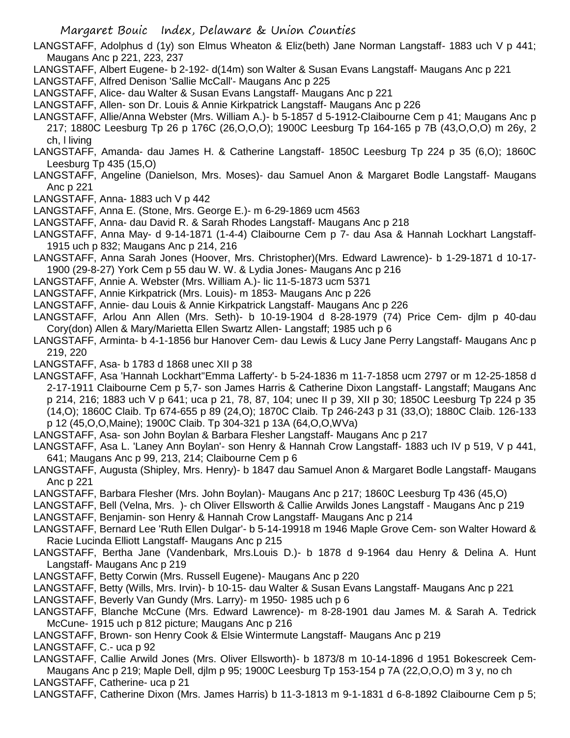LANGSTAFF, Adolphus d (1y) son Elmus Wheaton & Eliz(beth) Jane Norman Langstaff- 1883 uch V p 441; Maugans Anc p 221, 223, 237

LANGSTAFF, Albert Eugene- b 2-192- d(14m) son Walter & Susan Evans Langstaff- Maugans Anc p 221

LANGSTAFF, Alfred Denison 'Sallie McCall'- Maugans Anc p 225

LANGSTAFF, Alice- dau Walter & Susan Evans Langstaff- Maugans Anc p 221

LANGSTAFF, Allen- son Dr. Louis & Annie Kirkpatrick Langstaff- Maugans Anc p 226

LANGSTAFF, Allie/Anna Webster (Mrs. William A.)- b 5-1857 d 5-1912-Claibourne Cem p 41; Maugans Anc p 217; 1880C Leesburg Tp 26 p 176C (26,O,O,O); 1900C Leesburg Tp 164-165 p 7B (43,O,O,O) m 26y, 2 ch, l living

LANGSTAFF, Amanda- dau James H. & Catherine Langstaff- 1850C Leesburg Tp 224 p 35 (6,O); 1860C Leesburg Tp 435 (15,O)

LANGSTAFF, Angeline (Danielson, Mrs. Moses)- dau Samuel Anon & Margaret Bodle Langstaff- Maugans Anc p 221

LANGSTAFF, Anna- 1883 uch V p 442

LANGSTAFF, Anna E. (Stone, Mrs. George E.)- m 6-29-1869 ucm 4563

LANGSTAFF, Anna- dau David R. & Sarah Rhodes Langstaff- Maugans Anc p 218

LANGSTAFF, Anna May- d 9-14-1871 (1-4-4) Claibourne Cem p 7- dau Asa & Hannah Lockhart Langstaff- 1915 uch p 832; Maugans Anc p 214, 216

LANGSTAFF, Anna Sarah Jones (Hoover, Mrs. Christopher)(Mrs. Edward Lawrence)- b 1-29-1871 d 10-17-1900 (29-8-27) York Cem p 55 dau W. W. & Lydia Jones- Maugans Anc p 216

LANGSTAFF, Annie A. Webster (Mrs. William A.)- lic 11-5-1873 ucm 5371

LANGSTAFF, Annie Kirkpatrick (Mrs. Louis)- m 1853- Maugans Anc p 226

LANGSTAFF, Annie- dau Louis & Annie Kirkpatrick Langstaff- Maugans Anc p 226

LANGSTAFF, Arlou Ann Allen (Mrs. Seth)- b 10-19-1904 d 8-28-1979 (74) Price Cem- djlm p 40-dau Cory(don) Allen & Mary/Marietta Ellen Swartz Allen- Langstaff; 1985 uch p 6

LANGSTAFF, Arminta- b 4-1-1856 bur Hanover Cem- dau Lewis & Lucy Jane Perry Langstaff- Maugans Anc p 219, 220

LANGSTAFF, Asa- b 1783 d 1868 unec XII p 38

LANGSTAFF, Asa 'Hannah Lockhart''Emma Lafferty'- b 5-24-1836 m 11-7-1858 ucm 2797 or m 12-25-1858 d 2-17-1911 Claibourne Cem p 5,7- son James Harris & Catherine Dixon Langstaff- Langstaff; Maugans Anc p 214, 216; 1883 uch V p 641; uca p 21, 78, 87, 104; unec II p 39, XII p 30; 1850C Leesburg Tp 224 p 35 (14,O); 1860C Claib. Tp 674-655 p 89 (24,O); 1870C Claib. Tp 246-243 p 31 (33,O); 1880C Claib. 126-133 p 12 (45,O,O,Maine); 1900C Claib. Tp 304-321 p 13A (64,O,O,WVa)

LANGSTAFF, Asa- son John Boylan & Barbara Flesher Langstaff- Maugans Anc p 217

LANGSTAFF, Asa L. 'Laney Ann Boylan'- son Henry & Hannah Crow Langstaff- 1883 uch IV p 519, V p 441, 641; Maugans Anc p 99, 213, 214; Claibourne Cem p 6

LANGSTAFF, Augusta (Shipley, Mrs. Henry)- b 1847 dau Samuel Anon & Margaret Bodle Langstaff- Maugans Anc p 221

LANGSTAFF, Barbara Flesher (Mrs. John Boylan)- Maugans Anc p 217; 1860C Leesburg Tp 436 (45,O)

LANGSTAFF, Bell (Velna, Mrs. )- ch Oliver Ellsworth & Callie Arwilds Jones Langstaff - Maugans Anc p 219

LANGSTAFF, Benjamin- son Henry & Hannah Crow Langstaff- Maugans Anc p 214

LANGSTAFF, Bernard Lee 'Ruth Ellen Dulgar'- b 5-14-19918 m 1946 Maple Grove Cem- son Walter Howard & Racie Lucinda Elliott Langstaff- Maugans Anc p 215

LANGSTAFF, Bertha Jane (Vandenbark, Mrs.Louis D.)- b 1878 d 9-1964 dau Henry & Delina A. Hunt Langstaff- Maugans Anc p 219

LANGSTAFF, Betty Corwin (Mrs. Russell Eugene)- Maugans Anc p 220

LANGSTAFF, Betty (Wills, Mrs. Irvin)- b 10-15- dau Walter & Susan Evans Langstaff- Maugans Anc p 221

LANGSTAFF, Beverly Van Gundy (Mrs. Larry)- m 1950- 1985 uch p 6

LANGSTAFF, Blanche McCune (Mrs. Edward Lawrence)- m 8-28-1901 dau James M. & Sarah A. Tedrick McCune- 1915 uch p 812 picture; Maugans Anc p 216

LANGSTAFF, Brown- son Henry Cook & Elsie Wintermute Langstaff- Maugans Anc p 219

LANGSTAFF, C.- uca p 92

LANGSTAFF, Callie Arwild Jones (Mrs. Oliver Ellsworth)- b 1873/8 m 10-14-1896 d 1951 Bokescreek Cem- Maugans Anc p 219; Maple Dell, djlm p 95; 1900C Leesburg Tp 153-154 p 7A (22,O,O,O) m 3 y, no ch

LANGSTAFF, Catherine- uca p 21

LANGSTAFF, Catherine Dixon (Mrs. James Harris) b 11-3-1813 m 9-1-1831 d 6-8-1892 Claibourne Cem p 5;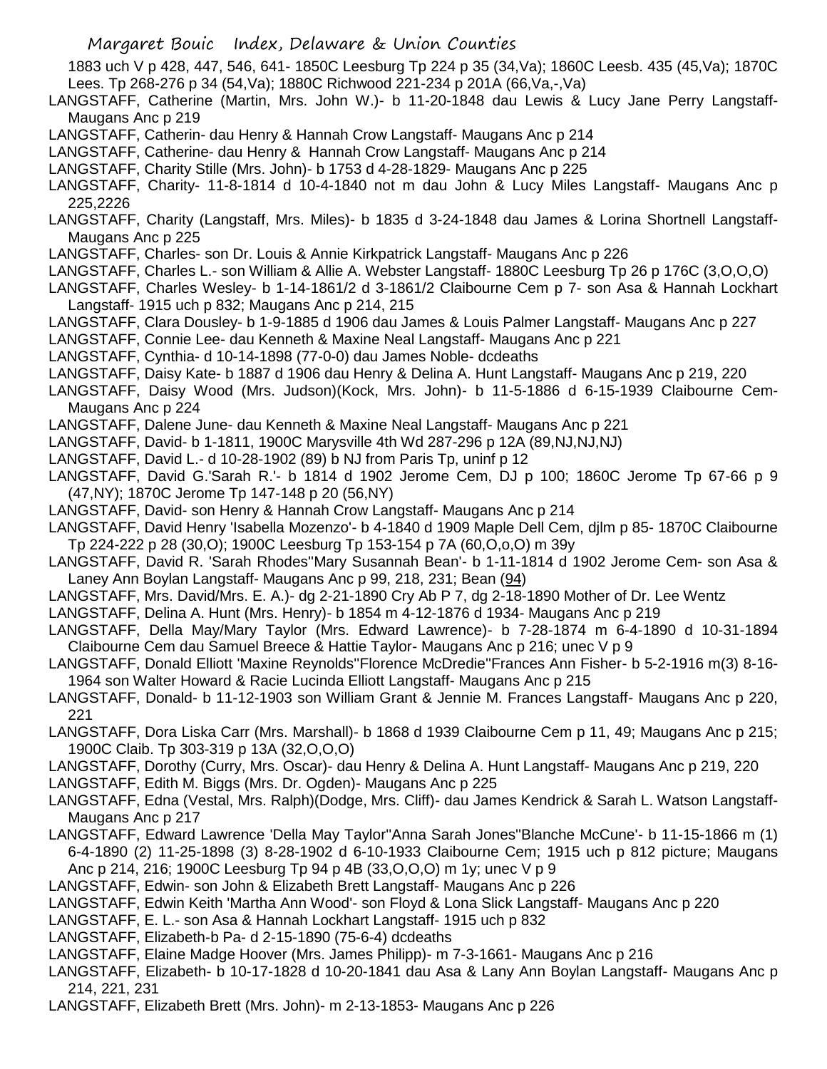1883 uch V p 428, 447, 546, 641- 1850C Leesburg Tp 224 p 35 (34,Va); 1860C Leesb. 435 (45,Va); 1870C Lees. Tp 268-276 p 34 (54,Va); 1880C Richwood 221-234 p 201A (66,Va,-,Va)

LANGSTAFF, Catherine (Martin, Mrs. John W.)- b 11-20-1848 dau Lewis & Lucy Jane Perry Langstaff- Maugans Anc p 219

LANGSTAFF, Catherin- dau Henry & Hannah Crow Langstaff- Maugans Anc p 214

LANGSTAFF, Catherine- dau Henry & Hannah Crow Langstaff- Maugans Anc p 214

LANGSTAFF, Charity Stille (Mrs. John)- b 1753 d 4-28-1829- Maugans Anc p 225

LANGSTAFF, Charity- 11-8-1814 d 10-4-1840 not m dau John & Lucy Miles Langstaff- Maugans Anc p 225,2226

LANGSTAFF, Charity (Langstaff, Mrs. Miles)- b 1835 d 3-24-1848 dau James & Lorina Shortnell Langstaff- Maugans Anc p 225

LANGSTAFF, Charles- son Dr. Louis & Annie Kirkpatrick Langstaff- Maugans Anc p 226

LANGSTAFF, Charles L.- son William & Allie A. Webster Langstaff- 1880C Leesburg Tp 26 p 176C (3,O,O,O)

LANGSTAFF, Charles Wesley- b 1-14-1861/2 d 3-1861/2 Claibourne Cem p 7- son Asa & Hannah Lockhart Langstaff- 1915 uch p 832; Maugans Anc p 214, 215

LANGSTAFF, Clara Dousley- b 1-9-1885 d 1906 dau James & Louis Palmer Langstaff- Maugans Anc p 227

LANGSTAFF, Connie Lee- dau Kenneth & Maxine Neal Langstaff- Maugans Anc p 221

LANGSTAFF, Cynthia- d 10-14-1898 (77-0-0) dau James Noble- dcdeaths

LANGSTAFF, Daisy Kate- b 1887 d 1906 dau Henry & Delina A. Hunt Langstaff- Maugans Anc p 219, 220

LANGSTAFF, Daisy Wood (Mrs. Judson)(Kock, Mrs. John)- b 11-5-1886 d 6-15-1939 Claibourne Cem- Maugans Anc p 224

LANGSTAFF, Dalene June- dau Kenneth & Maxine Neal Langstaff- Maugans Anc p 221

LANGSTAFF, David- b 1-1811, 1900C Marysville 4th Wd 287-296 p 12A (89,NJ,NJ,NJ)

LANGSTAFF, David L.- d 10-28-1902 (89) b NJ from Paris Tp, uninf p 12

LANGSTAFF, David G.'Sarah R.'- b 1814 d 1902 Jerome Cem, DJ p 100; 1860C Jerome Tp 67-66 p 9 (47,NY); 1870C Jerome Tp 147-148 p 20 (56,NY)

LANGSTAFF, David- son Henry & Hannah Crow Langstaff- Maugans Anc p 214

LANGSTAFF, David Henry 'Isabella Mozenzo'- b 4-1840 d 1909 Maple Dell Cem, djlm p 85- 1870C Claibourne Tp 224-222 p 28 (30,O); 1900C Leesburg Tp 153-154 p 7A (60,O,o,O) m 39y

LANGSTAFF, David R. 'Sarah Rhodes''Mary Susannah Bean'- b 1-11-1814 d 1902 Jerome Cem- son Asa & Laney Ann Boylan Langstaff- Maugans Anc p 99, 218, 231; Bean (94)

LANGSTAFF, Mrs. David/Mrs. E. A.)- dg 2-21-1890 Cry Ab P 7, dg 2-18-1890 Mother of Dr. Lee Wentz

LANGSTAFF, Delina A. Hunt (Mrs. Henry)- b 1854 m 4-12-1876 d 1934- Maugans Anc p 219

LANGSTAFF, Della May/Mary Taylor (Mrs. Edward Lawrence)- b 7-28-1874 m 6-4-1890 d 10-31-1894 Claibourne Cem dau Samuel Breece & Hattie Taylor- Maugans Anc p 216; unec V p 9

LANGSTAFF, Donald Elliott 'Maxine Reynolds''Florence McDredie''Frances Ann Fisher- b 5-2-1916 m(3) 8-16-1964 son Walter Howard & Racie Lucinda Elliott Langstaff- Maugans Anc p 215

LANGSTAFF, Donald- b 11-12-1903 son William Grant & Jennie M. Frances Langstaff- Maugans Anc p 220, 221

LANGSTAFF, Dora Liska Carr (Mrs. Marshall)- b 1868 d 1939 Claibourne Cem p 11, 49; Maugans Anc p 215; 1900C Claib. Tp 303-319 p 13A (32,O,O,O)

LANGSTAFF, Dorothy (Curry, Mrs. Oscar)- dau Henry & Delina A. Hunt Langstaff- Maugans Anc p 219, 220

LANGSTAFF, Edith M. Biggs (Mrs. Dr. Ogden)- Maugans Anc p 225

LANGSTAFF, Edna (Vestal, Mrs. Ralph)(Dodge, Mrs. Cliff)- dau James Kendrick & Sarah L. Watson Langstaff- Maugans Anc p 217

LANGSTAFF, Edward Lawrence 'Della May Taylor''Anna Sarah Jones''Blanche McCune'- b 11-15-1866 m (1) 6-4-1890 (2) 11-25-1898 (3) 8-28-1902 d 6-10-1933 Claibourne Cem; 1915 uch p 812 picture; Maugans Anc p 214, 216; 1900C Leesburg Tp 94 p 4B (33,O,O,O) m 1y; unec V p 9

LANGSTAFF, Edwin- son John & Elizabeth Brett Langstaff- Maugans Anc p 226

LANGSTAFF, Edwin Keith 'Martha Ann Wood'- son Floyd & Lona Slick Langstaff- Maugans Anc p 220

LANGSTAFF, E. L.- son Asa & Hannah Lockhart Langstaff- 1915 uch p 832

LANGSTAFF, Elizabeth-b Pa- d 2-15-1890 (75-6-4) dcdeaths

LANGSTAFF, Elaine Madge Hoover (Mrs. James Philipp)- m 7-3-1661- Maugans Anc p 216

LANGSTAFF, Elizabeth- b 10-17-1828 d 10-20-1841 dau Asa & Lany Ann Boylan Langstaff- Maugans Anc p 214, 221, 231

LANGSTAFF, Elizabeth Brett (Mrs. John)- m 2-13-1853- Maugans Anc p 226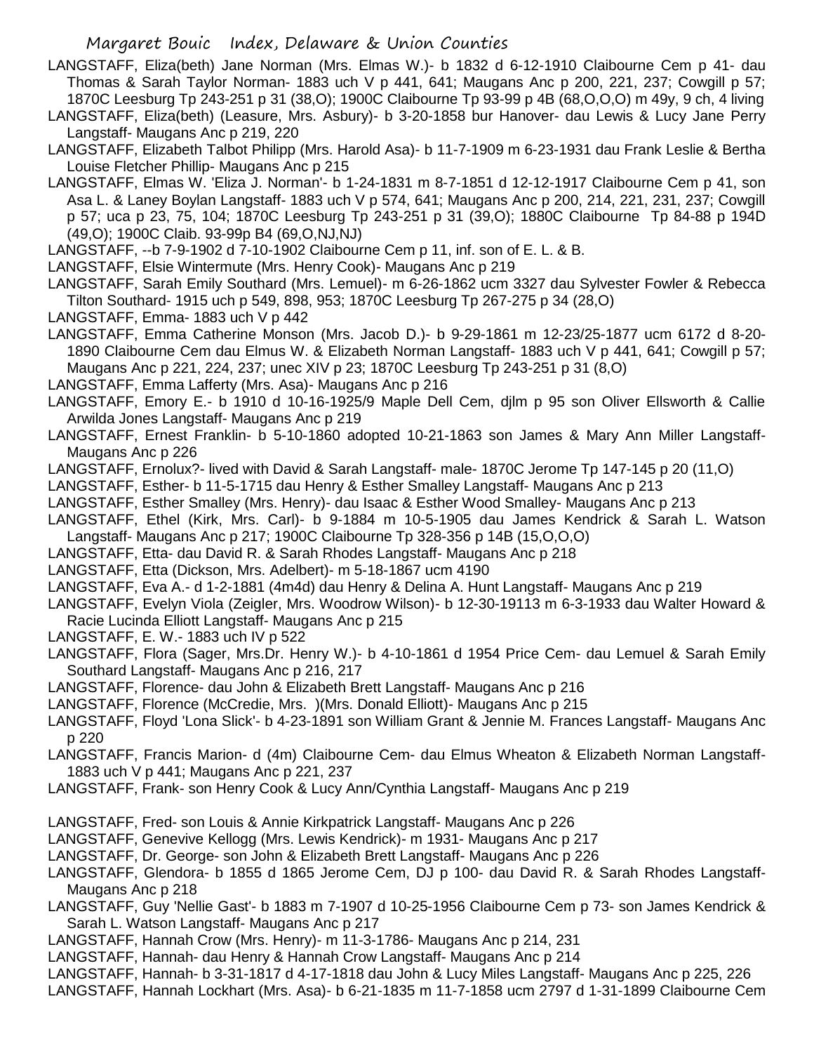LANGSTAFF, Eliza(beth) Jane Norman (Mrs. Elmas W.)- b 1832 d 6-12-1910 Claibourne Cem p 41- dau Thomas & Sarah Taylor Norman- 1883 uch V p 441, 641; Maugans Anc p 200, 221, 237; Cowgill p 57; 1870C Leesburg Tp 243-251 p 31 (38,O); 1900C Claibourne Tp 93-99 p 4B (68,O,O,O) m 49y, 9 ch, 4 living

LANGSTAFF, Eliza(beth) (Leasure, Mrs. Asbury)- b 3-20-1858 bur Hanover- dau Lewis & Lucy Jane Perry Langstaff- Maugans Anc p 219, 220

LANGSTAFF, Elizabeth Talbot Philipp (Mrs. Harold Asa)- b 11-7-1909 m 6-23-1931 dau Frank Leslie & Bertha Louise Fletcher Phillip- Maugans Anc p 215

LANGSTAFF, Elmas W. 'Eliza J. Norman'- b 1-24-1831 m 8-7-1851 d 12-12-1917 Claibourne Cem p 41, son Asa L. & Laney Boylan Langstaff- 1883 uch V p 574, 641; Maugans Anc p 200, 214, 221, 231, 237; Cowgill p 57; uca p 23, 75, 104; 1870C Leesburg Tp 243-251 p 31 (39,O); 1880C Claibourne Tp 84-88 p 194D (49,O); 1900C Claib. 93-99p B4 (69,O,NJ,NJ)

LANGSTAFF, --b 7-9-1902 d 7-10-1902 Claibourne Cem p 11, inf. son of E. L. & B.

LANGSTAFF, Elsie Wintermute (Mrs. Henry Cook)- Maugans Anc p 219

LANGSTAFF, Sarah Emily Southard (Mrs. Lemuel)- m 6-26-1862 ucm 3327 dau Sylvester Fowler & Rebecca Tilton Southard- 1915 uch p 549, 898, 953; 1870C Leesburg Tp 267-275 p 34 (28,O)

LANGSTAFF, Emma- 1883 uch V p 442

LANGSTAFF, Emma Catherine Monson (Mrs. Jacob D.)- b 9-29-1861 m 12-23/25-1877 ucm 6172 d 8-20-1890 Claibourne Cem dau Elmus W. & Elizabeth Norman Langstaff- 1883 uch V p 441, 641; Cowgill p 57; Maugans Anc p 221, 224, 237; unec XIV p 23; 1870C Leesburg Tp 243-251 p 31 (8,O)

LANGSTAFF, Emma Lafferty (Mrs. Asa)- Maugans Anc p 216

LANGSTAFF, Emory E.- b 1910 d 10-16-1925/9 Maple Dell Cem, djlm p 95 son Oliver Ellsworth & Callie Arwilda Jones Langstaff- Maugans Anc p 219

LANGSTAFF, Ernest Franklin- b 5-10-1860 adopted 10-21-1863 son James & Mary Ann Miller Langstaff- Maugans Anc p 226

LANGSTAFF, Ernolux?- lived with David & Sarah Langstaff- male- 1870C Jerome Tp 147-145 p 20 (11,O)

LANGSTAFF, Esther- b 11-5-1715 dau Henry & Esther Smalley Langstaff- Maugans Anc p 213

LANGSTAFF, Esther Smalley (Mrs. Henry)- dau Isaac & Esther Wood Smalley- Maugans Anc p 213

LANGSTAFF, Ethel (Kirk, Mrs. Carl)- b 9-1884 m 10-5-1905 dau James Kendrick & Sarah L. Watson Langstaff- Maugans Anc p 217; 1900C Claibourne Tp 328-356 p 14B (15,O,O,O)

LANGSTAFF, Etta- dau David R. & Sarah Rhodes Langstaff- Maugans Anc p 218

LANGSTAFF, Etta (Dickson, Mrs. Adelbert)- m 5-18-1867 ucm 4190

LANGSTAFF, Eva A.- d 1-2-1881 (4m4d) dau Henry & Delina A. Hunt Langstaff- Maugans Anc p 219

LANGSTAFF, Evelyn Viola (Zeigler, Mrs. Woodrow Wilson)- b 12-30-19113 m 6-3-1933 dau Walter Howard & Racie Lucinda Elliott Langstaff- Maugans Anc p 215

LANGSTAFF, E. W.- 1883 uch IV p 522

LANGSTAFF, Flora (Sager, Mrs.Dr. Henry W.)- b 4-10-1861 d 1954 Price Cem- dau Lemuel & Sarah Emily Southard Langstaff- Maugans Anc p 216, 217

LANGSTAFF, Florence- dau John & Elizabeth Brett Langstaff- Maugans Anc p 216

LANGSTAFF, Florence (McCredie, Mrs. )(Mrs. Donald Elliott)- Maugans Anc p 215

LANGSTAFF, Floyd 'Lona Slick'- b 4-23-1891 son William Grant & Jennie M. Frances Langstaff- Maugans Anc p 220

LANGSTAFF, Francis Marion- d (4m) Claibourne Cem- dau Elmus Wheaton & Elizabeth Norman Langstaff- 1883 uch V p 441; Maugans Anc p 221, 237

LANGSTAFF, Frank- son Henry Cook & Lucy Ann/Cynthia Langstaff- Maugans Anc p 219

LANGSTAFF, Fred- son Louis & Annie Kirkpatrick Langstaff- Maugans Anc p 226

LANGSTAFF, Genevive Kellogg (Mrs. Lewis Kendrick)- m 1931- Maugans Anc p 217

LANGSTAFF, Dr. George- son John & Elizabeth Brett Langstaff- Maugans Anc p 226

LANGSTAFF, Glendora- b 1855 d 1865 Jerome Cem, DJ p 100- dau David R. & Sarah Rhodes Langstaff- Maugans Anc p 218

LANGSTAFF, Guy 'Nellie Gast'- b 1883 m 7-1907 d 10-25-1956 Claibourne Cem p 73- son James Kendrick & Sarah L. Watson Langstaff- Maugans Anc p 217

LANGSTAFF, Hannah Crow (Mrs. Henry)- m 11-3-1786- Maugans Anc p 214, 231

LANGSTAFF, Hannah- dau Henry & Hannah Crow Langstaff- Maugans Anc p 214

LANGSTAFF, Hannah- b 3-31-1817 d 4-17-1818 dau John & Lucy Miles Langstaff- Maugans Anc p 225, 226

LANGSTAFF, Hannah Lockhart (Mrs. Asa)- b 6-21-1835 m 11-7-1858 ucm 2797 d 1-31-1899 Claibourne Cem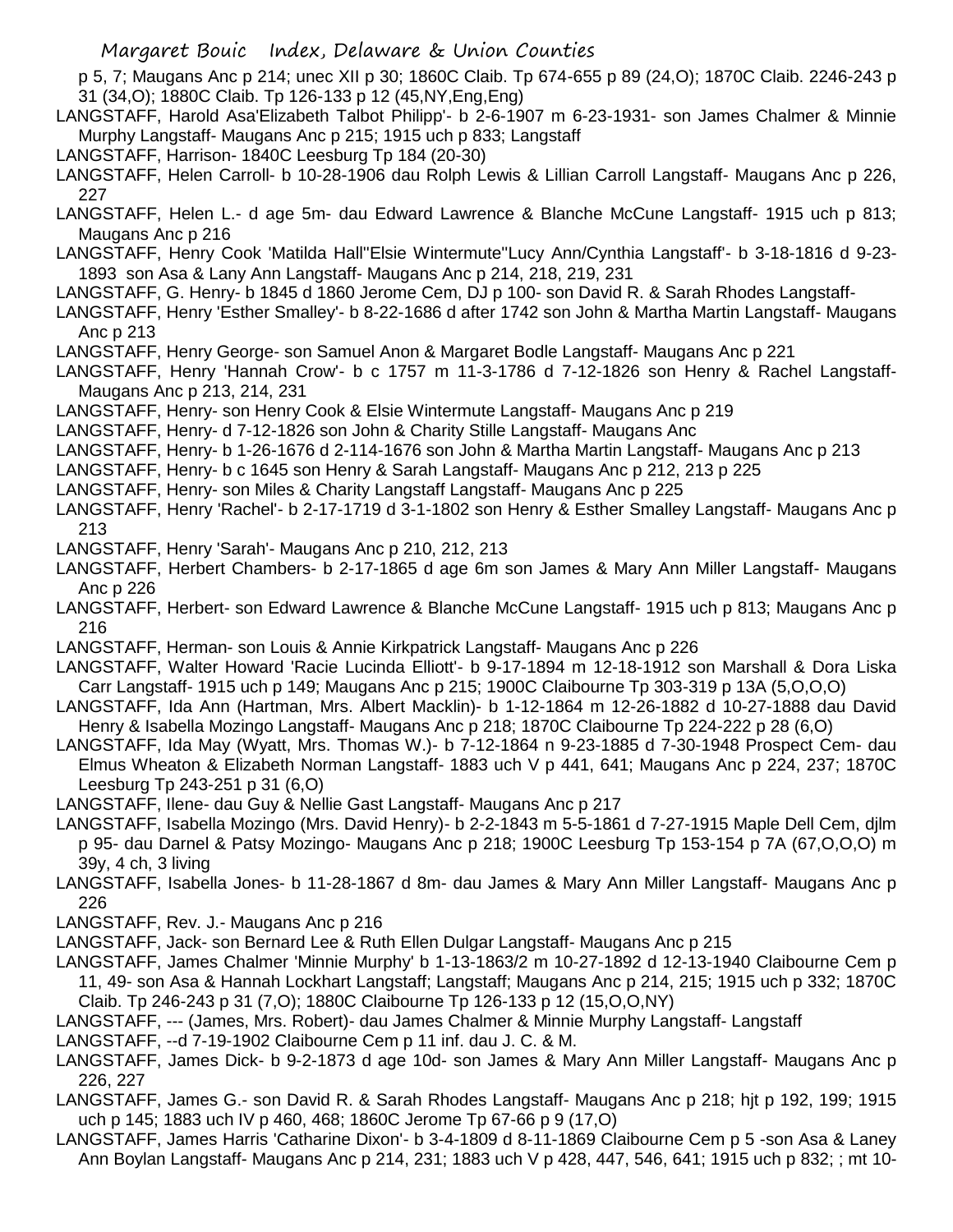p 5, 7; Maugans Anc p 214; unec XII p 30; 1860C Claib. Tp 674-655 p 89 (24,O); 1870C Claib. 2246-243 p 31 (34,O); 1880C Claib. Tp 126-133 p 12 (45,NY,Eng,Eng)

LANGSTAFF, Harold Asa'Elizabeth Talbot Philipp'- b 2-6-1907 m 6-23-1931- son James Chalmer & Minnie Murphy Langstaff- Maugans Anc p 215; 1915 uch p 833; Langstaff

LANGSTAFF, Harrison- 1840C Leesburg Tp 184 (20-30)

LANGSTAFF, Helen Carroll- b 10-28-1906 dau Rolph Lewis & Lillian Carroll Langstaff- Maugans Anc p 226, 227

LANGSTAFF, Helen L.- d age 5m- dau Edward Lawrence & Blanche McCune Langstaff- 1915 uch p 813; Maugans Anc p 216

LANGSTAFF, Henry Cook 'Matilda Hall''Elsie Wintermute''Lucy Ann/Cynthia Langstaff'- b 3-18-1816 d 9-23-1893 son Asa & Lany Ann Langstaff- Maugans Anc p 214, 218, 219, 231

LANGSTAFF, G. Henry- b 1845 d 1860 Jerome Cem, DJ p 100- son David R. & Sarah Rhodes Langstaff-

LANGSTAFF, Henry 'Esther Smalley'- b 8-22-1686 d after 1742 son John & Martha Martin Langstaff- Maugans Anc p 213

LANGSTAFF, Henry George- son Samuel Anon & Margaret Bodle Langstaff- Maugans Anc p 221

LANGSTAFF, Henry 'Hannah Crow'- b c 1757 m 11-3-1786 d 7-12-1826 son Henry & Rachel Langstaff- Maugans Anc p 213, 214, 231

LANGSTAFF, Henry- son Henry Cook & Elsie Wintermute Langstaff- Maugans Anc p 219

LANGSTAFF, Henry- d 7-12-1826 son John & Charity Stille Langstaff- Maugans Anc

LANGSTAFF, Henry- b 1-26-1676 d 2-114-1676 son John & Martha Martin Langstaff- Maugans Anc p 213

LANGSTAFF, Henry- b c 1645 son Henry & Sarah Langstaff- Maugans Anc p 212, 213 p 225

LANGSTAFF, Henry- son Miles & Charity Langstaff Langstaff- Maugans Anc p 225

LANGSTAFF, Henry 'Rachel'- b 2-17-1719 d 3-1-1802 son Henry & Esther Smalley Langstaff- Maugans Anc p 213

LANGSTAFF, Henry 'Sarah'- Maugans Anc p 210, 212, 213

LANGSTAFF, Herbert Chambers- b 2-17-1865 d age 6m son James & Mary Ann Miller Langstaff- Maugans Anc p 226

LANGSTAFF, Herbert- son Edward Lawrence & Blanche McCune Langstaff- 1915 uch p 813; Maugans Anc p 216

LANGSTAFF, Herman- son Louis & Annie Kirkpatrick Langstaff- Maugans Anc p 226

LANGSTAFF, Walter Howard 'Racie Lucinda Elliott'- b 9-17-1894 m 12-18-1912 son Marshall & Dora Liska Carr Langstaff- 1915 uch p 149; Maugans Anc p 215; 1900C Claibourne Tp 303-319 p 13A (5,O,O,O)

LANGSTAFF, Ida Ann (Hartman, Mrs. Albert Macklin)- b 1-12-1864 m 12-26-1882 d 10-27-1888 dau David Henry & Isabella Mozingo Langstaff- Maugans Anc p 218; 1870C Claibourne Tp 224-222 p 28 (6,O)

LANGSTAFF, Ida May (Wyatt, Mrs. Thomas W.)- b 7-12-1864 n 9-23-1885 d 7-30-1948 Prospect Cem- dau Elmus Wheaton & Elizabeth Norman Langstaff- 1883 uch V p 441, 641; Maugans Anc p 224, 237; 1870C Leesburg Tp 243-251 p 31 (6,O)

LANGSTAFF, Ilene- dau Guy & Nellie Gast Langstaff- Maugans Anc p 217

LANGSTAFF, Isabella Mozingo (Mrs. David Henry)- b 2-2-1843 m 5-5-1861 d 7-27-1915 Maple Dell Cem, djlm p 95- dau Darnel & Patsy Mozingo- Maugans Anc p 218; 1900C Leesburg Tp 153-154 p 7A (67,O,O,O) m 39y, 4 ch, 3 living

LANGSTAFF, Isabella Jones- b 11-28-1867 d 8m- dau James & Mary Ann Miller Langstaff- Maugans Anc p 226

LANGSTAFF, Rev. J.- Maugans Anc p 216

LANGSTAFF, Jack- son Bernard Lee & Ruth Ellen Dulgar Langstaff- Maugans Anc p 215

LANGSTAFF, James Chalmer 'Minnie Murphy' b 1-13-1863/2 m 10-27-1892 d 12-13-1940 Claibourne Cem p 11, 49- son Asa & Hannah Lockhart Langstaff; Langstaff; Maugans Anc p 214, 215; 1915 uch p 332; 1870C Claib. Tp 246-243 p 31 (7,O); 1880C Claibourne Tp 126-133 p 12 (15,O,O,NY)

LANGSTAFF, --- (James, Mrs. Robert)- dau James Chalmer & Minnie Murphy Langstaff- Langstaff

LANGSTAFF, --d 7-19-1902 Claibourne Cem p 11 inf. dau J. C. & M.

LANGSTAFF, James Dick- b 9-2-1873 d age 10d- son James & Mary Ann Miller Langstaff- Maugans Anc p 226, 227

LANGSTAFF, James G.- son David R. & Sarah Rhodes Langstaff- Maugans Anc p 218; hjt p 192, 199; 1915 uch p 145; 1883 uch IV p 460, 468; 1860C Jerome Tp 67-66 p 9 (17,O)

LANGSTAFF, James Harris 'Catharine Dixon'- b 3-4-1809 d 8-11-1869 Claibourne Cem p 5 -son Asa & Laney Ann Boylan Langstaff- Maugans Anc p 214, 231; 1883 uch V p 428, 447, 546, 641; 1915 uch p 832; ; mt 10-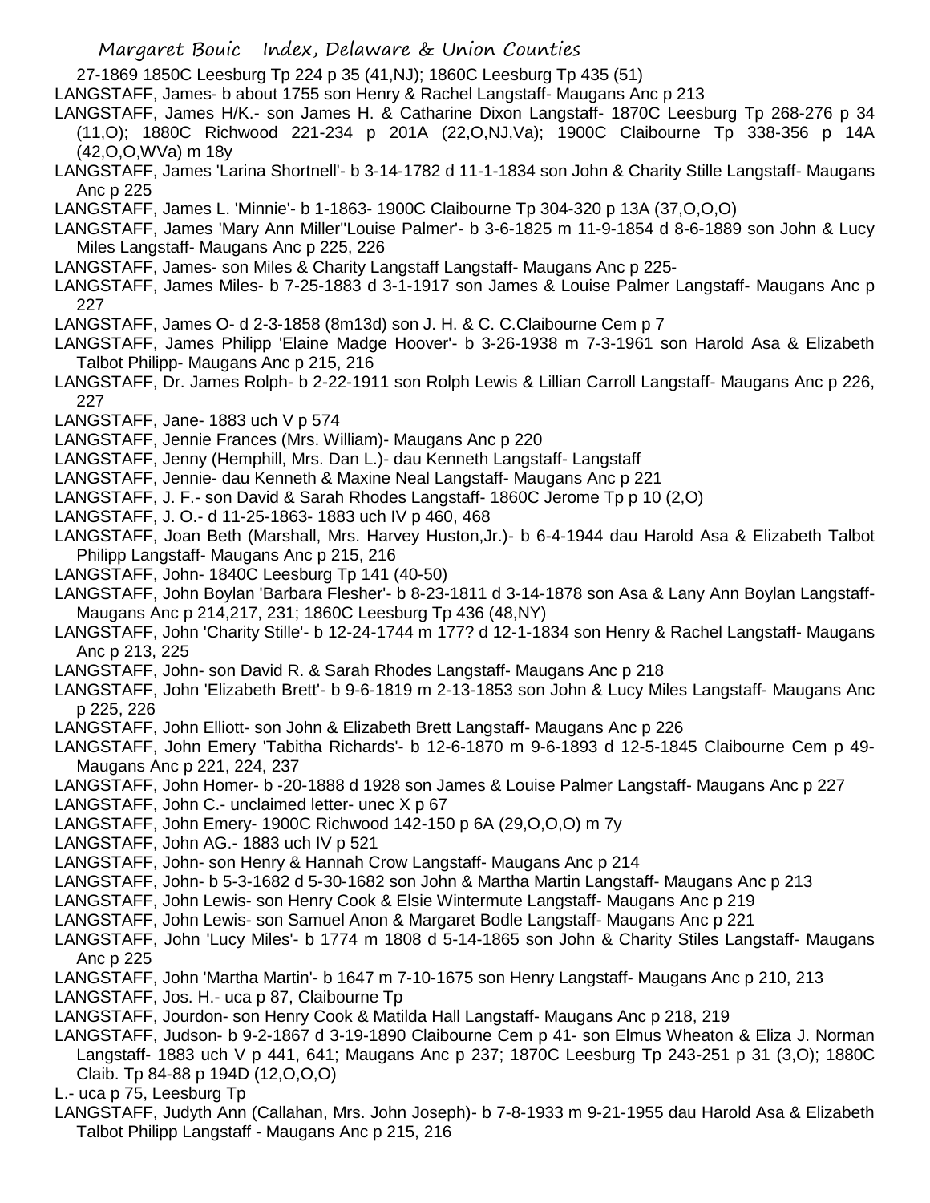27-1869 1850C Leesburg Tp 224 p 35 (41,NJ); 1860C Leesburg Tp 435 (51)

LANGSTAFF, James- b about 1755 son Henry & Rachel Langstaff- Maugans Anc p 213

LANGSTAFF, James H/K.- son James H. & Catharine Dixon Langstaff- 1870C Leesburg Tp 268-276 p 34 (11,O); 1880C Richwood 221-234 p 201A (22,O,NJ,Va); 1900C Claibourne Tp 338-356 p 14A (42,O,O,WVa) m 18y

LANGSTAFF, James 'Larina Shortnell'- b 3-14-1782 d 11-1-1834 son John & Charity Stille Langstaff- Maugans Anc p 225

LANGSTAFF, James L. 'Minnie'- b 1-1863- 1900C Claibourne Tp 304-320 p 13A (37,O,O,O)

LANGSTAFF, James 'Mary Ann Miller''Louise Palmer'- b 3-6-1825 m 11-9-1854 d 8-6-1889 son John & Lucy Miles Langstaff- Maugans Anc p 225, 226

LANGSTAFF, James- son Miles & Charity Langstaff Langstaff- Maugans Anc p 225-

LANGSTAFF, James Miles- b 7-25-1883 d 3-1-1917 son James & Louise Palmer Langstaff- Maugans Anc p 227

LANGSTAFF, James O- d 2-3-1858 (8m13d) son J. H. & C. C.Claibourne Cem p 7

LANGSTAFF, James Philipp 'Elaine Madge Hoover'- b 3-26-1938 m 7-3-1961 son Harold Asa & Elizabeth Talbot Philipp- Maugans Anc p 215, 216

LANGSTAFF, Dr. James Rolph- b 2-22-1911 son Rolph Lewis & Lillian Carroll Langstaff- Maugans Anc p 226, 227

LANGSTAFF, Jane- 1883 uch V p 574

LANGSTAFF, Jennie Frances (Mrs. William)- Maugans Anc p 220

LANGSTAFF, Jenny (Hemphill, Mrs. Dan L.)- dau Kenneth Langstaff- Langstaff

LANGSTAFF, Jennie- dau Kenneth & Maxine Neal Langstaff- Maugans Anc p 221

LANGSTAFF, J. F.- son David & Sarah Rhodes Langstaff- 1860C Jerome Tp p 10 (2,O)

LANGSTAFF, J. O.- d 11-25-1863- 1883 uch IV p 460, 468

LANGSTAFF, Joan Beth (Marshall, Mrs. Harvey Huston,Jr.)- b 6-4-1944 dau Harold Asa & Elizabeth Talbot Philipp Langstaff- Maugans Anc p 215, 216

LANGSTAFF, John- 1840C Leesburg Tp 141 (40-50)

LANGSTAFF, John Boylan 'Barbara Flesher'- b 8-23-1811 d 3-14-1878 son Asa & Lany Ann Boylan Langstaff- Maugans Anc p 214,217, 231; 1860C Leesburg Tp 436 (48,NY)

LANGSTAFF, John 'Charity Stille'- b 12-24-1744 m 177? d 12-1-1834 son Henry & Rachel Langstaff- Maugans Anc p 213, 225

LANGSTAFF, John- son David R. & Sarah Rhodes Langstaff- Maugans Anc p 218

LANGSTAFF, John 'Elizabeth Brett'- b 9-6-1819 m 2-13-1853 son John & Lucy Miles Langstaff- Maugans Anc p 225, 226

LANGSTAFF, John Elliott- son John & Elizabeth Brett Langstaff- Maugans Anc p 226

LANGSTAFF, John Emery 'Tabitha Richards'- b 12-6-1870 m 9-6-1893 d 12-5-1845 Claibourne Cem p 49- Maugans Anc p 221, 224, 237

LANGSTAFF, John Homer- b -20-1888 d 1928 son James & Louise Palmer Langstaff- Maugans Anc p 227

LANGSTAFF, John C.- unclaimed letter- unec X p 67

LANGSTAFF, John Emery- 1900C Richwood 142-150 p 6A (29,O,O,O) m 7y

LANGSTAFF, John AG.- 1883 uch IV p 521

LANGSTAFF, John- son Henry & Hannah Crow Langstaff- Maugans Anc p 214

LANGSTAFF, John- b 5-3-1682 d 5-30-1682 son John & Martha Martin Langstaff- Maugans Anc p 213

LANGSTAFF, John Lewis- son Henry Cook & Elsie Wintermute Langstaff- Maugans Anc p 219

LANGSTAFF, John Lewis- son Samuel Anon & Margaret Bodle Langstaff- Maugans Anc p 221

LANGSTAFF, John 'Lucy Miles'- b 1774 m 1808 d 5-14-1865 son John & Charity Stiles Langstaff- Maugans Anc p 225

LANGSTAFF, John 'Martha Martin'- b 1647 m 7-10-1675 son Henry Langstaff- Maugans Anc p 210, 213

LANGSTAFF, Jos. H.- uca p 87, Claibourne Tp

LANGSTAFF, Jourdon- son Henry Cook & Matilda Hall Langstaff- Maugans Anc p 218, 219

LANGSTAFF, Judson- b 9-2-1867 d 3-19-1890 Claibourne Cem p 41- son Elmus Wheaton & Eliza J. Norman Langstaff- 1883 uch V p 441, 641; Maugans Anc p 237; 1870C Leesburg Tp 243-251 p 31 (3,O); 1880C Claib. Tp 84-88 p 194D (12,O,O,O)

L.- uca p 75, Leesburg Tp

LANGSTAFF, Judyth Ann (Callahan, Mrs. John Joseph)- b 7-8-1933 m 9-21-1955 dau Harold Asa & Elizabeth Talbot Philipp Langstaff - Maugans Anc p 215, 216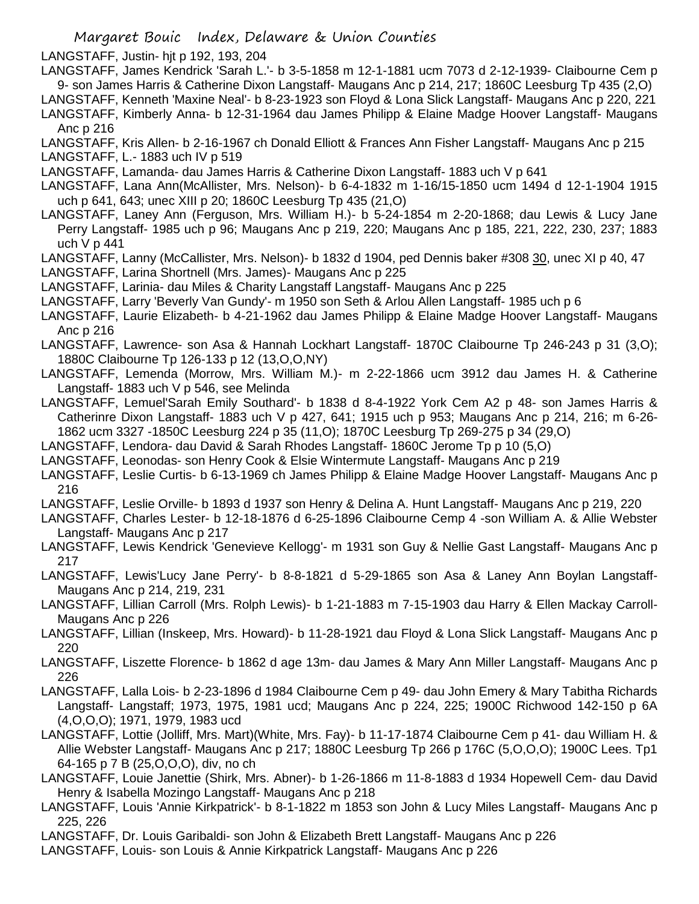LANGSTAFF, Justin- hjt p 192, 193, 204

LANGSTAFF, James Kendrick 'Sarah L.'- b 3-5-1858 m 12-1-1881 ucm 7073 d 2-12-1939- Claibourne Cem p 9- son James Harris & Catherine Dixon Langstaff- Maugans Anc p 214, 217; 1860C Leesburg Tp 435 (2,O)

LANGSTAFF, Kenneth 'Maxine Neal'- b 8-23-1923 son Floyd & Lona Slick Langstaff- Maugans Anc p 220, 221

LANGSTAFF, Kimberly Anna- b 12-31-1964 dau James Philipp & Elaine Madge Hoover Langstaff- Maugans Anc p 216

LANGSTAFF, Kris Allen- b 2-16-1967 ch Donald Elliott & Frances Ann Fisher Langstaff- Maugans Anc p 215

LANGSTAFF, L.- 1883 uch IV p 519

LANGSTAFF, Lamanda- dau James Harris & Catherine Dixon Langstaff- 1883 uch V p 641

LANGSTAFF, Lana Ann(McAllister, Mrs. Nelson)- b 6-4-1832 m 1-16/15-1850 ucm 1494 d 12-1-1904 1915 uch p 641, 643; unec XIII p 20; 1860C Leesburg Tp 435 (21,O)

LANGSTAFF, Laney Ann (Ferguson, Mrs. William H.)- b 5-24-1854 m 2-20-1868; dau Lewis & Lucy Jane Perry Langstaff- 1985 uch p 96; Maugans Anc p 219, 220; Maugans Anc p 185, 221, 222, 230, 237; 1883 uch V p 441

LANGSTAFF, Lanny (McCallister, Mrs. Nelson)- b 1832 d 1904, ped Dennis baker #308 30, unec XI p 40, 47

LANGSTAFF, Larina Shortnell (Mrs. James)- Maugans Anc p 225

LANGSTAFF, Larinia- dau Miles & Charity Langstaff Langstaff- Maugans Anc p 225

LANGSTAFF, Larry 'Beverly Van Gundy'- m 1950 son Seth & Arlou Allen Langstaff- 1985 uch p 6

LANGSTAFF, Laurie Elizabeth- b 4-21-1962 dau James Philipp & Elaine Madge Hoover Langstaff- Maugans Anc p 216

LANGSTAFF, Lawrence- son Asa & Hannah Lockhart Langstaff- 1870C Claibourne Tp 246-243 p 31 (3,O); 1880C Claibourne Tp 126-133 p 12 (13,O,O,NY)

LANGSTAFF, Lemenda (Morrow, Mrs. William M.)- m 2-22-1866 ucm 3912 dau James H. & Catherine Langstaff- 1883 uch V p 546, see Melinda

LANGSTAFF, Lemuel'Sarah Emily Southard'- b 1838 d 8-4-1922 York Cem A2 p 48- son James Harris & Catherinre Dixon Langstaff- 1883 uch V p 427, 641; 1915 uch p 953; Maugans Anc p 214, 216; m 6-26-1862 ucm 3327 -1850C Leesburg 224 p 35 (11,O); 1870C Leesburg Tp 269-275 p 34 (29,O)

LANGSTAFF, Lendora- dau David & Sarah Rhodes Langstaff- 1860C Jerome Tp p 10 (5,O)

LANGSTAFF, Leonodas- son Henry Cook & Elsie Wintermute Langstaff- Maugans Anc p 219

LANGSTAFF, Leslie Curtis- b 6-13-1969 ch James Philipp & Elaine Madge Hoover Langstaff- Maugans Anc p 216

LANGSTAFF, Leslie Orville- b 1893 d 1937 son Henry & Delina A. Hunt Langstaff- Maugans Anc p 219, 220

LANGSTAFF, Charles Lester- b 12-18-1876 d 6-25-1896 Claibourne Cemp 4 -son William A. & Allie Webster Langstaff- Maugans Anc p 217

LANGSTAFF, Lewis Kendrick 'Genevieve Kellogg'- m 1931 son Guy & Nellie Gast Langstaff- Maugans Anc p 217

LANGSTAFF, Lewis'Lucy Jane Perry'- b 8-8-1821 d 5-29-1865 son Asa & Laney Ann Boylan Langstaff- Maugans Anc p 214, 219, 231

LANGSTAFF, Lillian Carroll (Mrs. Rolph Lewis)- b 1-21-1883 m 7-15-1903 dau Harry & Ellen Mackay Carroll- Maugans Anc p 226

LANGSTAFF, Lillian (Inskeep, Mrs. Howard)- b 11-28-1921 dau Floyd & Lona Slick Langstaff- Maugans Anc p 220

LANGSTAFF, Liszette Florence- b 1862 d age 13m- dau James & Mary Ann Miller Langstaff- Maugans Anc p 226

LANGSTAFF, Lalla Lois- b 2-23-1896 d 1984 Claibourne Cem p 49- dau John Emery & Mary Tabitha Richards Langstaff- Langstaff; 1973, 1975, 1981 ucd; Maugans Anc p 224, 225; 1900C Richwood 142-150 p 6A (4,O,O,O); 1971, 1979, 1983 ucd

LANGSTAFF, Lottie (Jolliff, Mrs. Mart)(White, Mrs. Fay)- b 11-17-1874 Claibourne Cem p 41- dau William H. & Allie Webster Langstaff- Maugans Anc p 217; 1880C Leesburg Tp 266 p 176C (5,O,O,O); 1900C Lees. Tp1 64-165 p 7 B (25,O,O,O), div, no ch

LANGSTAFF, Louie Janettie (Shirk, Mrs. Abner)- b 1-26-1866 m 11-8-1883 d 1934 Hopewell Cem- dau David Henry & Isabella Mozingo Langstaff- Maugans Anc p 218

LANGSTAFF, Louis 'Annie Kirkpatrick'- b 8-1-1822 m 1853 son John & Lucy Miles Langstaff- Maugans Anc p 225, 226

LANGSTAFF, Dr. Louis Garibaldi- son John & Elizabeth Brett Langstaff- Maugans Anc p 226

LANGSTAFF, Louis- son Louis & Annie Kirkpatrick Langstaff- Maugans Anc p 226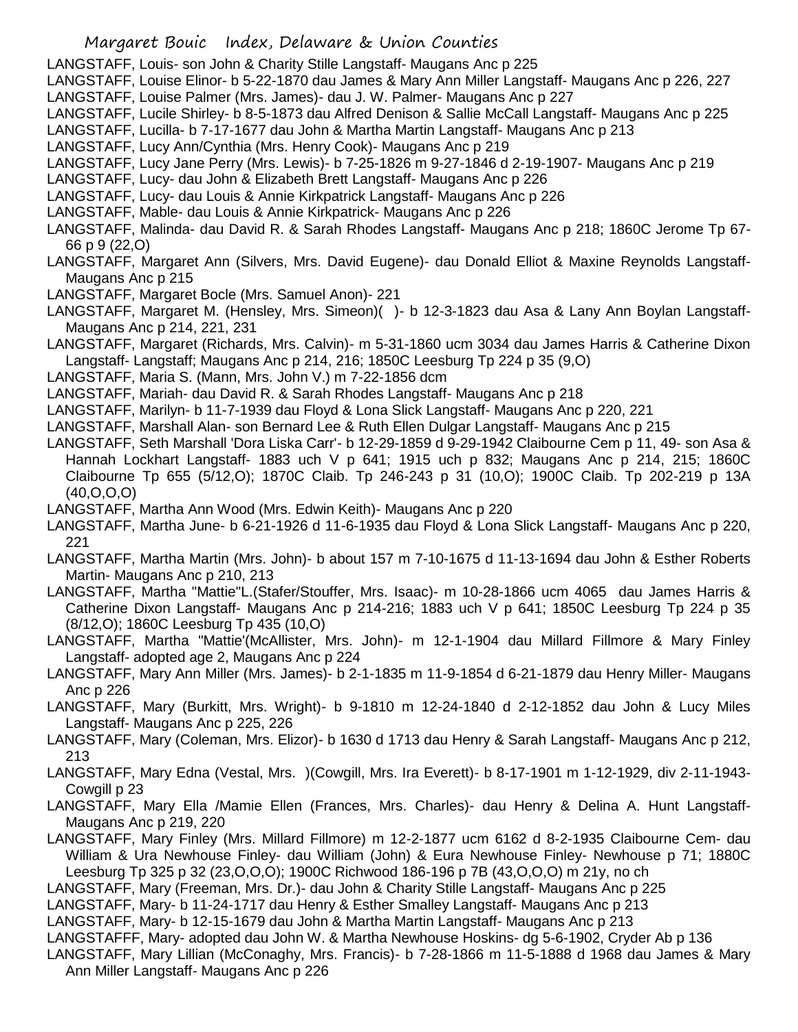LANGSTAFF, Louis- son John & Charity Stille Langstaff- Maugans Anc p 225

LANGSTAFF, Louise Elinor- b 5-22-1870 dau James & Mary Ann Miller Langstaff- Maugans Anc p 226, 227

LANGSTAFF, Louise Palmer (Mrs. James)- dau J. W. Palmer- Maugans Anc p 227

LANGSTAFF, Lucile Shirley- b 8-5-1873 dau Alfred Denison & Sallie McCall Langstaff- Maugans Anc p 225

LANGSTAFF, Lucilla- b 7-17-1677 dau John & Martha Martin Langstaff- Maugans Anc p 213

LANGSTAFF, Lucy Ann/Cynthia (Mrs. Henry Cook)- Maugans Anc p 219

LANGSTAFF, Lucy Jane Perry (Mrs. Lewis)- b 7-25-1826 m 9-27-1846 d 2-19-1907- Maugans Anc p 219

LANGSTAFF, Lucy- dau John & Elizabeth Brett Langstaff- Maugans Anc p 226

LANGSTAFF, Lucy- dau Louis & Annie Kirkpatrick Langstaff- Maugans Anc p 226

LANGSTAFF, Mable- dau Louis & Annie Kirkpatrick- Maugans Anc p 226

LANGSTAFF, Malinda- dau David R. & Sarah Rhodes Langstaff- Maugans Anc p 218; 1860C Jerome Tp 67-66 p 9 (22,O)

LANGSTAFF, Margaret Ann (Silvers, Mrs. David Eugene)- dau Donald Elliot & Maxine Reynolds Langstaff- Maugans Anc p 215

LANGSTAFF, Margaret Bocle (Mrs. Samuel Anon)- 221

LANGSTAFF, Margaret M. (Hensley, Mrs. Simeon)( )- b 12-3-1823 dau Asa & Lany Ann Boylan Langstaff- Maugans Anc p 214, 221, 231

LANGSTAFF, Margaret (Richards, Mrs. Calvin)- m 5-31-1860 ucm 3034 dau James Harris & Catherine Dixon Langstaff- Langstaff; Maugans Anc p 214, 216; 1850C Leesburg Tp 224 p 35 (9,O)

LANGSTAFF, Maria S. (Mann, Mrs. John V.) m 7-22-1856 dcm

LANGSTAFF, Mariah- dau David R. & Sarah Rhodes Langstaff- Maugans Anc p 218

LANGSTAFF, Marilyn- b 11-7-1939 dau Floyd & Lona Slick Langstaff- Maugans Anc p 220, 221

LANGSTAFF, Marshall Alan- son Bernard Lee & Ruth Ellen Dulgar Langstaff- Maugans Anc p 215

LANGSTAFF, Seth Marshall 'Dora Liska Carr'- b 12-29-1859 d 9-29-1942 Claibourne Cem p 11, 49- son Asa & Hannah Lockhart Langstaff- 1883 uch V p 641; 1915 uch p 832; Maugans Anc p 214, 215; 1860C Claibourne Tp 655 (5/12,O); 1870C Claib. Tp 246-243 p 31 (10,O); 1900C Claib. Tp 202-219 p 13A (40,O,O,O)

LANGSTAFF, Martha Ann Wood (Mrs. Edwin Keith)- Maugans Anc p 220

LANGSTAFF, Martha June- b 6-21-1926 d 11-6-1935 dau Floyd & Lona Slick Langstaff- Maugans Anc p 220, 221

LANGSTAFF, Martha Martin (Mrs. John)- b about 157 m 7-10-1675 d 11-13-1694 dau John & Esther Roberts Martin- Maugans Anc p 210, 213

LANGSTAFF, Martha "Mattie"L.(Stafer/Stouffer, Mrs. Isaac)- m 10-28-1866 ucm 4065 dau James Harris & Catherine Dixon Langstaff- Maugans Anc p 214-216; 1883 uch V p 641; 1850C Leesburg Tp 224 p 35 (8/12,O); 1860C Leesburg Tp 435 (10,O)

LANGSTAFF, Martha "Mattie'(McAllister, Mrs. John)- m 12-1-1904 dau Millard Fillmore & Mary Finley Langstaff- adopted age 2, Maugans Anc p 224

LANGSTAFF, Mary Ann Miller (Mrs. James)- b 2-1-1835 m 11-9-1854 d 6-21-1879 dau Henry Miller- Maugans Anc p 226

LANGSTAFF, Mary (Burkitt, Mrs. Wright)- b 9-1810 m 12-24-1840 d 2-12-1852 dau John & Lucy Miles Langstaff- Maugans Anc p 225, 226

LANGSTAFF, Mary (Coleman, Mrs. Elizor)- b 1630 d 1713 dau Henry & Sarah Langstaff- Maugans Anc p 212, 213

LANGSTAFF, Mary Edna (Vestal, Mrs. )(Cowgill, Mrs. Ira Everett)- b 8-17-1901 m 1-12-1929, div 2-11-1943- Cowgill p 23

LANGSTAFF, Mary Ella /Mamie Ellen (Frances, Mrs. Charles)- dau Henry & Delina A. Hunt Langstaff- Maugans Anc p 219, 220

LANGSTAFF, Mary Finley (Mrs. Millard Fillmore) m 12-2-1877 ucm 6162 d 8-2-1935 Claibourne Cem- dau William & Ura Newhouse Finley- dau William (John) & Eura Newhouse Finley- Newhouse p 71; 1880C Leesburg Tp 325 p 32 (23,O,O,O); 1900C Richwood 186-196 p 7B (43,O,O,O) m 21y, no ch

LANGSTAFF, Mary (Freeman, Mrs. Dr.)- dau John & Charity Stille Langstaff- Maugans Anc p 225

LANGSTAFF, Mary- b 11-24-1717 dau Henry & Esther Smalley Langstaff- Maugans Anc p 213

LANGSTAFF, Mary- b 12-15-1679 dau John & Martha Martin Langstaff- Maugans Anc p 213

LANGSTAFFF, Mary- adopted dau John W. & Martha Newhouse Hoskins- dg 5-6-1902, Cryder Ab p 136

LANGSTAFF, Mary Lillian (McConaghy, Mrs. Francis)- b 7-28-1866 m 11-5-1888 d 1968 dau James & Mary Ann Miller Langstaff- Maugans Anc p 226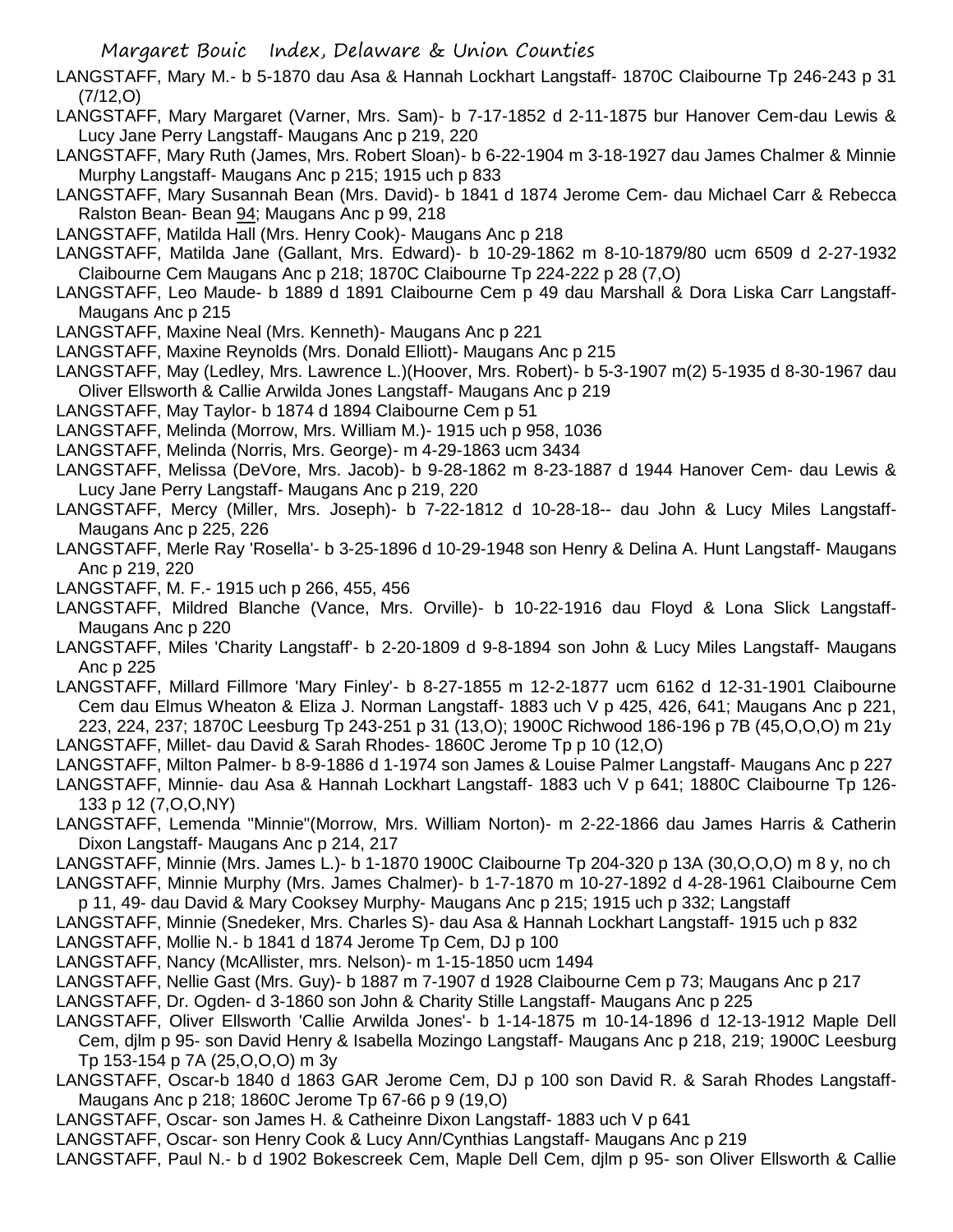LANGSTAFF, Mary M.- b 5-1870 dau Asa & Hannah Lockhart Langstaff- 1870C Claibourne Tp 246-243 p 31 (7/12,O)

LANGSTAFF, Mary Margaret (Varner, Mrs. Sam)- b 7-17-1852 d 2-11-1875 bur Hanover Cem-dau Lewis & Lucy Jane Perry Langstaff- Maugans Anc p 219, 220

LANGSTAFF, Mary Ruth (James, Mrs. Robert Sloan)- b 6-22-1904 m 3-18-1927 dau James Chalmer & Minnie Murphy Langstaff- Maugans Anc p 215; 1915 uch p 833

LANGSTAFF, Mary Susannah Bean (Mrs. David)- b 1841 d 1874 Jerome Cem- dau Michael Carr & Rebecca Ralston Bean- Bean 94; Maugans Anc p 99, 218

LANGSTAFF, Matilda Hall (Mrs. Henry Cook)- Maugans Anc p 218

LANGSTAFF, Matilda Jane (Gallant, Mrs. Edward)- b 10-29-1862 m 8-10-1879/80 ucm 6509 d 2-27-1932 Claibourne Cem Maugans Anc p 218; 1870C Claibourne Tp 224-222 p 28 (7,O)

LANGSTAFF, Leo Maude- b 1889 d 1891 Claibourne Cem p 49 dau Marshall & Dora Liska Carr Langstaff- Maugans Anc p 215

LANGSTAFF, Maxine Neal (Mrs. Kenneth)- Maugans Anc p 221

LANGSTAFF, Maxine Reynolds (Mrs. Donald Elliott)- Maugans Anc p 215

LANGSTAFF, May (Ledley, Mrs. Lawrence L.)(Hoover, Mrs. Robert)- b 5-3-1907 m(2) 5-1935 d 8-30-1967 dau Oliver Ellsworth & Callie Arwilda Jones Langstaff- Maugans Anc p 219

LANGSTAFF, May Taylor- b 1874 d 1894 Claibourne Cem p 51

LANGSTAFF, Melinda (Morrow, Mrs. William M.)- 1915 uch p 958, 1036

LANGSTAFF, Melinda (Norris, Mrs. George)- m 4-29-1863 ucm 3434

LANGSTAFF, Melissa (DeVore, Mrs. Jacob)- b 9-28-1862 m 8-23-1887 d 1944 Hanover Cem- dau Lewis & Lucy Jane Perry Langstaff- Maugans Anc p 219, 220

LANGSTAFF, Mercy (Miller, Mrs. Joseph)- b 7-22-1812 d 10-28-18-- dau John & Lucy Miles Langstaff- Maugans Anc p 225, 226

LANGSTAFF, Merle Ray 'Rosella'- b 3-25-1896 d 10-29-1948 son Henry & Delina A. Hunt Langstaff- Maugans Anc p 219, 220

LANGSTAFF, M. F.- 1915 uch p 266, 455, 456

LANGSTAFF, Mildred Blanche (Vance, Mrs. Orville)- b 10-22-1916 dau Floyd & Lona Slick Langstaff- Maugans Anc p 220

LANGSTAFF, Miles 'Charity Langstaff'- b 2-20-1809 d 9-8-1894 son John & Lucy Miles Langstaff- Maugans Anc p 225

LANGSTAFF, Millard Fillmore 'Mary Finley'- b 8-27-1855 m 12-2-1877 ucm 6162 d 12-31-1901 Claibourne Cem dau Elmus Wheaton & Eliza J. Norman Langstaff- 1883 uch V p 425, 426, 641; Maugans Anc p 221, 223, 224, 237; 1870C Leesburg Tp 243-251 p 31 (13,O); 1900C Richwood 186-196 p 7B (45,O,O,O) m 21y

LANGSTAFF, Millet- dau David & Sarah Rhodes- 1860C Jerome Tp p 10 (12,O)

LANGSTAFF, Milton Palmer- b 8-9-1886 d 1-1974 son James & Louise Palmer Langstaff- Maugans Anc p 227

LANGSTAFF, Minnie- dau Asa & Hannah Lockhart Langstaff- 1883 uch V p 641; 1880C Claibourne Tp 126-133 p 12 (7,O,O,NY)

LANGSTAFF, Lemenda "Minnie"(Morrow, Mrs. William Norton)- m 2-22-1866 dau James Harris & Catherin Dixon Langstaff- Maugans Anc p 214, 217

LANGSTAFF, Minnie (Mrs. James L.)- b 1-1870 1900C Claibourne Tp 204-320 p 13A (30,O,O,O) m 8 y, no ch

LANGSTAFF, Minnie Murphy (Mrs. James Chalmer)- b 1-7-1870 m 10-27-1892 d 4-28-1961 Claibourne Cem p 11, 49- dau David & Mary Cooksey Murphy- Maugans Anc p 215; 1915 uch p 332; Langstaff

LANGSTAFF, Minnie (Snedeker, Mrs. Charles S)- dau Asa & Hannah Lockhart Langstaff- 1915 uch p 832

LANGSTAFF, Mollie N.- b 1841 d 1874 Jerome Tp Cem, DJ p 100

LANGSTAFF, Nancy (McAllister, mrs. Nelson)- m 1-15-1850 ucm 1494

LANGSTAFF, Nellie Gast (Mrs. Guy)- b 1887 m 7-1907 d 1928 Claibourne Cem p 73; Maugans Anc p 217

LANGSTAFF, Dr. Ogden- d 3-1860 son John & Charity Stille Langstaff- Maugans Anc p 225

LANGSTAFF, Oliver Ellsworth 'Callie Arwilda Jones'- b 1-14-1875 m 10-14-1896 d 12-13-1912 Maple Dell Cem, djlm p 95- son David Henry & Isabella Mozingo Langstaff- Maugans Anc p 218, 219; 1900C Leesburg Tp 153-154 p 7A (25,O,O,O) m 3y

LANGSTAFF, Oscar-b 1840 d 1863 GAR Jerome Cem, DJ p 100 son David R. & Sarah Rhodes Langstaff- Maugans Anc p 218; 1860C Jerome Tp 67-66 p 9 (19,O)

LANGSTAFF, Oscar- son James H. & Catheinre Dixon Langstaff- 1883 uch V p 641

LANGSTAFF, Oscar- son Henry Cook & Lucy Ann/Cynthias Langstaff- Maugans Anc p 219

LANGSTAFF, Paul N.- b d 1902 Bokescreek Cem, Maple Dell Cem, djlm p 95- son Oliver Ellsworth & Callie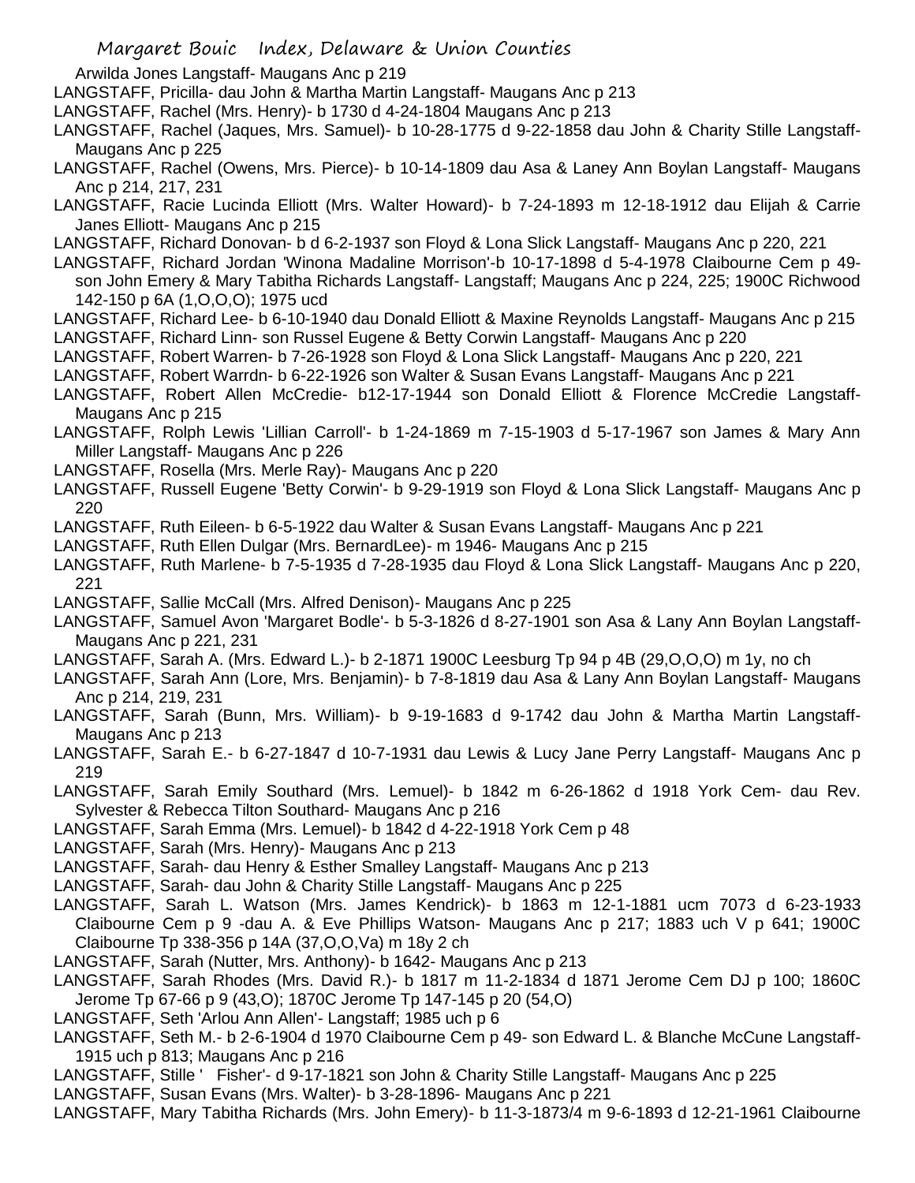Arwilda Jones Langstaff- Maugans Anc p 219

LANGSTAFF, Pricilla- dau John & Martha Martin Langstaff- Maugans Anc p 213

LANGSTAFF, Rachel (Mrs. Henry)- b 1730 d 4-24-1804 Maugans Anc p 213

LANGSTAFF, Rachel (Jaques, Mrs. Samuel)- b 10-28-1775 d 9-22-1858 dau John & Charity Stille Langstaff- Maugans Anc p 225

LANGSTAFF, Rachel (Owens, Mrs. Pierce)- b 10-14-1809 dau Asa & Laney Ann Boylan Langstaff- Maugans Anc p 214, 217, 231

LANGSTAFF, Racie Lucinda Elliott (Mrs. Walter Howard)- b 7-24-1893 m 12-18-1912 dau Elijah & Carrie Janes Elliott- Maugans Anc p 215

LANGSTAFF, Richard Donovan- b d 6-2-1937 son Floyd & Lona Slick Langstaff- Maugans Anc p 220, 221

LANGSTAFF, Richard Jordan 'Winona Madaline Morrison'-b 10-17-1898 d 5-4-1978 Claibourne Cem p 49- son John Emery & Mary Tabitha Richards Langstaff- Langstaff; Maugans Anc p 224, 225; 1900C Richwood 142-150 p 6A (1,O,O,O); 1975 ucd

LANGSTAFF, Richard Lee- b 6-10-1940 dau Donald Elliott & Maxine Reynolds Langstaff- Maugans Anc p 215

LANGSTAFF, Richard Linn- son Russel Eugene & Betty Corwin Langstaff- Maugans Anc p 220

LANGSTAFF, Robert Warren- b 7-26-1928 son Floyd & Lona Slick Langstaff- Maugans Anc p 220, 221

LANGSTAFF, Robert Warrdn- b 6-22-1926 son Walter & Susan Evans Langstaff- Maugans Anc p 221

LANGSTAFF, Robert Allen McCredie- b12-17-1944 son Donald Elliott & Florence McCredie Langstaff- Maugans Anc p 215

LANGSTAFF, Rolph Lewis 'Lillian Carroll'- b 1-24-1869 m 7-15-1903 d 5-17-1967 son James & Mary Ann Miller Langstaff- Maugans Anc p 226

LANGSTAFF, Rosella (Mrs. Merle Ray)- Maugans Anc p 220

LANGSTAFF, Russell Eugene 'Betty Corwin'- b 9-29-1919 son Floyd & Lona Slick Langstaff- Maugans Anc p 220

LANGSTAFF, Ruth Eileen- b 6-5-1922 dau Walter & Susan Evans Langstaff- Maugans Anc p 221

LANGSTAFF, Ruth Ellen Dulgar (Mrs. BernardLee)- m 1946- Maugans Anc p 215

LANGSTAFF, Ruth Marlene- b 7-5-1935 d 7-28-1935 dau Floyd & Lona Slick Langstaff- Maugans Anc p 220, 221

LANGSTAFF, Sallie McCall (Mrs. Alfred Denison)- Maugans Anc p 225

LANGSTAFF, Samuel Avon 'Margaret Bodle'- b 5-3-1826 d 8-27-1901 son Asa & Lany Ann Boylan Langstaff- Maugans Anc p 221, 231

LANGSTAFF, Sarah A. (Mrs. Edward L.)- b 2-1871 1900C Leesburg Tp 94 p 4B (29,O,O,O) m 1y, no ch

LANGSTAFF, Sarah Ann (Lore, Mrs. Benjamin)- b 7-8-1819 dau Asa & Lany Ann Boylan Langstaff- Maugans Anc p 214, 219, 231

LANGSTAFF, Sarah (Bunn, Mrs. William)- b 9-19-1683 d 9-1742 dau John & Martha Martin Langstaff- Maugans Anc p 213

LANGSTAFF, Sarah E.- b 6-27-1847 d 10-7-1931 dau Lewis & Lucy Jane Perry Langstaff- Maugans Anc p 219

LANGSTAFF, Sarah Emily Southard (Mrs. Lemuel)- b 1842 m 6-26-1862 d 1918 York Cem- dau Rev. Sylvester & Rebecca Tilton Southard- Maugans Anc p 216

LANGSTAFF, Sarah Emma (Mrs. Lemuel)- b 1842 d 4-22-1918 York Cem p 48

LANGSTAFF, Sarah (Mrs. Henry)- Maugans Anc p 213

LANGSTAFF, Sarah- dau Henry & Esther Smalley Langstaff- Maugans Anc p 213

LANGSTAFF, Sarah- dau John & Charity Stille Langstaff- Maugans Anc p 225

LANGSTAFF, Sarah L. Watson (Mrs. James Kendrick)- b 1863 m 12-1-1881 ucm 7073 d 6-23-1933 Claibourne Cem p 9 -dau A. & Eve Phillips Watson- Maugans Anc p 217; 1883 uch V p 641; 1900C Claibourne Tp 338-356 p 14A (37,O,O,Va) m 18y 2 ch

LANGSTAFF, Sarah (Nutter, Mrs. Anthony)- b 1642- Maugans Anc p 213

LANGSTAFF, Sarah Rhodes (Mrs. David R.)- b 1817 m 11-2-1834 d 1871 Jerome Cem DJ p 100; 1860C Jerome Tp 67-66 p 9 (43,O); 1870C Jerome Tp 147-145 p 20 (54,O)

LANGSTAFF, Seth 'Arlou Ann Allen'- Langstaff; 1985 uch p 6

LANGSTAFF, Seth M.- b 2-6-1904 d 1970 Claibourne Cem p 49- son Edward L. & Blanche McCune Langstaff- 1915 uch p 813; Maugans Anc p 216

LANGSTAFF, Stille ' Fisher'- d 9-17-1821 son John & Charity Stille Langstaff- Maugans Anc p 225

LANGSTAFF, Susan Evans (Mrs. Walter)- b 3-28-1896- Maugans Anc p 221

LANGSTAFF, Mary Tabitha Richards (Mrs. John Emery)- b 11-3-1873/4 m 9-6-1893 d 12-21-1961 Claibourne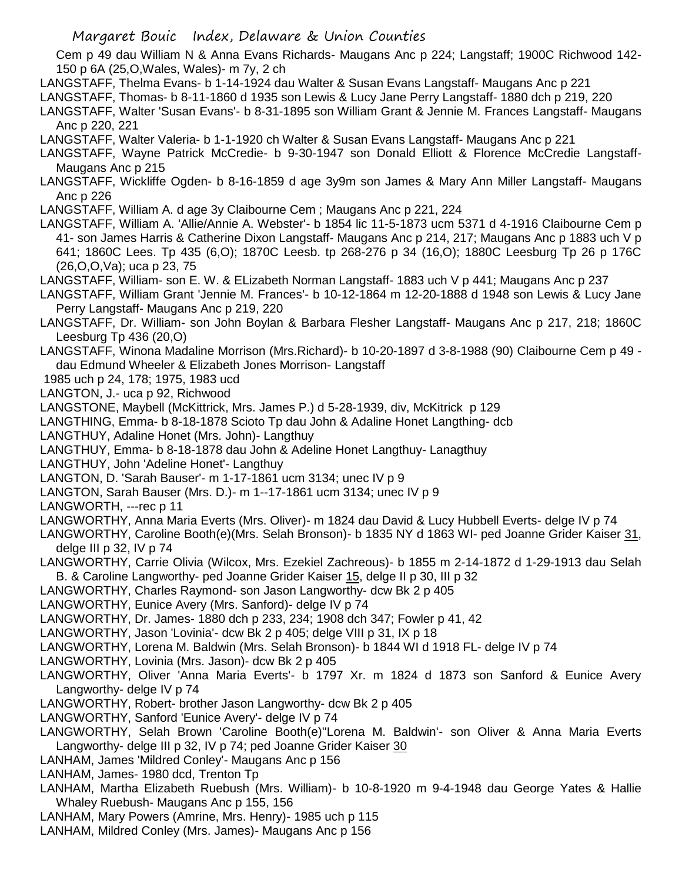Cem p 49 dau William N & Anna Evans Richards- Maugans Anc p 224; Langstaff; 1900C Richwood 142-150 p 6A (25,O,Wales, Wales)- m 7y, 2 ch

LANGSTAFF, Thelma Evans- b 1-14-1924 dau Walter & Susan Evans Langstaff- Maugans Anc p 221

LANGSTAFF, Thomas- b 8-11-1860 d 1935 son Lewis & Lucy Jane Perry Langstaff- 1880 dch p 219, 220

LANGSTAFF, Walter 'Susan Evans'- b 8-31-1895 son William Grant & Jennie M. Frances Langstaff- Maugans Anc p 220, 221

LANGSTAFF, Walter Valeria- b 1-1-1920 ch Walter & Susan Evans Langstaff- Maugans Anc p 221

LANGSTAFF, Wayne Patrick McCredie- b 9-30-1947 son Donald Elliott & Florence McCredie Langstaff- Maugans Anc p 215

LANGSTAFF, Wickliffe Ogden- b 8-16-1859 d age 3y9m son James & Mary Ann Miller Langstaff- Maugans Anc p 226

LANGSTAFF, William A. d age 3y Claibourne Cem ; Maugans Anc p 221, 224

LANGSTAFF, William A. 'Allie/Annie A. Webster'- b 1854 lic 11-5-1873 ucm 5371 d 4-1916 Claibourne Cem p 41- son James Harris & Catherine Dixon Langstaff- Maugans Anc p 214, 217; Maugans Anc p 1883 uch V p 641; 1860C Lees. Tp 435 (6,O); 1870C Leesb. tp 268-276 p 34 (16,O); 1880C Leesburg Tp 26 p 176C (26,O,O,Va); uca p 23, 75

LANGSTAFF, William- son E. W. & ELizabeth Norman Langstaff- 1883 uch V p 441; Maugans Anc p 237

LANGSTAFF, William Grant 'Jennie M. Frances'- b 10-12-1864 m 12-20-1888 d 1948 son Lewis & Lucy Jane Perry Langstaff- Maugans Anc p 219, 220

LANGSTAFF, Dr. William- son John Boylan & Barbara Flesher Langstaff- Maugans Anc p 217, 218; 1860C Leesburg Tp 436 (20,O)

LANGSTAFF, Winona Madaline Morrison (Mrs.Richard)- b 10-20-1897 d 3-8-1988 (90) Claibourne Cem p 49 - dau Edmund Wheeler & Elizabeth Jones Morrison- Langstaff
1985 uch p 24, 178; 1975, 1983 ucd

LANGTON, J.- uca p 92, Richwood

LANGSTONE, Maybell (McKittrick, Mrs. James P.) d 5-28-1939, div, McKitrick p 129

LANGTHING, Emma- b 8-18-1878 Scioto Tp dau John & Adaline Honet Langthing- dcb

LANGTHUY, Adaline Honet (Mrs. John)- Langthuy

LANGTHUY, Emma- b 8-18-1878 dau John & Adeline Honet Langthuy- Lanagthuy

LANGTHUY, John 'Adeline Honet'- Langthuy

LANGTON, D. 'Sarah Bauser'- m 1-17-1861 ucm 3134; unec IV p 9

LANGTON, Sarah Bauser (Mrs. D.)- m 1--17-1861 ucm 3134; unec IV p 9

LANGWORTH, ---rec p 11

LANGWORTHY, Anna Maria Everts (Mrs. Oliver)- m 1824 dau David & Lucy Hubbell Everts- delge IV p 74

LANGWORTHY, Caroline Booth(e)(Mrs. Selah Bronson)- b 1835 NY d 1863 WI- ped Joanne Grider Kaiser 31, delge III p 32, IV p 74

LANGWORTHY, Carrie Olivia (Wilcox, Mrs. Ezekiel Zachreous)- b 1855 m 2-14-1872 d 1-29-1913 dau Selah B. & Caroline Langworthy- ped Joanne Grider Kaiser 15, delge II p 30, III p 32

LANGWORTHY, Charles Raymond- son Jason Langworthy- dcw Bk 2 p 405

LANGWORTHY, Eunice Avery (Mrs. Sanford)- delge IV p 74

LANGWORTHY, Dr. James- 1880 dch p 233, 234; 1908 dch 347; Fowler p 41, 42

LANGWORTHY, Jason 'Lovinia'- dcw Bk 2 p 405; delge VIII p 31, IX p 18

LANGWORTHY, Lorena M. Baldwin (Mrs. Selah Bronson)- b 1844 WI d 1918 FL- delge IV p 74

LANGWORTHY, Lovinia (Mrs. Jason)- dcw Bk 2 p 405

LANGWORTHY, Oliver 'Anna Maria Everts'- b 1797 Xr. m 1824 d 1873 son Sanford & Eunice Avery Langworthy- delge IV p 74

LANGWORTHY, Robert- brother Jason Langworthy- dcw Bk 2 p 405

LANGWORTHY, Sanford 'Eunice Avery'- delge IV p 74

LANGWORTHY, Selah Brown 'Caroline Booth(e)''Lorena M. Baldwin'- son Oliver & Anna Maria Everts Langworthy- delge III p 32, IV p 74; ped Joanne Grider Kaiser 30

LANHAM, James 'Mildred Conley'- Maugans Anc p 156

LANHAM, James- 1980 dcd, Trenton Tp

LANHAM, Martha Elizabeth Ruebush (Mrs. William)- b 10-8-1920 m 9-4-1948 dau George Yates & Hallie Whaley Ruebush- Maugans Anc p 155, 156

LANHAM, Mary Powers (Amrine, Mrs. Henry)- 1985 uch p 115

LANHAM, Mildred Conley (Mrs. James)- Maugans Anc p 156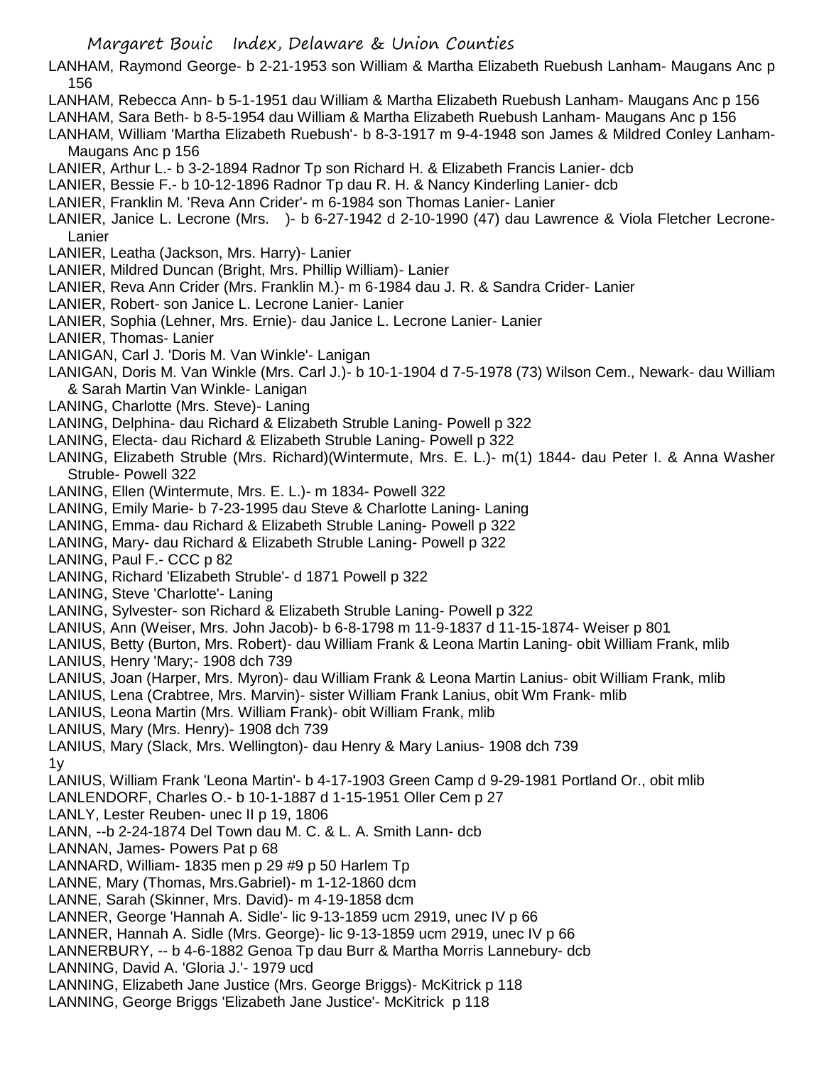LANHAM, Raymond George- b 2-21-1953 son William & Martha Elizabeth Ruebush Lanham- Maugans Anc p 156

LANHAM, Rebecca Ann- b 5-1-1951 dau William & Martha Elizabeth Ruebush Lanham- Maugans Anc p 156

LANHAM, Sara Beth- b 8-5-1954 dau William & Martha Elizabeth Ruebush Lanham- Maugans Anc p 156

LANHAM, William 'Martha Elizabeth Ruebush'- b 8-3-1917 m 9-4-1948 son James & Mildred Conley Lanham- Maugans Anc p 156

LANIER, Arthur L.- b 3-2-1894 Radnor Tp son Richard H. & Elizabeth Francis Lanier- dcb

LANIER, Bessie F.- b 10-12-1896 Radnor Tp dau R. H. & Nancy Kinderling Lanier- dcb

LANIER, Franklin M. 'Reva Ann Crider'- m 6-1984 son Thomas Lanier- Lanier

LANIER, Janice L. Lecrone (Mrs. )- b 6-27-1942 d 2-10-1990 (47) dau Lawrence & Viola Fletcher Lecrone- Lanier

LANIER, Leatha (Jackson, Mrs. Harry)- Lanier

LANIER, Mildred Duncan (Bright, Mrs. Phillip William)- Lanier

LANIER, Reva Ann Crider (Mrs. Franklin M.)- m 6-1984 dau J. R. & Sandra Crider- Lanier

LANIER, Robert- son Janice L. Lecrone Lanier- Lanier

LANIER, Sophia (Lehner, Mrs. Ernie)- dau Janice L. Lecrone Lanier- Lanier

LANIER, Thomas- Lanier

LANIGAN, Carl J. 'Doris M. Van Winkle'- Lanigan

LANIGAN, Doris M. Van Winkle (Mrs. Carl J.)- b 10-1-1904 d 7-5-1978 (73) Wilson Cem., Newark- dau William & Sarah Martin Van Winkle- Lanigan

LANING, Charlotte (Mrs. Steve)- Laning

LANING, Delphina- dau Richard & Elizabeth Struble Laning- Powell p 322

LANING, Electa- dau Richard & Elizabeth Struble Laning- Powell p 322

LANING, Elizabeth Struble (Mrs. Richard)(Wintermute, Mrs. E. L.)- m(1) 1844- dau Peter I. & Anna Washer Struble- Powell 322

LANING, Ellen (Wintermute, Mrs. E. L.)- m 1834- Powell 322

LANING, Emily Marie- b 7-23-1995 dau Steve & Charlotte Laning- Laning

LANING, Emma- dau Richard & Elizabeth Struble Laning- Powell p 322

LANING, Mary- dau Richard & Elizabeth Struble Laning- Powell p 322

LANING, Paul F.- CCC p 82

LANING, Richard 'Elizabeth Struble'- d 1871 Powell p 322

LANING, Steve 'Charlotte'- Laning

LANING, Sylvester- son Richard & Elizabeth Struble Laning- Powell p 322

LANIUS, Ann (Weiser, Mrs. John Jacob)- b 6-8-1798 m 11-9-1837 d 11-15-1874- Weiser p 801

LANIUS, Betty (Burton, Mrs. Robert)- dau William Frank & Leona Martin Laning- obit William Frank, mlib

LANIUS, Henry 'Mary;- 1908 dch 739

LANIUS, Joan (Harper, Mrs. Myron)- dau William Frank & Leona Martin Lanius- obit William Frank, mlib

LANIUS, Lena (Crabtree, Mrs. Marvin)- sister William Frank Lanius, obit Wm Frank- mlib

LANIUS, Leona Martin (Mrs. William Frank)- obit William Frank, mlib

LANIUS, Mary (Mrs. Henry)- 1908 dch 739

LANIUS, Mary (Slack, Mrs. Wellington)- dau Henry & Mary Lanius- 1908 dch 739

1y

LANIUS, William Frank 'Leona Martin'- b 4-17-1903 Green Camp d 9-29-1981 Portland Or., obit mlib

LANLENDORF, Charles O.- b 10-1-1887 d 1-15-1951 Oller Cem p 27

LANLY, Lester Reuben- unec II p 19, 1806

LANN, --b 2-24-1874 Del Town dau M. C. & L. A. Smith Lann- dcb

LANNAN, James- Powers Pat p 68

LANNARD, William- 1835 men p 29 #9 p 50 Harlem Tp

LANNE, Mary (Thomas, Mrs.Gabriel)- m 1-12-1860 dcm

LANNE, Sarah (Skinner, Mrs. David)- m 4-19-1858 dcm

LANNER, George 'Hannah A. Sidle'- lic 9-13-1859 ucm 2919, unec IV p 66

LANNER, Hannah A. Sidle (Mrs. George)- lic 9-13-1859 ucm 2919, unec IV p 66

LANNERBURY, -- b 4-6-1882 Genoa Tp dau Burr & Martha Morris Lannebury- dcb

LANNING, David A. 'Gloria J.'- 1979 ucd

LANNING, Elizabeth Jane Justice (Mrs. George Briggs)- McKitrick p 118

LANNING, George Briggs 'Elizabeth Jane Justice'- McKitrick p 118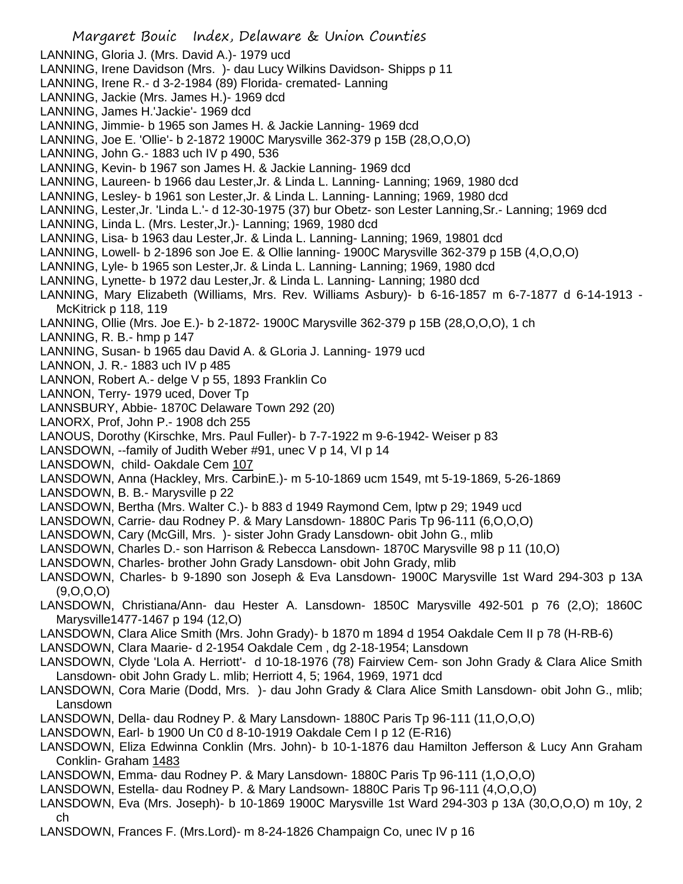LANNING, Gloria J. (Mrs. David A.)- 1979 ucd
LANNING, Irene Davidson (Mrs. )- dau Lucy Wilkins Davidson- Shipps p 11
LANNING, Irene R.- d 3-2-1984 (89) Florida- cremated- Lanning
LANNING, Jackie (Mrs. James H.)- 1969 dcd
LANNING, James H.'Jackie'- 1969 dcd
LANNING, Jimmie- b 1965 son James H. & Jackie Lanning- 1969 dcd
LANNING, Joe E. 'Ollie'- b 2-1872 1900C Marysville 362-379 p 15B (28,O,O,O)
LANNING, John G.- 1883 uch IV p 490, 536
LANNING, Kevin- b 1967 son James H. & Jackie Lanning- 1969 dcd
LANNING, Laureen- b 1966 dau Lester,Jr. & Linda L. Lanning- Lanning; 1969, 1980 dcd
LANNING, Lesley- b 1961 son Lester,Jr. & Linda L. Lanning- Lanning; 1969, 1980 dcd
LANNING, Lester,Jr. 'Linda L.'- d 12-30-1975 (37) bur Obetz- son Lester Lanning,Sr.- Lanning; 1969 dcd
LANNING, Linda L. (Mrs. Lester,Jr.)- Lanning; 1969, 1980 dcd
LANNING, Lisa- b 1963 dau Lester,Jr. & Linda L. Lanning- Lanning; 1969, 19801 dcd
LANNING, Lowell- b 2-1896 son Joe E. & Ollie lanning- 1900C Marysville 362-379 p 15B (4,O,O,O)
LANNING, Lyle- b 1965 son Lester,Jr. & Linda L. Lanning- Lanning; 1969, 1980 dcd
LANNING, Lynette- b 1972 dau Lester,Jr. & Linda L. Lanning- Lanning; 1980 dcd
LANNING, Mary Elizabeth (Williams, Mrs. Rev. Williams Asbury)- b 6-16-1857 m 6-7-1877 d 6-14-1913 - McKitrick p 118, 119
LANNING, Ollie (Mrs. Joe E.)- b 2-1872- 1900C Marysville 362-379 p 15B (28,O,O,O), 1 ch
LANNING, R. B.- hmp p 147
LANNING, Susan- b 1965 dau David A. & GLoria J. Lanning- 1979 ucd
LANNON, J. R.- 1883 uch IV p 485
LANNON, Robert A.- delge V p 55, 1893 Franklin Co
LANNON, Terry- 1979 uced, Dover Tp
LANNSBURY, Abbie- 1870C Delaware Town 292 (20)
LANORX, Prof, John P.- 1908 dch 255
LANOUS, Dorothy (Kirschke, Mrs. Paul Fuller)- b 7-7-1922 m 9-6-1942- Weiser p 83
LANSDOWN, --family of Judith Weber #91, unec V p 14, VI p 14
LANSDOWN, child- Oakdale Cem 107
LANSDOWN, Anna (Hackley, Mrs. CarbinE.)- m 5-10-1869 ucm 1549, mt 5-19-1869, 5-26-1869
LANSDOWN, B. B.- Marysville p 22
LANSDOWN, Bertha (Mrs. Walter C.)- b 883 d 1949 Raymond Cem, lptw p 29; 1949 ucd
LANSDOWN, Carrie- dau Rodney P. & Mary Lansdown- 1880C Paris Tp 96-111 (6,O,O,O)
LANSDOWN, Cary (McGill, Mrs. )- sister John Grady Lansdown- obit John G., mlib
LANSDOWN, Charles D.- son Harrison & Rebecca Lansdown- 1870C Marysville 98 p 11 (10,O)
LANSDOWN, Charles- brother John Grady Lansdown- obit John Grady, mlib
LANSDOWN, Charles- b 9-1890 son Joseph & Eva Lansdown- 1900C Marysville 1st Ward 294-303 p 13A (9,O,O,O)
LANSDOWN, Christiana/Ann- dau Hester A. Lansdown- 1850C Marysville 492-501 p 76 (2,O); 1860C Marysville1477-1467 p 194 (12,O)
LANSDOWN, Clara Alice Smith (Mrs. John Grady)- b 1870 m 1894 d 1954 Oakdale Cem II p 78 (H-RB-6)
LANSDOWN, Clara Maarie- d 2-1954 Oakdale Cem , dg 2-18-1954; Lansdown
LANSDOWN, Clyde 'Lola A. Herriott'- d 10-18-1976 (78) Fairview Cem- son John Grady & Clara Alice Smith Lansdown- obit John Grady L. mlib; Herriott 4, 5; 1964, 1969, 1971 dcd
LANSDOWN, Cora Marie (Dodd, Mrs. )- dau John Grady & Clara Alice Smith Lansdown- obit John G., mlib; Lansdown
LANSDOWN, Della- dau Rodney P. & Mary Lansdown- 1880C Paris Tp 96-111 (11,O,O,O)
LANSDOWN, Earl- b 1900 Un C0 d 8-10-1919 Oakdale Cem I p 12 (E-R16)
LANSDOWN, Eliza Edwinna Conklin (Mrs. John)- b 10-1-1876 dau Hamilton Jefferson & Lucy Ann Graham Conklin- Graham 1483
LANSDOWN, Emma- dau Rodney P. & Mary Lansdown- 1880C Paris Tp 96-111 (1,O,O,O)
LANSDOWN, Estella- dau Rodney P. & Mary Landsown- 1880C Paris Tp 96-111 (4,O,O,O)
LANSDOWN, Eva (Mrs. Joseph)- b 10-1869 1900C Marysville 1st Ward 294-303 p 13A (30,O,O,O) m 10y, 2 ch
LANSDOWN, Frances F. (Mrs.Lord)- m 8-24-1826 Champaign Co, unec IV p 16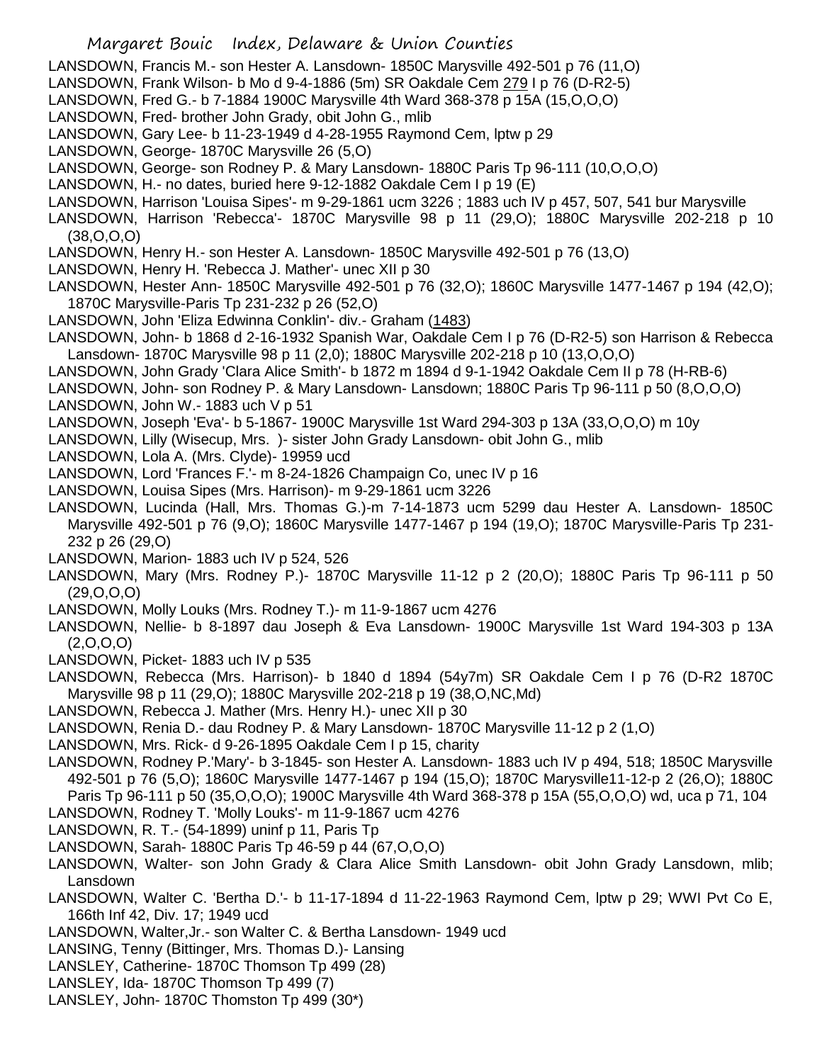LANSDOWN, Francis M.- son Hester A. Lansdown- 1850C Marysville 492-501 p 76 (11,O)

LANSDOWN, Frank Wilson- b Mo d 9-4-1886 (5m) SR Oakdale Cem 279 I p 76 (D-R2-5)

LANSDOWN, Fred G.- b 7-1884 1900C Marysville 4th Ward 368-378 p 15A (15,O,O,O)

LANSDOWN, Fred- brother John Grady, obit John G., mlib

LANSDOWN, Gary Lee- b 11-23-1949 d 4-28-1955 Raymond Cem, lptw p 29

LANSDOWN, George- 1870C Marysville 26 (5,O)

LANSDOWN, George- son Rodney P. & Mary Lansdown- 1880C Paris Tp 96-111 (10,O,O,O)

LANSDOWN, H.- no dates, buried here 9-12-1882 Oakdale Cem I p 19 (E)

LANSDOWN, Harrison 'Louisa Sipes'- m 9-29-1861 ucm 3226 ; 1883 uch IV p 457, 507, 541 bur Marysville

LANSDOWN, Harrison 'Rebecca'- 1870C Marysville 98 p 11 (29,O); 1880C Marysville 202-218 p 10 (38,O,O,O)

LANSDOWN, Henry H.- son Hester A. Lansdown- 1850C Marysville 492-501 p 76 (13,O)

LANSDOWN, Henry H. 'Rebecca J. Mather'- unec XII p 30

LANSDOWN, Hester Ann- 1850C Marysville 492-501 p 76 (32,O); 1860C Marysville 1477-1467 p 194 (42,O); 1870C Marysville-Paris Tp 231-232 p 26 (52,O)

LANSDOWN, John 'Eliza Edwinna Conklin'- div.- Graham (1483)

LANSDOWN, John- b 1868 d 2-16-1932 Spanish War, Oakdale Cem I p 76 (D-R2-5) son Harrison & Rebecca Lansdown- 1870C Marysville 98 p 11 (2,0); 1880C Marysville 202-218 p 10 (13,O,O,O)

LANSDOWN, John Grady 'Clara Alice Smith'- b 1872 m 1894 d 9-1-1942 Oakdale Cem II p 78 (H-RB-6)

LANSDOWN, John- son Rodney P. & Mary Lansdown- Lansdown; 1880C Paris Tp 96-111 p 50 (8,O,O,O)

LANSDOWN, John W.- 1883 uch V p 51

LANSDOWN, Joseph 'Eva'- b 5-1867- 1900C Marysville 1st Ward 294-303 p 13A (33,O,O,O) m 10y

LANSDOWN, Lilly (Wisecup, Mrs. )- sister John Grady Lansdown- obit John G., mlib

LANSDOWN, Lola A. (Mrs. Clyde)- 19959 ucd

LANSDOWN, Lord 'Frances F.'- m 8-24-1826 Champaign Co, unec IV p 16

LANSDOWN, Louisa Sipes (Mrs. Harrison)- m 9-29-1861 ucm 3226

LANSDOWN, Lucinda (Hall, Mrs. Thomas G.)-m 7-14-1873 ucm 5299 dau Hester A. Lansdown- 1850C Marysville 492-501 p 76 (9,O); 1860C Marysville 1477-1467 p 194 (19,O); 1870C Marysville-Paris Tp 231-232 p 26 (29,O)

LANSDOWN, Marion- 1883 uch IV p 524, 526

LANSDOWN, Mary (Mrs. Rodney P.)- 1870C Marysville 11-12 p 2 (20,O); 1880C Paris Tp 96-111 p 50 (29,O,O,O)

LANSDOWN, Molly Louks (Mrs. Rodney T.)- m 11-9-1867 ucm 4276

LANSDOWN, Nellie- b 8-1897 dau Joseph & Eva Lansdown- 1900C Marysville 1st Ward 194-303 p 13A (2,O,O,O)

LANSDOWN, Picket- 1883 uch IV p 535

LANSDOWN, Rebecca (Mrs. Harrison)- b 1840 d 1894 (54y7m) SR Oakdale Cem I p 76 (D-R2 1870C Marysville 98 p 11 (29,O); 1880C Marysville 202-218 p 19 (38,O,NC,Md)

LANSDOWN, Rebecca J. Mather (Mrs. Henry H.)- unec XII p 30

LANSDOWN, Renia D.- dau Rodney P. & Mary Lansdown- 1870C Marysville 11-12 p 2 (1,O)

LANSDOWN, Mrs. Rick- d 9-26-1895 Oakdale Cem I p 15, charity

LANSDOWN, Rodney P.'Mary'- b 3-1845- son Hester A. Lansdown- 1883 uch IV p 494, 518; 1850C Marysville 492-501 p 76 (5,O); 1860C Marysville 1477-1467 p 194 (15,O); 1870C Marysville11-12-p 2 (26,O); 1880C Paris Tp 96-111 p 50 (35,O,O,O); 1900C Marysville 4th Ward 368-378 p 15A (55,O,O,O) wd, uca p 71, 104

LANSDOWN, Rodney T. 'Molly Louks'- m 11-9-1867 ucm 4276

LANSDOWN, R. T.- (54-1899) uninf p 11, Paris Tp

LANSDOWN, Sarah- 1880C Paris Tp 46-59 p 44 (67,O,O,O)

LANSDOWN, Walter- son John Grady & Clara Alice Smith Lansdown- obit John Grady Lansdown, mlib; Lansdown

LANSDOWN, Walter C. 'Bertha D.'- b 11-17-1894 d 11-22-1963 Raymond Cem, lptw p 29; WWI Pvt Co E, 166th Inf 42, Div. 17; 1949 ucd

LANSDOWN, Walter,Jr.- son Walter C. & Bertha Lansdown- 1949 ucd

LANSING, Tenny (Bittinger, Mrs. Thomas D.)- Lansing

LANSLEY, Catherine- 1870C Thomson Tp 499 (28)

LANSLEY, Ida- 1870C Thomson Tp 499 (7)

LANSLEY, John- 1870C Thomston Tp 499 (30*)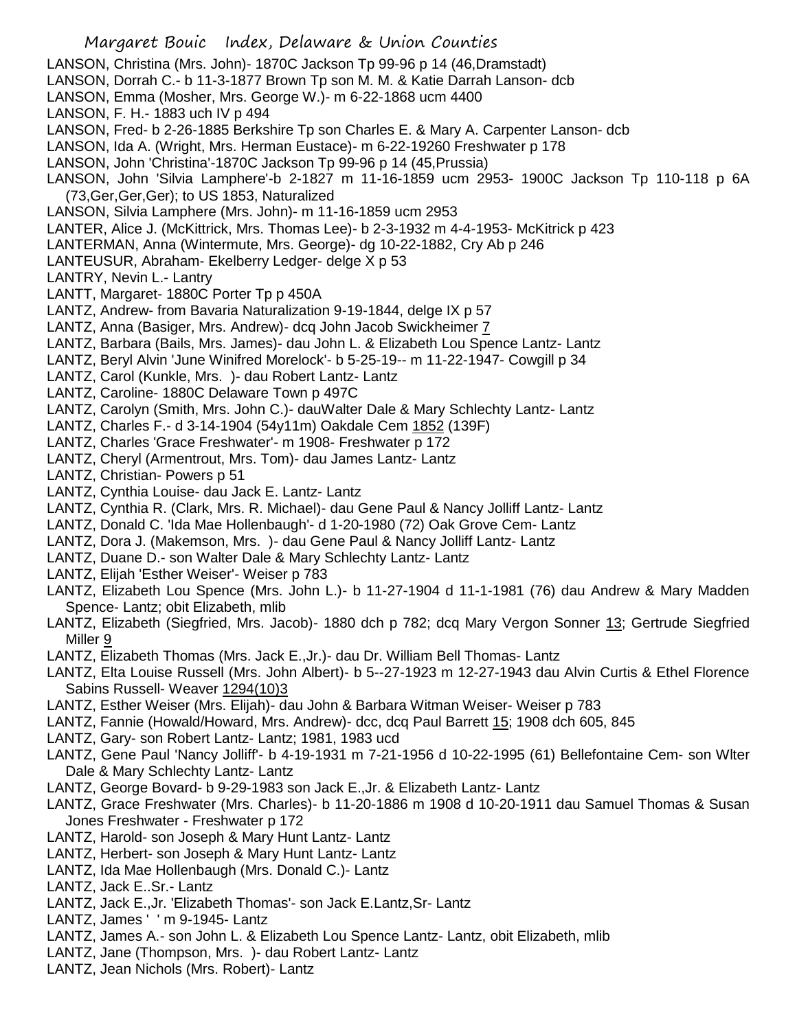LANSON, Christina (Mrs. John)- 1870C Jackson Tp 99-96 p 14 (46,Dramstadt)
LANSON, Dorrah C.- b 11-3-1877 Brown Tp son M. M. & Katie Darrah Lanson- dcb
LANSON, Emma (Mosher, Mrs. George W.)- m 6-22-1868 ucm 4400
LANSON, F. H.- 1883 uch IV p 494
LANSON, Fred- b 2-26-1885 Berkshire Tp son Charles E. & Mary A. Carpenter Lanson- dcb
LANSON, Ida A. (Wright, Mrs. Herman Eustace)- m 6-22-19260 Freshwater p 178
LANSON, John 'Christina'-1870C Jackson Tp 99-96 p 14 (45,Prussia)
LANSON, John 'Silvia Lamphere'-b 2-1827 m 11-16-1859 ucm 2953- 1900C Jackson Tp 110-118 p 6A (73,Ger,Ger,Ger); to US 1853, Naturalized
LANSON, Silvia Lamphere (Mrs. John)- m 11-16-1859 ucm 2953
LANTER, Alice J. (McKittrick, Mrs. Thomas Lee)- b 2-3-1932 m 4-4-1953- McKitrick p 423
LANTERMAN, Anna (Wintermute, Mrs. George)- dg 10-22-1882, Cry Ab p 246
LANTEUSUR, Abraham- Ekelberry Ledger- delge X p 53
LANTRY, Nevin L.- Lantry
LANTT, Margaret- 1880C Porter Tp p 450A
LANTZ, Andrew- from Bavaria Naturalization 9-19-1844, delge IX p 57
LANTZ, Anna (Basiger, Mrs. Andrew)- dcq John Jacob Swickheimer 7
LANTZ, Barbara (Bails, Mrs. James)- dau John L. & Elizabeth Lou Spence Lantz- Lantz
LANTZ, Beryl Alvin 'June Winifred Morelock'- b 5-25-19-- m 11-22-1947- Cowgill p 34
LANTZ, Carol (Kunkle, Mrs. )- dau Robert Lantz- Lantz
LANTZ, Caroline- 1880C Delaware Town p 497C
LANTZ, Carolyn (Smith, Mrs. John C.)- dauWalter Dale & Mary Schlechty Lantz- Lantz
LANTZ, Charles F.- d 3-14-1904 (54y11m) Oakdale Cem 1852 (139F)
LANTZ, Charles 'Grace Freshwater'- m 1908- Freshwater p 172
LANTZ, Cheryl (Armentrout, Mrs. Tom)- dau James Lantz- Lantz
LANTZ, Christian- Powers p 51
LANTZ, Cynthia Louise- dau Jack E. Lantz- Lantz
LANTZ, Cynthia R. (Clark, Mrs. R. Michael)- dau Gene Paul & Nancy Jolliff Lantz- Lantz
LANTZ, Donald C. 'Ida Mae Hollenbaugh'- d 1-20-1980 (72) Oak Grove Cem- Lantz
LANTZ, Dora J. (Makemson, Mrs. )- dau Gene Paul & Nancy Jolliff Lantz- Lantz
LANTZ, Duane D.- son Walter Dale & Mary Schlechty Lantz- Lantz
LANTZ, Elijah 'Esther Weiser'- Weiser p 783
LANTZ, Elizabeth Lou Spence (Mrs. John L.)- b 11-27-1904 d 11-1-1981 (76) dau Andrew & Mary Madden Spence- Lantz; obit Elizabeth, mlib
LANTZ, Elizabeth (Siegfried, Mrs. Jacob)- 1880 dch p 782; dcq Mary Vergon Sonner 13; Gertrude Siegfried Miller 9
LANTZ, Elizabeth Thomas (Mrs. Jack E.,Jr.)- dau Dr. William Bell Thomas- Lantz
LANTZ, Elta Louise Russell (Mrs. John Albert)- b 5--27-1923 m 12-27-1943 dau Alvin Curtis & Ethel Florence Sabins Russell- Weaver 1294(10)3
LANTZ, Esther Weiser (Mrs. Elijah)- dau John & Barbara Witman Weiser- Weiser p 783
LANTZ, Fannie (Howald/Howard, Mrs. Andrew)- dcc, dcq Paul Barrett 15; 1908 dch 605, 845
LANTZ, Gary- son Robert Lantz- Lantz; 1981, 1983 ucd
LANTZ, Gene Paul 'Nancy Jolliff'- b 4-19-1931 m 7-21-1956 d 10-22-1995 (61) Bellefontaine Cem- son Wlter Dale & Mary Schlechty Lantz- Lantz
LANTZ, George Bovard- b 9-29-1983 son Jack E.,Jr. & Elizabeth Lantz- Lantz
LANTZ, Grace Freshwater (Mrs. Charles)- b 11-20-1886 m 1908 d 10-20-1911 dau Samuel Thomas & Susan Jones Freshwater - Freshwater p 172
LANTZ, Harold- son Joseph & Mary Hunt Lantz- Lantz
LANTZ, Herbert- son Joseph & Mary Hunt Lantz- Lantz
LANTZ, Ida Mae Hollenbaugh (Mrs. Donald C.)- Lantz
LANTZ, Jack E..Sr.- Lantz
LANTZ, Jack E.,Jr. 'Elizabeth Thomas'- son Jack E.Lantz,Sr- Lantz
LANTZ, James ' ' m 9-1945- Lantz
LANTZ, James A.- son John L. & Elizabeth Lou Spence Lantz- Lantz, obit Elizabeth, mlib
LANTZ, Jane (Thompson, Mrs. )- dau Robert Lantz- Lantz
LANTZ, Jean Nichols (Mrs. Robert)- Lantz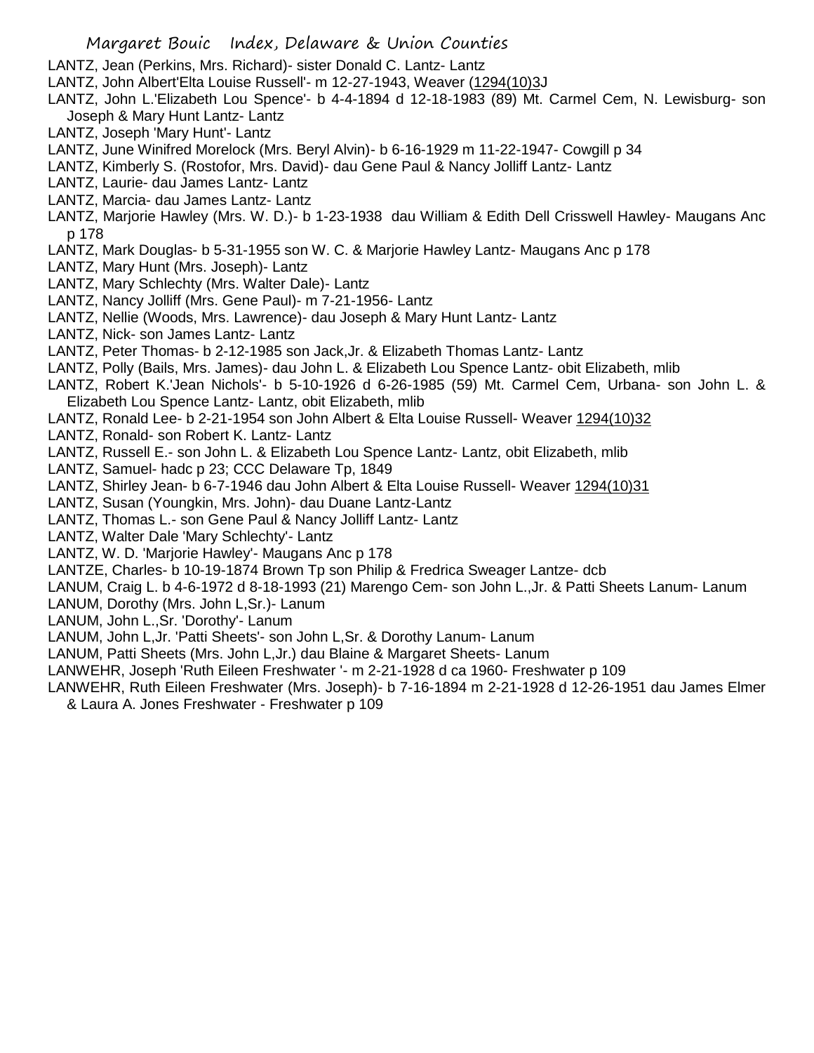LANTZ, Jean (Perkins, Mrs. Richard)- sister Donald C. Lantz- Lantz

LANTZ, John Albert'Elta Louise Russell'- m 12-27-1943, Weaver (1294(10)3J

LANTZ, John L.'Elizabeth Lou Spence'- b 4-4-1894 d 12-18-1983 (89) Mt. Carmel Cem, N. Lewisburg- son Joseph & Mary Hunt Lantz- Lantz

LANTZ, Joseph 'Mary Hunt'- Lantz

LANTZ, June Winifred Morelock (Mrs. Beryl Alvin)- b 6-16-1929 m 11-22-1947- Cowgill p 34

LANTZ, Kimberly S. (Rostofor, Mrs. David)- dau Gene Paul & Nancy Jolliff Lantz- Lantz

LANTZ, Laurie- dau James Lantz- Lantz

LANTZ, Marcia- dau James Lantz- Lantz

LANTZ, Marjorie Hawley (Mrs. W. D.)- b 1-23-1938 dau William & Edith Dell Crisswell Hawley- Maugans Anc p 178

LANTZ, Mark Douglas- b 5-31-1955 son W. C. & Marjorie Hawley Lantz- Maugans Anc p 178

LANTZ, Mary Hunt (Mrs. Joseph)- Lantz

LANTZ, Mary Schlechty (Mrs. Walter Dale)- Lantz

LANTZ, Nancy Jolliff (Mrs. Gene Paul)- m 7-21-1956- Lantz

LANTZ, Nellie (Woods, Mrs. Lawrence)- dau Joseph & Mary Hunt Lantz- Lantz

LANTZ, Nick- son James Lantz- Lantz

LANTZ, Peter Thomas- b 2-12-1985 son Jack,Jr. & Elizabeth Thomas Lantz- Lantz

LANTZ, Polly (Bails, Mrs. James)- dau John L. & Elizabeth Lou Spence Lantz- obit Elizabeth, mlib

LANTZ, Robert K.'Jean Nichols'- b 5-10-1926 d 6-26-1985 (59) Mt. Carmel Cem, Urbana- son John L. & Elizabeth Lou Spence Lantz- Lantz, obit Elizabeth, mlib

LANTZ, Ronald Lee- b 2-21-1954 son John Albert & Elta Louise Russell- Weaver 1294(10)32

LANTZ, Ronald- son Robert K. Lantz- Lantz

LANTZ, Russell E.- son John L. & Elizabeth Lou Spence Lantz- Lantz, obit Elizabeth, mlib

LANTZ, Samuel- hadc p 23; CCC Delaware Tp, 1849

LANTZ, Shirley Jean- b 6-7-1946 dau John Albert & Elta Louise Russell- Weaver 1294(10)31

LANTZ, Susan (Youngkin, Mrs. John)- dau Duane Lantz-Lantz

LANTZ, Thomas L.- son Gene Paul & Nancy Jolliff Lantz- Lantz

LANTZ, Walter Dale 'Mary Schlechty'- Lantz

LANTZ, W. D. 'Marjorie Hawley'- Maugans Anc p 178

LANTZE, Charles- b 10-19-1874 Brown Tp son Philip & Fredrica Sweager Lantze- dcb

LANUM, Craig L. b 4-6-1972 d 8-18-1993 (21) Marengo Cem- son John L.,Jr. & Patti Sheets Lanum- Lanum

LANUM, Dorothy (Mrs. John L,Sr.)- Lanum

LANUM, John L.,Sr. 'Dorothy'- Lanum

LANUM, John L,Jr. 'Patti Sheets'- son John L,Sr. & Dorothy Lanum- Lanum

LANUM, Patti Sheets (Mrs. John L,Jr.) dau Blaine & Margaret Sheets- Lanum

LANWEHR, Joseph 'Ruth Eileen Freshwater '- m 2-21-1928 d ca 1960- Freshwater p 109

LANWEHR, Ruth Eileen Freshwater (Mrs. Joseph)- b 7-16-1894 m 2-21-1928 d 12-26-1951 dau James Elmer & Laura A. Jones Freshwater - Freshwater p 109